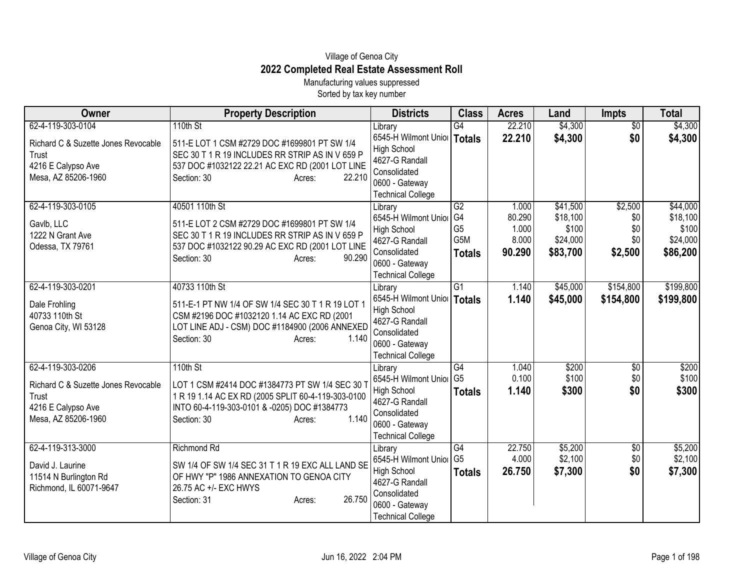Village of Genoa City

# 2022 Completed Real Estate Assessment Roll

Manufacturing values suppressed

Sorted by tax key number

| Owner | Property Description | Districts | Class | Acres | Land | Impts | Total |
|---|---|---|---|---|---|---|---|
| 62-4-119-303-0104<br>Richard C & Suzette Jones Revocable Trust<br>4216 E Calypso Ave<br>Mesa, AZ 85206-1960 | 110th St<br>511-E LOT 1 CSM #2729 DOC #1699801 PT SW 1/4 SEC 30 T 1 R 19 INCLUDES RR STRIP AS IN V 659 P 537 DOC #1032122 22.21 AC EXC RD (2001 LOT LINE<br>Section: 30 Acres: 22.210 | Library<br>6545-H Wilmont Union High School<br>4627-G Randall Consolidated<br>0600 - Gateway Technical College | G4<br>**Totals** | 22.210<br>**22.210** | $4,300<br>**$4,300** | $0<br>**$0** | $4,300<br>**$4,300** |
| 62-4-119-303-0105<br>Gavlb, LLC<br>1222 N Grant Ave<br>Odessa, TX 79761 | 40501 110th St<br>511-E LOT 2 CSM #2729 DOC #1699801 PT SW 1/4 SEC 30 T 1 R 19 INCLUDES RR STRIP AS IN V 659 P 537 DOC #1032122 90.29 AC EXC RD (2001 LOT LINE<br>Section: 30 Acres: 90.290 | Library<br>6545-H Wilmont Union High School<br>4627-G Randall Consolidated<br>0600 - Gateway Technical College | G2<br>G4<br>G5<br>G5M<br>**Totals** | 1.000<br>80.290<br>1.000<br>8.000<br>**90.290** | $41,500<br>$18,100<br>$100<br>$24,000<br>**$83,700** | $2,500<br>$0<br>$0<br>$0<br>**$2,500** | $44,000<br>$18,100<br>$100<br>$24,000<br>**$86,200** |
| 62-4-119-303-0201<br>Dale Frohling<br>40733 110th St<br>Genoa City, WI 53128 | 40733 110th St<br>511-E-1 PT NW 1/4 OF SW 1/4 SEC 30 T 1 R 19 LOT 1 CSM #2196 DOC #1032120 1.14 AC EXC RD (2001 LOT LINE ADJ - CSM) DOC #1184900 (2006 ANNEXED<br>Section: 30 Acres: 1.140 | Library<br>6545-H Wilmont Union High School<br>4627-G Randall Consolidated<br>0600 - Gateway Technical College | G1<br>**Totals** | 1.140<br>**1.140** | $45,000<br>**$45,000** | $154,800<br>**$154,800** | $199,800<br>**$199,800** |
| 62-4-119-303-0206<br>Richard C & Suzette Jones Revocable Trust<br>4216 E Calypso Ave<br>Mesa, AZ 85206-1960 | 110th St<br>LOT 1 CSM #2414 DOC #1384773 PT SW 1/4 SEC 30 T 1 R 19 1.14 AC EX RD (2005 SPLIT 60-4-119-303-0100 INTO 60-4-119-303-0101 & -0205) DOC #1384773<br>Section: 30 Acres: 1.140 | Library<br>6545-H Wilmont Union High School<br>4627-G Randall Consolidated<br>0600 - Gateway Technical College | G4<br>G5<br>**Totals** | 1.040<br>0.100<br>**1.140** | $200<br>$100<br>**$300** | $0<br>$0<br>**$0** | $200<br>$100<br>**$300** |
| 62-4-119-313-3000<br>David J. Laurine<br>11514 N Burlington Rd<br>Richmond, IL 60071-9647 | Richmond Rd<br>SW 1/4 OF SW 1/4 SEC 31 T 1 R 19 EXC ALL LAND SE OF HWY "P" 1986 ANNEXATION TO GENOA CITY 26.75 AC +/- EXC HWYS<br>Section: 31 Acres: 26.750 | Library<br>6545-H Wilmont Union High School<br>4627-G Randall Consolidated<br>0600 - Gateway Technical College | G4<br>G5<br>**Totals** | 22.750<br>4.000<br>**26.750** | $5,200<br>$2,100<br>**$7,300** | $0<br>$0<br>**$0** | $5,200<br>$2,100<br>**$7,300** |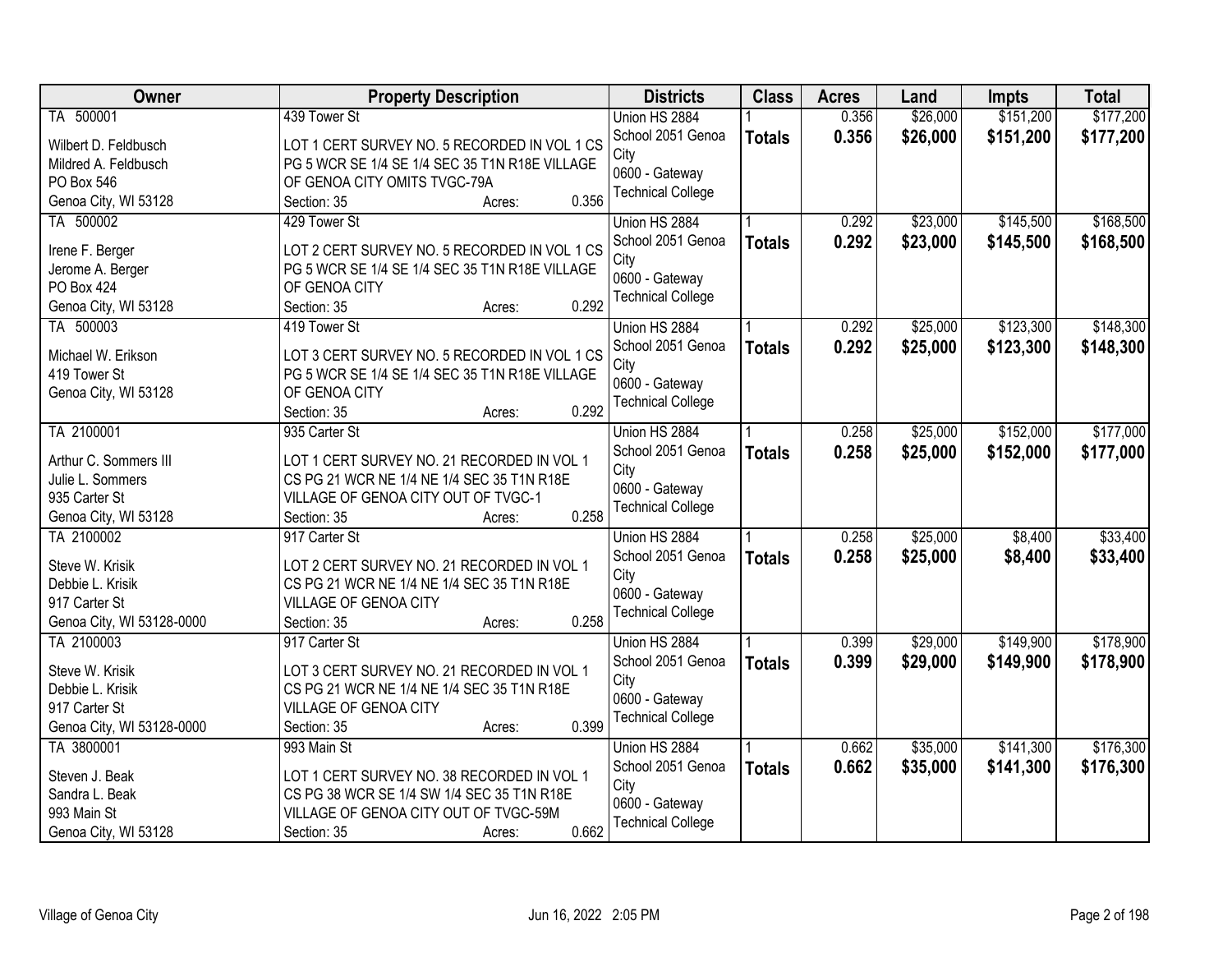| Owner | Property Description | Districts | Class | Acres | Land | Impts | Total |
|---|---|---|---|---|---|---|---|
| TA 500001<br><br>Wilbert D. Feldbusch<br>Mildred A. Feldbusch<br>PO Box 546<br>Genoa City, WI 53128 | 439 Tower St<br><br>LOT 1 CERT SURVEY NO. 5 RECORDED IN VOL 1 CS PG 5 WCR SE 1/4 SE 1/4 SEC 35 T1N R18E VILLAGE OF GENOA CITY OMITS TVGC-79A<br>Section: 35 Acres: 0.356 | Union HS 2884<br>School 2051 Genoa City<br>0600 - Gateway Technical College | 1<br>**Totals** | 0.356<br>**0.356** | $26,000<br>**$26,000** | $151,200<br>**$151,200** | $177,200<br>**$177,200** |
| TA 500002<br><br>Irene F. Berger<br>Jerome A. Berger<br>PO Box 424<br>Genoa City, WI 53128 | 429 Tower St<br><br>LOT 2 CERT SURVEY NO. 5 RECORDED IN VOL 1 CS PG 5 WCR SE 1/4 SE 1/4 SEC 35 T1N R18E VILLAGE OF GENOA CITY<br>Section: 35 Acres: 0.292 | Union HS 2884<br>School 2051 Genoa City<br>0600 - Gateway Technical College | 1<br>**Totals** | 0.292<br>**0.292** | $23,000<br>**$23,000** | $145,500<br>**$145,500** | $168,500<br>**$168,500** |
| TA 500003<br><br>Michael W. Erikson<br>419 Tower St<br>Genoa City, WI 53128 | 419 Tower St<br><br>LOT 3 CERT SURVEY NO. 5 RECORDED IN VOL 1 CS PG 5 WCR SE 1/4 SE 1/4 SEC 35 T1N R18E VILLAGE OF GENOA CITY<br>Section: 35 Acres: 0.292 | Union HS 2884<br>School 2051 Genoa City<br>0600 - Gateway Technical College | 1<br>**Totals** | 0.292<br>**0.292** | $25,000<br>**$25,000** | $123,300<br>**$123,300** | $148,300<br>**$148,300** |
| TA 2100001<br><br>Arthur C. Sommers III<br>Julie L. Sommers<br>935 Carter St<br>Genoa City, WI 53128 | 935 Carter St<br><br>LOT 1 CERT SURVEY NO. 21 RECORDED IN VOL 1 CS PG 21 WCR NE 1/4 NE 1/4 SEC 35 T1N R18E VILLAGE OF GENOA CITY OUT OF TVGC-1<br>Section: 35 Acres: 0.258 | Union HS 2884<br>School 2051 Genoa City<br>0600 - Gateway Technical College | 1<br>**Totals** | 0.258<br>**0.258** | $25,000<br>**$25,000** | $152,000<br>**$152,000** | $177,000<br>**$177,000** |
| TA 2100002<br><br>Steve W. Krisik<br>Debbie L. Krisik<br>917 Carter St<br>Genoa City, WI 53128-0000 | 917 Carter St<br><br>LOT 2 CERT SURVEY NO. 21 RECORDED IN VOL 1 CS PG 21 WCR NE 1/4 NE 1/4 SEC 35 T1N R18E VILLAGE OF GENOA CITY<br>Section: 35 Acres: 0.258 | Union HS 2884<br>School 2051 Genoa City<br>0600 - Gateway Technical College | 1<br>**Totals** | 0.258<br>**0.258** | $25,000<br>**$25,000** | $8,400<br>**$8,400** | $33,400<br>**$33,400** |
| TA 2100003<br><br>Steve W. Krisik<br>Debbie L. Krisik<br>917 Carter St<br>Genoa City, WI 53128-0000 | 917 Carter St<br><br>LOT 3 CERT SURVEY NO. 21 RECORDED IN VOL 1 CS PG 21 WCR NE 1/4 NE 1/4 SEC 35 T1N R18E VILLAGE OF GENOA CITY<br>Section: 35 Acres: 0.399 | Union HS 2884<br>School 2051 Genoa City<br>0600 - Gateway Technical College | 1<br>**Totals** | 0.399<br>**0.399** | $29,000<br>**$29,000** | $149,900<br>**$149,900** | $178,900<br>**$178,900** |
| TA 3800001<br><br>Steven J. Beak<br>Sandra L. Beak<br>993 Main St<br>Genoa City, WI 53128 | 993 Main St<br><br>LOT 1 CERT SURVEY NO. 38 RECORDED IN VOL 1 CS PG 38 WCR SE 1/4 SW 1/4 SEC 35 T1N R18E VILLAGE OF GENOA CITY OUT OF TVGC-59M<br>Section: 35 Acres: 0.662 | Union HS 2884<br>School 2051 Genoa City<br>0600 - Gateway Technical College | 1<br>**Totals** | 0.662<br>**0.662** | $35,000<br>**$35,000** | $141,300<br>**$141,300** | $176,300<br>**$176,300** |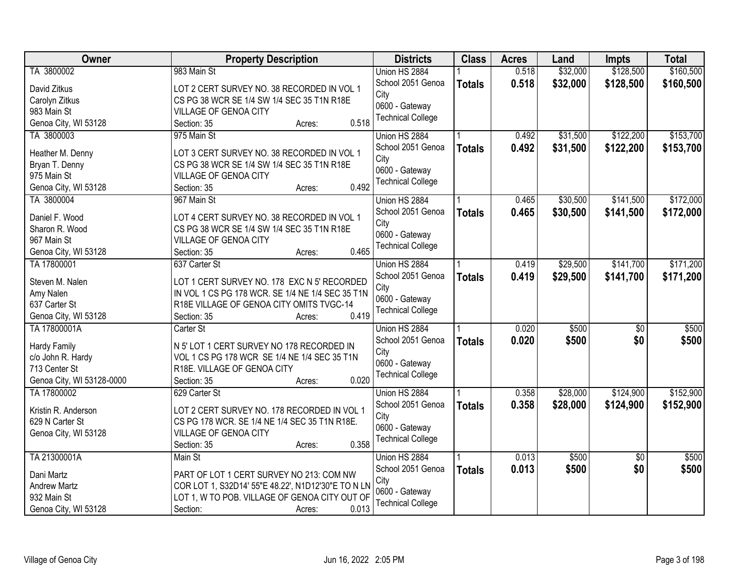| Owner | Property Description | Districts | Class | Acres | Land | Impts | Total |
|---|---|---|---|---|---|---|---|
| TA 3800002<br>David Zitkus<br>Carolyn Zitkus<br>983 Main St<br>Genoa City, WI 53128 | 983 Main St<br>LOT 2 CERT SURVEY NO. 38 RECORDED IN VOL 1 CS PG 38 WCR SE 1/4 SW 1/4 SEC 35 T1N R18E VILLAGE OF GENOA CITY<br>Section: 35 Acres: 0.518 | Union HS 2884<br>School 2051 Genoa City<br>0600 - Gateway Technical College | 1<br>**Totals** | 0.518<br>**0.518** | $32,000<br>**$32,000** | $128,500<br>**$128,500** | $160,500<br>**$160,500** |
| TA 3800003<br>Heather M. Denny<br>Bryan T. Denny<br>975 Main St<br>Genoa City, WI 53128 | 975 Main St<br>LOT 3 CERT SURVEY NO. 38 RECORDED IN VOL 1 CS PG 38 WCR SE 1/4 SW 1/4 SEC 35 T1N R18E VILLAGE OF GENOA CITY<br>Section: 35 Acres: 0.492 | Union HS 2884<br>School 2051 Genoa City<br>0600 - Gateway Technical College | 1<br>**Totals** | 0.492<br>**0.492** | $31,500<br>**$31,500** | $122,200<br>**$122,200** | $153,700<br>**$153,700** |
| TA 3800004<br>Daniel F. Wood<br>Sharon R. Wood<br>967 Main St<br>Genoa City, WI 53128 | 967 Main St<br>LOT 4 CERT SURVEY NO. 38 RECORDED IN VOL 1 CS PG 38 WCR SE 1/4 SW 1/4 SEC 35 T1N R18E VILLAGE OF GENOA CITY<br>Section: 35 Acres: 0.465 | Union HS 2884<br>School 2051 Genoa City<br>0600 - Gateway Technical College | 1<br>**Totals** | 0.465<br>**0.465** | $30,500<br>**$30,500** | $141,500<br>**$141,500** | $172,000<br>**$172,000** |
| TA 17800001<br>Steven M. Nalen<br>Amy Nalen<br>637 Carter St<br>Genoa City, WI 53128 | 637 Carter St<br>LOT 1 CERT SURVEY NO. 178 EXC N 5' RECORDED IN VOL 1 CS PG 178 WCR. SE 1/4 NE 1/4 SEC 35 T1N R18E VILLAGE OF GENOA CITY OMITS TVGC-14<br>Section: 35 Acres: 0.419 | Union HS 2884<br>School 2051 Genoa City<br>0600 - Gateway Technical College | 1<br>**Totals** | 0.419<br>**0.419** | $29,500<br>**$29,500** | $141,700<br>**$141,700** | $171,200<br>**$171,200** |
| TA 17800001A<br>Hardy Family<br>c/o John R. Hardy<br>713 Center St<br>Genoa City, WI 53128-0000 | Carter St<br>N 5' LOT 1 CERT SURVEY NO 178 RECORDED IN VOL 1 CS PG 178 WCR SE 1/4 NE 1/4 SEC 35 T1N R18E. VILLAGE OF GENOA CITY<br>Section: 35 Acres: 0.020 | Union HS 2884<br>School 2051 Genoa City<br>0600 - Gateway Technical College | 1<br>**Totals** | 0.020<br>**0.020** | $500<br>**$500** | $0<br>**$0** | $500<br>**$500** |
| TA 17800002<br>Kristin R. Anderson<br>629 N Carter St<br>Genoa City, WI 53128 | 629 Carter St<br>LOT 2 CERT SURVEY NO. 178 RECORDED IN VOL 1 CS PG 178 WCR. SE 1/4 NE 1/4 SEC 35 T1N R18E. VILLAGE OF GENOA CITY<br>Section: 35 Acres: 0.358 | Union HS 2884<br>School 2051 Genoa City<br>0600 - Gateway Technical College | 1<br>**Totals** | 0.358<br>**0.358** | $28,000<br>**$28,000** | $124,900<br>**$124,900** | $152,900<br>**$152,900** |
| TA 21300001A<br>Dani Martz<br>Andrew Martz<br>932 Main St<br>Genoa City, WI 53128 | Main St<br>PART OF LOT 1 CERT SURVEY NO 213: COM NW COR LOT 1, S32D14' 55"E 48.22', N1D12'30"E TO N LN LOT 1, W TO POB. VILLAGE OF GENOA CITY OUT OF<br>Section: Acres: 0.013 | Union HS 2884<br>School 2051 Genoa City<br>0600 - Gateway Technical College | 1<br>**Totals** | 0.013<br>**0.013** | $500<br>**$500** | $0<br>**$0** | $500<br>**$500** |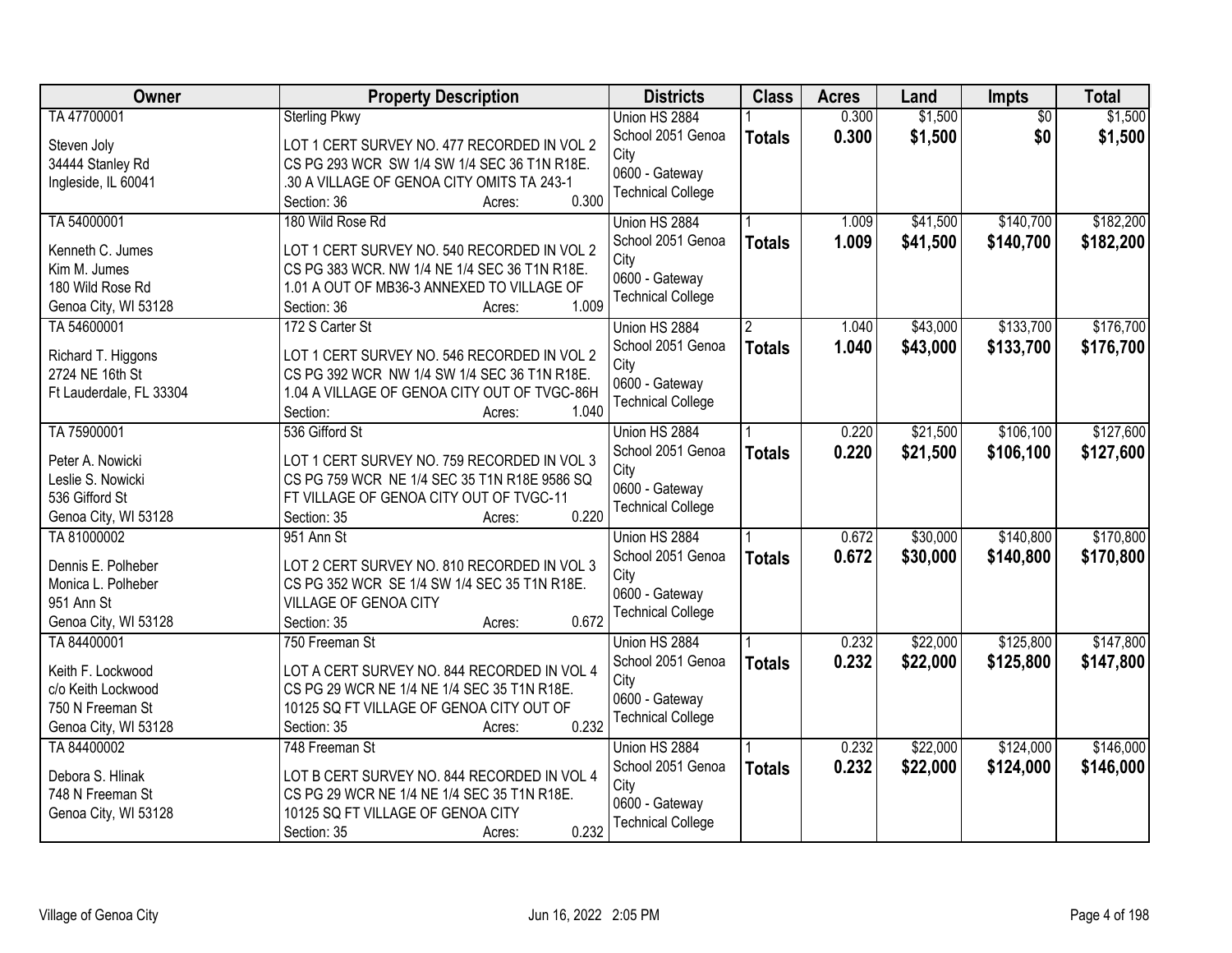| Owner | Property Description | Districts | Class | Acres | Land | Impts | Total |
|---|---|---|---|---|---|---|---|
| TA 47700001<br>Steven Joly<br>34444 Stanley Rd<br>Ingleside, IL 60041 | Sterling Pkwy<br>LOT 1 CERT SURVEY NO. 477 RECORDED IN VOL 2 CS PG 293 WCR SW 1/4 SW 1/4 SEC 36 T1N R18E. .30 A VILLAGE OF GENOA CITY OMITS TA 243-1<br>Section: 36 Acres: 0.300 | Union HS 2884<br>School 2051 Genoa City<br>0600 - Gateway Technical College | 1<br>**Totals** | 0.300<br>**0.300** | $1,500<br>**$1,500** | $0<br>**$0** | $1,500<br>**$1,500** |
| TA 54000001<br>Kenneth C. Jumes<br>Kim M. Jumes<br>180 Wild Rose Rd<br>Genoa City, WI 53128 | 180 Wild Rose Rd<br>LOT 1 CERT SURVEY NO. 540 RECORDED IN VOL 2 CS PG 383 WCR. NW 1/4 NE 1/4 SEC 36 T1N R18E. 1.01 A OUT OF MB36-3 ANNEXED TO VILLAGE OF<br>Section: 36 Acres: 1.009 | Union HS 2884<br>School 2051 Genoa City<br>0600 - Gateway Technical College | 1<br>**Totals** | 1.009<br>**1.009** | $41,500<br>**$41,500** | $140,700<br>**$140,700** | $182,200<br>**$182,200** |
| TA 54600001<br>Richard T. Higgons<br>2724 NE 16th St<br>Ft Lauderdale, FL 33304 | 172 S Carter St<br>LOT 1 CERT SURVEY NO. 546 RECORDED IN VOL 2 CS PG 392 WCR NW 1/4 SW 1/4 SEC 36 T1N R18E. 1.04 A VILLAGE OF GENOA CITY OUT OF TVGC-86H<br>Section: Acres: 1.040 | Union HS 2884<br>School 2051 Genoa City<br>0600 - Gateway Technical College | 2<br>**Totals** | 1.040<br>**1.040** | $43,000<br>**$43,000** | $133,700<br>**$133,700** | $176,700<br>**$176,700** |
| TA 75900001<br>Peter A. Nowicki<br>Leslie S. Nowicki<br>536 Gifford St<br>Genoa City, WI 53128 | 536 Gifford St<br>LOT 1 CERT SURVEY NO. 759 RECORDED IN VOL 3 CS PG 759 WCR NE 1/4 SEC 35 T1N R18E 9586 SQ FT VILLAGE OF GENOA CITY OUT OF TVGC-11<br>Section: 35 Acres: 0.220 | Union HS 2884<br>School 2051 Genoa City<br>0600 - Gateway Technical College | 1<br>**Totals** | 0.220<br>**0.220** | $21,500<br>**$21,500** | $106,100<br>**$106,100** | $127,600<br>**$127,600** |
| TA 81000002<br>Dennis E. Polheber<br>Monica L. Polheber<br>951 Ann St<br>Genoa City, WI 53128 | 951 Ann St<br>LOT 2 CERT SURVEY NO. 810 RECORDED IN VOL 3 CS PG 352 WCR SE 1/4 SW 1/4 SEC 35 T1N R18E. VILLAGE OF GENOA CITY<br>Section: 35 Acres: 0.672 | Union HS 2884<br>School 2051 Genoa City<br>0600 - Gateway Technical College | 1<br>**Totals** | 0.672<br>**0.672** | $30,000<br>**$30,000** | $140,800<br>**$140,800** | $170,800<br>**$170,800** |
| TA 84400001<br>Keith F. Lockwood<br>c/o Keith Lockwood<br>750 N Freeman St<br>Genoa City, WI 53128 | 750 Freeman St<br>LOT A CERT SURVEY NO. 844 RECORDED IN VOL 4 CS PG 29 WCR NE 1/4 NE 1/4 SEC 35 T1N R18E. 10125 SQ FT VILLAGE OF GENOA CITY OUT OF<br>Section: 35 Acres: 0.232 | Union HS 2884<br>School 2051 Genoa City<br>0600 - Gateway Technical College | 1<br>**Totals** | 0.232<br>**0.232** | $22,000<br>**$22,000** | $125,800<br>**$125,800** | $147,800<br>**$147,800** |
| TA 84400002<br>Debora S. Hlinak<br>748 N Freeman St<br>Genoa City, WI 53128 | 748 Freeman St<br>LOT B CERT SURVEY NO. 844 RECORDED IN VOL 4 CS PG 29 WCR NE 1/4 NE 1/4 SEC 35 T1N R18E. 10125 SQ FT VILLAGE OF GENOA CITY<br>Section: 35 Acres: 0.232 | Union HS 2884<br>School 2051 Genoa City<br>0600 - Gateway Technical College | 1<br>**Totals** | 0.232<br>**0.232** | $22,000<br>**$22,000** | $124,000<br>**$124,000** | $146,000<br>**$146,000** |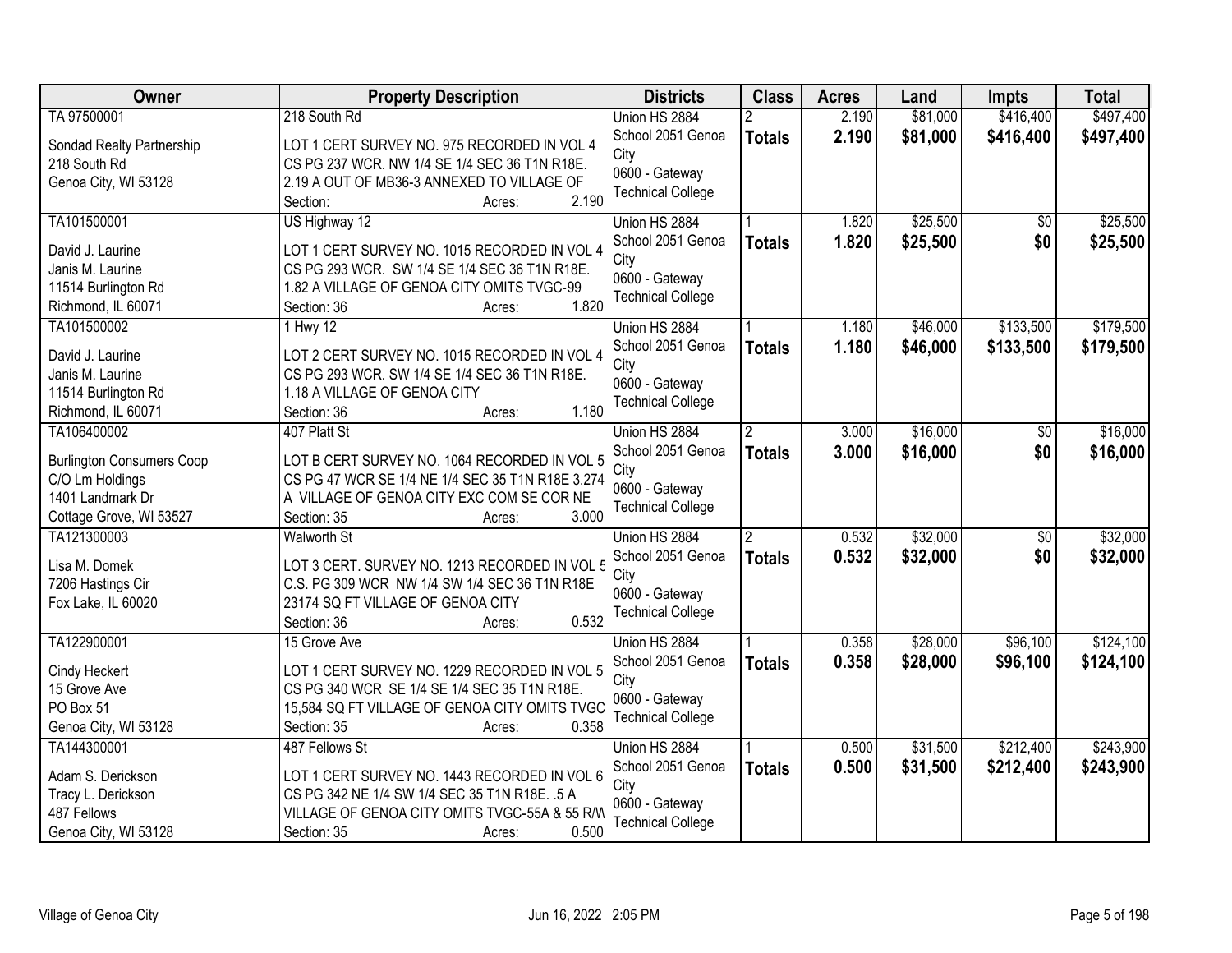| Owner | Property Description | Districts | Class | Acres | Land | Impts | Total |
|---|---|---|---|---|---|---|---|
| TA 97500001<br><br>Sondad Realty Partnership<br>218 South Rd<br>Genoa City, WI 53128 | 218 South Rd<br><br>LOT 1 CERT SURVEY NO. 975 RECORDED IN VOL 4 CS PG 237 WCR. NW 1/4 SE 1/4 SEC 36 T1N R18E. 2.19 A OUT OF MB36-3 ANNEXED TO VILLAGE OF<br>Section: Acres: 2.190 | Union HS 2884<br>School 2051 Genoa City<br>0600 - Gateway Technical College | 2<br>**Totals** | 2.190<br>**2.190** | $81,000<br>**$81,000** | $416,400<br>**$416,400** | $497,400<br>**$497,400** |
| TA101500001<br><br>David J. Laurine<br>Janis M. Laurine<br>11514 Burlington Rd<br>Richmond, IL 60071 | US Highway 12<br><br>LOT 1 CERT SURVEY NO. 1015 RECORDED IN VOL 4 CS PG 293 WCR. SW 1/4 SE 1/4 SEC 36 T1N R18E. 1.82 A VILLAGE OF GENOA CITY OMITS TVGC-99<br>Section: 36 Acres: 1.820 | Union HS 2884<br>School 2051 Genoa City<br>0600 - Gateway Technical College | 1<br>**Totals** | 1.820<br>**1.820** | $25,500<br>**$25,500** | $0<br>**$0** | $25,500<br>**$25,500** |
| TA101500002<br><br>David J. Laurine<br>Janis M. Laurine<br>11514 Burlington Rd<br>Richmond, IL 60071 | 1 Hwy 12<br><br>LOT 2 CERT SURVEY NO. 1015 RECORDED IN VOL 4 CS PG 293 WCR. SW 1/4 SE 1/4 SEC 36 T1N R18E. 1.18 A VILLAGE OF GENOA CITY<br>Section: 36 Acres: 1.180 | Union HS 2884<br>School 2051 Genoa City<br>0600 - Gateway Technical College | 1<br>**Totals** | 1.180<br>**1.180** | $46,000<br>**$46,000** | $133,500<br>**$133,500** | $179,500<br>**$179,500** |
| TA106400002<br><br>Burlington Consumers Coop<br>C/O Lm Holdings<br>1401 Landmark Dr<br>Cottage Grove, WI 53527 | 407 Platt St<br><br>LOT B CERT SURVEY NO. 1064 RECORDED IN VOL 5 CS PG 47 WCR SE 1/4 NE 1/4 SEC 35 T1N R18E 3.274 A VILLAGE OF GENOA CITY EXC COM SE COR NE<br>Section: 35 Acres: 3.000 | Union HS 2884<br>School 2051 Genoa City<br>0600 - Gateway Technical College | 2<br>**Totals** | 3.000<br>**3.000** | $16,000<br>**$16,000** | $0<br>**$0** | $16,000<br>**$16,000** |
| TA121300003<br><br>Lisa M. Domek<br>7206 Hastings Cir<br>Fox Lake, IL 60020 | Walworth St<br><br>LOT 3 CERT. SURVEY NO. 1213 RECORDED IN VOL 5 C.S. PG 309 WCR NW 1/4 SW 1/4 SEC 36 T1N R18E 23174 SQ FT VILLAGE OF GENOA CITY<br>Section: 36 Acres: 0.532 | Union HS 2884<br>School 2051 Genoa City<br>0600 - Gateway Technical College | 2<br>**Totals** | 0.532<br>**0.532** | $32,000<br>**$32,000** | $0<br>**$0** | $32,000<br>**$32,000** |
| TA122900001<br><br>Cindy Heckert<br>15 Grove Ave<br>PO Box 51<br>Genoa City, WI 53128 | 15 Grove Ave<br><br>LOT 1 CERT SURVEY NO. 1229 RECORDED IN VOL 5 CS PG 340 WCR SE 1/4 SE 1/4 SEC 35 T1N R18E. 15,584 SQ FT VILLAGE OF GENOA CITY OMITS TVGC<br>Section: 35 Acres: 0.358 | Union HS 2884<br>School 2051 Genoa City<br>0600 - Gateway Technical College | 1<br>**Totals** | 0.358<br>**0.358** | $28,000<br>**$28,000** | $96,100<br>**$96,100** | $124,100<br>**$124,100** |
| TA144300001<br><br>Adam S. Derickson<br>Tracy L. Derickson<br>487 Fellows<br>Genoa City, WI 53128 | 487 Fellows St<br><br>LOT 1 CERT SURVEY NO. 1443 RECORDED IN VOL 6 CS PG 342 NE 1/4 SW 1/4 SEC 35 T1N R18E. .5 A VILLAGE OF GENOA CITY OMITS TVGC-55A & 55 R/W<br>Section: 35 Acres: 0.500 | Union HS 2884<br>School 2051 Genoa City<br>0600 - Gateway Technical College | 1<br>**Totals** | 0.500<br>**0.500** | $31,500<br>**$31,500** | $212,400<br>**$212,400** | $243,900<br>**$243,900** |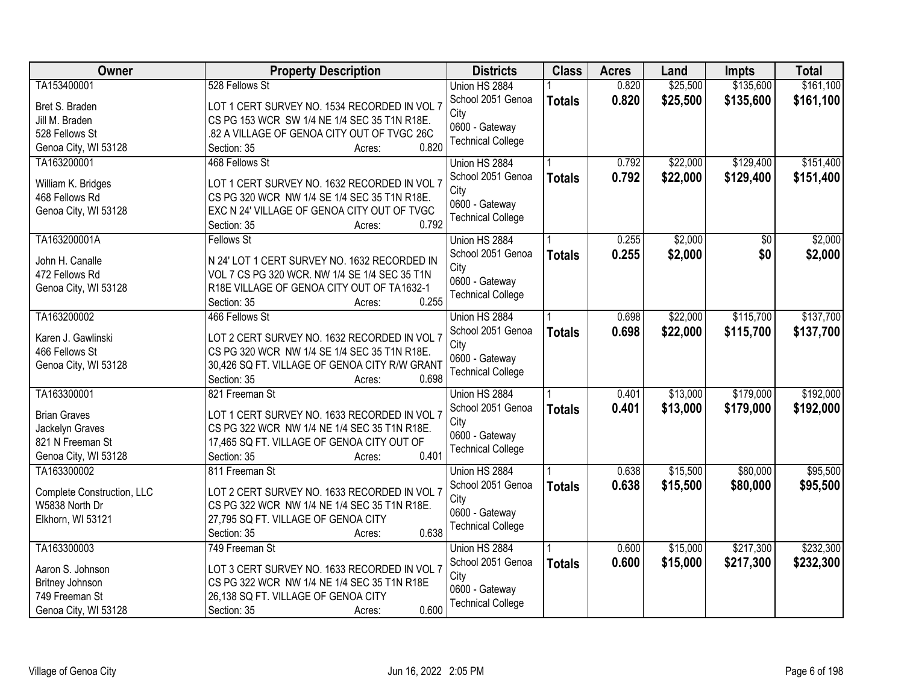| Owner | Property Description | Districts | Class | Acres | Land | Impts | Total |
|---|---|---|---|---|---|---|---|
| TA153400001<br><br>Bret S. Braden<br>Jill M. Braden<br>528 Fellows St<br>Genoa City, WI 53128 | 528 Fellows St<br><br>LOT 1 CERT SURVEY NO. 1534 RECORDED IN VOL 7 CS PG 153 WCR SW 1/4 NE 1/4 SEC 35 T1N R18E. .82 A VILLAGE OF GENOA CITY OUT OF TVGC 26C<br>Section: 35 Acres: 0.820 | Union HS 2884<br>School 2051 Genoa City<br>0600 - Gateway Technical College | 1<br>**Totals** | 0.820<br>**0.820** | $25,500<br>**$25,500** | $135,600<br>**$135,600** | $161,100<br>**$161,100** |
| TA163200001<br><br>William K. Bridges<br>468 Fellows Rd<br>Genoa City, WI 53128 | 468 Fellows St<br><br>LOT 1 CERT SURVEY NO. 1632 RECORDED IN VOL 7 CS PG 320 WCR NW 1/4 SE 1/4 SEC 35 T1N R18E. EXC N 24' VILLAGE OF GENOA CITY OUT OF TVGC<br>Section: 35 Acres: 0.792 | Union HS 2884<br>School 2051 Genoa City<br>0600 - Gateway Technical College | 1<br>**Totals** | 0.792<br>**0.792** | $22,000<br>**$22,000** | $129,400<br>**$129,400** | $151,400<br>**$151,400** |
| TA163200001A<br><br>John H. Canalle<br>472 Fellows Rd<br>Genoa City, WI 53128 | Fellows St<br><br>N 24' LOT 1 CERT SURVEY NO. 1632 RECORDED IN VOL 7 CS PG 320 WCR. NW 1/4 SE 1/4 SEC 35 T1N R18E VILLAGE OF GENOA CITY OUT OF TA1632-1<br>Section: 35 Acres: 0.255 | Union HS 2884<br>School 2051 Genoa City<br>0600 - Gateway Technical College | 1<br>**Totals** | 0.255<br>**0.255** | $2,000<br>**$2,000** | $0<br>**$0** | $2,000<br>**$2,000** |
| TA163200002<br><br>Karen J. Gawlinski<br>466 Fellows St<br>Genoa City, WI 53128 | 466 Fellows St<br><br>LOT 2 CERT SURVEY NO. 1632 RECORDED IN VOL 7 CS PG 320 WCR NW 1/4 SE 1/4 SEC 35 T1N R18E. 30,426 SQ FT. VILLAGE OF GENOA CITY R/W GRANT<br>Section: 35 Acres: 0.698 | Union HS 2884<br>School 2051 Genoa City<br>0600 - Gateway Technical College | 1<br>**Totals** | 0.698<br>**0.698** | $22,000<br>**$22,000** | $115,700<br>**$115,700** | $137,700<br>**$137,700** |
| TA163300001<br><br>Brian Graves<br>Jackelyn Graves<br>821 N Freeman St<br>Genoa City, WI 53128 | 821 Freeman St<br><br>LOT 1 CERT SURVEY NO. 1633 RECORDED IN VOL 7 CS PG 322 WCR NW 1/4 NE 1/4 SEC 35 T1N R18E. 17,465 SQ FT. VILLAGE OF GENOA CITY OUT OF<br>Section: 35 Acres: 0.401 | Union HS 2884<br>School 2051 Genoa City<br>0600 - Gateway Technical College | 1<br>**Totals** | 0.401<br>**0.401** | $13,000<br>**$13,000** | $179,000<br>**$179,000** | $192,000<br>**$192,000** |
| TA163300002<br><br>Complete Construction, LLC<br>W5838 North Dr<br>Elkhorn, WI 53121 | 811 Freeman St<br><br>LOT 2 CERT SURVEY NO. 1633 RECORDED IN VOL 7 CS PG 322 WCR NW 1/4 NE 1/4 SEC 35 T1N R18E. 27,795 SQ FT. VILLAGE OF GENOA CITY<br>Section: 35 Acres: 0.638 | Union HS 2884<br>School 2051 Genoa City<br>0600 - Gateway Technical College | 1<br>**Totals** | 0.638<br>**0.638** | $15,500<br>**$15,500** | $80,000<br>**$80,000** | $95,500<br>**$95,500** |
| TA163300003<br><br>Aaron S. Johnson<br>Britney Johnson<br>749 Freeman St<br>Genoa City, WI 53128 | 749 Freeman St<br><br>LOT 3 CERT SURVEY NO. 1633 RECORDED IN VOL 7 CS PG 322 WCR NW 1/4 NE 1/4 SEC 35 T1N R18E 26,138 SQ FT. VILLAGE OF GENOA CITY<br>Section: 35 Acres: 0.600 | Union HS 2884<br>School 2051 Genoa City<br>0600 - Gateway Technical College | 1<br>**Totals** | 0.600<br>**0.600** | $15,000<br>**$15,000** | $217,300<br>**$217,300** | $232,300<br>**$232,300** |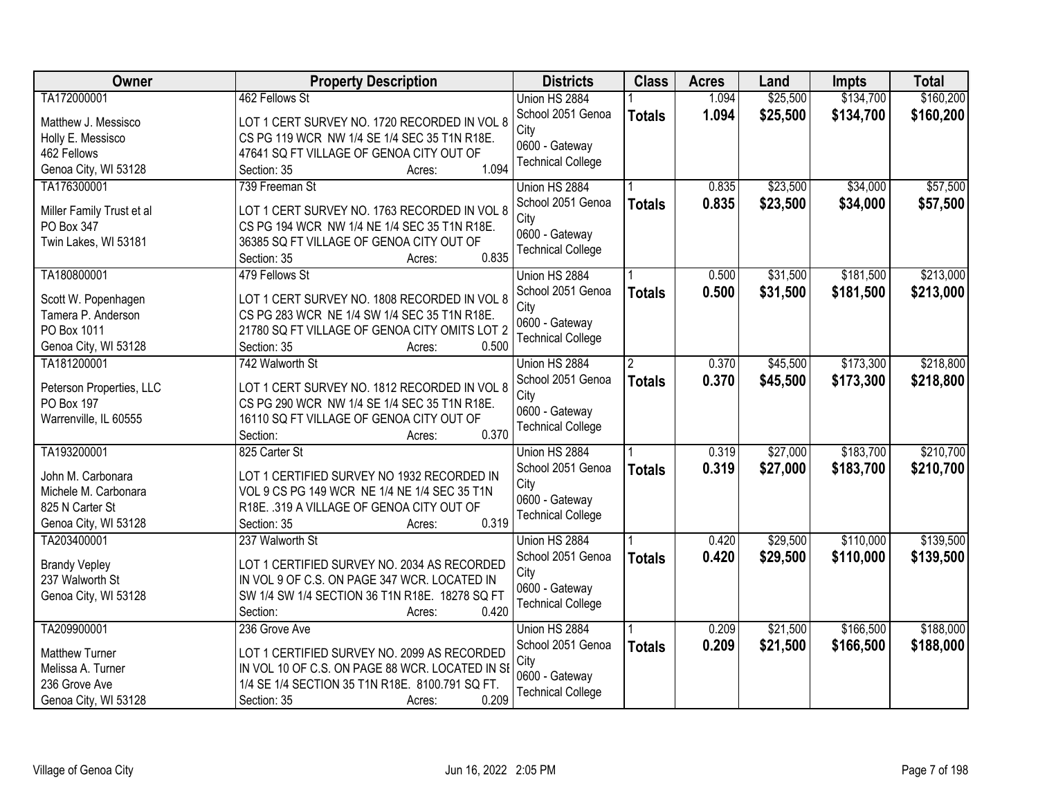| Owner | Property Description | Districts | Class | Acres | Land | Impts | Total |
|---|---|---|---|---|---|---|---|
| TA172000001<br>Matthew J. Messisco<br>Holly E. Messisco<br>462 Fellows<br>Genoa City, WI 53128 | 462 Fellows St<br>LOT 1 CERT SURVEY NO. 1720 RECORDED IN VOL 8 CS PG 119 WCR NW 1/4 SE 1/4 SEC 35 T1N R18E. 47641 SQ FT VILLAGE OF GENOA CITY OUT OF<br>Section: 35 Acres: 1.094 | Union HS 2884<br>School 2051 Genoa City<br>0600 - Gateway Technical College | 1<br>**Totals** | 1.094<br>**1.094** | $25,500<br>**$25,500** | $134,700<br>**$134,700** | $160,200<br>**$160,200** |
| TA176300001<br>Miller Family Trust et al<br>PO Box 347<br>Twin Lakes, WI 53181 | 739 Freeman St<br>LOT 1 CERT SURVEY NO. 1763 RECORDED IN VOL 8 CS PG 194 WCR NW 1/4 NE 1/4 SEC 35 T1N R18E. 36385 SQ FT VILLAGE OF GENOA CITY OUT OF<br>Section: 35 Acres: 0.835 | Union HS 2884<br>School 2051 Genoa City<br>0600 - Gateway Technical College | 1<br>**Totals** | 0.835<br>**0.835** | $23,500<br>**$23,500** | $34,000<br>**$34,000** | $57,500<br>**$57,500** |
| TA180800001<br>Scott W. Popenhagen<br>Tamera P. Anderson<br>PO Box 1011<br>Genoa City, WI 53128 | 479 Fellows St<br>LOT 1 CERT SURVEY NO. 1808 RECORDED IN VOL 8 CS PG 283 WCR NE 1/4 SW 1/4 SEC 35 T1N R18E. 21780 SQ FT VILLAGE OF GENOA CITY OMITS LOT 2<br>Section: 35 Acres: 0.500 | Union HS 2884<br>School 2051 Genoa City<br>0600 - Gateway Technical College | 1<br>**Totals** | 0.500<br>**0.500** | $31,500<br>**$31,500** | $181,500<br>**$181,500** | $213,000<br>**$213,000** |
| TA181200001<br>Peterson Properties, LLC<br>PO Box 197<br>Warrenville, IL 60555 | 742 Walworth St<br>LOT 1 CERT SURVEY NO. 1812 RECORDED IN VOL 8 CS PG 290 WCR NW 1/4 SE 1/4 SEC 35 T1N R18E. 16110 SQ FT VILLAGE OF GENOA CITY OUT OF<br>Section: Acres: 0.370 | Union HS 2884<br>School 2051 Genoa City<br>0600 - Gateway Technical College | 2<br>**Totals** | 0.370<br>**0.370** | $45,500<br>**$45,500** | $173,300<br>**$173,300** | $218,800<br>**$218,800** |
| TA193200001<br>John M. Carbonara<br>Michele M. Carbonara<br>825 N Carter St<br>Genoa City, WI 53128 | 825 Carter St<br>LOT 1 CERTIFIED SURVEY NO 1932 RECORDED IN VOL 9 CS PG 149 WCR NE 1/4 NE 1/4 SEC 35 T1N R18E. .319 A VILLAGE OF GENOA CITY OUT OF<br>Section: 35 Acres: 0.319 | Union HS 2884<br>School 2051 Genoa City<br>0600 - Gateway Technical College | 1<br>**Totals** | 0.319<br>**0.319** | $27,000<br>**$27,000** | $183,700<br>**$183,700** | $210,700<br>**$210,700** |
| TA203400001<br>Brandy Vepley<br>237 Walworth St<br>Genoa City, WI 53128 | 237 Walworth St<br>LOT 1 CERTIFIED SURVEY NO. 2034 AS RECORDED IN VOL 9 OF C.S. ON PAGE 347 WCR. LOCATED IN SW 1/4 SW 1/4 SECTION 36 T1N R18E. 18278 SQ FT<br>Section: Acres: 0.420 | Union HS 2884<br>School 2051 Genoa City<br>0600 - Gateway Technical College | 1<br>**Totals** | 0.420<br>**0.420** | $29,500<br>**$29,500** | $110,000<br>**$110,000** | $139,500<br>**$139,500** |
| TA209900001<br>Matthew Turner<br>Melissa A. Turner<br>236 Grove Ave<br>Genoa City, WI 53128 | 236 Grove Ave<br>LOT 1 CERTIFIED SURVEY NO. 2099 AS RECORDED IN VOL 10 OF C.S. ON PAGE 88 WCR. LOCATED IN SE 1/4 SE 1/4 SECTION 35 T1N R18E. 8100.791 SQ FT.<br>Section: 35 Acres: 0.209 | Union HS 2884<br>School 2051 Genoa City<br>0600 - Gateway Technical College | 1<br>**Totals** | 0.209<br>**0.209** | $21,500<br>**$21,500** | $166,500<br>**$166,500** | $188,000<br>**$188,000** |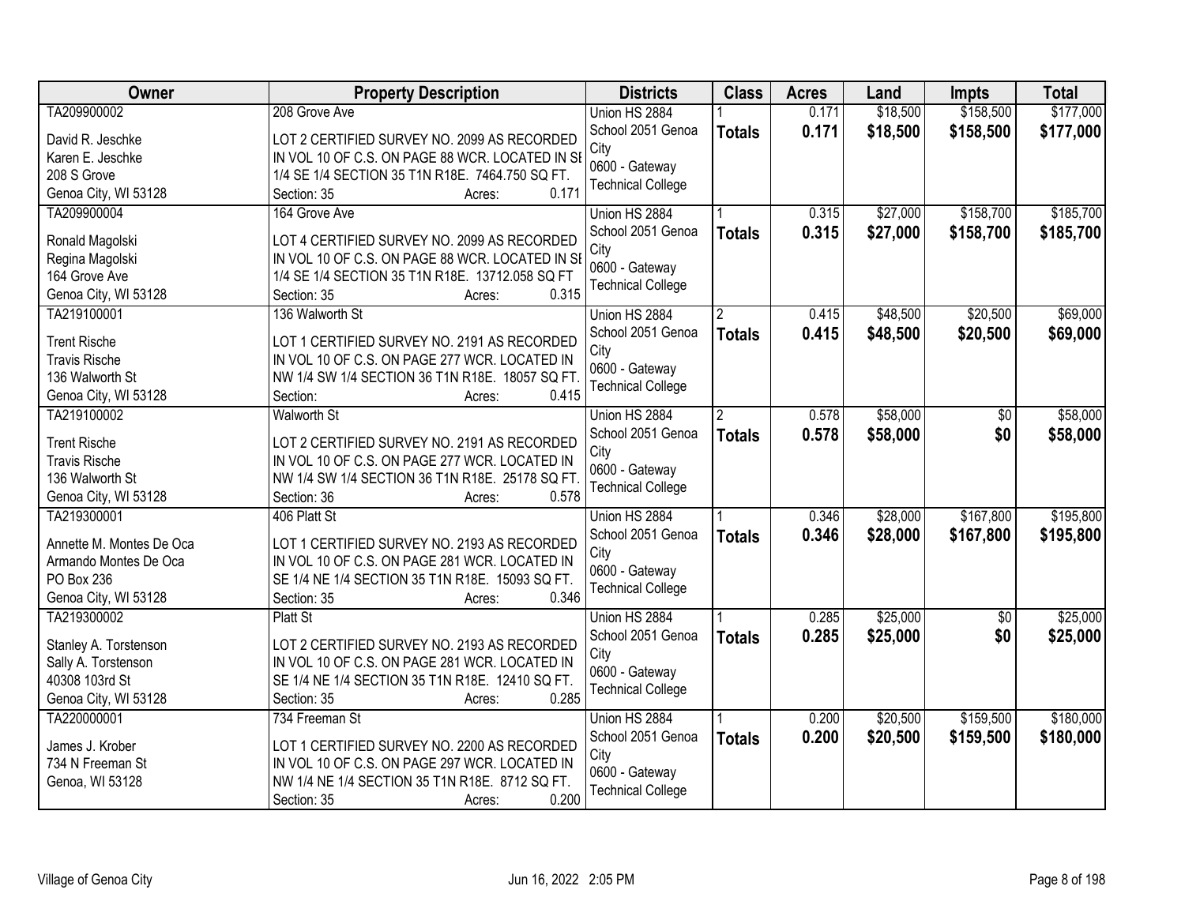| Owner | Property Description | Districts | Class | Acres | Land | Impts | Total |
|---|---|---|---|---|---|---|---|
| TA209900002<br>David R. Jeschke<br>Karen E. Jeschke<br>208 S Grove<br>Genoa City, WI 53128 | 208 Grove Ave<br>LOT 2 CERTIFIED SURVEY NO. 2099 AS RECORDED IN VOL 10 OF C.S. ON PAGE 88 WCR. LOCATED IN SE 1/4 SE 1/4 SECTION 35 T1N R18E. 7464.750 SQ FT.<br>Section: 35 Acres: 0.171 | Union HS 2884<br>School 2051 Genoa City<br>0600 - Gateway Technical College | 1<br>**Totals** | 0.171<br>**0.171** | $18,500<br>**$18,500** | $158,500<br>**$158,500** | $177,000<br>**$177,000** |
| TA209900004<br>Ronald Magolski<br>Regina Magolski<br>164 Grove Ave<br>Genoa City, WI 53128 | 164 Grove Ave<br>LOT 4 CERTIFIED SURVEY NO. 2099 AS RECORDED IN VOL 10 OF C.S. ON PAGE 88 WCR. LOCATED IN SE 1/4 SE 1/4 SECTION 35 T1N R18E. 13712.058 SQ FT<br>Section: 35 Acres: 0.315 | Union HS 2884<br>School 2051 Genoa City<br>0600 - Gateway Technical College | 1<br>**Totals** | 0.315<br>**0.315** | $27,000<br>**$27,000** | $158,700<br>**$158,700** | $185,700<br>**$185,700** |
| TA219100001<br>Trent Rische<br>Travis Rische<br>136 Walworth St<br>Genoa City, WI 53128 | 136 Walworth St<br>LOT 1 CERTIFIED SURVEY NO. 2191 AS RECORDED IN VOL 10 OF C.S. ON PAGE 277 WCR. LOCATED IN NW 1/4 SW 1/4 SECTION 36 T1N R18E. 18057 SQ FT.<br>Section: Acres: 0.415 | Union HS 2884<br>School 2051 Genoa City<br>0600 - Gateway Technical College | 2<br>**Totals** | 0.415<br>**0.415** | $48,500<br>**$48,500** | $20,500<br>**$20,500** | $69,000<br>**$69,000** |
| TA219100002<br>Trent Rische<br>Travis Rische<br>136 Walworth St<br>Genoa City, WI 53128 | Walworth St<br>LOT 2 CERTIFIED SURVEY NO. 2191 AS RECORDED IN VOL 10 OF C.S. ON PAGE 277 WCR. LOCATED IN NW 1/4 SW 1/4 SECTION 36 T1N R18E. 25178 SQ FT.<br>Section: 36 Acres: 0.578 | Union HS 2884<br>School 2051 Genoa City<br>0600 - Gateway Technical College | 2<br>**Totals** | 0.578<br>**0.578** | $58,000<br>**$58,000** | $0<br>**$0** | $58,000<br>**$58,000** |
| TA219300001<br>Annette M. Montes De Oca<br>Armando Montes De Oca<br>PO Box 236<br>Genoa City, WI 53128 | 406 Platt St<br>LOT 1 CERTIFIED SURVEY NO. 2193 AS RECORDED IN VOL 10 OF C.S. ON PAGE 281 WCR. LOCATED IN SE 1/4 NE 1/4 SECTION 35 T1N R18E. 15093 SQ FT.<br>Section: 35 Acres: 0.346 | Union HS 2884<br>School 2051 Genoa City<br>0600 - Gateway Technical College | 1<br>**Totals** | 0.346<br>**0.346** | $28,000<br>**$28,000** | $167,800<br>**$167,800** | $195,800<br>**$195,800** |
| TA219300002<br>Stanley A. Torstenson<br>Sally A. Torstenson<br>40308 103rd St<br>Genoa City, WI 53128 | Platt St<br>LOT 2 CERTIFIED SURVEY NO. 2193 AS RECORDED IN VOL 10 OF C.S. ON PAGE 281 WCR. LOCATED IN SE 1/4 NE 1/4 SECTION 35 T1N R18E. 12410 SQ FT.<br>Section: 35 Acres: 0.285 | Union HS 2884<br>School 2051 Genoa City<br>0600 - Gateway Technical College | 1<br>**Totals** | 0.285<br>**0.285** | $25,000<br>**$25,000** | $0<br>**$0** | $25,000<br>**$25,000** |
| TA220000001<br>James J. Krober<br>734 N Freeman St<br>Genoa, WI 53128 | 734 Freeman St<br>LOT 1 CERTIFIED SURVEY NO. 2200 AS RECORDED IN VOL 10 OF C.S. ON PAGE 297 WCR. LOCATED IN NW 1/4 NE 1/4 SECTION 35 T1N R18E. 8712 SQ FT.<br>Section: 35 Acres: 0.200 | Union HS 2884<br>School 2051 Genoa City<br>0600 - Gateway Technical College | 1<br>**Totals** | 0.200<br>**0.200** | $20,500<br>**$20,500** | $159,500<br>**$159,500** | $180,000<br>**$180,000** |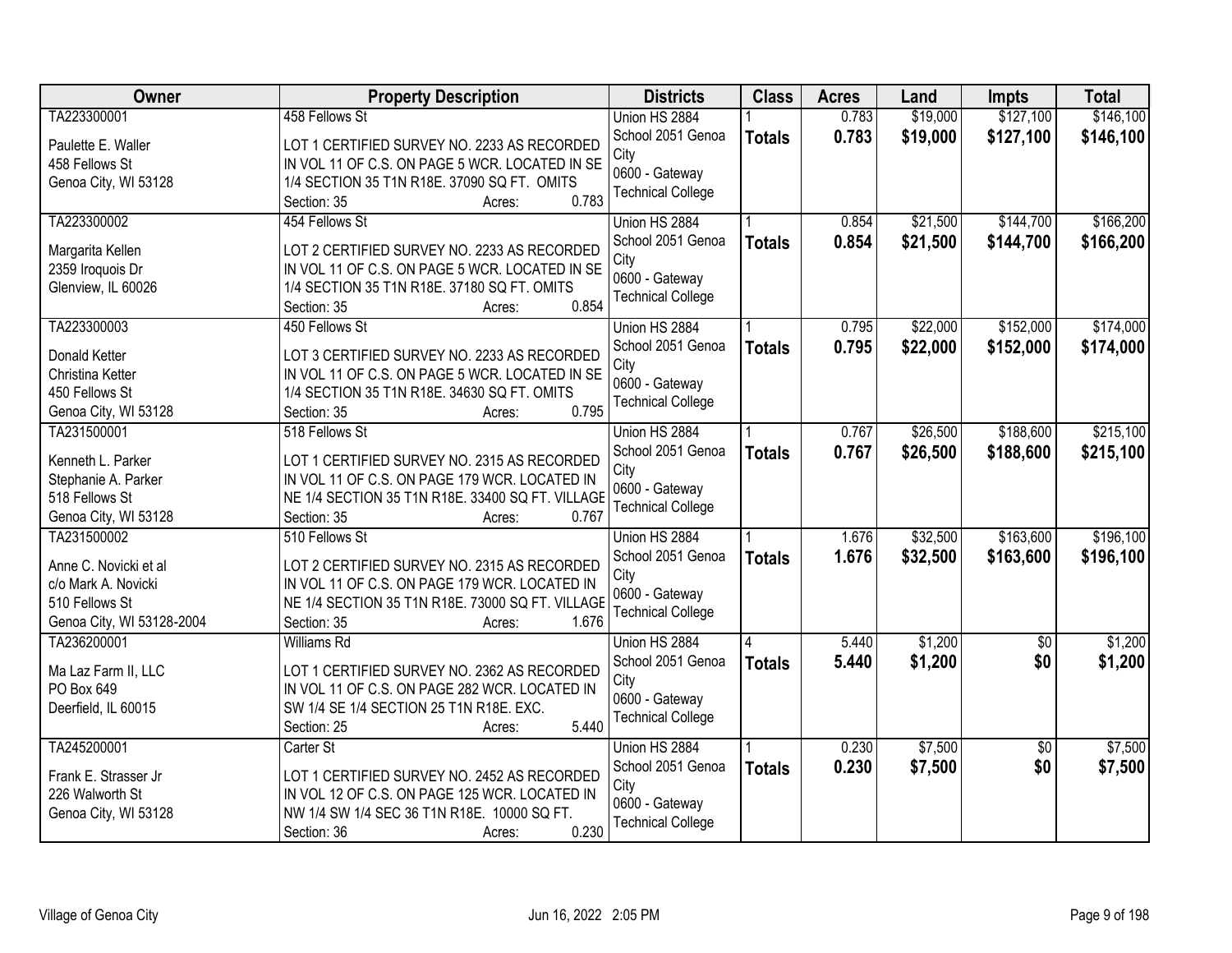| Owner | Property Description | Districts | Class | Acres | Land | Impts | Total |
|---|---|---|---|---|---|---|---|
| TA223300001<br><br>Paulette E. Waller<br>458 Fellows St<br>Genoa City, WI 53128 | 458 Fellows St<br><br>LOT 1 CERTIFIED SURVEY NO. 2233 AS RECORDED IN VOL 11 OF C.S. ON PAGE 5 WCR. LOCATED IN SE 1/4 SECTION 35 T1N R18E. 37090 SQ FT. OMITS<br>Section: 35 Acres: 0.783 | Union HS 2884<br>School 2051 Genoa City<br>0600 - Gateway Technical College | 1<br>**Totals** | 0.783<br>**0.783** | $19,000<br>**$19,000** | $127,100<br>**$127,100** | $146,100<br>**$146,100** |
| TA223300002<br><br>Margarita Kellen<br>2359 Iroquois Dr<br>Glenview, IL 60026 | 454 Fellows St<br><br>LOT 2 CERTIFIED SURVEY NO. 2233 AS RECORDED IN VOL 11 OF C.S. ON PAGE 5 WCR. LOCATED IN SE 1/4 SECTION 35 T1N R18E. 37180 SQ FT. OMITS<br>Section: 35 Acres: 0.854 | Union HS 2884<br>School 2051 Genoa City<br>0600 - Gateway Technical College | 1<br>**Totals** | 0.854<br>**0.854** | $21,500<br>**$21,500** | $144,700<br>**$144,700** | $166,200<br>**$166,200** |
| TA223300003<br><br>Donald Ketter<br>Christina Ketter<br>450 Fellows St<br>Genoa City, WI 53128 | 450 Fellows St<br><br>LOT 3 CERTIFIED SURVEY NO. 2233 AS RECORDED IN VOL 11 OF C.S. ON PAGE 5 WCR. LOCATED IN SE 1/4 SECTION 35 T1N R18E. 34630 SQ FT. OMITS<br>Section: 35 Acres: 0.795 | Union HS 2884<br>School 2051 Genoa City<br>0600 - Gateway Technical College | 1<br>**Totals** | 0.795<br>**0.795** | $22,000<br>**$22,000** | $152,000<br>**$152,000** | $174,000<br>**$174,000** |
| TA231500001<br><br>Kenneth L. Parker<br>Stephanie A. Parker<br>518 Fellows St<br>Genoa City, WI 53128 | 518 Fellows St<br><br>LOT 1 CERTIFIED SURVEY NO. 2315 AS RECORDED IN VOL 11 OF C.S. ON PAGE 179 WCR. LOCATED IN NE 1/4 SECTION 35 T1N R18E. 33400 SQ FT. VILLAGE<br>Section: 35 Acres: 0.767 | Union HS 2884<br>School 2051 Genoa City<br>0600 - Gateway Technical College | 1<br>**Totals** | 0.767<br>**0.767** | $26,500<br>**$26,500** | $188,600<br>**$188,600** | $215,100<br>**$215,100** |
| TA231500002<br><br>Anne C. Novicki et al<br>c/o Mark A. Novicki<br>510 Fellows St<br>Genoa City, WI 53128-2004 | 510 Fellows St<br><br>LOT 2 CERTIFIED SURVEY NO. 2315 AS RECORDED IN VOL 11 OF C.S. ON PAGE 179 WCR. LOCATED IN NE 1/4 SECTION 35 T1N R18E. 73000 SQ FT. VILLAGE<br>Section: 35 Acres: 1.676 | Union HS 2884<br>School 2051 Genoa City<br>0600 - Gateway Technical College | 1<br>**Totals** | 1.676<br>**1.676** | $32,500<br>**$32,500** | $163,600<br>**$163,600** | $196,100<br>**$196,100** |
| TA236200001<br><br>Ma Laz Farm II, LLC<br>PO Box 649<br>Deerfield, IL 60015 | Williams Rd<br><br>LOT 1 CERTIFIED SURVEY NO. 2362 AS RECORDED IN VOL 11 OF C.S. ON PAGE 282 WCR. LOCATED IN SW 1/4 SE 1/4 SECTION 25 T1N R18E. EXC.<br>Section: 25 Acres: 5.440 | Union HS 2884<br>School 2051 Genoa City<br>0600 - Gateway Technical College | 4<br>**Totals** | 5.440<br>**5.440** | $1,200<br>**$1,200** | $0<br>**$0** | $1,200<br>**$1,200** |
| TA245200001<br><br>Frank E. Strasser Jr<br>226 Walworth St<br>Genoa City, WI 53128 | Carter St<br><br>LOT 1 CERTIFIED SURVEY NO. 2452 AS RECORDED IN VOL 12 OF C.S. ON PAGE 125 WCR. LOCATED IN NW 1/4 SW 1/4 SEC 36 T1N R18E. 10000 SQ FT.<br>Section: 36 Acres: 0.230 | Union HS 2884<br>School 2051 Genoa City<br>0600 - Gateway Technical College | 1<br>**Totals** | 0.230<br>**0.230** | $7,500<br>**$7,500** | $0<br>**$0** | $7,500<br>**$7,500** |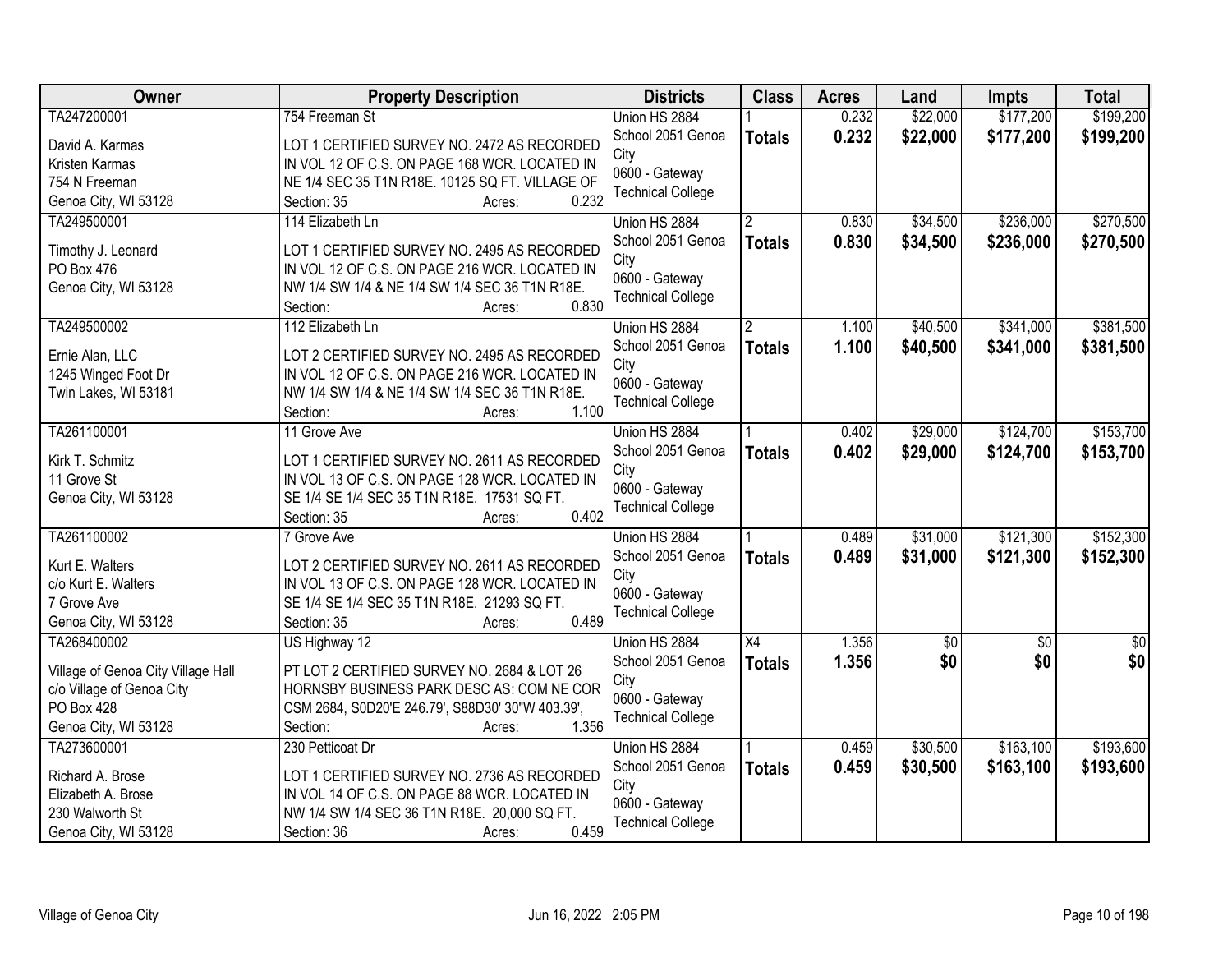| Owner | Property Description | Districts | Class | Acres | Land | Impts | Total |
|---|---|---|---|---|---|---|---|
| TA247200001<br><br>David A. Karmas<br>Kristen Karmas<br>754 N Freeman<br>Genoa City, WI 53128 | 754 Freeman St<br><br>LOT 1 CERTIFIED SURVEY NO. 2472 AS RECORDED IN VOL 12 OF C.S. ON PAGE 168 WCR. LOCATED IN NE 1/4 SEC 35 T1N R18E. 10125 SQ FT. VILLAGE OF<br>Section: 35 Acres: 0.232 | Union HS 2884<br>School 2051 Genoa City<br>0600 - Gateway Technical College | 1<br>**Totals** | 0.232<br>**0.232** | $22,000<br>**$22,000** | $177,200<br>**$177,200** | $199,200<br>**$199,200** |
| TA249500001<br><br>Timothy J. Leonard<br>PO Box 476<br>Genoa City, WI 53128 | 114 Elizabeth Ln<br><br>LOT 1 CERTIFIED SURVEY NO. 2495 AS RECORDED IN VOL 12 OF C.S. ON PAGE 216 WCR. LOCATED IN NW 1/4 SW 1/4 & NE 1/4 SW 1/4 SEC 36 T1N R18E.<br>Section: Acres: 0.830 | Union HS 2884<br>School 2051 Genoa City<br>0600 - Gateway Technical College | 2<br>**Totals** | 0.830<br>**0.830** | $34,500<br>**$34,500** | $236,000<br>**$236,000** | $270,500<br>**$270,500** |
| TA249500002<br><br>Ernie Alan, LLC<br>1245 Winged Foot Dr<br>Twin Lakes, WI 53181 | 112 Elizabeth Ln<br><br>LOT 2 CERTIFIED SURVEY NO. 2495 AS RECORDED IN VOL 12 OF C.S. ON PAGE 216 WCR. LOCATED IN NW 1/4 SW 1/4 & NE 1/4 SW 1/4 SEC 36 T1N R18E.<br>Section: Acres: 1.100 | Union HS 2884<br>School 2051 Genoa City<br>0600 - Gateway Technical College | 2<br>**Totals** | 1.100<br>**1.100** | $40,500<br>**$40,500** | $341,000<br>**$341,000** | $381,500<br>**$381,500** |
| TA261100001<br><br>Kirk T. Schmitz<br>11 Grove St<br>Genoa City, WI 53128 | 11 Grove Ave<br><br>LOT 1 CERTIFIED SURVEY NO. 2611 AS RECORDED IN VOL 13 OF C.S. ON PAGE 128 WCR. LOCATED IN SE 1/4 SE 1/4 SEC 35 T1N R18E. 17531 SQ FT.<br>Section: 35 Acres: 0.402 | Union HS 2884<br>School 2051 Genoa City<br>0600 - Gateway Technical College | 1<br>**Totals** | 0.402<br>**0.402** | $29,000<br>**$29,000** | $124,700<br>**$124,700** | $153,700<br>**$153,700** |
| TA261100002<br><br>Kurt E. Walters<br>c/o Kurt E. Walters<br>7 Grove Ave<br>Genoa City, WI 53128 | 7 Grove Ave<br><br>LOT 2 CERTIFIED SURVEY NO. 2611 AS RECORDED IN VOL 13 OF C.S. ON PAGE 128 WCR. LOCATED IN SE 1/4 SE 1/4 SEC 35 T1N R18E. 21293 SQ FT.<br>Section: 35 Acres: 0.489 | Union HS 2884<br>School 2051 Genoa City<br>0600 - Gateway Technical College | 1<br>**Totals** | 0.489<br>**0.489** | $31,000<br>**$31,000** | $121,300<br>**$121,300** | $152,300<br>**$152,300** |
| TA268400002<br><br>Village of Genoa City Village Hall<br>c/o Village of Genoa City<br>PO Box 428<br>Genoa City, WI 53128 | US Highway 12<br><br>PT LOT 2 CERTIFIED SURVEY NO. 2684 & LOT 26 HORNSBY BUSINESS PARK DESC AS: COM NE COR CSM 2684, S0D20'E 246.79', S88D30' 30"W 403.39',<br>Section: Acres: 1.356 | Union HS 2884<br>School 2051 Genoa City<br>0600 - Gateway Technical College | X4<br>**Totals** | 1.356<br>**1.356** | $0<br>**$0** | $0<br>**$0** | $0<br>**$0** |
| TA273600001<br><br>Richard A. Brose<br>Elizabeth A. Brose<br>230 Walworth St<br>Genoa City, WI 53128 | 230 Petticoat Dr<br><br>LOT 1 CERTIFIED SURVEY NO. 2736 AS RECORDED IN VOL 14 OF C.S. ON PAGE 88 WCR. LOCATED IN NW 1/4 SW 1/4 SEC 36 T1N R18E. 20,000 SQ FT.<br>Section: 36 Acres: 0.459 | Union HS 2884<br>School 2051 Genoa City<br>0600 - Gateway Technical College | 1<br>**Totals** | 0.459<br>**0.459** | $30,500<br>**$30,500** | $163,100<br>**$163,100** | $193,600<br>**$193,600** |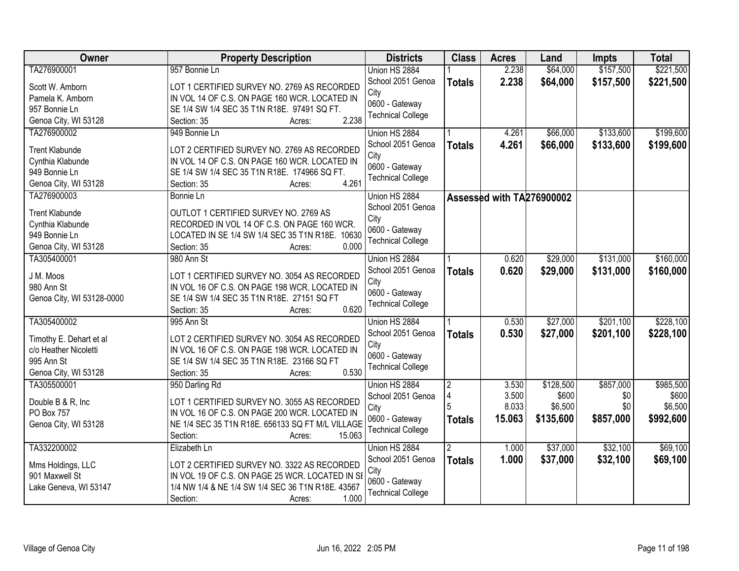| Owner | Property Description | Districts | Class | Acres | Land | Impts | Total |
|---|---|---|---|---|---|---|---|
| TA276900001<br><br>Scott W. Amborn<br>Pamela K. Amborn<br>957 Bonnie Ln<br>Genoa City, WI 53128 | 957 Bonnie Ln<br><br>LOT 1 CERTIFIED SURVEY NO. 2769 AS RECORDED IN VOL 14 OF C.S. ON PAGE 160 WCR. LOCATED IN SE 1/4 SW 1/4 SEC 35 T1N R18E. 97491 SQ FT.<br>Section: 35 Acres: 2.238 | Union HS 2884<br>School 2051 Genoa City<br>0600 - Gateway Technical College | 1<br>**Totals** | 2.238<br>**2.238** | $64,000<br>**$64,000** | $157,500<br>**$157,500** | $221,500<br>**$221,500** |
| TA276900002<br><br>Trent Klabunde<br>Cynthia Klabunde<br>949 Bonnie Ln<br>Genoa City, WI 53128 | 949 Bonnie Ln<br><br>LOT 2 CERTIFIED SURVEY NO. 2769 AS RECORDED IN VOL 14 OF C.S. ON PAGE 160 WCR. LOCATED IN SE 1/4 SW 1/4 SEC 35 T1N R18E. 174966 SQ FT.<br>Section: 35 Acres: 4.261 | Union HS 2884<br>School 2051 Genoa City<br>0600 - Gateway Technical College | 1<br>**Totals** | 4.261<br>**4.261** | $66,000<br>**$66,000** | $133,600<br>**$133,600** | $199,600<br>**$199,600** |
| TA276900003<br><br>Trent Klabunde<br>Cynthia Klabunde<br>949 Bonnie Ln<br>Genoa City, WI 53128 | Bonnie Ln<br><br>OUTLOT 1 CERTIFIED SURVEY NO. 2769 AS RECORDED IN VOL 14 OF C.S. ON PAGE 160 WCR. LOCATED IN SE 1/4 SW 1/4 SEC 35 T1N R18E. 10630<br>Section: 35 Acres: 0.000 | Union HS 2884<br>School 2051 Genoa City<br>0600 - Gateway Technical College | **Assessed with TA276900002** | | | | |
| TA305400001<br><br>J M. Moos<br>980 Ann St<br>Genoa City, WI 53128-0000 | 980 Ann St<br><br>LOT 1 CERTIFIED SURVEY NO. 3054 AS RECORDED IN VOL 16 OF C.S. ON PAGE 198 WCR. LOCATED IN SE 1/4 SW 1/4 SEC 35 T1N R18E. 27151 SQ FT<br>Section: 35 Acres: 0.620 | Union HS 2884<br>School 2051 Genoa City<br>0600 - Gateway Technical College | 1<br>**Totals** | 0.620<br>**0.620** | $29,000<br>**$29,000** | $131,000<br>**$131,000** | $160,000<br>**$160,000** |
| TA305400002<br><br>Timothy E. Dehart et al<br>c/o Heather Nicoletti<br>995 Ann St<br>Genoa City, WI 53128 | 995 Ann St<br><br>LOT 2 CERTIFIED SURVEY NO. 3054 AS RECORDED IN VOL 16 OF C.S. ON PAGE 198 WCR. LOCATED IN SE 1/4 SW 1/4 SEC 35 T1N R18E. 23166 SQ FT<br>Section: 35 Acres: 0.530 | Union HS 2884<br>School 2051 Genoa City<br>0600 - Gateway Technical College | 1<br>**Totals** | 0.530<br>**0.530** | $27,000<br>**$27,000** | $201,100<br>**$201,100** | $228,100<br>**$228,100** |
| TA305500001<br><br>Double B & R, Inc<br>PO Box 757<br>Genoa City, WI 53128 | 950 Darling Rd<br><br>LOT 1 CERTIFIED SURVEY NO. 3055 AS RECORDED IN VOL 16 OF C.S. ON PAGE 200 WCR. LOCATED IN NE 1/4 SEC 35 T1N R18E. 656133 SQ FT M/L VILLAGE<br>Section: Acres: 15.063 | Union HS 2884<br>School 2051 Genoa City<br>0600 - Gateway Technical College | 2<br>4<br>5<br>**Totals** | 3.530<br>3.500<br>8.033<br>**15.063** | $128,500<br>$600<br>$6,500<br>**$135,600** | $857,000<br>$0<br>$0<br>**$857,000** | $985,500<br>$600<br>$6,500<br>**$992,600** |
| TA332200002<br><br>Mms Holdings, LLC<br>901 Maxwell St<br>Lake Geneva, WI 53147 | Elizabeth Ln<br><br>LOT 2 CERTIFIED SURVEY NO. 3322 AS RECORDED IN VOL 19 OF C.S. ON PAGE 25 WCR. LOCATED IN SE 1/4 NW 1/4 & NE 1/4 SW 1/4 SEC 36 T1N R18E. 43567<br>Section: Acres: 1.000 | Union HS 2884<br>School 2051 Genoa City<br>0600 - Gateway Technical College | 2<br>**Totals** | 1.000<br>**1.000** | $37,000<br>**$37,000** | $32,100<br>**$32,100** | $69,100<br>**$69,100** |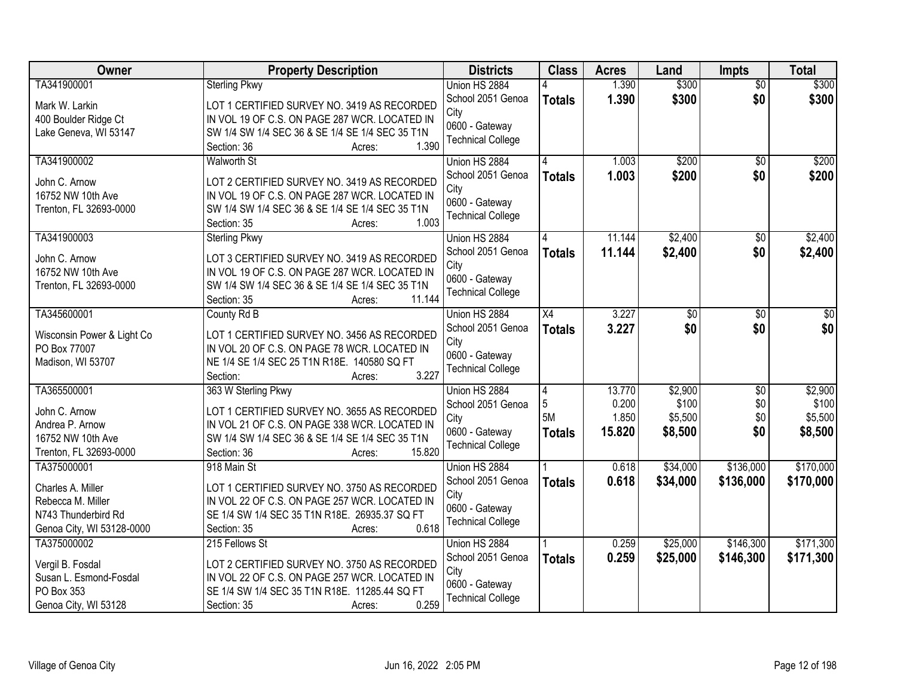| Owner | Property Description | Districts | Class | Acres | Land | Impts | Total |
|---|---|---|---|---|---|---|---|
| TA341900001<br><br>Mark W. Larkin<br>400 Boulder Ridge Ct<br>Lake Geneva, WI 53147 | Sterling Pkwy<br><br>LOT 1 CERTIFIED SURVEY NO. 3419 AS RECORDED IN VOL 19 OF C.S. ON PAGE 287 WCR. LOCATED IN SW 1/4 SW 1/4 SEC 36 & SE 1/4 SE 1/4 SEC 35 T1N<br>Section: 36 Acres: 1.390 | Union HS 2884<br>School 2051 Genoa City<br>0600 - Gateway Technical College | 4<br>**Totals** | 1.390<br>**1.390** | $300<br>**$300** | $0<br>**$0** | $300<br>**$300** |
| TA341900002<br><br>John C. Arnow<br>16752 NW 10th Ave<br>Trenton, FL 32693-0000 | Walworth St<br><br>LOT 2 CERTIFIED SURVEY NO. 3419 AS RECORDED IN VOL 19 OF C.S. ON PAGE 287 WCR. LOCATED IN SW 1/4 SW 1/4 SEC 36 & SE 1/4 SE 1/4 SEC 35 T1N<br>Section: 35 Acres: 1.003 | Union HS 2884<br>School 2051 Genoa City<br>0600 - Gateway Technical College | 4<br>**Totals** | 1.003<br>**1.003** | $200<br>**$200** | $0<br>**$0** | $200<br>**$200** |
| TA341900003<br><br>John C. Arnow<br>16752 NW 10th Ave<br>Trenton, FL 32693-0000 | Sterling Pkwy<br><br>LOT 3 CERTIFIED SURVEY NO. 3419 AS RECORDED IN VOL 19 OF C.S. ON PAGE 287 WCR. LOCATED IN SW 1/4 SW 1/4 SEC 36 & SE 1/4 SE 1/4 SEC 35 T1N<br>Section: 35 Acres: 11.144 | Union HS 2884<br>School 2051 Genoa City<br>0600 - Gateway Technical College | 4<br>**Totals** | 11.144<br>**11.144** | $2,400<br>**$2,400** | $0<br>**$0** | $2,400<br>**$2,400** |
| TA345600001<br><br>Wisconsin Power & Light Co<br>PO Box 77007<br>Madison, WI 53707 | County Rd B<br><br>LOT 1 CERTIFIED SURVEY NO. 3456 AS RECORDED IN VOL 20 OF C.S. ON PAGE 78 WCR. LOCATED IN NE 1/4 SE 1/4 SEC 25 T1N R18E. 140580 SQ FT<br>Section: Acres: 3.227 | Union HS 2884<br>School 2051 Genoa City<br>0600 - Gateway Technical College | X4<br>**Totals** | 3.227<br>**3.227** | $0<br>**$0** | $0<br>**$0** | $0<br>**$0** |
| TA365500001<br><br>John C. Arnow<br>Andrea P. Arnow<br>16752 NW 10th Ave<br>Trenton, FL 32693-0000 | 363 W Sterling Pkwy<br><br>LOT 1 CERTIFIED SURVEY NO. 3655 AS RECORDED IN VOL 21 OF C.S. ON PAGE 338 WCR. LOCATED IN SW 1/4 SW 1/4 SEC 36 & SE 1/4 SE 1/4 SEC 35 T1N<br>Section: 36 Acres: 15.820 | Union HS 2884<br>School 2051 Genoa City<br>0600 - Gateway Technical College | 4<br>5<br>5M<br>**Totals** | 13.770<br>0.200<br>1.850<br>**15.820** | $2,900<br>$100<br>$5,500<br>**$8,500** | $0<br>$0<br>$0<br>**$0** | $2,900<br>$100<br>$5,500<br>**$8,500** |
| TA375000001<br><br>Charles A. Miller<br>Rebecca M. Miller<br>N743 Thunderbird Rd<br>Genoa City, WI 53128-0000 | 918 Main St<br><br>LOT 1 CERTIFIED SURVEY NO. 3750 AS RECORDED IN VOL 22 OF C.S. ON PAGE 257 WCR. LOCATED IN SE 1/4 SW 1/4 SEC 35 T1N R18E. 26935.37 SQ FT<br>Section: 35 Acres: 0.618 | Union HS 2884<br>School 2051 Genoa City<br>0600 - Gateway Technical College | 1<br>**Totals** | 0.618<br>**0.618** | $34,000<br>**$34,000** | $136,000<br>**$136,000** | $170,000<br>**$170,000** |
| TA375000002<br><br>Vergil B. Fosdal<br>Susan L. Esmond-Fosdal<br>PO Box 353<br>Genoa City, WI 53128 | 215 Fellows St<br><br>LOT 2 CERTIFIED SURVEY NO. 3750 AS RECORDED IN VOL 22 OF C.S. ON PAGE 257 WCR. LOCATED IN SE 1/4 SW 1/4 SEC 35 T1N R18E. 11285.44 SQ FT<br>Section: 35 Acres: 0.259 | Union HS 2884<br>School 2051 Genoa City<br>0600 - Gateway Technical College | 1<br>**Totals** | 0.259<br>**0.259** | $25,000<br>**$25,000** | $146,300<br>**$146,300** | $171,300<br>**$171,300** |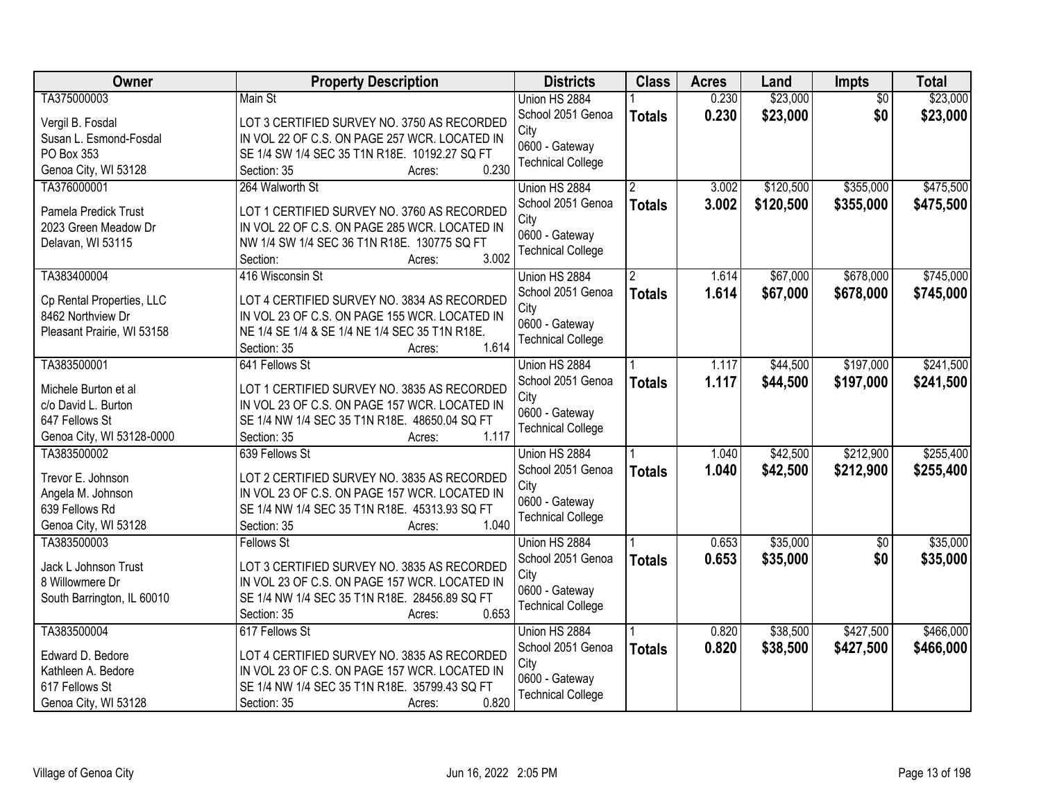| Owner | Property Description | Districts | Class | Acres | Land | Impts | Total |
|---|---|---|---|---|---|---|---|
| TA375000003<br><br>Vergil B. Fosdal<br>Susan L. Esmond-Fosdal<br>PO Box 353<br>Genoa City, WI 53128 | Main St<br><br>LOT 3 CERTIFIED SURVEY NO. 3750 AS RECORDED IN VOL 22 OF C.S. ON PAGE 257 WCR. LOCATED IN SE 1/4 SW 1/4 SEC 35 T1N R18E. 10192.27 SQ FT<br>Section: 35 Acres: 0.230 | Union HS 2884<br>School 2051 Genoa City<br>0600 - Gateway Technical College | 1<br>**Totals** | 0.230<br>**0.230** | $23,000<br>**$23,000** | $0<br>**$0** | $23,000<br>**$23,000** |
| TA376000001<br><br>Pamela Predick Trust<br>2023 Green Meadow Dr<br>Delavan, WI 53115 | 264 Walworth St<br><br>LOT 1 CERTIFIED SURVEY NO. 3760 AS RECORDED IN VOL 22 OF C.S. ON PAGE 285 WCR. LOCATED IN NW 1/4 SW 1/4 SEC 36 T1N R18E. 130775 SQ FT<br>Section: Acres: 3.002 | Union HS 2884<br>School 2051 Genoa City<br>0600 - Gateway Technical College | 2<br>**Totals** | 3.002<br>**3.002** | $120,500<br>**$120,500** | $355,000<br>**$355,000** | $475,500<br>**$475,500** |
| TA383400004<br><br>Cp Rental Properties, LLC<br>8462 Northview Dr<br>Pleasant Prairie, WI 53158 | 416 Wisconsin St<br><br>LOT 4 CERTIFIED SURVEY NO. 3834 AS RECORDED IN VOL 23 OF C.S. ON PAGE 155 WCR. LOCATED IN NE 1/4 SE 1/4 & SE 1/4 NE 1/4 SEC 35 T1N R18E.<br>Section: 35 Acres: 1.614 | Union HS 2884<br>School 2051 Genoa City<br>0600 - Gateway Technical College | 2<br>**Totals** | 1.614<br>**1.614** | $67,000<br>**$67,000** | $678,000<br>**$678,000** | $745,000<br>**$745,000** |
| TA383500001<br><br>Michele Burton et al<br>c/o David L. Burton<br>647 Fellows St<br>Genoa City, WI 53128-0000 | 641 Fellows St<br><br>LOT 1 CERTIFIED SURVEY NO. 3835 AS RECORDED IN VOL 23 OF C.S. ON PAGE 157 WCR. LOCATED IN SE 1/4 NW 1/4 SEC 35 T1N R18E. 48650.04 SQ FT<br>Section: 35 Acres: 1.117 | Union HS 2884<br>School 2051 Genoa City<br>0600 - Gateway Technical College | 1<br>**Totals** | 1.117<br>**1.117** | $44,500<br>**$44,500** | $197,000<br>**$197,000** | $241,500<br>**$241,500** |
| TA383500002<br><br>Trevor E. Johnson<br>Angela M. Johnson<br>639 Fellows Rd<br>Genoa City, WI 53128 | 639 Fellows St<br><br>LOT 2 CERTIFIED SURVEY NO. 3835 AS RECORDED IN VOL 23 OF C.S. ON PAGE 157 WCR. LOCATED IN SE 1/4 NW 1/4 SEC 35 T1N R18E. 45313.93 SQ FT<br>Section: 35 Acres: 1.040 | Union HS 2884<br>School 2051 Genoa City<br>0600 - Gateway Technical College | 1<br>**Totals** | 1.040<br>**1.040** | $42,500<br>**$42,500** | $212,900<br>**$212,900** | $255,400<br>**$255,400** |
| TA383500003<br><br>Jack L Johnson Trust<br>8 Willowmere Dr<br>South Barrington, IL 60010 | Fellows St<br><br>LOT 3 CERTIFIED SURVEY NO. 3835 AS RECORDED IN VOL 23 OF C.S. ON PAGE 157 WCR. LOCATED IN SE 1/4 NW 1/4 SEC 35 T1N R18E. 28456.89 SQ FT<br>Section: 35 Acres: 0.653 | Union HS 2884<br>School 2051 Genoa City<br>0600 - Gateway Technical College | 1<br>**Totals** | 0.653<br>**0.653** | $35,000<br>**$35,000** | $0<br>**$0** | $35,000<br>**$35,000** |
| TA383500004<br><br>Edward D. Bedore<br>Kathleen A. Bedore<br>617 Fellows St<br>Genoa City, WI 53128 | 617 Fellows St<br><br>LOT 4 CERTIFIED SURVEY NO. 3835 AS RECORDED IN VOL 23 OF C.S. ON PAGE 157 WCR. LOCATED IN SE 1/4 NW 1/4 SEC 35 T1N R18E. 35799.43 SQ FT<br>Section: 35 Acres: 0.820 | Union HS 2884<br>School 2051 Genoa City<br>0600 - Gateway Technical College | 1<br>**Totals** | 0.820<br>**0.820** | $38,500<br>**$38,500** | $427,500<br>**$427,500** | $466,000<br>**$466,000** |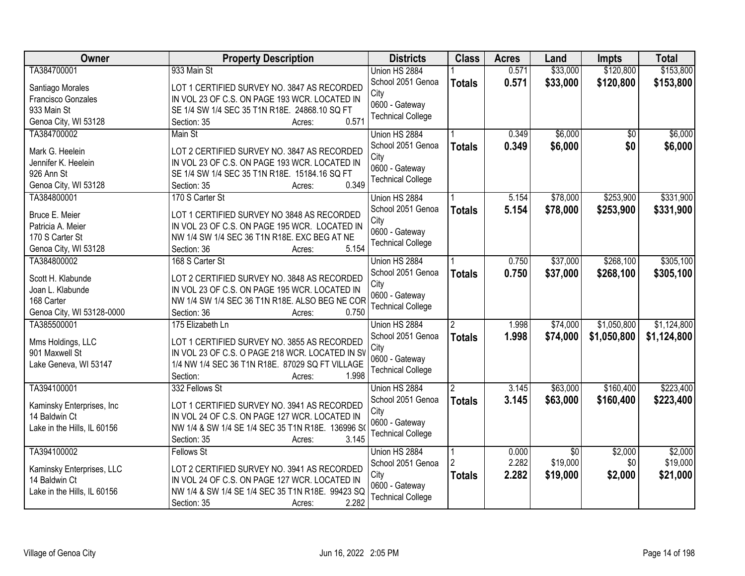| Owner | Property Description | Districts | Class | Acres | Land | Impts | Total |
|---|---|---|---|---|---|---|---|
| TA384700001<br><br>Santiago Morales<br>Francisco Gonzales<br>933 Main St<br>Genoa City, WI 53128 | 933 Main St<br><br>LOT 1 CERTIFIED SURVEY NO. 3847 AS RECORDED IN VOL 23 OF C.S. ON PAGE 193 WCR. LOCATED IN SE 1/4 SW 1/4 SEC 35 T1N R18E. 24868.10 SQ FT<br>Section: 35 Acres: 0.571 | Union HS 2884<br>School 2051 Genoa City<br>0600 - Gateway Technical College | 1<br>**Totals** | 0.571<br>**0.571** | $33,000<br>**$33,000** | $120,800<br>**$120,800** | $153,800<br>**$153,800** |
| TA384700002<br><br>Mark G. Heelein<br>Jennifer K. Heelein<br>926 Ann St<br>Genoa City, WI 53128 | Main St<br><br>LOT 2 CERTIFIED SURVEY NO. 3847 AS RECORDED IN VOL 23 OF C.S. ON PAGE 193 WCR. LOCATED IN SE 1/4 SW 1/4 SEC 35 T1N R18E. 15184.16 SQ FT<br>Section: 35 Acres: 0.349 | Union HS 2884<br>School 2051 Genoa City<br>0600 - Gateway Technical College | 1<br>**Totals** | 0.349<br>**0.349** | $6,000<br>**$6,000** | $0<br>**$0** | $6,000<br>**$6,000** |
| TA384800001<br><br>Bruce E. Meier<br>Patricia A. Meier<br>170 S Carter St<br>Genoa City, WI 53128 | 170 S Carter St<br><br>LOT 1 CERTIFIED SURVEY NO 3848 AS RECORDED IN VOL 23 OF C.S. ON PAGE 195 WCR. LOCATED IN NW 1/4 SW 1/4 SEC 36 T1N R18E. EXC BEG AT NE<br>Section: 36 Acres: 5.154 | Union HS 2884<br>School 2051 Genoa City<br>0600 - Gateway Technical College | 1<br>**Totals** | 5.154<br>**5.154** | $78,000<br>**$78,000** | $253,900<br>**$253,900** | $331,900<br>**$331,900** |
| TA384800002<br><br>Scott H. Klabunde<br>Joan L. Klabunde<br>168 Carter<br>Genoa City, WI 53128-0000 | 168 S Carter St<br><br>LOT 2 CERTIFIED SURVEY NO. 3848 AS RECORDED IN VOL 23 OF C.S. ON PAGE 195 WCR. LOCATED IN NW 1/4 SW 1/4 SEC 36 T1N R18E. ALSO BEG NE COR<br>Section: 36 Acres: 0.750 | Union HS 2884<br>School 2051 Genoa City<br>0600 - Gateway Technical College | 1<br>**Totals** | 0.750<br>**0.750** | $37,000<br>**$37,000** | $268,100<br>**$268,100** | $305,100<br>**$305,100** |
| TA385500001<br><br>Mms Holdings, LLC<br>901 Maxwell St<br>Lake Geneva, WI 53147 | 175 Elizabeth Ln<br><br>LOT 1 CERTIFIED SURVEY NO. 3855 AS RECORDED IN VOL 23 OF C.S. O PAGE 218 WCR. LOCATED IN SV 1/4 NW 1/4 SEC 36 T1N R18E. 87029 SQ FT VILLAGE<br>Section: Acres: 1.998 | Union HS 2884<br>School 2051 Genoa City<br>0600 - Gateway Technical College | 2<br>**Totals** | 1.998<br>**1.998** | $74,000<br>**$74,000** | $1,050,800<br>**$1,050,800** | $1,124,800<br>**$1,124,800** |
| TA394100001<br><br>Kaminsky Enterprises, Inc<br>14 Baldwin Ct<br>Lake in the Hills, IL 60156 | 332 Fellows St<br><br>LOT 1 CERTIFIED SURVEY NO. 3941 AS RECORDED IN VOL 24 OF C.S. ON PAGE 127 WCR. LOCATED IN NW 1/4 & SW 1/4 SE 1/4 SEC 35 T1N R18E. 136996 S(<br>Section: 35 Acres: 3.145 | Union HS 2884<br>School 2051 Genoa City<br>0600 - Gateway Technical College | 2<br>**Totals** | 3.145<br>**3.145** | $63,000<br>**$63,000** | $160,400<br>**$160,400** | $223,400<br>**$223,400** |
| TA394100002<br><br>Kaminsky Enterprises, LLC<br>14 Baldwin Ct<br>Lake in the Hills, IL 60156 | Fellows St<br><br>LOT 2 CERTIFIED SURVEY NO. 3941 AS RECORDED IN VOL 24 OF C.S. ON PAGE 127 WCR. LOCATED IN NW 1/4 & SW 1/4 SE 1/4 SEC 35 T1N R18E. 99423 SQ<br>Section: 35 Acres: 2.282 | Union HS 2884<br>School 2051 Genoa City<br>0600 - Gateway Technical College | 1<br>2<br>**Totals** | 0.000<br>2.282<br>**2.282** | $0<br>$19,000<br>**$19,000** | $2,000<br>$0<br>**$2,000** | $2,000<br>$19,000<br>**$21,000** |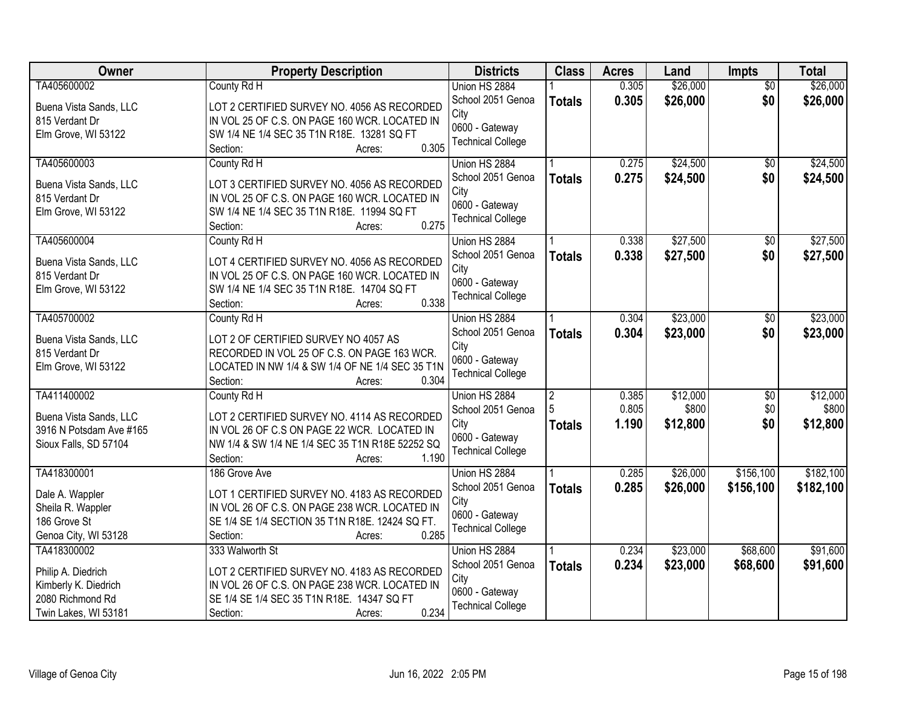| Owner | Property Description | Districts | Class | Acres | Land | Impts | Total |
|---|---|---|---|---|---|---|---|
| TA405600002<br><br>Buena Vista Sands, LLC<br>815 Verdant Dr<br>Elm Grove, WI 53122 | County Rd H<br><br>LOT 2 CERTIFIED SURVEY NO. 4056 AS RECORDED IN VOL 25 OF C.S. ON PAGE 160 WCR. LOCATED IN SW 1/4 NE 1/4 SEC 35 T1N R18E. 13281 SQ FT<br>Section: Acres: 0.305 | Union HS 2884<br>School 2051 Genoa City<br>0600 - Gateway Technical College | 1<br>**Totals** | 0.305<br>**0.305** | $26,000<br>**$26,000** | $0<br>**$0** | $26,000<br>**$26,000** |
| TA405600003<br><br>Buena Vista Sands, LLC<br>815 Verdant Dr<br>Elm Grove, WI 53122 | County Rd H<br><br>LOT 3 CERTIFIED SURVEY NO. 4056 AS RECORDED IN VOL 25 OF C.S. ON PAGE 160 WCR. LOCATED IN SW 1/4 NE 1/4 SEC 35 T1N R18E. 11994 SQ FT<br>Section: Acres: 0.275 | Union HS 2884<br>School 2051 Genoa City<br>0600 - Gateway Technical College | 1<br>**Totals** | 0.275<br>**0.275** | $24,500<br>**$24,500** | $0<br>**$0** | $24,500<br>**$24,500** |
| TA405600004<br><br>Buena Vista Sands, LLC<br>815 Verdant Dr<br>Elm Grove, WI 53122 | County Rd H<br><br>LOT 4 CERTIFIED SURVEY NO. 4056 AS RECORDED IN VOL 25 OF C.S. ON PAGE 160 WCR. LOCATED IN SW 1/4 NE 1/4 SEC 35 T1N R18E. 14704 SQ FT<br>Section: Acres: 0.338 | Union HS 2884<br>School 2051 Genoa City<br>0600 - Gateway Technical College | 1<br>**Totals** | 0.338<br>**0.338** | $27,500<br>**$27,500** | $0<br>**$0** | $27,500<br>**$27,500** |
| TA405700002<br><br>Buena Vista Sands, LLC<br>815 Verdant Dr<br>Elm Grove, WI 53122 | County Rd H<br><br>LOT 2 OF CERTIFIED SURVEY NO 4057 AS RECORDED IN VOL 25 OF C.S. ON PAGE 163 WCR. LOCATED IN NW 1/4 & SW 1/4 OF NE 1/4 SEC 35 T1N<br>Section: Acres: 0.304 | Union HS 2884<br>School 2051 Genoa City<br>0600 - Gateway Technical College | 1<br>**Totals** | 0.304<br>**0.304** | $23,000<br>**$23,000** | $0<br>**$0** | $23,000<br>**$23,000** |
| TA411400002<br><br>Buena Vista Sands, LLC<br>3916 N Potsdam Ave #165<br>Sioux Falls, SD 57104 | County Rd H<br><br>LOT 2 CERTIFIED SURVEY NO. 4114 AS RECORDED IN VOL 26 OF C.S ON PAGE 22 WCR. LOCATED IN NW 1/4 & SW 1/4 NE 1/4 SEC 35 T1N R18E 52252 SQ<br>Section: Acres: 1.190 | Union HS 2884<br>School 2051 Genoa City<br>0600 - Gateway Technical College | 2<br>5<br>**Totals** | 0.385<br>0.805<br>**1.190** | $12,000<br>$800<br>**$12,800** | $0<br>$0<br>**$0** | $12,000<br>$800<br>**$12,800** |
| TA418300001<br><br>Dale A. Wappler<br>Sheila R. Wappler<br>186 Grove St<br>Genoa City, WI 53128 | 186 Grove Ave<br><br>LOT 1 CERTIFIED SURVEY NO. 4183 AS RECORDED IN VOL 26 OF C.S. ON PAGE 238 WCR. LOCATED IN SE 1/4 SE 1/4 SECTION 35 T1N R18E. 12424 SQ FT.<br>Section: Acres: 0.285 | Union HS 2884<br>School 2051 Genoa City<br>0600 - Gateway Technical College | 1<br>**Totals** | 0.285<br>**0.285** | $26,000<br>**$26,000** | $156,100<br>**$156,100** | $182,100<br>**$182,100** |
| TA418300002<br><br>Philip A. Diedrich<br>Kimberly K. Diedrich<br>2080 Richmond Rd<br>Twin Lakes, WI 53181 | 333 Walworth St<br><br>LOT 2 CERTIFIED SURVEY NO. 4183 AS RECORDED IN VOL 26 OF C.S. ON PAGE 238 WCR. LOCATED IN SE 1/4 SE 1/4 SEC 35 T1N R18E. 14347 SQ FT<br>Section: Acres: 0.234 | Union HS 2884<br>School 2051 Genoa City<br>0600 - Gateway Technical College | 1<br>**Totals** | 0.234<br>**0.234** | $23,000<br>**$23,000** | $68,600<br>**$68,600** | $91,600<br>**$91,600** |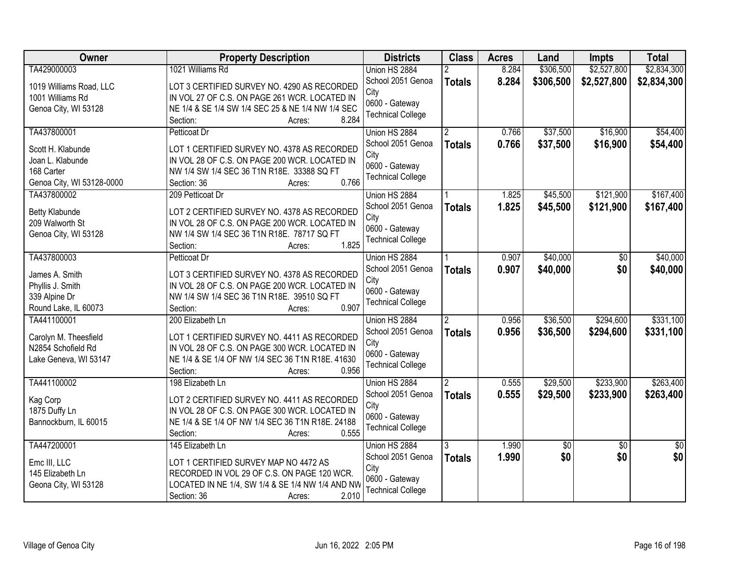| Owner | Property Description | Districts | Class | Acres | Land | Impts | Total |
|---|---|---|---|---|---|---|---|
| TA429000003<br><br>1019 Williams Road, LLC<br>1001 Williams Rd<br>Genoa City, WI 53128 | 1021 Williams Rd<br><br>LOT 3 CERTIFIED SURVEY NO. 4290 AS RECORDED IN VOL 27 OF C.S. ON PAGE 261 WCR. LOCATED IN NE 1/4 & SE 1/4 SW 1/4 SEC 25 & NE 1/4 NW 1/4 SEC<br>Section: Acres: 8.284 | Union HS 2884<br>School 2051 Genoa City<br>0600 - Gateway Technical College | 2<br>**Totals** | 8.284<br>**8.284** | $306,500<br>**$306,500** | $2,527,800<br>**$2,527,800** | $2,834,300<br>**$2,834,300** |
| TA437800001<br><br>Scott H. Klabunde<br>Joan L. Klabunde<br>168 Carter<br>Genoa City, WI 53128-0000 | Petticoat Dr<br><br>LOT 1 CERTIFIED SURVEY NO. 4378 AS RECORDED IN VOL 28 OF C.S. ON PAGE 200 WCR. LOCATED IN NW 1/4 SW 1/4 SEC 36 T1N R18E. 33388 SQ FT<br>Section: 36 Acres: 0.766 | Union HS 2884<br>School 2051 Genoa City<br>0600 - Gateway Technical College | 2<br>**Totals** | 0.766<br>**0.766** | $37,500<br>**$37,500** | $16,900<br>**$16,900** | $54,400<br>**$54,400** |
| TA437800002<br><br>Betty Klabunde<br>209 Walworth St<br>Genoa City, WI 53128 | 209 Petticoat Dr<br><br>LOT 2 CERTIFIED SURVEY NO. 4378 AS RECORDED IN VOL 28 OF C.S. ON PAGE 200 WCR. LOCATED IN NW 1/4 SW 1/4 SEC 36 T1N R18E. 78717 SQ FT<br>Section: Acres: 1.825 | Union HS 2884<br>School 2051 Genoa City<br>0600 - Gateway Technical College | 1<br>**Totals** | 1.825<br>**1.825** | $45,500<br>**$45,500** | $121,900<br>**$121,900** | $167,400<br>**$167,400** |
| TA437800003<br><br>James A. Smith<br>Phyllis J. Smith<br>339 Alpine Dr<br>Round Lake, IL 60073 | Petticoat Dr<br><br>LOT 3 CERTIFIED SURVEY NO. 4378 AS RECORDED IN VOL 28 OF C.S. ON PAGE 200 WCR. LOCATED IN NW 1/4 SW 1/4 SEC 36 T1N R18E. 39510 SQ FT<br>Section: Acres: 0.907 | Union HS 2884<br>School 2051 Genoa City<br>0600 - Gateway Technical College | 1<br>**Totals** | 0.907<br>**0.907** | $40,000<br>**$40,000** | $0<br>**$0** | $40,000<br>**$40,000** |
| TA441100001<br><br>Carolyn M. Theesfield<br>N2854 Schofield Rd<br>Lake Geneva, WI 53147 | 200 Elizabeth Ln<br><br>LOT 1 CERTIFIED SURVEY NO. 4411 AS RECORDED IN VOL 28 OF C.S. ON PAGE 300 WCR. LOCATED IN NE 1/4 & SE 1/4 OF NW 1/4 SEC 36 T1N R18E. 41630<br>Section: Acres: 0.956 | Union HS 2884<br>School 2051 Genoa City<br>0600 - Gateway Technical College | 2<br>**Totals** | 0.956<br>**0.956** | $36,500<br>**$36,500** | $294,600<br>**$294,600** | $331,100<br>**$331,100** |
| TA441100002<br><br>Kag Corp<br>1875 Duffy Ln<br>Bannockburn, IL 60015 | 198 Elizabeth Ln<br><br>LOT 2 CERTIFIED SURVEY NO. 4411 AS RECORDED IN VOL 28 OF C.S. ON PAGE 300 WCR. LOCATED IN NE 1/4 & SE 1/4 OF NW 1/4 SEC 36 T1N R18E. 24188<br>Section: Acres: 0.555 | Union HS 2884<br>School 2051 Genoa City<br>0600 - Gateway Technical College | 2<br>**Totals** | 0.555<br>**0.555** | $29,500<br>**$29,500** | $233,900<br>**$233,900** | $263,400<br>**$263,400** |
| TA447200001<br><br>Emc III, LLC<br>145 Elizabeth Ln<br>Geona City, WI 53128 | 145 Elizabeth Ln<br><br>LOT 1 CERTIFIED SURVEY MAP NO 4472 AS RECORDED IN VOL 29 OF C.S. ON PAGE 120 WCR. LOCATED IN NE 1/4, SW 1/4 & SE 1/4 NW 1/4 AND NW<br>Section: 36 Acres: 2.010 | Union HS 2884<br>School 2051 Genoa City<br>0600 - Gateway Technical College | 3<br>**Totals** | 1.990<br>**1.990** | $0<br>**$0** | $0<br>**$0** | $0<br>**$0** |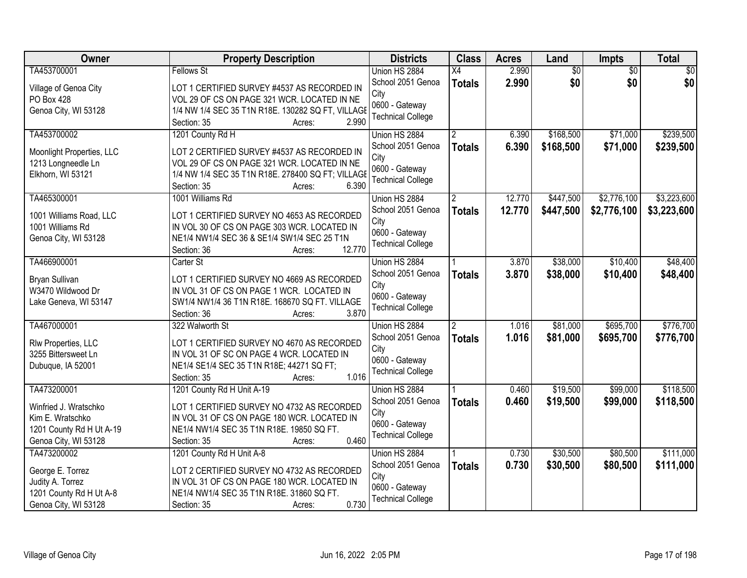| Owner | Property Description | Districts | Class | Acres | Land | Impts | Total |
|---|---|---|---|---|---|---|---|
| TA453700001<br>Village of Genoa City<br>PO Box 428<br>Genoa City, WI 53128 | Fellows St<br>LOT 1 CERTIFIED SURVEY #4537 AS RECORDED IN VOL 29 OF CS ON PAGE 321 WCR. LOCATED IN NE 1/4 NW 1/4 SEC 35 T1N R18E. 130282 SQ FT, VILLAGE<br>Section: 35 Acres: 2.990 | Union HS 2884<br>School 2051 Genoa City<br>0600 - Gateway Technical College | X4<br>**Totals** | 2.990<br>**2.990** | $0<br>**$0** | $0<br>**$0** | $0<br>**$0** |
| TA453700002<br>Moonlight Properties, LLC<br>1213 Longneedle Ln<br>Elkhorn, WI 53121 | 1201 County Rd H<br>LOT 2 CERTIFIED SURVEY #4537 AS RECORDED IN VOL 29 OF CS ON PAGE 321 WCR. LOCATED IN NE 1/4 NW 1/4 SEC 35 T1N R18E. 278400 SQ FT; VILLAGE<br>Section: 35 Acres: 6.390 | Union HS 2884<br>School 2051 Genoa City<br>0600 - Gateway Technical College | 2<br>**Totals** | 6.390<br>**6.390** | $168,500<br>**$168,500** | $71,000<br>**$71,000** | $239,500<br>**$239,500** |
| TA465300001<br>1001 Williams Road, LLC<br>1001 Williams Rd<br>Genoa City, WI 53128 | 1001 Williams Rd<br>LOT 1 CERTIFIED SURVEY NO 4653 AS RECORDED IN VOL 30 OF CS ON PAGE 303 WCR. LOCATED IN NE1/4 NW1/4 SEC 36 & SE1/4 SW1/4 SEC 25 T1N<br>Section: 36 Acres: 12.770 | Union HS 2884<br>School 2051 Genoa City<br>0600 - Gateway Technical College | 2<br>**Totals** | 12.770<br>**12.770** | $447,500<br>**$447,500** | $2,776,100<br>**$2,776,100** | $3,223,600<br>**$3,223,600** |
| TA466900001<br>Bryan Sullivan<br>W3470 Wildwood Dr<br>Lake Geneva, WI 53147 | Carter St<br>LOT 1 CERTIFIED SURVEY NO 4669 AS RECORDED IN VOL 31 OF CS ON PAGE 1 WCR. LOCATED IN SW1/4 NW1/4 36 T1N R18E. 168670 SQ FT. VILLAGE<br>Section: 36 Acres: 3.870 | Union HS 2884<br>School 2051 Genoa City<br>0600 - Gateway Technical College | 1<br>**Totals** | 3.870<br>**3.870** | $38,000<br>**$38,000** | $10,400<br>**$10,400** | $48,400<br>**$48,400** |
| TA467000001<br>Rlw Properties, LLC<br>3255 Bittersweet Ln<br>Dubuque, IA 52001 | 322 Walworth St<br>LOT 1 CERTIFIED SURVEY NO 4670 AS RECORDED IN VOL 31 OF SC ON PAGE 4 WCR. LOCATED IN NE1/4 SE1/4 SEC 35 T1N R18E; 44271 SQ FT;<br>Section: 35 Acres: 1.016 | Union HS 2884<br>School 2051 Genoa City<br>0600 - Gateway Technical College | 2<br>**Totals** | 1.016<br>**1.016** | $81,000<br>**$81,000** | $695,700<br>**$695,700** | $776,700<br>**$776,700** |
| TA473200001<br>Winfried J. Wratschko<br>Kim E. Wratschko<br>1201 County Rd H Ut A-19<br>Genoa City, WI 53128 | 1201 County Rd H Unit A-19<br>LOT 1 CERTIFIED SURVEY NO 4732 AS RECORDED IN VOL 31 OF CS ON PAGE 180 WCR. LOCATED IN NE1/4 NW1/4 SEC 35 T1N R18E. 19850 SQ FT.<br>Section: 35 Acres: 0.460 | Union HS 2884<br>School 2051 Genoa City<br>0600 - Gateway Technical College | 1<br>**Totals** | 0.460<br>**0.460** | $19,500<br>**$19,500** | $99,000<br>**$99,000** | $118,500<br>**$118,500** |
| TA473200002<br>George E. Torrez<br>Judity A. Torrez<br>1201 County Rd H Ut A-8<br>Genoa City, WI 53128 | 1201 County Rd H Unit A-8<br>LOT 2 CERTIFIED SURVEY NO 4732 AS RECORDED IN VOL 31 OF CS ON PAGE 180 WCR. LOCATED IN NE1/4 NW1/4 SEC 35 T1N R18E. 31860 SQ FT.<br>Section: 35 Acres: 0.730 | Union HS 2884<br>School 2051 Genoa City<br>0600 - Gateway Technical College | 1<br>**Totals** | 0.730<br>**0.730** | $30,500<br>**$30,500** | $80,500<br>**$80,500** | $111,000<br>**$111,000** |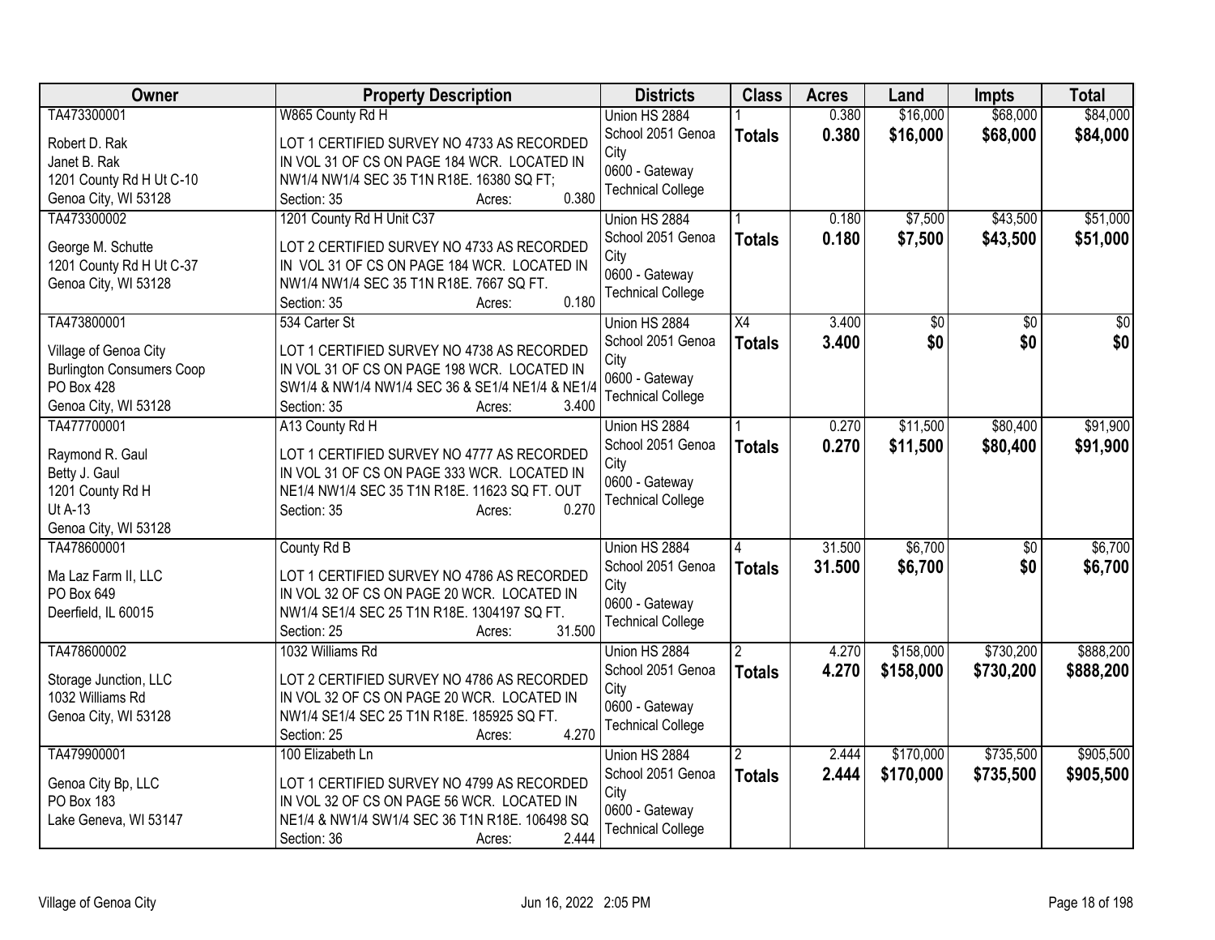| Owner | Property Description | Districts | Class | Acres | Land | Impts | Total |
|---|---|---|---|---|---|---|---|
| TA473300001<br><br>Robert D. Rak<br>Janet B. Rak<br>1201 County Rd H Ut C-10<br>Genoa City, WI 53128 | W865 County Rd H<br><br>LOT 1 CERTIFIED SURVEY NO 4733 AS RECORDED IN VOL 31 OF CS ON PAGE 184 WCR. LOCATED IN NW1/4 NW1/4 SEC 35 T1N R18E. 16380 SQ FT;<br>Section: 35 Acres: 0.380 | Union HS 2884<br>School 2051 Genoa City<br>0600 - Gateway Technical College | 1<br>**Totals** | 0.380<br>**0.380** | $16,000<br>**$16,000** | $68,000<br>**$68,000** | $84,000<br>**$84,000** |
| TA473300002<br><br>George M. Schutte<br>1201 County Rd H Ut C-37<br>Genoa City, WI 53128 | 1201 County Rd H Unit C37<br><br>LOT 2 CERTIFIED SURVEY NO 4733 AS RECORDED IN VOL 31 OF CS ON PAGE 184 WCR. LOCATED IN NW1/4 NW1/4 SEC 35 T1N R18E. 7667 SQ FT.<br>Section: 35 Acres: 0.180 | Union HS 2884<br>School 2051 Genoa City<br>0600 - Gateway Technical College | 1<br>**Totals** | 0.180<br>**0.180** | $7,500<br>**$7,500** | $43,500<br>**$43,500** | $51,000<br>**$51,000** |
| TA473800001<br><br>Village of Genoa City<br>Burlington Consumers Coop<br>PO Box 428<br>Genoa City, WI 53128 | 534 Carter St<br><br>LOT 1 CERTIFIED SURVEY NO 4738 AS RECORDED IN VOL 31 OF CS ON PAGE 198 WCR. LOCATED IN SW1/4 & NW1/4 NW1/4 SEC 36 & SE1/4 NE1/4 & NE1/4<br>Section: 35 Acres: 3.400 | Union HS 2884<br>School 2051 Genoa City<br>0600 - Gateway Technical College | X4<br>**Totals** | 3.400<br>**3.400** | $0<br>**$0** | $0<br>**$0** | $0<br>**$0** |
| TA477700001<br><br>Raymond R. Gaul<br>Betty J. Gaul<br>1201 County Rd H<br>Ut A-13<br>Genoa City, WI 53128 | A13 County Rd H<br><br>LOT 1 CERTIFIED SURVEY NO 4777 AS RECORDED IN VOL 31 OF CS ON PAGE 333 WCR. LOCATED IN NE1/4 NW1/4 SEC 35 T1N R18E. 11623 SQ FT. OUT<br>Section: 35 Acres: 0.270 | Union HS 2884<br>School 2051 Genoa City<br>0600 - Gateway Technical College | 1<br>**Totals** | 0.270<br>**0.270** | $11,500<br>**$11,500** | $80,400<br>**$80,400** | $91,900<br>**$91,900** |
| TA478600001<br><br>Ma Laz Farm II, LLC<br>PO Box 649<br>Deerfield, IL 60015 | County Rd B<br><br>LOT 1 CERTIFIED SURVEY NO 4786 AS RECORDED IN VOL 32 OF CS ON PAGE 20 WCR. LOCATED IN NW1/4 SE1/4 SEC 25 T1N R18E. 1304197 SQ FT.<br>Section: 25 Acres: 31.500 | Union HS 2884<br>School 2051 Genoa City<br>0600 - Gateway Technical College | 4<br>**Totals** | 31.500<br>**31.500** | $6,700<br>**$6,700** | $0<br>**$0** | $6,700<br>**$6,700** |
| TA478600002<br><br>Storage Junction, LLC<br>1032 Williams Rd<br>Genoa City, WI 53128 | 1032 Williams Rd<br><br>LOT 2 CERTIFIED SURVEY NO 4786 AS RECORDED IN VOL 32 OF CS ON PAGE 20 WCR. LOCATED IN NW1/4 SE1/4 SEC 25 T1N R18E. 185925 SQ FT.<br>Section: 25 Acres: 4.270 | Union HS 2884<br>School 2051 Genoa City<br>0600 - Gateway Technical College | 2<br>**Totals** | 4.270<br>**4.270** | $158,000<br>**$158,000** | $730,200<br>**$730,200** | $888,200<br>**$888,200** |
| TA479900001<br><br>Genoa City Bp, LLC<br>PO Box 183<br>Lake Geneva, WI 53147 | 100 Elizabeth Ln<br><br>LOT 1 CERTIFIED SURVEY NO 4799 AS RECORDED IN VOL 32 OF CS ON PAGE 56 WCR. LOCATED IN NE1/4 & NW1/4 SW1/4 SEC 36 T1N R18E. 106498 SQ<br>Section: 36 Acres: 2.444 | Union HS 2884<br>School 2051 Genoa City<br>0600 - Gateway Technical College | 2<br>**Totals** | 2.444<br>**2.444** | $170,000<br>**$170,000** | $735,500<br>**$735,500** | $905,500<br>**$905,500** |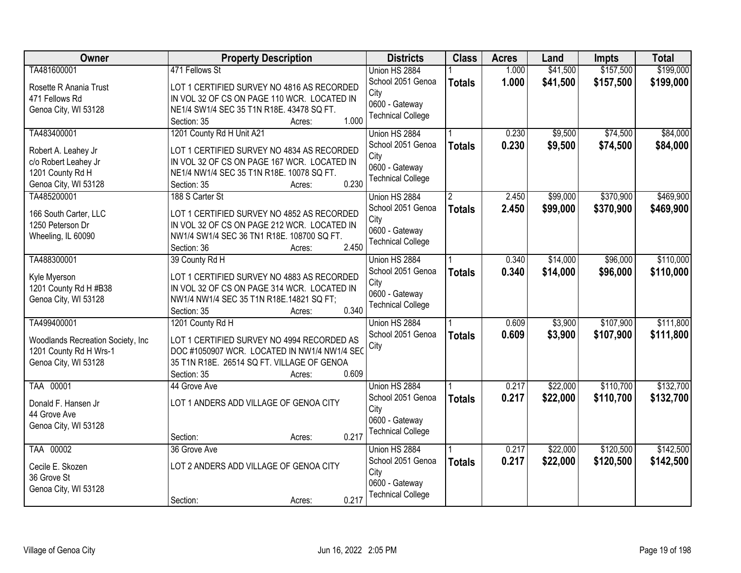| Owner | Property Description | Districts | Class | Acres | Land | Impts | Total |
|---|---|---|---|---|---|---|---|
| TA481600001<br><br>Rosette R Anania Trust<br>471 Fellows Rd<br>Genoa City, WI 53128 | 471 Fellows St<br><br>LOT 1 CERTIFIED SURVEY NO 4816 AS RECORDED IN VOL 32 OF CS ON PAGE 110 WCR. LOCATED IN NE1/4 SW1/4 SEC 35 T1N R18E. 43478 SQ FT.<br>Section: 35 Acres: 1.000 | Union HS 2884<br>School 2051 Genoa City<br>0600 - Gateway Technical College | 1<br>**Totals** | 1.000<br>**1.000** | $41,500<br>**$41,500** | $157,500<br>**$157,500** | $199,000<br>**$199,000** |
| TA483400001<br><br>Robert A. Leahey Jr<br>c/o Robert Leahey Jr<br>1201 County Rd H<br>Genoa City, WI 53128 | 1201 County Rd H Unit A21<br><br>LOT 1 CERTIFIED SURVEY NO 4834 AS RECORDED IN VOL 32 OF CS ON PAGE 167 WCR. LOCATED IN NE1/4 NW1/4 SEC 35 T1N R18E. 10078 SQ FT.<br>Section: 35 Acres: 0.230 | Union HS 2884<br>School 2051 Genoa City<br>0600 - Gateway Technical College | 1<br>**Totals** | 0.230<br>**0.230** | $9,500<br>**$9,500** | $74,500<br>**$74,500** | $84,000<br>**$84,000** |
| TA485200001<br><br>166 South Carter, LLC<br>1250 Peterson Dr<br>Wheeling, IL 60090 | 188 S Carter St<br><br>LOT 1 CERTIFIED SURVEY NO 4852 AS RECORDED IN VOL 32 OF CS ON PAGE 212 WCR. LOCATED IN NW1/4 SW1/4 SEC 36 TN1 R18E. 108700 SQ FT.<br>Section: 36 Acres: 2.450 | Union HS 2884<br>School 2051 Genoa City<br>0600 - Gateway Technical College | 2<br>**Totals** | 2.450<br>**2.450** | $99,000<br>**$99,000** | $370,900<br>**$370,900** | $469,900<br>**$469,900** |
| TA488300001<br><br>Kyle Myerson<br>1201 County Rd H #B38<br>Genoa City, WI 53128 | 39 County Rd H<br><br>LOT 1 CERTIFIED SURVEY NO 4883 AS RECORDED IN VOL 32 OF CS ON PAGE 314 WCR. LOCATED IN NW1/4 NW1/4 SEC 35 T1N R18E.14821 SQ FT;<br>Section: 35 Acres: 0.340 | Union HS 2884<br>School 2051 Genoa City<br>0600 - Gateway Technical College | 1<br>**Totals** | 0.340<br>**0.340** | $14,000<br>**$14,000** | $96,000<br>**$96,000** | $110,000<br>**$110,000** |
| TA499400001<br><br>Woodlands Recreation Society, Inc<br>1201 County Rd H Wrs-1<br>Genoa City, WI 53128 | 1201 County Rd H<br><br>LOT 1 CERTIFIED SURVEY NO 4994 RECORDED AS DOC #1050907 WCR. LOCATED IN NW1/4 NW1/4 SEC 35 T1N R18E. 26514 SQ FT. VILLAGE OF GENOA<br>Section: 35 Acres: 0.609 | Union HS 2884<br>School 2051 Genoa City | 1<br>**Totals** | 0.609<br>**0.609** | $3,900<br>**$3,900** | $107,900<br>**$107,900** | $111,800<br>**$111,800** |
| TAA 00001<br><br>Donald F. Hansen Jr<br>44 Grove Ave<br>Genoa City, WI 53128 | 44 Grove Ave<br><br>LOT 1 ANDERS ADD VILLAGE OF GENOA CITY<br><br>Section: Acres: 0.217 | Union HS 2884<br>School 2051 Genoa City<br>0600 - Gateway Technical College | 1<br>**Totals** | 0.217<br>**0.217** | $22,000<br>**$22,000** | $110,700<br>**$110,700** | $132,700<br>**$132,700** |
| TAA 00002<br><br>Cecile E. Skozen<br>36 Grove St<br>Genoa City, WI 53128 | 36 Grove Ave<br><br>LOT 2 ANDERS ADD VILLAGE OF GENOA CITY<br><br>Section: Acres: 0.217 | Union HS 2884<br>School 2051 Genoa City<br>0600 - Gateway Technical College | 1<br>**Totals** | 0.217<br>**0.217** | $22,000<br>**$22,000** | $120,500<br>**$120,500** | $142,500<br>**$142,500** |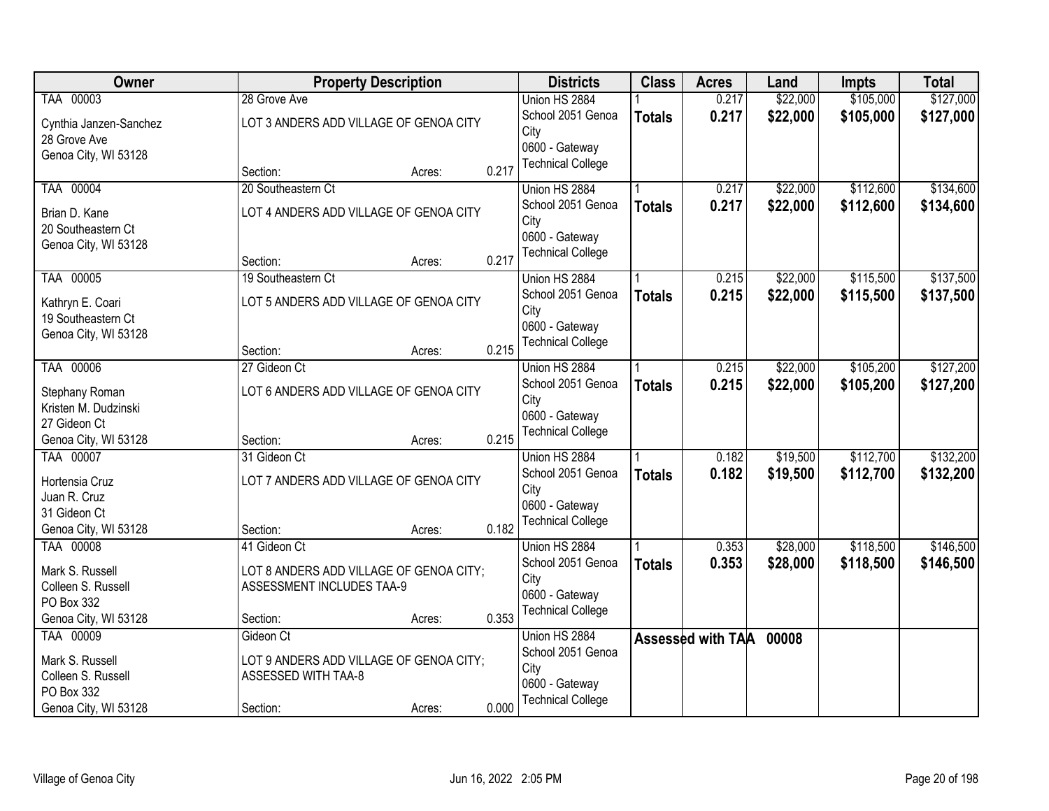| Owner | Property Description | | | Districts | Class | Acres | Land | Impts | Total |
|---|---|---|---|---|---|---|---|---|---|
| TAA 00003<br>Cynthia Janzen-Sanchez<br>28 Grove Ave<br>Genoa City, WI 53128 | 28 Grove Ave<br>LOT 3 ANDERS ADD VILLAGE OF GENOA CITY<br>Section: | Acres: | 0.217 | Union HS 2884<br>School 2051 Genoa City<br>0600 - Gateway Technical College | 1<br>**Totals** | 0.217<br>**0.217** | $22,000<br>**$22,000** | $105,000<br>**$105,000** | $127,000<br>**$127,000** |
| TAA 00004<br>Brian D. Kane<br>20 Southeastern Ct<br>Genoa City, WI 53128 | 20 Southeastern Ct<br>LOT 4 ANDERS ADD VILLAGE OF GENOA CITY<br>Section: | Acres: | 0.217 | Union HS 2884<br>School 2051 Genoa City<br>0600 - Gateway Technical College | 1<br>**Totals** | 0.217<br>**0.217** | $22,000<br>**$22,000** | $112,600<br>**$112,600** | $134,600<br>**$134,600** |
| TAA 00005<br>Kathryn E. Coari<br>19 Southeastern Ct<br>Genoa City, WI 53128 | 19 Southeastern Ct<br>LOT 5 ANDERS ADD VILLAGE OF GENOA CITY<br>Section: | Acres: | 0.215 | Union HS 2884<br>School 2051 Genoa City<br>0600 - Gateway Technical College | 1<br>**Totals** | 0.215<br>**0.215** | $22,000<br>**$22,000** | $115,500<br>**$115,500** | $137,500<br>**$137,500** |
| TAA 00006<br>Stephany Roman<br>Kristen M. Dudzinski<br>27 Gideon Ct<br>Genoa City, WI 53128 | 27 Gideon Ct<br>LOT 6 ANDERS ADD VILLAGE OF GENOA CITY<br>Section: | Acres: | 0.215 | Union HS 2884<br>School 2051 Genoa City<br>0600 - Gateway Technical College | 1<br>**Totals** | 0.215<br>**0.215** | $22,000<br>**$22,000** | $105,200<br>**$105,200** | $127,200<br>**$127,200** |
| TAA 00007<br>Hortensia Cruz<br>Juan R. Cruz<br>31 Gideon Ct<br>Genoa City, WI 53128 | 31 Gideon Ct<br>LOT 7 ANDERS ADD VILLAGE OF GENOA CITY<br>Section: | Acres: | 0.182 | Union HS 2884<br>School 2051 Genoa City<br>0600 - Gateway Technical College | 1<br>**Totals** | 0.182<br>**0.182** | $19,500<br>**$19,500** | $112,700<br>**$112,700** | $132,200<br>**$132,200** |
| TAA 00008<br>Mark S. Russell<br>Colleen S. Russell<br>PO Box 332<br>Genoa City, WI 53128 | 41 Gideon Ct<br>LOT 8 ANDERS ADD VILLAGE OF GENOA CITY; ASSESSMENT INCLUDES TAA-9<br>Section: | Acres: | 0.353 | Union HS 2884<br>School 2051 Genoa City<br>0600 - Gateway Technical College | 1<br>**Totals** | 0.353<br>**0.353** | $28,000<br>**$28,000** | $118,500<br>**$118,500** | $146,500<br>**$146,500** |
| TAA 00009<br>Mark S. Russell<br>Colleen S. Russell<br>PO Box 332<br>Genoa City, WI 53128 | Gideon Ct<br>LOT 9 ANDERS ADD VILLAGE OF GENOA CITY; ASSESSED WITH TAA-8<br>Section: | Acres: | 0.000 | Union HS 2884<br>School 2051 Genoa City<br>0600 - Gateway Technical College | **Assessed with TAA** | | **00008** | | |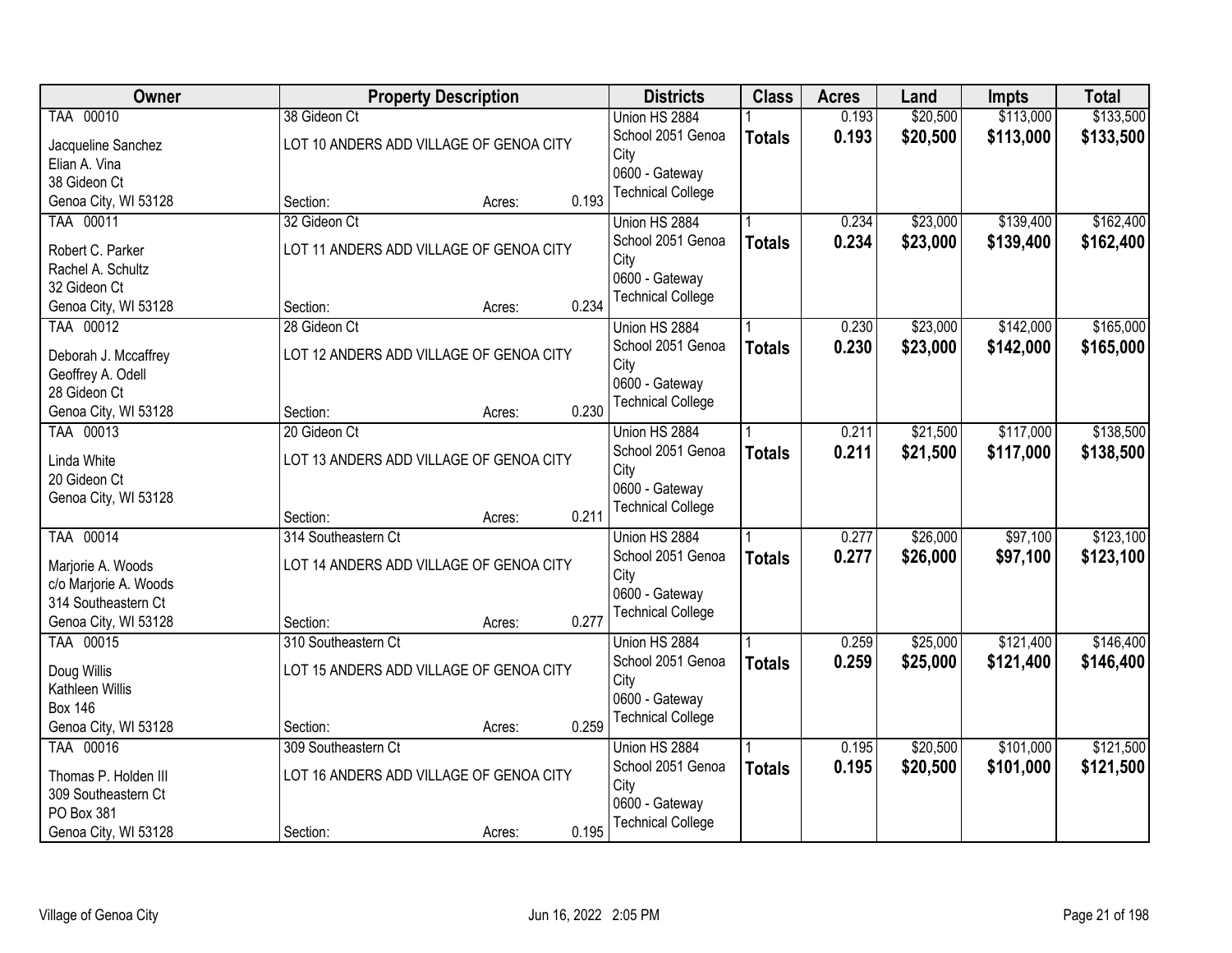| Owner | Property Description | Districts | Class | Acres | Land | Impts | Total |
|---|---|---|---|---|---|---|---|
| TAA 00010<br>Jacqueline Sanchez<br>Elian A. Vina<br>38 Gideon Ct<br>Genoa City, WI 53128 | 38 Gideon Ct<br>LOT 10 ANDERS ADD VILLAGE OF GENOA CITY<br>Section: Acres: 0.193 | Union HS 2884<br>School 2051 Genoa City<br>0600 - Gateway Technical College | 1<br>**Totals** | 0.193<br>**0.193** | $20,500<br>**$20,500** | $113,000<br>**$113,000** | $133,500<br>**$133,500** |
| TAA 00011<br>Robert C. Parker<br>Rachel A. Schultz<br>32 Gideon Ct<br>Genoa City, WI 53128 | 32 Gideon Ct<br>LOT 11 ANDERS ADD VILLAGE OF GENOA CITY<br>Section: Acres: 0.234 | Union HS 2884<br>School 2051 Genoa City<br>0600 - Gateway Technical College | 1<br>**Totals** | 0.234<br>**0.234** | $23,000<br>**$23,000** | $139,400<br>**$139,400** | $162,400<br>**$162,400** |
| TAA 00012<br>Deborah J. Mccaffrey<br>Geoffrey A. Odell<br>28 Gideon Ct<br>Genoa City, WI 53128 | 28 Gideon Ct<br>LOT 12 ANDERS ADD VILLAGE OF GENOA CITY<br>Section: Acres: 0.230 | Union HS 2884<br>School 2051 Genoa City<br>0600 - Gateway Technical College | 1<br>**Totals** | 0.230<br>**0.230** | $23,000<br>**$23,000** | $142,000<br>**$142,000** | $165,000<br>**$165,000** |
| TAA 00013<br>Linda White<br>20 Gideon Ct<br>Genoa City, WI 53128 | 20 Gideon Ct<br>LOT 13 ANDERS ADD VILLAGE OF GENOA CITY<br>Section: Acres: 0.211 | Union HS 2884<br>School 2051 Genoa City<br>0600 - Gateway Technical College | 1<br>**Totals** | 0.211<br>**0.211** | $21,500<br>**$21,500** | $117,000<br>**$117,000** | $138,500<br>**$138,500** |
| TAA 00014<br>Marjorie A. Woods<br>c/o Marjorie A. Woods<br>314 Southeastern Ct<br>Genoa City, WI 53128 | 314 Southeastern Ct<br>LOT 14 ANDERS ADD VILLAGE OF GENOA CITY<br>Section: Acres: 0.277 | Union HS 2884<br>School 2051 Genoa City<br>0600 - Gateway Technical College | 1<br>**Totals** | 0.277<br>**0.277** | $26,000<br>**$26,000** | $97,100<br>**$97,100** | $123,100<br>**$123,100** |
| TAA 00015<br>Doug Willis<br>Kathleen Willis<br>Box 146<br>Genoa City, WI 53128 | 310 Southeastern Ct<br>LOT 15 ANDERS ADD VILLAGE OF GENOA CITY<br>Section: Acres: 0.259 | Union HS 2884<br>School 2051 Genoa City<br>0600 - Gateway Technical College | 1<br>**Totals** | 0.259<br>**0.259** | $25,000<br>**$25,000** | $121,400<br>**$121,400** | $146,400<br>**$146,400** |
| TAA 00016<br>Thomas P. Holden III<br>309 Southeastern Ct<br>PO Box 381<br>Genoa City, WI 53128 | 309 Southeastern Ct<br>LOT 16 ANDERS ADD VILLAGE OF GENOA CITY<br>Section: Acres: 0.195 | Union HS 2884<br>School 2051 Genoa City<br>0600 - Gateway Technical College | 1<br>**Totals** | 0.195<br>**0.195** | $20,500<br>**$20,500** | $101,000<br>**$101,000** | $121,500<br>**$121,500** |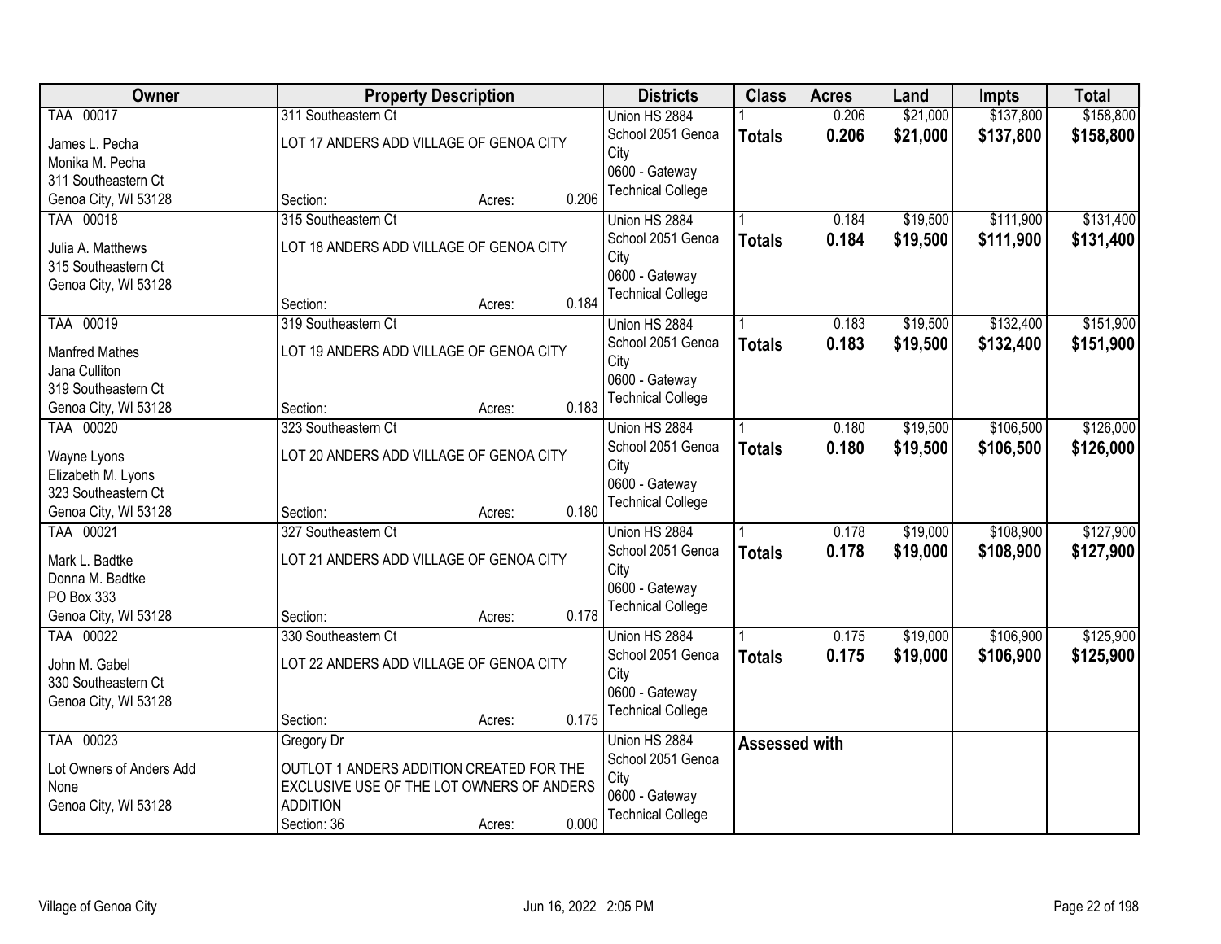| Owner | Property Description | Districts | Class | Acres | Land | Impts | Total |
|---|---|---|---|---|---|---|---|
| TAA 00017<br>James L. Pecha<br>Monika M. Pecha<br>311 Southeastern Ct<br>Genoa City, WI 53128 | 311 Southeastern Ct<br>LOT 17 ANDERS ADD VILLAGE OF GENOA CITY<br>Section: Acres: 0.206 | Union HS 2884<br>School 2051 Genoa City<br>0600 - Gateway Technical College | 1<br>**Totals** | 0.206<br>**0.206** | $21,000<br>**$21,000** | $137,800<br>**$137,800** | $158,800<br>**$158,800** |
| TAA 00018<br>Julia A. Matthews<br>315 Southeastern Ct<br>Genoa City, WI 53128 | 315 Southeastern Ct<br>LOT 18 ANDERS ADD VILLAGE OF GENOA CITY<br>Section: Acres: 0.184 | Union HS 2884<br>School 2051 Genoa City<br>0600 - Gateway Technical College | 1<br>**Totals** | 0.184<br>**0.184** | $19,500<br>**$19,500** | $111,900<br>**$111,900** | $131,400<br>**$131,400** |
| TAA 00019<br>Manfred Mathes<br>Jana Culliton<br>319 Southeastern Ct<br>Genoa City, WI 53128 | 319 Southeastern Ct<br>LOT 19 ANDERS ADD VILLAGE OF GENOA CITY<br>Section: Acres: 0.183 | Union HS 2884<br>School 2051 Genoa City<br>0600 - Gateway Technical College | 1<br>**Totals** | 0.183<br>**0.183** | $19,500<br>**$19,500** | $132,400<br>**$132,400** | $151,900<br>**$151,900** |
| TAA 00020<br>Wayne Lyons<br>Elizabeth M. Lyons<br>323 Southeastern Ct<br>Genoa City, WI 53128 | 323 Southeastern Ct<br>LOT 20 ANDERS ADD VILLAGE OF GENOA CITY<br>Section: Acres: 0.180 | Union HS 2884<br>School 2051 Genoa City<br>0600 - Gateway Technical College | 1<br>**Totals** | 0.180<br>**0.180** | $19,500<br>**$19,500** | $106,500<br>**$106,500** | $126,000<br>**$126,000** |
| TAA 00021<br>Mark L. Badtke<br>Donna M. Badtke<br>PO Box 333<br>Genoa City, WI 53128 | 327 Southeastern Ct<br>LOT 21 ANDERS ADD VILLAGE OF GENOA CITY<br>Section: Acres: 0.178 | Union HS 2884<br>School 2051 Genoa City<br>0600 - Gateway Technical College | 1<br>**Totals** | 0.178<br>**0.178** | $19,000<br>**$19,000** | $108,900<br>**$108,900** | $127,900<br>**$127,900** |
| TAA 00022<br>John M. Gabel<br>330 Southeastern Ct<br>Genoa City, WI 53128 | 330 Southeastern Ct<br>LOT 22 ANDERS ADD VILLAGE OF GENOA CITY<br>Section: Acres: 0.175 | Union HS 2884<br>School 2051 Genoa City<br>0600 - Gateway Technical College | 1<br>**Totals** | 0.175<br>**0.175** | $19,000<br>**$19,000** | $106,900<br>**$106,900** | $125,900<br>**$125,900** |
| TAA 00023<br>Lot Owners of Anders Add<br>None<br>Genoa City, WI 53128 | Gregory Dr<br>OUTLOT 1 ANDERS ADDITION CREATED FOR THE EXCLUSIVE USE OF THE LOT OWNERS OF ANDERS ADDITION<br>Section: 36 Acres: 0.000 | Union HS 2884<br>School 2051 Genoa City<br>0600 - Gateway Technical College | **Assessed with** | | | | |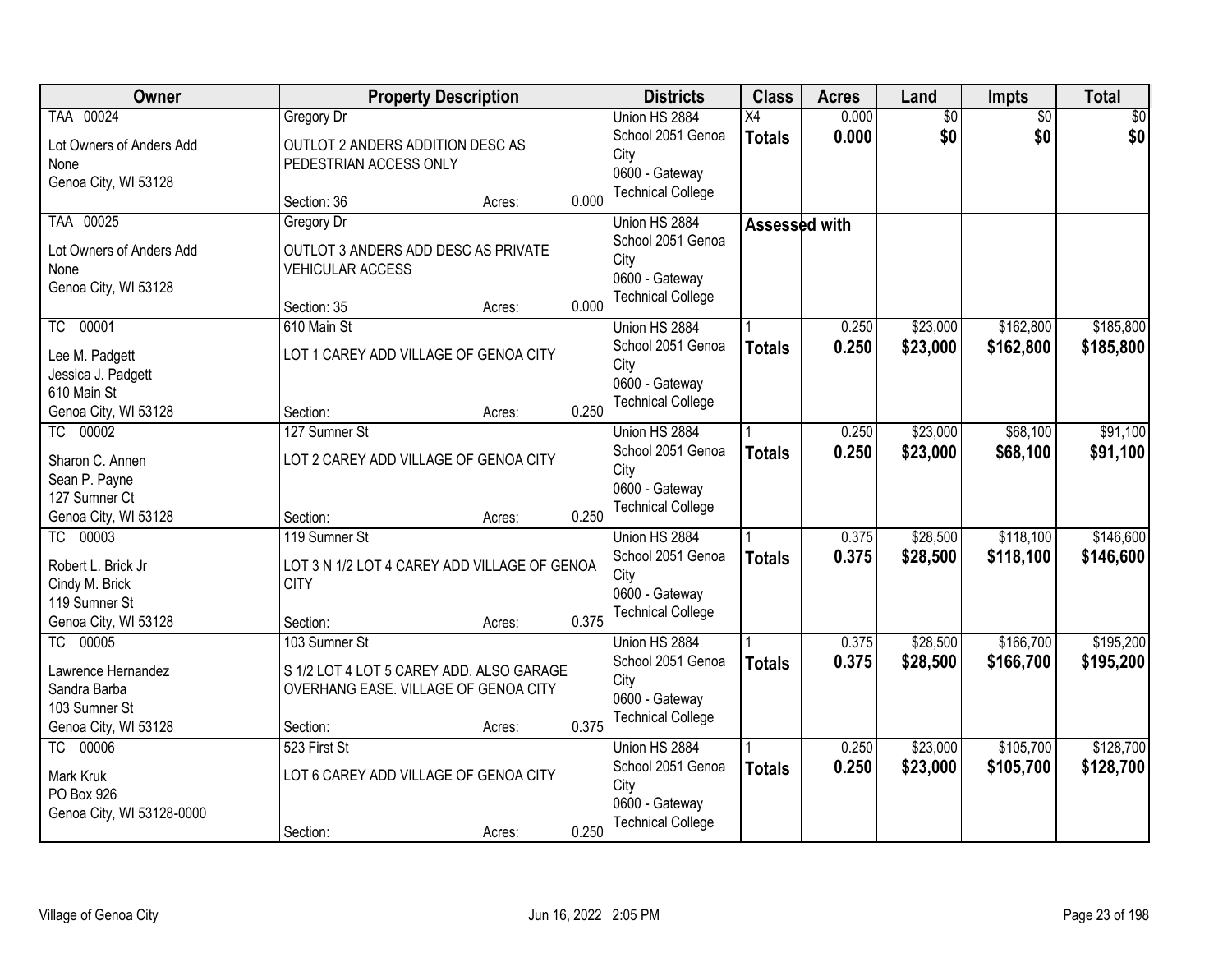| Owner | Property Description | | | Districts | Class | Acres | Land | Impts | Total |
|---|---|---|---|---|---|---|---|---|---|
| TAA 00024<br>Lot Owners of Anders Add<br>None<br>Genoa City, WI 53128 | Gregory Dr<br>OUTLOT 2 ANDERS ADDITION DESC AS PEDESTRIAN ACCESS ONLY<br>Section: 36 | Acres: | 0.000 | Union HS 2884<br>School 2051 Genoa City<br>0600 - Gateway Technical College | X4<br>**Totals** | 0.000<br>**0.000** | $0<br>**$0** | $0<br>**$0** | $0<br>**$0** |
| TAA 00025<br>Lot Owners of Anders Add<br>None<br>Genoa City, WI 53128 | Gregory Dr<br>OUTLOT 3 ANDERS ADD DESC AS PRIVATE VEHICULAR ACCESS<br>Section: 35 | Acres: | 0.000 | Union HS 2884<br>School 2051 Genoa City<br>0600 - Gateway Technical College | **Assessed with** | | | | |
| TC 00001<br>Lee M. Padgett<br>Jessica J. Padgett<br>610 Main St<br>Genoa City, WI 53128 | 610 Main St<br>LOT 1 CAREY ADD VILLAGE OF GENOA CITY<br>Section: | Acres: | 0.250 | Union HS 2884<br>School 2051 Genoa City<br>0600 - Gateway Technical College | 1<br>**Totals** | 0.250<br>**0.250** | $23,000<br>**$23,000** | $162,800<br>**$162,800** | $185,800<br>**$185,800** |
| TC 00002<br>Sharon C. Annen<br>Sean P. Payne<br>127 Sumner Ct<br>Genoa City, WI 53128 | 127 Sumner St<br>LOT 2 CAREY ADD VILLAGE OF GENOA CITY<br>Section: | Acres: | 0.250 | Union HS 2884<br>School 2051 Genoa City<br>0600 - Gateway Technical College | 1<br>**Totals** | 0.250<br>**0.250** | $23,000<br>**$23,000** | $68,100<br>**$68,100** | $91,100<br>**$91,100** |
| TC 00003<br>Robert L. Brick Jr<br>Cindy M. Brick<br>119 Sumner St<br>Genoa City, WI 53128 | 119 Sumner St<br>LOT 3 N 1/2 LOT 4 CAREY ADD VILLAGE OF GENOA CITY<br>Section: | Acres: | 0.375 | Union HS 2884<br>School 2051 Genoa City<br>0600 - Gateway Technical College | 1<br>**Totals** | 0.375<br>**0.375** | $28,500<br>**$28,500** | $118,100<br>**$118,100** | $146,600<br>**$146,600** |
| TC 00005<br>Lawrence Hernandez<br>Sandra Barba<br>103 Sumner St<br>Genoa City, WI 53128 | 103 Sumner St<br>S 1/2 LOT 4 LOT 5 CAREY ADD. ALSO GARAGE OVERHANG EASE. VILLAGE OF GENOA CITY<br>Section: | Acres: | 0.375 | Union HS 2884<br>School 2051 Genoa City<br>0600 - Gateway Technical College | 1<br>**Totals** | 0.375<br>**0.375** | $28,500<br>**$28,500** | $166,700<br>**$166,700** | $195,200<br>**$195,200** |
| TC 00006<br>Mark Kruk<br>PO Box 926<br>Genoa City, WI 53128-0000 | 523 First St<br>LOT 6 CAREY ADD VILLAGE OF GENOA CITY<br>Section: | Acres: | 0.250 | Union HS 2884<br>School 2051 Genoa City<br>0600 - Gateway Technical College | 1<br>**Totals** | 0.250<br>**0.250** | $23,000<br>**$23,000** | $105,700<br>**$105,700** | $128,700<br>**$128,700** |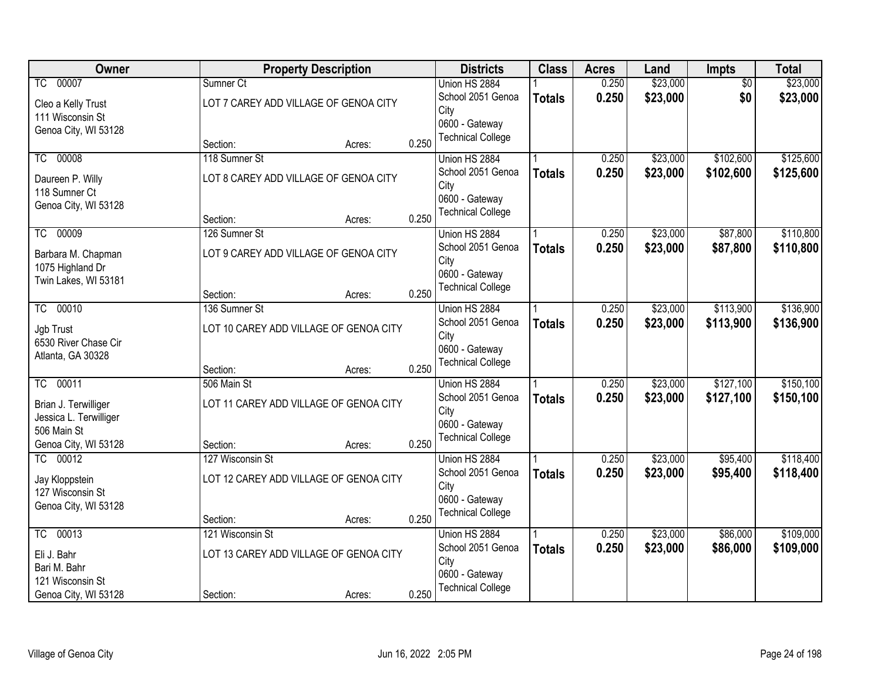| Owner | Property Description | | | Districts | Class | Acres | Land | Impts | Total |
|---|---|---|---|---|---|---|---|---|---|
| TC 00007<br>Cleo a Kelly Trust<br>111 Wisconsin St<br>Genoa City, WI 53128 | Sumner Ct<br>LOT 7 CAREY ADD VILLAGE OF GENOA CITY<br>Section: | Acres: | 0.250 | Union HS 2884<br>School 2051 Genoa City<br>0600 - Gateway Technical College | 1<br>**Totals** | 0.250<br>**0.250** | $23,000<br>**$23,000** | $0<br>**$0** | $23,000<br>**$23,000** |
| TC 00008<br>Daureen P. Willy<br>118 Sumner Ct<br>Genoa City, WI 53128 | 118 Sumner St<br>LOT 8 CAREY ADD VILLAGE OF GENOA CITY<br>Section: | Acres: | 0.250 | Union HS 2884<br>School 2051 Genoa City<br>0600 - Gateway Technical College | 1<br>**Totals** | 0.250<br>**0.250** | $23,000<br>**$23,000** | $102,600<br>**$102,600** | $125,600<br>**$125,600** |
| TC 00009<br>Barbara M. Chapman<br>1075 Highland Dr<br>Twin Lakes, WI 53181 | 126 Sumner St<br>LOT 9 CAREY ADD VILLAGE OF GENOA CITY<br>Section: | Acres: | 0.250 | Union HS 2884<br>School 2051 Genoa City<br>0600 - Gateway Technical College | 1<br>**Totals** | 0.250<br>**0.250** | $23,000<br>**$23,000** | $87,800<br>**$87,800** | $110,800<br>**$110,800** |
| TC 00010<br>Jgb Trust<br>6530 River Chase Cir<br>Atlanta, GA 30328 | 136 Sumner St<br>LOT 10 CAREY ADD VILLAGE OF GENOA CITY<br>Section: | Acres: | 0.250 | Union HS 2884<br>School 2051 Genoa City<br>0600 - Gateway Technical College | 1<br>**Totals** | 0.250<br>**0.250** | $23,000<br>**$23,000** | $113,900<br>**$113,900** | $136,900<br>**$136,900** |
| TC 00011<br>Brian J. Terwilliger<br>Jessica L. Terwilliger<br>506 Main St<br>Genoa City, WI 53128 | 506 Main St<br>LOT 11 CAREY ADD VILLAGE OF GENOA CITY<br>Section: | Acres: | 0.250 | Union HS 2884<br>School 2051 Genoa City<br>0600 - Gateway Technical College | 1<br>**Totals** | 0.250<br>**0.250** | $23,000<br>**$23,000** | $127,100<br>**$127,100** | $150,100<br>**$150,100** |
| TC 00012<br>Jay Kloppstein<br>127 Wisconsin St<br>Genoa City, WI 53128 | 127 Wisconsin St<br>LOT 12 CAREY ADD VILLAGE OF GENOA CITY<br>Section: | Acres: | 0.250 | Union HS 2884<br>School 2051 Genoa City<br>0600 - Gateway Technical College | 1<br>**Totals** | 0.250<br>**0.250** | $23,000<br>**$23,000** | $95,400<br>**$95,400** | $118,400<br>**$118,400** |
| TC 00013<br>Eli J. Bahr<br>Bari M. Bahr<br>121 Wisconsin St<br>Genoa City, WI 53128 | 121 Wisconsin St<br>LOT 13 CAREY ADD VILLAGE OF GENOA CITY<br>Section: | Acres: | 0.250 | Union HS 2884<br>School 2051 Genoa City<br>0600 - Gateway Technical College | 1<br>**Totals** | 0.250<br>**0.250** | $23,000<br>**$23,000** | $86,000<br>**$86,000** | $109,000<br>**$109,000** |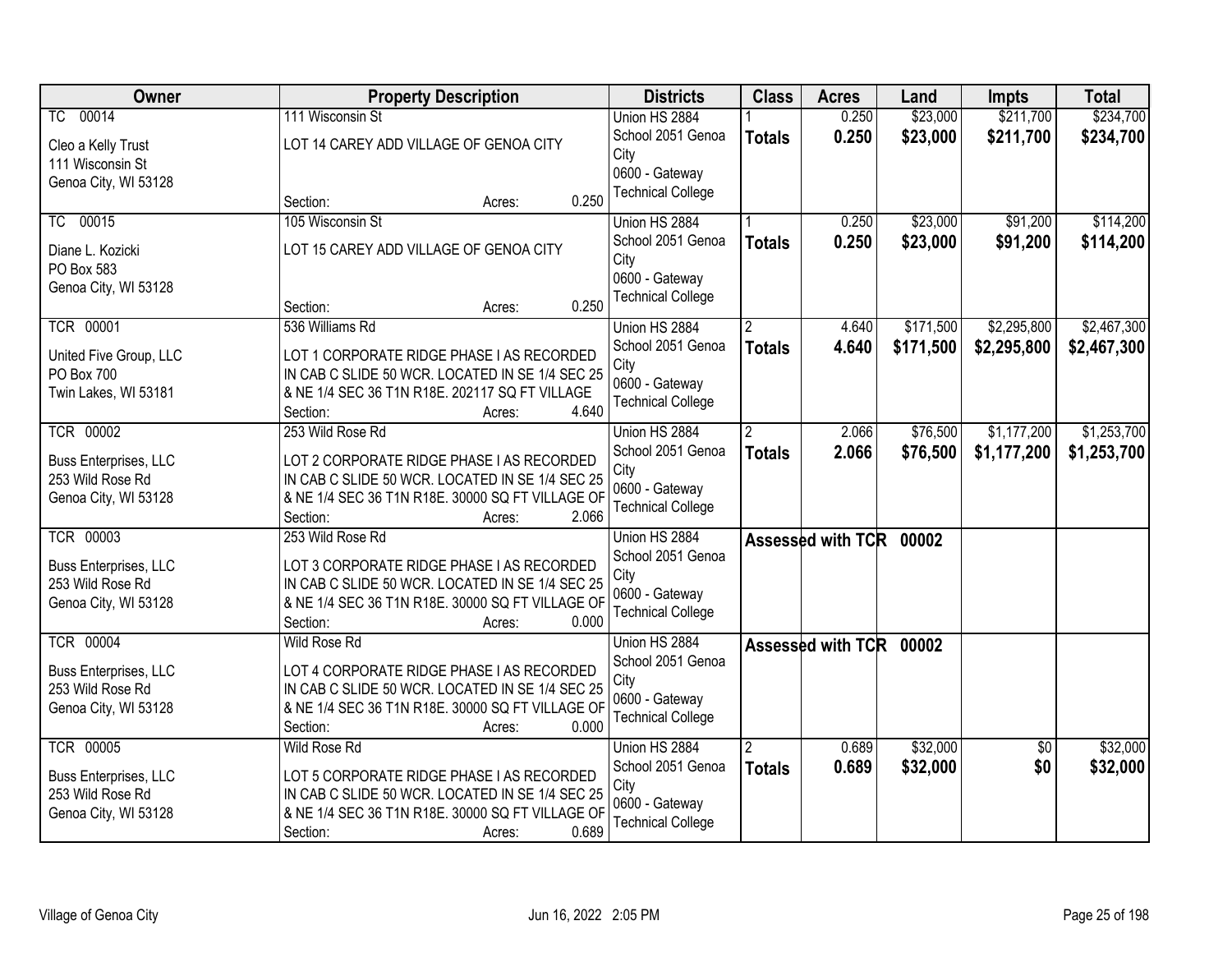| Owner | Property Description | Districts | Class | Acres | Land | Impts | Total |
|---|---|---|---|---|---|---|---|
| TC 00014<br>Cleo a Kelly Trust<br>111 Wisconsin St<br>Genoa City, WI 53128 | 111 Wisconsin St<br>LOT 14 CAREY ADD VILLAGE OF GENOA CITY<br>Section: Acres: 0.250 | Union HS 2884<br>School 2051 Genoa City<br>0600 - Gateway Technical College | 1<br>**Totals** | 0.250<br>**0.250** | $23,000<br>**$23,000** | $211,700<br>**$211,700** | $234,700<br>**$234,700** |
| TC 00015<br>Diane L. Kozicki<br>PO Box 583<br>Genoa City, WI 53128 | 105 Wisconsin St<br>LOT 15 CAREY ADD VILLAGE OF GENOA CITY<br>Section: Acres: 0.250 | Union HS 2884<br>School 2051 Genoa City<br>0600 - Gateway Technical College | 1<br>**Totals** | 0.250<br>**0.250** | $23,000<br>**$23,000** | $91,200<br>**$91,200** | $114,200<br>**$114,200** |
| TCR 00001<br>United Five Group, LLC<br>PO Box 700<br>Twin Lakes, WI 53181 | 536 Williams Rd<br>LOT 1 CORPORATE RIDGE PHASE I AS RECORDED IN CAB C SLIDE 50 WCR. LOCATED IN SE 1/4 SEC 25 & NE 1/4 SEC 36 T1N R18E. 202117 SQ FT VILLAGE<br>Section: Acres: 4.640 | Union HS 2884<br>School 2051 Genoa City<br>0600 - Gateway Technical College | 2<br>**Totals** | 4.640<br>**4.640** | $171,500<br>**$171,500** | $2,295,800<br>**$2,295,800** | $2,467,300<br>**$2,467,300** |
| TCR 00002<br>Buss Enterprises, LLC<br>253 Wild Rose Rd<br>Genoa City, WI 53128 | 253 Wild Rose Rd<br>LOT 2 CORPORATE RIDGE PHASE I AS RECORDED IN CAB C SLIDE 50 WCR. LOCATED IN SE 1/4 SEC 25 & NE 1/4 SEC 36 T1N R18E. 30000 SQ FT VILLAGE OF<br>Section: Acres: 2.066 | Union HS 2884<br>School 2051 Genoa City<br>0600 - Gateway Technical College | 2<br>**Totals** | 2.066<br>**2.066** | $76,500<br>**$76,500** | $1,177,200<br>**$1,177,200** | $1,253,700<br>**$1,253,700** |
| TCR 00003<br>Buss Enterprises, LLC<br>253 Wild Rose Rd<br>Genoa City, WI 53128 | 253 Wild Rose Rd<br>LOT 3 CORPORATE RIDGE PHASE I AS RECORDED IN CAB C SLIDE 50 WCR. LOCATED IN SE 1/4 SEC 25 & NE 1/4 SEC 36 T1N R18E. 30000 SQ FT VILLAGE OF<br>Section: Acres: 0.000 | Union HS 2884<br>School 2051 Genoa City<br>0600 - Gateway Technical College | **Assessed with TCR 00002** | | | | |
| TCR 00004<br>Buss Enterprises, LLC<br>253 Wild Rose Rd<br>Genoa City, WI 53128 | Wild Rose Rd<br>LOT 4 CORPORATE RIDGE PHASE I AS RECORDED IN CAB C SLIDE 50 WCR. LOCATED IN SE 1/4 SEC 25 & NE 1/4 SEC 36 T1N R18E. 30000 SQ FT VILLAGE OF<br>Section: Acres: 0.000 | Union HS 2884<br>School 2051 Genoa City<br>0600 - Gateway Technical College | **Assessed with TCR 00002** | | | | |
| TCR 00005<br>Buss Enterprises, LLC<br>253 Wild Rose Rd<br>Genoa City, WI 53128 | Wild Rose Rd<br>LOT 5 CORPORATE RIDGE PHASE I AS RECORDED IN CAB C SLIDE 50 WCR. LOCATED IN SE 1/4 SEC 25 & NE 1/4 SEC 36 T1N R18E. 30000 SQ FT VILLAGE OF<br>Section: Acres: 0.689 | Union HS 2884<br>School 2051 Genoa City<br>0600 - Gateway Technical College | 2<br>**Totals** | 0.689<br>**0.689** | $32,000<br>**$32,000** | $0<br>**$0** | $32,000<br>**$32,000** |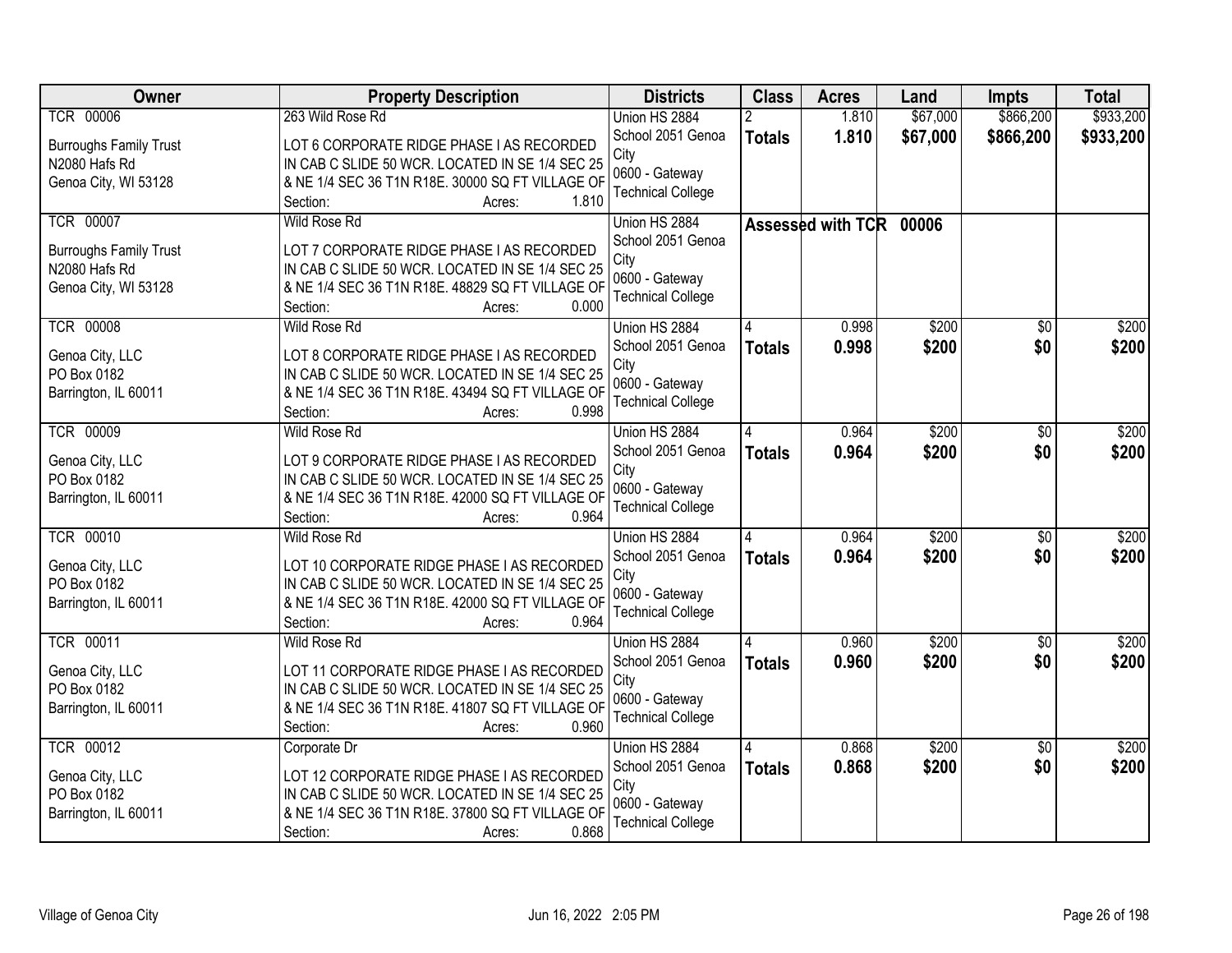| Owner | Property Description | Districts | Class | Acres | Land | Impts | Total |
|---|---|---|---|---|---|---|---|
| TCR 00006<br>Burroughs Family Trust<br>N2080 Hafs Rd<br>Genoa City, WI 53128 | 263 Wild Rose Rd<br>LOT 6 CORPORATE RIDGE PHASE I AS RECORDED IN CAB C SLIDE 50 WCR. LOCATED IN SE 1/4 SEC 25 & NE 1/4 SEC 36 T1N R18E. 30000 SQ FT VILLAGE OF<br>Section: Acres: 1.810 | Union HS 2884<br>School 2051 Genoa City<br>0600 - Gateway Technical College | 2<br>**Totals** | 1.810<br>**1.810** | $67,000<br>**$67,000** | $866,200<br>**$866,200** | $933,200<br>**$933,200** |
| TCR 00007<br>Burroughs Family Trust<br>N2080 Hafs Rd<br>Genoa City, WI 53128 | Wild Rose Rd<br>LOT 7 CORPORATE RIDGE PHASE I AS RECORDED IN CAB C SLIDE 50 WCR. LOCATED IN SE 1/4 SEC 25 & NE 1/4 SEC 36 T1N R18E. 48829 SQ FT VILLAGE OF<br>Section: Acres: 0.000 | Union HS 2884<br>School 2051 Genoa City<br>0600 - Gateway Technical College | **Assessed with TCR 00006** | | | | |
| TCR 00008<br>Genoa City, LLC<br>PO Box 0182<br>Barrington, IL 60011 | Wild Rose Rd<br>LOT 8 CORPORATE RIDGE PHASE I AS RECORDED IN CAB C SLIDE 50 WCR. LOCATED IN SE 1/4 SEC 25 & NE 1/4 SEC 36 T1N R18E. 43494 SQ FT VILLAGE OF<br>Section: Acres: 0.998 | Union HS 2884<br>School 2051 Genoa City<br>0600 - Gateway Technical College | 4<br>**Totals** | 0.998<br>**0.998** | $200<br>**$200** | $0<br>**$0** | $200<br>**$200** |
| TCR 00009<br>Genoa City, LLC<br>PO Box 0182<br>Barrington, IL 60011 | Wild Rose Rd<br>LOT 9 CORPORATE RIDGE PHASE I AS RECORDED IN CAB C SLIDE 50 WCR. LOCATED IN SE 1/4 SEC 25 & NE 1/4 SEC 36 T1N R18E. 42000 SQ FT VILLAGE OF<br>Section: Acres: 0.964 | Union HS 2884<br>School 2051 Genoa City<br>0600 - Gateway Technical College | 4<br>**Totals** | 0.964<br>**0.964** | $200<br>**$200** | $0<br>**$0** | $200<br>**$200** |
| TCR 00010<br>Genoa City, LLC<br>PO Box 0182<br>Barrington, IL 60011 | Wild Rose Rd<br>LOT 10 CORPORATE RIDGE PHASE I AS RECORDED IN CAB C SLIDE 50 WCR. LOCATED IN SE 1/4 SEC 25 & NE 1/4 SEC 36 T1N R18E. 42000 SQ FT VILLAGE OF<br>Section: Acres: 0.964 | Union HS 2884<br>School 2051 Genoa City<br>0600 - Gateway Technical College | 4<br>**Totals** | 0.964<br>**0.964** | $200<br>**$200** | $0<br>**$0** | $200<br>**$200** |
| TCR 00011<br>Genoa City, LLC<br>PO Box 0182<br>Barrington, IL 60011 | Wild Rose Rd<br>LOT 11 CORPORATE RIDGE PHASE I AS RECORDED IN CAB C SLIDE 50 WCR. LOCATED IN SE 1/4 SEC 25 & NE 1/4 SEC 36 T1N R18E. 41807 SQ FT VILLAGE OF<br>Section: Acres: 0.960 | Union HS 2884<br>School 2051 Genoa City<br>0600 - Gateway Technical College | 4<br>**Totals** | 0.960<br>**0.960** | $200<br>**$200** | $0<br>**$0** | $200<br>**$200** |
| TCR 00012<br>Genoa City, LLC<br>PO Box 0182<br>Barrington, IL 60011 | Corporate Dr<br>LOT 12 CORPORATE RIDGE PHASE I AS RECORDED IN CAB C SLIDE 50 WCR. LOCATED IN SE 1/4 SEC 25 & NE 1/4 SEC 36 T1N R18E. 37800 SQ FT VILLAGE OF<br>Section: Acres: 0.868 | Union HS 2884<br>School 2051 Genoa City<br>0600 - Gateway Technical College | 4<br>**Totals** | 0.868<br>**0.868** | $200<br>**$200** | $0<br>**$0** | $200<br>**$200** |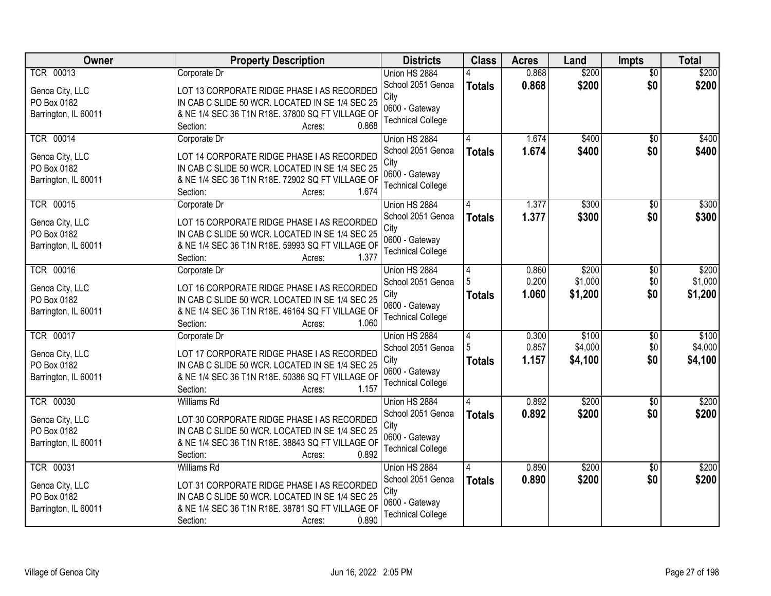| Owner | Property Description | Districts | Class | Acres | Land | Impts | Total |
|---|---|---|---|---|---|---|---|
| TCR 00013<br><br>Genoa City, LLC<br>PO Box 0182<br>Barrington, IL 60011 | Corporate Dr<br><br>LOT 13 CORPORATE RIDGE PHASE I AS RECORDED IN CAB C SLIDE 50 WCR. LOCATED IN SE 1/4 SEC 25 & NE 1/4 SEC 36 T1N R18E. 37800 SQ FT VILLAGE OF<br>Section: Acres: 0.868 | Union HS 2884<br>School 2051 Genoa City<br>0600 - Gateway Technical College | 4<br>**Totals** | 0.868<br>**0.868** | $200<br>**$200** | $0<br>**$0** | $200<br>**$200** |
| TCR 00014<br><br>Genoa City, LLC<br>PO Box 0182<br>Barrington, IL 60011 | Corporate Dr<br><br>LOT 14 CORPORATE RIDGE PHASE I AS RECORDED IN CAB C SLIDE 50 WCR. LOCATED IN SE 1/4 SEC 25 & NE 1/4 SEC 36 T1N R18E. 72902 SQ FT VILLAGE OF<br>Section: Acres: 1.674 | Union HS 2884<br>School 2051 Genoa City<br>0600 - Gateway Technical College | 4<br>**Totals** | 1.674<br>**1.674** | $400<br>**$400** | $0<br>**$0** | $400<br>**$400** |
| TCR 00015<br><br>Genoa City, LLC<br>PO Box 0182<br>Barrington, IL 60011 | Corporate Dr<br><br>LOT 15 CORPORATE RIDGE PHASE I AS RECORDED IN CAB C SLIDE 50 WCR. LOCATED IN SE 1/4 SEC 25 & NE 1/4 SEC 36 T1N R18E. 59993 SQ FT VILLAGE OF<br>Section: Acres: 1.377 | Union HS 2884<br>School 2051 Genoa City<br>0600 - Gateway Technical College | 4<br>**Totals** | 1.377<br>**1.377** | $300<br>**$300** | $0<br>**$0** | $300<br>**$300** |
| TCR 00016<br><br>Genoa City, LLC<br>PO Box 0182<br>Barrington, IL 60011 | Corporate Dr<br><br>LOT 16 CORPORATE RIDGE PHASE I AS RECORDED IN CAB C SLIDE 50 WCR. LOCATED IN SE 1/4 SEC 25 & NE 1/4 SEC 36 T1N R18E. 46164 SQ FT VILLAGE OF<br>Section: Acres: 1.060 | Union HS 2884<br>School 2051 Genoa City<br>0600 - Gateway Technical College | 4<br>5<br>**Totals** | 0.860<br>0.200<br>**1.060** | $200<br>$1,000<br>**$1,200** | $0<br>$0<br>**$0** | $200<br>$1,000<br>**$1,200** |
| TCR 00017<br><br>Genoa City, LLC<br>PO Box 0182<br>Barrington, IL 60011 | Corporate Dr<br><br>LOT 17 CORPORATE RIDGE PHASE I AS RECORDED IN CAB C SLIDE 50 WCR. LOCATED IN SE 1/4 SEC 25 & NE 1/4 SEC 36 T1N R18E. 50386 SQ FT VILLAGE OF<br>Section: Acres: 1.157 | Union HS 2884<br>School 2051 Genoa City<br>0600 - Gateway Technical College | 4<br>5<br>**Totals** | 0.300<br>0.857<br>**1.157** | $100<br>$4,000<br>**$4,100** | $0<br>$0<br>**$0** | $100<br>$4,000<br>**$4,100** |
| TCR 00030<br><br>Genoa City, LLC<br>PO Box 0182<br>Barrington, IL 60011 | Williams Rd<br><br>LOT 30 CORPORATE RIDGE PHASE I AS RECORDED IN CAB C SLIDE 50 WCR. LOCATED IN SE 1/4 SEC 25 & NE 1/4 SEC 36 T1N R18E. 38843 SQ FT VILLAGE OF<br>Section: Acres: 0.892 | Union HS 2884<br>School 2051 Genoa City<br>0600 - Gateway Technical College | 4<br>**Totals** | 0.892<br>**0.892** | $200<br>**$200** | $0<br>**$0** | $200<br>**$200** |
| TCR 00031<br><br>Genoa City, LLC<br>PO Box 0182<br>Barrington, IL 60011 | Williams Rd<br><br>LOT 31 CORPORATE RIDGE PHASE I AS RECORDED IN CAB C SLIDE 50 WCR. LOCATED IN SE 1/4 SEC 25 & NE 1/4 SEC 36 T1N R18E. 38781 SQ FT VILLAGE OF<br>Section: Acres: 0.890 | Union HS 2884<br>School 2051 Genoa City<br>0600 - Gateway Technical College | 4<br>**Totals** | 0.890<br>**0.890** | $200<br>**$200** | $0<br>**$0** | $200<br>**$200** |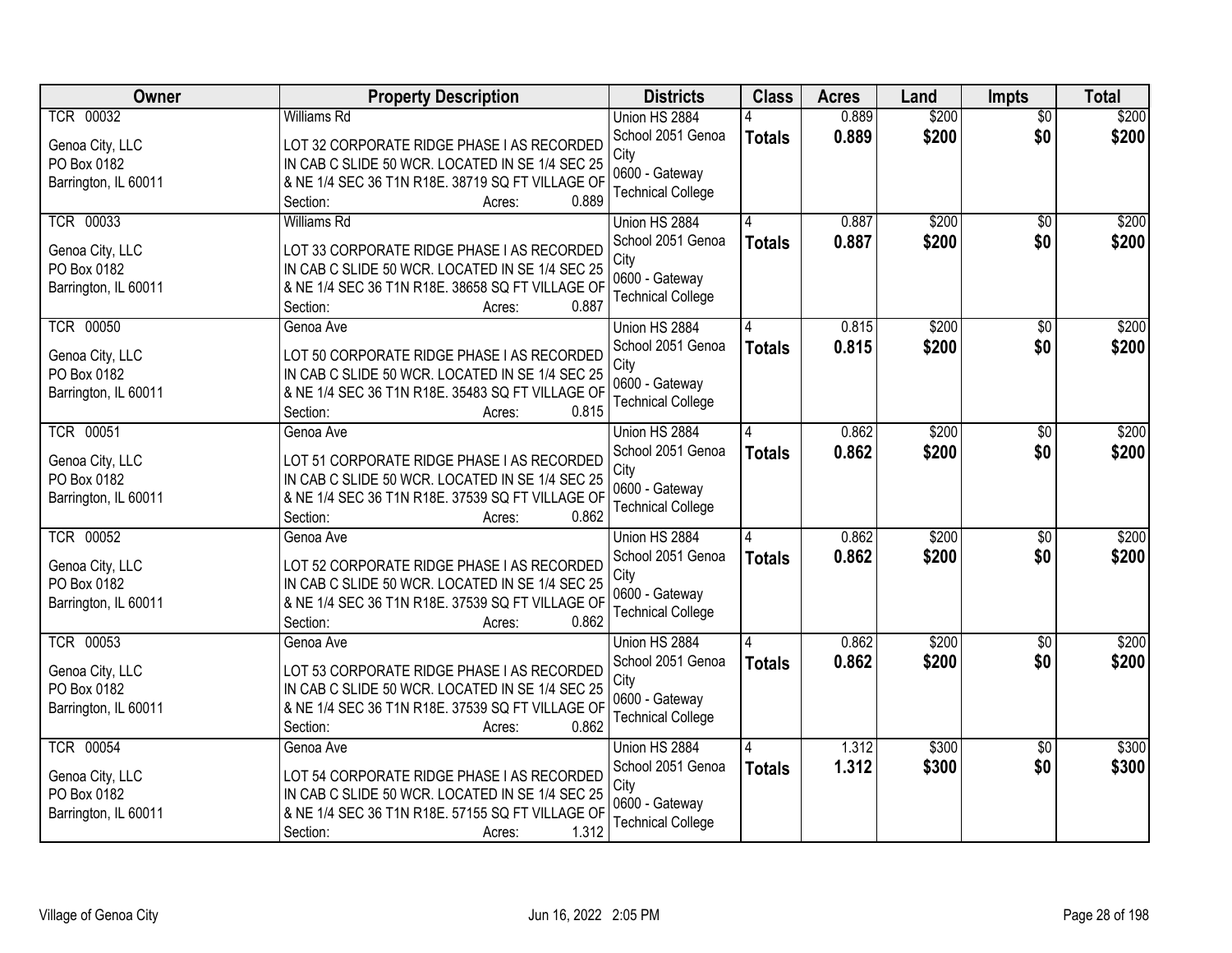| Owner | Property Description | Districts | Class | Acres | Land | Impts | Total |
|---|---|---|---|---|---|---|---|
| TCR 00032<br><br>Genoa City, LLC<br>PO Box 0182<br>Barrington, IL 60011 | Williams Rd<br><br>LOT 32 CORPORATE RIDGE PHASE I AS RECORDED IN CAB C SLIDE 50 WCR. LOCATED IN SE 1/4 SEC 25 & NE 1/4 SEC 36 T1N R18E. 38719 SQ FT VILLAGE OF<br>Section: Acres: 0.889 | Union HS 2884<br>School 2051 Genoa City<br>0600 - Gateway Technical College | 4<br>**Totals** | 0.889<br>**0.889** | $200<br>**$200** | $0<br>**$0** | $200<br>**$200** |
| TCR 00033<br><br>Genoa City, LLC<br>PO Box 0182<br>Barrington, IL 60011 | Williams Rd<br><br>LOT 33 CORPORATE RIDGE PHASE I AS RECORDED IN CAB C SLIDE 50 WCR. LOCATED IN SE 1/4 SEC 25 & NE 1/4 SEC 36 T1N R18E. 38658 SQ FT VILLAGE OF<br>Section: Acres: 0.887 | Union HS 2884<br>School 2051 Genoa City<br>0600 - Gateway Technical College | 4<br>**Totals** | 0.887<br>**0.887** | $200<br>**$200** | $0<br>**$0** | $200<br>**$200** |
| TCR 00050<br><br>Genoa City, LLC<br>PO Box 0182<br>Barrington, IL 60011 | Genoa Ave<br><br>LOT 50 CORPORATE RIDGE PHASE I AS RECORDED IN CAB C SLIDE 50 WCR. LOCATED IN SE 1/4 SEC 25 & NE 1/4 SEC 36 T1N R18E. 35483 SQ FT VILLAGE OF<br>Section: Acres: 0.815 | Union HS 2884<br>School 2051 Genoa City<br>0600 - Gateway Technical College | 4<br>**Totals** | 0.815<br>**0.815** | $200<br>**$200** | $0<br>**$0** | $200<br>**$200** |
| TCR 00051<br><br>Genoa City, LLC<br>PO Box 0182<br>Barrington, IL 60011 | Genoa Ave<br><br>LOT 51 CORPORATE RIDGE PHASE I AS RECORDED IN CAB C SLIDE 50 WCR. LOCATED IN SE 1/4 SEC 25 & NE 1/4 SEC 36 T1N R18E. 37539 SQ FT VILLAGE OF<br>Section: Acres: 0.862 | Union HS 2884<br>School 2051 Genoa City<br>0600 - Gateway Technical College | 4<br>**Totals** | 0.862<br>**0.862** | $200<br>**$200** | $0<br>**$0** | $200<br>**$200** |
| TCR 00052<br><br>Genoa City, LLC<br>PO Box 0182<br>Barrington, IL 60011 | Genoa Ave<br><br>LOT 52 CORPORATE RIDGE PHASE I AS RECORDED IN CAB C SLIDE 50 WCR. LOCATED IN SE 1/4 SEC 25 & NE 1/4 SEC 36 T1N R18E. 37539 SQ FT VILLAGE OF<br>Section: Acres: 0.862 | Union HS 2884<br>School 2051 Genoa City<br>0600 - Gateway Technical College | 4<br>**Totals** | 0.862<br>**0.862** | $200<br>**$200** | $0<br>**$0** | $200<br>**$200** |
| TCR 00053<br><br>Genoa City, LLC<br>PO Box 0182<br>Barrington, IL 60011 | Genoa Ave<br><br>LOT 53 CORPORATE RIDGE PHASE I AS RECORDED IN CAB C SLIDE 50 WCR. LOCATED IN SE 1/4 SEC 25 & NE 1/4 SEC 36 T1N R18E. 37539 SQ FT VILLAGE OF<br>Section: Acres: 0.862 | Union HS 2884<br>School 2051 Genoa City<br>0600 - Gateway Technical College | 4<br>**Totals** | 0.862<br>**0.862** | $200<br>**$200** | $0<br>**$0** | $200<br>**$200** |
| TCR 00054<br><br>Genoa City, LLC<br>PO Box 0182<br>Barrington, IL 60011 | Genoa Ave<br><br>LOT 54 CORPORATE RIDGE PHASE I AS RECORDED IN CAB C SLIDE 50 WCR. LOCATED IN SE 1/4 SEC 25 & NE 1/4 SEC 36 T1N R18E. 57155 SQ FT VILLAGE OF<br>Section: Acres: 1.312 | Union HS 2884<br>School 2051 Genoa City<br>0600 - Gateway Technical College | 4<br>**Totals** | 1.312<br>**1.312** | $300<br>**$300** | $0<br>**$0** | $300<br>**$300** |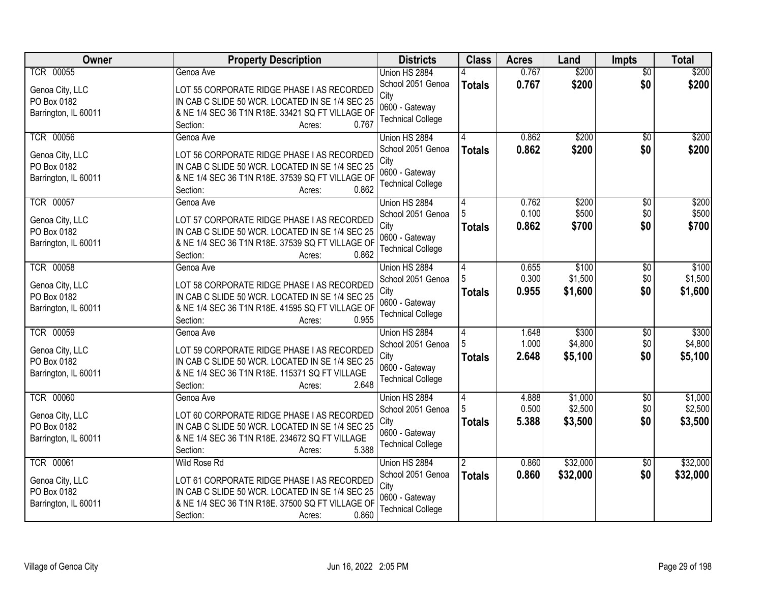| Owner | Property Description | Districts | Class | Acres | Land | Impts | Total |
|---|---|---|---|---|---|---|---|
| TCR 00055<br><br>Genoa City, LLC<br>PO Box 0182<br>Barrington, IL 60011 | Genoa Ave<br><br>LOT 55 CORPORATE RIDGE PHASE I AS RECORDED IN CAB C SLIDE 50 WCR. LOCATED IN SE 1/4 SEC 25 & NE 1/4 SEC 36 T1N R18E. 33421 SQ FT VILLAGE OF<br>Section: Acres: 0.767 | Union HS 2884<br>School 2051 Genoa City<br>0600 - Gateway Technical College | 4<br>**Totals** | 0.767<br>**0.767** | $200<br>**$200** | $0<br>**$0** | $200<br>**$200** |
| TCR 00056<br><br>Genoa City, LLC<br>PO Box 0182<br>Barrington, IL 60011 | Genoa Ave<br><br>LOT 56 CORPORATE RIDGE PHASE I AS RECORDED IN CAB C SLIDE 50 WCR. LOCATED IN SE 1/4 SEC 25 & NE 1/4 SEC 36 T1N R18E. 37539 SQ FT VILLAGE OF<br>Section: Acres: 0.862 | Union HS 2884<br>School 2051 Genoa City<br>0600 - Gateway Technical College | 4<br>**Totals** | 0.862<br>**0.862** | $200<br>**$200** | $0<br>**$0** | $200<br>**$200** |
| TCR 00057<br><br>Genoa City, LLC<br>PO Box 0182<br>Barrington, IL 60011 | Genoa Ave<br><br>LOT 57 CORPORATE RIDGE PHASE I AS RECORDED IN CAB C SLIDE 50 WCR. LOCATED IN SE 1/4 SEC 25 & NE 1/4 SEC 36 T1N R18E. 37539 SQ FT VILLAGE OF<br>Section: Acres: 0.862 | Union HS 2884<br>School 2051 Genoa City<br>0600 - Gateway Technical College | 4<br>5<br>**Totals** | 0.762<br>0.100<br>**0.862** | $200<br>$500<br>**$700** | $0<br>$0<br>**$0** | $200<br>$500<br>**$700** |
| TCR 00058<br><br>Genoa City, LLC<br>PO Box 0182<br>Barrington, IL 60011 | Genoa Ave<br><br>LOT 58 CORPORATE RIDGE PHASE I AS RECORDED IN CAB C SLIDE 50 WCR. LOCATED IN SE 1/4 SEC 25 & NE 1/4 SEC 36 T1N R18E. 41595 SQ FT VILLAGE OF<br>Section: Acres: 0.955 | Union HS 2884<br>School 2051 Genoa City<br>0600 - Gateway Technical College | 4<br>5<br>**Totals** | 0.655<br>0.300<br>**0.955** | $100<br>$1,500<br>**$1,600** | $0<br>$0<br>**$0** | $100<br>$1,500<br>**$1,600** |
| TCR 00059<br><br>Genoa City, LLC<br>PO Box 0182<br>Barrington, IL 60011 | Genoa Ave<br><br>LOT 59 CORPORATE RIDGE PHASE I AS RECORDED IN CAB C SLIDE 50 WCR. LOCATED IN SE 1/4 SEC 25 & NE 1/4 SEC 36 T1N R18E. 115371 SQ FT VILLAGE<br>Section: Acres: 2.648 | Union HS 2884<br>School 2051 Genoa City<br>0600 - Gateway Technical College | 4<br>5<br>**Totals** | 1.648<br>1.000<br>**2.648** | $300<br>$4,800<br>**$5,100** | $0<br>$0<br>**$0** | $300<br>$4,800<br>**$5,100** |
| TCR 00060<br><br>Genoa City, LLC<br>PO Box 0182<br>Barrington, IL 60011 | Genoa Ave<br><br>LOT 60 CORPORATE RIDGE PHASE I AS RECORDED IN CAB C SLIDE 50 WCR. LOCATED IN SE 1/4 SEC 25 & NE 1/4 SEC 36 T1N R18E. 234672 SQ FT VILLAGE<br>Section: Acres: 5.388 | Union HS 2884<br>School 2051 Genoa City<br>0600 - Gateway Technical College | 4<br>5<br>**Totals** | 4.888<br>0.500<br>**5.388** | $1,000<br>$2,500<br>**$3,500** | $0<br>$0<br>**$0** | $1,000<br>$2,500<br>**$3,500** |
| TCR 00061<br><br>Genoa City, LLC<br>PO Box 0182<br>Barrington, IL 60011 | Wild Rose Rd<br><br>LOT 61 CORPORATE RIDGE PHASE I AS RECORDED IN CAB C SLIDE 50 WCR. LOCATED IN SE 1/4 SEC 25 & NE 1/4 SEC 36 T1N R18E. 37500 SQ FT VILLAGE OF<br>Section: Acres: 0.860 | Union HS 2884<br>School 2051 Genoa City<br>0600 - Gateway Technical College | 2<br>**Totals** | 0.860<br>**0.860** | $32,000<br>**$32,000** | $0<br>**$0** | $32,000<br>**$32,000** |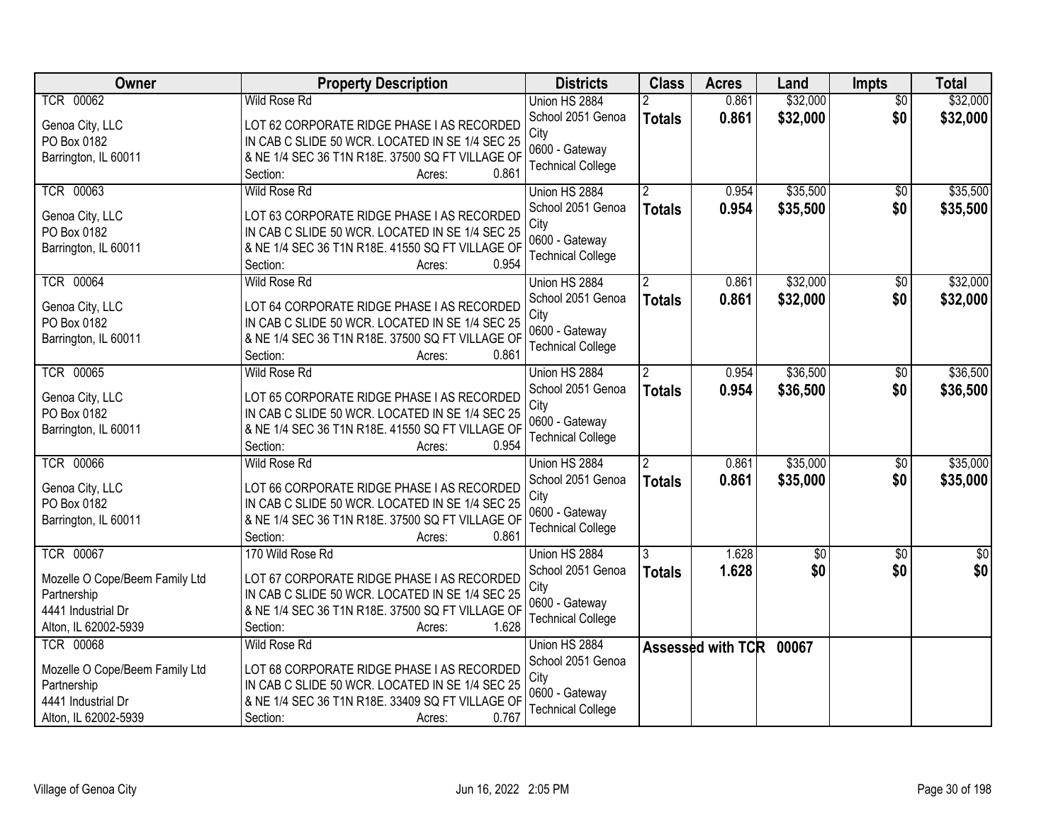| Owner | Property Description | Districts | Class | Acres | Land | Impts | Total |
|---|---|---|---|---|---|---|---|
| TCR 00062<br><br>Genoa City, LLC<br>PO Box 0182<br>Barrington, IL 60011 | Wild Rose Rd<br><br>LOT 62 CORPORATE RIDGE PHASE I AS RECORDED IN CAB C SLIDE 50 WCR. LOCATED IN SE 1/4 SEC 25 & NE 1/4 SEC 36 T1N R18E. 37500 SQ FT VILLAGE OF<br>Section: Acres: 0.861 | Union HS 2884<br>School 2051 Genoa City<br>0600 - Gateway Technical College | 2<br>**Totals** | 0.861<br>**0.861** | $32,000<br>**$32,000** | $0<br>**$0** | $32,000<br>**$32,000** |
| TCR 00063<br><br>Genoa City, LLC<br>PO Box 0182<br>Barrington, IL 60011 | Wild Rose Rd<br><br>LOT 63 CORPORATE RIDGE PHASE I AS RECORDED IN CAB C SLIDE 50 WCR. LOCATED IN SE 1/4 SEC 25 & NE 1/4 SEC 36 T1N R18E. 41550 SQ FT VILLAGE OF<br>Section: Acres: 0.954 | Union HS 2884<br>School 2051 Genoa City<br>0600 - Gateway Technical College | 2<br>**Totals** | 0.954<br>**0.954** | $35,500<br>**$35,500** | $0<br>**$0** | $35,500<br>**$35,500** |
| TCR 00064<br><br>Genoa City, LLC<br>PO Box 0182<br>Barrington, IL 60011 | Wild Rose Rd<br><br>LOT 64 CORPORATE RIDGE PHASE I AS RECORDED IN CAB C SLIDE 50 WCR. LOCATED IN SE 1/4 SEC 25 & NE 1/4 SEC 36 T1N R18E. 37500 SQ FT VILLAGE OF<br>Section: Acres: 0.861 | Union HS 2884<br>School 2051 Genoa City<br>0600 - Gateway Technical College | 2<br>**Totals** | 0.861<br>**0.861** | $32,000<br>**$32,000** | $0<br>**$0** | $32,000<br>**$32,000** |
| TCR 00065<br><br>Genoa City, LLC<br>PO Box 0182<br>Barrington, IL 60011 | Wild Rose Rd<br><br>LOT 65 CORPORATE RIDGE PHASE I AS RECORDED IN CAB C SLIDE 50 WCR. LOCATED IN SE 1/4 SEC 25 & NE 1/4 SEC 36 T1N R18E. 41550 SQ FT VILLAGE OF<br>Section: Acres: 0.954 | Union HS 2884<br>School 2051 Genoa City<br>0600 - Gateway Technical College | 2<br>**Totals** | 0.954<br>**0.954** | $36,500<br>**$36,500** | $0<br>**$0** | $36,500<br>**$36,500** |
| TCR 00066<br><br>Genoa City, LLC<br>PO Box 0182<br>Barrington, IL 60011 | Wild Rose Rd<br><br>LOT 66 CORPORATE RIDGE PHASE I AS RECORDED IN CAB C SLIDE 50 WCR. LOCATED IN SE 1/4 SEC 25 & NE 1/4 SEC 36 T1N R18E. 37500 SQ FT VILLAGE OF<br>Section: Acres: 0.861 | Union HS 2884<br>School 2051 Genoa City<br>0600 - Gateway Technical College | 2<br>**Totals** | 0.861<br>**0.861** | $35,000<br>**$35,000** | $0<br>**$0** | $35,000<br>**$35,000** |
| TCR 00067<br><br>Mozelle O Cope/Beem Family Ltd Partnership<br>4441 Industrial Dr<br>Alton, IL 62002-5939 | 170 Wild Rose Rd<br><br>LOT 67 CORPORATE RIDGE PHASE I AS RECORDED IN CAB C SLIDE 50 WCR. LOCATED IN SE 1/4 SEC 25 & NE 1/4 SEC 36 T1N R18E. 37500 SQ FT VILLAGE OF<br>Section: Acres: 1.628 | Union HS 2884<br>School 2051 Genoa City<br>0600 - Gateway Technical College | 3<br>**Totals** | 1.628<br>**1.628** | $0<br>**$0** | $0<br>**$0** | $0<br>**$0** |
| TCR 00068<br><br>Mozelle O Cope/Beem Family Ltd Partnership<br>4441 Industrial Dr<br>Alton, IL 62002-5939 | Wild Rose Rd<br><br>LOT 68 CORPORATE RIDGE PHASE I AS RECORDED IN CAB C SLIDE 50 WCR. LOCATED IN SE 1/4 SEC 25 & NE 1/4 SEC 36 T1N R18E. 33409 SQ FT VILLAGE OF<br>Section: Acres: 0.767 | Union HS 2884<br>School 2051 Genoa City<br>0600 - Gateway Technical College | **Assessed with TCR 00067** | | | | |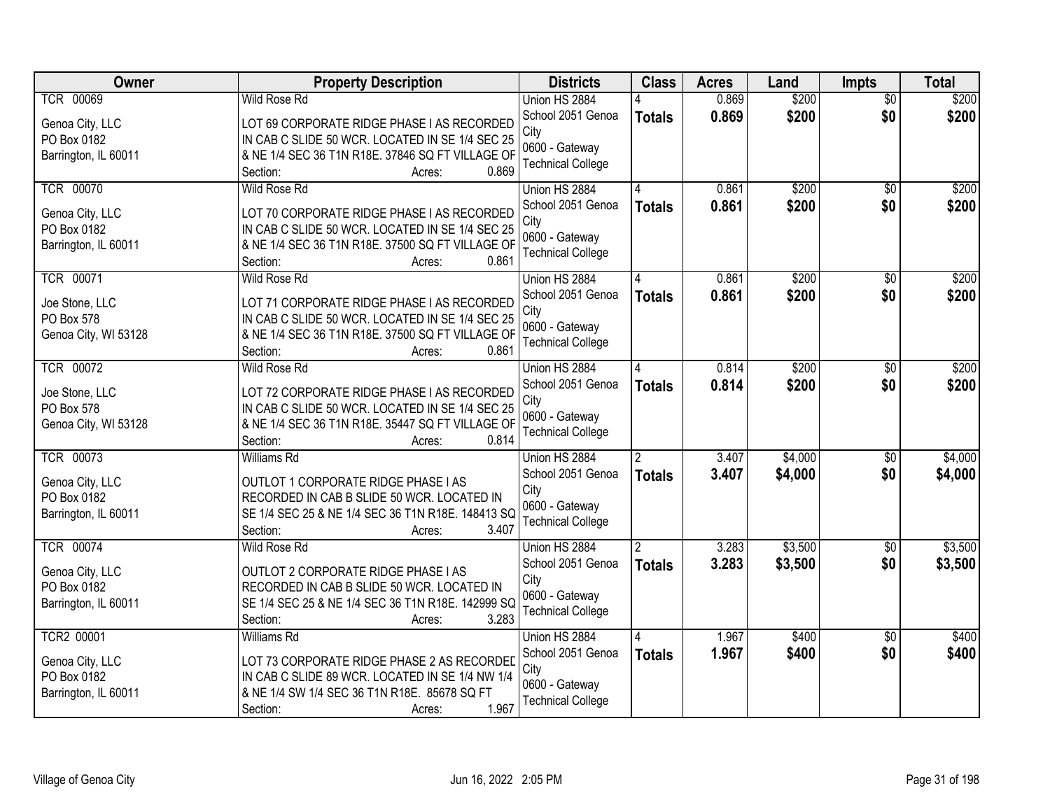| Owner | Property Description | Districts | Class | Acres | Land | Impts | Total |
|---|---|---|---|---|---|---|---|
| TCR 00069<br><br>Genoa City, LLC<br>PO Box 0182<br>Barrington, IL 60011 | Wild Rose Rd<br><br>LOT 69 CORPORATE RIDGE PHASE I AS RECORDED IN CAB C SLIDE 50 WCR. LOCATED IN SE 1/4 SEC 25 & NE 1/4 SEC 36 T1N R18E. 37846 SQ FT VILLAGE OF<br>Section: Acres: 0.869 | Union HS 2884<br>School 2051 Genoa City<br>0600 - Gateway Technical College | 4<br>**Totals** | 0.869<br>**0.869** | $200<br>**$200** | $0<br>**$0** | $200<br>**$200** |
| TCR 00070<br><br>Genoa City, LLC<br>PO Box 0182<br>Barrington, IL 60011 | Wild Rose Rd<br><br>LOT 70 CORPORATE RIDGE PHASE I AS RECORDED IN CAB C SLIDE 50 WCR. LOCATED IN SE 1/4 SEC 25 & NE 1/4 SEC 36 T1N R18E. 37500 SQ FT VILLAGE OF<br>Section: Acres: 0.861 | Union HS 2884<br>School 2051 Genoa City<br>0600 - Gateway Technical College | 4<br>**Totals** | 0.861<br>**0.861** | $200<br>**$200** | $0<br>**$0** | $200<br>**$200** |
| TCR 00071<br><br>Joe Stone, LLC<br>PO Box 578<br>Genoa City, WI 53128 | Wild Rose Rd<br><br>LOT 71 CORPORATE RIDGE PHASE I AS RECORDED IN CAB C SLIDE 50 WCR. LOCATED IN SE 1/4 SEC 25 & NE 1/4 SEC 36 T1N R18E. 37500 SQ FT VILLAGE OF<br>Section: Acres: 0.861 | Union HS 2884<br>School 2051 Genoa City<br>0600 - Gateway Technical College | 4<br>**Totals** | 0.861<br>**0.861** | $200<br>**$200** | $0<br>**$0** | $200<br>**$200** |
| TCR 00072<br><br>Joe Stone, LLC<br>PO Box 578<br>Genoa City, WI 53128 | Wild Rose Rd<br><br>LOT 72 CORPORATE RIDGE PHASE I AS RECORDED IN CAB C SLIDE 50 WCR. LOCATED IN SE 1/4 SEC 25 & NE 1/4 SEC 36 T1N R18E. 35447 SQ FT VILLAGE OF<br>Section: Acres: 0.814 | Union HS 2884<br>School 2051 Genoa City<br>0600 - Gateway Technical College | 4<br>**Totals** | 0.814<br>**0.814** | $200<br>**$200** | $0<br>**$0** | $200<br>**$200** |
| TCR 00073<br><br>Genoa City, LLC<br>PO Box 0182<br>Barrington, IL 60011 | Williams Rd<br><br>OUTLOT 1 CORPORATE RIDGE PHASE I AS RECORDED IN CAB B SLIDE 50 WCR. LOCATED IN SE 1/4 SEC 25 & NE 1/4 SEC 36 T1N R18E. 148413 SQ<br>Section: Acres: 3.407 | Union HS 2884<br>School 2051 Genoa City<br>0600 - Gateway Technical College | 2<br>**Totals** | 3.407<br>**3.407** | $4,000<br>**$4,000** | $0<br>**$0** | $4,000<br>**$4,000** |
| TCR 00074<br><br>Genoa City, LLC<br>PO Box 0182<br>Barrington, IL 60011 | Wild Rose Rd<br><br>OUTLOT 2 CORPORATE RIDGE PHASE I AS RECORDED IN CAB B SLIDE 50 WCR. LOCATED IN SE 1/4 SEC 25 & NE 1/4 SEC 36 T1N R18E. 142999 SQ<br>Section: Acres: 3.283 | Union HS 2884<br>School 2051 Genoa City<br>0600 - Gateway Technical College | 2<br>**Totals** | 3.283<br>**3.283** | $3,500<br>**$3,500** | $0<br>**$0** | $3,500<br>**$3,500** |
| TCR2 00001<br><br>Genoa City, LLC<br>PO Box 0182<br>Barrington, IL 60011 | Williams Rd<br><br>LOT 73 CORPORATE RIDGE PHASE 2 AS RECORDED IN CAB C SLIDE 89 WCR. LOCATED IN SE 1/4 NW 1/4 & NE 1/4 SW 1/4 SEC 36 T1N R18E. 85678 SQ FT<br>Section: Acres: 1.967 | Union HS 2884<br>School 2051 Genoa City<br>0600 - Gateway Technical College | 4<br>**Totals** | 1.967<br>**1.967** | $400<br>**$400** | $0<br>**$0** | $400<br>**$400** |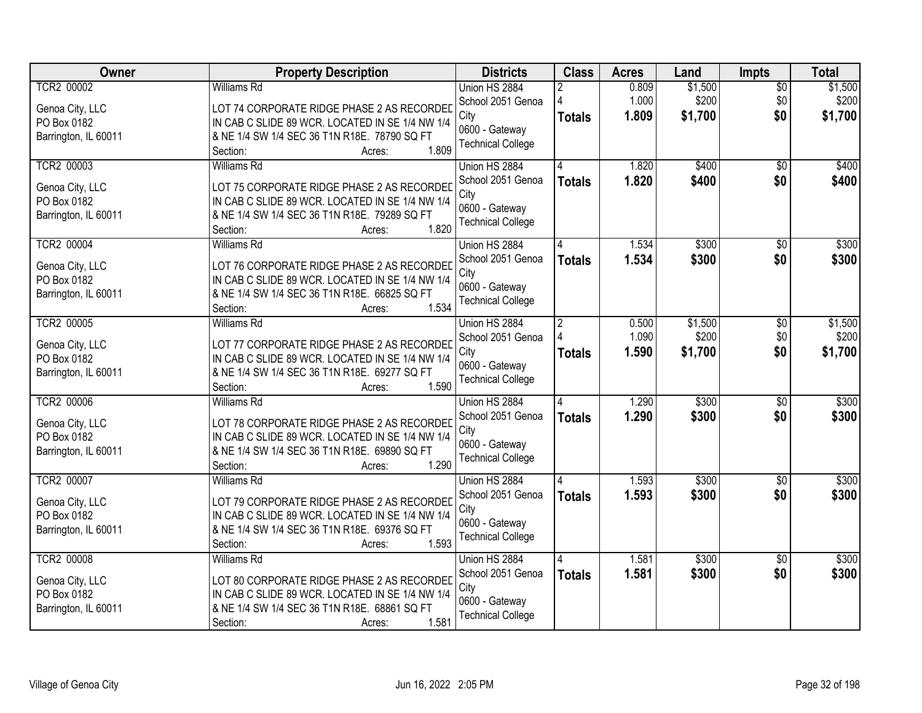| Owner | Property Description | Districts | Class | Acres | Land | Impts | Total |
|---|---|---|---|---|---|---|---|
| TCR2 00002<br>Genoa City, LLC<br>PO Box 0182<br>Barrington, IL 60011 | Williams Rd<br>LOT 74 CORPORATE RIDGE PHASE 2 AS RECORDED IN CAB C SLIDE 89 WCR. LOCATED IN SE 1/4 NW 1/4 & NE 1/4 SW 1/4 SEC 36 T1N R18E. 78790 SQ FT<br>Section: Acres: 1.809 | Union HS 2884<br>School 2051 Genoa City<br>0600 - Gateway Technical College | 2<br>4<br>**Totals** | 0.809<br>1.000<br>**1.809** | $1,500<br>$200<br>**$1,700** | $0<br>$0<br>**$0** | $1,500<br>$200<br>**$1,700** |
| TCR2 00003<br>Genoa City, LLC<br>PO Box 0182<br>Barrington, IL 60011 | Williams Rd<br>LOT 75 CORPORATE RIDGE PHASE 2 AS RECORDED IN CAB C SLIDE 89 WCR. LOCATED IN SE 1/4 NW 1/4 & NE 1/4 SW 1/4 SEC 36 T1N R18E. 79289 SQ FT<br>Section: Acres: 1.820 | Union HS 2884<br>School 2051 Genoa City<br>0600 - Gateway Technical College | 4<br>**Totals** | 1.820<br>**1.820** | $400<br>**$400** | $0<br>**$0** | $400<br>**$400** |
| TCR2 00004<br>Genoa City, LLC<br>PO Box 0182<br>Barrington, IL 60011 | Williams Rd<br>LOT 76 CORPORATE RIDGE PHASE 2 AS RECORDED IN CAB C SLIDE 89 WCR. LOCATED IN SE 1/4 NW 1/4 & NE 1/4 SW 1/4 SEC 36 T1N R18E. 66825 SQ FT<br>Section: Acres: 1.534 | Union HS 2884<br>School 2051 Genoa City<br>0600 - Gateway Technical College | 4<br>**Totals** | 1.534<br>**1.534** | $300<br>**$300** | $0<br>**$0** | $300<br>**$300** |
| TCR2 00005<br>Genoa City, LLC<br>PO Box 0182<br>Barrington, IL 60011 | Williams Rd<br>LOT 77 CORPORATE RIDGE PHASE 2 AS RECORDED IN CAB C SLIDE 89 WCR. LOCATED IN SE 1/4 NW 1/4 & NE 1/4 SW 1/4 SEC 36 T1N R18E. 69277 SQ FT<br>Section: Acres: 1.590 | Union HS 2884<br>School 2051 Genoa City<br>0600 - Gateway Technical College | 2<br>4<br>**Totals** | 0.500<br>1.090<br>**1.590** | $1,500<br>$200<br>**$1,700** | $0<br>$0<br>**$0** | $1,500<br>$200<br>**$1,700** |
| TCR2 00006<br>Genoa City, LLC<br>PO Box 0182<br>Barrington, IL 60011 | Williams Rd<br>LOT 78 CORPORATE RIDGE PHASE 2 AS RECORDED IN CAB C SLIDE 89 WCR. LOCATED IN SE 1/4 NW 1/4 & NE 1/4 SW 1/4 SEC 36 T1N R18E. 69890 SQ FT<br>Section: Acres: 1.290 | Union HS 2884<br>School 2051 Genoa City<br>0600 - Gateway Technical College | 4<br>**Totals** | 1.290<br>**1.290** | $300<br>**$300** | $0<br>**$0** | $300<br>**$300** |
| TCR2 00007<br>Genoa City, LLC<br>PO Box 0182<br>Barrington, IL 60011 | Williams Rd<br>LOT 79 CORPORATE RIDGE PHASE 2 AS RECORDED IN CAB C SLIDE 89 WCR. LOCATED IN SE 1/4 NW 1/4 & NE 1/4 SW 1/4 SEC 36 T1N R18E. 69376 SQ FT<br>Section: Acres: 1.593 | Union HS 2884<br>School 2051 Genoa City<br>0600 - Gateway Technical College | 4<br>**Totals** | 1.593<br>**1.593** | $300<br>**$300** | $0<br>**$0** | $300<br>**$300** |
| TCR2 00008<br>Genoa City, LLC<br>PO Box 0182<br>Barrington, IL 60011 | Williams Rd<br>LOT 80 CORPORATE RIDGE PHASE 2 AS RECORDED IN CAB C SLIDE 89 WCR. LOCATED IN SE 1/4 NW 1/4 & NE 1/4 SW 1/4 SEC 36 T1N R18E. 68861 SQ FT<br>Section: Acres: 1.581 | Union HS 2884<br>School 2051 Genoa City<br>0600 - Gateway Technical College | 4<br>**Totals** | 1.581<br>**1.581** | $300<br>**$300** | $0<br>**$0** | $300<br>**$300** |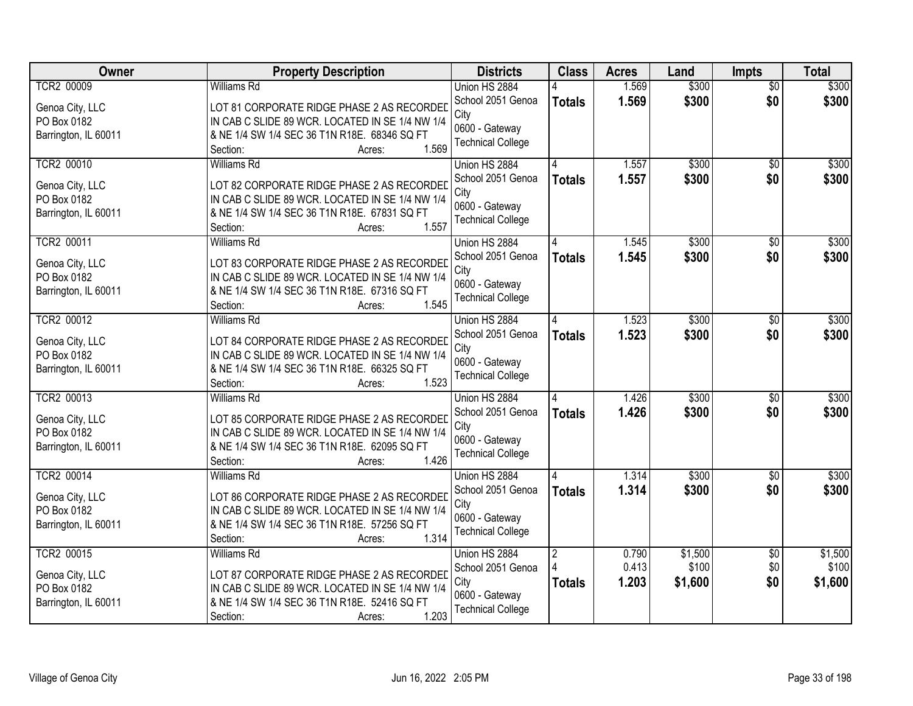| Owner | Property Description | Districts | Class | Acres | Land | Impts | Total |
|---|---|---|---|---|---|---|---|
| TCR2 00009<br>Genoa City, LLC<br>PO Box 0182<br>Barrington, IL 60011 | Williams Rd<br>LOT 81 CORPORATE RIDGE PHASE 2 AS RECORDED IN CAB C SLIDE 89 WCR. LOCATED IN SE 1/4 NW 1/4 & NE 1/4 SW 1/4 SEC 36 T1N R18E. 68346 SQ FT<br>Section: Acres: 1.569 | Union HS 2884<br>School 2051 Genoa City<br>0600 - Gateway Technical College | 4<br>**Totals** | 1.569<br>**1.569** | $300<br>**$300** | $0<br>**$0** | $300<br>**$300** |
| TCR2 00010<br>Genoa City, LLC<br>PO Box 0182<br>Barrington, IL 60011 | Williams Rd<br>LOT 82 CORPORATE RIDGE PHASE 2 AS RECORDED IN CAB C SLIDE 89 WCR. LOCATED IN SE 1/4 NW 1/4 & NE 1/4 SW 1/4 SEC 36 T1N R18E. 67831 SQ FT<br>Section: Acres: 1.557 | Union HS 2884<br>School 2051 Genoa City<br>0600 - Gateway Technical College | 4<br>**Totals** | 1.557<br>**1.557** | $300<br>**$300** | $0<br>**$0** | $300<br>**$300** |
| TCR2 00011<br>Genoa City, LLC<br>PO Box 0182<br>Barrington, IL 60011 | Williams Rd<br>LOT 83 CORPORATE RIDGE PHASE 2 AS RECORDED IN CAB C SLIDE 89 WCR. LOCATED IN SE 1/4 NW 1/4 & NE 1/4 SW 1/4 SEC 36 T1N R18E. 67316 SQ FT<br>Section: Acres: 1.545 | Union HS 2884<br>School 2051 Genoa City<br>0600 - Gateway Technical College | 4<br>**Totals** | 1.545<br>**1.545** | $300<br>**$300** | $0<br>**$0** | $300<br>**$300** |
| TCR2 00012<br>Genoa City, LLC<br>PO Box 0182<br>Barrington, IL 60011 | Williams Rd<br>LOT 84 CORPORATE RIDGE PHASE 2 AS RECORDED IN CAB C SLIDE 89 WCR. LOCATED IN SE 1/4 NW 1/4 & NE 1/4 SW 1/4 SEC 36 T1N R18E. 66325 SQ FT<br>Section: Acres: 1.523 | Union HS 2884<br>School 2051 Genoa City<br>0600 - Gateway Technical College | 4<br>**Totals** | 1.523<br>**1.523** | $300<br>**$300** | $0<br>**$0** | $300<br>**$300** |
| TCR2 00013<br>Genoa City, LLC<br>PO Box 0182<br>Barrington, IL 60011 | Williams Rd<br>LOT 85 CORPORATE RIDGE PHASE 2 AS RECORDED IN CAB C SLIDE 89 WCR. LOCATED IN SE 1/4 NW 1/4 & NE 1/4 SW 1/4 SEC 36 T1N R18E. 62095 SQ FT<br>Section: Acres: 1.426 | Union HS 2884<br>School 2051 Genoa City<br>0600 - Gateway Technical College | 4<br>**Totals** | 1.426<br>**1.426** | $300<br>**$300** | $0<br>**$0** | $300<br>**$300** |
| TCR2 00014<br>Genoa City, LLC<br>PO Box 0182<br>Barrington, IL 60011 | Williams Rd<br>LOT 86 CORPORATE RIDGE PHASE 2 AS RECORDED IN CAB C SLIDE 89 WCR. LOCATED IN SE 1/4 NW 1/4 & NE 1/4 SW 1/4 SEC 36 T1N R18E. 57256 SQ FT<br>Section: Acres: 1.314 | Union HS 2884<br>School 2051 Genoa City<br>0600 - Gateway Technical College | 4<br>**Totals** | 1.314<br>**1.314** | $300<br>**$300** | $0<br>**$0** | $300<br>**$300** |
| TCR2 00015<br>Genoa City, LLC<br>PO Box 0182<br>Barrington, IL 60011 | Williams Rd<br>LOT 87 CORPORATE RIDGE PHASE 2 AS RECORDED IN CAB C SLIDE 89 WCR. LOCATED IN SE 1/4 NW 1/4 & NE 1/4 SW 1/4 SEC 36 T1N R18E. 52416 SQ FT<br>Section: Acres: 1.203 | Union HS 2884<br>School 2051 Genoa City<br>0600 - Gateway Technical College | 2<br>4<br>**Totals** | 0.790<br>0.413<br>**1.203** | $1,500<br>$100<br>**$1,600** | $0<br>$0<br>**$0** | $1,500<br>$100<br>**$1,600** |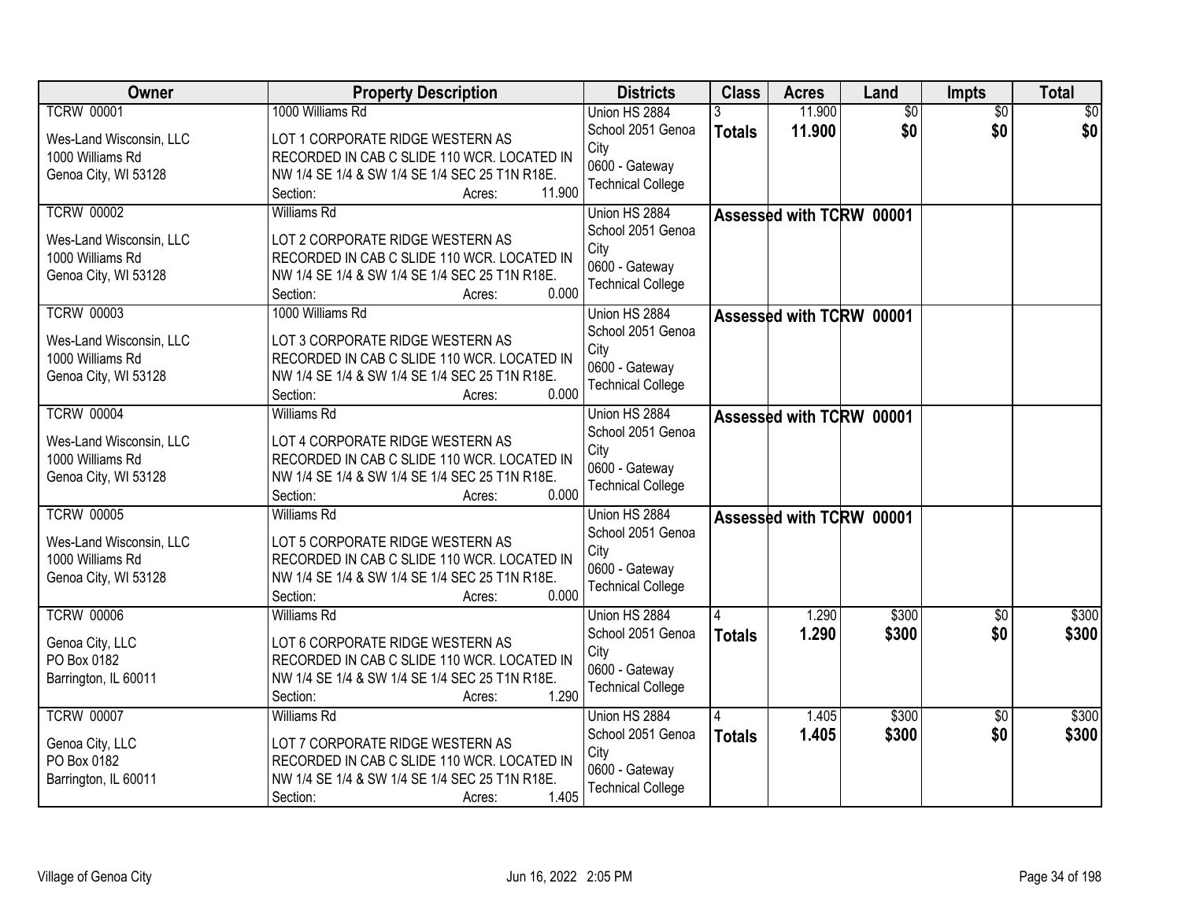| Owner | Property Description | Districts | Class | Acres | Land | Impts | Total |
|---|---|---|---|---|---|---|---|
| TCRW 00001<br>Wes-Land Wisconsin, LLC<br>1000 Williams Rd<br>Genoa City, WI 53128 | 1000 Williams Rd<br>LOT 1 CORPORATE RIDGE WESTERN AS RECORDED IN CAB C SLIDE 110 WCR. LOCATED IN NW 1/4 SE 1/4 & SW 1/4 SE 1/4 SEC 25 T1N R18E.<br>Section: Acres: 11.900 | Union HS 2884<br>School 2051 Genoa City<br>0600 - Gateway Technical College | 3<br>**Totals** | 11.900<br>**11.900** | $0<br>**$0** | $0<br>**$0** | $0<br>**$0** |
| TCRW 00002<br>Wes-Land Wisconsin, LLC<br>1000 Williams Rd<br>Genoa City, WI 53128 | Williams Rd<br>LOT 2 CORPORATE RIDGE WESTERN AS RECORDED IN CAB C SLIDE 110 WCR. LOCATED IN NW 1/4 SE 1/4 & SW 1/4 SE 1/4 SEC 25 T1N R18E.<br>Section: Acres: 0.000 | Union HS 2884<br>School 2051 Genoa City<br>0600 - Gateway Technical College | **Assessed with TCRW 00001** | | | | |
| TCRW 00003<br>Wes-Land Wisconsin, LLC<br>1000 Williams Rd<br>Genoa City, WI 53128 | 1000 Williams Rd<br>LOT 3 CORPORATE RIDGE WESTERN AS RECORDED IN CAB C SLIDE 110 WCR. LOCATED IN NW 1/4 SE 1/4 & SW 1/4 SE 1/4 SEC 25 T1N R18E.<br>Section: Acres: 0.000 | Union HS 2884<br>School 2051 Genoa City<br>0600 - Gateway Technical College | **Assessed with TCRW 00001** | | | | |
| TCRW 00004<br>Wes-Land Wisconsin, LLC<br>1000 Williams Rd<br>Genoa City, WI 53128 | Williams Rd<br>LOT 4 CORPORATE RIDGE WESTERN AS RECORDED IN CAB C SLIDE 110 WCR. LOCATED IN NW 1/4 SE 1/4 & SW 1/4 SE 1/4 SEC 25 T1N R18E.<br>Section: Acres: 0.000 | Union HS 2884<br>School 2051 Genoa City<br>0600 - Gateway Technical College | **Assessed with TCRW 00001** | | | | |
| TCRW 00005<br>Wes-Land Wisconsin, LLC<br>1000 Williams Rd<br>Genoa City, WI 53128 | Williams Rd<br>LOT 5 CORPORATE RIDGE WESTERN AS RECORDED IN CAB C SLIDE 110 WCR. LOCATED IN NW 1/4 SE 1/4 & SW 1/4 SE 1/4 SEC 25 T1N R18E.<br>Section: Acres: 0.000 | Union HS 2884<br>School 2051 Genoa City<br>0600 - Gateway Technical College | **Assessed with TCRW 00001** | | | | |
| TCRW 00006<br>Genoa City, LLC<br>PO Box 0182<br>Barrington, IL 60011 | Williams Rd<br>LOT 6 CORPORATE RIDGE WESTERN AS RECORDED IN CAB C SLIDE 110 WCR. LOCATED IN NW 1/4 SE 1/4 & SW 1/4 SE 1/4 SEC 25 T1N R18E.<br>Section: Acres: 1.290 | Union HS 2884<br>School 2051 Genoa City<br>0600 - Gateway Technical College | 4<br>**Totals** | 1.290<br>**1.290** | $300<br>**$300** | $0<br>**$0** | $300<br>**$300** |
| TCRW 00007<br>Genoa City, LLC<br>PO Box 0182<br>Barrington, IL 60011 | Williams Rd<br>LOT 7 CORPORATE RIDGE WESTERN AS RECORDED IN CAB C SLIDE 110 WCR. LOCATED IN NW 1/4 SE 1/4 & SW 1/4 SE 1/4 SEC 25 T1N R18E.<br>Section: Acres: 1.405 | Union HS 2884<br>School 2051 Genoa City<br>0600 - Gateway Technical College | 4<br>**Totals** | 1.405<br>**1.405** | $300<br>**$300** | $0<br>**$0** | $300<br>**$300** |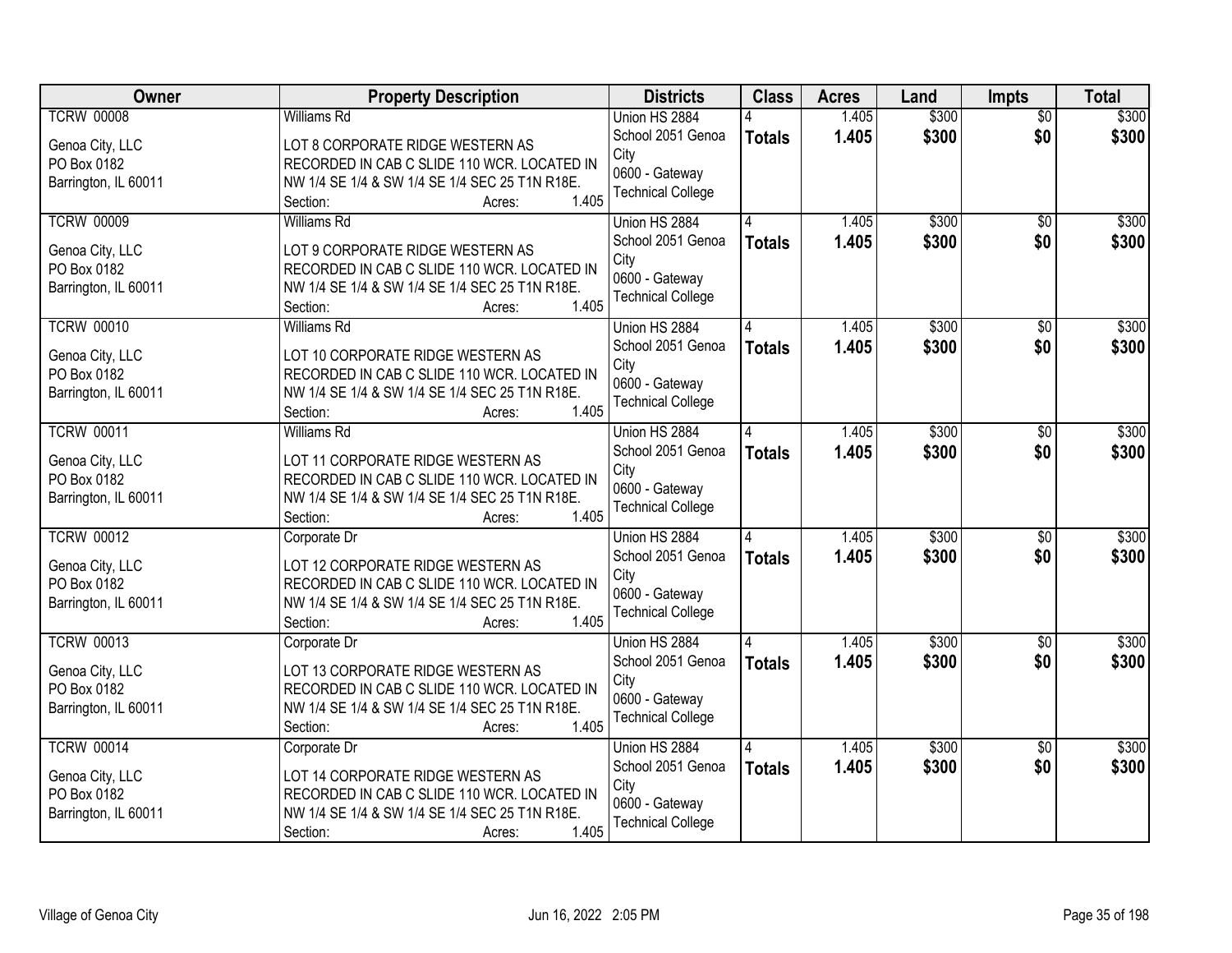| Owner | Property Description | Districts | Class | Acres | Land | Impts | Total |
|---|---|---|---|---|---|---|---|
| TCRW 00008<br><br>Genoa City, LLC<br>PO Box 0182<br>Barrington, IL 60011 | Williams Rd<br><br>LOT 8 CORPORATE RIDGE WESTERN AS RECORDED IN CAB C SLIDE 110 WCR. LOCATED IN NW 1/4 SE 1/4 & SW 1/4 SE 1/4 SEC 25 T1N R18E.<br>Section: Acres: 1.405 | Union HS 2884<br>School 2051 Genoa City<br>0600 - Gateway Technical College | 4<br>**Totals** | 1.405<br>**1.405** | $300<br>**$300** | $0<br>**$0** | $300<br>**$300** |
| TCRW 00009<br><br>Genoa City, LLC<br>PO Box 0182<br>Barrington, IL 60011 | Williams Rd<br><br>LOT 9 CORPORATE RIDGE WESTERN AS RECORDED IN CAB C SLIDE 110 WCR. LOCATED IN NW 1/4 SE 1/4 & SW 1/4 SE 1/4 SEC 25 T1N R18E.<br>Section: Acres: 1.405 | Union HS 2884<br>School 2051 Genoa City<br>0600 - Gateway Technical College | 4<br>**Totals** | 1.405<br>**1.405** | $300<br>**$300** | $0<br>**$0** | $300<br>**$300** |
| TCRW 00010<br><br>Genoa City, LLC<br>PO Box 0182<br>Barrington, IL 60011 | Williams Rd<br><br>LOT 10 CORPORATE RIDGE WESTERN AS RECORDED IN CAB C SLIDE 110 WCR. LOCATED IN NW 1/4 SE 1/4 & SW 1/4 SE 1/4 SEC 25 T1N R18E.<br>Section: Acres: 1.405 | Union HS 2884<br>School 2051 Genoa City<br>0600 - Gateway Technical College | 4<br>**Totals** | 1.405<br>**1.405** | $300<br>**$300** | $0<br>**$0** | $300<br>**$300** |
| TCRW 00011<br><br>Genoa City, LLC<br>PO Box 0182<br>Barrington, IL 60011 | Williams Rd<br><br>LOT 11 CORPORATE RIDGE WESTERN AS RECORDED IN CAB C SLIDE 110 WCR. LOCATED IN NW 1/4 SE 1/4 & SW 1/4 SE 1/4 SEC 25 T1N R18E.<br>Section: Acres: 1.405 | Union HS 2884<br>School 2051 Genoa City<br>0600 - Gateway Technical College | 4<br>**Totals** | 1.405<br>**1.405** | $300<br>**$300** | $0<br>**$0** | $300<br>**$300** |
| TCRW 00012<br><br>Genoa City, LLC<br>PO Box 0182<br>Barrington, IL 60011 | Corporate Dr<br><br>LOT 12 CORPORATE RIDGE WESTERN AS RECORDED IN CAB C SLIDE 110 WCR. LOCATED IN NW 1/4 SE 1/4 & SW 1/4 SE 1/4 SEC 25 T1N R18E.<br>Section: Acres: 1.405 | Union HS 2884<br>School 2051 Genoa City<br>0600 - Gateway Technical College | 4<br>**Totals** | 1.405<br>**1.405** | $300<br>**$300** | $0<br>**$0** | $300<br>**$300** |
| TCRW 00013<br><br>Genoa City, LLC<br>PO Box 0182<br>Barrington, IL 60011 | Corporate Dr<br><br>LOT 13 CORPORATE RIDGE WESTERN AS RECORDED IN CAB C SLIDE 110 WCR. LOCATED IN NW 1/4 SE 1/4 & SW 1/4 SE 1/4 SEC 25 T1N R18E.<br>Section: Acres: 1.405 | Union HS 2884<br>School 2051 Genoa City<br>0600 - Gateway Technical College | 4<br>**Totals** | 1.405<br>**1.405** | $300<br>**$300** | $0<br>**$0** | $300<br>**$300** |
| TCRW 00014<br><br>Genoa City, LLC<br>PO Box 0182<br>Barrington, IL 60011 | Corporate Dr<br><br>LOT 14 CORPORATE RIDGE WESTERN AS RECORDED IN CAB C SLIDE 110 WCR. LOCATED IN NW 1/4 SE 1/4 & SW 1/4 SE 1/4 SEC 25 T1N R18E.<br>Section: Acres: 1.405 | Union HS 2884<br>School 2051 Genoa City<br>0600 - Gateway Technical College | 4<br>**Totals** | 1.405<br>**1.405** | $300<br>**$300** | $0<br>**$0** | $300<br>**$300** |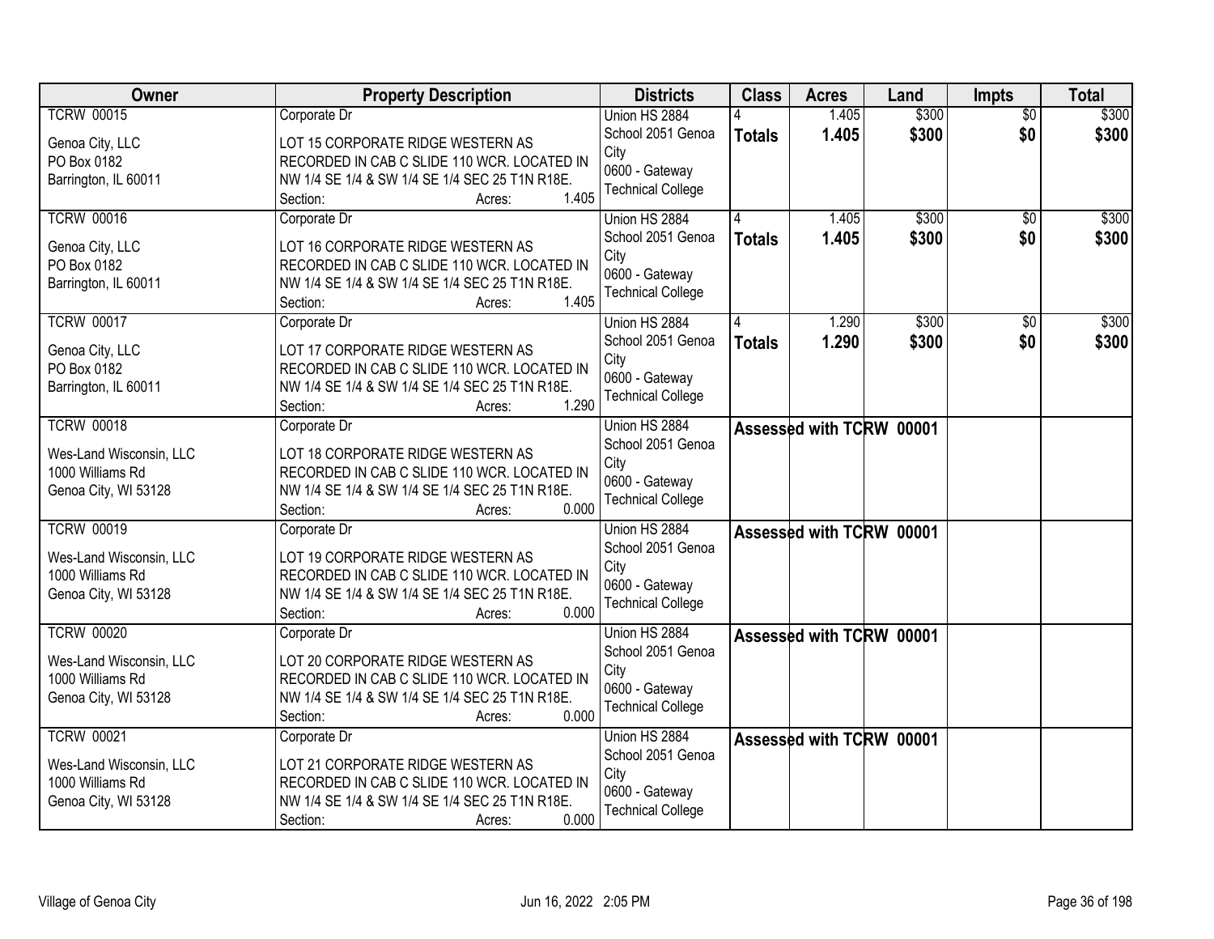| Owner | Property Description | Districts | Class | Acres | Land | Impts | Total |
|---|---|---|---|---|---|---|---|
| TCRW 00015<br>Genoa City, LLC<br>PO Box 0182<br>Barrington, IL 60011 | Corporate Dr<br>LOT 15 CORPORATE RIDGE WESTERN AS RECORDED IN CAB C SLIDE 110 WCR. LOCATED IN NW 1/4 SE 1/4 & SW 1/4 SE 1/4 SEC 25 T1N R18E.<br>Section: Acres: 1.405 | Union HS 2884<br>School 2051 Genoa City<br>0600 - Gateway Technical College | 4<br>**Totals** | 1.405<br>**1.405** | \$300<br>**\$300** | \$0<br>**\$0** | \$300<br>**\$300** |
| TCRW 00016<br>Genoa City, LLC<br>PO Box 0182<br>Barrington, IL 60011 | Corporate Dr<br>LOT 16 CORPORATE RIDGE WESTERN AS RECORDED IN CAB C SLIDE 110 WCR. LOCATED IN NW 1/4 SE 1/4 & SW 1/4 SE 1/4 SEC 25 T1N R18E.<br>Section: Acres: 1.405 | Union HS 2884<br>School 2051 Genoa City<br>0600 - Gateway Technical College | 4<br>**Totals** | 1.405<br>**1.405** | \$300<br>**\$300** | \$0<br>**\$0** | \$300<br>**\$300** |
| TCRW 00017<br>Genoa City, LLC<br>PO Box 0182<br>Barrington, IL 60011 | Corporate Dr<br>LOT 17 CORPORATE RIDGE WESTERN AS RECORDED IN CAB C SLIDE 110 WCR. LOCATED IN NW 1/4 SE 1/4 & SW 1/4 SE 1/4 SEC 25 T1N R18E.<br>Section: Acres: 1.290 | Union HS 2884<br>School 2051 Genoa City<br>0600 - Gateway Technical College | 4<br>**Totals** | 1.290<br>**1.290** | \$300<br>**\$300** | \$0<br>**\$0** | \$300<br>**\$300** |
| TCRW 00018<br>Wes-Land Wisconsin, LLC<br>1000 Williams Rd<br>Genoa City, WI 53128 | Corporate Dr<br>LOT 18 CORPORATE RIDGE WESTERN AS RECORDED IN CAB C SLIDE 110 WCR. LOCATED IN NW 1/4 SE 1/4 & SW 1/4 SE 1/4 SEC 25 T1N R18E.<br>Section: Acres: 0.000 | Union HS 2884<br>School 2051 Genoa City<br>0600 - Gateway Technical College | **Assessed with TCRW 00001** | | | | |
| TCRW 00019<br>Wes-Land Wisconsin, LLC<br>1000 Williams Rd<br>Genoa City, WI 53128 | Corporate Dr<br>LOT 19 CORPORATE RIDGE WESTERN AS RECORDED IN CAB C SLIDE 110 WCR. LOCATED IN NW 1/4 SE 1/4 & SW 1/4 SE 1/4 SEC 25 T1N R18E.<br>Section: Acres: 0.000 | Union HS 2884<br>School 2051 Genoa City<br>0600 - Gateway Technical College | **Assessed with TCRW 00001** | | | | |
| TCRW 00020<br>Wes-Land Wisconsin, LLC<br>1000 Williams Rd<br>Genoa City, WI 53128 | Corporate Dr<br>LOT 20 CORPORATE RIDGE WESTERN AS RECORDED IN CAB C SLIDE 110 WCR. LOCATED IN NW 1/4 SE 1/4 & SW 1/4 SE 1/4 SEC 25 T1N R18E.<br>Section: Acres: 0.000 | Union HS 2884<br>School 2051 Genoa City<br>0600 - Gateway Technical College | **Assessed with TCRW 00001** | | | | |
| TCRW 00021<br>Wes-Land Wisconsin, LLC<br>1000 Williams Rd<br>Genoa City, WI 53128 | Corporate Dr<br>LOT 21 CORPORATE RIDGE WESTERN AS RECORDED IN CAB C SLIDE 110 WCR. LOCATED IN NW 1/4 SE 1/4 & SW 1/4 SE 1/4 SEC 25 T1N R18E.<br>Section: Acres: 0.000 | Union HS 2884<br>School 2051 Genoa City<br>0600 - Gateway Technical College | **Assessed with TCRW 00001** | | | | |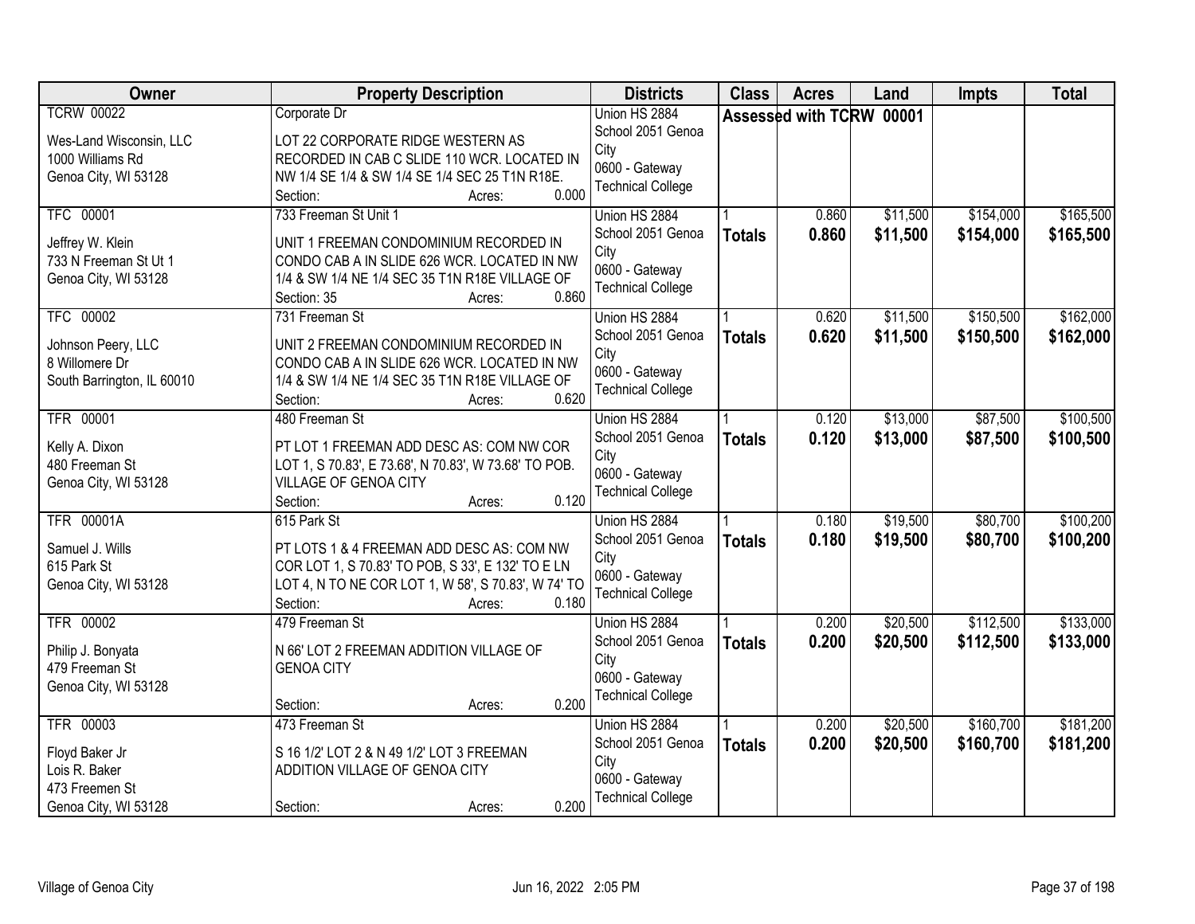| Owner | Property Description | Districts | Class | Acres | Land | Impts | Total |
|---|---|---|---|---|---|---|---|
| TCRW 00022<br><br>Wes-Land Wisconsin, LLC<br>1000 Williams Rd<br>Genoa City, WI 53128 | Corporate Dr<br><br>LOT 22 CORPORATE RIDGE WESTERN AS RECORDED IN CAB C SLIDE 110 WCR. LOCATED IN NW 1/4 SE 1/4 & SW 1/4 SE 1/4 SEC 25 T1N R18E.<br>Section: Acres: 0.000 | Union HS 2884<br>School 2051 Genoa City<br>0600 - Gateway Technical College | Assessed with TCRW 00001 | | | | |
| TFC 00001<br><br>Jeffrey W. Klein<br>733 N Freeman St Ut 1<br>Genoa City, WI 53128 | 733 Freeman St Unit 1<br><br>UNIT 1 FREEMAN CONDOMINIUM RECORDED IN CONDO CAB A IN SLIDE 626 WCR. LOCATED IN NW 1/4 & SW 1/4 NE 1/4 SEC 35 T1N R18E VILLAGE OF<br>Section: 35 Acres: 0.860 | Union HS 2884<br>School 2051 Genoa City<br>0600 - Gateway Technical College | 1<br>**Totals** | 0.860<br>**0.860** | $11,500<br>**$11,500** | $154,000<br>**$154,000** | $165,500<br>**$165,500** |
| TFC 00002<br><br>Johnson Peery, LLC<br>8 Willomere Dr<br>South Barrington, IL 60010 | 731 Freeman St<br><br>UNIT 2 FREEMAN CONDOMINIUM RECORDED IN CONDO CAB A IN SLIDE 626 WCR. LOCATED IN NW 1/4 & SW 1/4 NE 1/4 SEC 35 T1N R18E VILLAGE OF<br>Section: Acres: 0.620 | Union HS 2884<br>School 2051 Genoa City<br>0600 - Gateway Technical College | 1<br>**Totals** | 0.620<br>**0.620** | $11,500<br>**$11,500** | $150,500<br>**$150,500** | $162,000<br>**$162,000** |
| TFR 00001<br><br>Kelly A. Dixon<br>480 Freeman St<br>Genoa City, WI 53128 | 480 Freeman St<br><br>PT LOT 1 FREEMAN ADD DESC AS: COM NW COR LOT 1, S 70.83', E 73.68', N 70.83', W 73.68' TO POB. VILLAGE OF GENOA CITY<br>Section: Acres: 0.120 | Union HS 2884<br>School 2051 Genoa City<br>0600 - Gateway Technical College | 1<br>**Totals** | 0.120<br>**0.120** | $13,000<br>**$13,000** | $87,500<br>**$87,500** | $100,500<br>**$100,500** |
| TFR 00001A<br><br>Samuel J. Wills<br>615 Park St<br>Genoa City, WI 53128 | 615 Park St<br><br>PT LOTS 1 & 4 FREEMAN ADD DESC AS: COM NW COR LOT 1, S 70.83' TO POB, S 33', E 132' TO E LN LOT 4, N TO NE COR LOT 1, W 58', S 70.83', W 74' TO<br>Section: Acres: 0.180 | Union HS 2884<br>School 2051 Genoa City<br>0600 - Gateway Technical College | 1<br>**Totals** | 0.180<br>**0.180** | $19,500<br>**$19,500** | $80,700<br>**$80,700** | $100,200<br>**$100,200** |
| TFR 00002<br><br>Philip J. Bonyata<br>479 Freeman St<br>Genoa City, WI 53128 | 479 Freeman St<br><br>N 66' LOT 2 FREEMAN ADDITION VILLAGE OF GENOA CITY<br><br>Section: Acres: 0.200 | Union HS 2884<br>School 2051 Genoa City<br>0600 - Gateway Technical College | 1<br>**Totals** | 0.200<br>**0.200** | $20,500<br>**$20,500** | $112,500<br>**$112,500** | $133,000<br>**$133,000** |
| TFR 00003<br><br>Floyd Baker Jr<br>Lois R. Baker<br>473 Freemen St<br>Genoa City, WI 53128 | 473 Freeman St<br><br>S 16 1/2' LOT 2 & N 49 1/2' LOT 3 FREEMAN ADDITION VILLAGE OF GENOA CITY<br><br>Section: Acres: 0.200 | Union HS 2884<br>School 2051 Genoa City<br>0600 - Gateway Technical College | 1<br>**Totals** | 0.200<br>**0.200** | $20,500<br>**$20,500** | $160,700<br>**$160,700** | $181,200<br>**$181,200** |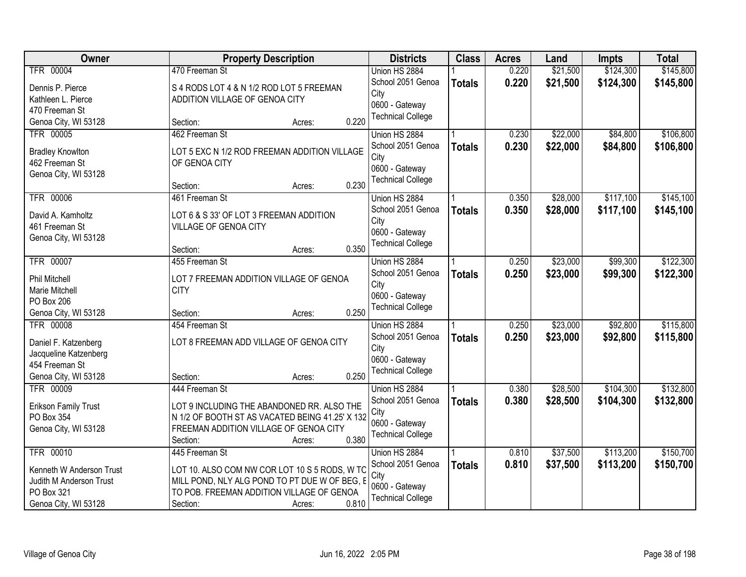| Owner | Property Description | Districts | Class | Acres | Land | Impts | Total |
|---|---|---|---|---|---|---|---|
| TFR 00004<br>Dennis P. Pierce<br>Kathleen L. Pierce<br>470 Freeman St<br>Genoa City, WI 53128 | 470 Freeman St<br>S 4 RODS LOT 4 & N 1/2 ROD LOT 5 FREEMAN ADDITION VILLAGE OF GENOA CITY<br>Section: Acres: 0.220 | Union HS 2884<br>School 2051 Genoa City<br>0600 - Gateway Technical College | 1<br>**Totals** | 0.220<br>**0.220** | $21,500<br>**$21,500** | $124,300<br>**$124,300** | $145,800<br>**$145,800** |
| TFR 00005<br>Bradley Knowlton<br>462 Freeman St<br>Genoa City, WI 53128 | 462 Freeman St<br>LOT 5 EXC N 1/2 ROD FREEMAN ADDITION VILLAGE OF GENOA CITY<br>Section: Acres: 0.230 | Union HS 2884<br>School 2051 Genoa City<br>0600 - Gateway Technical College | 1<br>**Totals** | 0.230<br>**0.230** | $22,000<br>**$22,000** | $84,800<br>**$84,800** | $106,800<br>**$106,800** |
| TFR 00006<br>David A. Kamholtz<br>461 Freeman St<br>Genoa City, WI 53128 | 461 Freeman St<br>LOT 6 & S 33' OF LOT 3 FREEMAN ADDITION VILLAGE OF GENOA CITY<br>Section: Acres: 0.350 | Union HS 2884<br>School 2051 Genoa City<br>0600 - Gateway Technical College | 1<br>**Totals** | 0.350<br>**0.350** | $28,000<br>**$28,000** | $117,100<br>**$117,100** | $145,100<br>**$145,100** |
| TFR 00007<br>Phil Mitchell<br>Marie Mitchell<br>PO Box 206<br>Genoa City, WI 53128 | 455 Freeman St<br>LOT 7 FREEMAN ADDITION VILLAGE OF GENOA CITY<br>Section: Acres: 0.250 | Union HS 2884<br>School 2051 Genoa City<br>0600 - Gateway Technical College | 1<br>**Totals** | 0.250<br>**0.250** | $23,000<br>**$23,000** | $99,300<br>**$99,300** | $122,300<br>**$122,300** |
| TFR 00008<br>Daniel F. Katzenberg<br>Jacqueline Katzenberg<br>454 Freeman St<br>Genoa City, WI 53128 | 454 Freeman St<br>LOT 8 FREEMAN ADD VILLAGE OF GENOA CITY<br>Section: Acres: 0.250 | Union HS 2884<br>School 2051 Genoa City<br>0600 - Gateway Technical College | 1<br>**Totals** | 0.250<br>**0.250** | $23,000<br>**$23,000** | $92,800<br>**$92,800** | $115,800<br>**$115,800** |
| TFR 00009<br>Erikson Family Trust<br>PO Box 354<br>Genoa City, WI 53128 | 444 Freeman St<br>LOT 9 INCLUDING THE ABANDONED RR. ALSO THE N 1/2 OF BOOTH ST AS VACATED BEING 41.25' X 132 FREEMAN ADDITION VILLAGE OF GENOA CITY<br>Section: Acres: 0.380 | Union HS 2884<br>School 2051 Genoa City<br>0600 - Gateway Technical College | 1<br>**Totals** | 0.380<br>**0.380** | $28,500<br>**$28,500** | $104,300<br>**$104,300** | $132,800<br>**$132,800** |
| TFR 00010<br>Kenneth W Anderson Trust<br>Judith M Anderson Trust<br>PO Box 321<br>Genoa City, WI 53128 | 445 Freeman St<br>LOT 10. ALSO COM NW COR LOT 10 S 5 RODS, W TC MILL POND, NLY ALG POND TO PT DUE W OF BEG, E TO POB. FREEMAN ADDITION VILLAGE OF GENOA<br>Section: Acres: 0.810 | Union HS 2884<br>School 2051 Genoa City<br>0600 - Gateway Technical College | 1<br>**Totals** | 0.810<br>**0.810** | $37,500<br>**$37,500** | $113,200<br>**$113,200** | $150,700<br>**$150,700** |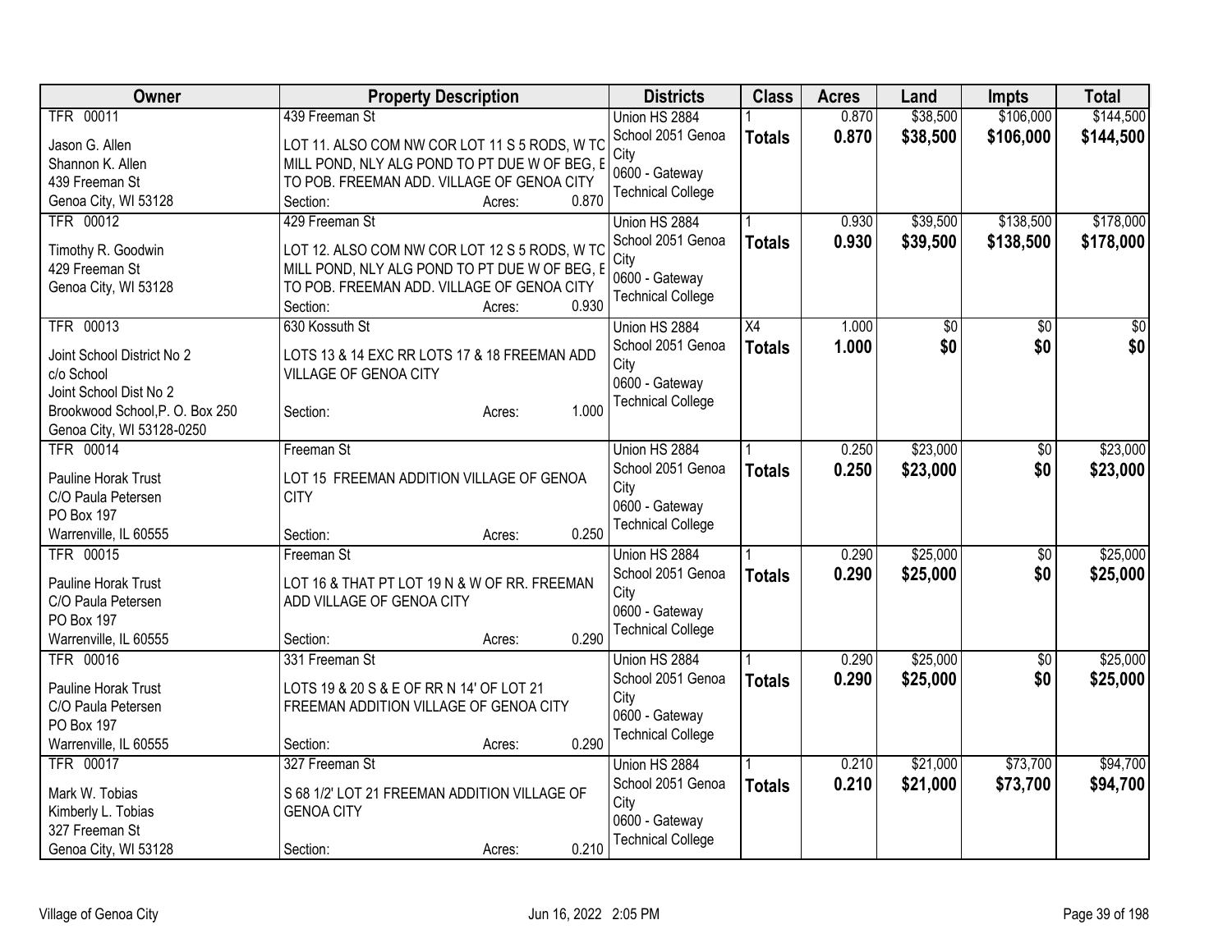| Owner | Property Description | Districts | Class | Acres | Land | Impts | Total |
|---|---|---|---|---|---|---|---|
| TFR 00011<br>Jason G. Allen<br>Shannon K. Allen<br>439 Freeman St<br>Genoa City, WI 53128 | 439 Freeman St<br>LOT 11. ALSO COM NW COR LOT 11 S 5 RODS, W TC MILL POND, NLY ALG POND TO PT DUE W OF BEG, E TO POB. FREEMAN ADD. VILLAGE OF GENOA CITY<br>Section: Acres: 0.870 | Union HS 2884<br>School 2051 Genoa City<br>0600 - Gateway Technical College | 1<br>**Totals** | 0.870<br>**0.870** | $38,500<br>**$38,500** | $106,000<br>**$106,000** | $144,500<br>**$144,500** |
| TFR 00012<br>Timothy R. Goodwin<br>429 Freeman St<br>Genoa City, WI 53128 | 429 Freeman St<br>LOT 12. ALSO COM NW COR LOT 12 S 5 RODS, W TC MILL POND, NLY ALG POND TO PT DUE W OF BEG, E TO POB. FREEMAN ADD. VILLAGE OF GENOA CITY<br>Section: Acres: 0.930 | Union HS 2884<br>School 2051 Genoa City<br>0600 - Gateway Technical College | 1<br>**Totals** | 0.930<br>**0.930** | $39,500<br>**$39,500** | $138,500<br>**$138,500** | $178,000<br>**$178,000** |
| TFR 00013<br>Joint School District No 2<br>c/o School<br>Joint School Dist No 2<br>Brookwood School,P. O. Box 250<br>Genoa City, WI 53128-0250 | 630 Kossuth St<br>LOTS 13 & 14 EXC RR LOTS 17 & 18 FREEMAN ADD VILLAGE OF GENOA CITY<br>Section: Acres: 1.000 | Union HS 2884<br>School 2051 Genoa City<br>0600 - Gateway Technical College | X4<br>**Totals** | 1.000<br>**1.000** | $0<br>**$0** | $0<br>**$0** | $0<br>**$0** |
| TFR 00014<br>Pauline Horak Trust<br>C/O Paula Petersen<br>PO Box 197<br>Warrenville, IL 60555 | Freeman St<br>LOT 15 FREEMAN ADDITION VILLAGE OF GENOA CITY<br>Section: Acres: 0.250 | Union HS 2884<br>School 2051 Genoa City<br>0600 - Gateway Technical College | 1<br>**Totals** | 0.250<br>**0.250** | $23,000<br>**$23,000** | $0<br>**$0** | $23,000<br>**$23,000** |
| TFR 00015<br>Pauline Horak Trust<br>C/O Paula Petersen<br>PO Box 197<br>Warrenville, IL 60555 | Freeman St<br>LOT 16 & THAT PT LOT 19 N & W OF RR. FREEMAN ADD VILLAGE OF GENOA CITY<br>Section: Acres: 0.290 | Union HS 2884<br>School 2051 Genoa City<br>0600 - Gateway Technical College | 1<br>**Totals** | 0.290<br>**0.290** | $25,000<br>**$25,000** | $0<br>**$0** | $25,000<br>**$25,000** |
| TFR 00016<br>Pauline Horak Trust<br>C/O Paula Petersen<br>PO Box 197<br>Warrenville, IL 60555 | 331 Freeman St<br>LOTS 19 & 20 S & E OF RR N 14' OF LOT 21 FREEMAN ADDITION VILLAGE OF GENOA CITY<br>Section: Acres: 0.290 | Union HS 2884<br>School 2051 Genoa City<br>0600 - Gateway Technical College | 1<br>**Totals** | 0.290<br>**0.290** | $25,000<br>**$25,000** | $0<br>**$0** | $25,000<br>**$25,000** |
| TFR 00017<br>Mark W. Tobias<br>Kimberly L. Tobias<br>327 Freeman St<br>Genoa City, WI 53128 | 327 Freeman St<br>S 68 1/2' LOT 21 FREEMAN ADDITION VILLAGE OF GENOA CITY<br>Section: Acres: 0.210 | Union HS 2884<br>School 2051 Genoa City<br>0600 - Gateway Technical College | 1<br>**Totals** | 0.210<br>**0.210** | $21,000<br>**$21,000** | $73,700<br>**$73,700** | $94,700<br>**$94,700** |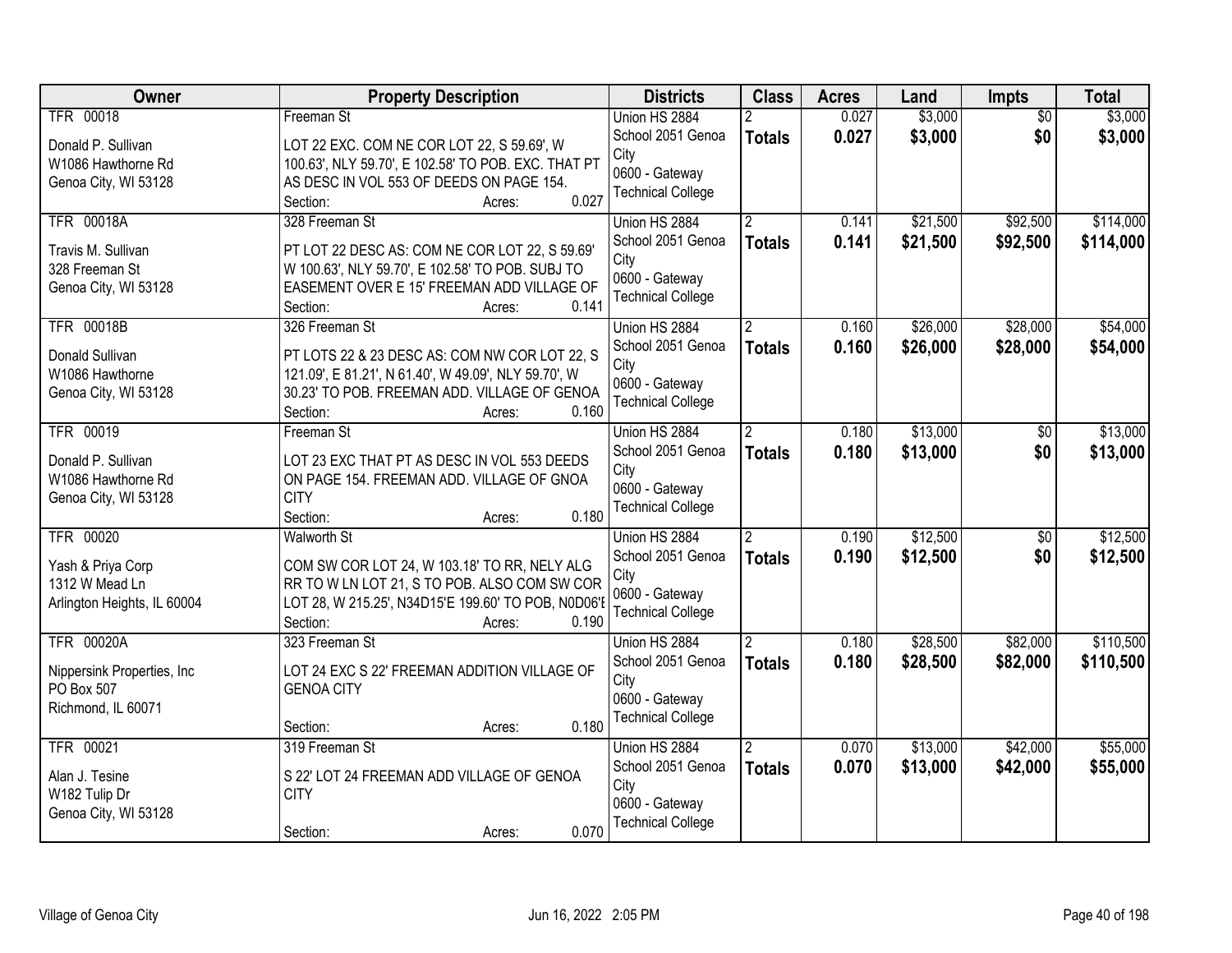| Owner | Property Description | Districts | Class | Acres | Land | Impts | Total |
|---|---|---|---|---|---|---|---|
| TFR 00018<br><br>Donald P. Sullivan<br>W1086 Hawthorne Rd<br>Genoa City, WI 53128 | Freeman St<br><br>LOT 22 EXC. COM NE COR LOT 22, S 59.69', W 100.63', NLY 59.70', E 102.58' TO POB. EXC. THAT PT AS DESC IN VOL 553 OF DEEDS ON PAGE 154.<br>Section: Acres: 0.027 | Union HS 2884<br>School 2051 Genoa City<br>0600 - Gateway Technical College | 2<br>**Totals** | 0.027<br>**0.027** | $3,000<br>**$3,000** | $0<br>**$0** | $3,000<br>**$3,000** |
| TFR 00018A<br><br>Travis M. Sullivan<br>328 Freeman St<br>Genoa City, WI 53128 | 328 Freeman St<br><br>PT LOT 22 DESC AS: COM NE COR LOT 22, S 59.69' W 100.63', NLY 59.70', E 102.58' TO POB. SUBJ TO EASEMENT OVER E 15' FREEMAN ADD VILLAGE OF<br>Section: Acres: 0.141 | Union HS 2884<br>School 2051 Genoa City<br>0600 - Gateway Technical College | 2<br>**Totals** | 0.141<br>**0.141** | $21,500<br>**$21,500** | $92,500<br>**$92,500** | $114,000<br>**$114,000** |
| TFR 00018B<br><br>Donald Sullivan<br>W1086 Hawthorne<br>Genoa City, WI 53128 | 326 Freeman St<br><br>PT LOTS 22 & 23 DESC AS: COM NW COR LOT 22, S 121.09', E 81.21', N 61.40', W 49.09', NLY 59.70', W 30.23' TO POB. FREEMAN ADD. VILLAGE OF GENOA<br>Section: Acres: 0.160 | Union HS 2884<br>School 2051 Genoa City<br>0600 - Gateway Technical College | 2<br>**Totals** | 0.160<br>**0.160** | $26,000<br>**$26,000** | $28,000<br>**$28,000** | $54,000<br>**$54,000** |
| TFR 00019<br><br>Donald P. Sullivan<br>W1086 Hawthorne Rd<br>Genoa City, WI 53128 | Freeman St<br><br>LOT 23 EXC THAT PT AS DESC IN VOL 553 DEEDS ON PAGE 154. FREEMAN ADD. VILLAGE OF GNOA CITY<br>Section: Acres: 0.180 | Union HS 2884<br>School 2051 Genoa City<br>0600 - Gateway Technical College | 2<br>**Totals** | 0.180<br>**0.180** | $13,000<br>**$13,000** | $0<br>**$0** | $13,000<br>**$13,000** |
| TFR 00020<br><br>Yash & Priya Corp<br>1312 W Mead Ln<br>Arlington Heights, IL 60004 | Walworth St<br><br>COM SW COR LOT 24, W 103.18' TO RR, NELY ALG RR TO W LN LOT 21, S TO POB. ALSO COM SW COR LOT 28, W 215.25', N34D15'E 199.60' TO POB, N0D06'E<br>Section: Acres: 0.190 | Union HS 2884<br>School 2051 Genoa City<br>0600 - Gateway Technical College | 2<br>**Totals** | 0.190<br>**0.190** | $12,500<br>**$12,500** | $0<br>**$0** | $12,500<br>**$12,500** |
| TFR 00020A<br><br>Nippersink Properties, Inc<br>PO Box 507<br>Richmond, IL 60071 | 323 Freeman St<br><br>LOT 24 EXC S 22' FREEMAN ADDITION VILLAGE OF GENOA CITY<br>Section: Acres: 0.180 | Union HS 2884<br>School 2051 Genoa City<br>0600 - Gateway Technical College | 2<br>**Totals** | 0.180<br>**0.180** | $28,500<br>**$28,500** | $82,000<br>**$82,000** | $110,500<br>**$110,500** |
| TFR 00021<br><br>Alan J. Tesine<br>W182 Tulip Dr<br>Genoa City, WI 53128 | 319 Freeman St<br><br>S 22' LOT 24 FREEMAN ADD VILLAGE OF GENOA CITY<br>Section: Acres: 0.070 | Union HS 2884<br>School 2051 Genoa City<br>0600 - Gateway Technical College | 2<br>**Totals** | 0.070<br>**0.070** | $13,000<br>**$13,000** | $42,000<br>**$42,000** | $55,000<br>**$55,000** |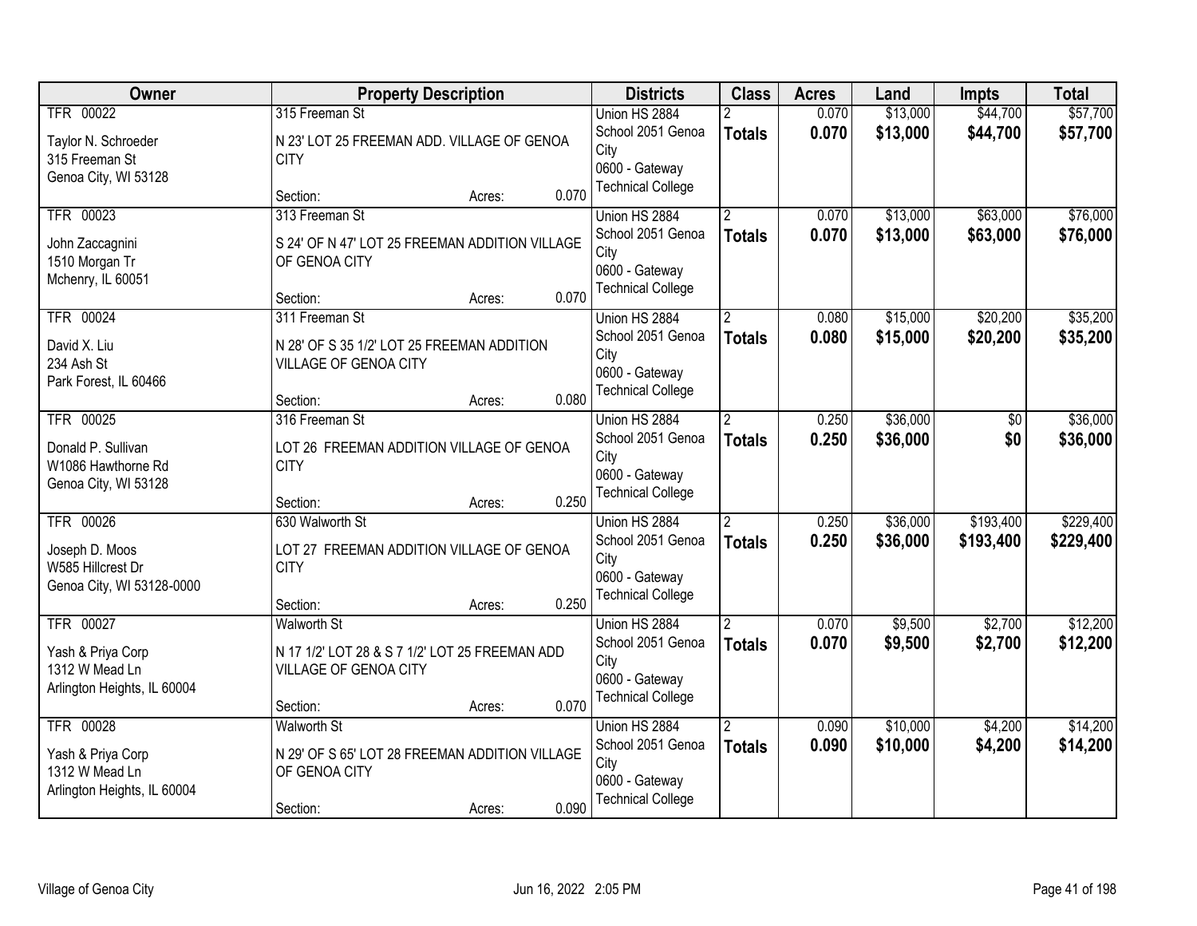| Owner | Property Description | Districts | Class | Acres | Land | Impts | Total |
|---|---|---|---|---|---|---|---|
| TFR 00022<br>Taylor N. Schroeder<br>315 Freeman St<br>Genoa City, WI 53128 | 315 Freeman St<br>N 23' LOT 25 FREEMAN ADD. VILLAGE OF GENOA CITY<br>Section: Acres: 0.070 | Union HS 2884<br>School 2051 Genoa City<br>0600 - Gateway Technical College | 2<br>**Totals** | 0.070<br>**0.070** | $13,000<br>**$13,000** | $44,700<br>**$44,700** | $57,700<br>**$57,700** |
| TFR 00023<br>John Zaccagnini<br>1510 Morgan Tr<br>Mchenry, IL 60051 | 313 Freeman St<br>S 24' OF N 47' LOT 25 FREEMAN ADDITION VILLAGE OF GENOA CITY<br>Section: Acres: 0.070 | Union HS 2884<br>School 2051 Genoa City<br>0600 - Gateway Technical College | 2<br>**Totals** | 0.070<br>**0.070** | $13,000<br>**$13,000** | $63,000<br>**$63,000** | $76,000<br>**$76,000** |
| TFR 00024<br>David X. Liu<br>234 Ash St<br>Park Forest, IL 60466 | 311 Freeman St<br>N 28' OF S 35 1/2' LOT 25 FREEMAN ADDITION VILLAGE OF GENOA CITY<br>Section: Acres: 0.080 | Union HS 2884<br>School 2051 Genoa City<br>0600 - Gateway Technical College | 2<br>**Totals** | 0.080<br>**0.080** | $15,000<br>**$15,000** | $20,200<br>**$20,200** | $35,200<br>**$35,200** |
| TFR 00025<br>Donald P. Sullivan<br>W1086 Hawthorne Rd<br>Genoa City, WI 53128 | 316 Freeman St<br>LOT 26 FREEMAN ADDITION VILLAGE OF GENOA CITY<br>Section: Acres: 0.250 | Union HS 2884<br>School 2051 Genoa City<br>0600 - Gateway Technical College | 2<br>**Totals** | 0.250<br>**0.250** | $36,000<br>**$36,000** | $0<br>**$0** | $36,000<br>**$36,000** |
| TFR 00026<br>Joseph D. Moos<br>W585 Hillcrest Dr<br>Genoa City, WI 53128-0000 | 630 Walworth St<br>LOT 27 FREEMAN ADDITION VILLAGE OF GENOA CITY<br>Section: Acres: 0.250 | Union HS 2884<br>School 2051 Genoa City<br>0600 - Gateway Technical College | 2<br>**Totals** | 0.250<br>**0.250** | $36,000<br>**$36,000** | $193,400<br>**$193,400** | $229,400<br>**$229,400** |
| TFR 00027<br>Yash & Priya Corp<br>1312 W Mead Ln<br>Arlington Heights, IL 60004 | Walworth St<br>N 17 1/2' LOT 28 & S 7 1/2' LOT 25 FREEMAN ADD VILLAGE OF GENOA CITY<br>Section: Acres: 0.070 | Union HS 2884<br>School 2051 Genoa City<br>0600 - Gateway Technical College | 2<br>**Totals** | 0.070<br>**0.070** | $9,500<br>**$9,500** | $2,700<br>**$2,700** | $12,200<br>**$12,200** |
| TFR 00028<br>Yash & Priya Corp<br>1312 W Mead Ln<br>Arlington Heights, IL 60004 | Walworth St<br>N 29' OF S 65' LOT 28 FREEMAN ADDITION VILLAGE OF GENOA CITY<br>Section: Acres: 0.090 | Union HS 2884<br>School 2051 Genoa City<br>0600 - Gateway Technical College | 2<br>**Totals** | 0.090<br>**0.090** | $10,000<br>**$10,000** | $4,200<br>**$4,200** | $14,200<br>**$14,200** |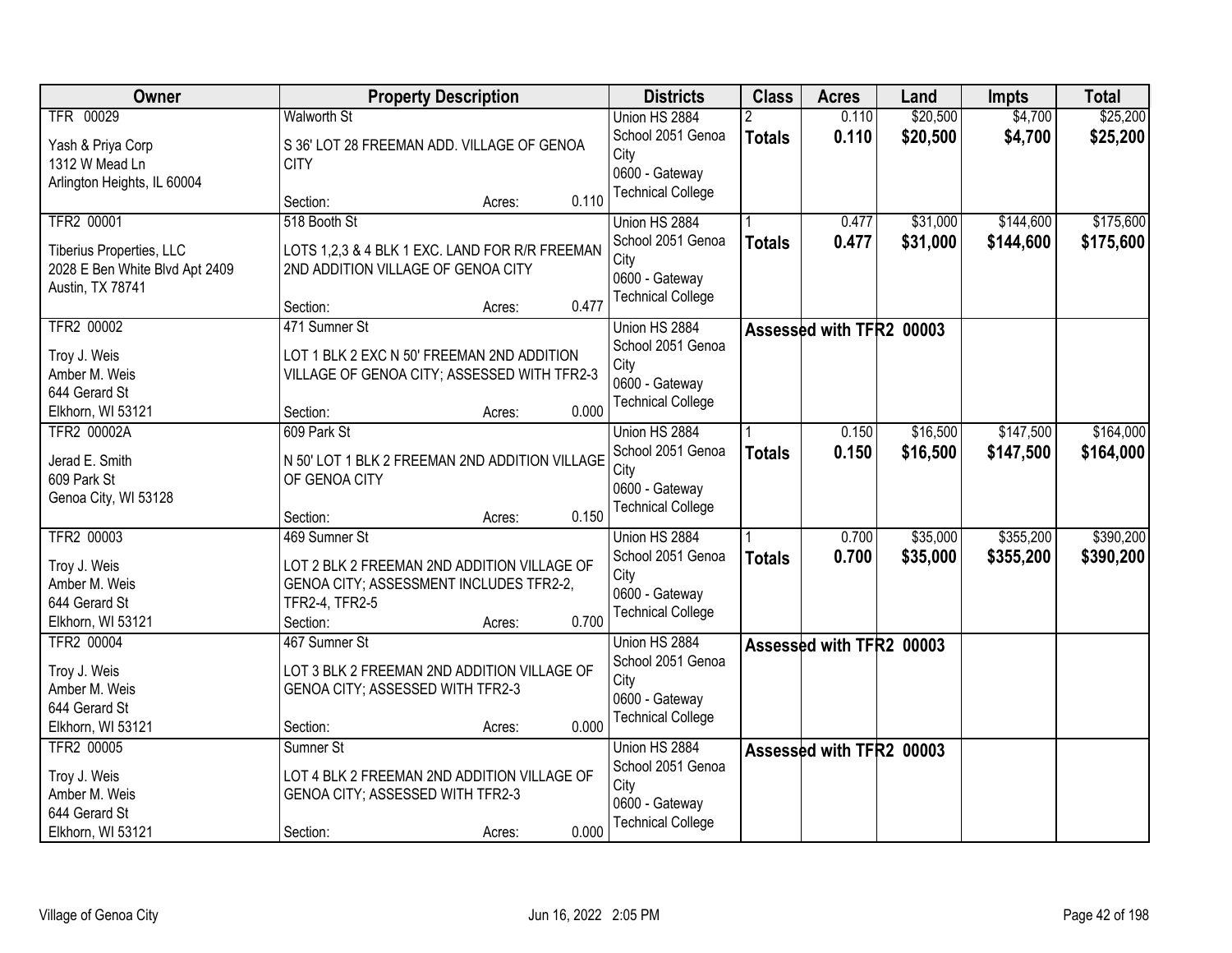| Owner | Property Description | Districts | Class | Acres | Land | Impts | Total |
|---|---|---|---|---|---|---|---|
| TFR 00029<br>Yash & Priya Corp<br>1312 W Mead Ln<br>Arlington Heights, IL 60004 | Walworth St<br>S 36' LOT 28 FREEMAN ADD. VILLAGE OF GENOA CITY<br>Section: Acres: 0.110 | Union HS 2884<br>School 2051 Genoa City<br>0600 - Gateway Technical College | 2<br>**Totals** | 0.110<br>**0.110** | $20,500<br>**$20,500** | $4,700<br>**$4,700** | $25,200<br>**$25,200** |
| TFR2 00001<br>Tiberius Properties, LLC<br>2028 E Ben White Blvd Apt 2409<br>Austin, TX 78741 | 518 Booth St<br>LOTS 1,2,3 & 4 BLK 1 EXC. LAND FOR R/R FREEMAN 2ND ADDITION VILLAGE OF GENOA CITY<br>Section: Acres: 0.477 | Union HS 2884<br>School 2051 Genoa City<br>0600 - Gateway Technical College | 1<br>**Totals** | 0.477<br>**0.477** | $31,000<br>**$31,000** | $144,600<br>**$144,600** | $175,600<br>**$175,600** |
| TFR2 00002<br>Troy J. Weis<br>Amber M. Weis<br>644 Gerard St<br>Elkhorn, WI 53121 | 471 Sumner St<br>LOT 1 BLK 2 EXC N 50' FREEMAN 2ND ADDITION VILLAGE OF GENOA CITY; ASSESSED WITH TFR2-3<br>Section: Acres: 0.000 | Union HS 2884<br>School 2051 Genoa City<br>0600 - Gateway Technical College | **Assessed with TFR2 00003** | | | | |
| TFR2 00002A<br>Jerad E. Smith<br>609 Park St<br>Genoa City, WI 53128 | 609 Park St<br>N 50' LOT 1 BLK 2 FREEMAN 2ND ADDITION VILLAGE OF GENOA CITY<br>Section: Acres: 0.150 | Union HS 2884<br>School 2051 Genoa City<br>0600 - Gateway Technical College | 1<br>**Totals** | 0.150<br>**0.150** | $16,500<br>**$16,500** | $147,500<br>**$147,500** | $164,000<br>**$164,000** |
| TFR2 00003<br>Troy J. Weis<br>Amber M. Weis<br>644 Gerard St<br>Elkhorn, WI 53121 | 469 Sumner St<br>LOT 2 BLK 2 FREEMAN 2ND ADDITION VILLAGE OF GENOA CITY; ASSESSMENT INCLUDES TFR2-2, TFR2-4, TFR2-5<br>Section: Acres: 0.700 | Union HS 2884<br>School 2051 Genoa City<br>0600 - Gateway Technical College | 1<br>**Totals** | 0.700<br>**0.700** | $35,000<br>**$35,000** | $355,200<br>**$355,200** | $390,200<br>**$390,200** |
| TFR2 00004<br>Troy J. Weis<br>Amber M. Weis<br>644 Gerard St<br>Elkhorn, WI 53121 | 467 Sumner St<br>LOT 3 BLK 2 FREEMAN 2ND ADDITION VILLAGE OF GENOA CITY; ASSESSED WITH TFR2-3<br>Section: Acres: 0.000 | Union HS 2884<br>School 2051 Genoa City<br>0600 - Gateway Technical College | **Assessed with TFR2 00003** | | | | |
| TFR2 00005<br>Troy J. Weis<br>Amber M. Weis<br>644 Gerard St<br>Elkhorn, WI 53121 | Sumner St<br>LOT 4 BLK 2 FREEMAN 2ND ADDITION VILLAGE OF GENOA CITY; ASSESSED WITH TFR2-3<br>Section: Acres: 0.000 | Union HS 2884<br>School 2051 Genoa City<br>0600 - Gateway Technical College | **Assessed with TFR2 00003** | | | | |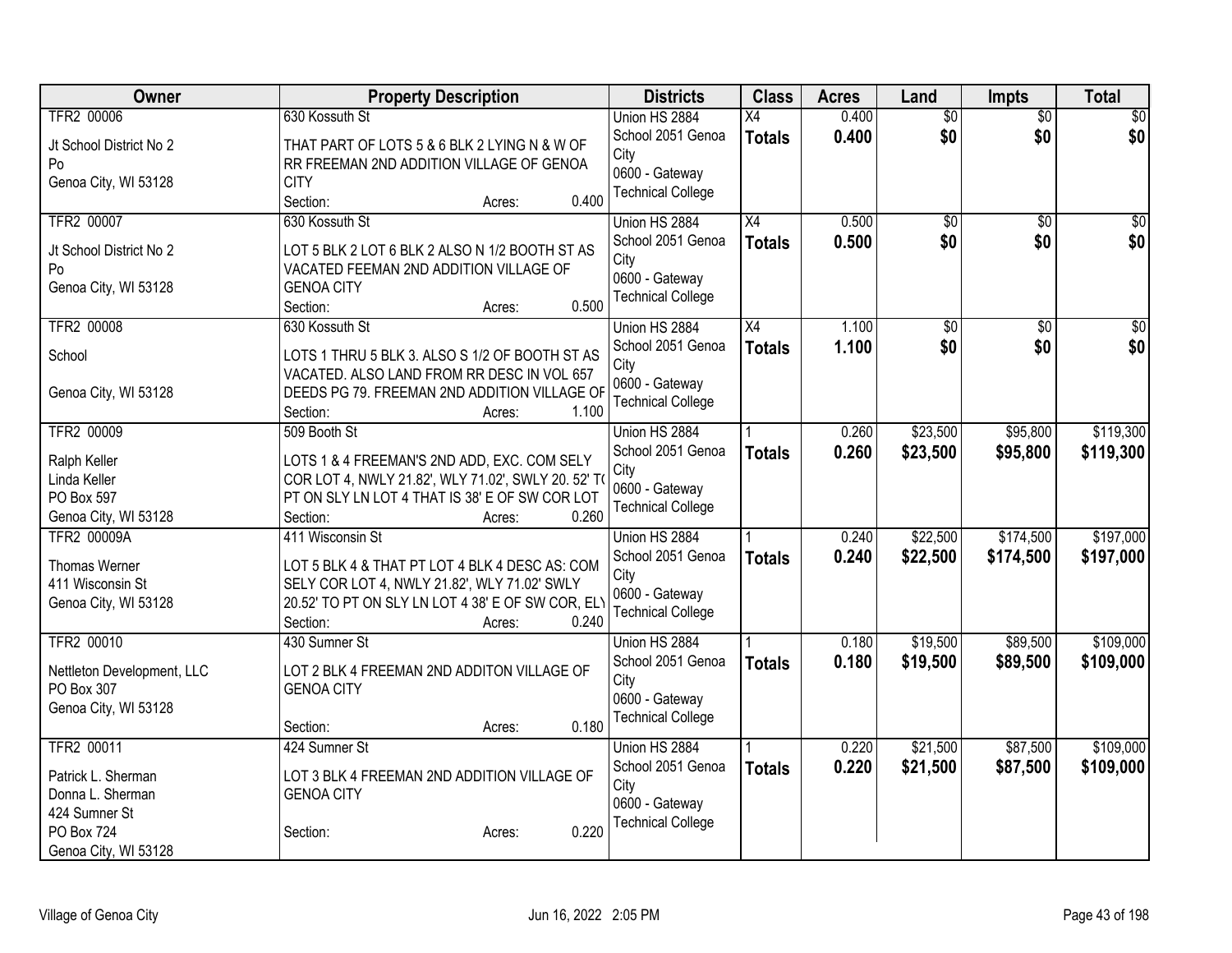| Owner | Property Description | Districts | Class | Acres | Land | Impts | Total |
|---|---|---|---|---|---|---|---|
| TFR2 00006<br><br>Jt School District No 2<br>Po<br>Genoa City, WI 53128 | 630 Kossuth St<br><br>THAT PART OF LOTS 5 & 6 BLK 2 LYING N & W OF RR FREEMAN 2ND ADDITION VILLAGE OF GENOA CITY<br>Section: Acres: 0.400 | Union HS 2884<br>School 2051 Genoa City<br>0600 - Gateway Technical College | X4<br>**Totals** | 0.400<br>**0.400** | $0<br>**$0** | $0<br>**$0** | $0<br>**$0** |
| TFR2 00007<br><br>Jt School District No 2<br>Po<br>Genoa City, WI 53128 | 630 Kossuth St<br><br>LOT 5 BLK 2 LOT 6 BLK 2 ALSO N 1/2 BOOTH ST AS VACATED FEEMAN 2ND ADDITION VILLAGE OF GENOA CITY<br>Section: Acres: 0.500 | Union HS 2884<br>School 2051 Genoa City<br>0600 - Gateway Technical College | X4<br>**Totals** | 0.500<br>**0.500** | $0<br>**$0** | $0<br>**$0** | $0<br>**$0** |
| TFR2 00008<br><br>School<br><br>Genoa City, WI 53128 | 630 Kossuth St<br><br>LOTS 1 THRU 5 BLK 3. ALSO S 1/2 OF BOOTH ST AS VACATED. ALSO LAND FROM RR DESC IN VOL 657 DEEDS PG 79. FREEMAN 2ND ADDITION VILLAGE OF<br>Section: Acres: 1.100 | Union HS 2884<br>School 2051 Genoa City<br>0600 - Gateway Technical College | X4<br>**Totals** | 1.100<br>**1.100** | $0<br>**$0** | $0<br>**$0** | $0<br>**$0** |
| TFR2 00009<br><br>Ralph Keller<br>Linda Keller<br>PO Box 597<br>Genoa City, WI 53128 | 509 Booth St<br><br>LOTS 1 & 4 FREEMAN'S 2ND ADD, EXC. COM SELY COR LOT 4, NWLY 21.82', WLY 71.02', SWLY 20. 52' TO PT ON SLY LN LOT 4 THAT IS 38' E OF SW COR LOT<br>Section: Acres: 0.260 | Union HS 2884<br>School 2051 Genoa City<br>0600 - Gateway Technical College | 1<br>**Totals** | 0.260<br>**0.260** | $23,500<br>**$23,500** | $95,800<br>**$95,800** | $119,300<br>**$119,300** |
| TFR2 00009A<br><br>Thomas Werner<br>411 Wisconsin St<br>Genoa City, WI 53128 | 411 Wisconsin St<br><br>LOT 5 BLK 4 & THAT PT LOT 4 BLK 4 DESC AS: COM SELY COR LOT 4, NWLY 21.82', WLY 71.02' SWLY 20.52' TO PT ON SLY LN LOT 4 38' E OF SW COR, ELY<br>Section: Acres: 0.240 | Union HS 2884<br>School 2051 Genoa City<br>0600 - Gateway Technical College | 1<br>**Totals** | 0.240<br>**0.240** | $22,500<br>**$22,500** | $174,500<br>**$174,500** | $197,000<br>**$197,000** |
| TFR2 00010<br><br>Nettleton Development, LLC<br>PO Box 307<br>Genoa City, WI 53128 | 430 Sumner St<br><br>LOT 2 BLK 4 FREEMAN 2ND ADDITON VILLAGE OF GENOA CITY<br>Section: Acres: 0.180 | Union HS 2884<br>School 2051 Genoa City<br>0600 - Gateway Technical College | 1<br>**Totals** | 0.180<br>**0.180** | $19,500<br>**$19,500** | $89,500<br>**$89,500** | $109,000<br>**$109,000** |
| TFR2 00011<br><br>Patrick L. Sherman<br>Donna L. Sherman<br>424 Sumner St<br>PO Box 724<br>Genoa City, WI 53128 | 424 Sumner St<br><br>LOT 3 BLK 4 FREEMAN 2ND ADDITION VILLAGE OF GENOA CITY<br>Section: Acres: 0.220 | Union HS 2884<br>School 2051 Genoa City<br>0600 - Gateway Technical College | 1<br>**Totals** | 0.220<br>**0.220** | $21,500<br>**$21,500** | $87,500<br>**$87,500** | $109,000<br>**$109,000** |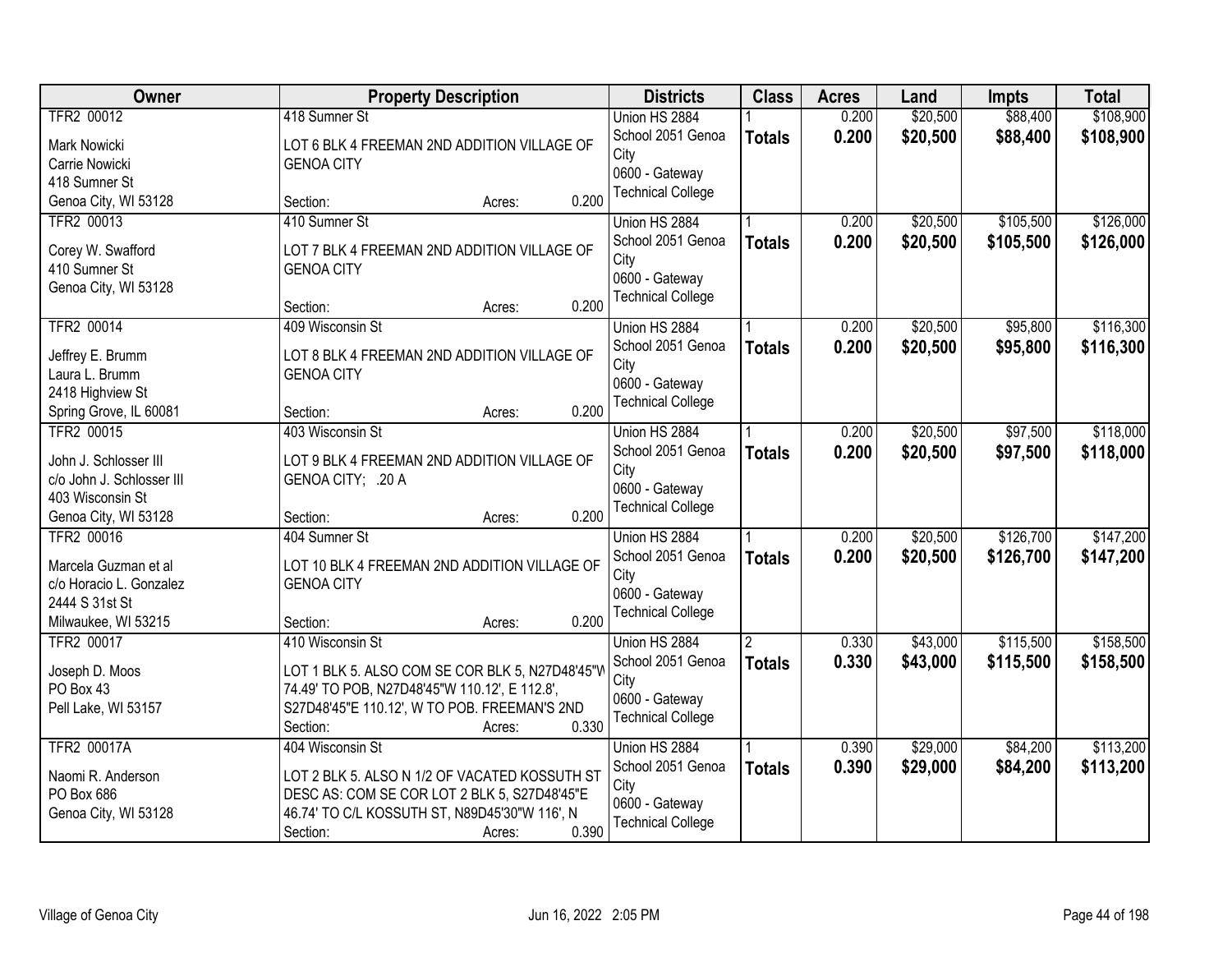| Owner | Property Description | Districts | Class | Acres | Land | Impts | Total |
|---|---|---|---|---|---|---|---|
| TFR2 00012<br>Mark Nowicki<br>Carrie Nowicki<br>418 Sumner St<br>Genoa City, WI 53128 | 418 Sumner St<br>LOT 6 BLK 4 FREEMAN 2ND ADDITION VILLAGE OF GENOA CITY<br>Section: Acres: 0.200 | Union HS 2884<br>School 2051 Genoa City<br>0600 - Gateway Technical College | 1<br>**Totals** | 0.200<br>**0.200** | $20,500<br>**$20,500** | $88,400<br>**$88,400** | $108,900<br>**$108,900** |
| TFR2 00013<br>Corey W. Swafford<br>410 Sumner St<br>Genoa City, WI 53128 | 410 Sumner St<br>LOT 7 BLK 4 FREEMAN 2ND ADDITION VILLAGE OF GENOA CITY<br>Section: Acres: 0.200 | Union HS 2884<br>School 2051 Genoa City<br>0600 - Gateway Technical College | 1<br>**Totals** | 0.200<br>**0.200** | $20,500<br>**$20,500** | $105,500<br>**$105,500** | $126,000<br>**$126,000** |
| TFR2 00014<br>Jeffrey E. Brumm<br>Laura L. Brumm<br>2418 Highview St<br>Spring Grove, IL 60081 | 409 Wisconsin St<br>LOT 8 BLK 4 FREEMAN 2ND ADDITION VILLAGE OF GENOA CITY<br>Section: Acres: 0.200 | Union HS 2884<br>School 2051 Genoa City<br>0600 - Gateway Technical College | 1<br>**Totals** | 0.200<br>**0.200** | $20,500<br>**$20,500** | $95,800<br>**$95,800** | $116,300<br>**$116,300** |
| TFR2 00015<br>John J. Schlosser III<br>c/o John J. Schlosser III<br>403 Wisconsin St<br>Genoa City, WI 53128 | 403 Wisconsin St<br>LOT 9 BLK 4 FREEMAN 2ND ADDITION VILLAGE OF GENOA CITY; .20 A<br>Section: Acres: 0.200 | Union HS 2884<br>School 2051 Genoa City<br>0600 - Gateway Technical College | 1<br>**Totals** | 0.200<br>**0.200** | $20,500<br>**$20,500** | $97,500<br>**$97,500** | $118,000<br>**$118,000** |
| TFR2 00016<br>Marcela Guzman et al<br>c/o Horacio L. Gonzalez<br>2444 S 31st St<br>Milwaukee, WI 53215 | 404 Sumner St<br>LOT 10 BLK 4 FREEMAN 2ND ADDITION VILLAGE OF GENOA CITY<br>Section: Acres: 0.200 | Union HS 2884<br>School 2051 Genoa City<br>0600 - Gateway Technical College | 1<br>**Totals** | 0.200<br>**0.200** | $20,500<br>**$20,500** | $126,700<br>**$126,700** | $147,200<br>**$147,200** |
| TFR2 00017<br>Joseph D. Moos<br>PO Box 43<br>Pell Lake, WI 53157 | 410 Wisconsin St<br>LOT 1 BLK 5. ALSO COM SE COR BLK 5, N27D48'45"W 74.49' TO POB, N27D48'45"W 110.12', E 112.8', S27D48'45"E 110.12', W TO POB. FREEMAN'S 2ND<br>Section: Acres: 0.330 | Union HS 2884<br>School 2051 Genoa City<br>0600 - Gateway Technical College | 2<br>**Totals** | 0.330<br>**0.330** | $43,000<br>**$43,000** | $115,500<br>**$115,500** | $158,500<br>**$158,500** |
| TFR2 00017A<br>Naomi R. Anderson<br>PO Box 686<br>Genoa City, WI 53128 | 404 Wisconsin St<br>LOT 2 BLK 5. ALSO N 1/2 OF VACATED KOSSUTH ST DESC AS: COM SE COR LOT 2 BLK 5, S27D48'45"E 46.74' TO C/L KOSSUTH ST, N89D45'30"W 116', N<br>Section: Acres: 0.390 | Union HS 2884<br>School 2051 Genoa City<br>0600 - Gateway Technical College | 1<br>**Totals** | 0.390<br>**0.390** | $29,000<br>**$29,000** | $84,200<br>**$84,200** | $113,200<br>**$113,200** |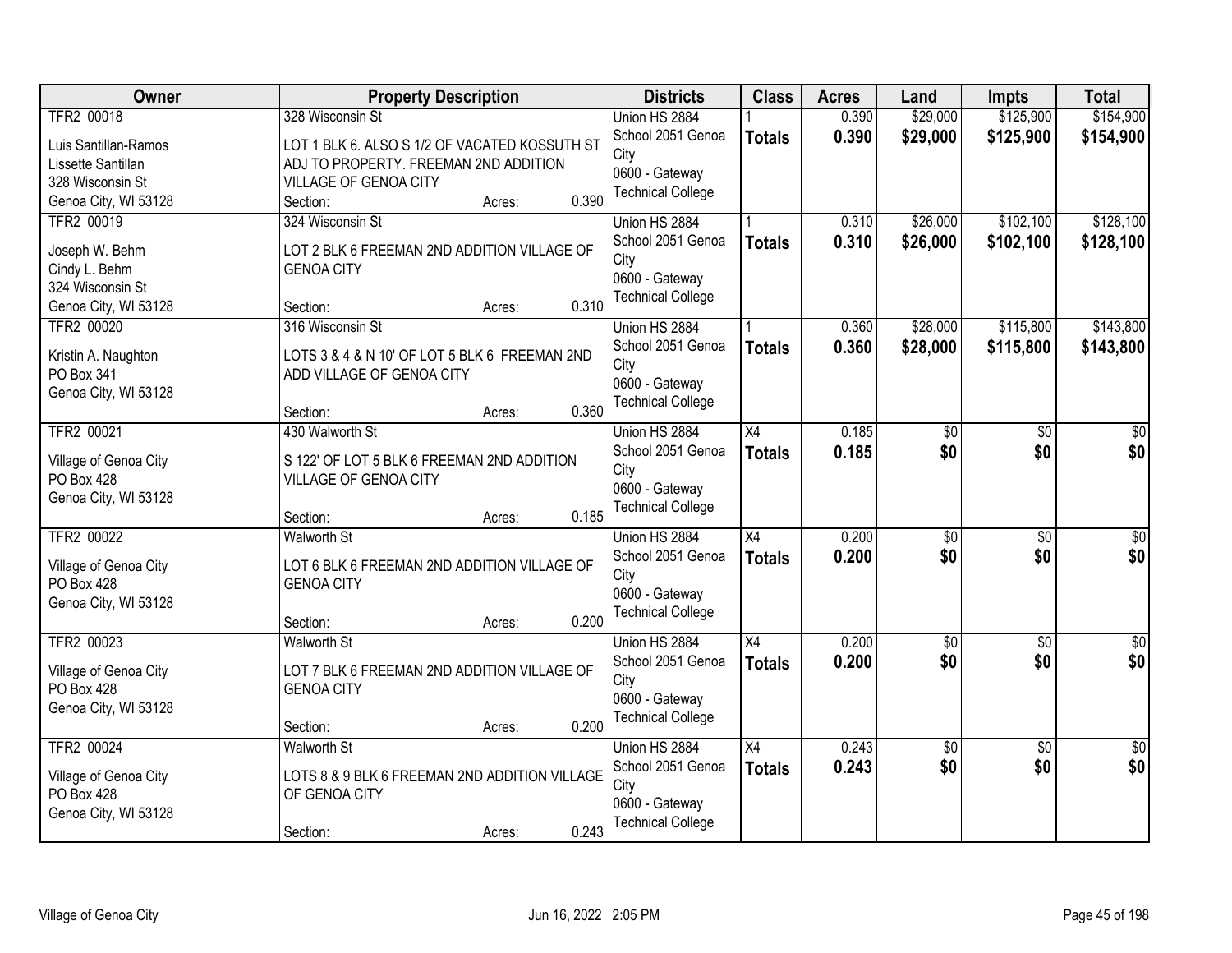| Owner | Property Description | Districts | Class | Acres | Land | Impts | Total |
|---|---|---|---|---|---|---|---|
| TFR2 00018<br>Luis Santillan-Ramos<br>Lissette Santillan<br>328 Wisconsin St<br>Genoa City, WI 53128 | 328 Wisconsin St<br>LOT 1 BLK 6. ALSO S 1/2 OF VACATED KOSSUTH ST ADJ TO PROPERTY. FREEMAN 2ND ADDITION VILLAGE OF GENOA CITY<br>Section: Acres: 0.390 | Union HS 2884<br>School 2051 Genoa City<br>0600 - Gateway Technical College | 1<br>**Totals** | 0.390<br>**0.390** | $29,000<br>**$29,000** | $125,900<br>**$125,900** | $154,900<br>**$154,900** |
| TFR2 00019<br>Joseph W. Behm<br>Cindy L. Behm<br>324 Wisconsin St<br>Genoa City, WI 53128 | 324 Wisconsin St<br>LOT 2 BLK 6 FREEMAN 2ND ADDITION VILLAGE OF GENOA CITY<br>Section: Acres: 0.310 | Union HS 2884<br>School 2051 Genoa City<br>0600 - Gateway Technical College | 1<br>**Totals** | 0.310<br>**0.310** | $26,000<br>**$26,000** | $102,100<br>**$102,100** | $128,100<br>**$128,100** |
| TFR2 00020<br>Kristin A. Naughton<br>PO Box 341<br>Genoa City, WI 53128 | 316 Wisconsin St<br>LOTS 3 & 4 & N 10' OF LOT 5 BLK 6 FREEMAN 2ND ADD VILLAGE OF GENOA CITY<br>Section: Acres: 0.360 | Union HS 2884<br>School 2051 Genoa City<br>0600 - Gateway Technical College | 1<br>**Totals** | 0.360<br>**0.360** | $28,000<br>**$28,000** | $115,800<br>**$115,800** | $143,800<br>**$143,800** |
| TFR2 00021<br>Village of Genoa City<br>PO Box 428<br>Genoa City, WI 53128 | 430 Walworth St<br>S 122' OF LOT 5 BLK 6 FREEMAN 2ND ADDITION VILLAGE OF GENOA CITY<br>Section: Acres: 0.185 | Union HS 2884<br>School 2051 Genoa City<br>0600 - Gateway Technical College | X4<br>**Totals** | 0.185<br>**0.185** | $0<br>**$0** | $0<br>**$0** | $0<br>**$0** |
| TFR2 00022<br>Village of Genoa City<br>PO Box 428<br>Genoa City, WI 53128 | Walworth St<br>LOT 6 BLK 6 FREEMAN 2ND ADDITION VILLAGE OF GENOA CITY<br>Section: Acres: 0.200 | Union HS 2884<br>School 2051 Genoa City<br>0600 - Gateway Technical College | X4<br>**Totals** | 0.200<br>**0.200** | $0<br>**$0** | $0<br>**$0** | $0<br>**$0** |
| TFR2 00023<br>Village of Genoa City<br>PO Box 428<br>Genoa City, WI 53128 | Walworth St<br>LOT 7 BLK 6 FREEMAN 2ND ADDITION VILLAGE OF GENOA CITY<br>Section: Acres: 0.200 | Union HS 2884<br>School 2051 Genoa City<br>0600 - Gateway Technical College | X4<br>**Totals** | 0.200<br>**0.200** | $0<br>**$0** | $0<br>**$0** | $0<br>**$0** |
| TFR2 00024<br>Village of Genoa City<br>PO Box 428<br>Genoa City, WI 53128 | Walworth St<br>LOTS 8 & 9 BLK 6 FREEMAN 2ND ADDITION VILLAGE OF GENOA CITY<br>Section: Acres: 0.243 | Union HS 2884<br>School 2051 Genoa City<br>0600 - Gateway Technical College | X4<br>**Totals** | 0.243<br>**0.243** | $0<br>**$0** | $0<br>**$0** | $0<br>**$0** |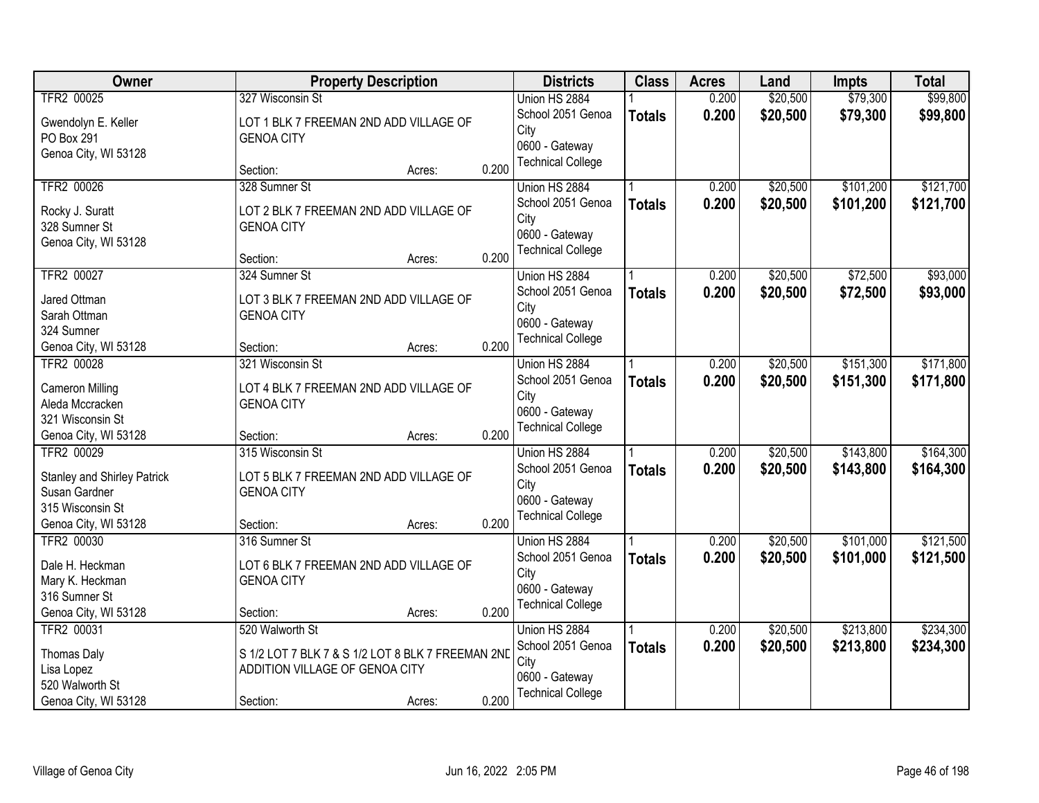| Owner | Property Description | Districts | Class | Acres | Land | Impts | Total |
|---|---|---|---|---|---|---|---|
| TFR2 00025<br>Gwendolyn E. Keller<br>PO Box 291<br>Genoa City, WI 53128 | 327 Wisconsin St<br>LOT 1 BLK 7 FREEMAN 2ND ADD VILLAGE OF GENOA CITY<br>Section: Acres: 0.200 | Union HS 2884<br>School 2051 Genoa City<br>0600 - Gateway Technical College | 1<br>**Totals** | 0.200<br>**0.200** | $20,500<br>**$20,500** | $79,300<br>**$79,300** | $99,800<br>**$99,800** |
| TFR2 00026<br>Rocky J. Suratt<br>328 Sumner St<br>Genoa City, WI 53128 | 328 Sumner St<br>LOT 2 BLK 7 FREEMAN 2ND ADD VILLAGE OF GENOA CITY<br>Section: Acres: 0.200 | Union HS 2884<br>School 2051 Genoa City<br>0600 - Gateway Technical College | 1<br>**Totals** | 0.200<br>**0.200** | $20,500<br>**$20,500** | $101,200<br>**$101,200** | $121,700<br>**$121,700** |
| TFR2 00027<br>Jared Ottman<br>Sarah Ottman<br>324 Sumner<br>Genoa City, WI 53128 | 324 Sumner St<br>LOT 3 BLK 7 FREEMAN 2ND ADD VILLAGE OF GENOA CITY<br>Section: Acres: 0.200 | Union HS 2884<br>School 2051 Genoa City<br>0600 - Gateway Technical College | 1<br>**Totals** | 0.200<br>**0.200** | $20,500<br>**$20,500** | $72,500<br>**$72,500** | $93,000<br>**$93,000** |
| TFR2 00028<br>Cameron Milling<br>Aleda Mccracken<br>321 Wisconsin St<br>Genoa City, WI 53128 | 321 Wisconsin St<br>LOT 4 BLK 7 FREEMAN 2ND ADD VILLAGE OF GENOA CITY<br>Section: Acres: 0.200 | Union HS 2884<br>School 2051 Genoa City<br>0600 - Gateway Technical College | 1<br>**Totals** | 0.200<br>**0.200** | $20,500<br>**$20,500** | $151,300<br>**$151,300** | $171,800<br>**$171,800** |
| TFR2 00029<br>Stanley and Shirley Patrick<br>Susan Gardner<br>315 Wisconsin St<br>Genoa City, WI 53128 | 315 Wisconsin St<br>LOT 5 BLK 7 FREEMAN 2ND ADD VILLAGE OF GENOA CITY<br>Section: Acres: 0.200 | Union HS 2884<br>School 2051 Genoa City<br>0600 - Gateway Technical College | 1<br>**Totals** | 0.200<br>**0.200** | $20,500<br>**$20,500** | $143,800<br>**$143,800** | $164,300<br>**$164,300** |
| TFR2 00030<br>Dale H. Heckman<br>Mary K. Heckman<br>316 Sumner St<br>Genoa City, WI 53128 | 316 Sumner St<br>LOT 6 BLK 7 FREEMAN 2ND ADD VILLAGE OF GENOA CITY<br>Section: Acres: 0.200 | Union HS 2884<br>School 2051 Genoa City<br>0600 - Gateway Technical College | 1<br>**Totals** | 0.200<br>**0.200** | $20,500<br>**$20,500** | $101,000<br>**$101,000** | $121,500<br>**$121,500** |
| TFR2 00031<br>Thomas Daly<br>Lisa Lopez<br>520 Walworth St<br>Genoa City, WI 53128 | 520 Walworth St<br>S 1/2 LOT 7 BLK 7 & S 1/2 LOT 8 BLK 7 FREEMAN 2ND ADDITION VILLAGE OF GENOA CITY<br>Section: Acres: 0.200 | Union HS 2884<br>School 2051 Genoa City<br>0600 - Gateway Technical College | 1<br>**Totals** | 0.200<br>**0.200** | $20,500<br>**$20,500** | $213,800<br>**$213,800** | $234,300<br>**$234,300** |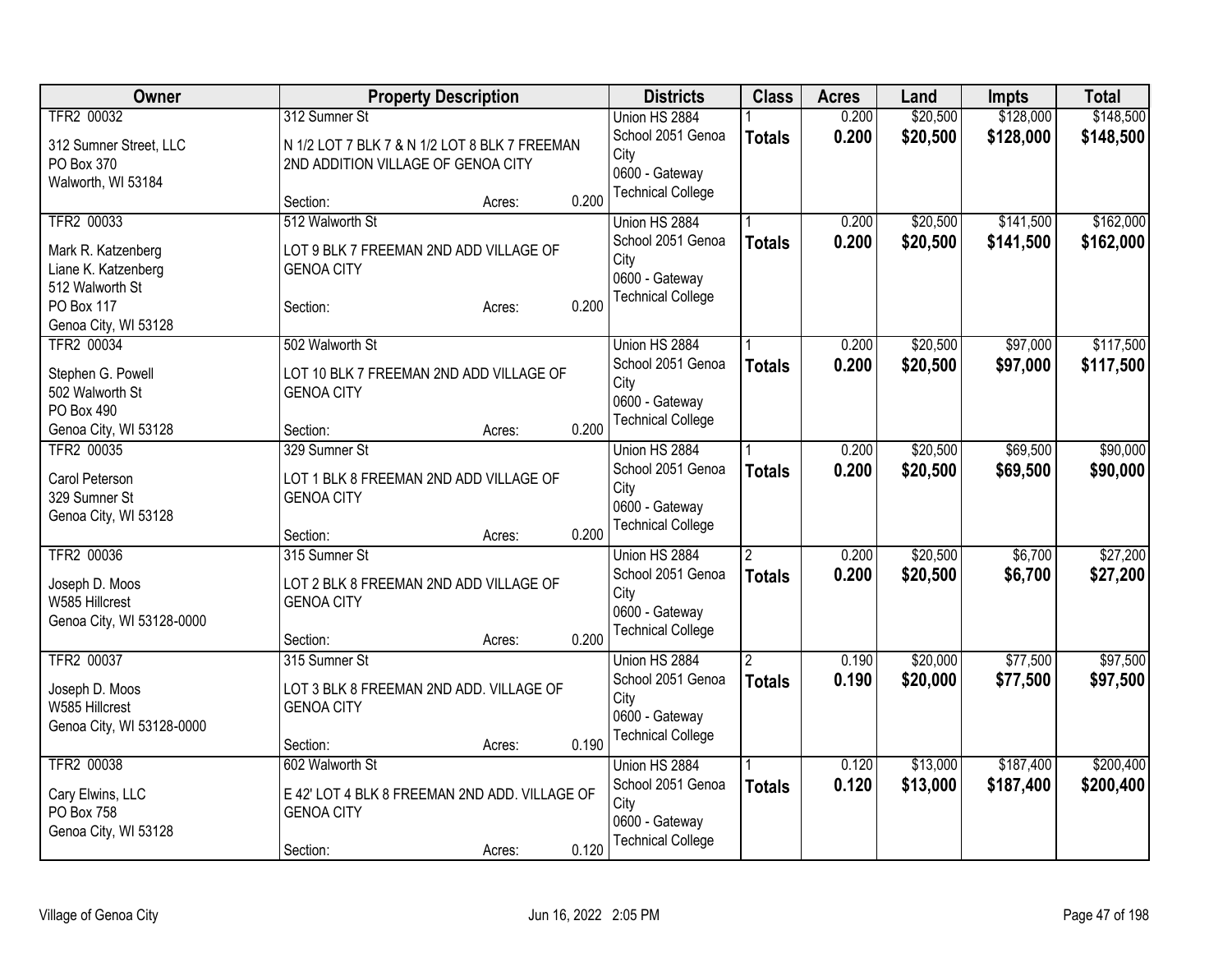| Owner | Property Description | Districts | Class | Acres | Land | Impts | Total |
|---|---|---|---|---|---|---|---|
| TFR2 00032<br>312 Sumner Street, LLC<br>PO Box 370<br>Walworth, WI 53184 | 312 Sumner St<br>N 1/2 LOT 7 BLK 7 & N 1/2 LOT 8 BLK 7 FREEMAN 2ND ADDITION VILLAGE OF GENOA CITY<br>Section: Acres: 0.200 | Union HS 2884<br>School 2051 Genoa City<br>0600 - Gateway Technical College | 1<br>**Totals** | 0.200<br>**0.200** | $20,500<br>**$20,500** | $128,000<br>**$128,000** | $148,500<br>**$148,500** |
| TFR2 00033<br>Mark R. Katzenberg<br>Liane K. Katzenberg<br>512 Walworth St<br>PO Box 117<br>Genoa City, WI 53128 | 512 Walworth St<br>LOT 9 BLK 7 FREEMAN 2ND ADD VILLAGE OF GENOA CITY<br>Section: Acres: 0.200 | Union HS 2884<br>School 2051 Genoa City<br>0600 - Gateway Technical College | 1<br>**Totals** | 0.200<br>**0.200** | $20,500<br>**$20,500** | $141,500<br>**$141,500** | $162,000<br>**$162,000** |
| TFR2 00034<br>Stephen G. Powell<br>502 Walworth St<br>PO Box 490<br>Genoa City, WI 53128 | 502 Walworth St<br>LOT 10 BLK 7 FREEMAN 2ND ADD VILLAGE OF GENOA CITY<br>Section: Acres: 0.200 | Union HS 2884<br>School 2051 Genoa City<br>0600 - Gateway Technical College | 1<br>**Totals** | 0.200<br>**0.200** | $20,500<br>**$20,500** | $97,000<br>**$97,000** | $117,500<br>**$117,500** |
| TFR2 00035<br>Carol Peterson<br>329 Sumner St<br>Genoa City, WI 53128 | 329 Sumner St<br>LOT 1 BLK 8 FREEMAN 2ND ADD VILLAGE OF GENOA CITY<br>Section: Acres: 0.200 | Union HS 2884<br>School 2051 Genoa City<br>0600 - Gateway Technical College | 1<br>**Totals** | 0.200<br>**0.200** | $20,500<br>**$20,500** | $69,500<br>**$69,500** | $90,000<br>**$90,000** |
| TFR2 00036<br>Joseph D. Moos<br>W585 Hillcrest<br>Genoa City, WI 53128-0000 | 315 Sumner St<br>LOT 2 BLK 8 FREEMAN 2ND ADD VILLAGE OF GENOA CITY<br>Section: Acres: 0.200 | Union HS 2884<br>School 2051 Genoa City<br>0600 - Gateway Technical College | 2<br>**Totals** | 0.200<br>**0.200** | $20,500<br>**$20,500** | $6,700<br>**$6,700** | $27,200<br>**$27,200** |
| TFR2 00037<br>Joseph D. Moos<br>W585 Hillcrest<br>Genoa City, WI 53128-0000 | 315 Sumner St<br>LOT 3 BLK 8 FREEMAN 2ND ADD. VILLAGE OF GENOA CITY<br>Section: Acres: 0.190 | Union HS 2884<br>School 2051 Genoa City<br>0600 - Gateway Technical College | 2<br>**Totals** | 0.190<br>**0.190** | $20,000<br>**$20,000** | $77,500<br>**$77,500** | $97,500<br>**$97,500** |
| TFR2 00038<br>Cary Elwins, LLC<br>PO Box 758<br>Genoa City, WI 53128 | 602 Walworth St<br>E 42' LOT 4 BLK 8 FREEMAN 2ND ADD. VILLAGE OF GENOA CITY<br>Section: Acres: 0.120 | Union HS 2884<br>School 2051 Genoa City<br>0600 - Gateway Technical College | 1<br>**Totals** | 0.120<br>**0.120** | $13,000<br>**$13,000** | $187,400<br>**$187,400** | $200,400<br>**$200,400** |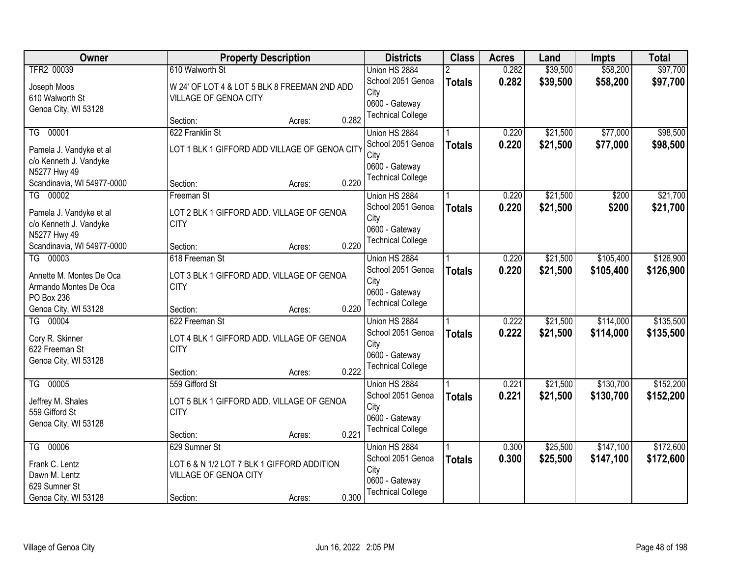| Owner | Property Description | Districts | Class | Acres | Land | Impts | Total |
|---|---|---|---|---|---|---|---|
| TFR2 00039<br>Joseph Moos<br>610 Walworth St<br>Genoa City, WI 53128 | 610 Walworth St<br>W 24' OF LOT 4 & LOT 5 BLK 8 FREEMAN 2ND ADD VILLAGE OF GENOA CITY<br>Section: Acres: 0.282 | Union HS 2884<br>School 2051 Genoa City<br>0600 - Gateway Technical College | 2<br>**Totals** | 0.282<br>**0.282** | $39,500<br>**$39,500** | $58,200<br>**$58,200** | $97,700<br>**$97,700** |
| TG 00001<br>Pamela J. Vandyke et al<br>c/o Kenneth J. Vandyke<br>N5277 Hwy 49<br>Scandinavia, WI 54977-0000 | 622 Franklin St<br>LOT 1 BLK 1 GIFFORD ADD VILLAGE OF GENOA CITY<br>Section: Acres: 0.220 | Union HS 2884<br>School 2051 Genoa City<br>0600 - Gateway Technical College | 1<br>**Totals** | 0.220<br>**0.220** | $21,500<br>**$21,500** | $77,000<br>**$77,000** | $98,500<br>**$98,500** |
| TG 00002<br>Pamela J. Vandyke et al<br>c/o Kenneth J. Vandyke<br>N5277 Hwy 49<br>Scandinavia, WI 54977-0000 | Freeman St<br>LOT 2 BLK 1 GIFFORD ADD. VILLAGE OF GENOA CITY<br>Section: Acres: 0.220 | Union HS 2884<br>School 2051 Genoa City<br>0600 - Gateway Technical College | 1<br>**Totals** | 0.220<br>**0.220** | $21,500<br>**$21,500** | $200<br>**$200** | $21,700<br>**$21,700** |
| TG 00003<br>Annette M. Montes De Oca<br>Armando Montes De Oca<br>PO Box 236<br>Genoa City, WI 53128 | 618 Freeman St<br>LOT 3 BLK 1 GIFFORD ADD. VILLAGE OF GENOA CITY<br>Section: Acres: 0.220 | Union HS 2884<br>School 2051 Genoa City<br>0600 - Gateway Technical College | 1<br>**Totals** | 0.220<br>**0.220** | $21,500<br>**$21,500** | $105,400<br>**$105,400** | $126,900<br>**$126,900** |
| TG 00004<br>Cory R. Skinner<br>622 Freeman St<br>Genoa City, WI 53128 | 622 Freeman St<br>LOT 4 BLK 1 GIFFORD ADD. VILLAGE OF GENOA CITY<br>Section: Acres: 0.222 | Union HS 2884<br>School 2051 Genoa City<br>0600 - Gateway Technical College | 1<br>**Totals** | 0.222<br>**0.222** | $21,500<br>**$21,500** | $114,000<br>**$114,000** | $135,500<br>**$135,500** |
| TG 00005<br>Jeffrey M. Shales<br>559 Gifford St<br>Genoa City, WI 53128 | 559 Gifford St<br>LOT 5 BLK 1 GIFFORD ADD. VILLAGE OF GENOA CITY<br>Section: Acres: 0.221 | Union HS 2884<br>School 2051 Genoa City<br>0600 - Gateway Technical College | 1<br>**Totals** | 0.221<br>**0.221** | $21,500<br>**$21,500** | $130,700<br>**$130,700** | $152,200<br>**$152,200** |
| TG 00006<br>Frank C. Lentz<br>Dawn M. Lentz<br>629 Sumner St<br>Genoa City, WI 53128 | 629 Sumner St<br>LOT 6 & N 1/2 LOT 7 BLK 1 GIFFORD ADDITION VILLAGE OF GENOA CITY<br>Section: Acres: 0.300 | Union HS 2884<br>School 2051 Genoa City<br>0600 - Gateway Technical College | 1<br>**Totals** | 0.300<br>**0.300** | $25,500<br>**$25,500** | $147,100<br>**$147,100** | $172,600<br>**$172,600** |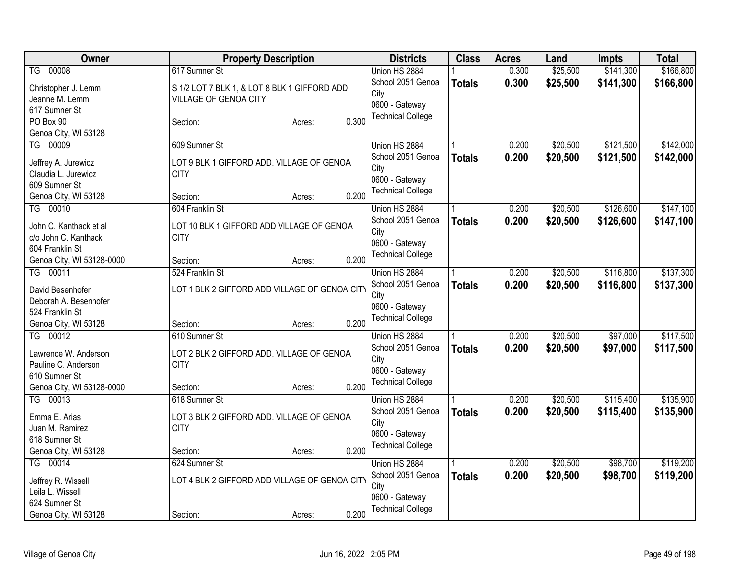| Owner | Property Description | Districts | Class | Acres | Land | Impts | Total |
|---|---|---|---|---|---|---|---|
| TG 00008<br>Christopher J. Lemm<br>Jeanne M. Lemm<br>617 Sumner St<br>PO Box 90<br>Genoa City, WI 53128 | 617 Sumner St<br>S 1/2 LOT 7 BLK 1, & LOT 8 BLK 1 GIFFORD ADD VILLAGE OF GENOA CITY<br>Section: Acres: 0.300 | Union HS 2884<br>School 2051 Genoa City<br>0600 - Gateway Technical College | 1<br>**Totals** | 0.300<br>**0.300** | $25,500<br>**$25,500** | $141,300<br>**$141,300** | $166,800<br>**$166,800** |
| TG 00009<br>Jeffrey A. Jurewicz<br>Claudia L. Jurewicz<br>609 Sumner St<br>Genoa City, WI 53128 | 609 Sumner St<br>LOT 9 BLK 1 GIFFORD ADD. VILLAGE OF GENOA CITY<br>Section: Acres: 0.200 | Union HS 2884<br>School 2051 Genoa City<br>0600 - Gateway Technical College | 1<br>**Totals** | 0.200<br>**0.200** | $20,500<br>**$20,500** | $121,500<br>**$121,500** | $142,000<br>**$142,000** |
| TG 00010<br>John C. Kanthack et al<br>c/o John C. Kanthack<br>604 Franklin St<br>Genoa City, WI 53128-0000 | 604 Franklin St<br>LOT 10 BLK 1 GIFFORD ADD VILLAGE OF GENOA CITY<br>Section: Acres: 0.200 | Union HS 2884<br>School 2051 Genoa City<br>0600 - Gateway Technical College | 1<br>**Totals** | 0.200<br>**0.200** | $20,500<br>**$20,500** | $126,600<br>**$126,600** | $147,100<br>**$147,100** |
| TG 00011<br>David Besenhofer<br>Deborah A. Besenhofer<br>524 Franklin St<br>Genoa City, WI 53128 | 524 Franklin St<br>LOT 1 BLK 2 GIFFORD ADD VILLAGE OF GENOA CITY<br>Section: Acres: 0.200 | Union HS 2884<br>School 2051 Genoa City<br>0600 - Gateway Technical College | 1<br>**Totals** | 0.200<br>**0.200** | $20,500<br>**$20,500** | $116,800<br>**$116,800** | $137,300<br>**$137,300** |
| TG 00012<br>Lawrence W. Anderson<br>Pauline C. Anderson<br>610 Sumner St<br>Genoa City, WI 53128-0000 | 610 Sumner St<br>LOT 2 BLK 2 GIFFORD ADD. VILLAGE OF GENOA CITY<br>Section: Acres: 0.200 | Union HS 2884<br>School 2051 Genoa City<br>0600 - Gateway Technical College | 1<br>**Totals** | 0.200<br>**0.200** | $20,500<br>**$20,500** | $97,000<br>**$97,000** | $117,500<br>**$117,500** |
| TG 00013<br>Emma E. Arias<br>Juan M. Ramirez<br>618 Sumner St<br>Genoa City, WI 53128 | 618 Sumner St<br>LOT 3 BLK 2 GIFFORD ADD. VILLAGE OF GENOA CITY<br>Section: Acres: 0.200 | Union HS 2884<br>School 2051 Genoa City<br>0600 - Gateway Technical College | 1<br>**Totals** | 0.200<br>**0.200** | $20,500<br>**$20,500** | $115,400<br>**$115,400** | $135,900<br>**$135,900** |
| TG 00014<br>Jeffrey R. Wissell<br>Leila L. Wissell<br>624 Sumner St<br>Genoa City, WI 53128 | 624 Sumner St<br>LOT 4 BLK 2 GIFFORD ADD VILLAGE OF GENOA CITY<br>Section: Acres: 0.200 | Union HS 2884<br>School 2051 Genoa City<br>0600 - Gateway Technical College | 1<br>**Totals** | 0.200<br>**0.200** | $20,500<br>**$20,500** | $98,700<br>**$98,700** | $119,200<br>**$119,200** |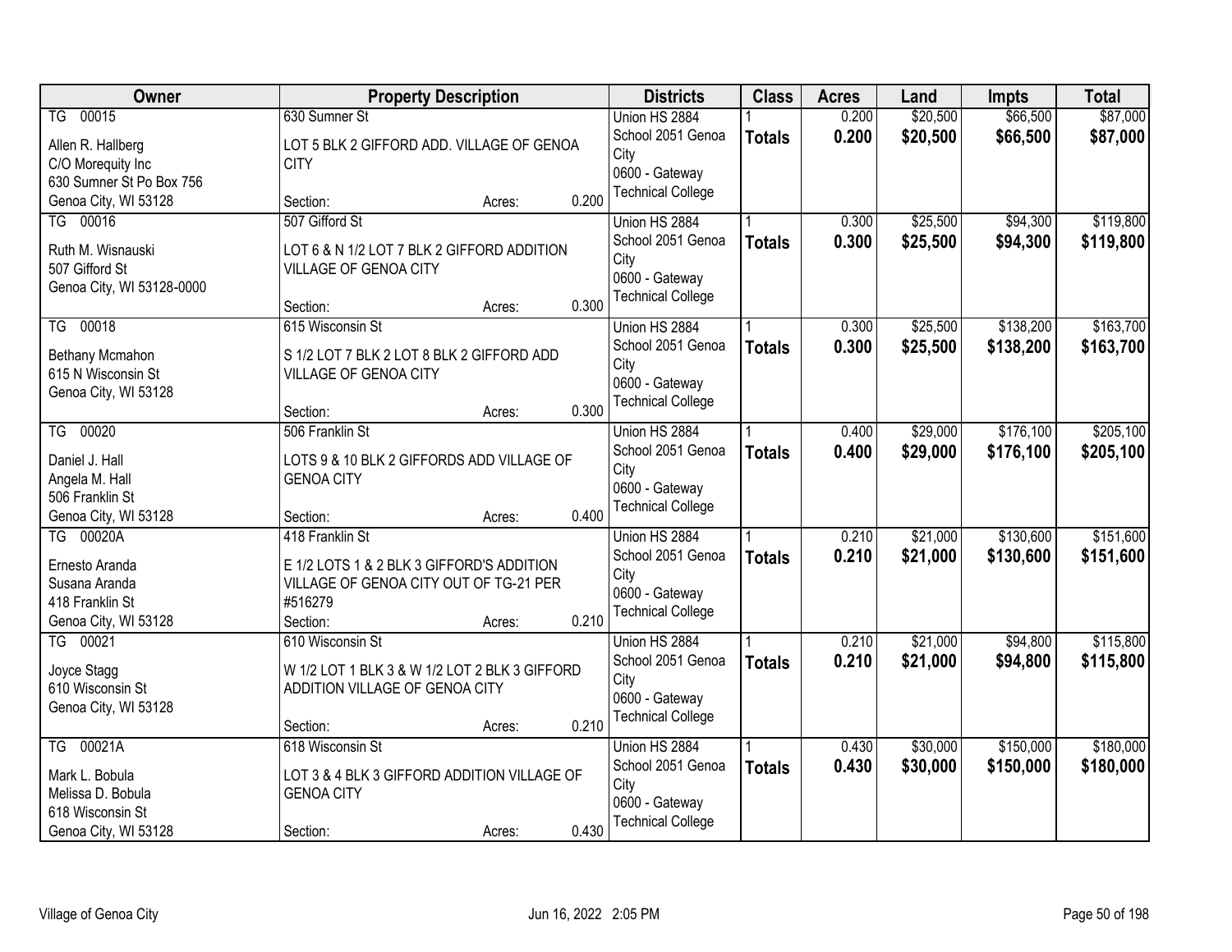| Owner | Property Description | Districts | Class | Acres | Land | Impts | Total |
|---|---|---|---|---|---|---|---|
| TG 00015<br>Allen R. Hallberg<br>C/O Morequity Inc<br>630 Sumner St Po Box 756<br>Genoa City, WI 53128 | 630 Sumner St<br>LOT 5 BLK 2 GIFFORD ADD. VILLAGE OF GENOA CITY<br>Section: Acres: 0.200 | Union HS 2884<br>School 2051 Genoa City<br>0600 - Gateway Technical College | 1<br>**Totals** | 0.200<br>**0.200** | $20,500<br>**$20,500** | $66,500<br>**$66,500** | $87,000<br>**$87,000** |
| TG 00016<br>Ruth M. Wisnauski<br>507 Gifford St<br>Genoa City, WI 53128-0000 | 507 Gifford St<br>LOT 6 & N 1/2 LOT 7 BLK 2 GIFFORD ADDITION VILLAGE OF GENOA CITY<br>Section: Acres: 0.300 | Union HS 2884<br>School 2051 Genoa City<br>0600 - Gateway Technical College | 1<br>**Totals** | 0.300<br>**0.300** | $25,500<br>**$25,500** | $94,300<br>**$94,300** | $119,800<br>**$119,800** |
| TG 00018<br>Bethany Mcmahon<br>615 N Wisconsin St<br>Genoa City, WI 53128 | 615 Wisconsin St<br>S 1/2 LOT 7 BLK 2 LOT 8 BLK 2 GIFFORD ADD VILLAGE OF GENOA CITY<br>Section: Acres: 0.300 | Union HS 2884<br>School 2051 Genoa City<br>0600 - Gateway Technical College | 1<br>**Totals** | 0.300<br>**0.300** | $25,500<br>**$25,500** | $138,200<br>**$138,200** | $163,700<br>**$163,700** |
| TG 00020<br>Daniel J. Hall<br>Angela M. Hall<br>506 Franklin St<br>Genoa City, WI 53128 | 506 Franklin St<br>LOTS 9 & 10 BLK 2 GIFFORDS ADD VILLAGE OF GENOA CITY<br>Section: Acres: 0.400 | Union HS 2884<br>School 2051 Genoa City<br>0600 - Gateway Technical College | 1<br>**Totals** | 0.400<br>**0.400** | $29,000<br>**$29,000** | $176,100<br>**$176,100** | $205,100<br>**$205,100** |
| TG 00020A<br>Ernesto Aranda<br>Susana Aranda<br>418 Franklin St<br>Genoa City, WI 53128 | 418 Franklin St<br>E 1/2 LOTS 1 & 2 BLK 3 GIFFORD'S ADDITION VILLAGE OF GENOA CITY OUT OF TG-21 PER #516279<br>Section: Acres: 0.210 | Union HS 2884<br>School 2051 Genoa City<br>0600 - Gateway Technical College | 1<br>**Totals** | 0.210<br>**0.210** | $21,000<br>**$21,000** | $130,600<br>**$130,600** | $151,600<br>**$151,600** |
| TG 00021<br>Joyce Stagg<br>610 Wisconsin St<br>Genoa City, WI 53128 | 610 Wisconsin St<br>W 1/2 LOT 1 BLK 3 & W 1/2 LOT 2 BLK 3 GIFFORD ADDITION VILLAGE OF GENOA CITY<br>Section: Acres: 0.210 | Union HS 2884<br>School 2051 Genoa City<br>0600 - Gateway Technical College | 1<br>**Totals** | 0.210<br>**0.210** | $21,000<br>**$21,000** | $94,800<br>**$94,800** | $115,800<br>**$115,800** |
| TG 00021A<br>Mark L. Bobula<br>Melissa D. Bobula<br>618 Wisconsin St<br>Genoa City, WI 53128 | 618 Wisconsin St<br>LOT 3 & 4 BLK 3 GIFFORD ADDITION VILLAGE OF GENOA CITY<br>Section: Acres: 0.430 | Union HS 2884<br>School 2051 Genoa City<br>0600 - Gateway Technical College | 1<br>**Totals** | 0.430<br>**0.430** | $30,000<br>**$30,000** | $150,000<br>**$150,000** | $180,000<br>**$180,000** |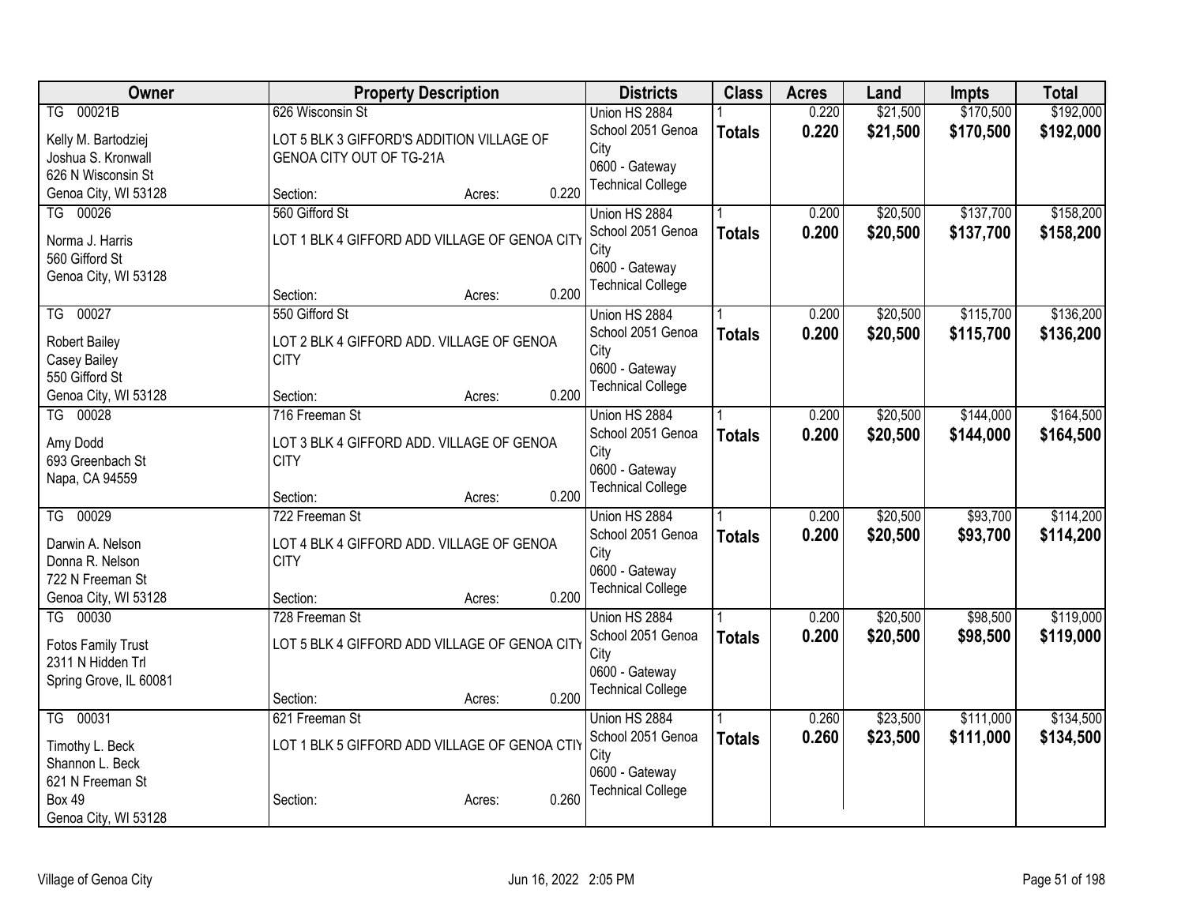| Owner | Property Description | Districts | Class | Acres | Land | Impts | Total |
|---|---|---|---|---|---|---|---|
| TG 00021B<br>Kelly M. Bartodziej<br>Joshua S. Kronwall<br>626 N Wisconsin St<br>Genoa City, WI 53128 | 626 Wisconsin St<br>LOT 5 BLK 3 GIFFORD'S ADDITION VILLAGE OF GENOA CITY OUT OF TG-21A<br>Section: Acres: 0.220 | Union HS 2884<br>School 2051 Genoa City<br>0600 - Gateway Technical College | 1<br>**Totals** | 0.220<br>**0.220** | $21,500<br>**$21,500** | $170,500<br>**$170,500** | $192,000<br>**$192,000** |
| TG 00026<br>Norma J. Harris<br>560 Gifford St<br>Genoa City, WI 53128 | 560 Gifford St<br>LOT 1 BLK 4 GIFFORD ADD VILLAGE OF GENOA CITY<br>Section: Acres: 0.200 | Union HS 2884<br>School 2051 Genoa City<br>0600 - Gateway Technical College | 1<br>**Totals** | 0.200<br>**0.200** | $20,500<br>**$20,500** | $137,700<br>**$137,700** | $158,200<br>**$158,200** |
| TG 00027<br>Robert Bailey<br>Casey Bailey<br>550 Gifford St<br>Genoa City, WI 53128 | 550 Gifford St<br>LOT 2 BLK 4 GIFFORD ADD. VILLAGE OF GENOA CITY<br>Section: Acres: 0.200 | Union HS 2884<br>School 2051 Genoa City<br>0600 - Gateway Technical College | 1<br>**Totals** | 0.200<br>**0.200** | $20,500<br>**$20,500** | $115,700<br>**$115,700** | $136,200<br>**$136,200** |
| TG 00028<br>Amy Dodd<br>693 Greenbach St<br>Napa, CA 94559 | 716 Freeman St<br>LOT 3 BLK 4 GIFFORD ADD. VILLAGE OF GENOA CITY<br>Section: Acres: 0.200 | Union HS 2884<br>School 2051 Genoa City<br>0600 - Gateway Technical College | 1<br>**Totals** | 0.200<br>**0.200** | $20,500<br>**$20,500** | $144,000<br>**$144,000** | $164,500<br>**$164,500** |
| TG 00029<br>Darwin A. Nelson<br>Donna R. Nelson<br>722 N Freeman St<br>Genoa City, WI 53128 | 722 Freeman St<br>LOT 4 BLK 4 GIFFORD ADD. VILLAGE OF GENOA CITY<br>Section: Acres: 0.200 | Union HS 2884<br>School 2051 Genoa City<br>0600 - Gateway Technical College | 1<br>**Totals** | 0.200<br>**0.200** | $20,500<br>**$20,500** | $93,700<br>**$93,700** | $114,200<br>**$114,200** |
| TG 00030<br>Fotos Family Trust<br>2311 N Hidden Trl<br>Spring Grove, IL 60081 | 728 Freeman St<br>LOT 5 BLK 4 GIFFORD ADD VILLAGE OF GENOA CITY<br>Section: Acres: 0.200 | Union HS 2884<br>School 2051 Genoa City<br>0600 - Gateway Technical College | 1<br>**Totals** | 0.200<br>**0.200** | $20,500<br>**$20,500** | $98,500<br>**$98,500** | $119,000<br>**$119,000** |
| TG 00031<br>Timothy L. Beck<br>Shannon L. Beck<br>621 N Freeman St<br>Box 49<br>Genoa City, WI 53128 | 621 Freeman St<br>LOT 1 BLK 5 GIFFORD ADD VILLAGE OF GENOA CTIY<br>Section: Acres: 0.260 | Union HS 2884<br>School 2051 Genoa City<br>0600 - Gateway Technical College | 1<br>**Totals** | 0.260<br>**0.260** | $23,500<br>**$23,500** | $111,000<br>**$111,000** | $134,500<br>**$134,500** |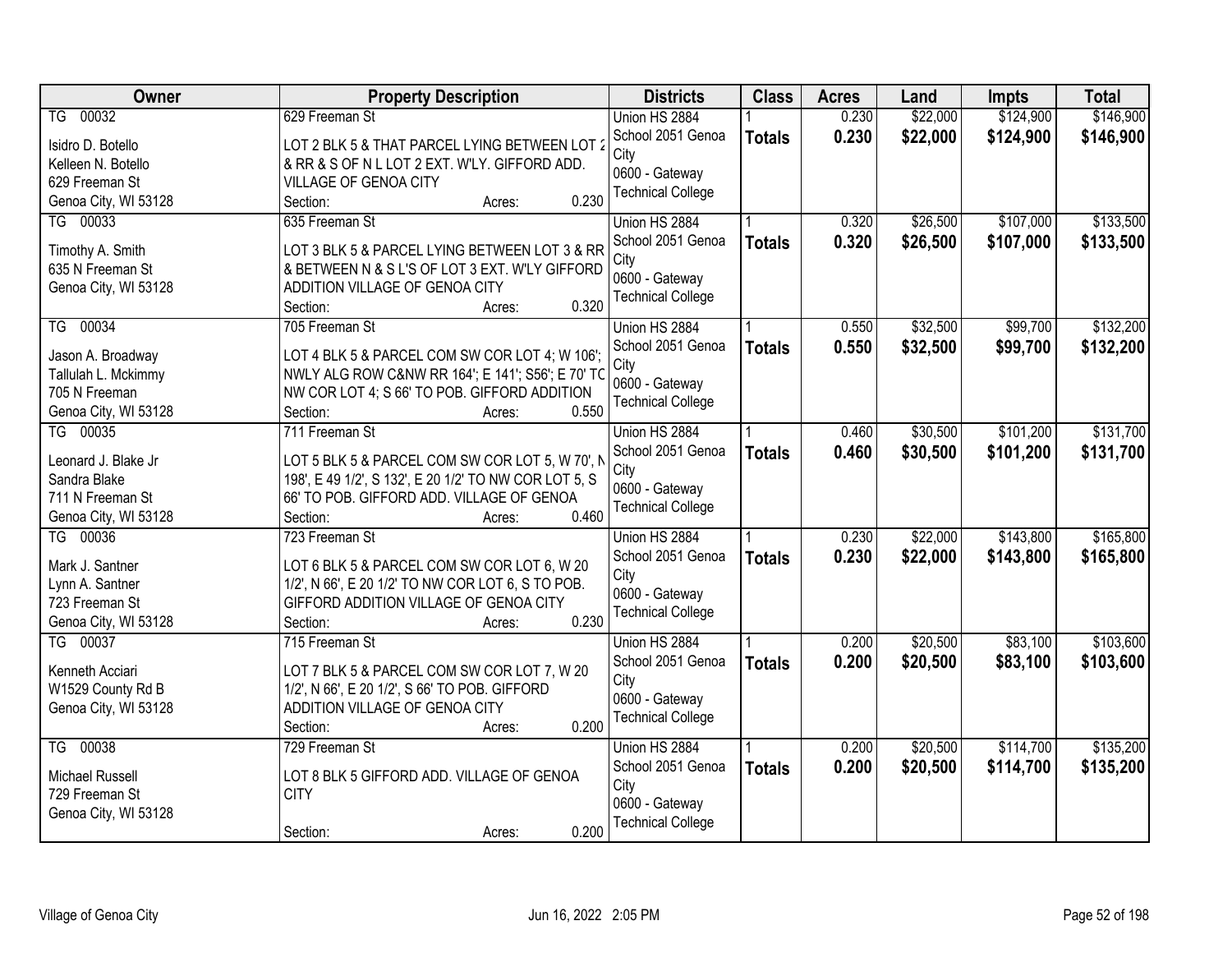| Owner | Property Description | Districts | Class | Acres | Land | Impts | Total |
|---|---|---|---|---|---|---|---|
| TG 00032<br>Isidro D. Botello<br>Kelleen N. Botello<br>629 Freeman St<br>Genoa City, WI 53128 | 629 Freeman St<br>LOT 2 BLK 5 & THAT PARCEL LYING BETWEEN LOT 2 & RR & S OF N L LOT 2 EXT. W'LY. GIFFORD ADD. VILLAGE OF GENOA CITY<br>Section: Acres: 0.230 | Union HS 2884<br>School 2051 Genoa City<br>0600 - Gateway Technical College | 1<br>**Totals** | 0.230<br>**0.230** | $22,000<br>**$22,000** | $124,900<br>**$124,900** | $146,900<br>**$146,900** |
| TG 00033<br>Timothy A. Smith<br>635 N Freeman St<br>Genoa City, WI 53128 | 635 Freeman St<br>LOT 3 BLK 5 & PARCEL LYING BETWEEN LOT 3 & RR & BETWEEN N & S L'S OF LOT 3 EXT. W'LY GIFFORD ADDITION VILLAGE OF GENOA CITY<br>Section: Acres: 0.320 | Union HS 2884<br>School 2051 Genoa City<br>0600 - Gateway Technical College | 1<br>**Totals** | 0.320<br>**0.320** | $26,500<br>**$26,500** | $107,000<br>**$107,000** | $133,500<br>**$133,500** |
| TG 00034<br>Jason A. Broadway<br>Tallulah L. Mckimmy<br>705 N Freeman<br>Genoa City, WI 53128 | 705 Freeman St<br>LOT 4 BLK 5 & PARCEL COM SW COR LOT 4; W 106'; NWLY ALG ROW C&NW RR 164'; E 141'; S56'; E 70' TO NW COR LOT 4; S 66' TO POB. GIFFORD ADDITION<br>Section: Acres: 0.550 | Union HS 2884<br>School 2051 Genoa City<br>0600 - Gateway Technical College | 1<br>**Totals** | 0.550<br>**0.550** | $32,500<br>**$32,500** | $99,700<br>**$99,700** | $132,200<br>**$132,200** |
| TG 00035<br>Leonard J. Blake Jr<br>Sandra Blake<br>711 N Freeman St<br>Genoa City, WI 53128 | 711 Freeman St<br>LOT 5 BLK 5 & PARCEL COM SW COR LOT 5, W 70', N 198', E 49 1/2', S 132', E 20 1/2' TO NW COR LOT 5, S 66' TO POB. GIFFORD ADD. VILLAGE OF GENOA<br>Section: Acres: 0.460 | Union HS 2884<br>School 2051 Genoa City<br>0600 - Gateway Technical College | 1<br>**Totals** | 0.460<br>**0.460** | $30,500<br>**$30,500** | $101,200<br>**$101,200** | $131,700<br>**$131,700** |
| TG 00036<br>Mark J. Santner<br>Lynn A. Santner<br>723 Freeman St<br>Genoa City, WI 53128 | 723 Freeman St<br>LOT 6 BLK 5 & PARCEL COM SW COR LOT 6, W 20 1/2', N 66', E 20 1/2' TO NW COR LOT 6, S TO POB. GIFFORD ADDITION VILLAGE OF GENOA CITY<br>Section: Acres: 0.230 | Union HS 2884<br>School 2051 Genoa City<br>0600 - Gateway Technical College | 1<br>**Totals** | 0.230<br>**0.230** | $22,000<br>**$22,000** | $143,800<br>**$143,800** | $165,800<br>**$165,800** |
| TG 00037<br>Kenneth Acciari<br>W1529 County Rd B<br>Genoa City, WI 53128 | 715 Freeman St<br>LOT 7 BLK 5 & PARCEL COM SW COR LOT 7, W 20 1/2', N 66', E 20 1/2', S 66' TO POB. GIFFORD ADDITION VILLAGE OF GENOA CITY<br>Section: Acres: 0.200 | Union HS 2884<br>School 2051 Genoa City<br>0600 - Gateway Technical College | 1<br>**Totals** | 0.200<br>**0.200** | $20,500<br>**$20,500** | $83,100<br>**$83,100** | $103,600<br>**$103,600** |
| TG 00038<br>Michael Russell<br>729 Freeman St<br>Genoa City, WI 53128 | 729 Freeman St<br>LOT 8 BLK 5 GIFFORD ADD. VILLAGE OF GENOA CITY<br>Section: Acres: 0.200 | Union HS 2884<br>School 2051 Genoa City<br>0600 - Gateway Technical College | 1<br>**Totals** | 0.200<br>**0.200** | $20,500<br>**$20,500** | $114,700<br>**$114,700** | $135,200<br>**$135,200** |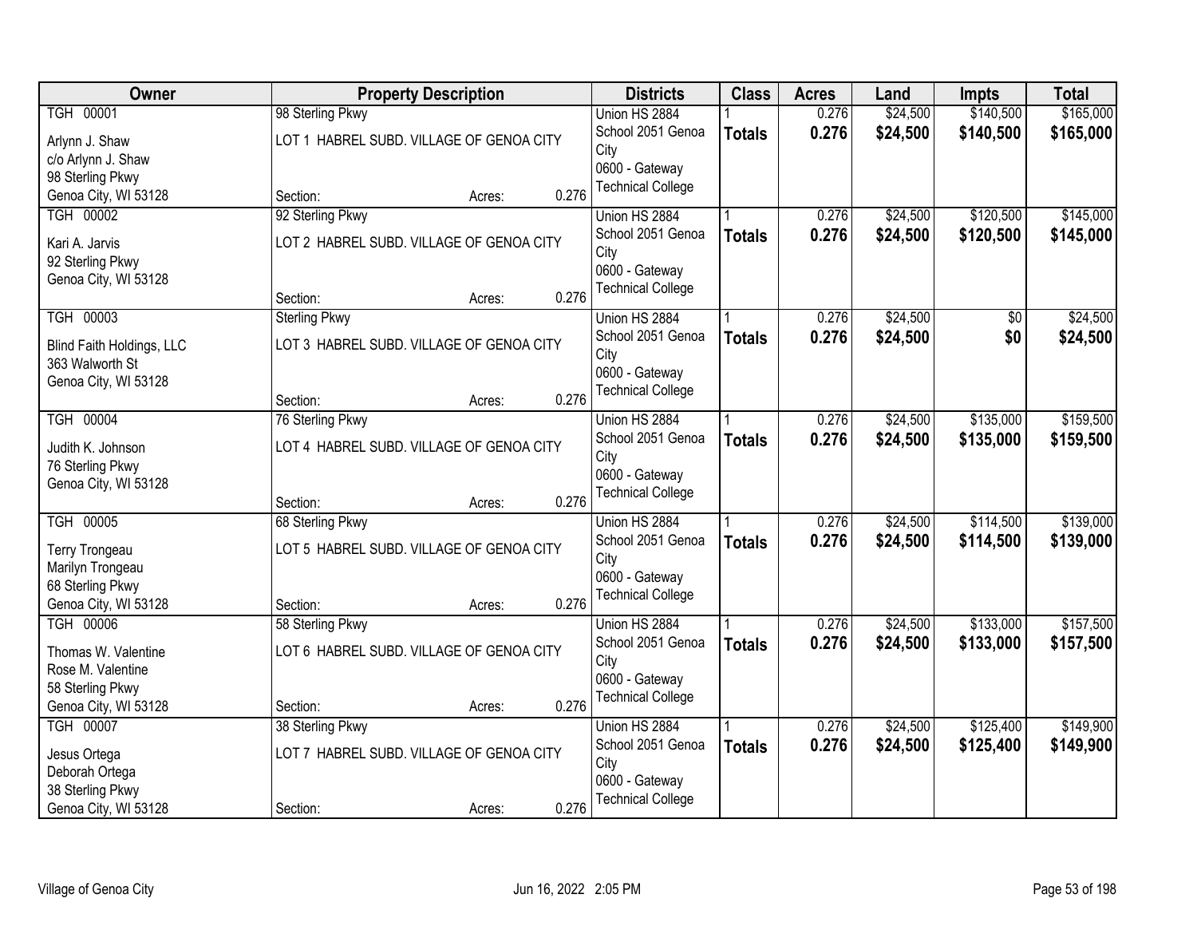| Owner | Property Description | Districts | Class | Acres | Land | Impts | Total |
|---|---|---|---|---|---|---|---|
| TGH 00001<br>Arlynn J. Shaw<br>c/o Arlynn J. Shaw<br>98 Sterling Pkwy<br>Genoa City, WI 53128 | 98 Sterling Pkwy<br>LOT 1 HABREL SUBD. VILLAGE OF GENOA CITY<br>Section: Acres: 0.276 | Union HS 2884<br>School 2051 Genoa City<br>0600 - Gateway Technical College | 1<br>**Totals** | 0.276<br>**0.276** | $24,500<br>**$24,500** | $140,500<br>**$140,500** | $165,000<br>**$165,000** |
| TGH 00002<br>Kari A. Jarvis<br>92 Sterling Pkwy<br>Genoa City, WI 53128 | 92 Sterling Pkwy<br>LOT 2 HABREL SUBD. VILLAGE OF GENOA CITY<br>Section: Acres: 0.276 | Union HS 2884<br>School 2051 Genoa City<br>0600 - Gateway Technical College | 1<br>**Totals** | 0.276<br>**0.276** | $24,500<br>**$24,500** | $120,500<br>**$120,500** | $145,000<br>**$145,000** |
| TGH 00003<br>Blind Faith Holdings, LLC<br>363 Walworth St<br>Genoa City, WI 53128 | Sterling Pkwy<br>LOT 3 HABREL SUBD. VILLAGE OF GENOA CITY<br>Section: Acres: 0.276 | Union HS 2884<br>School 2051 Genoa City<br>0600 - Gateway Technical College | 1<br>**Totals** | 0.276<br>**0.276** | $24,500<br>**$24,500** | $0<br>**$0** | $24,500<br>**$24,500** |
| TGH 00004<br>Judith K. Johnson<br>76 Sterling Pkwy<br>Genoa City, WI 53128 | 76 Sterling Pkwy<br>LOT 4 HABREL SUBD. VILLAGE OF GENOA CITY<br>Section: Acres: 0.276 | Union HS 2884<br>School 2051 Genoa City<br>0600 - Gateway Technical College | 1<br>**Totals** | 0.276<br>**0.276** | $24,500<br>**$24,500** | $135,000<br>**$135,000** | $159,500<br>**$159,500** |
| TGH 00005<br>Terry Trongeau<br>Marilyn Trongeau<br>68 Sterling Pkwy<br>Genoa City, WI 53128 | 68 Sterling Pkwy<br>LOT 5 HABREL SUBD. VILLAGE OF GENOA CITY<br>Section: Acres: 0.276 | Union HS 2884<br>School 2051 Genoa City<br>0600 - Gateway Technical College | 1<br>**Totals** | 0.276<br>**0.276** | $24,500<br>**$24,500** | $114,500<br>**$114,500** | $139,000<br>**$139,000** |
| TGH 00006<br>Thomas W. Valentine<br>Rose M. Valentine<br>58 Sterling Pkwy<br>Genoa City, WI 53128 | 58 Sterling Pkwy<br>LOT 6 HABREL SUBD. VILLAGE OF GENOA CITY<br>Section: Acres: 0.276 | Union HS 2884<br>School 2051 Genoa City<br>0600 - Gateway Technical College | 1<br>**Totals** | 0.276<br>**0.276** | $24,500<br>**$24,500** | $133,000<br>**$133,000** | $157,500<br>**$157,500** |
| TGH 00007<br>Jesus Ortega<br>Deborah Ortega<br>38 Sterling Pkwy<br>Genoa City, WI 53128 | 38 Sterling Pkwy<br>LOT 7 HABREL SUBD. VILLAGE OF GENOA CITY<br>Section: Acres: 0.276 | Union HS 2884<br>School 2051 Genoa City<br>0600 - Gateway Technical College | 1<br>**Totals** | 0.276<br>**0.276** | $24,500<br>**$24,500** | $125,400<br>**$125,400** | $149,900<br>**$149,900** |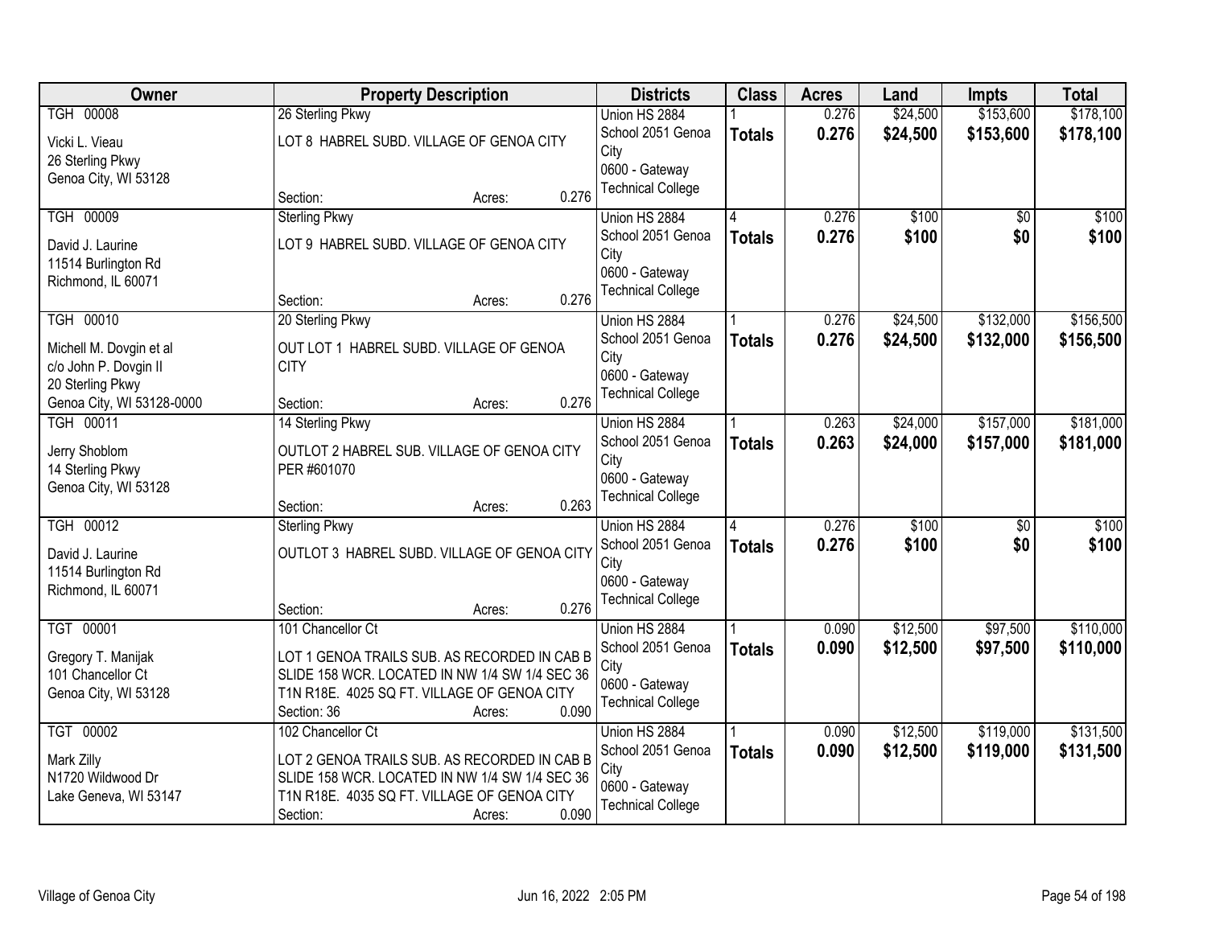| Owner | Property Description | Districts | Class | Acres | Land | Impts | Total |
|---|---|---|---|---|---|---|---|
| TGH 00008<br>Vicki L. Vieau<br>26 Sterling Pkwy<br>Genoa City, WI 53128 | 26 Sterling Pkwy<br>LOT 8 HABREL SUBD. VILLAGE OF GENOA CITY<br>Section: Acres: 0.276 | Union HS 2884<br>School 2051 Genoa City<br>0600 - Gateway Technical College | 1<br>**Totals** | 0.276<br>**0.276** | $24,500<br>**$24,500** | $153,600<br>**$153,600** | $178,100<br>**$178,100** |
| TGH 00009<br>David J. Laurine<br>11514 Burlington Rd<br>Richmond, IL 60071 | Sterling Pkwy<br>LOT 9 HABREL SUBD. VILLAGE OF GENOA CITY<br>Section: Acres: 0.276 | Union HS 2884<br>School 2051 Genoa City<br>0600 - Gateway Technical College | 4<br>**Totals** | 0.276<br>**0.276** | $100<br>**$100** | $0<br>**$0** | $100<br>**$100** |
| TGH 00010<br>Michell M. Dovgin et al<br>c/o John P. Dovgin II<br>20 Sterling Pkwy<br>Genoa City, WI 53128-0000 | 20 Sterling Pkwy<br>OUT LOT 1 HABREL SUBD. VILLAGE OF GENOA CITY<br>Section: Acres: 0.276 | Union HS 2884<br>School 2051 Genoa City<br>0600 - Gateway Technical College | 1<br>**Totals** | 0.276<br>**0.276** | $24,500<br>**$24,500** | $132,000<br>**$132,000** | $156,500<br>**$156,500** |
| TGH 00011<br>Jerry Shoblom<br>14 Sterling Pkwy<br>Genoa City, WI 53128 | 14 Sterling Pkwy<br>OUTLOT 2 HABREL SUB. VILLAGE OF GENOA CITY PER #601070<br>Section: Acres: 0.263 | Union HS 2884<br>School 2051 Genoa City<br>0600 - Gateway Technical College | 1<br>**Totals** | 0.263<br>**0.263** | $24,000<br>**$24,000** | $157,000<br>**$157,000** | $181,000<br>**$181,000** |
| TGH 00012<br>David J. Laurine<br>11514 Burlington Rd<br>Richmond, IL 60071 | Sterling Pkwy<br>OUTLOT 3 HABREL SUBD. VILLAGE OF GENOA CITY<br>Section: Acres: 0.276 | Union HS 2884<br>School 2051 Genoa City<br>0600 - Gateway Technical College | 4<br>**Totals** | 0.276<br>**0.276** | $100<br>**$100** | $0<br>**$0** | $100<br>**$100** |
| TGT 00001<br>Gregory T. Manijak<br>101 Chancellor Ct<br>Genoa City, WI 53128 | 101 Chancellor Ct<br>LOT 1 GENOA TRAILS SUB. AS RECORDED IN CAB B SLIDE 158 WCR. LOCATED IN NW 1/4 SW 1/4 SEC 36 T1N R18E. 4025 SQ FT. VILLAGE OF GENOA CITY<br>Section: 36 Acres: 0.090 | Union HS 2884<br>School 2051 Genoa City<br>0600 - Gateway Technical College | 1<br>**Totals** | 0.090<br>**0.090** | $12,500<br>**$12,500** | $97,500<br>**$97,500** | $110,000<br>**$110,000** |
| TGT 00002<br>Mark Zilly<br>N1720 Wildwood Dr<br>Lake Geneva, WI 53147 | 102 Chancellor Ct<br>LOT 2 GENOA TRAILS SUB. AS RECORDED IN CAB B SLIDE 158 WCR. LOCATED IN NW 1/4 SW 1/4 SEC 36 T1N R18E. 4035 SQ FT. VILLAGE OF GENOA CITY<br>Section: Acres: 0.090 | Union HS 2884<br>School 2051 Genoa City<br>0600 - Gateway Technical College | 1<br>**Totals** | 0.090<br>**0.090** | $12,500<br>**$12,500** | $119,000<br>**$119,000** | $131,500<br>**$131,500** |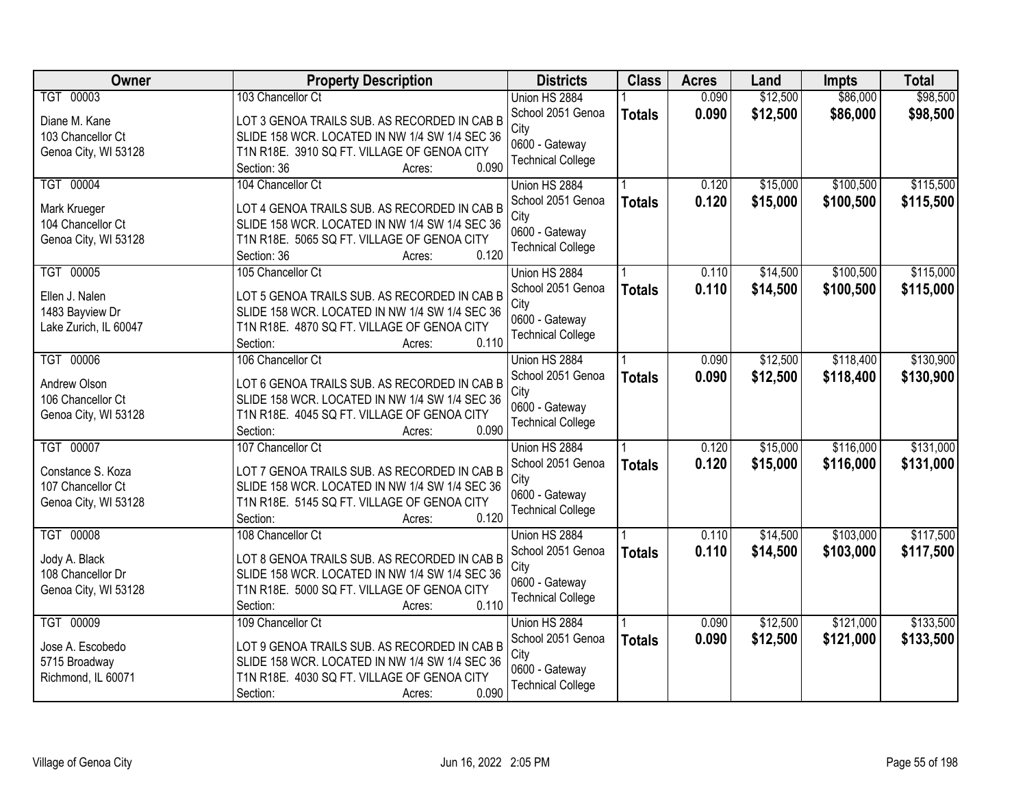| Owner | Property Description | Districts | Class | Acres | Land | Impts | Total |
|---|---|---|---|---|---|---|---|
| TGT 00003<br>Diane M. Kane<br>103 Chancellor Ct<br>Genoa City, WI 53128 | 103 Chancellor Ct<br>LOT 3 GENOA TRAILS SUB. AS RECORDED IN CAB B SLIDE 158 WCR. LOCATED IN NW 1/4 SW 1/4 SEC 36 T1N R18E. 3910 SQ FT. VILLAGE OF GENOA CITY<br>Section: 36 Acres: 0.090 | Union HS 2884<br>School 2051 Genoa City<br>0600 - Gateway Technical College | 1<br>**Totals** | 0.090<br>**0.090** | $12,500<br>**$12,500** | $86,000<br>**$86,000** | $98,500<br>**$98,500** |
| TGT 00004<br>Mark Krueger<br>104 Chancellor Ct<br>Genoa City, WI 53128 | 104 Chancellor Ct<br>LOT 4 GENOA TRAILS SUB. AS RECORDED IN CAB B SLIDE 158 WCR. LOCATED IN NW 1/4 SW 1/4 SEC 36 T1N R18E. 5065 SQ FT. VILLAGE OF GENOA CITY<br>Section: 36 Acres: 0.120 | Union HS 2884<br>School 2051 Genoa City<br>0600 - Gateway Technical College | 1<br>**Totals** | 0.120<br>**0.120** | $15,000<br>**$15,000** | $100,500<br>**$100,500** | $115,500<br>**$115,500** |
| TGT 00005<br>Ellen J. Nalen<br>1483 Bayview Dr<br>Lake Zurich, IL 60047 | 105 Chancellor Ct<br>LOT 5 GENOA TRAILS SUB. AS RECORDED IN CAB B SLIDE 158 WCR. LOCATED IN NW 1/4 SW 1/4 SEC 36 T1N R18E. 4870 SQ FT. VILLAGE OF GENOA CITY<br>Section: Acres: 0.110 | Union HS 2884<br>School 2051 Genoa City<br>0600 - Gateway Technical College | 1<br>**Totals** | 0.110<br>**0.110** | $14,500<br>**$14,500** | $100,500<br>**$100,500** | $115,000<br>**$115,000** |
| TGT 00006<br>Andrew Olson<br>106 Chancellor Ct<br>Genoa City, WI 53128 | 106 Chancellor Ct<br>LOT 6 GENOA TRAILS SUB. AS RECORDED IN CAB B SLIDE 158 WCR. LOCATED IN NW 1/4 SW 1/4 SEC 36 T1N R18E. 4045 SQ FT. VILLAGE OF GENOA CITY<br>Section: Acres: 0.090 | Union HS 2884<br>School 2051 Genoa City<br>0600 - Gateway Technical College | 1<br>**Totals** | 0.090<br>**0.090** | $12,500<br>**$12,500** | $118,400<br>**$118,400** | $130,900<br>**$130,900** |
| TGT 00007<br>Constance S. Koza<br>107 Chancellor Ct<br>Genoa City, WI 53128 | 107 Chancellor Ct<br>LOT 7 GENOA TRAILS SUB. AS RECORDED IN CAB B SLIDE 158 WCR. LOCATED IN NW 1/4 SW 1/4 SEC 36 T1N R18E. 5145 SQ FT. VILLAGE OF GENOA CITY<br>Section: Acres: 0.120 | Union HS 2884<br>School 2051 Genoa City<br>0600 - Gateway Technical College | 1<br>**Totals** | 0.120<br>**0.120** | $15,000<br>**$15,000** | $116,000<br>**$116,000** | $131,000<br>**$131,000** |
| TGT 00008<br>Jody A. Black<br>108 Chancellor Dr<br>Genoa City, WI 53128 | 108 Chancellor Ct<br>LOT 8 GENOA TRAILS SUB. AS RECORDED IN CAB B SLIDE 158 WCR. LOCATED IN NW 1/4 SW 1/4 SEC 36 T1N R18E. 5000 SQ FT. VILLAGE OF GENOA CITY<br>Section: Acres: 0.110 | Union HS 2884<br>School 2051 Genoa City<br>0600 - Gateway Technical College | 1<br>**Totals** | 0.110<br>**0.110** | $14,500<br>**$14,500** | $103,000<br>**$103,000** | $117,500<br>**$117,500** |
| TGT 00009<br>Jose A. Escobedo<br>5715 Broadway<br>Richmond, IL 60071 | 109 Chancellor Ct<br>LOT 9 GENOA TRAILS SUB. AS RECORDED IN CAB B SLIDE 158 WCR. LOCATED IN NW 1/4 SW 1/4 SEC 36 T1N R18E. 4030 SQ FT. VILLAGE OF GENOA CITY<br>Section: Acres: 0.090 | Union HS 2884<br>School 2051 Genoa City<br>0600 - Gateway Technical College | 1<br>**Totals** | 0.090<br>**0.090** | $12,500<br>**$12,500** | $121,000<br>**$121,000** | $133,500<br>**$133,500** |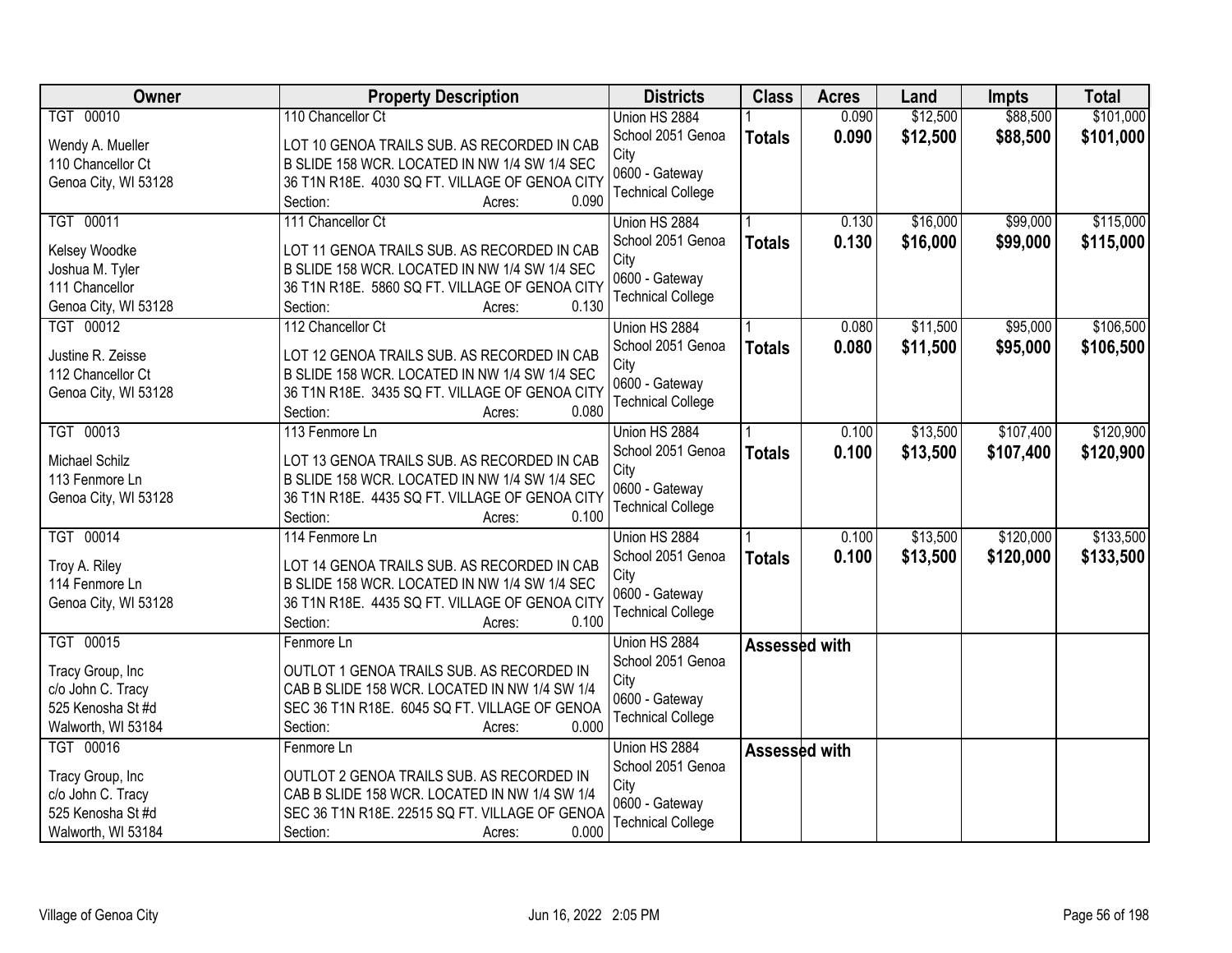| Owner | Property Description | Districts | Class | Acres | Land | Impts | Total |
|---|---|---|---|---|---|---|---|
| TGT 00010<br>Wendy A. Mueller<br>110 Chancellor Ct<br>Genoa City, WI 53128 | 110 Chancellor Ct<br>LOT 10 GENOA TRAILS SUB. AS RECORDED IN CAB B SLIDE 158 WCR. LOCATED IN NW 1/4 SW 1/4 SEC 36 T1N R18E. 4030 SQ FT. VILLAGE OF GENOA CITY<br>Section: Acres: 0.090 | Union HS 2884<br>School 2051 Genoa City<br>0600 - Gateway Technical College | 1<br>**Totals** | 0.090<br>**0.090** | $12,500<br>**$12,500** | $88,500<br>**$88,500** | $101,000<br>**$101,000** |
| TGT 00011<br>Kelsey Woodke<br>Joshua M. Tyler<br>111 Chancellor<br>Genoa City, WI 53128 | 111 Chancellor Ct<br>LOT 11 GENOA TRAILS SUB. AS RECORDED IN CAB B SLIDE 158 WCR. LOCATED IN NW 1/4 SW 1/4 SEC 36 T1N R18E. 5860 SQ FT. VILLAGE OF GENOA CITY<br>Section: Acres: 0.130 | Union HS 2884<br>School 2051 Genoa City<br>0600 - Gateway Technical College | 1<br>**Totals** | 0.130<br>**0.130** | $16,000<br>**$16,000** | $99,000<br>**$99,000** | $115,000<br>**$115,000** |
| TGT 00012<br>Justine R. Zeisse<br>112 Chancellor Ct<br>Genoa City, WI 53128 | 112 Chancellor Ct<br>LOT 12 GENOA TRAILS SUB. AS RECORDED IN CAB B SLIDE 158 WCR. LOCATED IN NW 1/4 SW 1/4 SEC 36 T1N R18E. 3435 SQ FT. VILLAGE OF GENOA CITY<br>Section: Acres: 0.080 | Union HS 2884<br>School 2051 Genoa City<br>0600 - Gateway Technical College | 1<br>**Totals** | 0.080<br>**0.080** | $11,500<br>**$11,500** | $95,000<br>**$95,000** | $106,500<br>**$106,500** |
| TGT 00013<br>Michael Schilz<br>113 Fenmore Ln<br>Genoa City, WI 53128 | 113 Fenmore Ln<br>LOT 13 GENOA TRAILS SUB. AS RECORDED IN CAB B SLIDE 158 WCR. LOCATED IN NW 1/4 SW 1/4 SEC 36 T1N R18E. 4435 SQ FT. VILLAGE OF GENOA CITY<br>Section: Acres: 0.100 | Union HS 2884<br>School 2051 Genoa City<br>0600 - Gateway Technical College | 1<br>**Totals** | 0.100<br>**0.100** | $13,500<br>**$13,500** | $107,400<br>**$107,400** | $120,900<br>**$120,900** |
| TGT 00014<br>Troy A. Riley<br>114 Fenmore Ln<br>Genoa City, WI 53128 | 114 Fenmore Ln<br>LOT 14 GENOA TRAILS SUB. AS RECORDED IN CAB B SLIDE 158 WCR. LOCATED IN NW 1/4 SW 1/4 SEC 36 T1N R18E. 4435 SQ FT. VILLAGE OF GENOA CITY<br>Section: Acres: 0.100 | Union HS 2884<br>School 2051 Genoa City<br>0600 - Gateway Technical College | 1<br>**Totals** | 0.100<br>**0.100** | $13,500<br>**$13,500** | $120,000<br>**$120,000** | $133,500<br>**$133,500** |
| TGT 00015<br>Tracy Group, Inc<br>c/o John C. Tracy<br>525 Kenosha St #d<br>Walworth, WI 53184 | Fenmore Ln<br>OUTLOT 1 GENOA TRAILS SUB. AS RECORDED IN CAB B SLIDE 158 WCR. LOCATED IN NW 1/4 SW 1/4 SEC 36 T1N R18E. 6045 SQ FT. VILLAGE OF GENOA<br>Section: Acres: 0.000 | Union HS 2884<br>School 2051 Genoa City<br>0600 - Gateway Technical College | **Assessed with** | | | | |
| TGT 00016<br>Tracy Group, Inc<br>c/o John C. Tracy<br>525 Kenosha St #d<br>Walworth, WI 53184 | Fenmore Ln<br>OUTLOT 2 GENOA TRAILS SUB. AS RECORDED IN CAB B SLIDE 158 WCR. LOCATED IN NW 1/4 SW 1/4 SEC 36 T1N R18E. 22515 SQ FT. VILLAGE OF GENOA<br>Section: Acres: 0.000 | Union HS 2884<br>School 2051 Genoa City<br>0600 - Gateway Technical College | **Assessed with** | | | | |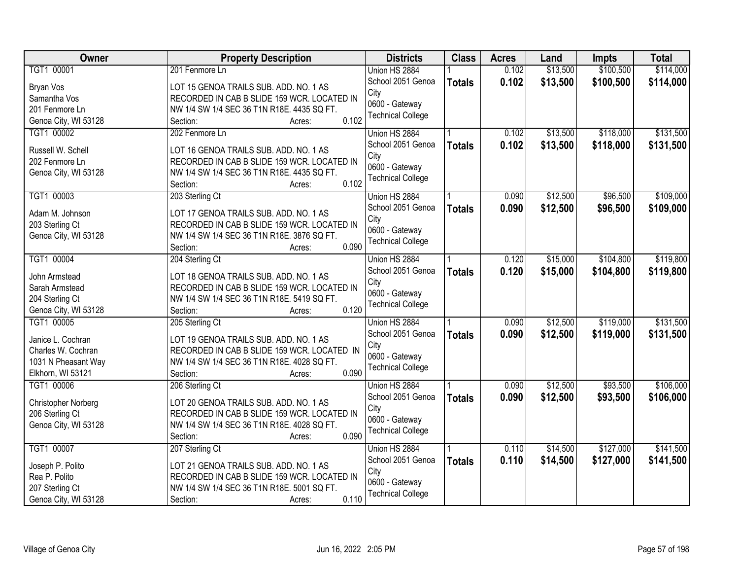| Owner | Property Description | Districts | Class | Acres | Land | Impts | Total |
|---|---|---|---|---|---|---|---|
| TGT1 00001<br>Bryan Vos<br>Samantha Vos<br>201 Fenmore Ln<br>Genoa City, WI 53128 | 201 Fenmore Ln<br>LOT 15 GENOA TRAILS SUB. ADD. NO. 1 AS RECORDED IN CAB B SLIDE 159 WCR. LOCATED IN NW 1/4 SW 1/4 SEC 36 T1N R18E. 4435 SQ FT.<br>Section: Acres: 0.102 | Union HS 2884<br>School 2051 Genoa City<br>0600 - Gateway Technical College | 1<br>**Totals** | 0.102<br>**0.102** | $13,500<br>**$13,500** | $100,500<br>**$100,500** | $114,000<br>**$114,000** |
| TGT1 00002<br>Russell W. Schell<br>202 Fenmore Ln<br>Genoa City, WI 53128 | 202 Fenmore Ln<br>LOT 16 GENOA TRAILS SUB. ADD. NO. 1 AS RECORDED IN CAB B SLIDE 159 WCR. LOCATED IN NW 1/4 SW 1/4 SEC 36 T1N R18E. 4435 SQ FT.<br>Section: Acres: 0.102 | Union HS 2884<br>School 2051 Genoa City<br>0600 - Gateway Technical College | 1<br>**Totals** | 0.102<br>**0.102** | $13,500<br>**$13,500** | $118,000<br>**$118,000** | $131,500<br>**$131,500** |
| TGT1 00003<br>Adam M. Johnson<br>203 Sterling Ct<br>Genoa City, WI 53128 | 203 Sterling Ct<br>LOT 17 GENOA TRAILS SUB. ADD. NO. 1 AS RECORDED IN CAB B SLIDE 159 WCR. LOCATED IN NW 1/4 SW 1/4 SEC 36 T1N R18E. 3876 SQ FT.<br>Section: Acres: 0.090 | Union HS 2884<br>School 2051 Genoa City<br>0600 - Gateway Technical College | 1<br>**Totals** | 0.090<br>**0.090** | $12,500<br>**$12,500** | $96,500<br>**$96,500** | $109,000<br>**$109,000** |
| TGT1 00004<br>John Armstead<br>Sarah Armstead<br>204 Sterling Ct<br>Genoa City, WI 53128 | 204 Sterling Ct<br>LOT 18 GENOA TRAILS SUB. ADD. NO. 1 AS RECORDED IN CAB B SLIDE 159 WCR. LOCATED IN NW 1/4 SW 1/4 SEC 36 T1N R18E. 5419 SQ FT.<br>Section: Acres: 0.120 | Union HS 2884<br>School 2051 Genoa City<br>0600 - Gateway Technical College | 1<br>**Totals** | 0.120<br>**0.120** | $15,000<br>**$15,000** | $104,800<br>**$104,800** | $119,800<br>**$119,800** |
| TGT1 00005<br>Janice L. Cochran<br>Charles W. Cochran<br>1031 N Pheasant Way<br>Elkhorn, WI 53121 | 205 Sterling Ct<br>LOT 19 GENOA TRAILS SUB. ADD. NO. 1 AS RECORDED IN CAB B SLIDE 159 WCR. LOCATED IN NW 1/4 SW 1/4 SEC 36 T1N R18E. 4028 SQ FT.<br>Section: Acres: 0.090 | Union HS 2884<br>School 2051 Genoa City<br>0600 - Gateway Technical College | 1<br>**Totals** | 0.090<br>**0.090** | $12,500<br>**$12,500** | $119,000<br>**$119,000** | $131,500<br>**$131,500** |
| TGT1 00006<br>Christopher Norberg<br>206 Sterling Ct<br>Genoa City, WI 53128 | 206 Sterling Ct<br>LOT 20 GENOA TRAILS SUB. ADD. NO. 1 AS RECORDED IN CAB B SLIDE 159 WCR. LOCATED IN NW 1/4 SW 1/4 SEC 36 T1N R18E. 4028 SQ FT.<br>Section: Acres: 0.090 | Union HS 2884<br>School 2051 Genoa City<br>0600 - Gateway Technical College | 1<br>**Totals** | 0.090<br>**0.090** | $12,500<br>**$12,500** | $93,500<br>**$93,500** | $106,000<br>**$106,000** |
| TGT1 00007<br>Joseph P. Polito<br>Rea P. Polito<br>207 Sterling Ct<br>Genoa City, WI 53128 | 207 Sterling Ct<br>LOT 21 GENOA TRAILS SUB. ADD. NO. 1 AS RECORDED IN CAB B SLIDE 159 WCR. LOCATED IN NW 1/4 SW 1/4 SEC 36 T1N R18E. 5001 SQ FT.<br>Section: Acres: 0.110 | Union HS 2884<br>School 2051 Genoa City<br>0600 - Gateway Technical College | 1<br>**Totals** | 0.110<br>**0.110** | $14,500<br>**$14,500** | $127,000<br>**$127,000** | $141,500<br>**$141,500** |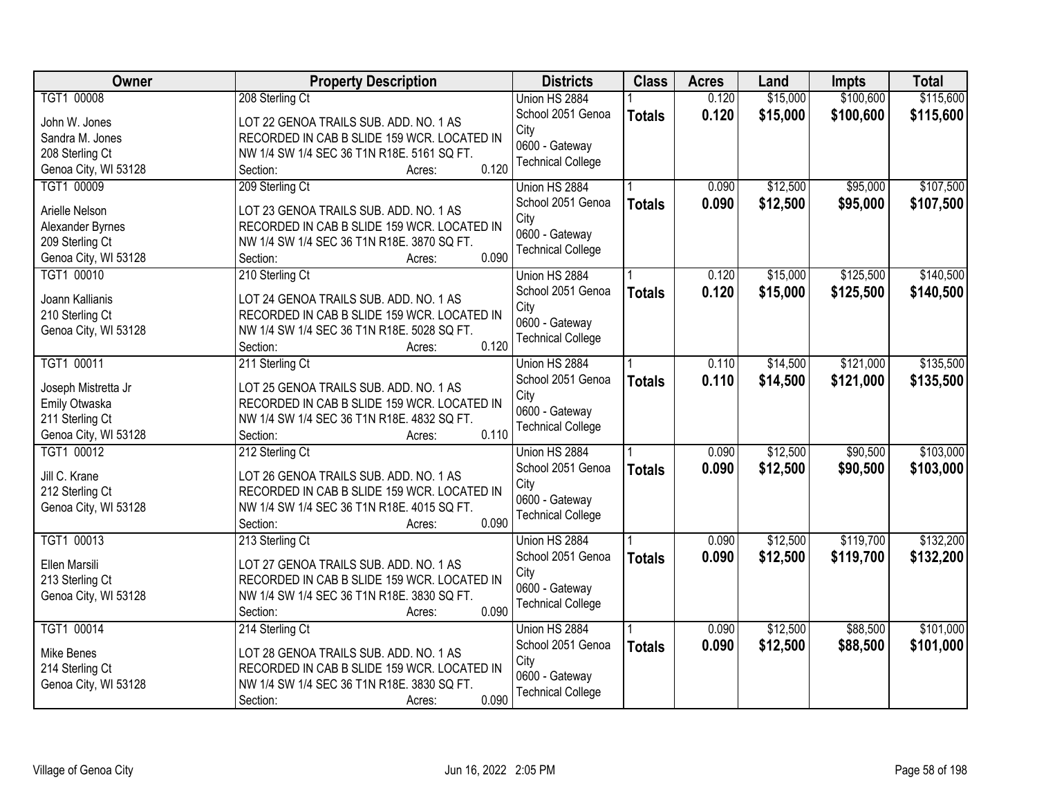| Owner | Property Description | Districts | Class | Acres | Land | Impts | Total |
|---|---|---|---|---|---|---|---|
| TGT1 00008<br><br>John W. Jones<br>Sandra M. Jones<br>208 Sterling Ct<br>Genoa City, WI 53128 | 208 Sterling Ct<br><br>LOT 22 GENOA TRAILS SUB. ADD. NO. 1 AS RECORDED IN CAB B SLIDE 159 WCR. LOCATED IN NW 1/4 SW 1/4 SEC 36 T1N R18E. 5161 SQ FT.<br>Section: Acres: 0.120 | Union HS 2884<br>School 2051 Genoa City<br>0600 - Gateway Technical College | 1<br>**Totals** | 0.120<br>**0.120** | $15,000<br>**$15,000** | $100,600<br>**$100,600** | $115,600<br>**$115,600** |
| TGT1 00009<br><br>Arielle Nelson<br>Alexander Byrnes<br>209 Sterling Ct<br>Genoa City, WI 53128 | 209 Sterling Ct<br><br>LOT 23 GENOA TRAILS SUB. ADD. NO. 1 AS RECORDED IN CAB B SLIDE 159 WCR. LOCATED IN NW 1/4 SW 1/4 SEC 36 T1N R18E. 3870 SQ FT.<br>Section: Acres: 0.090 | Union HS 2884<br>School 2051 Genoa City<br>0600 - Gateway Technical College | 1<br>**Totals** | 0.090<br>**0.090** | $12,500<br>**$12,500** | $95,000<br>**$95,000** | $107,500<br>**$107,500** |
| TGT1 00010<br><br>Joann Kallianis<br>210 Sterling Ct<br>Genoa City, WI 53128 | 210 Sterling Ct<br><br>LOT 24 GENOA TRAILS SUB. ADD. NO. 1 AS RECORDED IN CAB B SLIDE 159 WCR. LOCATED IN NW 1/4 SW 1/4 SEC 36 T1N R18E. 5028 SQ FT.<br>Section: Acres: 0.120 | Union HS 2884<br>School 2051 Genoa City<br>0600 - Gateway Technical College | 1<br>**Totals** | 0.120<br>**0.120** | $15,000<br>**$15,000** | $125,500<br>**$125,500** | $140,500<br>**$140,500** |
| TGT1 00011<br><br>Joseph Mistretta Jr<br>Emily Otwaska<br>211 Sterling Ct<br>Genoa City, WI 53128 | 211 Sterling Ct<br><br>LOT 25 GENOA TRAILS SUB. ADD. NO. 1 AS RECORDED IN CAB B SLIDE 159 WCR. LOCATED IN NW 1/4 SW 1/4 SEC 36 T1N R18E. 4832 SQ FT.<br>Section: Acres: 0.110 | Union HS 2884<br>School 2051 Genoa City<br>0600 - Gateway Technical College | 1<br>**Totals** | 0.110<br>**0.110** | $14,500<br>**$14,500** | $121,000<br>**$121,000** | $135,500<br>**$135,500** |
| TGT1 00012<br><br>Jill C. Krane<br>212 Sterling Ct<br>Genoa City, WI 53128 | 212 Sterling Ct<br><br>LOT 26 GENOA TRAILS SUB. ADD. NO. 1 AS RECORDED IN CAB B SLIDE 159 WCR. LOCATED IN NW 1/4 SW 1/4 SEC 36 T1N R18E. 4015 SQ FT.<br>Section: Acres: 0.090 | Union HS 2884<br>School 2051 Genoa City<br>0600 - Gateway Technical College | 1<br>**Totals** | 0.090<br>**0.090** | $12,500<br>**$12,500** | $90,500<br>**$90,500** | $103,000<br>**$103,000** |
| TGT1 00013<br><br>Ellen Marsili<br>213 Sterling Ct<br>Genoa City, WI 53128 | 213 Sterling Ct<br><br>LOT 27 GENOA TRAILS SUB. ADD. NO. 1 AS RECORDED IN CAB B SLIDE 159 WCR. LOCATED IN NW 1/4 SW 1/4 SEC 36 T1N R18E. 3830 SQ FT.<br>Section: Acres: 0.090 | Union HS 2884<br>School 2051 Genoa City<br>0600 - Gateway Technical College | 1<br>**Totals** | 0.090<br>**0.090** | $12,500<br>**$12,500** | $119,700<br>**$119,700** | $132,200<br>**$132,200** |
| TGT1 00014<br><br>Mike Benes<br>214 Sterling Ct<br>Genoa City, WI 53128 | 214 Sterling Ct<br><br>LOT 28 GENOA TRAILS SUB. ADD. NO. 1 AS RECORDED IN CAB B SLIDE 159 WCR. LOCATED IN NW 1/4 SW 1/4 SEC 36 T1N R18E. 3830 SQ FT.<br>Section: Acres: 0.090 | Union HS 2884<br>School 2051 Genoa City<br>0600 - Gateway Technical College | 1<br>**Totals** | 0.090<br>**0.090** | $12,500<br>**$12,500** | $88,500<br>**$88,500** | $101,000<br>**$101,000** |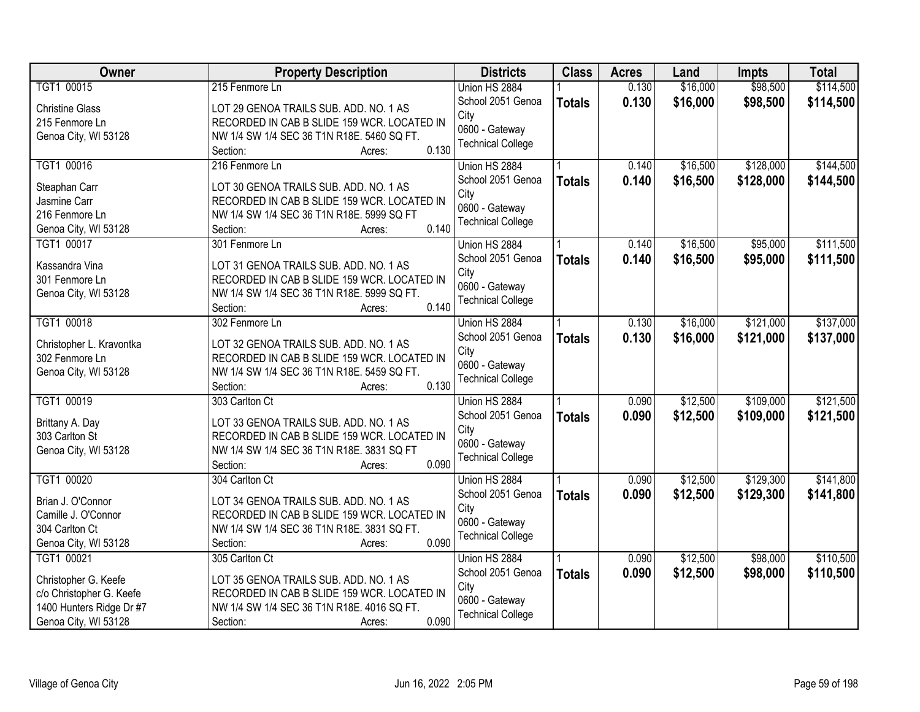| Owner | Property Description | Districts | Class | Acres | Land | Impts | Total |
|---|---|---|---|---|---|---|---|
| TGT1 00015<br><br>Christine Glass<br>215 Fenmore Ln<br>Genoa City, WI 53128 | 215 Fenmore Ln<br><br>LOT 29 GENOA TRAILS SUB. ADD. NO. 1 AS RECORDED IN CAB B SLIDE 159 WCR. LOCATED IN NW 1/4 SW 1/4 SEC 36 T1N R18E. 5460 SQ FT.<br>Section: Acres: 0.130 | Union HS 2884<br>School 2051 Genoa City<br>0600 - Gateway Technical College | 1<br>**Totals** | 0.130<br>**0.130** | $16,000<br>**$16,000** | $98,500<br>**$98,500** | $114,500<br>**$114,500** |
| TGT1 00016<br><br>Steaphan Carr<br>Jasmine Carr<br>216 Fenmore Ln<br>Genoa City, WI 53128 | 216 Fenmore Ln<br><br>LOT 30 GENOA TRAILS SUB. ADD. NO. 1 AS RECORDED IN CAB B SLIDE 159 WCR. LOCATED IN NW 1/4 SW 1/4 SEC 36 T1N R18E. 5999 SQ FT<br>Section: Acres: 0.140 | Union HS 2884<br>School 2051 Genoa City<br>0600 - Gateway Technical College | 1<br>**Totals** | 0.140<br>**0.140** | $16,500<br>**$16,500** | $128,000<br>**$128,000** | $144,500<br>**$144,500** |
| TGT1 00017<br><br>Kassandra Vina<br>301 Fenmore Ln<br>Genoa City, WI 53128 | 301 Fenmore Ln<br><br>LOT 31 GENOA TRAILS SUB. ADD. NO. 1 AS RECORDED IN CAB B SLIDE 159 WCR. LOCATED IN NW 1/4 SW 1/4 SEC 36 T1N R18E. 5999 SQ FT.<br>Section: Acres: 0.140 | Union HS 2884<br>School 2051 Genoa City<br>0600 - Gateway Technical College | 1<br>**Totals** | 0.140<br>**0.140** | $16,500<br>**$16,500** | $95,000<br>**$95,000** | $111,500<br>**$111,500** |
| TGT1 00018<br><br>Christopher L. Kravontka<br>302 Fenmore Ln<br>Genoa City, WI 53128 | 302 Fenmore Ln<br><br>LOT 32 GENOA TRAILS SUB. ADD. NO. 1 AS RECORDED IN CAB B SLIDE 159 WCR. LOCATED IN NW 1/4 SW 1/4 SEC 36 T1N R18E. 5459 SQ FT.<br>Section: Acres: 0.130 | Union HS 2884<br>School 2051 Genoa City<br>0600 - Gateway Technical College | 1<br>**Totals** | 0.130<br>**0.130** | $16,000<br>**$16,000** | $121,000<br>**$121,000** | $137,000<br>**$137,000** |
| TGT1 00019<br><br>Brittany A. Day<br>303 Carlton St<br>Genoa City, WI 53128 | 303 Carlton Ct<br><br>LOT 33 GENOA TRAILS SUB. ADD. NO. 1 AS RECORDED IN CAB B SLIDE 159 WCR. LOCATED IN NW 1/4 SW 1/4 SEC 36 T1N R18E. 3831 SQ FT<br>Section: Acres: 0.090 | Union HS 2884<br>School 2051 Genoa City<br>0600 - Gateway Technical College | 1<br>**Totals** | 0.090<br>**0.090** | $12,500<br>**$12,500** | $109,000<br>**$109,000** | $121,500<br>**$121,500** |
| TGT1 00020<br><br>Brian J. O'Connor<br>Camille J. O'Connor<br>304 Carlton Ct<br>Genoa City, WI 53128 | 304 Carlton Ct<br><br>LOT 34 GENOA TRAILS SUB. ADD. NO. 1 AS RECORDED IN CAB B SLIDE 159 WCR. LOCATED IN NW 1/4 SW 1/4 SEC 36 T1N R18E. 3831 SQ FT.<br>Section: Acres: 0.090 | Union HS 2884<br>School 2051 Genoa City<br>0600 - Gateway Technical College | 1<br>**Totals** | 0.090<br>**0.090** | $12,500<br>**$12,500** | $129,300<br>**$129,300** | $141,800<br>**$141,800** |
| TGT1 00021<br><br>Christopher G. Keefe<br>c/o Christopher G. Keefe<br>1400 Hunters Ridge Dr #7<br>Genoa City, WI 53128 | 305 Carlton Ct<br><br>LOT 35 GENOA TRAILS SUB. ADD. NO. 1 AS RECORDED IN CAB B SLIDE 159 WCR. LOCATED IN NW 1/4 SW 1/4 SEC 36 T1N R18E. 4016 SQ FT.<br>Section: Acres: 0.090 | Union HS 2884<br>School 2051 Genoa City<br>0600 - Gateway Technical College | 1<br>**Totals** | 0.090<br>**0.090** | $12,500<br>**$12,500** | $98,000<br>**$98,000** | $110,500<br>**$110,500** |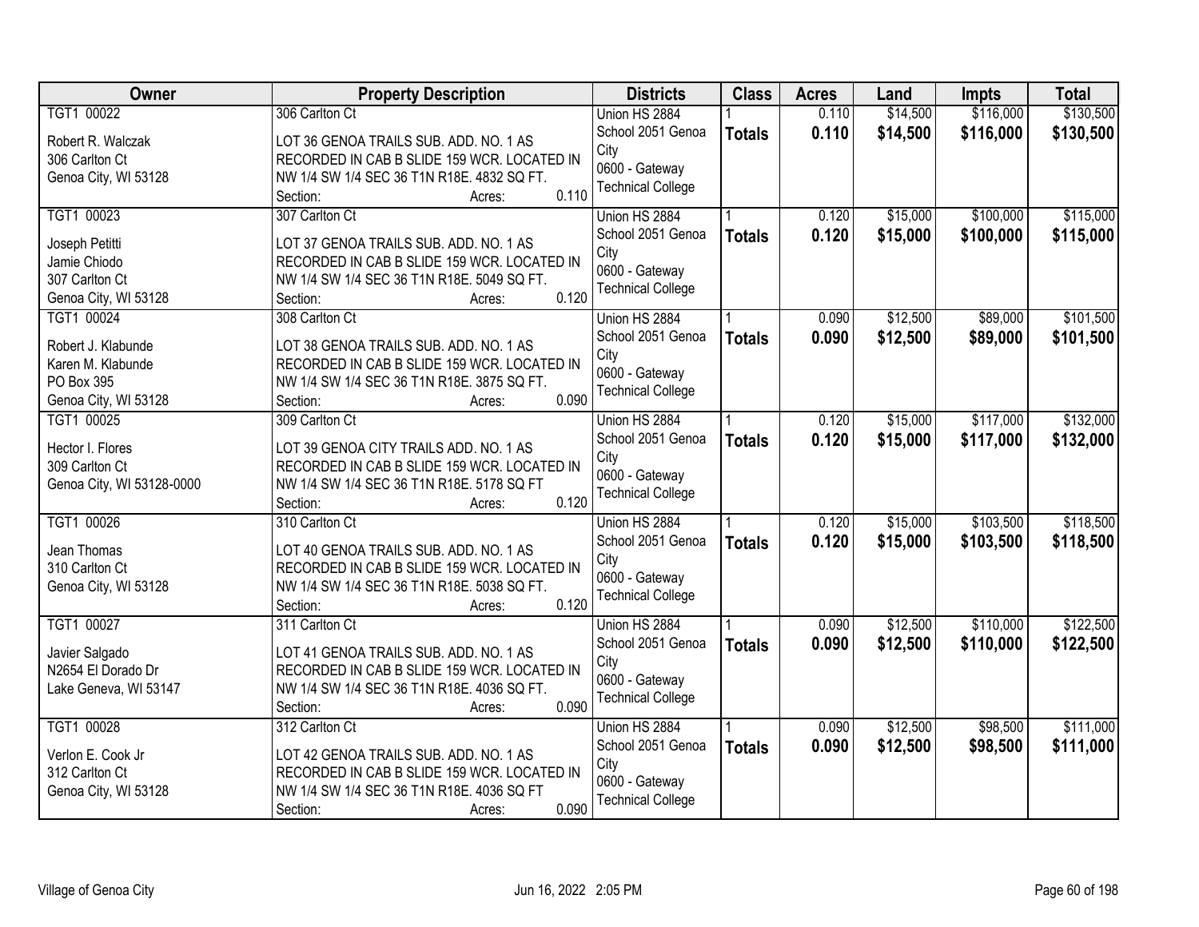| Owner | Property Description | Districts | Class | Acres | Land | Impts | Total |
|---|---|---|---|---|---|---|---|
| TGT1 00022<br><br>Robert R. Walczak<br>306 Carlton Ct<br>Genoa City, WI 53128 | 306 Carlton Ct<br><br>LOT 36 GENOA TRAILS SUB. ADD. NO. 1 AS RECORDED IN CAB B SLIDE 159 WCR. LOCATED IN NW 1/4 SW 1/4 SEC 36 T1N R18E. 4832 SQ FT.<br>Section: Acres: 0.110 | Union HS 2884<br>School 2051 Genoa City<br>0600 - Gateway Technical College | 1<br>**Totals** | 0.110<br>**0.110** | $14,500<br>**$14,500** | $116,000<br>**$116,000** | $130,500<br>**$130,500** |
| TGT1 00023<br><br>Joseph Petitti<br>Jamie Chiodo<br>307 Carlton Ct<br>Genoa City, WI 53128 | 307 Carlton Ct<br><br>LOT 37 GENOA TRAILS SUB. ADD. NO. 1 AS RECORDED IN CAB B SLIDE 159 WCR. LOCATED IN NW 1/4 SW 1/4 SEC 36 T1N R18E. 5049 SQ FT.<br>Section: Acres: 0.120 | Union HS 2884<br>School 2051 Genoa City<br>0600 - Gateway Technical College | 1<br>**Totals** | 0.120<br>**0.120** | $15,000<br>**$15,000** | $100,000<br>**$100,000** | $115,000<br>**$115,000** |
| TGT1 00024<br><br>Robert J. Klabunde<br>Karen M. Klabunde<br>PO Box 395<br>Genoa City, WI 53128 | 308 Carlton Ct<br><br>LOT 38 GENOA TRAILS SUB. ADD. NO. 1 AS RECORDED IN CAB B SLIDE 159 WCR. LOCATED IN NW 1/4 SW 1/4 SEC 36 T1N R18E. 3875 SQ FT.<br>Section: Acres: 0.090 | Union HS 2884<br>School 2051 Genoa City<br>0600 - Gateway Technical College | 1<br>**Totals** | 0.090<br>**0.090** | $12,500<br>**$12,500** | $89,000<br>**$89,000** | $101,500<br>**$101,500** |
| TGT1 00025<br><br>Hector I. Flores<br>309 Carlton Ct<br>Genoa City, WI 53128-0000 | 309 Carlton Ct<br><br>LOT 39 GENOA CITY TRAILS ADD. NO. 1 AS RECORDED IN CAB B SLIDE 159 WCR. LOCATED IN NW 1/4 SW 1/4 SEC 36 T1N R18E. 5178 SQ FT<br>Section: Acres: 0.120 | Union HS 2884<br>School 2051 Genoa City<br>0600 - Gateway Technical College | 1<br>**Totals** | 0.120<br>**0.120** | $15,000<br>**$15,000** | $117,000<br>**$117,000** | $132,000<br>**$132,000** |
| TGT1 00026<br><br>Jean Thomas<br>310 Carlton Ct<br>Genoa City, WI 53128 | 310 Carlton Ct<br><br>LOT 40 GENOA TRAILS SUB. ADD. NO. 1 AS RECORDED IN CAB B SLIDE 159 WCR. LOCATED IN NW 1/4 SW 1/4 SEC 36 T1N R18E. 5038 SQ FT.<br>Section: Acres: 0.120 | Union HS 2884<br>School 2051 Genoa City<br>0600 - Gateway Technical College | 1<br>**Totals** | 0.120<br>**0.120** | $15,000<br>**$15,000** | $103,500<br>**$103,500** | $118,500<br>**$118,500** |
| TGT1 00027<br><br>Javier Salgado<br>N2654 El Dorado Dr<br>Lake Geneva, WI 53147 | 311 Carlton Ct<br><br>LOT 41 GENOA TRAILS SUB. ADD. NO. 1 AS RECORDED IN CAB B SLIDE 159 WCR. LOCATED IN NW 1/4 SW 1/4 SEC 36 T1N R18E. 4036 SQ FT.<br>Section: Acres: 0.090 | Union HS 2884<br>School 2051 Genoa City<br>0600 - Gateway Technical College | 1<br>**Totals** | 0.090<br>**0.090** | $12,500<br>**$12,500** | $110,000<br>**$110,000** | $122,500<br>**$122,500** |
| TGT1 00028<br><br>Verlon E. Cook Jr<br>312 Carlton Ct<br>Genoa City, WI 53128 | 312 Carlton Ct<br><br>LOT 42 GENOA TRAILS SUB. ADD. NO. 1 AS RECORDED IN CAB B SLIDE 159 WCR. LOCATED IN NW 1/4 SW 1/4 SEC 36 T1N R18E. 4036 SQ FT<br>Section: Acres: 0.090 | Union HS 2884<br>School 2051 Genoa City<br>0600 - Gateway Technical College | 1<br>**Totals** | 0.090<br>**0.090** | $12,500<br>**$12,500** | $98,500<br>**$98,500** | $111,000<br>**$111,000** |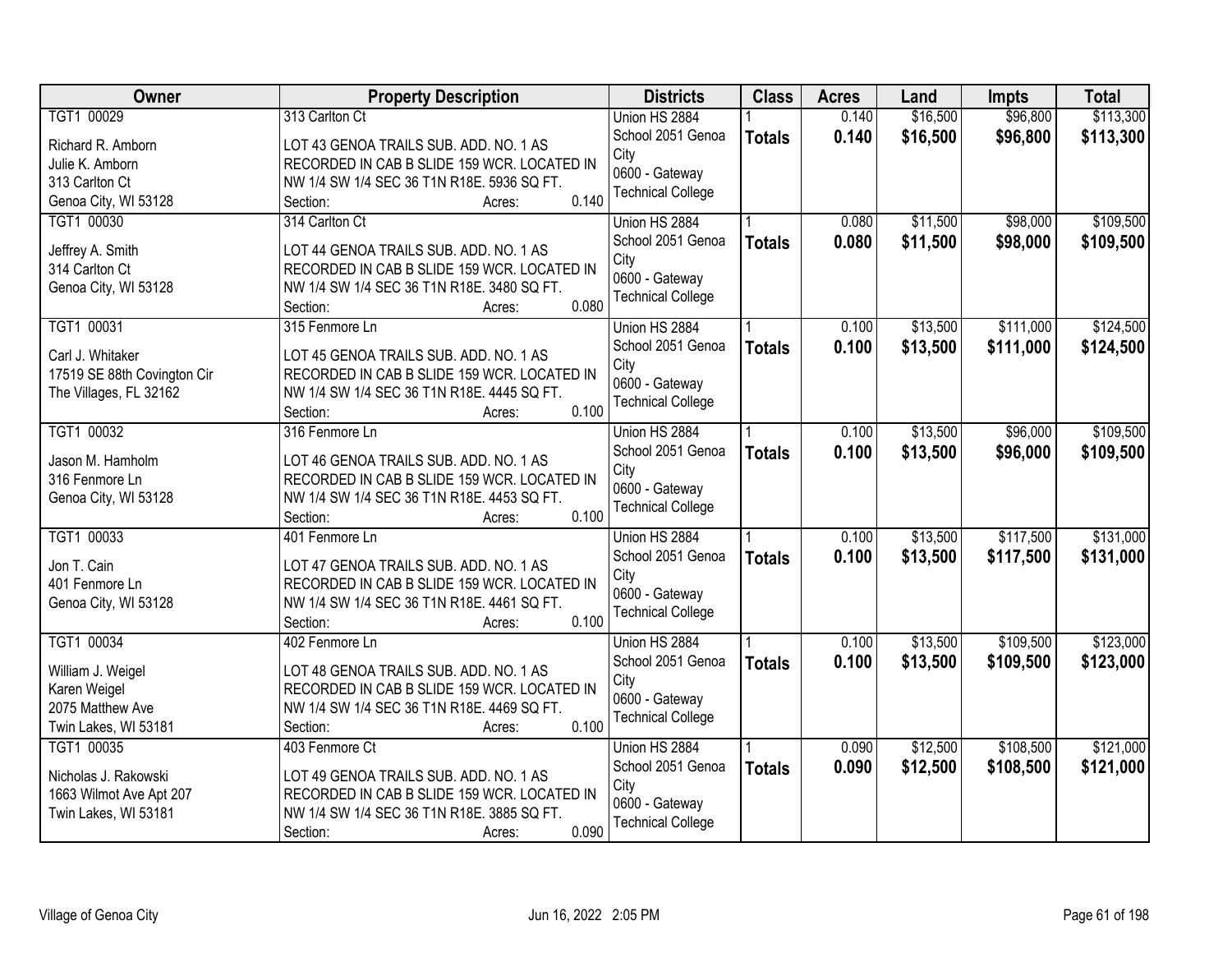| Owner | Property Description | Districts | Class | Acres | Land | Impts | Total |
|---|---|---|---|---|---|---|---|
| TGT1 00029<br>Richard R. Amborn<br>Julie K. Amborn<br>313 Carlton Ct<br>Genoa City, WI 53128 | 313 Carlton Ct<br>LOT 43 GENOA TRAILS SUB. ADD. NO. 1 AS RECORDED IN CAB B SLIDE 159 WCR. LOCATED IN NW 1/4 SW 1/4 SEC 36 T1N R18E. 5936 SQ FT.<br>Section: Acres: 0.140 | Union HS 2884<br>School 2051 Genoa City<br>0600 - Gateway Technical College | 1<br>**Totals** | 0.140<br>**0.140** | $16,500<br>**$16,500** | $96,800<br>**$96,800** | $113,300<br>**$113,300** |
| TGT1 00030<br>Jeffrey A. Smith<br>314 Carlton Ct<br>Genoa City, WI 53128 | 314 Carlton Ct<br>LOT 44 GENOA TRAILS SUB. ADD. NO. 1 AS RECORDED IN CAB B SLIDE 159 WCR. LOCATED IN NW 1/4 SW 1/4 SEC 36 T1N R18E. 3480 SQ FT.<br>Section: Acres: 0.080 | Union HS 2884<br>School 2051 Genoa City<br>0600 - Gateway Technical College | 1<br>**Totals** | 0.080<br>**0.080** | $11,500<br>**$11,500** | $98,000<br>**$98,000** | $109,500<br>**$109,500** |
| TGT1 00031<br>Carl J. Whitaker<br>17519 SE 88th Covington Cir<br>The Villages, FL 32162 | 315 Fenmore Ln<br>LOT 45 GENOA TRAILS SUB. ADD. NO. 1 AS RECORDED IN CAB B SLIDE 159 WCR. LOCATED IN NW 1/4 SW 1/4 SEC 36 T1N R18E. 4445 SQ FT.<br>Section: Acres: 0.100 | Union HS 2884<br>School 2051 Genoa City<br>0600 - Gateway Technical College | 1<br>**Totals** | 0.100<br>**0.100** | $13,500<br>**$13,500** | $111,000<br>**$111,000** | $124,500<br>**$124,500** |
| TGT1 00032<br>Jason M. Hamholm<br>316 Fenmore Ln<br>Genoa City, WI 53128 | 316 Fenmore Ln<br>LOT 46 GENOA TRAILS SUB. ADD. NO. 1 AS RECORDED IN CAB B SLIDE 159 WCR. LOCATED IN NW 1/4 SW 1/4 SEC 36 T1N R18E. 4453 SQ FT.<br>Section: Acres: 0.100 | Union HS 2884<br>School 2051 Genoa City<br>0600 - Gateway Technical College | 1<br>**Totals** | 0.100<br>**0.100** | $13,500<br>**$13,500** | $96,000<br>**$96,000** | $109,500<br>**$109,500** |
| TGT1 00033<br>Jon T. Cain<br>401 Fenmore Ln<br>Genoa City, WI 53128 | 401 Fenmore Ln<br>LOT 47 GENOA TRAILS SUB. ADD. NO. 1 AS RECORDED IN CAB B SLIDE 159 WCR. LOCATED IN NW 1/4 SW 1/4 SEC 36 T1N R18E. 4461 SQ FT.<br>Section: Acres: 0.100 | Union HS 2884<br>School 2051 Genoa City<br>0600 - Gateway Technical College | 1<br>**Totals** | 0.100<br>**0.100** | $13,500<br>**$13,500** | $117,500<br>**$117,500** | $131,000<br>**$131,000** |
| TGT1 00034<br>William J. Weigel<br>Karen Weigel<br>2075 Matthew Ave<br>Twin Lakes, WI 53181 | 402 Fenmore Ln<br>LOT 48 GENOA TRAILS SUB. ADD. NO. 1 AS RECORDED IN CAB B SLIDE 159 WCR. LOCATED IN NW 1/4 SW 1/4 SEC 36 T1N R18E. 4469 SQ FT.<br>Section: Acres: 0.100 | Union HS 2884<br>School 2051 Genoa City<br>0600 - Gateway Technical College | 1<br>**Totals** | 0.100<br>**0.100** | $13,500<br>**$13,500** | $109,500<br>**$109,500** | $123,000<br>**$123,000** |
| TGT1 00035<br>Nicholas J. Rakowski<br>1663 Wilmot Ave Apt 207<br>Twin Lakes, WI 53181 | 403 Fenmore Ct<br>LOT 49 GENOA TRAILS SUB. ADD. NO. 1 AS RECORDED IN CAB B SLIDE 159 WCR. LOCATED IN NW 1/4 SW 1/4 SEC 36 T1N R18E. 3885 SQ FT.<br>Section: Acres: 0.090 | Union HS 2884<br>School 2051 Genoa City<br>0600 - Gateway Technical College | 1<br>**Totals** | 0.090<br>**0.090** | $12,500<br>**$12,500** | $108,500<br>**$108,500** | $121,000<br>**$121,000** |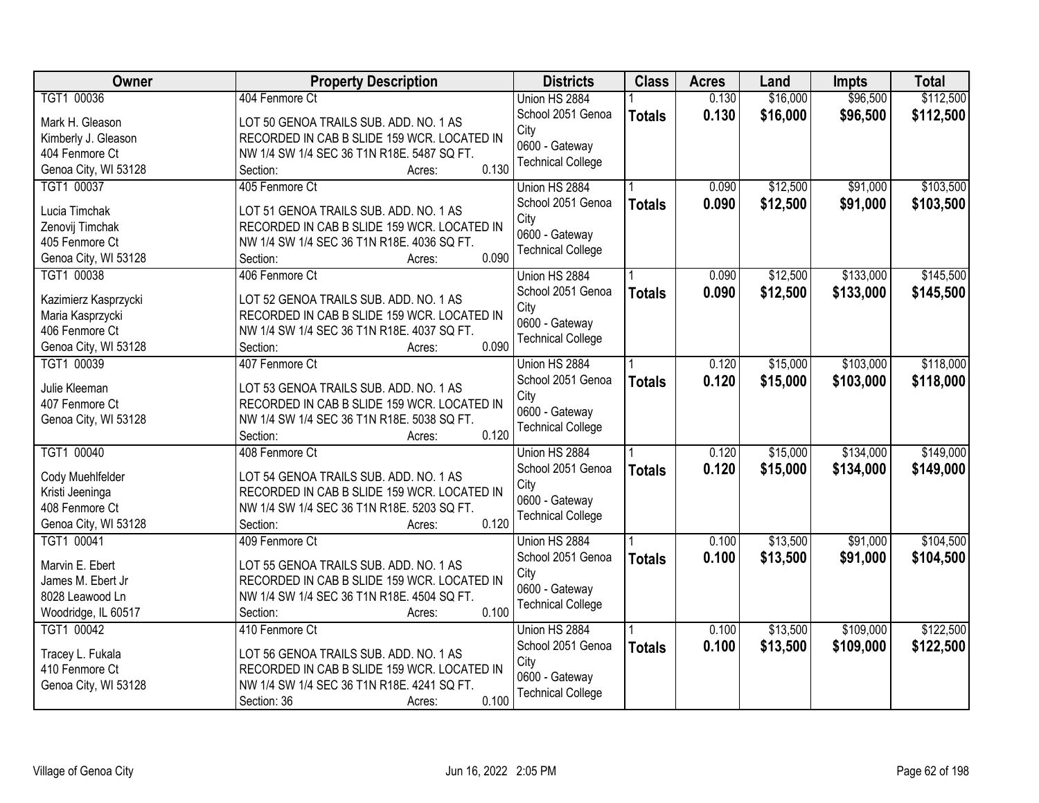| Owner | Property Description | Districts | Class | Acres | Land | Impts | Total |
|---|---|---|---|---|---|---|---|
| TGT1 00036<br>Mark H. Gleason<br>Kimberly J. Gleason<br>404 Fenmore Ct<br>Genoa City, WI 53128 | 404 Fenmore Ct<br>LOT 50 GENOA TRAILS SUB. ADD. NO. 1 AS RECORDED IN CAB B SLIDE 159 WCR. LOCATED IN NW 1/4 SW 1/4 SEC 36 T1N R18E. 5487 SQ FT.<br>Section: Acres: 0.130 | Union HS 2884<br>School 2051 Genoa City<br>0600 - Gateway Technical College | 1<br>**Totals** | 0.130<br>**0.130** | $16,000<br>**$16,000** | $96,500<br>**$96,500** | $112,500<br>**$112,500** |
| TGT1 00037<br>Lucia Timchak<br>Zenovij Timchak<br>405 Fenmore Ct<br>Genoa City, WI 53128 | 405 Fenmore Ct<br>LOT 51 GENOA TRAILS SUB. ADD. NO. 1 AS RECORDED IN CAB B SLIDE 159 WCR. LOCATED IN NW 1/4 SW 1/4 SEC 36 T1N R18E. 4036 SQ FT.<br>Section: Acres: 0.090 | Union HS 2884<br>School 2051 Genoa City<br>0600 - Gateway Technical College | 1<br>**Totals** | 0.090<br>**0.090** | $12,500<br>**$12,500** | $91,000<br>**$91,000** | $103,500<br>**$103,500** |
| TGT1 00038<br>Kazimierz Kasprzycki<br>Maria Kasprzycki<br>406 Fenmore Ct<br>Genoa City, WI 53128 | 406 Fenmore Ct<br>LOT 52 GENOA TRAILS SUB. ADD. NO. 1 AS RECORDED IN CAB B SLIDE 159 WCR. LOCATED IN NW 1/4 SW 1/4 SEC 36 T1N R18E. 4037 SQ FT.<br>Section: Acres: 0.090 | Union HS 2884<br>School 2051 Genoa City<br>0600 - Gateway Technical College | 1<br>**Totals** | 0.090<br>**0.090** | $12,500<br>**$12,500** | $133,000<br>**$133,000** | $145,500<br>**$145,500** |
| TGT1 00039<br>Julie Kleeman<br>407 Fenmore Ct<br>Genoa City, WI 53128 | 407 Fenmore Ct<br>LOT 53 GENOA TRAILS SUB. ADD. NO. 1 AS RECORDED IN CAB B SLIDE 159 WCR. LOCATED IN NW 1/4 SW 1/4 SEC 36 T1N R18E. 5038 SQ FT.<br>Section: Acres: 0.120 | Union HS 2884<br>School 2051 Genoa City<br>0600 - Gateway Technical College | 1<br>**Totals** | 0.120<br>**0.120** | $15,000<br>**$15,000** | $103,000<br>**$103,000** | $118,000<br>**$118,000** |
| TGT1 00040<br>Cody Muehlfelder<br>Kristi Jeeninga<br>408 Fenmore Ct<br>Genoa City, WI 53128 | 408 Fenmore Ct<br>LOT 54 GENOA TRAILS SUB. ADD. NO. 1 AS RECORDED IN CAB B SLIDE 159 WCR. LOCATED IN NW 1/4 SW 1/4 SEC 36 T1N R18E. 5203 SQ FT.<br>Section: Acres: 0.120 | Union HS 2884<br>School 2051 Genoa City<br>0600 - Gateway Technical College | 1<br>**Totals** | 0.120<br>**0.120** | $15,000<br>**$15,000** | $134,000<br>**$134,000** | $149,000<br>**$149,000** |
| TGT1 00041<br>Marvin E. Ebert<br>James M. Ebert Jr<br>8028 Leawood Ln<br>Woodridge, IL 60517 | 409 Fenmore Ct<br>LOT 55 GENOA TRAILS SUB. ADD. NO. 1 AS RECORDED IN CAB B SLIDE 159 WCR. LOCATED IN NW 1/4 SW 1/4 SEC 36 T1N R18E. 4504 SQ FT.<br>Section: Acres: 0.100 | Union HS 2884<br>School 2051 Genoa City<br>0600 - Gateway Technical College | 1<br>**Totals** | 0.100<br>**0.100** | $13,500<br>**$13,500** | $91,000<br>**$91,000** | $104,500<br>**$104,500** |
| TGT1 00042<br>Tracey L. Fukala<br>410 Fenmore Ct<br>Genoa City, WI 53128 | 410 Fenmore Ct<br>LOT 56 GENOA TRAILS SUB. ADD. NO. 1 AS RECORDED IN CAB B SLIDE 159 WCR. LOCATED IN NW 1/4 SW 1/4 SEC 36 T1N R18E. 4241 SQ FT.<br>Section: 36 Acres: 0.100 | Union HS 2884<br>School 2051 Genoa City<br>0600 - Gateway Technical College | 1<br>**Totals** | 0.100<br>**0.100** | $13,500<br>**$13,500** | $109,000<br>**$109,000** | $122,500<br>**$122,500** |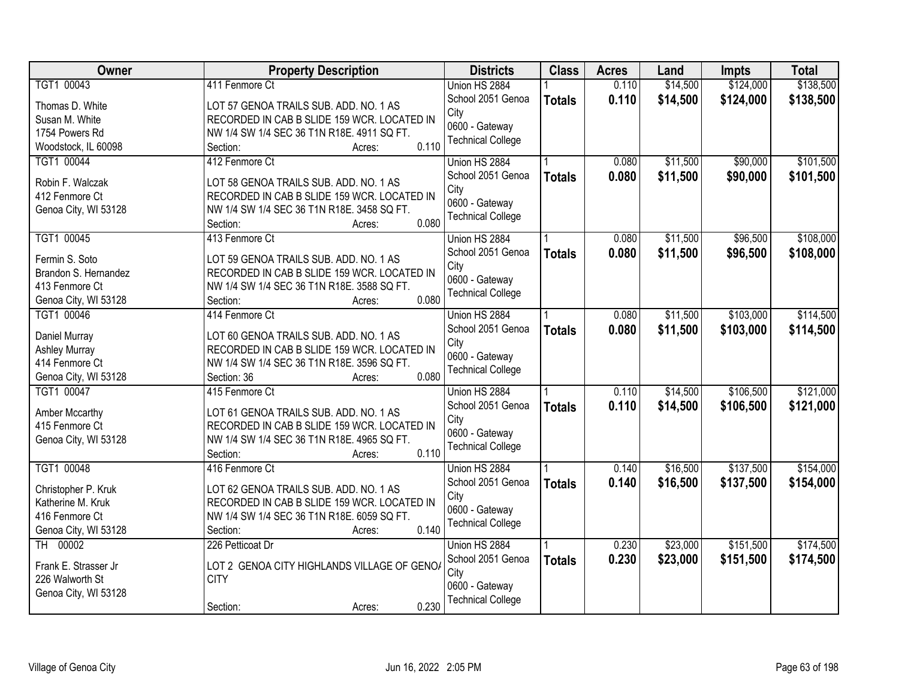| Owner | Property Description | Districts | Class | Acres | Land | Impts | Total |
|---|---|---|---|---|---|---|---|
| TGT1 00043<br>Thomas D. White<br>Susan M. White<br>1754 Powers Rd<br>Woodstock, IL 60098 | 411 Fenmore Ct<br>LOT 57 GENOA TRAILS SUB. ADD. NO. 1 AS RECORDED IN CAB B SLIDE 159 WCR. LOCATED IN NW 1/4 SW 1/4 SEC 36 T1N R18E. 4911 SQ FT.<br>Section: Acres: 0.110 | Union HS 2884<br>School 2051 Genoa City<br>0600 - Gateway Technical College | 1<br>**Totals** | 0.110<br>**0.110** | $14,500<br>**$14,500** | $124,000<br>**$124,000** | $138,500<br>**$138,500** |
| TGT1 00044<br>Robin F. Walczak<br>412 Fenmore Ct<br>Genoa City, WI 53128 | 412 Fenmore Ct<br>LOT 58 GENOA TRAILS SUB. ADD. NO. 1 AS RECORDED IN CAB B SLIDE 159 WCR. LOCATED IN NW 1/4 SW 1/4 SEC 36 T1N R18E. 3458 SQ FT.<br>Section: Acres: 0.080 | Union HS 2884<br>School 2051 Genoa City<br>0600 - Gateway Technical College | 1<br>**Totals** | 0.080<br>**0.080** | $11,500<br>**$11,500** | $90,000<br>**$90,000** | $101,500<br>**$101,500** |
| TGT1 00045<br>Fermin S. Soto<br>Brandon S. Hernandez<br>413 Fenmore Ct<br>Genoa City, WI 53128 | 413 Fenmore Ct<br>LOT 59 GENOA TRAILS SUB. ADD. NO. 1 AS RECORDED IN CAB B SLIDE 159 WCR. LOCATED IN NW 1/4 SW 1/4 SEC 36 T1N R18E. 3588 SQ FT.<br>Section: Acres: 0.080 | Union HS 2884<br>School 2051 Genoa City<br>0600 - Gateway Technical College | 1<br>**Totals** | 0.080<br>**0.080** | $11,500<br>**$11,500** | $96,500<br>**$96,500** | $108,000<br>**$108,000** |
| TGT1 00046<br>Daniel Murray<br>Ashley Murray<br>414 Fenmore Ct<br>Genoa City, WI 53128 | 414 Fenmore Ct<br>LOT 60 GENOA TRAILS SUB. ADD. NO. 1 AS RECORDED IN CAB B SLIDE 159 WCR. LOCATED IN NW 1/4 SW 1/4 SEC 36 T1N R18E. 3596 SQ FT.<br>Section: 36 Acres: 0.080 | Union HS 2884<br>School 2051 Genoa City<br>0600 - Gateway Technical College | 1<br>**Totals** | 0.080<br>**0.080** | $11,500<br>**$11,500** | $103,000<br>**$103,000** | $114,500<br>**$114,500** |
| TGT1 00047<br>Amber Mccarthy<br>415 Fenmore Ct<br>Genoa City, WI 53128 | 415 Fenmore Ct<br>LOT 61 GENOA TRAILS SUB. ADD. NO. 1 AS RECORDED IN CAB B SLIDE 159 WCR. LOCATED IN NW 1/4 SW 1/4 SEC 36 T1N R18E. 4965 SQ FT.<br>Section: Acres: 0.110 | Union HS 2884<br>School 2051 Genoa City<br>0600 - Gateway Technical College | 1<br>**Totals** | 0.110<br>**0.110** | $14,500<br>**$14,500** | $106,500<br>**$106,500** | $121,000<br>**$121,000** |
| TGT1 00048<br>Christopher P. Kruk<br>Katherine M. Kruk<br>416 Fenmore Ct<br>Genoa City, WI 53128 | 416 Fenmore Ct<br>LOT 62 GENOA TRAILS SUB. ADD. NO. 1 AS RECORDED IN CAB B SLIDE 159 WCR. LOCATED IN NW 1/4 SW 1/4 SEC 36 T1N R18E. 6059 SQ FT.<br>Section: Acres: 0.140 | Union HS 2884<br>School 2051 Genoa City<br>0600 - Gateway Technical College | 1<br>**Totals** | 0.140<br>**0.140** | $16,500<br>**$16,500** | $137,500<br>**$137,500** | $154,000<br>**$154,000** |
| TH 00002<br>Frank E. Strasser Jr<br>226 Walworth St<br>Genoa City, WI 53128 | 226 Petticoat Dr<br>LOT 2 GENOA CITY HIGHLANDS VILLAGE OF GENOA CITY<br>Section: Acres: 0.230 | Union HS 2884<br>School 2051 Genoa City<br>0600 - Gateway Technical College | 1<br>**Totals** | 0.230<br>**0.230** | $23,000<br>**$23,000** | $151,500<br>**$151,500** | $174,500<br>**$174,500** |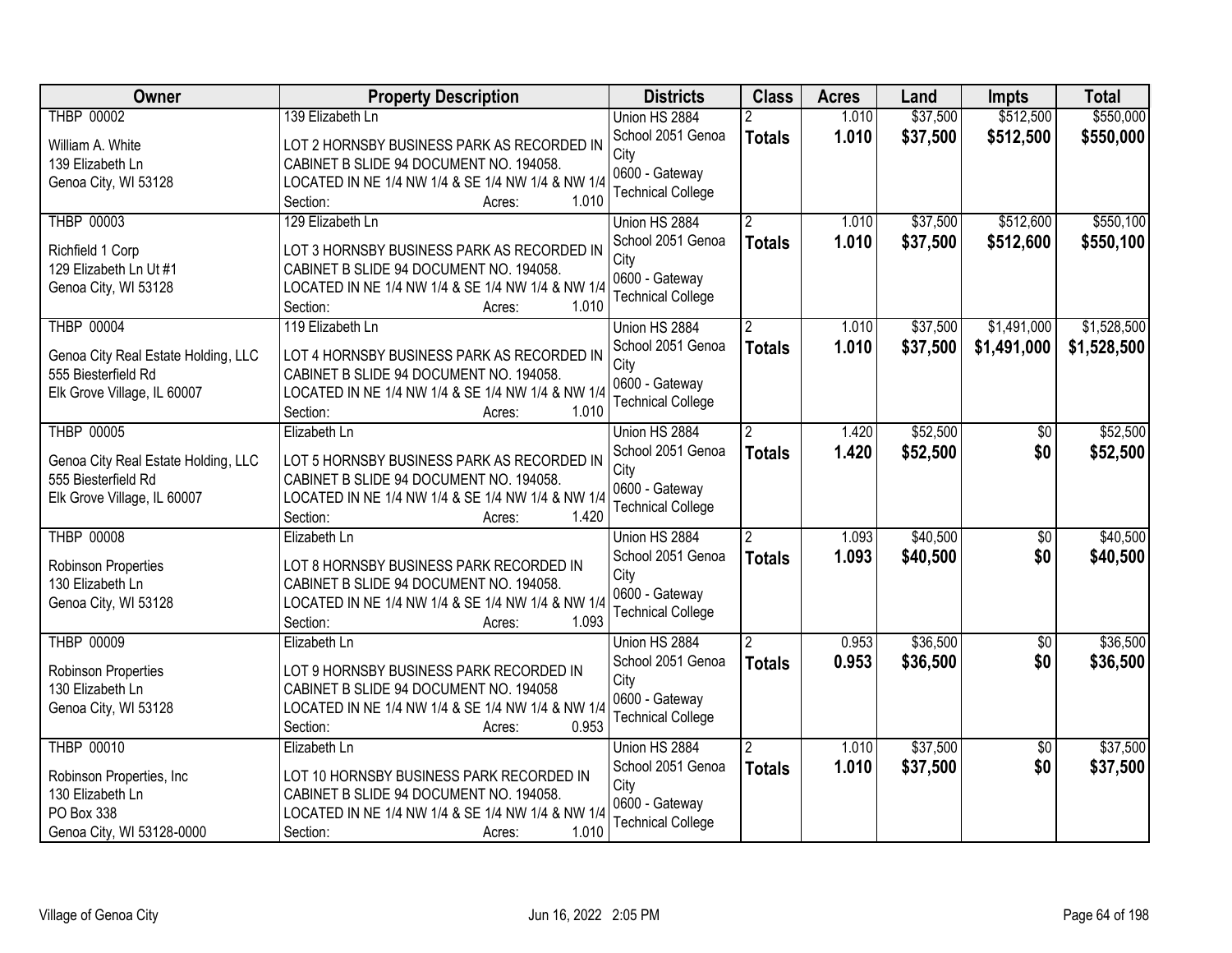| Owner | Property Description | Districts | Class | Acres | Land | Impts | Total |
|---|---|---|---|---|---|---|---|
| THBP 00002<br><br>William A. White<br>139 Elizabeth Ln<br>Genoa City, WI 53128 | 139 Elizabeth Ln<br><br>LOT 2 HORNSBY BUSINESS PARK AS RECORDED IN CABINET B SLIDE 94 DOCUMENT NO. 194058. LOCATED IN NE 1/4 NW 1/4 & SE 1/4 NW 1/4 & NW 1/4<br>Section: Acres: 1.010 | Union HS 2884<br>School 2051 Genoa City<br>0600 - Gateway Technical College | 2<br>**Totals** | 1.010<br>**1.010** | $37,500<br>**$37,500** | $512,500<br>**$512,500** | $550,000<br>**$550,000** |
| THBP 00003<br><br>Richfield 1 Corp<br>129 Elizabeth Ln Ut #1<br>Genoa City, WI 53128 | 129 Elizabeth Ln<br><br>LOT 3 HORNSBY BUSINESS PARK AS RECORDED IN CABINET B SLIDE 94 DOCUMENT NO. 194058. LOCATED IN NE 1/4 NW 1/4 & SE 1/4 NW 1/4 & NW 1/4<br>Section: Acres: 1.010 | Union HS 2884<br>School 2051 Genoa City<br>0600 - Gateway Technical College | 2<br>**Totals** | 1.010<br>**1.010** | $37,500<br>**$37,500** | $512,600<br>**$512,600** | $550,100<br>**$550,100** |
| THBP 00004<br><br>Genoa City Real Estate Holding, LLC<br>555 Biesterfield Rd<br>Elk Grove Village, IL 60007 | 119 Elizabeth Ln<br><br>LOT 4 HORNSBY BUSINESS PARK AS RECORDED IN CABINET B SLIDE 94 DOCUMENT NO. 194058. LOCATED IN NE 1/4 NW 1/4 & SE 1/4 NW 1/4 & NW 1/4<br>Section: Acres: 1.010 | Union HS 2884<br>School 2051 Genoa City<br>0600 - Gateway Technical College | 2<br>**Totals** | 1.010<br>**1.010** | $37,500<br>**$37,500** | $1,491,000<br>**$1,491,000** | $1,528,500<br>**$1,528,500** |
| THBP 00005<br><br>Genoa City Real Estate Holding, LLC<br>555 Biesterfield Rd<br>Elk Grove Village, IL 60007 | Elizabeth Ln<br><br>LOT 5 HORNSBY BUSINESS PARK AS RECORDED IN CABINET B SLIDE 94 DOCUMENT NO. 194058. LOCATED IN NE 1/4 NW 1/4 & SE 1/4 NW 1/4 & NW 1/4<br>Section: Acres: 1.420 | Union HS 2884<br>School 2051 Genoa City<br>0600 - Gateway Technical College | 2<br>**Totals** | 1.420<br>**1.420** | $52,500<br>**$52,500** | $0<br>**$0** | $52,500<br>**$52,500** |
| THBP 00008<br><br>Robinson Properties<br>130 Elizabeth Ln<br>Genoa City, WI 53128 | Elizabeth Ln<br><br>LOT 8 HORNSBY BUSINESS PARK RECORDED IN CABINET B SLIDE 94 DOCUMENT NO. 194058. LOCATED IN NE 1/4 NW 1/4 & SE 1/4 NW 1/4 & NW 1/4<br>Section: Acres: 1.093 | Union HS 2884<br>School 2051 Genoa City<br>0600 - Gateway Technical College | 2<br>**Totals** | 1.093<br>**1.093** | $40,500<br>**$40,500** | $0<br>**$0** | $40,500<br>**$40,500** |
| THBP 00009<br><br>Robinson Properties<br>130 Elizabeth Ln<br>Genoa City, WI 53128 | Elizabeth Ln<br><br>LOT 9 HORNSBY BUSINESS PARK RECORDED IN CABINET B SLIDE 94 DOCUMENT NO. 194058 LOCATED IN NE 1/4 NW 1/4 & SE 1/4 NW 1/4 & NW 1/4<br>Section: Acres: 0.953 | Union HS 2884<br>School 2051 Genoa City<br>0600 - Gateway Technical College | 2<br>**Totals** | 0.953<br>**0.953** | $36,500<br>**$36,500** | $0<br>**$0** | $36,500<br>**$36,500** |
| THBP 00010<br><br>Robinson Properties, Inc<br>130 Elizabeth Ln<br>PO Box 338<br>Genoa City, WI 53128-0000 | Elizabeth Ln<br><br>LOT 10 HORNSBY BUSINESS PARK RECORDED IN CABINET B SLIDE 94 DOCUMENT NO. 194058. LOCATED IN NE 1/4 NW 1/4 & SE 1/4 NW 1/4 & NW 1/4<br>Section: Acres: 1.010 | Union HS 2884<br>School 2051 Genoa City<br>0600 - Gateway Technical College | 2<br>**Totals** | 1.010<br>**1.010** | $37,500<br>**$37,500** | $0<br>**$0** | $37,500<br>**$37,500** |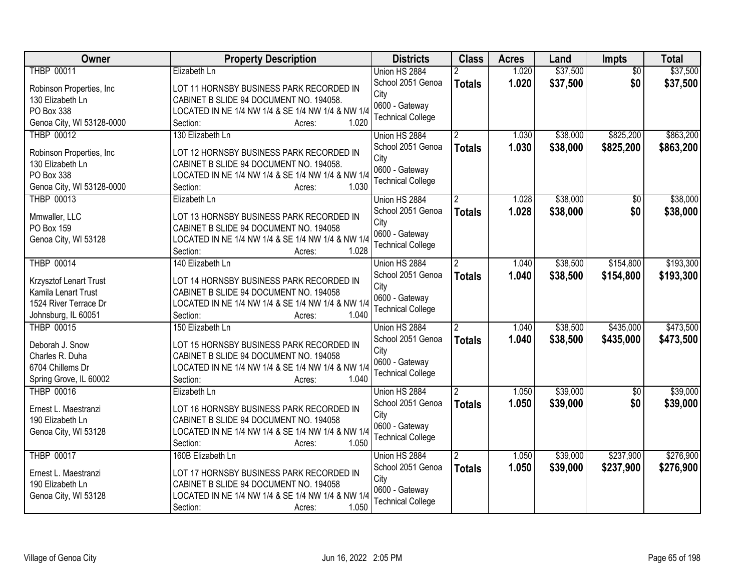| Owner | Property Description | Districts | Class | Acres | Land | Impts | Total |
|---|---|---|---|---|---|---|---|
| THBP 00011<br><br>Robinson Properties, Inc<br>130 Elizabeth Ln<br>PO Box 338<br>Genoa City, WI 53128-0000 | Elizabeth Ln<br><br>LOT 11 HORNSBY BUSINESS PARK RECORDED IN CABINET B SLIDE 94 DOCUMENT NO. 194058. LOCATED IN NE 1/4 NW 1/4 & SE 1/4 NW 1/4 & NW 1/4<br>Section: Acres: 1.020 | Union HS 2884<br>School 2051 Genoa City<br>0600 - Gateway Technical College | 2<br>**Totals** | 1.020<br>**1.020** | $37,500<br>**$37,500** | $0<br>**$0** | $37,500<br>**$37,500** |
| THBP 00012<br><br>Robinson Properties, Inc<br>130 Elizabeth Ln<br>PO Box 338<br>Genoa City, WI 53128-0000 | 130 Elizabeth Ln<br><br>LOT 12 HORNSBY BUSINESS PARK RECORDED IN CABINET B SLIDE 94 DOCUMENT NO. 194058. LOCATED IN NE 1/4 NW 1/4 & SE 1/4 NW 1/4 & NW 1/4<br>Section: Acres: 1.030 | Union HS 2884<br>School 2051 Genoa City<br>0600 - Gateway Technical College | 2<br>**Totals** | 1.030<br>**1.030** | $38,000<br>**$38,000** | $825,200<br>**$825,200** | $863,200<br>**$863,200** |
| THBP 00013<br><br>Mmwaller, LLC<br>PO Box 159<br>Genoa City, WI 53128 | Elizabeth Ln<br><br>LOT 13 HORNSBY BUSINESS PARK RECORDED IN CABINET B SLIDE 94 DOCUMENT NO. 194058 LOCATED IN NE 1/4 NW 1/4 & SE 1/4 NW 1/4 & NW 1/4<br>Section: Acres: 1.028 | Union HS 2884<br>School 2051 Genoa City<br>0600 - Gateway Technical College | 2<br>**Totals** | 1.028<br>**1.028** | $38,000<br>**$38,000** | $0<br>**$0** | $38,000<br>**$38,000** |
| THBP 00014<br><br>Krzysztof Lenart Trust<br>Kamila Lenart Trust<br>1524 River Terrace Dr<br>Johnsburg, IL 60051 | 140 Elizabeth Ln<br><br>LOT 14 HORNSBY BUSINESS PARK RECORDED IN CABINET B SLIDE 94 DOCUMENT NO. 194058 LOCATED IN NE 1/4 NW 1/4 & SE 1/4 NW 1/4 & NW 1/4<br>Section: Acres: 1.040 | Union HS 2884<br>School 2051 Genoa City<br>0600 - Gateway Technical College | 2<br>**Totals** | 1.040<br>**1.040** | $38,500<br>**$38,500** | $154,800<br>**$154,800** | $193,300<br>**$193,300** |
| THBP 00015<br><br>Deborah J. Snow<br>Charles R. Duha<br>6704 Chillems Dr<br>Spring Grove, IL 60002 | 150 Elizabeth Ln<br><br>LOT 15 HORNSBY BUSINESS PARK RECORDED IN CABINET B SLIDE 94 DOCUMENT NO. 194058 LOCATED IN NE 1/4 NW 1/4 & SE 1/4 NW 1/4 & NW 1/4<br>Section: Acres: 1.040 | Union HS 2884<br>School 2051 Genoa City<br>0600 - Gateway Technical College | 2<br>**Totals** | 1.040<br>**1.040** | $38,500<br>**$38,500** | $435,000<br>**$435,000** | $473,500<br>**$473,500** |
| THBP 00016<br><br>Ernest L. Maestranzi<br>190 Elizabeth Ln<br>Genoa City, WI 53128 | Elizabeth Ln<br><br>LOT 16 HORNSBY BUSINESS PARK RECORDED IN CABINET B SLIDE 94 DOCUMENT NO. 194058 LOCATED IN NE 1/4 NW 1/4 & SE 1/4 NW 1/4 & NW 1/4<br>Section: Acres: 1.050 | Union HS 2884<br>School 2051 Genoa City<br>0600 - Gateway Technical College | 2<br>**Totals** | 1.050<br>**1.050** | $39,000<br>**$39,000** | $0<br>**$0** | $39,000<br>**$39,000** |
| THBP 00017<br><br>Ernest L. Maestranzi<br>190 Elizabeth Ln<br>Genoa City, WI 53128 | 160B Elizabeth Ln<br><br>LOT 17 HORNSBY BUSINESS PARK RECORDED IN CABINET B SLIDE 94 DOCUMENT NO. 194058 LOCATED IN NE 1/4 NW 1/4 & SE 1/4 NW 1/4 & NW 1/4<br>Section: Acres: 1.050 | Union HS 2884<br>School 2051 Genoa City<br>0600 - Gateway Technical College | 2<br>**Totals** | 1.050<br>**1.050** | $39,000<br>**$39,000** | $237,900<br>**$237,900** | $276,900<br>**$276,900** |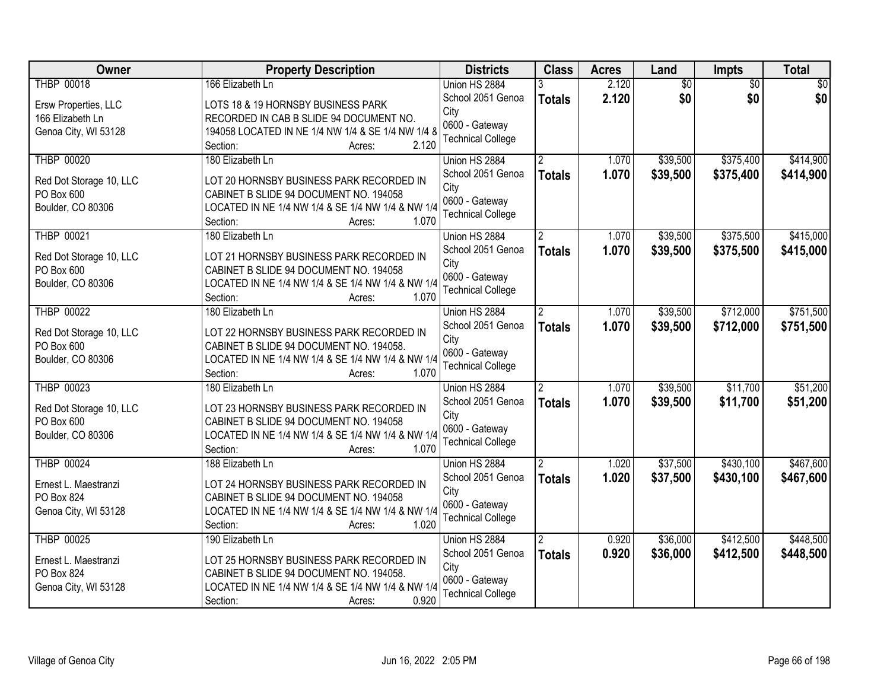| Owner | Property Description | Districts | Class | Acres | Land | Impts | Total |
|---|---|---|---|---|---|---|---|
| THBP 00018<br>Ersw Properties, LLC<br>166 Elizabeth Ln<br>Genoa City, WI 53128 | 166 Elizabeth Ln<br>LOTS 18 & 19 HORNSBY BUSINESS PARK RECORDED IN CAB B SLIDE 94 DOCUMENT NO. 194058 LOCATED IN NE 1/4 NW 1/4 & SE 1/4 NW 1/4 &<br>Section: Acres: 2.120 | Union HS 2884<br>School 2051 Genoa City<br>0600 - Gateway Technical College | 3<br>**Totals** | 2.120<br>**2.120** | $0<br>**$0** | $0<br>**$0** | $0<br>**$0** |
| THBP 00020<br>Red Dot Storage 10, LLC<br>PO Box 600<br>Boulder, CO 80306 | 180 Elizabeth Ln<br>LOT 20 HORNSBY BUSINESS PARK RECORDED IN CABINET B SLIDE 94 DOCUMENT NO. 194058 LOCATED IN NE 1/4 NW 1/4 & SE 1/4 NW 1/4 & NW 1/4<br>Section: Acres: 1.070 | Union HS 2884<br>School 2051 Genoa City<br>0600 - Gateway Technical College | 2<br>**Totals** | 1.070<br>**1.070** | $39,500<br>**$39,500** | $375,400<br>**$375,400** | $414,900<br>**$414,900** |
| THBP 00021<br>Red Dot Storage 10, LLC<br>PO Box 600<br>Boulder, CO 80306 | 180 Elizabeth Ln<br>LOT 21 HORNSBY BUSINESS PARK RECORDED IN CABINET B SLIDE 94 DOCUMENT NO. 194058 LOCATED IN NE 1/4 NW 1/4 & SE 1/4 NW 1/4 & NW 1/4<br>Section: Acres: 1.070 | Union HS 2884<br>School 2051 Genoa City<br>0600 - Gateway Technical College | 2<br>**Totals** | 1.070<br>**1.070** | $39,500<br>**$39,500** | $375,500<br>**$375,500** | $415,000<br>**$415,000** |
| THBP 00022<br>Red Dot Storage 10, LLC<br>PO Box 600<br>Boulder, CO 80306 | 180 Elizabeth Ln<br>LOT 22 HORNSBY BUSINESS PARK RECORDED IN CABINET B SLIDE 94 DOCUMENT NO. 194058. LOCATED IN NE 1/4 NW 1/4 & SE 1/4 NW 1/4 & NW 1/4<br>Section: Acres: 1.070 | Union HS 2884<br>School 2051 Genoa City<br>0600 - Gateway Technical College | 2<br>**Totals** | 1.070<br>**1.070** | $39,500<br>**$39,500** | $712,000<br>**$712,000** | $751,500<br>**$751,500** |
| THBP 00023<br>Red Dot Storage 10, LLC<br>PO Box 600<br>Boulder, CO 80306 | 180 Elizabeth Ln<br>LOT 23 HORNSBY BUSINESS PARK RECORDED IN CABINET B SLIDE 94 DOCUMENT NO. 194058 LOCATED IN NE 1/4 NW 1/4 & SE 1/4 NW 1/4 & NW 1/4<br>Section: Acres: 1.070 | Union HS 2884<br>School 2051 Genoa City<br>0600 - Gateway Technical College | 2<br>**Totals** | 1.070<br>**1.070** | $39,500<br>**$39,500** | $11,700<br>**$11,700** | $51,200<br>**$51,200** |
| THBP 00024<br>Ernest L. Maestranzi<br>PO Box 824<br>Genoa City, WI 53128 | 188 Elizabeth Ln<br>LOT 24 HORNSBY BUSINESS PARK RECORDED IN CABINET B SLIDE 94 DOCUMENT NO. 194058 LOCATED IN NE 1/4 NW 1/4 & SE 1/4 NW 1/4 & NW 1/4<br>Section: Acres: 1.020 | Union HS 2884<br>School 2051 Genoa City<br>0600 - Gateway Technical College | 2<br>**Totals** | 1.020<br>**1.020** | $37,500<br>**$37,500** | $430,100<br>**$430,100** | $467,600<br>**$467,600** |
| THBP 00025<br>Ernest L. Maestranzi<br>PO Box 824<br>Genoa City, WI 53128 | 190 Elizabeth Ln<br>LOT 25 HORNSBY BUSINESS PARK RECORDED IN CABINET B SLIDE 94 DOCUMENT NO. 194058. LOCATED IN NE 1/4 NW 1/4 & SE 1/4 NW 1/4 & NW 1/4<br>Section: Acres: 0.920 | Union HS 2884<br>School 2051 Genoa City<br>0600 - Gateway Technical College | 2<br>**Totals** | 0.920<br>**0.920** | $36,000<br>**$36,000** | $412,500<br>**$412,500** | $448,500<br>**$448,500** |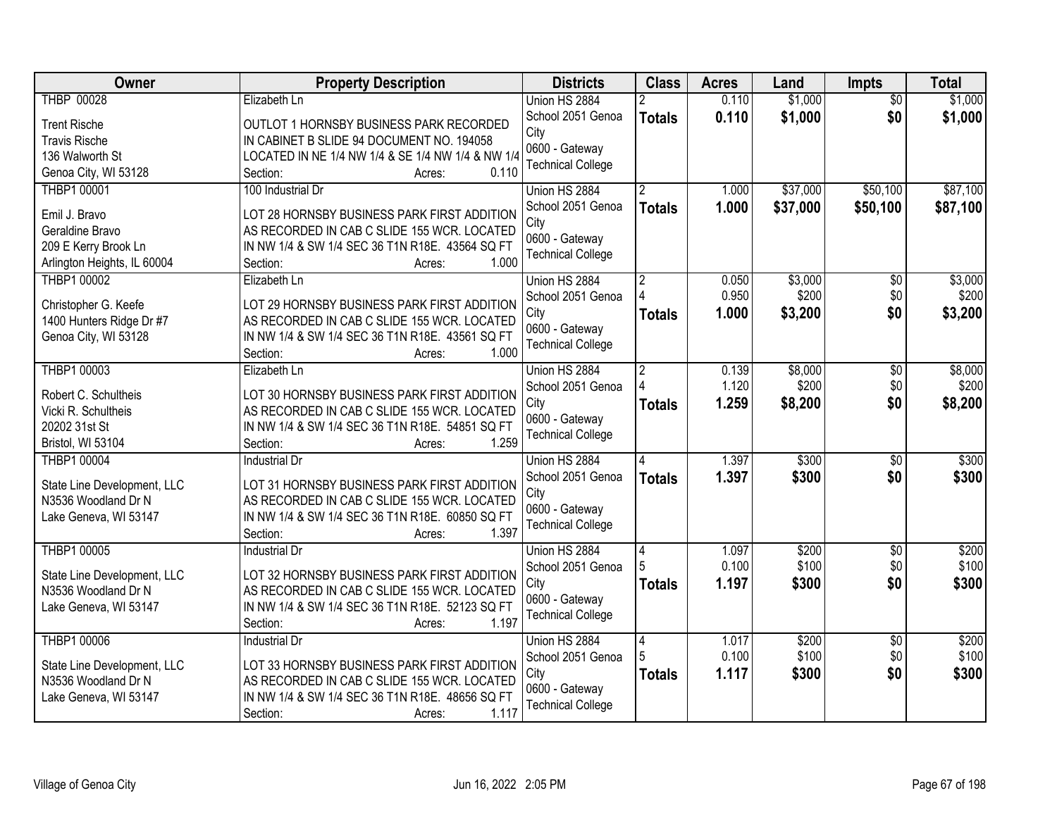| Owner | Property Description | Districts | Class | Acres | Land | Impts | Total |
|---|---|---|---|---|---|---|---|
| THBP 00028<br><br>Trent Rische<br>Travis Rische<br>136 Walworth St<br>Genoa City, WI 53128 | Elizabeth Ln<br><br>OUTLOT 1 HORNSBY BUSINESS PARK RECORDED IN CABINET B SLIDE 94 DOCUMENT NO. 194058 LOCATED IN NE 1/4 NW 1/4 & SE 1/4 NW 1/4 & NW 1/4<br>Section: Acres: 0.110 | Union HS 2884<br>School 2051 Genoa City<br>0600 - Gateway Technical College | 2<br>**Totals** | 0.110<br>**0.110** | $1,000<br>**$1,000** | $0<br>**$0** | $1,000<br>**$1,000** |
| THBP1 00001<br><br>Emil J. Bravo<br>Geraldine Bravo<br>209 E Kerry Brook Ln<br>Arlington Heights, IL 60004 | 100 Industrial Dr<br><br>LOT 28 HORNSBY BUSINESS PARK FIRST ADDITION AS RECORDED IN CAB C SLIDE 155 WCR. LOCATED IN NW 1/4 & SW 1/4 SEC 36 T1N R18E. 43564 SQ FT<br>Section: Acres: 1.000 | Union HS 2884<br>School 2051 Genoa City<br>0600 - Gateway Technical College | 2<br>**Totals** | 1.000<br>**1.000** | $37,000<br>**$37,000** | $50,100<br>**$50,100** | $87,100<br>**$87,100** |
| THBP1 00002<br><br>Christopher G. Keefe<br>1400 Hunters Ridge Dr #7<br>Genoa City, WI 53128 | Elizabeth Ln<br><br>LOT 29 HORNSBY BUSINESS PARK FIRST ADDITION AS RECORDED IN CAB C SLIDE 155 WCR. LOCATED IN NW 1/4 & SW 1/4 SEC 36 T1N R18E. 43561 SQ FT<br>Section: Acres: 1.000 | Union HS 2884<br>School 2051 Genoa City<br>0600 - Gateway Technical College | 2<br>4<br>**Totals** | 0.050<br>0.950<br>**1.000** | $3,000<br>$200<br>**$3,200** | $0<br>$0<br>**$0** | $3,000<br>$200<br>**$3,200** |
| THBP1 00003<br><br>Robert C. Schultheis<br>Vicki R. Schultheis<br>20202 31st St<br>Bristol, WI 53104 | Elizabeth Ln<br><br>LOT 30 HORNSBY BUSINESS PARK FIRST ADDITION AS RECORDED IN CAB C SLIDE 155 WCR. LOCATED IN NW 1/4 & SW 1/4 SEC 36 T1N R18E. 54851 SQ FT<br>Section: Acres: 1.259 | Union HS 2884<br>School 2051 Genoa City<br>0600 - Gateway Technical College | 2<br>4<br>**Totals** | 0.139<br>1.120<br>**1.259** | $8,000<br>$200<br>**$8,200** | $0<br>$0<br>**$0** | $8,000<br>$200<br>**$8,200** |
| THBP1 00004<br><br>State Line Development, LLC<br>N3536 Woodland Dr N<br>Lake Geneva, WI 53147 | Industrial Dr<br><br>LOT 31 HORNSBY BUSINESS PARK FIRST ADDITION AS RECORDED IN CAB C SLIDE 155 WCR. LOCATED IN NW 1/4 & SW 1/4 SEC 36 T1N R18E. 60850 SQ FT<br>Section: Acres: 1.397 | Union HS 2884<br>School 2051 Genoa City<br>0600 - Gateway Technical College | 4<br>**Totals** | 1.397<br>**1.397** | $300<br>**$300** | $0<br>**$0** | $300<br>**$300** |
| THBP1 00005<br><br>State Line Development, LLC<br>N3536 Woodland Dr N<br>Lake Geneva, WI 53147 | Industrial Dr<br><br>LOT 32 HORNSBY BUSINESS PARK FIRST ADDITION AS RECORDED IN CAB C SLIDE 155 WCR. LOCATED IN NW 1/4 & SW 1/4 SEC 36 T1N R18E. 52123 SQ FT<br>Section: Acres: 1.197 | Union HS 2884<br>School 2051 Genoa City<br>0600 - Gateway Technical College | 4<br>5<br>**Totals** | 1.097<br>0.100<br>**1.197** | $200<br>$100<br>**$300** | $0<br>$0<br>**$0** | $200<br>$100<br>**$300** |
| THBP1 00006<br><br>State Line Development, LLC<br>N3536 Woodland Dr N<br>Lake Geneva, WI 53147 | Industrial Dr<br><br>LOT 33 HORNSBY BUSINESS PARK FIRST ADDITION AS RECORDED IN CAB C SLIDE 155 WCR. LOCATED IN NW 1/4 & SW 1/4 SEC 36 T1N R18E. 48656 SQ FT<br>Section: Acres: 1.117 | Union HS 2884<br>School 2051 Genoa City<br>0600 - Gateway Technical College | 4<br>5<br>**Totals** | 1.017<br>0.100<br>**1.117** | $200<br>$100<br>**$300** | $0<br>$0<br>**$0** | $200<br>$100<br>**$300** |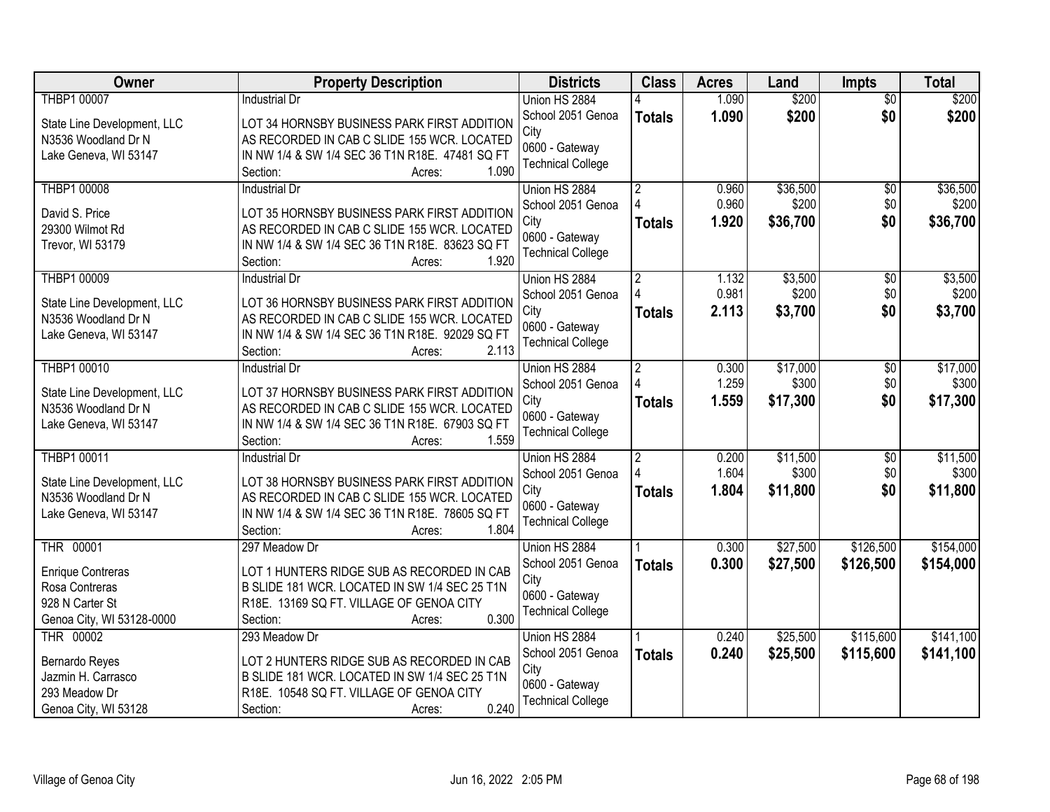| Owner | Property Description | Districts | Class | Acres | Land | Impts | Total |
|---|---|---|---|---|---|---|---|
| THBP1 00007<br><br>State Line Development, LLC<br>N3536 Woodland Dr N<br>Lake Geneva, WI 53147 | Industrial Dr<br><br>LOT 34 HORNSBY BUSINESS PARK FIRST ADDITION AS RECORDED IN CAB C SLIDE 155 WCR. LOCATED IN NW 1/4 & SW 1/4 SEC 36 T1N R18E. 47481 SQ FT<br>Section: Acres: 1.090 | Union HS 2884<br>School 2051 Genoa City<br>0600 - Gateway Technical College | 4<br>**Totals** | 1.090<br>**1.090** | $200<br>**$200** | $0<br>**$0** | $200<br>**$200** |
| THBP1 00008<br><br>David S. Price<br>29300 Wilmot Rd<br>Trevor, WI 53179 | Industrial Dr<br><br>LOT 35 HORNSBY BUSINESS PARK FIRST ADDITION AS RECORDED IN CAB C SLIDE 155 WCR. LOCATED IN NW 1/4 & SW 1/4 SEC 36 T1N R18E. 83623 SQ FT<br>Section: Acres: 1.920 | Union HS 2884<br>School 2051 Genoa City<br>0600 - Gateway Technical College | 2<br>4<br>**Totals** | 0.960<br>0.960<br>**1.920** | $36,500<br>$200<br>**$36,700** | $0<br>$0<br>**$0** | $36,500<br>$200<br>**$36,700** |
| THBP1 00009<br><br>State Line Development, LLC<br>N3536 Woodland Dr N<br>Lake Geneva, WI 53147 | Industrial Dr<br><br>LOT 36 HORNSBY BUSINESS PARK FIRST ADDITION AS RECORDED IN CAB C SLIDE 155 WCR. LOCATED IN NW 1/4 & SW 1/4 SEC 36 T1N R18E. 92029 SQ FT<br>Section: Acres: 2.113 | Union HS 2884<br>School 2051 Genoa City<br>0600 - Gateway Technical College | 2<br>4<br>**Totals** | 1.132<br>0.981<br>**2.113** | $3,500<br>$200<br>**$3,700** | $0<br>$0<br>**$0** | $3,500<br>$200<br>**$3,700** |
| THBP1 00010<br><br>State Line Development, LLC<br>N3536 Woodland Dr N<br>Lake Geneva, WI 53147 | Industrial Dr<br><br>LOT 37 HORNSBY BUSINESS PARK FIRST ADDITION AS RECORDED IN CAB C SLIDE 155 WCR. LOCATED IN NW 1/4 & SW 1/4 SEC 36 T1N R18E. 67903 SQ FT<br>Section: Acres: 1.559 | Union HS 2884<br>School 2051 Genoa City<br>0600 - Gateway Technical College | 2<br>4<br>**Totals** | 0.300<br>1.259<br>**1.559** | $17,000<br>$300<br>**$17,300** | $0<br>$0<br>**$0** | $17,000<br>$300<br>**$17,300** |
| THBP1 00011<br><br>State Line Development, LLC<br>N3536 Woodland Dr N<br>Lake Geneva, WI 53147 | Industrial Dr<br><br>LOT 38 HORNSBY BUSINESS PARK FIRST ADDITION AS RECORDED IN CAB C SLIDE 155 WCR. LOCATED IN NW 1/4 & SW 1/4 SEC 36 T1N R18E. 78605 SQ FT<br>Section: Acres: 1.804 | Union HS 2884<br>School 2051 Genoa City<br>0600 - Gateway Technical College | 2<br>4<br>**Totals** | 0.200<br>1.604<br>**1.804** | $11,500<br>$300<br>**$11,800** | $0<br>$0<br>**$0** | $11,500<br>$300<br>**$11,800** |
| THR 00001<br><br>Enrique Contreras<br>Rosa Contreras<br>928 N Carter St<br>Genoa City, WI 53128-0000 | 297 Meadow Dr<br><br>LOT 1 HUNTERS RIDGE SUB AS RECORDED IN CAB B SLIDE 181 WCR. LOCATED IN SW 1/4 SEC 25 T1N R18E. 13169 SQ FT. VILLAGE OF GENOA CITY<br>Section: Acres: 0.300 | Union HS 2884<br>School 2051 Genoa City<br>0600 - Gateway Technical College | 1<br>**Totals** | 0.300<br>**0.300** | $27,500<br>**$27,500** | $126,500<br>**$126,500** | $154,000<br>**$154,000** |
| THR 00002<br><br>Bernardo Reyes<br>Jazmin H. Carrasco<br>293 Meadow Dr<br>Genoa City, WI 53128 | 293 Meadow Dr<br><br>LOT 2 HUNTERS RIDGE SUB AS RECORDED IN CAB B SLIDE 181 WCR. LOCATED IN SW 1/4 SEC 25 T1N R18E. 10548 SQ FT. VILLAGE OF GENOA CITY<br>Section: Acres: 0.240 | Union HS 2884<br>School 2051 Genoa City<br>0600 - Gateway Technical College | 1<br>**Totals** | 0.240<br>**0.240** | $25,500<br>**$25,500** | $115,600<br>**$115,600** | $141,100<br>**$141,100** |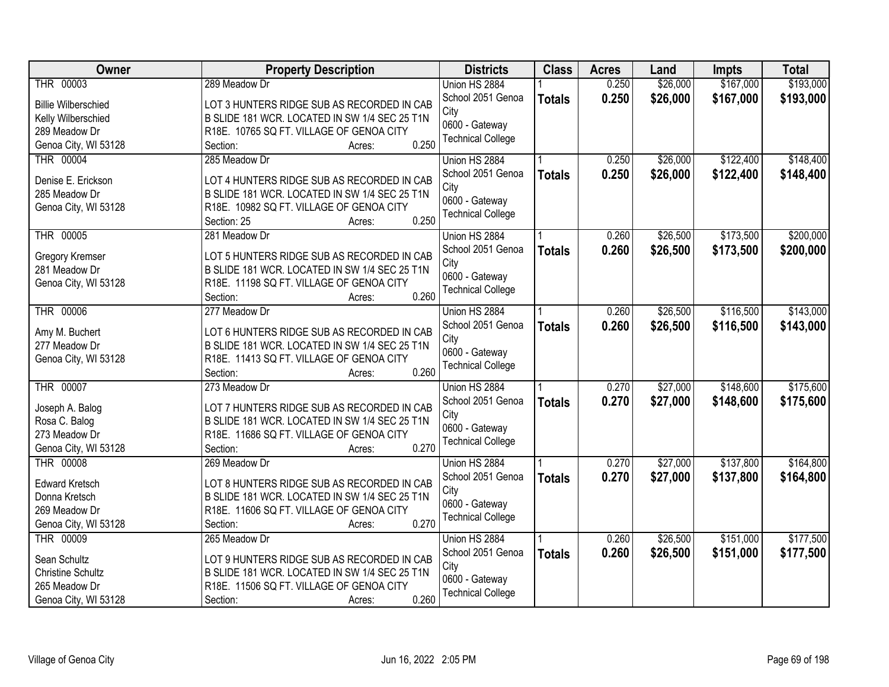| Owner | Property Description | Districts | Class | Acres | Land | Impts | Total |
|---|---|---|---|---|---|---|---|
| THR 00003<br>Billie Wilberschied<br>Kelly Wilberschied<br>289 Meadow Dr<br>Genoa City, WI 53128 | 289 Meadow Dr<br>LOT 3 HUNTERS RIDGE SUB AS RECORDED IN CAB B SLIDE 181 WCR. LOCATED IN SW 1/4 SEC 25 T1N R18E. 10765 SQ FT. VILLAGE OF GENOA CITY<br>Section: Acres: 0.250 | Union HS 2884<br>School 2051 Genoa City<br>0600 - Gateway Technical College | 1<br>**Totals** | 0.250<br>**0.250** | $26,000<br>**$26,000** | $167,000<br>**$167,000** | $193,000<br>**$193,000** |
| THR 00004<br>Denise E. Erickson<br>285 Meadow Dr<br>Genoa City, WI 53128 | 285 Meadow Dr<br>LOT 4 HUNTERS RIDGE SUB AS RECORDED IN CAB B SLIDE 181 WCR. LOCATED IN SW 1/4 SEC 25 T1N R18E. 10982 SQ FT. VILLAGE OF GENOA CITY<br>Section: 25 Acres: 0.250 | Union HS 2884<br>School 2051 Genoa City<br>0600 - Gateway Technical College | 1<br>**Totals** | 0.250<br>**0.250** | $26,000<br>**$26,000** | $122,400<br>**$122,400** | $148,400<br>**$148,400** |
| THR 00005<br>Gregory Kremser<br>281 Meadow Dr<br>Genoa City, WI 53128 | 281 Meadow Dr<br>LOT 5 HUNTERS RIDGE SUB AS RECORDED IN CAB B SLIDE 181 WCR. LOCATED IN SW 1/4 SEC 25 T1N R18E. 11198 SQ FT. VILLAGE OF GENOA CITY<br>Section: Acres: 0.260 | Union HS 2884<br>School 2051 Genoa City<br>0600 - Gateway Technical College | 1<br>**Totals** | 0.260<br>**0.260** | $26,500<br>**$26,500** | $173,500<br>**$173,500** | $200,000<br>**$200,000** |
| THR 00006<br>Amy M. Buchert<br>277 Meadow Dr<br>Genoa City, WI 53128 | 277 Meadow Dr<br>LOT 6 HUNTERS RIDGE SUB AS RECORDED IN CAB B SLIDE 181 WCR. LOCATED IN SW 1/4 SEC 25 T1N R18E. 11413 SQ FT. VILLAGE OF GENOA CITY<br>Section: Acres: 0.260 | Union HS 2884<br>School 2051 Genoa City<br>0600 - Gateway Technical College | 1<br>**Totals** | 0.260<br>**0.260** | $26,500<br>**$26,500** | $116,500<br>**$116,500** | $143,000<br>**$143,000** |
| THR 00007<br>Joseph A. Balog<br>Rosa C. Balog<br>273 Meadow Dr<br>Genoa City, WI 53128 | 273 Meadow Dr<br>LOT 7 HUNTERS RIDGE SUB AS RECORDED IN CAB B SLIDE 181 WCR. LOCATED IN SW 1/4 SEC 25 T1N R18E. 11686 SQ FT. VILLAGE OF GENOA CITY<br>Section: Acres: 0.270 | Union HS 2884<br>School 2051 Genoa City<br>0600 - Gateway Technical College | 1<br>**Totals** | 0.270<br>**0.270** | $27,000<br>**$27,000** | $148,600<br>**$148,600** | $175,600<br>**$175,600** |
| THR 00008<br>Edward Kretsch<br>Donna Kretsch<br>269 Meadow Dr<br>Genoa City, WI 53128 | 269 Meadow Dr<br>LOT 8 HUNTERS RIDGE SUB AS RECORDED IN CAB B SLIDE 181 WCR. LOCATED IN SW 1/4 SEC 25 T1N R18E. 11606 SQ FT. VILLAGE OF GENOA CITY<br>Section: Acres: 0.270 | Union HS 2884<br>School 2051 Genoa City<br>0600 - Gateway Technical College | 1<br>**Totals** | 0.270<br>**0.270** | $27,000<br>**$27,000** | $137,800<br>**$137,800** | $164,800<br>**$164,800** |
| THR 00009<br>Sean Schultz<br>Christine Schultz<br>265 Meadow Dr<br>Genoa City, WI 53128 | 265 Meadow Dr<br>LOT 9 HUNTERS RIDGE SUB AS RECORDED IN CAB B SLIDE 181 WCR. LOCATED IN SW 1/4 SEC 25 T1N R18E. 11506 SQ FT. VILLAGE OF GENOA CITY<br>Section: Acres: 0.260 | Union HS 2884<br>School 2051 Genoa City<br>0600 - Gateway Technical College | 1<br>**Totals** | 0.260<br>**0.260** | $26,500<br>**$26,500** | $151,000<br>**$151,000** | $177,500<br>**$177,500** |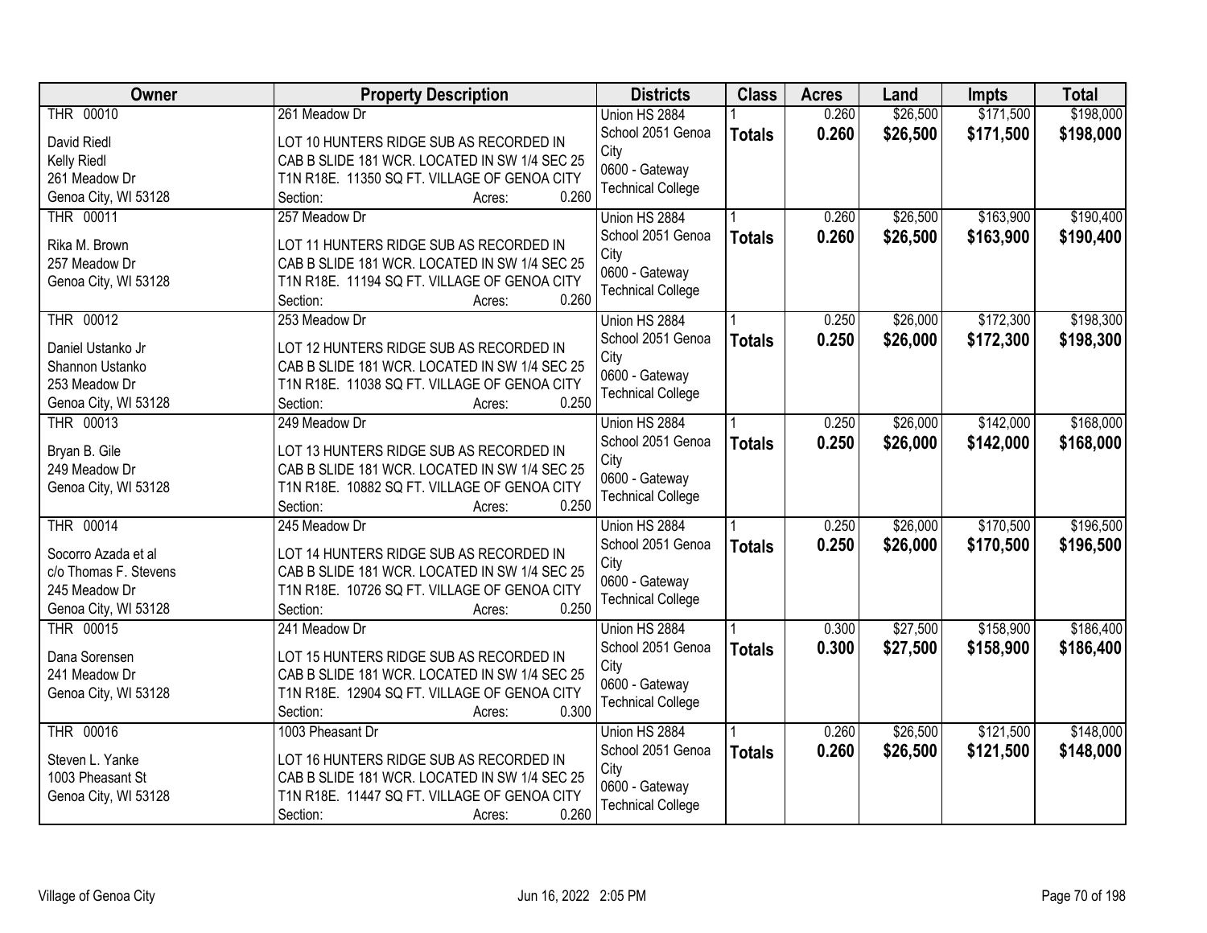| Owner | Property Description | Districts | Class | Acres | Land | Impts | Total |
|---|---|---|---|---|---|---|---|
| THR 00010<br><br>David Riedl<br>Kelly Riedl<br>261 Meadow Dr<br>Genoa City, WI 53128 | 261 Meadow Dr<br><br>LOT 10 HUNTERS RIDGE SUB AS RECORDED IN CAB B SLIDE 181 WCR. LOCATED IN SW 1/4 SEC 25 T1N R18E. 11350 SQ FT. VILLAGE OF GENOA CITY<br>Section: Acres: 0.260 | Union HS 2884<br>School 2051 Genoa City<br>0600 - Gateway Technical College | 1<br>**Totals** | 0.260<br>**0.260** | $26,500<br>**$26,500** | $171,500<br>**$171,500** | $198,000<br>**$198,000** |
| THR 00011<br><br>Rika M. Brown<br>257 Meadow Dr<br>Genoa City, WI 53128 | 257 Meadow Dr<br><br>LOT 11 HUNTERS RIDGE SUB AS RECORDED IN CAB B SLIDE 181 WCR. LOCATED IN SW 1/4 SEC 25 T1N R18E. 11194 SQ FT. VILLAGE OF GENOA CITY<br>Section: Acres: 0.260 | Union HS 2884<br>School 2051 Genoa City<br>0600 - Gateway Technical College | 1<br>**Totals** | 0.260<br>**0.260** | $26,500<br>**$26,500** | $163,900<br>**$163,900** | $190,400<br>**$190,400** |
| THR 00012<br><br>Daniel Ustanko Jr<br>Shannon Ustanko<br>253 Meadow Dr<br>Genoa City, WI 53128 | 253 Meadow Dr<br><br>LOT 12 HUNTERS RIDGE SUB AS RECORDED IN CAB B SLIDE 181 WCR. LOCATED IN SW 1/4 SEC 25 T1N R18E. 11038 SQ FT. VILLAGE OF GENOA CITY<br>Section: Acres: 0.250 | Union HS 2884<br>School 2051 Genoa City<br>0600 - Gateway Technical College | 1<br>**Totals** | 0.250<br>**0.250** | $26,000<br>**$26,000** | $172,300<br>**$172,300** | $198,300<br>**$198,300** |
| THR 00013<br><br>Bryan B. Gile<br>249 Meadow Dr<br>Genoa City, WI 53128 | 249 Meadow Dr<br><br>LOT 13 HUNTERS RIDGE SUB AS RECORDED IN CAB B SLIDE 181 WCR. LOCATED IN SW 1/4 SEC 25 T1N R18E. 10882 SQ FT. VILLAGE OF GENOA CITY<br>Section: Acres: 0.250 | Union HS 2884<br>School 2051 Genoa City<br>0600 - Gateway Technical College | 1<br>**Totals** | 0.250<br>**0.250** | $26,000<br>**$26,000** | $142,000<br>**$142,000** | $168,000<br>**$168,000** |
| THR 00014<br><br>Socorro Azada et al<br>c/o Thomas F. Stevens<br>245 Meadow Dr<br>Genoa City, WI 53128 | 245 Meadow Dr<br><br>LOT 14 HUNTERS RIDGE SUB AS RECORDED IN CAB B SLIDE 181 WCR. LOCATED IN SW 1/4 SEC 25 T1N R18E. 10726 SQ FT. VILLAGE OF GENOA CITY<br>Section: Acres: 0.250 | Union HS 2884<br>School 2051 Genoa City<br>0600 - Gateway Technical College | 1<br>**Totals** | 0.250<br>**0.250** | $26,000<br>**$26,000** | $170,500<br>**$170,500** | $196,500<br>**$196,500** |
| THR 00015<br><br>Dana Sorensen<br>241 Meadow Dr<br>Genoa City, WI 53128 | 241 Meadow Dr<br><br>LOT 15 HUNTERS RIDGE SUB AS RECORDED IN CAB B SLIDE 181 WCR. LOCATED IN SW 1/4 SEC 25 T1N R18E. 12904 SQ FT. VILLAGE OF GENOA CITY<br>Section: Acres: 0.300 | Union HS 2884<br>School 2051 Genoa City<br>0600 - Gateway Technical College | 1<br>**Totals** | 0.300<br>**0.300** | $27,500<br>**$27,500** | $158,900<br>**$158,900** | $186,400<br>**$186,400** |
| THR 00016<br><br>Steven L. Yanke<br>1003 Pheasant St<br>Genoa City, WI 53128 | 1003 Pheasant Dr<br><br>LOT 16 HUNTERS RIDGE SUB AS RECORDED IN CAB B SLIDE 181 WCR. LOCATED IN SW 1/4 SEC 25 T1N R18E. 11447 SQ FT. VILLAGE OF GENOA CITY<br>Section: Acres: 0.260 | Union HS 2884<br>School 2051 Genoa City<br>0600 - Gateway Technical College | 1<br>**Totals** | 0.260<br>**0.260** | $26,500<br>**$26,500** | $121,500<br>**$121,500** | $148,000<br>**$148,000** |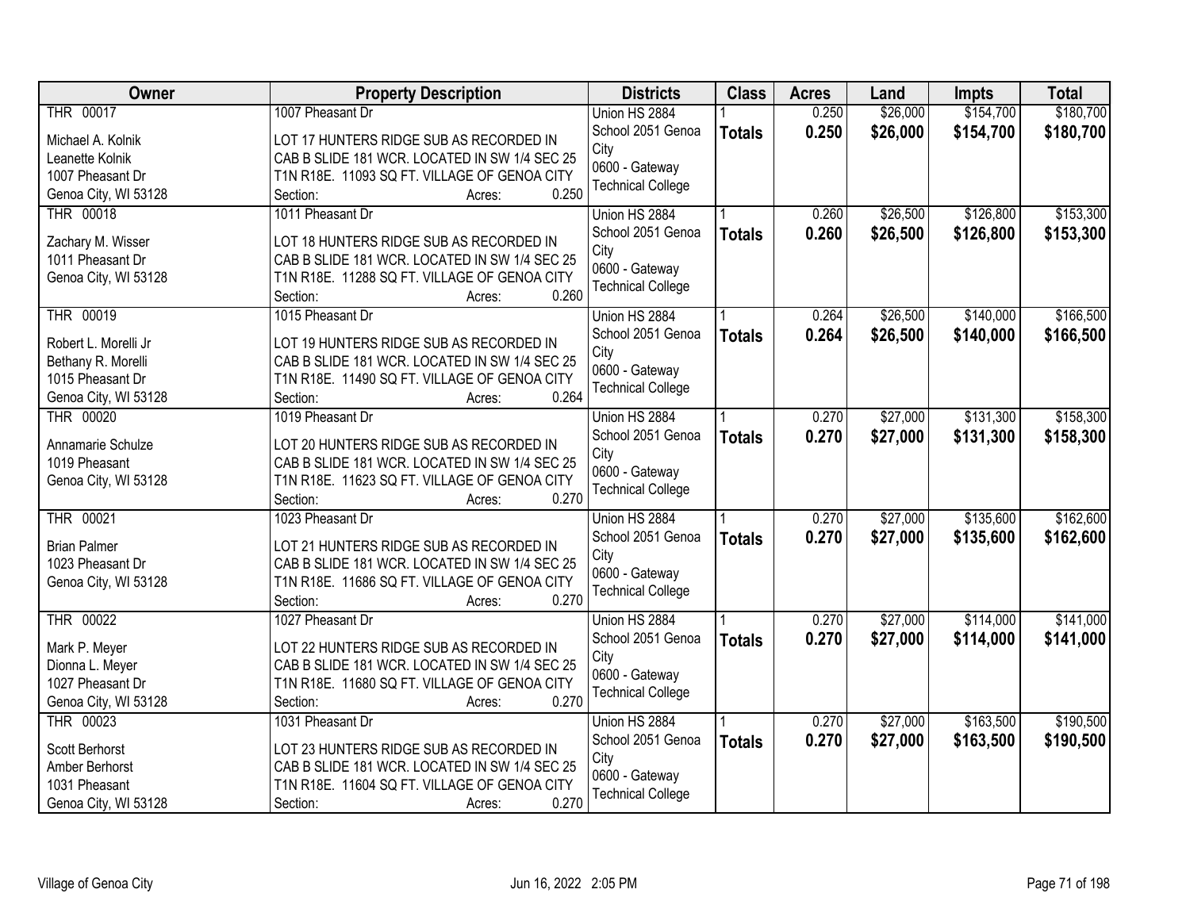| Owner | Property Description | Districts | Class | Acres | Land | Impts | Total |
|---|---|---|---|---|---|---|---|
| THR 00017<br>Michael A. Kolnik<br>Leanette Kolnik<br>1007 Pheasant Dr<br>Genoa City, WI 53128 | 1007 Pheasant Dr<br>LOT 17 HUNTERS RIDGE SUB AS RECORDED IN CAB B SLIDE 181 WCR. LOCATED IN SW 1/4 SEC 25 T1N R18E. 11093 SQ FT. VILLAGE OF GENOA CITY<br>Section: Acres: 0.250 | Union HS 2884<br>School 2051 Genoa City<br>0600 - Gateway Technical College | 1<br>**Totals** | 0.250<br>**0.250** | $26,000<br>**$26,000** | $154,700<br>**$154,700** | $180,700<br>**$180,700** |
| THR 00018<br>Zachary M. Wisser<br>1011 Pheasant Dr<br>Genoa City, WI 53128 | 1011 Pheasant Dr<br>LOT 18 HUNTERS RIDGE SUB AS RECORDED IN CAB B SLIDE 181 WCR. LOCATED IN SW 1/4 SEC 25 T1N R18E. 11288 SQ FT. VILLAGE OF GENOA CITY<br>Section: Acres: 0.260 | Union HS 2884<br>School 2051 Genoa City<br>0600 - Gateway Technical College | 1<br>**Totals** | 0.260<br>**0.260** | $26,500<br>**$26,500** | $126,800<br>**$126,800** | $153,300<br>**$153,300** |
| THR 00019<br>Robert L. Morelli Jr<br>Bethany R. Morelli<br>1015 Pheasant Dr<br>Genoa City, WI 53128 | 1015 Pheasant Dr<br>LOT 19 HUNTERS RIDGE SUB AS RECORDED IN CAB B SLIDE 181 WCR. LOCATED IN SW 1/4 SEC 25 T1N R18E. 11490 SQ FT. VILLAGE OF GENOA CITY<br>Section: Acres: 0.264 | Union HS 2884<br>School 2051 Genoa City<br>0600 - Gateway Technical College | 1<br>**Totals** | 0.264<br>**0.264** | $26,500<br>**$26,500** | $140,000<br>**$140,000** | $166,500<br>**$166,500** |
| THR 00020<br>Annamarie Schulze<br>1019 Pheasant<br>Genoa City, WI 53128 | 1019 Pheasant Dr<br>LOT 20 HUNTERS RIDGE SUB AS RECORDED IN CAB B SLIDE 181 WCR. LOCATED IN SW 1/4 SEC 25 T1N R18E. 11623 SQ FT. VILLAGE OF GENOA CITY<br>Section: Acres: 0.270 | Union HS 2884<br>School 2051 Genoa City<br>0600 - Gateway Technical College | 1<br>**Totals** | 0.270<br>**0.270** | $27,000<br>**$27,000** | $131,300<br>**$131,300** | $158,300<br>**$158,300** |
| THR 00021<br>Brian Palmer<br>1023 Pheasant Dr<br>Genoa City, WI 53128 | 1023 Pheasant Dr<br>LOT 21 HUNTERS RIDGE SUB AS RECORDED IN CAB B SLIDE 181 WCR. LOCATED IN SW 1/4 SEC 25 T1N R18E. 11686 SQ FT. VILLAGE OF GENOA CITY<br>Section: Acres: 0.270 | Union HS 2884<br>School 2051 Genoa City<br>0600 - Gateway Technical College | 1<br>**Totals** | 0.270<br>**0.270** | $27,000<br>**$27,000** | $135,600<br>**$135,600** | $162,600<br>**$162,600** |
| THR 00022<br>Mark P. Meyer<br>Dionna L. Meyer<br>1027 Pheasant Dr<br>Genoa City, WI 53128 | 1027 Pheasant Dr<br>LOT 22 HUNTERS RIDGE SUB AS RECORDED IN CAB B SLIDE 181 WCR. LOCATED IN SW 1/4 SEC 25 T1N R18E. 11680 SQ FT. VILLAGE OF GENOA CITY<br>Section: Acres: 0.270 | Union HS 2884<br>School 2051 Genoa City<br>0600 - Gateway Technical College | 1<br>**Totals** | 0.270<br>**0.270** | $27,000<br>**$27,000** | $114,000<br>**$114,000** | $141,000<br>**$141,000** |
| THR 00023<br>Scott Berhorst<br>Amber Berhorst<br>1031 Pheasant<br>Genoa City, WI 53128 | 1031 Pheasant Dr<br>LOT 23 HUNTERS RIDGE SUB AS RECORDED IN CAB B SLIDE 181 WCR. LOCATED IN SW 1/4 SEC 25 T1N R18E. 11604 SQ FT. VILLAGE OF GENOA CITY<br>Section: Acres: 0.270 | Union HS 2884<br>School 2051 Genoa City<br>0600 - Gateway Technical College | 1<br>**Totals** | 0.270<br>**0.270** | $27,000<br>**$27,000** | $163,500<br>**$163,500** | $190,500<br>**$190,500** |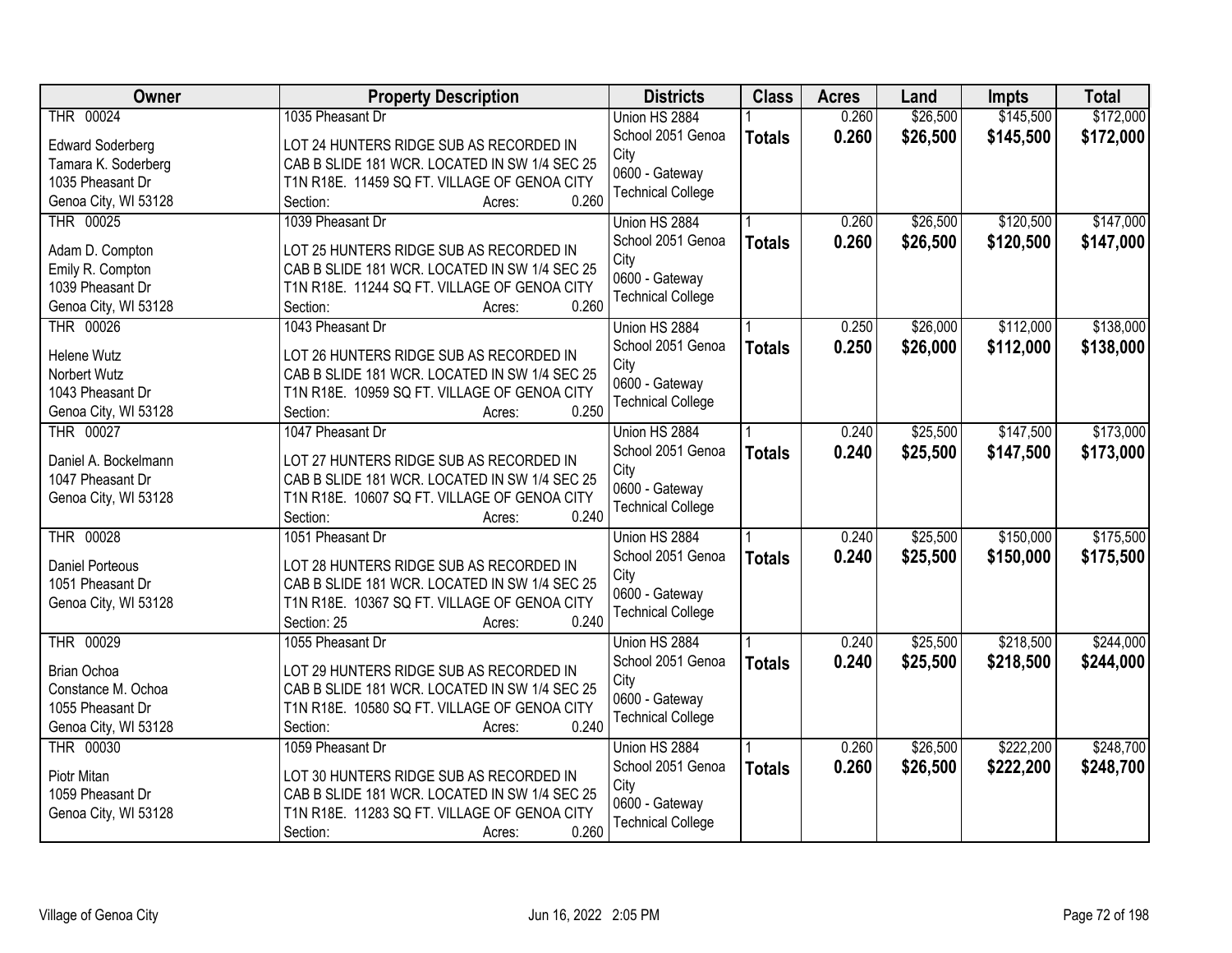| Owner | Property Description | Districts | Class | Acres | Land | Impts | Total |
|---|---|---|---|---|---|---|---|
| THR 00024<br><br>Edward Soderberg<br>Tamara K. Soderberg<br>1035 Pheasant Dr<br>Genoa City, WI 53128 | 1035 Pheasant Dr<br><br>LOT 24 HUNTERS RIDGE SUB AS RECORDED IN CAB B SLIDE 181 WCR. LOCATED IN SW 1/4 SEC 25 T1N R18E. 11459 SQ FT. VILLAGE OF GENOA CITY<br>Section: Acres: 0.260 | Union HS 2884<br>School 2051 Genoa City<br>0600 - Gateway Technical College | 1<br>**Totals** | 0.260<br>**0.260** | $26,500<br>**$26,500** | $145,500<br>**$145,500** | $172,000<br>**$172,000** |
| THR 00025<br><br>Adam D. Compton<br>Emily R. Compton<br>1039 Pheasant Dr<br>Genoa City, WI 53128 | 1039 Pheasant Dr<br><br>LOT 25 HUNTERS RIDGE SUB AS RECORDED IN CAB B SLIDE 181 WCR. LOCATED IN SW 1/4 SEC 25 T1N R18E. 11244 SQ FT. VILLAGE OF GENOA CITY<br>Section: Acres: 0.260 | Union HS 2884<br>School 2051 Genoa City<br>0600 - Gateway Technical College | 1<br>**Totals** | 0.260<br>**0.260** | $26,500<br>**$26,500** | $120,500<br>**$120,500** | $147,000<br>**$147,000** |
| THR 00026<br><br>Helene Wutz<br>Norbert Wutz<br>1043 Pheasant Dr<br>Genoa City, WI 53128 | 1043 Pheasant Dr<br><br>LOT 26 HUNTERS RIDGE SUB AS RECORDED IN CAB B SLIDE 181 WCR. LOCATED IN SW 1/4 SEC 25 T1N R18E. 10959 SQ FT. VILLAGE OF GENOA CITY<br>Section: Acres: 0.250 | Union HS 2884<br>School 2051 Genoa City<br>0600 - Gateway Technical College | 1<br>**Totals** | 0.250<br>**0.250** | $26,000<br>**$26,000** | $112,000<br>**$112,000** | $138,000<br>**$138,000** |
| THR 00027<br><br>Daniel A. Bockelmann<br>1047 Pheasant Dr<br>Genoa City, WI 53128 | 1047 Pheasant Dr<br><br>LOT 27 HUNTERS RIDGE SUB AS RECORDED IN CAB B SLIDE 181 WCR. LOCATED IN SW 1/4 SEC 25 T1N R18E. 10607 SQ FT. VILLAGE OF GENOA CITY<br>Section: Acres: 0.240 | Union HS 2884<br>School 2051 Genoa City<br>0600 - Gateway Technical College | 1<br>**Totals** | 0.240<br>**0.240** | $25,500<br>**$25,500** | $147,500<br>**$147,500** | $173,000<br>**$173,000** |
| THR 00028<br><br>Daniel Porteous<br>1051 Pheasant Dr<br>Genoa City, WI 53128 | 1051 Pheasant Dr<br><br>LOT 28 HUNTERS RIDGE SUB AS RECORDED IN CAB B SLIDE 181 WCR. LOCATED IN SW 1/4 SEC 25 T1N R18E. 10367 SQ FT. VILLAGE OF GENOA CITY<br>Section: 25 Acres: 0.240 | Union HS 2884<br>School 2051 Genoa City<br>0600 - Gateway Technical College | 1<br>**Totals** | 0.240<br>**0.240** | $25,500<br>**$25,500** | $150,000<br>**$150,000** | $175,500<br>**$175,500** |
| THR 00029<br><br>Brian Ochoa<br>Constance M. Ochoa<br>1055 Pheasant Dr<br>Genoa City, WI 53128 | 1055 Pheasant Dr<br><br>LOT 29 HUNTERS RIDGE SUB AS RECORDED IN CAB B SLIDE 181 WCR. LOCATED IN SW 1/4 SEC 25 T1N R18E. 10580 SQ FT. VILLAGE OF GENOA CITY<br>Section: Acres: 0.240 | Union HS 2884<br>School 2051 Genoa City<br>0600 - Gateway Technical College | 1<br>**Totals** | 0.240<br>**0.240** | $25,500<br>**$25,500** | $218,500<br>**$218,500** | $244,000<br>**$244,000** |
| THR 00030<br><br>Piotr Mitan<br>1059 Pheasant Dr<br>Genoa City, WI 53128 | 1059 Pheasant Dr<br><br>LOT 30 HUNTERS RIDGE SUB AS RECORDED IN CAB B SLIDE 181 WCR. LOCATED IN SW 1/4 SEC 25 T1N R18E. 11283 SQ FT. VILLAGE OF GENOA CITY<br>Section: Acres: 0.260 | Union HS 2884<br>School 2051 Genoa City<br>0600 - Gateway Technical College | 1<br>**Totals** | 0.260<br>**0.260** | $26,500<br>**$26,500** | $222,200<br>**$222,200** | $248,700<br>**$248,700** |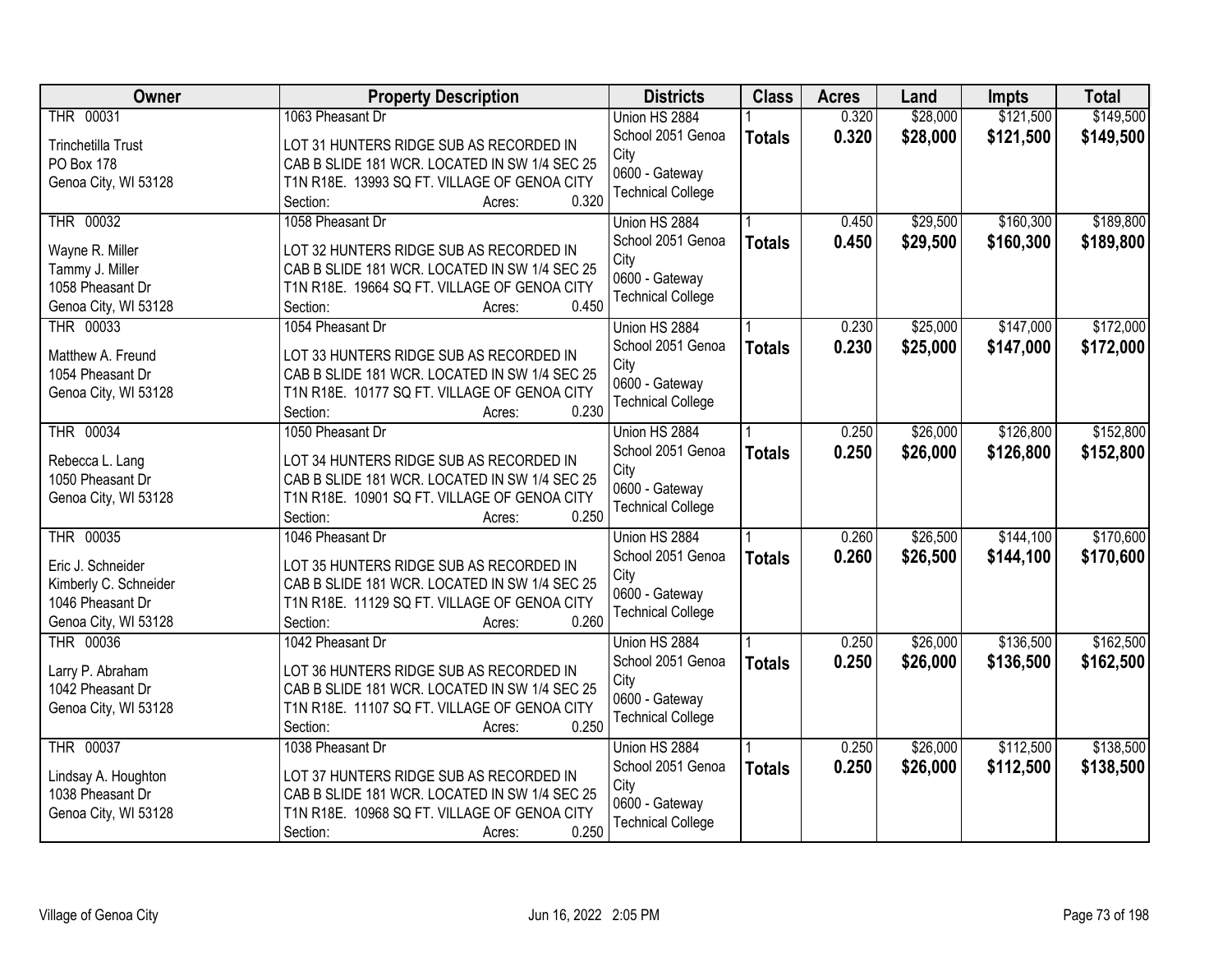| Owner | Property Description | Districts | Class | Acres | Land | Impts | Total |
|---|---|---|---|---|---|---|---|
| THR 00031<br><br>Trinchetilla Trust<br>PO Box 178<br>Genoa City, WI 53128 | 1063 Pheasant Dr<br><br>LOT 31 HUNTERS RIDGE SUB AS RECORDED IN CAB B SLIDE 181 WCR. LOCATED IN SW 1/4 SEC 25 T1N R18E. 13993 SQ FT. VILLAGE OF GENOA CITY<br>Section: Acres: 0.320 | Union HS 2884<br>School 2051 Genoa City<br>0600 - Gateway Technical College | 1<br>**Totals** | 0.320<br>**0.320** | $28,000<br>**$28,000** | $121,500<br>**$121,500** | $149,500<br>**$149,500** |
| THR 00032<br><br>Wayne R. Miller<br>Tammy J. Miller<br>1058 Pheasant Dr<br>Genoa City, WI 53128 | 1058 Pheasant Dr<br><br>LOT 32 HUNTERS RIDGE SUB AS RECORDED IN CAB B SLIDE 181 WCR. LOCATED IN SW 1/4 SEC 25 T1N R18E. 19664 SQ FT. VILLAGE OF GENOA CITY<br>Section: Acres: 0.450 | Union HS 2884<br>School 2051 Genoa City<br>0600 - Gateway Technical College | 1<br>**Totals** | 0.450<br>**0.450** | $29,500<br>**$29,500** | $160,300<br>**$160,300** | $189,800<br>**$189,800** |
| THR 00033<br><br>Matthew A. Freund<br>1054 Pheasant Dr<br>Genoa City, WI 53128 | 1054 Pheasant Dr<br><br>LOT 33 HUNTERS RIDGE SUB AS RECORDED IN CAB B SLIDE 181 WCR. LOCATED IN SW 1/4 SEC 25 T1N R18E. 10177 SQ FT. VILLAGE OF GENOA CITY<br>Section: Acres: 0.230 | Union HS 2884<br>School 2051 Genoa City<br>0600 - Gateway Technical College | 1<br>**Totals** | 0.230<br>**0.230** | $25,000<br>**$25,000** | $147,000<br>**$147,000** | $172,000<br>**$172,000** |
| THR 00034<br><br>Rebecca L. Lang<br>1050 Pheasant Dr<br>Genoa City, WI 53128 | 1050 Pheasant Dr<br><br>LOT 34 HUNTERS RIDGE SUB AS RECORDED IN CAB B SLIDE 181 WCR. LOCATED IN SW 1/4 SEC 25 T1N R18E. 10901 SQ FT. VILLAGE OF GENOA CITY<br>Section: Acres: 0.250 | Union HS 2884<br>School 2051 Genoa City<br>0600 - Gateway Technical College | 1<br>**Totals** | 0.250<br>**0.250** | $26,000<br>**$26,000** | $126,800<br>**$126,800** | $152,800<br>**$152,800** |
| THR 00035<br><br>Eric J. Schneider<br>Kimberly C. Schneider<br>1046 Pheasant Dr<br>Genoa City, WI 53128 | 1046 Pheasant Dr<br><br>LOT 35 HUNTERS RIDGE SUB AS RECORDED IN CAB B SLIDE 181 WCR. LOCATED IN SW 1/4 SEC 25 T1N R18E. 11129 SQ FT. VILLAGE OF GENOA CITY<br>Section: Acres: 0.260 | Union HS 2884<br>School 2051 Genoa City<br>0600 - Gateway Technical College | 1<br>**Totals** | 0.260<br>**0.260** | $26,500<br>**$26,500** | $144,100<br>**$144,100** | $170,600<br>**$170,600** |
| THR 00036<br><br>Larry P. Abraham<br>1042 Pheasant Dr<br>Genoa City, WI 53128 | 1042 Pheasant Dr<br><br>LOT 36 HUNTERS RIDGE SUB AS RECORDED IN CAB B SLIDE 181 WCR. LOCATED IN SW 1/4 SEC 25 T1N R18E. 11107 SQ FT. VILLAGE OF GENOA CITY<br>Section: Acres: 0.250 | Union HS 2884<br>School 2051 Genoa City<br>0600 - Gateway Technical College | 1<br>**Totals** | 0.250<br>**0.250** | $26,000<br>**$26,000** | $136,500<br>**$136,500** | $162,500<br>**$162,500** |
| THR 00037<br><br>Lindsay A. Houghton<br>1038 Pheasant Dr<br>Genoa City, WI 53128 | 1038 Pheasant Dr<br><br>LOT 37 HUNTERS RIDGE SUB AS RECORDED IN CAB B SLIDE 181 WCR. LOCATED IN SW 1/4 SEC 25 T1N R18E. 10968 SQ FT. VILLAGE OF GENOA CITY<br>Section: Acres: 0.250 | Union HS 2884<br>School 2051 Genoa City<br>0600 - Gateway Technical College | 1<br>**Totals** | 0.250<br>**0.250** | $26,000<br>**$26,000** | $112,500<br>**$112,500** | $138,500<br>**$138,500** |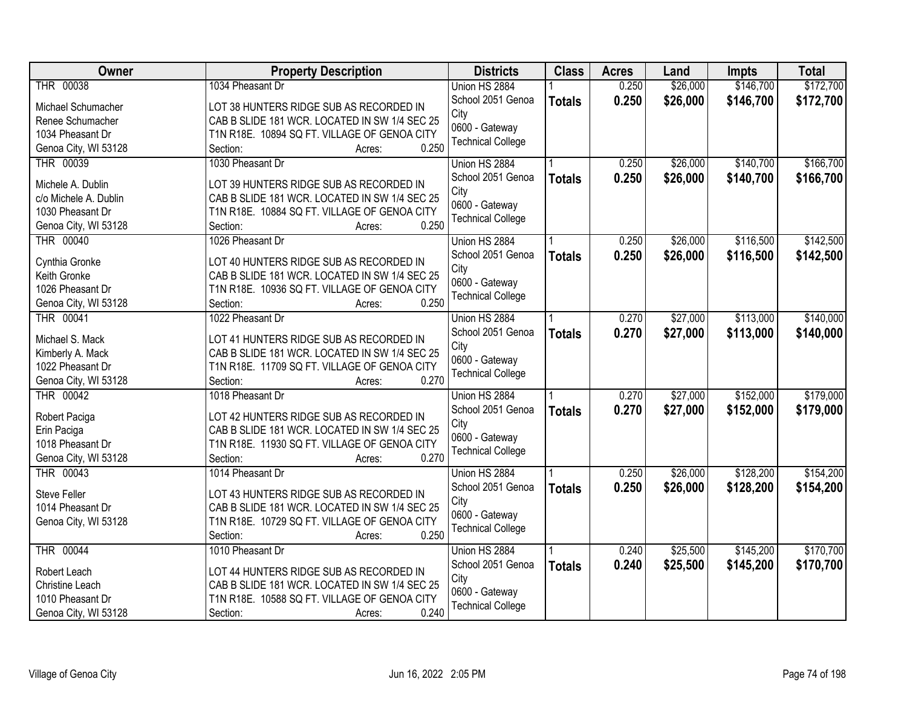| Owner | Property Description | Districts | Class | Acres | Land | Impts | Total |
|---|---|---|---|---|---|---|---|
| THR 00038<br><br>Michael Schumacher<br>Renee Schumacher<br>1034 Pheasant Dr<br>Genoa City, WI 53128 | 1034 Pheasant Dr<br><br>LOT 38 HUNTERS RIDGE SUB AS RECORDED IN CAB B SLIDE 181 WCR. LOCATED IN SW 1/4 SEC 25 T1N R18E. 10894 SQ FT. VILLAGE OF GENOA CITY<br>Section: Acres: 0.250 | Union HS 2884<br>School 2051 Genoa City<br>0600 - Gateway Technical College | 1<br>**Totals** | 0.250<br>**0.250** | $26,000<br>**$26,000** | $146,700<br>**$146,700** | $172,700<br>**$172,700** |
| THR 00039<br><br>Michele A. Dublin<br>c/o Michele A. Dublin<br>1030 Pheasant Dr<br>Genoa City, WI 53128 | 1030 Pheasant Dr<br><br>LOT 39 HUNTERS RIDGE SUB AS RECORDED IN CAB B SLIDE 181 WCR. LOCATED IN SW 1/4 SEC 25 T1N R18E. 10884 SQ FT. VILLAGE OF GENOA CITY<br>Section: Acres: 0.250 | Union HS 2884<br>School 2051 Genoa City<br>0600 - Gateway Technical College | 1<br>**Totals** | 0.250<br>**0.250** | $26,000<br>**$26,000** | $140,700<br>**$140,700** | $166,700<br>**$166,700** |
| THR 00040<br><br>Cynthia Gronke<br>Keith Gronke<br>1026 Pheasant Dr<br>Genoa City, WI 53128 | 1026 Pheasant Dr<br><br>LOT 40 HUNTERS RIDGE SUB AS RECORDED IN CAB B SLIDE 181 WCR. LOCATED IN SW 1/4 SEC 25 T1N R18E. 10936 SQ FT. VILLAGE OF GENOA CITY<br>Section: Acres: 0.250 | Union HS 2884<br>School 2051 Genoa City<br>0600 - Gateway Technical College | 1<br>**Totals** | 0.250<br>**0.250** | $26,000<br>**$26,000** | $116,500<br>**$116,500** | $142,500<br>**$142,500** |
| THR 00041<br><br>Michael S. Mack<br>Kimberly A. Mack<br>1022 Pheasant Dr<br>Genoa City, WI 53128 | 1022 Pheasant Dr<br><br>LOT 41 HUNTERS RIDGE SUB AS RECORDED IN CAB B SLIDE 181 WCR. LOCATED IN SW 1/4 SEC 25 T1N R18E. 11709 SQ FT. VILLAGE OF GENOA CITY<br>Section: Acres: 0.270 | Union HS 2884<br>School 2051 Genoa City<br>0600 - Gateway Technical College | 1<br>**Totals** | 0.270<br>**0.270** | $27,000<br>**$27,000** | $113,000<br>**$113,000** | $140,000<br>**$140,000** |
| THR 00042<br><br>Robert Paciga<br>Erin Paciga<br>1018 Pheasant Dr<br>Genoa City, WI 53128 | 1018 Pheasant Dr<br><br>LOT 42 HUNTERS RIDGE SUB AS RECORDED IN CAB B SLIDE 181 WCR. LOCATED IN SW 1/4 SEC 25 T1N R18E. 11930 SQ FT. VILLAGE OF GENOA CITY<br>Section: Acres: 0.270 | Union HS 2884<br>School 2051 Genoa City<br>0600 - Gateway Technical College | 1<br>**Totals** | 0.270<br>**0.270** | $27,000<br>**$27,000** | $152,000<br>**$152,000** | $179,000<br>**$179,000** |
| THR 00043<br><br>Steve Feller<br>1014 Pheasant Dr<br>Genoa City, WI 53128 | 1014 Pheasant Dr<br><br>LOT 43 HUNTERS RIDGE SUB AS RECORDED IN CAB B SLIDE 181 WCR. LOCATED IN SW 1/4 SEC 25 T1N R18E. 10729 SQ FT. VILLAGE OF GENOA CITY<br>Section: Acres: 0.250 | Union HS 2884<br>School 2051 Genoa City<br>0600 - Gateway Technical College | 1<br>**Totals** | 0.250<br>**0.250** | $26,000<br>**$26,000** | $128,200<br>**$128,200** | $154,200<br>**$154,200** |
| THR 00044<br><br>Robert Leach<br>Christine Leach<br>1010 Pheasant Dr<br>Genoa City, WI 53128 | 1010 Pheasant Dr<br><br>LOT 44 HUNTERS RIDGE SUB AS RECORDED IN CAB B SLIDE 181 WCR. LOCATED IN SW 1/4 SEC 25 T1N R18E. 10588 SQ FT. VILLAGE OF GENOA CITY<br>Section: Acres: 0.240 | Union HS 2884<br>School 2051 Genoa City<br>0600 - Gateway Technical College | 1<br>**Totals** | 0.240<br>**0.240** | $25,500<br>**$25,500** | $145,200<br>**$145,200** | $170,700<br>**$170,700** |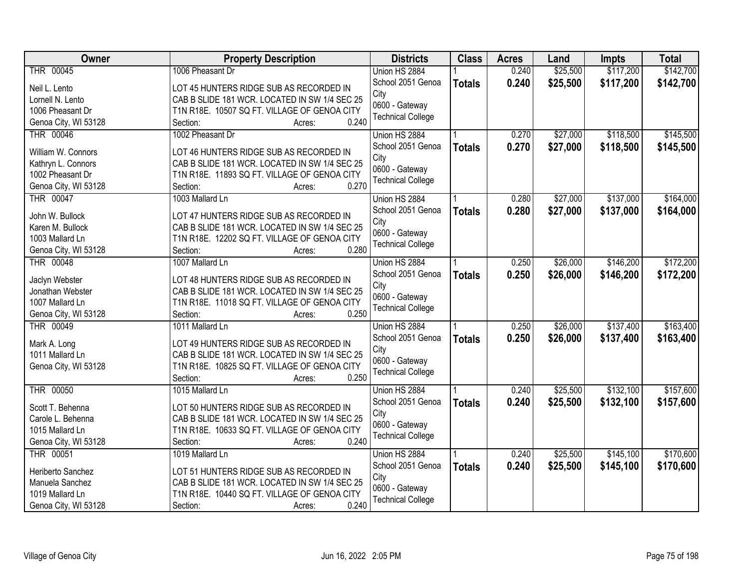| Owner | Property Description | Districts | Class | Acres | Land | Impts | Total |
|---|---|---|---|---|---|---|---|
| THR 00045<br><br>Neil L. Lento<br>Lornell N. Lento<br>1006 Pheasant Dr<br>Genoa City, WI 53128 | 1006 Pheasant Dr<br><br>LOT 45 HUNTERS RIDGE SUB AS RECORDED IN CAB B SLIDE 181 WCR. LOCATED IN SW 1/4 SEC 25 T1N R18E. 10507 SQ FT. VILLAGE OF GENOA CITY<br>Section: Acres: 0.240 | Union HS 2884<br>School 2051 Genoa City<br>0600 - Gateway Technical College | 1<br>**Totals** | 0.240<br>**0.240** | $25,500<br>**$25,500** | $117,200<br>**$117,200** | $142,700<br>**$142,700** |
| THR 00046<br><br>William W. Connors<br>Kathryn L. Connors<br>1002 Pheasant Dr<br>Genoa City, WI 53128 | 1002 Pheasant Dr<br><br>LOT 46 HUNTERS RIDGE SUB AS RECORDED IN CAB B SLIDE 181 WCR. LOCATED IN SW 1/4 SEC 25 T1N R18E. 11893 SQ FT. VILLAGE OF GENOA CITY<br>Section: Acres: 0.270 | Union HS 2884<br>School 2051 Genoa City<br>0600 - Gateway Technical College | 1<br>**Totals** | 0.270<br>**0.270** | $27,000<br>**$27,000** | $118,500<br>**$118,500** | $145,500<br>**$145,500** |
| THR 00047<br><br>John W. Bullock<br>Karen M. Bullock<br>1003 Mallard Ln<br>Genoa City, WI 53128 | 1003 Mallard Ln<br><br>LOT 47 HUNTERS RIDGE SUB AS RECORDED IN CAB B SLIDE 181 WCR. LOCATED IN SW 1/4 SEC 25 T1N R18E. 12202 SQ FT. VILLAGE OF GENOA CITY<br>Section: Acres: 0.280 | Union HS 2884<br>School 2051 Genoa City<br>0600 - Gateway Technical College | 1<br>**Totals** | 0.280<br>**0.280** | $27,000<br>**$27,000** | $137,000<br>**$137,000** | $164,000<br>**$164,000** |
| THR 00048<br><br>Jaclyn Webster<br>Jonathan Webster<br>1007 Mallard Ln<br>Genoa City, WI 53128 | 1007 Mallard Ln<br><br>LOT 48 HUNTERS RIDGE SUB AS RECORDED IN CAB B SLIDE 181 WCR. LOCATED IN SW 1/4 SEC 25 T1N R18E. 11018 SQ FT. VILLAGE OF GENOA CITY<br>Section: Acres: 0.250 | Union HS 2884<br>School 2051 Genoa City<br>0600 - Gateway Technical College | 1<br>**Totals** | 0.250<br>**0.250** | $26,000<br>**$26,000** | $146,200<br>**$146,200** | $172,200<br>**$172,200** |
| THR 00049<br><br>Mark A. Long<br>1011 Mallard Ln<br>Genoa City, WI 53128 | 1011 Mallard Ln<br><br>LOT 49 HUNTERS RIDGE SUB AS RECORDED IN CAB B SLIDE 181 WCR. LOCATED IN SW 1/4 SEC 25 T1N R18E. 10825 SQ FT. VILLAGE OF GENOA CITY<br>Section: Acres: 0.250 | Union HS 2884<br>School 2051 Genoa City<br>0600 - Gateway Technical College | 1<br>**Totals** | 0.250<br>**0.250** | $26,000<br>**$26,000** | $137,400<br>**$137,400** | $163,400<br>**$163,400** |
| THR 00050<br><br>Scott T. Behenna<br>Carole L. Behenna<br>1015 Mallard Ln<br>Genoa City, WI 53128 | 1015 Mallard Ln<br><br>LOT 50 HUNTERS RIDGE SUB AS RECORDED IN CAB B SLIDE 181 WCR. LOCATED IN SW 1/4 SEC 25 T1N R18E. 10633 SQ FT. VILLAGE OF GENOA CITY<br>Section: Acres: 0.240 | Union HS 2884<br>School 2051 Genoa City<br>0600 - Gateway Technical College | 1<br>**Totals** | 0.240<br>**0.240** | $25,500<br>**$25,500** | $132,100<br>**$132,100** | $157,600<br>**$157,600** |
| THR 00051<br><br>Heriberto Sanchez<br>Manuela Sanchez<br>1019 Mallard Ln<br>Genoa City, WI 53128 | 1019 Mallard Ln<br><br>LOT 51 HUNTERS RIDGE SUB AS RECORDED IN CAB B SLIDE 181 WCR. LOCATED IN SW 1/4 SEC 25 T1N R18E. 10440 SQ FT. VILLAGE OF GENOA CITY<br>Section: Acres: 0.240 | Union HS 2884<br>School 2051 Genoa City<br>0600 - Gateway Technical College | 1<br>**Totals** | 0.240<br>**0.240** | $25,500<br>**$25,500** | $145,100<br>**$145,100** | $170,600<br>**$170,600** |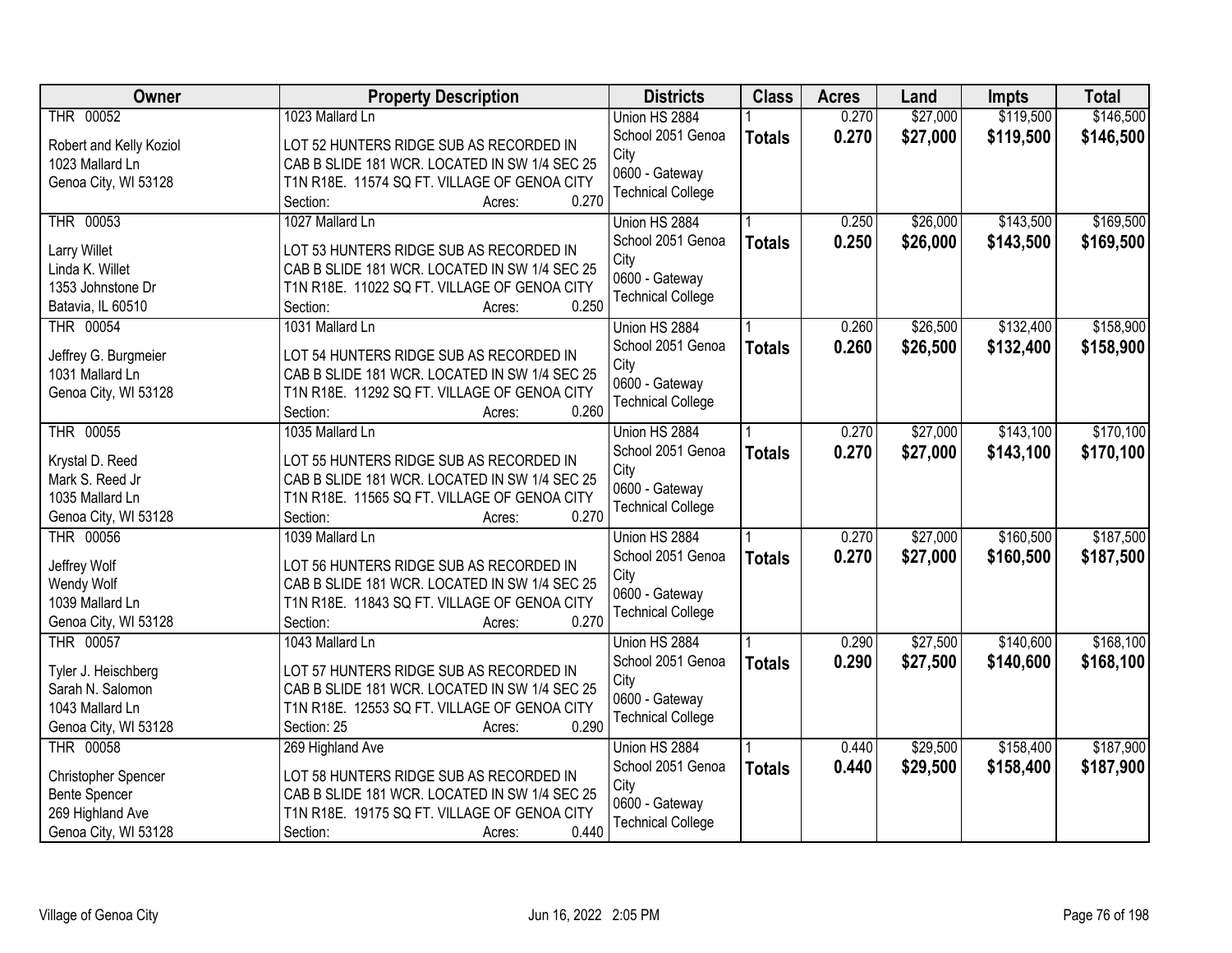| Owner | Property Description | Districts | Class | Acres | Land | Impts | Total |
|---|---|---|---|---|---|---|---|
| THR 00052<br><br>Robert and Kelly Koziol<br>1023 Mallard Ln<br>Genoa City, WI 53128 | 1023 Mallard Ln<br><br>LOT 52 HUNTERS RIDGE SUB AS RECORDED IN CAB B SLIDE 181 WCR. LOCATED IN SW 1/4 SEC 25 T1N R18E. 11574 SQ FT. VILLAGE OF GENOA CITY<br>Section: Acres: 0.270 | Union HS 2884<br>School 2051 Genoa City<br>0600 - Gateway Technical College | 1<br>**Totals** | 0.270<br>**0.270** | $27,000<br>**$27,000** | $119,500<br>**$119,500** | $146,500<br>**$146,500** |
| THR 00053<br><br>Larry Willet<br>Linda K. Willet<br>1353 Johnstone Dr<br>Batavia, IL 60510 | 1027 Mallard Ln<br><br>LOT 53 HUNTERS RIDGE SUB AS RECORDED IN CAB B SLIDE 181 WCR. LOCATED IN SW 1/4 SEC 25 T1N R18E. 11022 SQ FT. VILLAGE OF GENOA CITY<br>Section: Acres: 0.250 | Union HS 2884<br>School 2051 Genoa City<br>0600 - Gateway Technical College | 1<br>**Totals** | 0.250<br>**0.250** | $26,000<br>**$26,000** | $143,500<br>**$143,500** | $169,500<br>**$169,500** |
| THR 00054<br><br>Jeffrey G. Burgmeier<br>1031 Mallard Ln<br>Genoa City, WI 53128 | 1031 Mallard Ln<br><br>LOT 54 HUNTERS RIDGE SUB AS RECORDED IN CAB B SLIDE 181 WCR. LOCATED IN SW 1/4 SEC 25 T1N R18E. 11292 SQ FT. VILLAGE OF GENOA CITY<br>Section: Acres: 0.260 | Union HS 2884<br>School 2051 Genoa City<br>0600 - Gateway Technical College | 1<br>**Totals** | 0.260<br>**0.260** | $26,500<br>**$26,500** | $132,400<br>**$132,400** | $158,900<br>**$158,900** |
| THR 00055<br><br>Krystal D. Reed<br>Mark S. Reed Jr<br>1035 Mallard Ln<br>Genoa City, WI 53128 | 1035 Mallard Ln<br><br>LOT 55 HUNTERS RIDGE SUB AS RECORDED IN CAB B SLIDE 181 WCR. LOCATED IN SW 1/4 SEC 25 T1N R18E. 11565 SQ FT. VILLAGE OF GENOA CITY<br>Section: Acres: 0.270 | Union HS 2884<br>School 2051 Genoa City<br>0600 - Gateway Technical College | 1<br>**Totals** | 0.270<br>**0.270** | $27,000<br>**$27,000** | $143,100<br>**$143,100** | $170,100<br>**$170,100** |
| THR 00056<br><br>Jeffrey Wolf<br>Wendy Wolf<br>1039 Mallard Ln<br>Genoa City, WI 53128 | 1039 Mallard Ln<br><br>LOT 56 HUNTERS RIDGE SUB AS RECORDED IN CAB B SLIDE 181 WCR. LOCATED IN SW 1/4 SEC 25 T1N R18E. 11843 SQ FT. VILLAGE OF GENOA CITY<br>Section: Acres: 0.270 | Union HS 2884<br>School 2051 Genoa City<br>0600 - Gateway Technical College | 1<br>**Totals** | 0.270<br>**0.270** | $27,000<br>**$27,000** | $160,500<br>**$160,500** | $187,500<br>**$187,500** |
| THR 00057<br><br>Tyler J. Heischberg<br>Sarah N. Salomon<br>1043 Mallard Ln<br>Genoa City, WI 53128 | 1043 Mallard Ln<br><br>LOT 57 HUNTERS RIDGE SUB AS RECORDED IN CAB B SLIDE 181 WCR. LOCATED IN SW 1/4 SEC 25 T1N R18E. 12553 SQ FT. VILLAGE OF GENOA CITY<br>Section: 25 Acres: 0.290 | Union HS 2884<br>School 2051 Genoa City<br>0600 - Gateway Technical College | 1<br>**Totals** | 0.290<br>**0.290** | $27,500<br>**$27,500** | $140,600<br>**$140,600** | $168,100<br>**$168,100** |
| THR 00058<br><br>Christopher Spencer<br>Bente Spencer<br>269 Highland Ave<br>Genoa City, WI 53128 | 269 Highland Ave<br><br>LOT 58 HUNTERS RIDGE SUB AS RECORDED IN CAB B SLIDE 181 WCR. LOCATED IN SW 1/4 SEC 25 T1N R18E. 19175 SQ FT. VILLAGE OF GENOA CITY<br>Section: Acres: 0.440 | Union HS 2884<br>School 2051 Genoa City<br>0600 - Gateway Technical College | 1<br>**Totals** | 0.440<br>**0.440** | $29,500<br>**$29,500** | $158,400<br>**$158,400** | $187,900<br>**$187,900** |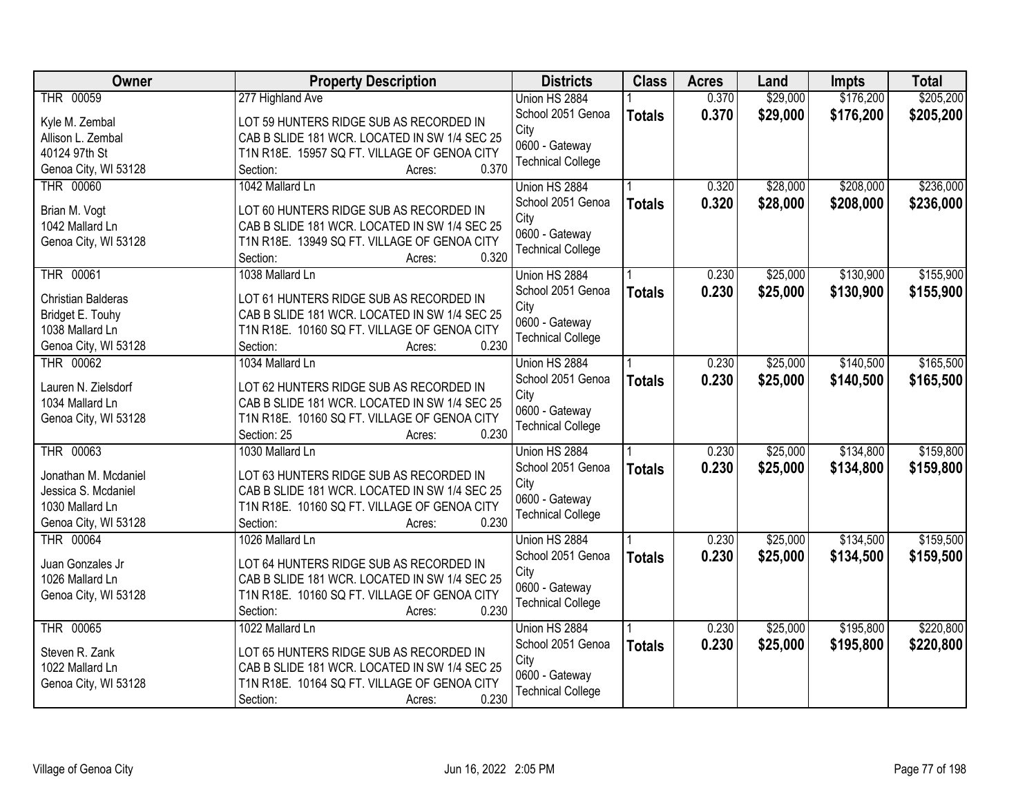| Owner | Property Description | Districts | Class | Acres | Land | Impts | Total |
|---|---|---|---|---|---|---|---|
| THR 00059<br>Kyle M. Zembal<br>Allison L. Zembal<br>40124 97th St<br>Genoa City, WI 53128 | 277 Highland Ave<br>LOT 59 HUNTERS RIDGE SUB AS RECORDED IN CAB B SLIDE 181 WCR. LOCATED IN SW 1/4 SEC 25 T1N R18E. 15957 SQ FT. VILLAGE OF GENOA CITY<br>Section: Acres: 0.370 | Union HS 2884<br>School 2051 Genoa City<br>0600 - Gateway Technical College | 1<br>**Totals** | 0.370<br>**0.370** | $29,000<br>**$29,000** | $176,200<br>**$176,200** | $205,200<br>**$205,200** |
| THR 00060<br>Brian M. Vogt<br>1042 Mallard Ln<br>Genoa City, WI 53128 | 1042 Mallard Ln<br>LOT 60 HUNTERS RIDGE SUB AS RECORDED IN CAB B SLIDE 181 WCR. LOCATED IN SW 1/4 SEC 25 T1N R18E. 13949 SQ FT. VILLAGE OF GENOA CITY<br>Section: Acres: 0.320 | Union HS 2884<br>School 2051 Genoa City<br>0600 - Gateway Technical College | 1<br>**Totals** | 0.320<br>**0.320** | $28,000<br>**$28,000** | $208,000<br>**$208,000** | $236,000<br>**$236,000** |
| THR 00061<br>Christian Balderas<br>Bridget E. Touhy<br>1038 Mallard Ln<br>Genoa City, WI 53128 | 1038 Mallard Ln<br>LOT 61 HUNTERS RIDGE SUB AS RECORDED IN CAB B SLIDE 181 WCR. LOCATED IN SW 1/4 SEC 25 T1N R18E. 10160 SQ FT. VILLAGE OF GENOA CITY<br>Section: Acres: 0.230 | Union HS 2884<br>School 2051 Genoa City<br>0600 - Gateway Technical College | 1<br>**Totals** | 0.230<br>**0.230** | $25,000<br>**$25,000** | $130,900<br>**$130,900** | $155,900<br>**$155,900** |
| THR 00062<br>Lauren N. Zielsdorf<br>1034 Mallard Ln<br>Genoa City, WI 53128 | 1034 Mallard Ln<br>LOT 62 HUNTERS RIDGE SUB AS RECORDED IN CAB B SLIDE 181 WCR. LOCATED IN SW 1/4 SEC 25 T1N R18E. 10160 SQ FT. VILLAGE OF GENOA CITY<br>Section: 25 Acres: 0.230 | Union HS 2884<br>School 2051 Genoa City<br>0600 - Gateway Technical College | 1<br>**Totals** | 0.230<br>**0.230** | $25,000<br>**$25,000** | $140,500<br>**$140,500** | $165,500<br>**$165,500** |
| THR 00063<br>Jonathan M. Mcdaniel<br>Jessica S. Mcdaniel<br>1030 Mallard Ln<br>Genoa City, WI 53128 | 1030 Mallard Ln<br>LOT 63 HUNTERS RIDGE SUB AS RECORDED IN CAB B SLIDE 181 WCR. LOCATED IN SW 1/4 SEC 25 T1N R18E. 10160 SQ FT. VILLAGE OF GENOA CITY<br>Section: Acres: 0.230 | Union HS 2884<br>School 2051 Genoa City<br>0600 - Gateway Technical College | 1<br>**Totals** | 0.230<br>**0.230** | $25,000<br>**$25,000** | $134,800<br>**$134,800** | $159,800<br>**$159,800** |
| THR 00064<br>Juan Gonzales Jr<br>1026 Mallard Ln<br>Genoa City, WI 53128 | 1026 Mallard Ln<br>LOT 64 HUNTERS RIDGE SUB AS RECORDED IN CAB B SLIDE 181 WCR. LOCATED IN SW 1/4 SEC 25 T1N R18E. 10160 SQ FT. VILLAGE OF GENOA CITY<br>Section: Acres: 0.230 | Union HS 2884<br>School 2051 Genoa City<br>0600 - Gateway Technical College | 1<br>**Totals** | 0.230<br>**0.230** | $25,000<br>**$25,000** | $134,500<br>**$134,500** | $159,500<br>**$159,500** |
| THR 00065<br>Steven R. Zank<br>1022 Mallard Ln<br>Genoa City, WI 53128 | 1022 Mallard Ln<br>LOT 65 HUNTERS RIDGE SUB AS RECORDED IN CAB B SLIDE 181 WCR. LOCATED IN SW 1/4 SEC 25 T1N R18E. 10164 SQ FT. VILLAGE OF GENOA CITY<br>Section: Acres: 0.230 | Union HS 2884<br>School 2051 Genoa City<br>0600 - Gateway Technical College | 1<br>**Totals** | 0.230<br>**0.230** | $25,000<br>**$25,000** | $195,800<br>**$195,800** | $220,800<br>**$220,800** |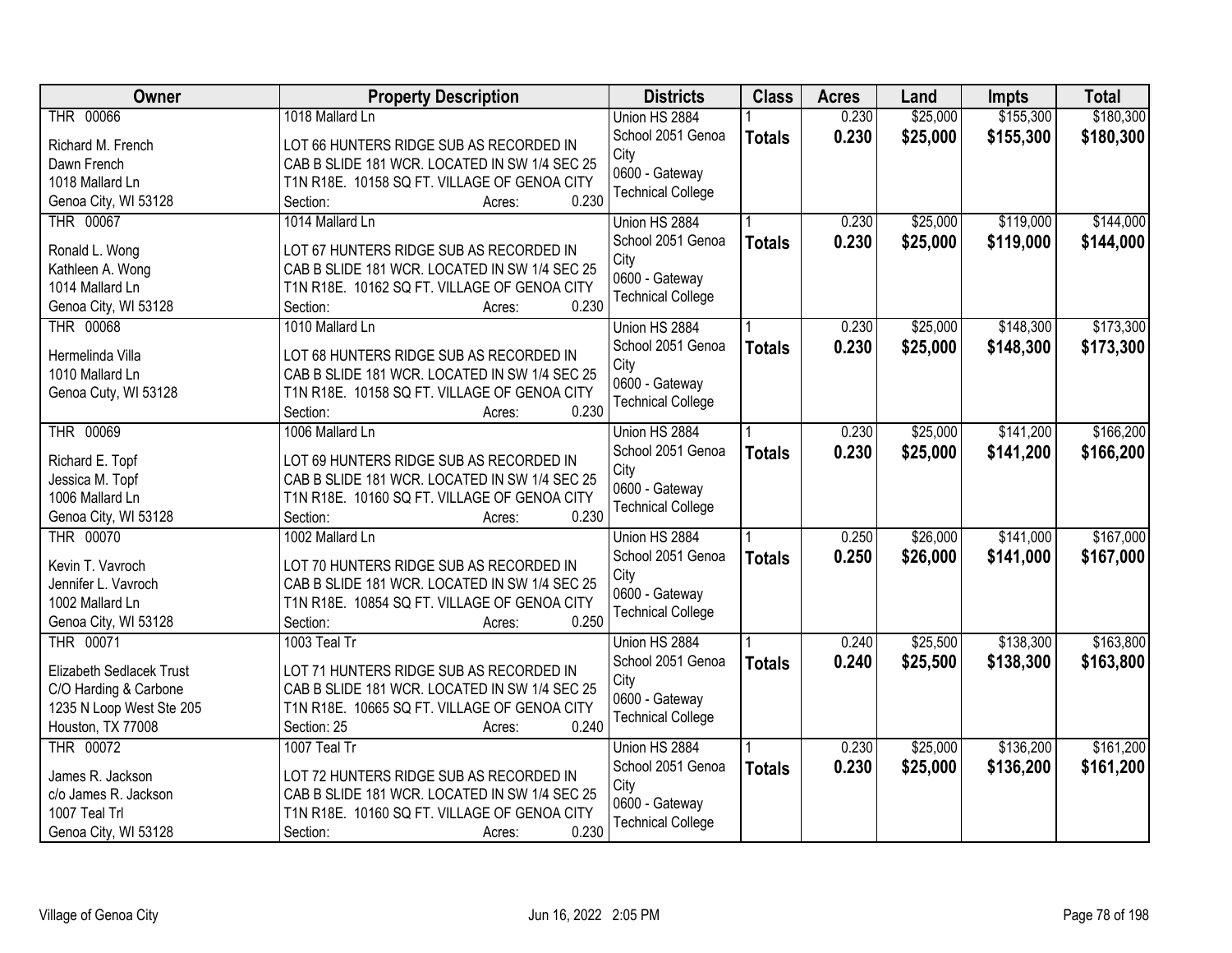| Owner | Property Description | Districts | Class | Acres | Land | Impts | Total |
|---|---|---|---|---|---|---|---|
| THR 00066<br>Richard M. French<br>Dawn French<br>1018 Mallard Ln<br>Genoa City, WI 53128 | 1018 Mallard Ln<br>LOT 66 HUNTERS RIDGE SUB AS RECORDED IN CAB B SLIDE 181 WCR. LOCATED IN SW 1/4 SEC 25 T1N R18E. 10158 SQ FT. VILLAGE OF GENOA CITY<br>Section: Acres: 0.230 | Union HS 2884<br>School 2051 Genoa City<br>0600 - Gateway Technical College | 1<br>**Totals** | 0.230<br>**0.230** | $25,000<br>**$25,000** | $155,300<br>**$155,300** | $180,300<br>**$180,300** |
| THR 00067<br>Ronald L. Wong<br>Kathleen A. Wong<br>1014 Mallard Ln<br>Genoa City, WI 53128 | 1014 Mallard Ln<br>LOT 67 HUNTERS RIDGE SUB AS RECORDED IN CAB B SLIDE 181 WCR. LOCATED IN SW 1/4 SEC 25 T1N R18E. 10162 SQ FT. VILLAGE OF GENOA CITY<br>Section: Acres: 0.230 | Union HS 2884<br>School 2051 Genoa City<br>0600 - Gateway Technical College | 1<br>**Totals** | 0.230<br>**0.230** | $25,000<br>**$25,000** | $119,000<br>**$119,000** | $144,000<br>**$144,000** |
| THR 00068<br>Hermelinda Villa<br>1010 Mallard Ln<br>Genoa Cuty, WI 53128 | 1010 Mallard Ln<br>LOT 68 HUNTERS RIDGE SUB AS RECORDED IN CAB B SLIDE 181 WCR. LOCATED IN SW 1/4 SEC 25 T1N R18E. 10158 SQ FT. VILLAGE OF GENOA CITY<br>Section: Acres: 0.230 | Union HS 2884<br>School 2051 Genoa City<br>0600 - Gateway Technical College | 1<br>**Totals** | 0.230<br>**0.230** | $25,000<br>**$25,000** | $148,300<br>**$148,300** | $173,300<br>**$173,300** |
| THR 00069<br>Richard E. Topf<br>Jessica M. Topf<br>1006 Mallard Ln<br>Genoa City, WI 53128 | 1006 Mallard Ln<br>LOT 69 HUNTERS RIDGE SUB AS RECORDED IN CAB B SLIDE 181 WCR. LOCATED IN SW 1/4 SEC 25 T1N R18E. 10160 SQ FT. VILLAGE OF GENOA CITY<br>Section: Acres: 0.230 | Union HS 2884<br>School 2051 Genoa City<br>0600 - Gateway Technical College | 1<br>**Totals** | 0.230<br>**0.230** | $25,000<br>**$25,000** | $141,200<br>**$141,200** | $166,200<br>**$166,200** |
| THR 00070<br>Kevin T. Vavroch<br>Jennifer L. Vavroch<br>1002 Mallard Ln<br>Genoa City, WI 53128 | 1002 Mallard Ln<br>LOT 70 HUNTERS RIDGE SUB AS RECORDED IN CAB B SLIDE 181 WCR. LOCATED IN SW 1/4 SEC 25 T1N R18E. 10854 SQ FT. VILLAGE OF GENOA CITY<br>Section: Acres: 0.250 | Union HS 2884<br>School 2051 Genoa City<br>0600 - Gateway Technical College | 1<br>**Totals** | 0.250<br>**0.250** | $26,000<br>**$26,000** | $141,000<br>**$141,000** | $167,000<br>**$167,000** |
| THR 00071<br>Elizabeth Sedlacek Trust<br>C/O Harding & Carbone<br>1235 N Loop West Ste 205<br>Houston, TX 77008 | 1003 Teal Tr<br>LOT 71 HUNTERS RIDGE SUB AS RECORDED IN CAB B SLIDE 181 WCR. LOCATED IN SW 1/4 SEC 25 T1N R18E. 10665 SQ FT. VILLAGE OF GENOA CITY<br>Section: 25 Acres: 0.240 | Union HS 2884<br>School 2051 Genoa City<br>0600 - Gateway Technical College | 1<br>**Totals** | 0.240<br>**0.240** | $25,500<br>**$25,500** | $138,300<br>**$138,300** | $163,800<br>**$163,800** |
| THR 00072<br>James R. Jackson<br>c/o James R. Jackson<br>1007 Teal Trl<br>Genoa City, WI 53128 | 1007 Teal Tr<br>LOT 72 HUNTERS RIDGE SUB AS RECORDED IN CAB B SLIDE 181 WCR. LOCATED IN SW 1/4 SEC 25 T1N R18E. 10160 SQ FT. VILLAGE OF GENOA CITY<br>Section: Acres: 0.230 | Union HS 2884<br>School 2051 Genoa City<br>0600 - Gateway Technical College | 1<br>**Totals** | 0.230<br>**0.230** | $25,000<br>**$25,000** | $136,200<br>**$136,200** | $161,200<br>**$161,200** |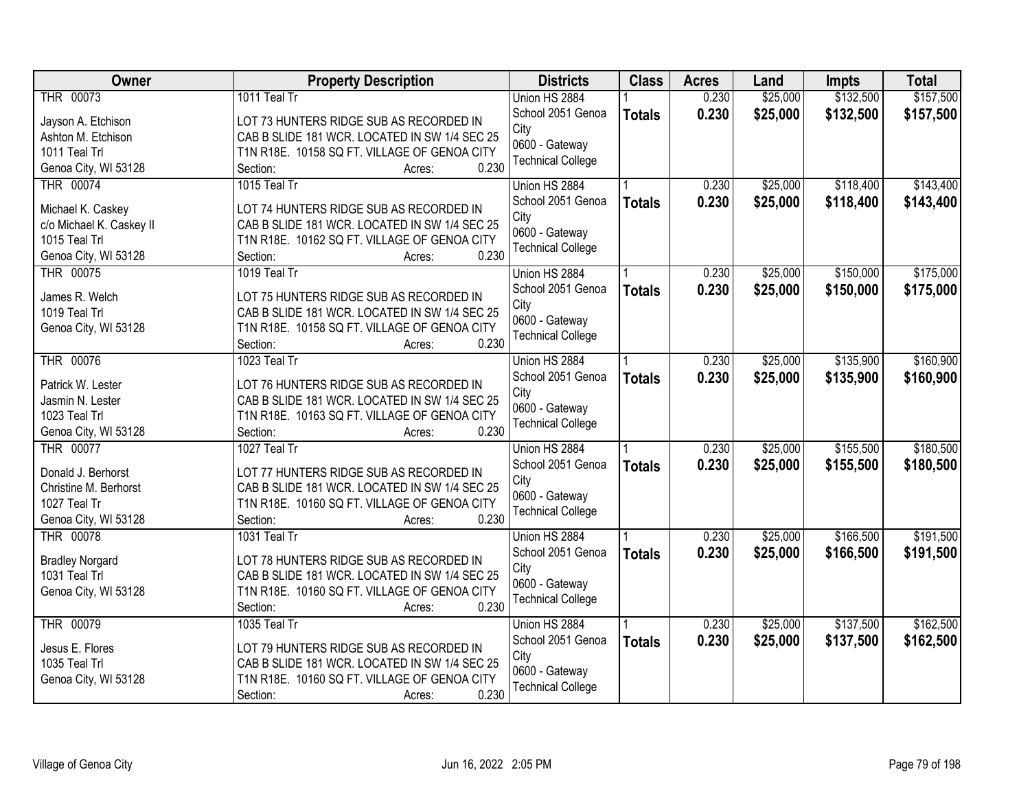| Owner | Property Description | Districts | Class | Acres | Land | Impts | Total |
|---|---|---|---|---|---|---|---|
| THR 00073<br>Jayson A. Etchison<br>Ashton M. Etchison<br>1011 Teal Trl<br>Genoa City, WI 53128 | 1011 Teal Tr<br>LOT 73 HUNTERS RIDGE SUB AS RECORDED IN CAB B SLIDE 181 WCR. LOCATED IN SW 1/4 SEC 25 T1N R18E. 10158 SQ FT. VILLAGE OF GENOA CITY<br>Section: Acres: 0.230 | Union HS 2884<br>School 2051 Genoa City<br>0600 - Gateway Technical College | 1<br>**Totals** | 0.230<br>**0.230** | $25,000<br>**$25,000** | $132,500<br>**$132,500** | $157,500<br>**$157,500** |
| THR 00074<br>Michael K. Caskey<br>c/o Michael K. Caskey II<br>1015 Teal Trl<br>Genoa City, WI 53128 | 1015 Teal Tr<br>LOT 74 HUNTERS RIDGE SUB AS RECORDED IN CAB B SLIDE 181 WCR. LOCATED IN SW 1/4 SEC 25 T1N R18E. 10162 SQ FT. VILLAGE OF GENOA CITY<br>Section: Acres: 0.230 | Union HS 2884<br>School 2051 Genoa City<br>0600 - Gateway Technical College | 1<br>**Totals** | 0.230<br>**0.230** | $25,000<br>**$25,000** | $118,400<br>**$118,400** | $143,400<br>**$143,400** |
| THR 00075<br>James R. Welch<br>1019 Teal Trl<br>Genoa City, WI 53128 | 1019 Teal Tr<br>LOT 75 HUNTERS RIDGE SUB AS RECORDED IN CAB B SLIDE 181 WCR. LOCATED IN SW 1/4 SEC 25 T1N R18E. 10158 SQ FT. VILLAGE OF GENOA CITY<br>Section: Acres: 0.230 | Union HS 2884<br>School 2051 Genoa City<br>0600 - Gateway Technical College | 1<br>**Totals** | 0.230<br>**0.230** | $25,000<br>**$25,000** | $150,000<br>**$150,000** | $175,000<br>**$175,000** |
| THR 00076<br>Patrick W. Lester<br>Jasmin N. Lester<br>1023 Teal Trl<br>Genoa City, WI 53128 | 1023 Teal Tr<br>LOT 76 HUNTERS RIDGE SUB AS RECORDED IN CAB B SLIDE 181 WCR. LOCATED IN SW 1/4 SEC 25 T1N R18E. 10163 SQ FT. VILLAGE OF GENOA CITY<br>Section: Acres: 0.230 | Union HS 2884<br>School 2051 Genoa City<br>0600 - Gateway Technical College | 1<br>**Totals** | 0.230<br>**0.230** | $25,000<br>**$25,000** | $135,900<br>**$135,900** | $160,900<br>**$160,900** |
| THR 00077<br>Donald J. Berhorst<br>Christine M. Berhorst<br>1027 Teal Tr<br>Genoa City, WI 53128 | 1027 Teal Tr<br>LOT 77 HUNTERS RIDGE SUB AS RECORDED IN CAB B SLIDE 181 WCR. LOCATED IN SW 1/4 SEC 25 T1N R18E. 10160 SQ FT. VILLAGE OF GENOA CITY<br>Section: Acres: 0.230 | Union HS 2884<br>School 2051 Genoa City<br>0600 - Gateway Technical College | 1<br>**Totals** | 0.230<br>**0.230** | $25,000<br>**$25,000** | $155,500<br>**$155,500** | $180,500<br>**$180,500** |
| THR 00078<br>Bradley Norgard<br>1031 Teal Trl<br>Genoa City, WI 53128 | 1031 Teal Tr<br>LOT 78 HUNTERS RIDGE SUB AS RECORDED IN CAB B SLIDE 181 WCR. LOCATED IN SW 1/4 SEC 25 T1N R18E. 10160 SQ FT. VILLAGE OF GENOA CITY<br>Section: Acres: 0.230 | Union HS 2884<br>School 2051 Genoa City<br>0600 - Gateway Technical College | 1<br>**Totals** | 0.230<br>**0.230** | $25,000<br>**$25,000** | $166,500<br>**$166,500** | $191,500<br>**$191,500** |
| THR 00079<br>Jesus E. Flores<br>1035 Teal Trl<br>Genoa City, WI 53128 | 1035 Teal Tr<br>LOT 79 HUNTERS RIDGE SUB AS RECORDED IN CAB B SLIDE 181 WCR. LOCATED IN SW 1/4 SEC 25 T1N R18E. 10160 SQ FT. VILLAGE OF GENOA CITY<br>Section: Acres: 0.230 | Union HS 2884<br>School 2051 Genoa City<br>0600 - Gateway Technical College | 1<br>**Totals** | 0.230<br>**0.230** | $25,000<br>**$25,000** | $137,500<br>**$137,500** | $162,500<br>**$162,500** |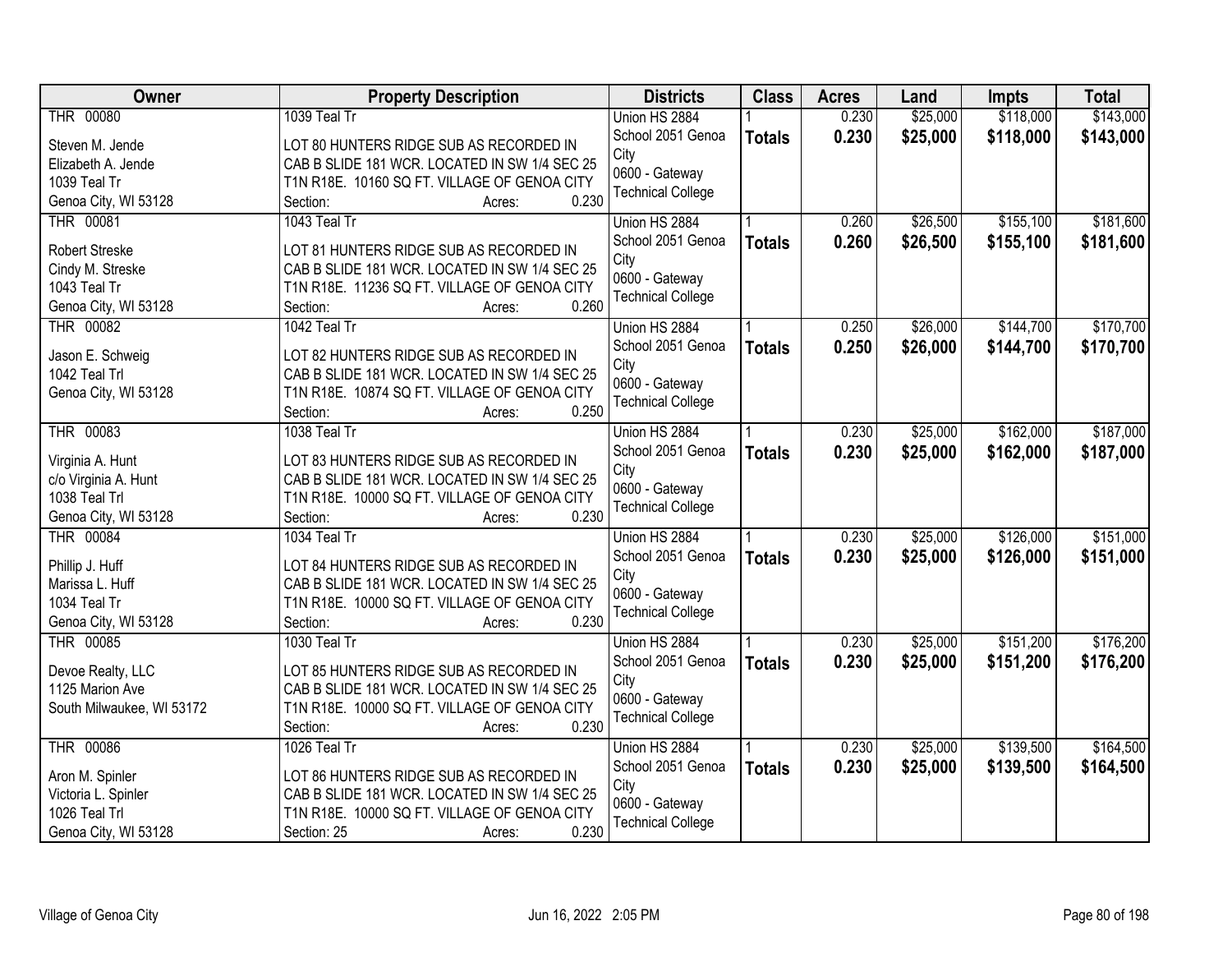| Owner | Property Description | Districts | Class | Acres | Land | Impts | Total |
|---|---|---|---|---|---|---|---|
| THR 00080<br>Steven M. Jende<br>Elizabeth A. Jende<br>1039 Teal Tr<br>Genoa City, WI 53128 | 1039 Teal Tr<br>LOT 80 HUNTERS RIDGE SUB AS RECORDED IN CAB B SLIDE 181 WCR. LOCATED IN SW 1/4 SEC 25 T1N R18E. 10160 SQ FT. VILLAGE OF GENOA CITY<br>Section: Acres: 0.230 | Union HS 2884<br>School 2051 Genoa City<br>0600 - Gateway Technical College | 1<br>**Totals** | 0.230<br>**0.230** | $25,000<br>**$25,000** | $118,000<br>**$118,000** | $143,000<br>**$143,000** |
| THR 00081<br>Robert Streske<br>Cindy M. Streske<br>1043 Teal Tr<br>Genoa City, WI 53128 | 1043 Teal Tr<br>LOT 81 HUNTERS RIDGE SUB AS RECORDED IN CAB B SLIDE 181 WCR. LOCATED IN SW 1/4 SEC 25 T1N R18E. 11236 SQ FT. VILLAGE OF GENOA CITY<br>Section: Acres: 0.260 | Union HS 2884<br>School 2051 Genoa City<br>0600 - Gateway Technical College | 1<br>**Totals** | 0.260<br>**0.260** | $26,500<br>**$26,500** | $155,100<br>**$155,100** | $181,600<br>**$181,600** |
| THR 00082<br>Jason E. Schweig<br>1042 Teal Trl<br>Genoa City, WI 53128 | 1042 Teal Tr<br>LOT 82 HUNTERS RIDGE SUB AS RECORDED IN CAB B SLIDE 181 WCR. LOCATED IN SW 1/4 SEC 25 T1N R18E. 10874 SQ FT. VILLAGE OF GENOA CITY<br>Section: Acres: 0.250 | Union HS 2884<br>School 2051 Genoa City<br>0600 - Gateway Technical College | 1<br>**Totals** | 0.250<br>**0.250** | $26,000<br>**$26,000** | $144,700<br>**$144,700** | $170,700<br>**$170,700** |
| THR 00083<br>Virginia A. Hunt<br>c/o Virginia A. Hunt<br>1038 Teal Trl<br>Genoa City, WI 53128 | 1038 Teal Tr<br>LOT 83 HUNTERS RIDGE SUB AS RECORDED IN CAB B SLIDE 181 WCR. LOCATED IN SW 1/4 SEC 25 T1N R18E. 10000 SQ FT. VILLAGE OF GENOA CITY<br>Section: Acres: 0.230 | Union HS 2884<br>School 2051 Genoa City<br>0600 - Gateway Technical College | 1<br>**Totals** | 0.230<br>**0.230** | $25,000<br>**$25,000** | $162,000<br>**$162,000** | $187,000<br>**$187,000** |
| THR 00084<br>Phillip J. Huff<br>Marissa L. Huff<br>1034 Teal Tr<br>Genoa City, WI 53128 | 1034 Teal Tr<br>LOT 84 HUNTERS RIDGE SUB AS RECORDED IN CAB B SLIDE 181 WCR. LOCATED IN SW 1/4 SEC 25 T1N R18E. 10000 SQ FT. VILLAGE OF GENOA CITY<br>Section: Acres: 0.230 | Union HS 2884<br>School 2051 Genoa City<br>0600 - Gateway Technical College | 1<br>**Totals** | 0.230<br>**0.230** | $25,000<br>**$25,000** | $126,000<br>**$126,000** | $151,000<br>**$151,000** |
| THR 00085<br>Devoe Realty, LLC<br>1125 Marion Ave<br>South Milwaukee, WI 53172 | 1030 Teal Tr<br>LOT 85 HUNTERS RIDGE SUB AS RECORDED IN CAB B SLIDE 181 WCR. LOCATED IN SW 1/4 SEC 25 T1N R18E. 10000 SQ FT. VILLAGE OF GENOA CITY<br>Section: Acres: 0.230 | Union HS 2884<br>School 2051 Genoa City<br>0600 - Gateway Technical College | 1<br>**Totals** | 0.230<br>**0.230** | $25,000<br>**$25,000** | $151,200<br>**$151,200** | $176,200<br>**$176,200** |
| THR 00086<br>Aron M. Spinler<br>Victoria L. Spinler<br>1026 Teal Trl<br>Genoa City, WI 53128 | 1026 Teal Tr<br>LOT 86 HUNTERS RIDGE SUB AS RECORDED IN CAB B SLIDE 181 WCR. LOCATED IN SW 1/4 SEC 25 T1N R18E. 10000 SQ FT. VILLAGE OF GENOA CITY<br>Section: 25 Acres: 0.230 | Union HS 2884<br>School 2051 Genoa City<br>0600 - Gateway Technical College | 1<br>**Totals** | 0.230<br>**0.230** | $25,000<br>**$25,000** | $139,500<br>**$139,500** | $164,500<br>**$164,500** |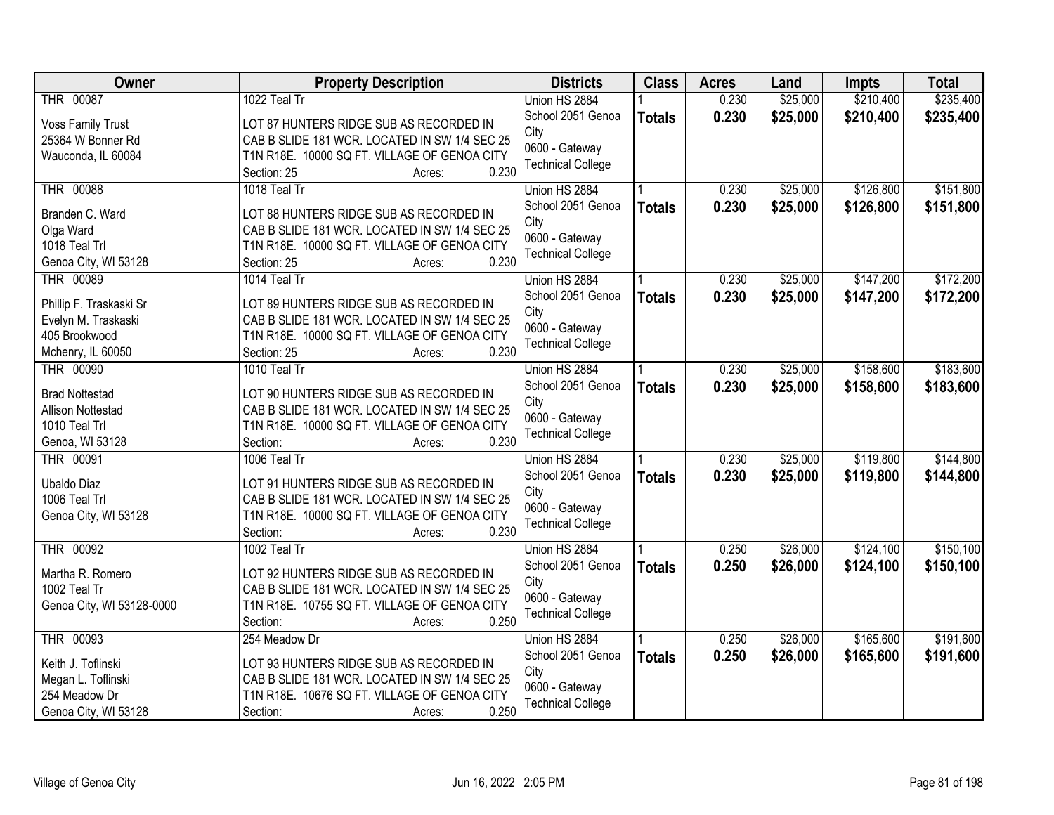| Owner | Property Description | Districts | Class | Acres | Land | Impts | Total |
|---|---|---|---|---|---|---|---|
| THR 00087<br>Voss Family Trust<br>25364 W Bonner Rd<br>Wauconda, IL 60084 | 1022 Teal Tr<br>LOT 87 HUNTERS RIDGE SUB AS RECORDED IN CAB B SLIDE 181 WCR. LOCATED IN SW 1/4 SEC 25 T1N R18E. 10000 SQ FT. VILLAGE OF GENOA CITY<br>Section: 25 Acres: 0.230 | Union HS 2884<br>School 2051 Genoa City<br>0600 - Gateway Technical College | 1<br>**Totals** | 0.230<br>**0.230** | $25,000<br>**$25,000** | $210,400<br>**$210,400** | $235,400<br>**$235,400** |
| THR 00088<br>Branden C. Ward<br>Olga Ward<br>1018 Teal Trl<br>Genoa City, WI 53128 | 1018 Teal Tr<br>LOT 88 HUNTERS RIDGE SUB AS RECORDED IN CAB B SLIDE 181 WCR. LOCATED IN SW 1/4 SEC 25 T1N R18E. 10000 SQ FT. VILLAGE OF GENOA CITY<br>Section: 25 Acres: 0.230 | Union HS 2884<br>School 2051 Genoa City<br>0600 - Gateway Technical College | 1<br>**Totals** | 0.230<br>**0.230** | $25,000<br>**$25,000** | $126,800<br>**$126,800** | $151,800<br>**$151,800** |
| THR 00089<br>Phillip F. Traskaski Sr<br>Evelyn M. Traskaski<br>405 Brookwood<br>Mchenry, IL 60050 | 1014 Teal Tr<br>LOT 89 HUNTERS RIDGE SUB AS RECORDED IN CAB B SLIDE 181 WCR. LOCATED IN SW 1/4 SEC 25 T1N R18E. 10000 SQ FT. VILLAGE OF GENOA CITY<br>Section: 25 Acres: 0.230 | Union HS 2884<br>School 2051 Genoa City<br>0600 - Gateway Technical College | 1<br>**Totals** | 0.230<br>**0.230** | $25,000<br>**$25,000** | $147,200<br>**$147,200** | $172,200<br>**$172,200** |
| THR 00090<br>Brad Nottestad<br>Allison Nottestad<br>1010 Teal Trl<br>Genoa, WI 53128 | 1010 Teal Tr<br>LOT 90 HUNTERS RIDGE SUB AS RECORDED IN CAB B SLIDE 181 WCR. LOCATED IN SW 1/4 SEC 25 T1N R18E. 10000 SQ FT. VILLAGE OF GENOA CITY<br>Section: Acres: 0.230 | Union HS 2884<br>School 2051 Genoa City<br>0600 - Gateway Technical College | 1<br>**Totals** | 0.230<br>**0.230** | $25,000<br>**$25,000** | $158,600<br>**$158,600** | $183,600<br>**$183,600** |
| THR 00091<br>Ubaldo Diaz<br>1006 Teal Trl<br>Genoa City, WI 53128 | 1006 Teal Tr<br>LOT 91 HUNTERS RIDGE SUB AS RECORDED IN CAB B SLIDE 181 WCR. LOCATED IN SW 1/4 SEC 25 T1N R18E. 10000 SQ FT. VILLAGE OF GENOA CITY<br>Section: Acres: 0.230 | Union HS 2884<br>School 2051 Genoa City<br>0600 - Gateway Technical College | 1<br>**Totals** | 0.230<br>**0.230** | $25,000<br>**$25,000** | $119,800<br>**$119,800** | $144,800<br>**$144,800** |
| THR 00092<br>Martha R. Romero<br>1002 Teal Tr<br>Genoa City, WI 53128-0000 | 1002 Teal Tr<br>LOT 92 HUNTERS RIDGE SUB AS RECORDED IN CAB B SLIDE 181 WCR. LOCATED IN SW 1/4 SEC 25 T1N R18E. 10755 SQ FT. VILLAGE OF GENOA CITY<br>Section: Acres: 0.250 | Union HS 2884<br>School 2051 Genoa City<br>0600 - Gateway Technical College | 1<br>**Totals** | 0.250<br>**0.250** | $26,000<br>**$26,000** | $124,100<br>**$124,100** | $150,100<br>**$150,100** |
| THR 00093<br>Keith J. Toflinski<br>Megan L. Toflinski<br>254 Meadow Dr<br>Genoa City, WI 53128 | 254 Meadow Dr<br>LOT 93 HUNTERS RIDGE SUB AS RECORDED IN CAB B SLIDE 181 WCR. LOCATED IN SW 1/4 SEC 25 T1N R18E. 10676 SQ FT. VILLAGE OF GENOA CITY<br>Section: Acres: 0.250 | Union HS 2884<br>School 2051 Genoa City<br>0600 - Gateway Technical College | 1<br>**Totals** | 0.250<br>**0.250** | $26,000<br>**$26,000** | $165,600<br>**$165,600** | $191,600<br>**$191,600** |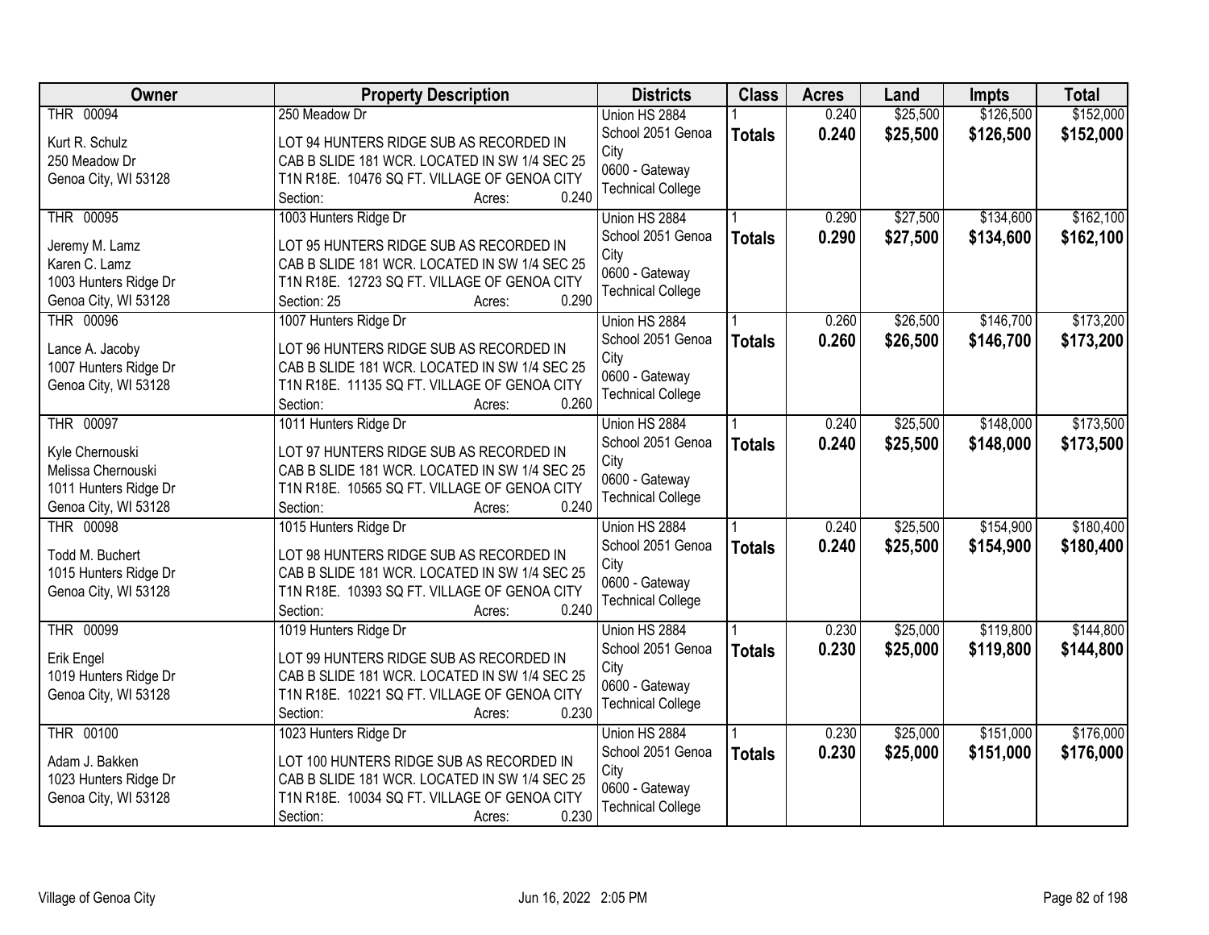| Owner | Property Description | Districts | Class | Acres | Land | Impts | Total |
|---|---|---|---|---|---|---|---|
| THR 00094<br><br>Kurt R. Schulz<br>250 Meadow Dr<br>Genoa City, WI 53128 | 250 Meadow Dr<br><br>LOT 94 HUNTERS RIDGE SUB AS RECORDED IN CAB B SLIDE 181 WCR. LOCATED IN SW 1/4 SEC 25 T1N R18E. 10476 SQ FT. VILLAGE OF GENOA CITY<br>Section: Acres: 0.240 | Union HS 2884<br>School 2051 Genoa City<br>0600 - Gateway Technical College | 1<br>**Totals** | 0.240<br>**0.240** | $25,500<br>**$25,500** | $126,500<br>**$126,500** | $152,000<br>**$152,000** |
| THR 00095<br><br>Jeremy M. Lamz<br>Karen C. Lamz<br>1003 Hunters Ridge Dr<br>Genoa City, WI 53128 | 1003 Hunters Ridge Dr<br><br>LOT 95 HUNTERS RIDGE SUB AS RECORDED IN CAB B SLIDE 181 WCR. LOCATED IN SW 1/4 SEC 25 T1N R18E. 12723 SQ FT. VILLAGE OF GENOA CITY<br>Section: 25 Acres: 0.290 | Union HS 2884<br>School 2051 Genoa City<br>0600 - Gateway Technical College | 1<br>**Totals** | 0.290<br>**0.290** | $27,500<br>**$27,500** | $134,600<br>**$134,600** | $162,100<br>**$162,100** |
| THR 00096<br><br>Lance A. Jacoby<br>1007 Hunters Ridge Dr<br>Genoa City, WI 53128 | 1007 Hunters Ridge Dr<br><br>LOT 96 HUNTERS RIDGE SUB AS RECORDED IN CAB B SLIDE 181 WCR. LOCATED IN SW 1/4 SEC 25 T1N R18E. 11135 SQ FT. VILLAGE OF GENOA CITY<br>Section: Acres: 0.260 | Union HS 2884<br>School 2051 Genoa City<br>0600 - Gateway Technical College | 1<br>**Totals** | 0.260<br>**0.260** | $26,500<br>**$26,500** | $146,700<br>**$146,700** | $173,200<br>**$173,200** |
| THR 00097<br><br>Kyle Chernouski<br>Melissa Chernouski<br>1011 Hunters Ridge Dr<br>Genoa City, WI 53128 | 1011 Hunters Ridge Dr<br><br>LOT 97 HUNTERS RIDGE SUB AS RECORDED IN CAB B SLIDE 181 WCR. LOCATED IN SW 1/4 SEC 25 T1N R18E. 10565 SQ FT. VILLAGE OF GENOA CITY<br>Section: Acres: 0.240 | Union HS 2884<br>School 2051 Genoa City<br>0600 - Gateway Technical College | 1<br>**Totals** | 0.240<br>**0.240** | $25,500<br>**$25,500** | $148,000<br>**$148,000** | $173,500<br>**$173,500** |
| THR 00098<br><br>Todd M. Buchert<br>1015 Hunters Ridge Dr<br>Genoa City, WI 53128 | 1015 Hunters Ridge Dr<br><br>LOT 98 HUNTERS RIDGE SUB AS RECORDED IN CAB B SLIDE 181 WCR. LOCATED IN SW 1/4 SEC 25 T1N R18E. 10393 SQ FT. VILLAGE OF GENOA CITY<br>Section: Acres: 0.240 | Union HS 2884<br>School 2051 Genoa City<br>0600 - Gateway Technical College | 1<br>**Totals** | 0.240<br>**0.240** | $25,500<br>**$25,500** | $154,900<br>**$154,900** | $180,400<br>**$180,400** |
| THR 00099<br><br>Erik Engel<br>1019 Hunters Ridge Dr<br>Genoa City, WI 53128 | 1019 Hunters Ridge Dr<br><br>LOT 99 HUNTERS RIDGE SUB AS RECORDED IN CAB B SLIDE 181 WCR. LOCATED IN SW 1/4 SEC 25 T1N R18E. 10221 SQ FT. VILLAGE OF GENOA CITY<br>Section: Acres: 0.230 | Union HS 2884<br>School 2051 Genoa City<br>0600 - Gateway Technical College | 1<br>**Totals** | 0.230<br>**0.230** | $25,000<br>**$25,000** | $119,800<br>**$119,800** | $144,800<br>**$144,800** |
| THR 00100<br><br>Adam J. Bakken<br>1023 Hunters Ridge Dr<br>Genoa City, WI 53128 | 1023 Hunters Ridge Dr<br><br>LOT 100 HUNTERS RIDGE SUB AS RECORDED IN CAB B SLIDE 181 WCR. LOCATED IN SW 1/4 SEC 25 T1N R18E. 10034 SQ FT. VILLAGE OF GENOA CITY<br>Section: Acres: 0.230 | Union HS 2884<br>School 2051 Genoa City<br>0600 - Gateway Technical College | 1<br>**Totals** | 0.230<br>**0.230** | $25,000<br>**$25,000** | $151,000<br>**$151,000** | $176,000<br>**$176,000** |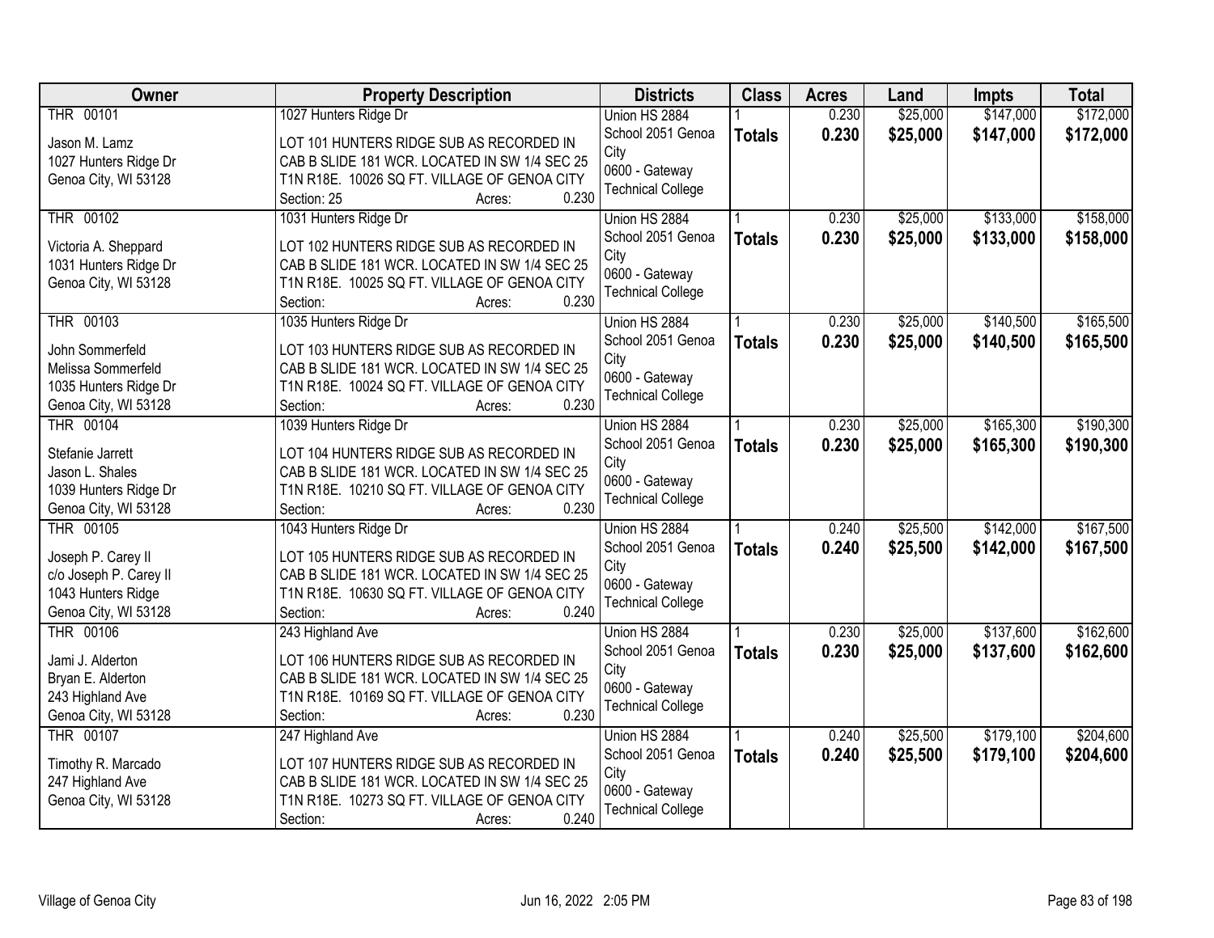| Owner | Property Description | Districts | Class | Acres | Land | Impts | Total |
|---|---|---|---|---|---|---|---|
| THR 00101<br><br>Jason M. Lamz<br>1027 Hunters Ridge Dr<br>Genoa City, WI 53128 | 1027 Hunters Ridge Dr<br><br>LOT 101 HUNTERS RIDGE SUB AS RECORDED IN CAB B SLIDE 181 WCR. LOCATED IN SW 1/4 SEC 25 T1N R18E. 10026 SQ FT. VILLAGE OF GENOA CITY<br>Section: 25 Acres: 0.230 | Union HS 2884<br>School 2051 Genoa City<br>0600 - Gateway Technical College | 1<br>**Totals** | 0.230<br>**0.230** | $25,000<br>**$25,000** | $147,000<br>**$147,000** | $172,000<br>**$172,000** |
| THR 00102<br><br>Victoria A. Sheppard<br>1031 Hunters Ridge Dr<br>Genoa City, WI 53128 | 1031 Hunters Ridge Dr<br><br>LOT 102 HUNTERS RIDGE SUB AS RECORDED IN CAB B SLIDE 181 WCR. LOCATED IN SW 1/4 SEC 25 T1N R18E. 10025 SQ FT. VILLAGE OF GENOA CITY<br>Section: Acres: 0.230 | Union HS 2884<br>School 2051 Genoa City<br>0600 - Gateway Technical College | 1<br>**Totals** | 0.230<br>**0.230** | $25,000<br>**$25,000** | $133,000<br>**$133,000** | $158,000<br>**$158,000** |
| THR 00103<br><br>John Sommerfeld<br>Melissa Sommerfeld<br>1035 Hunters Ridge Dr<br>Genoa City, WI 53128 | 1035 Hunters Ridge Dr<br><br>LOT 103 HUNTERS RIDGE SUB AS RECORDED IN CAB B SLIDE 181 WCR. LOCATED IN SW 1/4 SEC 25 T1N R18E. 10024 SQ FT. VILLAGE OF GENOA CITY<br>Section: Acres: 0.230 | Union HS 2884<br>School 2051 Genoa City<br>0600 - Gateway Technical College | 1<br>**Totals** | 0.230<br>**0.230** | $25,000<br>**$25,000** | $140,500<br>**$140,500** | $165,500<br>**$165,500** |
| THR 00104<br><br>Stefanie Jarrett<br>Jason L. Shales<br>1039 Hunters Ridge Dr<br>Genoa City, WI 53128 | 1039 Hunters Ridge Dr<br><br>LOT 104 HUNTERS RIDGE SUB AS RECORDED IN CAB B SLIDE 181 WCR. LOCATED IN SW 1/4 SEC 25 T1N R18E. 10210 SQ FT. VILLAGE OF GENOA CITY<br>Section: Acres: 0.230 | Union HS 2884<br>School 2051 Genoa City<br>0600 - Gateway Technical College | 1<br>**Totals** | 0.230<br>**0.230** | $25,000<br>**$25,000** | $165,300<br>**$165,300** | $190,300<br>**$190,300** |
| THR 00105<br><br>Joseph P. Carey II<br>c/o Joseph P. Carey II<br>1043 Hunters Ridge<br>Genoa City, WI 53128 | 1043 Hunters Ridge Dr<br><br>LOT 105 HUNTERS RIDGE SUB AS RECORDED IN CAB B SLIDE 181 WCR. LOCATED IN SW 1/4 SEC 25 T1N R18E. 10630 SQ FT. VILLAGE OF GENOA CITY<br>Section: Acres: 0.240 | Union HS 2884<br>School 2051 Genoa City<br>0600 - Gateway Technical College | 1<br>**Totals** | 0.240<br>**0.240** | $25,500<br>**$25,500** | $142,000<br>**$142,000** | $167,500<br>**$167,500** |
| THR 00106<br><br>Jami J. Alderton<br>Bryan E. Alderton<br>243 Highland Ave<br>Genoa City, WI 53128 | 243 Highland Ave<br><br>LOT 106 HUNTERS RIDGE SUB AS RECORDED IN CAB B SLIDE 181 WCR. LOCATED IN SW 1/4 SEC 25 T1N R18E. 10169 SQ FT. VILLAGE OF GENOA CITY<br>Section: Acres: 0.230 | Union HS 2884<br>School 2051 Genoa City<br>0600 - Gateway Technical College | 1<br>**Totals** | 0.230<br>**0.230** | $25,000<br>**$25,000** | $137,600<br>**$137,600** | $162,600<br>**$162,600** |
| THR 00107<br><br>Timothy R. Marcado<br>247 Highland Ave<br>Genoa City, WI 53128 | 247 Highland Ave<br><br>LOT 107 HUNTERS RIDGE SUB AS RECORDED IN CAB B SLIDE 181 WCR. LOCATED IN SW 1/4 SEC 25 T1N R18E. 10273 SQ FT. VILLAGE OF GENOA CITY<br>Section: Acres: 0.240 | Union HS 2884<br>School 2051 Genoa City<br>0600 - Gateway Technical College | 1<br>**Totals** | 0.240<br>**0.240** | $25,500<br>**$25,500** | $179,100<br>**$179,100** | $204,600<br>**$204,600** |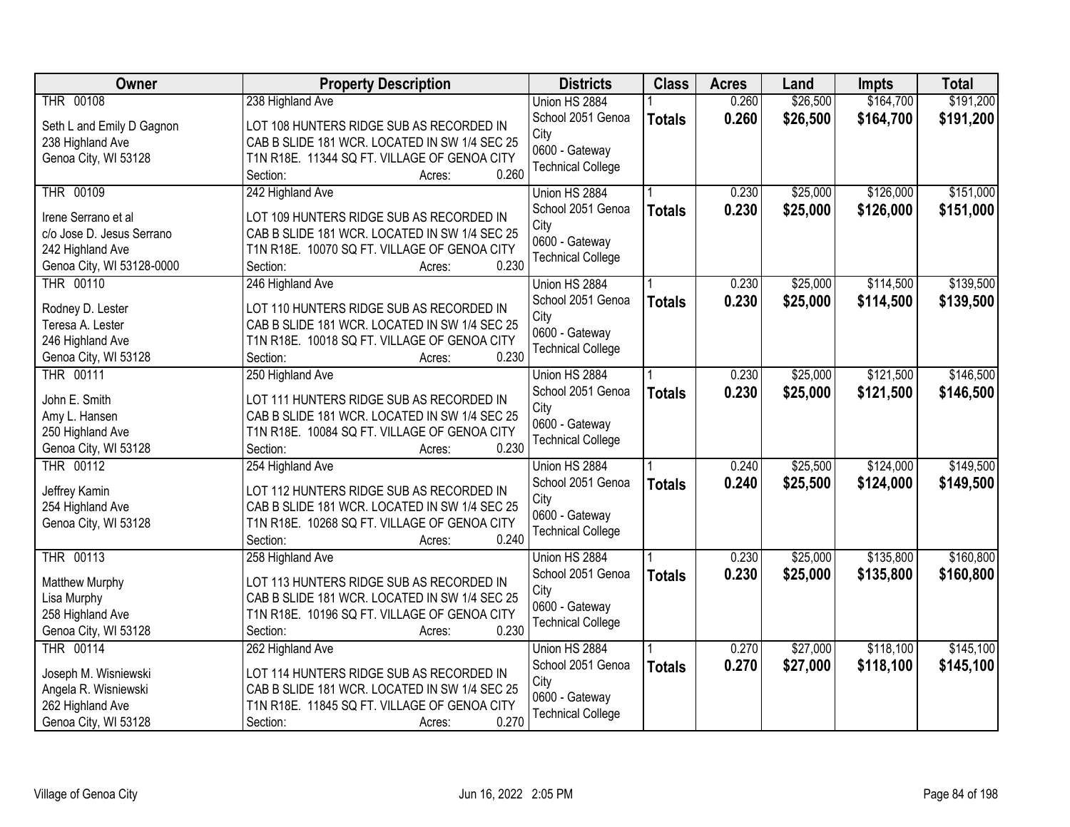| Owner | Property Description | Districts | Class | Acres | Land | Impts | Total |
|---|---|---|---|---|---|---|---|
| THR 00108<br><br>Seth L and Emily D Gagnon<br>238 Highland Ave<br>Genoa City, WI 53128 | 238 Highland Ave<br><br>LOT 108 HUNTERS RIDGE SUB AS RECORDED IN CAB B SLIDE 181 WCR. LOCATED IN SW 1/4 SEC 25 T1N R18E. 11344 SQ FT. VILLAGE OF GENOA CITY<br>Section: Acres: 0.260 | Union HS 2884<br>School 2051 Genoa City<br>0600 - Gateway Technical College | 1<br>**Totals** | 0.260<br>**0.260** | $26,500<br>**$26,500** | $164,700<br>**$164,700** | $191,200<br>**$191,200** |
| THR 00109<br><br>Irene Serrano et al<br>c/o Jose D. Jesus Serrano<br>242 Highland Ave<br>Genoa City, WI 53128-0000 | 242 Highland Ave<br><br>LOT 109 HUNTERS RIDGE SUB AS RECORDED IN CAB B SLIDE 181 WCR. LOCATED IN SW 1/4 SEC 25 T1N R18E. 10070 SQ FT. VILLAGE OF GENOA CITY<br>Section: Acres: 0.230 | Union HS 2884<br>School 2051 Genoa City<br>0600 - Gateway Technical College | 1<br>**Totals** | 0.230<br>**0.230** | $25,000<br>**$25,000** | $126,000<br>**$126,000** | $151,000<br>**$151,000** |
| THR 00110<br><br>Rodney D. Lester<br>Teresa A. Lester<br>246 Highland Ave<br>Genoa City, WI 53128 | 246 Highland Ave<br><br>LOT 110 HUNTERS RIDGE SUB AS RECORDED IN CAB B SLIDE 181 WCR. LOCATED IN SW 1/4 SEC 25 T1N R18E. 10018 SQ FT. VILLAGE OF GENOA CITY<br>Section: Acres: 0.230 | Union HS 2884<br>School 2051 Genoa City<br>0600 - Gateway Technical College | 1<br>**Totals** | 0.230<br>**0.230** | $25,000<br>**$25,000** | $114,500<br>**$114,500** | $139,500<br>**$139,500** |
| THR 00111<br><br>John E. Smith<br>Amy L. Hansen<br>250 Highland Ave<br>Genoa City, WI 53128 | 250 Highland Ave<br><br>LOT 111 HUNTERS RIDGE SUB AS RECORDED IN CAB B SLIDE 181 WCR. LOCATED IN SW 1/4 SEC 25 T1N R18E. 10084 SQ FT. VILLAGE OF GENOA CITY<br>Section: Acres: 0.230 | Union HS 2884<br>School 2051 Genoa City<br>0600 - Gateway Technical College | 1<br>**Totals** | 0.230<br>**0.230** | $25,000<br>**$25,000** | $121,500<br>**$121,500** | $146,500<br>**$146,500** |
| THR 00112<br><br>Jeffrey Kamin<br>254 Highland Ave<br>Genoa City, WI 53128 | 254 Highland Ave<br><br>LOT 112 HUNTERS RIDGE SUB AS RECORDED IN CAB B SLIDE 181 WCR. LOCATED IN SW 1/4 SEC 25 T1N R18E. 10268 SQ FT. VILLAGE OF GENOA CITY<br>Section: Acres: 0.240 | Union HS 2884<br>School 2051 Genoa City<br>0600 - Gateway Technical College | 1<br>**Totals** | 0.240<br>**0.240** | $25,500<br>**$25,500** | $124,000<br>**$124,000** | $149,500<br>**$149,500** |
| THR 00113<br><br>Matthew Murphy<br>Lisa Murphy<br>258 Highland Ave<br>Genoa City, WI 53128 | 258 Highland Ave<br><br>LOT 113 HUNTERS RIDGE SUB AS RECORDED IN CAB B SLIDE 181 WCR. LOCATED IN SW 1/4 SEC 25 T1N R18E. 10196 SQ FT. VILLAGE OF GENOA CITY<br>Section: Acres: 0.230 | Union HS 2884<br>School 2051 Genoa City<br>0600 - Gateway Technical College | 1<br>**Totals** | 0.230<br>**0.230** | $25,000<br>**$25,000** | $135,800<br>**$135,800** | $160,800<br>**$160,800** |
| THR 00114<br><br>Joseph M. Wisniewski<br>Angela R. Wisniewski<br>262 Highland Ave<br>Genoa City, WI 53128 | 262 Highland Ave<br><br>LOT 114 HUNTERS RIDGE SUB AS RECORDED IN CAB B SLIDE 181 WCR. LOCATED IN SW 1/4 SEC 25 T1N R18E. 11845 SQ FT. VILLAGE OF GENOA CITY<br>Section: Acres: 0.270 | Union HS 2884<br>School 2051 Genoa City<br>0600 - Gateway Technical College | 1<br>**Totals** | 0.270<br>**0.270** | $27,000<br>**$27,000** | $118,100<br>**$118,100** | $145,100<br>**$145,100** |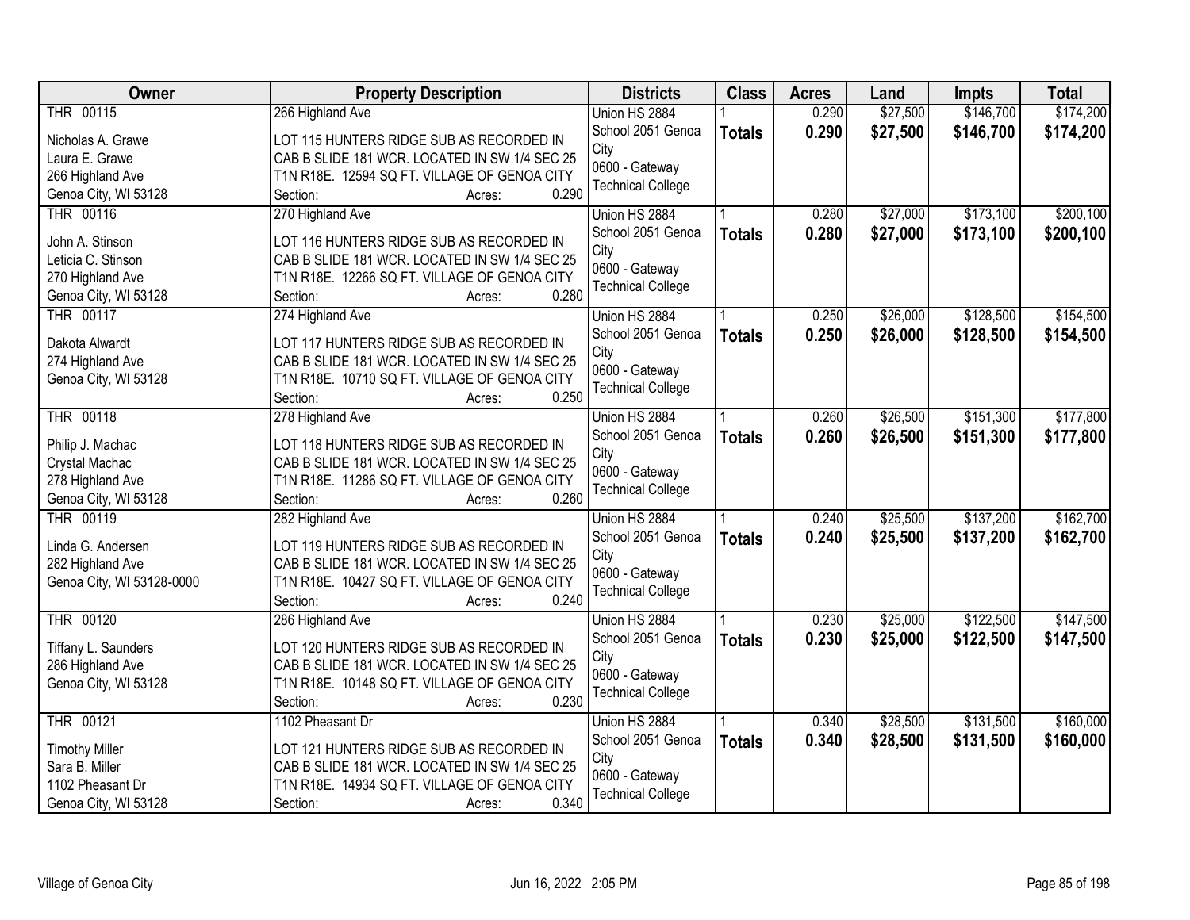| Owner | Property Description | Districts | Class | Acres | Land | Impts | Total |
|---|---|---|---|---|---|---|---|
| THR 00115<br>Nicholas A. Grawe<br>Laura E. Grawe<br>266 Highland Ave<br>Genoa City, WI 53128 | 266 Highland Ave<br>LOT 115 HUNTERS RIDGE SUB AS RECORDED IN CAB B SLIDE 181 WCR. LOCATED IN SW 1/4 SEC 25 T1N R18E. 12594 SQ FT. VILLAGE OF GENOA CITY<br>Section: Acres: 0.290 | Union HS 2884<br>School 2051 Genoa City<br>0600 - Gateway Technical College | 1<br>**Totals** | 0.290<br>**0.290** | $27,500<br>**$27,500** | $146,700<br>**$146,700** | $174,200<br>**$174,200** |
| THR 00116<br>John A. Stinson<br>Leticia C. Stinson<br>270 Highland Ave<br>Genoa City, WI 53128 | 270 Highland Ave<br>LOT 116 HUNTERS RIDGE SUB AS RECORDED IN CAB B SLIDE 181 WCR. LOCATED IN SW 1/4 SEC 25 T1N R18E. 12266 SQ FT. VILLAGE OF GENOA CITY<br>Section: Acres: 0.280 | Union HS 2884<br>School 2051 Genoa City<br>0600 - Gateway Technical College | 1<br>**Totals** | 0.280<br>**0.280** | $27,000<br>**$27,000** | $173,100<br>**$173,100** | $200,100<br>**$200,100** |
| THR 00117<br>Dakota Alwardt<br>274 Highland Ave<br>Genoa City, WI 53128 | 274 Highland Ave<br>LOT 117 HUNTERS RIDGE SUB AS RECORDED IN CAB B SLIDE 181 WCR. LOCATED IN SW 1/4 SEC 25 T1N R18E. 10710 SQ FT. VILLAGE OF GENOA CITY<br>Section: Acres: 0.250 | Union HS 2884<br>School 2051 Genoa City<br>0600 - Gateway Technical College | 1<br>**Totals** | 0.250<br>**0.250** | $26,000<br>**$26,000** | $128,500<br>**$128,500** | $154,500<br>**$154,500** |
| THR 00118<br>Philip J. Machac<br>Crystal Machac<br>278 Highland Ave<br>Genoa City, WI 53128 | 278 Highland Ave<br>LOT 118 HUNTERS RIDGE SUB AS RECORDED IN CAB B SLIDE 181 WCR. LOCATED IN SW 1/4 SEC 25 T1N R18E. 11286 SQ FT. VILLAGE OF GENOA CITY<br>Section: Acres: 0.260 | Union HS 2884<br>School 2051 Genoa City<br>0600 - Gateway Technical College | 1<br>**Totals** | 0.260<br>**0.260** | $26,500<br>**$26,500** | $151,300<br>**$151,300** | $177,800<br>**$177,800** |
| THR 00119<br>Linda G. Andersen<br>282 Highland Ave<br>Genoa City, WI 53128-0000 | 282 Highland Ave<br>LOT 119 HUNTERS RIDGE SUB AS RECORDED IN CAB B SLIDE 181 WCR. LOCATED IN SW 1/4 SEC 25 T1N R18E. 10427 SQ FT. VILLAGE OF GENOA CITY<br>Section: Acres: 0.240 | Union HS 2884<br>School 2051 Genoa City<br>0600 - Gateway Technical College | 1<br>**Totals** | 0.240<br>**0.240** | $25,500<br>**$25,500** | $137,200<br>**$137,200** | $162,700<br>**$162,700** |
| THR 00120<br>Tiffany L. Saunders<br>286 Highland Ave<br>Genoa City, WI 53128 | 286 Highland Ave<br>LOT 120 HUNTERS RIDGE SUB AS RECORDED IN CAB B SLIDE 181 WCR. LOCATED IN SW 1/4 SEC 25 T1N R18E. 10148 SQ FT. VILLAGE OF GENOA CITY<br>Section: Acres: 0.230 | Union HS 2884<br>School 2051 Genoa City<br>0600 - Gateway Technical College | 1<br>**Totals** | 0.230<br>**0.230** | $25,000<br>**$25,000** | $122,500<br>**$122,500** | $147,500<br>**$147,500** |
| THR 00121<br>Timothy Miller<br>Sara B. Miller<br>1102 Pheasant Dr<br>Genoa City, WI 53128 | 1102 Pheasant Dr<br>LOT 121 HUNTERS RIDGE SUB AS RECORDED IN CAB B SLIDE 181 WCR. LOCATED IN SW 1/4 SEC 25 T1N R18E. 14934 SQ FT. VILLAGE OF GENOA CITY<br>Section: Acres: 0.340 | Union HS 2884<br>School 2051 Genoa City<br>0600 - Gateway Technical College | 1<br>**Totals** | 0.340<br>**0.340** | $28,500<br>**$28,500** | $131,500<br>**$131,500** | $160,000<br>**$160,000** |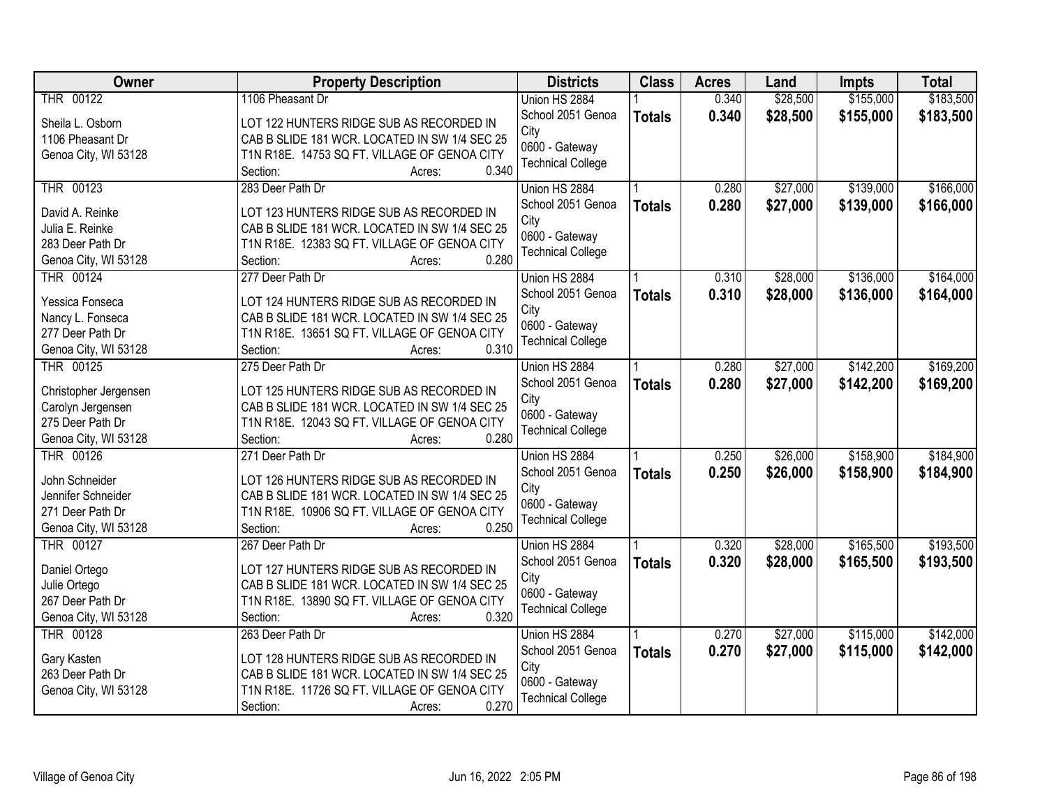| Owner | Property Description | Districts | Class | Acres | Land | Impts | Total |
|---|---|---|---|---|---|---|---|
| THR 00122<br><br>Sheila L. Osborn<br>1106 Pheasant Dr<br>Genoa City, WI 53128 | 1106 Pheasant Dr<br><br>LOT 122 HUNTERS RIDGE SUB AS RECORDED IN CAB B SLIDE 181 WCR. LOCATED IN SW 1/4 SEC 25 T1N R18E. 14753 SQ FT. VILLAGE OF GENOA CITY<br>Section: Acres: 0.340 | Union HS 2884<br>School 2051 Genoa City<br>0600 - Gateway Technical College | 1<br>**Totals** | 0.340<br>**0.340** | $28,500<br>**$28,500** | $155,000<br>**$155,000** | $183,500<br>**$183,500** |
| THR 00123<br><br>David A. Reinke<br>Julia E. Reinke<br>283 Deer Path Dr<br>Genoa City, WI 53128 | 283 Deer Path Dr<br><br>LOT 123 HUNTERS RIDGE SUB AS RECORDED IN CAB B SLIDE 181 WCR. LOCATED IN SW 1/4 SEC 25 T1N R18E. 12383 SQ FT. VILLAGE OF GENOA CITY<br>Section: Acres: 0.280 | Union HS 2884<br>School 2051 Genoa City<br>0600 - Gateway Technical College | 1<br>**Totals** | 0.280<br>**0.280** | $27,000<br>**$27,000** | $139,000<br>**$139,000** | $166,000<br>**$166,000** |
| THR 00124<br><br>Yessica Fonseca<br>Nancy L. Fonseca<br>277 Deer Path Dr<br>Genoa City, WI 53128 | 277 Deer Path Dr<br><br>LOT 124 HUNTERS RIDGE SUB AS RECORDED IN CAB B SLIDE 181 WCR. LOCATED IN SW 1/4 SEC 25 T1N R18E. 13651 SQ FT. VILLAGE OF GENOA CITY<br>Section: Acres: 0.310 | Union HS 2884<br>School 2051 Genoa City<br>0600 - Gateway Technical College | 1<br>**Totals** | 0.310<br>**0.310** | $28,000<br>**$28,000** | $136,000<br>**$136,000** | $164,000<br>**$164,000** |
| THR 00125<br><br>Christopher Jergensen<br>Carolyn Jergensen<br>275 Deer Path Dr<br>Genoa City, WI 53128 | 275 Deer Path Dr<br><br>LOT 125 HUNTERS RIDGE SUB AS RECORDED IN CAB B SLIDE 181 WCR. LOCATED IN SW 1/4 SEC 25 T1N R18E. 12043 SQ FT. VILLAGE OF GENOA CITY<br>Section: Acres: 0.280 | Union HS 2884<br>School 2051 Genoa City<br>0600 - Gateway Technical College | 1<br>**Totals** | 0.280<br>**0.280** | $27,000<br>**$27,000** | $142,200<br>**$142,200** | $169,200<br>**$169,200** |
| THR 00126<br><br>John Schneider<br>Jennifer Schneider<br>271 Deer Path Dr<br>Genoa City, WI 53128 | 271 Deer Path Dr<br><br>LOT 126 HUNTERS RIDGE SUB AS RECORDED IN CAB B SLIDE 181 WCR. LOCATED IN SW 1/4 SEC 25 T1N R18E. 10906 SQ FT. VILLAGE OF GENOA CITY<br>Section: Acres: 0.250 | Union HS 2884<br>School 2051 Genoa City<br>0600 - Gateway Technical College | 1<br>**Totals** | 0.250<br>**0.250** | $26,000<br>**$26,000** | $158,900<br>**$158,900** | $184,900<br>**$184,900** |
| THR 00127<br><br>Daniel Ortego<br>Julie Ortego<br>267 Deer Path Dr<br>Genoa City, WI 53128 | 267 Deer Path Dr<br><br>LOT 127 HUNTERS RIDGE SUB AS RECORDED IN CAB B SLIDE 181 WCR. LOCATED IN SW 1/4 SEC 25 T1N R18E. 13890 SQ FT. VILLAGE OF GENOA CITY<br>Section: Acres: 0.320 | Union HS 2884<br>School 2051 Genoa City<br>0600 - Gateway Technical College | 1<br>**Totals** | 0.320<br>**0.320** | $28,000<br>**$28,000** | $165,500<br>**$165,500** | $193,500<br>**$193,500** |
| THR 00128<br><br>Gary Kasten<br>263 Deer Path Dr<br>Genoa City, WI 53128 | 263 Deer Path Dr<br><br>LOT 128 HUNTERS RIDGE SUB AS RECORDED IN CAB B SLIDE 181 WCR. LOCATED IN SW 1/4 SEC 25 T1N R18E. 11726 SQ FT. VILLAGE OF GENOA CITY<br>Section: Acres: 0.270 | Union HS 2884<br>School 2051 Genoa City<br>0600 - Gateway Technical College | 1<br>**Totals** | 0.270<br>**0.270** | $27,000<br>**$27,000** | $115,000<br>**$115,000** | $142,000<br>**$142,000** |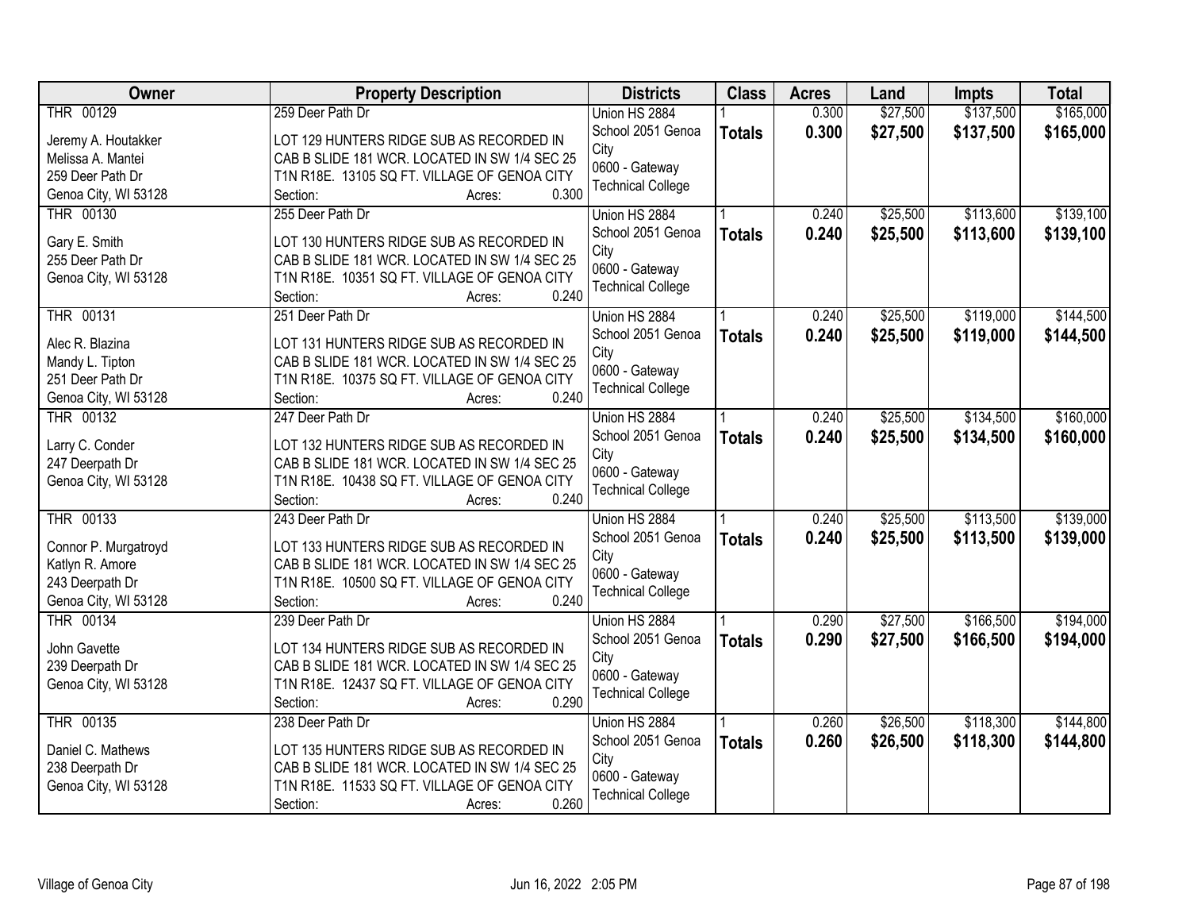| Owner | Property Description | Districts | Class | Acres | Land | Impts | Total |
|---|---|---|---|---|---|---|---|
| THR 00129<br><br>Jeremy A. Houtakker<br>Melissa A. Mantei<br>259 Deer Path Dr<br>Genoa City, WI 53128 | 259 Deer Path Dr<br><br>LOT 129 HUNTERS RIDGE SUB AS RECORDED IN CAB B SLIDE 181 WCR. LOCATED IN SW 1/4 SEC 25 T1N R18E. 13105 SQ FT. VILLAGE OF GENOA CITY<br>Section: Acres: 0.300 | Union HS 2884<br>School 2051 Genoa City<br>0600 - Gateway Technical College | 1<br>**Totals** | 0.300<br>**0.300** | $27,500<br>**$27,500** | $137,500<br>**$137,500** | $165,000<br>**$165,000** |
| THR 00130<br><br>Gary E. Smith<br>255 Deer Path Dr<br>Genoa City, WI 53128 | 255 Deer Path Dr<br><br>LOT 130 HUNTERS RIDGE SUB AS RECORDED IN CAB B SLIDE 181 WCR. LOCATED IN SW 1/4 SEC 25 T1N R18E. 10351 SQ FT. VILLAGE OF GENOA CITY<br>Section: Acres: 0.240 | Union HS 2884<br>School 2051 Genoa City<br>0600 - Gateway Technical College | 1<br>**Totals** | 0.240<br>**0.240** | $25,500<br>**$25,500** | $113,600<br>**$113,600** | $139,100<br>**$139,100** |
| THR 00131<br><br>Alec R. Blazina<br>Mandy L. Tipton<br>251 Deer Path Dr<br>Genoa City, WI 53128 | 251 Deer Path Dr<br><br>LOT 131 HUNTERS RIDGE SUB AS RECORDED IN CAB B SLIDE 181 WCR. LOCATED IN SW 1/4 SEC 25 T1N R18E. 10375 SQ FT. VILLAGE OF GENOA CITY<br>Section: Acres: 0.240 | Union HS 2884<br>School 2051 Genoa City<br>0600 - Gateway Technical College | 1<br>**Totals** | 0.240<br>**0.240** | $25,500<br>**$25,500** | $119,000<br>**$119,000** | $144,500<br>**$144,500** |
| THR 00132<br><br>Larry C. Conder<br>247 Deerpath Dr<br>Genoa City, WI 53128 | 247 Deer Path Dr<br><br>LOT 132 HUNTERS RIDGE SUB AS RECORDED IN CAB B SLIDE 181 WCR. LOCATED IN SW 1/4 SEC 25 T1N R18E. 10438 SQ FT. VILLAGE OF GENOA CITY<br>Section: Acres: 0.240 | Union HS 2884<br>School 2051 Genoa City<br>0600 - Gateway Technical College | 1<br>**Totals** | 0.240<br>**0.240** | $25,500<br>**$25,500** | $134,500<br>**$134,500** | $160,000<br>**$160,000** |
| THR 00133<br><br>Connor P. Murgatroyd<br>Katlyn R. Amore<br>243 Deerpath Dr<br>Genoa City, WI 53128 | 243 Deer Path Dr<br><br>LOT 133 HUNTERS RIDGE SUB AS RECORDED IN CAB B SLIDE 181 WCR. LOCATED IN SW 1/4 SEC 25 T1N R18E. 10500 SQ FT. VILLAGE OF GENOA CITY<br>Section: Acres: 0.240 | Union HS 2884<br>School 2051 Genoa City<br>0600 - Gateway Technical College | 1<br>**Totals** | 0.240<br>**0.240** | $25,500<br>**$25,500** | $113,500<br>**$113,500** | $139,000<br>**$139,000** |
| THR 00134<br><br>John Gavette<br>239 Deerpath Dr<br>Genoa City, WI 53128 | 239 Deer Path Dr<br><br>LOT 134 HUNTERS RIDGE SUB AS RECORDED IN CAB B SLIDE 181 WCR. LOCATED IN SW 1/4 SEC 25 T1N R18E. 12437 SQ FT. VILLAGE OF GENOA CITY<br>Section: Acres: 0.290 | Union HS 2884<br>School 2051 Genoa City<br>0600 - Gateway Technical College | 1<br>**Totals** | 0.290<br>**0.290** | $27,500<br>**$27,500** | $166,500<br>**$166,500** | $194,000<br>**$194,000** |
| THR 00135<br><br>Daniel C. Mathews<br>238 Deerpath Dr<br>Genoa City, WI 53128 | 238 Deer Path Dr<br><br>LOT 135 HUNTERS RIDGE SUB AS RECORDED IN CAB B SLIDE 181 WCR. LOCATED IN SW 1/4 SEC 25 T1N R18E. 11533 SQ FT. VILLAGE OF GENOA CITY<br>Section: Acres: 0.260 | Union HS 2884<br>School 2051 Genoa City<br>0600 - Gateway Technical College | 1<br>**Totals** | 0.260<br>**0.260** | $26,500<br>**$26,500** | $118,300<br>**$118,300** | $144,800<br>**$144,800** |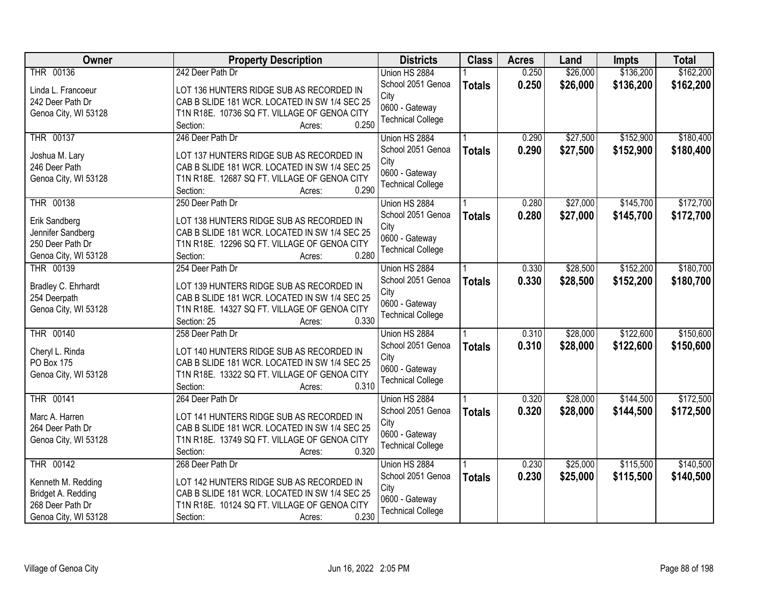| Owner | Property Description | Districts | Class | Acres | Land | Impts | Total |
|---|---|---|---|---|---|---|---|
| THR 00136<br>Linda L. Francoeur<br>242 Deer Path Dr<br>Genoa City, WI 53128 | 242 Deer Path Dr<br>LOT 136 HUNTERS RIDGE SUB AS RECORDED IN CAB B SLIDE 181 WCR. LOCATED IN SW 1/4 SEC 25 T1N R18E. 10736 SQ FT. VILLAGE OF GENOA CITY<br>Section: Acres: 0.250 | Union HS 2884<br>School 2051 Genoa City<br>0600 - Gateway Technical College | 1<br>**Totals** | 0.250<br>**0.250** | $26,000<br>**$26,000** | $136,200<br>**$136,200** | $162,200<br>**$162,200** |
| THR 00137<br>Joshua M. Lary<br>246 Deer Path<br>Genoa City, WI 53128 | 246 Deer Path Dr<br>LOT 137 HUNTERS RIDGE SUB AS RECORDED IN CAB B SLIDE 181 WCR. LOCATED IN SW 1/4 SEC 25 T1N R18E. 12687 SQ FT. VILLAGE OF GENOA CITY<br>Section: Acres: 0.290 | Union HS 2884<br>School 2051 Genoa City<br>0600 - Gateway Technical College | 1<br>**Totals** | 0.290<br>**0.290** | $27,500<br>**$27,500** | $152,900<br>**$152,900** | $180,400<br>**$180,400** |
| THR 00138<br>Erik Sandberg<br>Jennifer Sandberg<br>250 Deer Path Dr<br>Genoa City, WI 53128 | 250 Deer Path Dr<br>LOT 138 HUNTERS RIDGE SUB AS RECORDED IN CAB B SLIDE 181 WCR. LOCATED IN SW 1/4 SEC 25 T1N R18E. 12296 SQ FT. VILLAGE OF GENOA CITY<br>Section: Acres: 0.280 | Union HS 2884<br>School 2051 Genoa City<br>0600 - Gateway Technical College | 1<br>**Totals** | 0.280<br>**0.280** | $27,000<br>**$27,000** | $145,700<br>**$145,700** | $172,700<br>**$172,700** |
| THR 00139<br>Bradley C. Ehrhardt<br>254 Deerpath<br>Genoa City, WI 53128 | 254 Deer Path Dr<br>LOT 139 HUNTERS RIDGE SUB AS RECORDED IN CAB B SLIDE 181 WCR. LOCATED IN SW 1/4 SEC 25 T1N R18E. 14327 SQ FT. VILLAGE OF GENOA CITY<br>Section: 25 Acres: 0.330 | Union HS 2884<br>School 2051 Genoa City<br>0600 - Gateway Technical College | 1<br>**Totals** | 0.330<br>**0.330** | $28,500<br>**$28,500** | $152,200<br>**$152,200** | $180,700<br>**$180,700** |
| THR 00140<br>Cheryl L. Rinda<br>PO Box 175<br>Genoa City, WI 53128 | 258 Deer Path Dr<br>LOT 140 HUNTERS RIDGE SUB AS RECORDED IN CAB B SLIDE 181 WCR. LOCATED IN SW 1/4 SEC 25 T1N R18E. 13322 SQ FT. VILLAGE OF GENOA CITY<br>Section: Acres: 0.310 | Union HS 2884<br>School 2051 Genoa City<br>0600 - Gateway Technical College | 1<br>**Totals** | 0.310<br>**0.310** | $28,000<br>**$28,000** | $122,600<br>**$122,600** | $150,600<br>**$150,600** |
| THR 00141<br>Marc A. Harren<br>264 Deer Path Dr<br>Genoa City, WI 53128 | 264 Deer Path Dr<br>LOT 141 HUNTERS RIDGE SUB AS RECORDED IN CAB B SLIDE 181 WCR. LOCATED IN SW 1/4 SEC 25 T1N R18E. 13749 SQ FT. VILLAGE OF GENOA CITY<br>Section: Acres: 0.320 | Union HS 2884<br>School 2051 Genoa City<br>0600 - Gateway Technical College | 1<br>**Totals** | 0.320<br>**0.320** | $28,000<br>**$28,000** | $144,500<br>**$144,500** | $172,500<br>**$172,500** |
| THR 00142<br>Kenneth M. Redding<br>Bridget A. Redding<br>268 Deer Path Dr<br>Genoa City, WI 53128 | 268 Deer Path Dr<br>LOT 142 HUNTERS RIDGE SUB AS RECORDED IN CAB B SLIDE 181 WCR. LOCATED IN SW 1/4 SEC 25 T1N R18E. 10124 SQ FT. VILLAGE OF GENOA CITY<br>Section: Acres: 0.230 | Union HS 2884<br>School 2051 Genoa City<br>0600 - Gateway Technical College | 1<br>**Totals** | 0.230<br>**0.230** | $25,000<br>**$25,000** | $115,500<br>**$115,500** | $140,500<br>**$140,500** |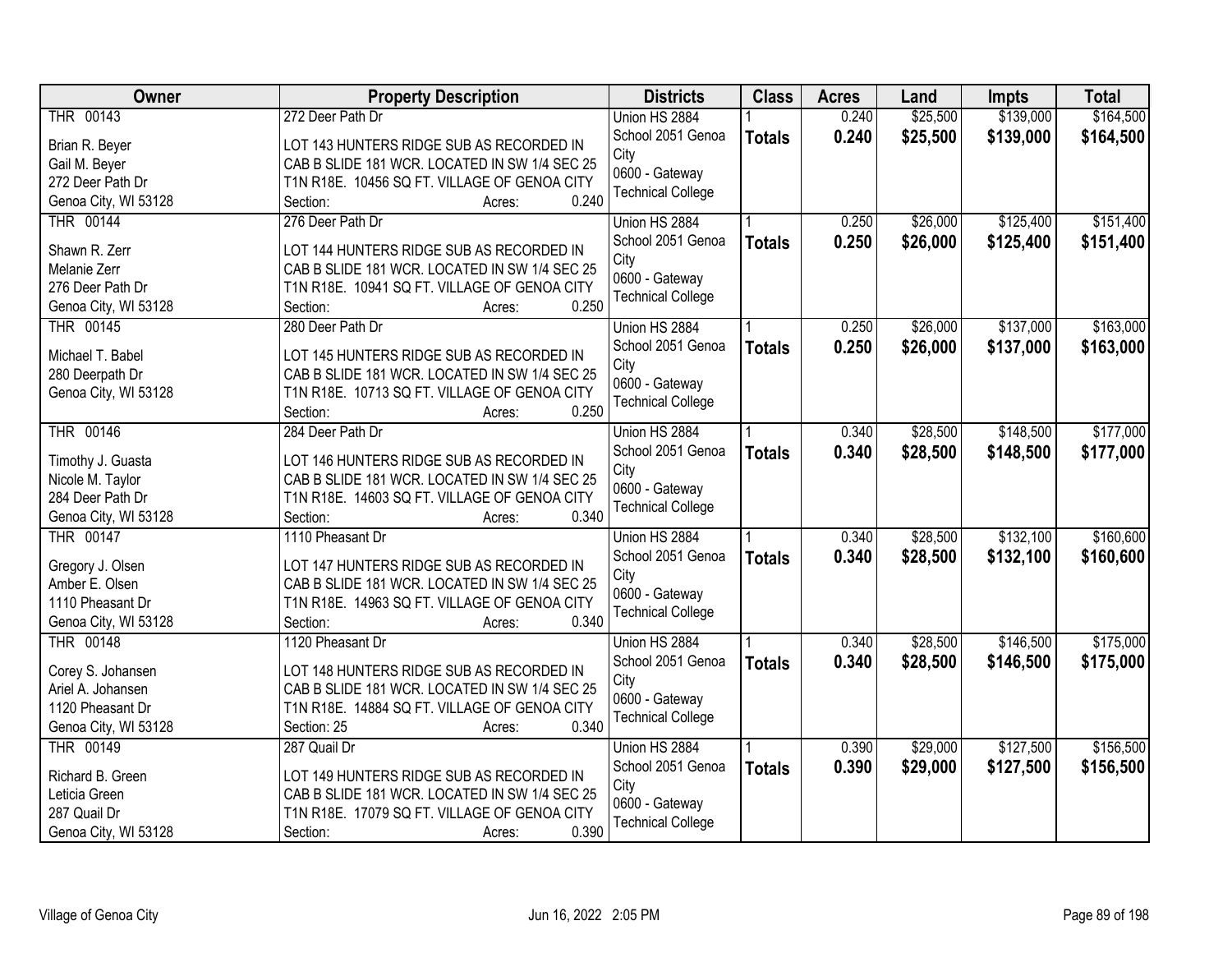| Owner | Property Description | Districts | Class | Acres | Land | Impts | Total |
|---|---|---|---|---|---|---|---|
| THR 00143<br><br>Brian R. Beyer<br>Gail M. Beyer<br>272 Deer Path Dr<br>Genoa City, WI 53128 | 272 Deer Path Dr<br><br>LOT 143 HUNTERS RIDGE SUB AS RECORDED IN CAB B SLIDE 181 WCR. LOCATED IN SW 1/4 SEC 25 T1N R18E. 10456 SQ FT. VILLAGE OF GENOA CITY<br>Section: Acres: 0.240 | Union HS 2884<br>School 2051 Genoa City<br>0600 - Gateway Technical College | 1<br>**Totals** | 0.240<br>**0.240** | $25,500<br>**$25,500** | $139,000<br>**$139,000** | $164,500<br>**$164,500** |
| THR 00144<br><br>Shawn R. Zerr<br>Melanie Zerr<br>276 Deer Path Dr<br>Genoa City, WI 53128 | 276 Deer Path Dr<br><br>LOT 144 HUNTERS RIDGE SUB AS RECORDED IN CAB B SLIDE 181 WCR. LOCATED IN SW 1/4 SEC 25 T1N R18E. 10941 SQ FT. VILLAGE OF GENOA CITY<br>Section: Acres: 0.250 | Union HS 2884<br>School 2051 Genoa City<br>0600 - Gateway Technical College | 1<br>**Totals** | 0.250<br>**0.250** | $26,000<br>**$26,000** | $125,400<br>**$125,400** | $151,400<br>**$151,400** |
| THR 00145<br><br>Michael T. Babel<br>280 Deerpath Dr<br>Genoa City, WI 53128 | 280 Deer Path Dr<br><br>LOT 145 HUNTERS RIDGE SUB AS RECORDED IN CAB B SLIDE 181 WCR. LOCATED IN SW 1/4 SEC 25 T1N R18E. 10713 SQ FT. VILLAGE OF GENOA CITY<br>Section: Acres: 0.250 | Union HS 2884<br>School 2051 Genoa City<br>0600 - Gateway Technical College | 1<br>**Totals** | 0.250<br>**0.250** | $26,000<br>**$26,000** | $137,000<br>**$137,000** | $163,000<br>**$163,000** |
| THR 00146<br><br>Timothy J. Guasta<br>Nicole M. Taylor<br>284 Deer Path Dr<br>Genoa City, WI 53128 | 284 Deer Path Dr<br><br>LOT 146 HUNTERS RIDGE SUB AS RECORDED IN CAB B SLIDE 181 WCR. LOCATED IN SW 1/4 SEC 25 T1N R18E. 14603 SQ FT. VILLAGE OF GENOA CITY<br>Section: Acres: 0.340 | Union HS 2884<br>School 2051 Genoa City<br>0600 - Gateway Technical College | 1<br>**Totals** | 0.340<br>**0.340** | $28,500<br>**$28,500** | $148,500<br>**$148,500** | $177,000<br>**$177,000** |
| THR 00147<br><br>Gregory J. Olsen<br>Amber E. Olsen<br>1110 Pheasant Dr<br>Genoa City, WI 53128 | 1110 Pheasant Dr<br><br>LOT 147 HUNTERS RIDGE SUB AS RECORDED IN CAB B SLIDE 181 WCR. LOCATED IN SW 1/4 SEC 25 T1N R18E. 14963 SQ FT. VILLAGE OF GENOA CITY<br>Section: Acres: 0.340 | Union HS 2884<br>School 2051 Genoa City<br>0600 - Gateway Technical College | 1<br>**Totals** | 0.340<br>**0.340** | $28,500<br>**$28,500** | $132,100<br>**$132,100** | $160,600<br>**$160,600** |
| THR 00148<br><br>Corey S. Johansen<br>Ariel A. Johansen<br>1120 Pheasant Dr<br>Genoa City, WI 53128 | 1120 Pheasant Dr<br><br>LOT 148 HUNTERS RIDGE SUB AS RECORDED IN CAB B SLIDE 181 WCR. LOCATED IN SW 1/4 SEC 25 T1N R18E. 14884 SQ FT. VILLAGE OF GENOA CITY<br>Section: 25 Acres: 0.340 | Union HS 2884<br>School 2051 Genoa City<br>0600 - Gateway Technical College | 1<br>**Totals** | 0.340<br>**0.340** | $28,500<br>**$28,500** | $146,500<br>**$146,500** | $175,000<br>**$175,000** |
| THR 00149<br><br>Richard B. Green<br>Leticia Green<br>287 Quail Dr<br>Genoa City, WI 53128 | 287 Quail Dr<br><br>LOT 149 HUNTERS RIDGE SUB AS RECORDED IN CAB B SLIDE 181 WCR. LOCATED IN SW 1/4 SEC 25 T1N R18E. 17079 SQ FT. VILLAGE OF GENOA CITY<br>Section: Acres: 0.390 | Union HS 2884<br>School 2051 Genoa City<br>0600 - Gateway Technical College | 1<br>**Totals** | 0.390<br>**0.390** | $29,000<br>**$29,000** | $127,500<br>**$127,500** | $156,500<br>**$156,500** |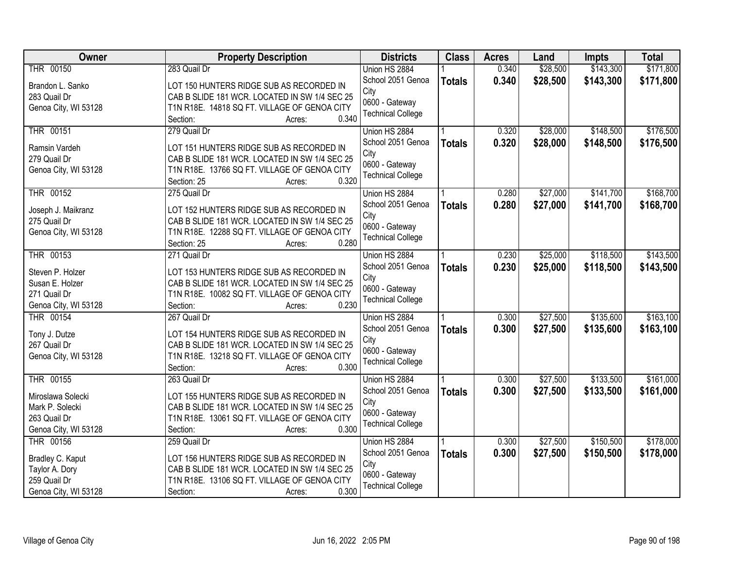| Owner | Property Description | Districts | Class | Acres | Land | Impts | Total |
|---|---|---|---|---|---|---|---|
| THR 00150<br>Brandon L. Sanko<br>283 Quail Dr<br>Genoa City, WI 53128 | 283 Quail Dr<br>LOT 150 HUNTERS RIDGE SUB AS RECORDED IN CAB B SLIDE 181 WCR. LOCATED IN SW 1/4 SEC 25 T1N R18E. 14818 SQ FT. VILLAGE OF GENOA CITY<br>Section: Acres: 0.340 | Union HS 2884<br>School 2051 Genoa City<br>0600 - Gateway Technical College | 1<br>**Totals** | 0.340<br>**0.340** | $28,500<br>**$28,500** | $143,300<br>**$143,300** | $171,800<br>**$171,800** |
| THR 00151<br>Ramsin Vardeh<br>279 Quail Dr<br>Genoa City, WI 53128 | 279 Quail Dr<br>LOT 151 HUNTERS RIDGE SUB AS RECORDED IN CAB B SLIDE 181 WCR. LOCATED IN SW 1/4 SEC 25 T1N R18E. 13766 SQ FT. VILLAGE OF GENOA CITY<br>Section: 25 Acres: 0.320 | Union HS 2884<br>School 2051 Genoa City<br>0600 - Gateway Technical College | 1<br>**Totals** | 0.320<br>**0.320** | $28,000<br>**$28,000** | $148,500<br>**$148,500** | $176,500<br>**$176,500** |
| THR 00152<br>Joseph J. Maikranz<br>275 Quail Dr<br>Genoa City, WI 53128 | 275 Quail Dr<br>LOT 152 HUNTERS RIDGE SUB AS RECORDED IN CAB B SLIDE 181 WCR. LOCATED IN SW 1/4 SEC 25 T1N R18E. 12288 SQ FT. VILLAGE OF GENOA CITY<br>Section: 25 Acres: 0.280 | Union HS 2884<br>School 2051 Genoa City<br>0600 - Gateway Technical College | 1<br>**Totals** | 0.280<br>**0.280** | $27,000<br>**$27,000** | $141,700<br>**$141,700** | $168,700<br>**$168,700** |
| THR 00153<br>Steven P. Holzer<br>Susan E. Holzer<br>271 Quail Dr<br>Genoa City, WI 53128 | 271 Quail Dr<br>LOT 153 HUNTERS RIDGE SUB AS RECORDED IN CAB B SLIDE 181 WCR. LOCATED IN SW 1/4 SEC 25 T1N R18E. 10082 SQ FT. VILLAGE OF GENOA CITY<br>Section: Acres: 0.230 | Union HS 2884<br>School 2051 Genoa City<br>0600 - Gateway Technical College | 1<br>**Totals** | 0.230<br>**0.230** | $25,000<br>**$25,000** | $118,500<br>**$118,500** | $143,500<br>**$143,500** |
| THR 00154<br>Tony J. Dutze<br>267 Quail Dr<br>Genoa City, WI 53128 | 267 Quail Dr<br>LOT 154 HUNTERS RIDGE SUB AS RECORDED IN CAB B SLIDE 181 WCR. LOCATED IN SW 1/4 SEC 25 T1N R18E. 13218 SQ FT. VILLAGE OF GENOA CITY<br>Section: Acres: 0.300 | Union HS 2884<br>School 2051 Genoa City<br>0600 - Gateway Technical College | 1<br>**Totals** | 0.300<br>**0.300** | $27,500<br>**$27,500** | $135,600<br>**$135,600** | $163,100<br>**$163,100** |
| THR 00155<br>Miroslawa Solecki<br>Mark P. Solecki<br>263 Quail Dr<br>Genoa City, WI 53128 | 263 Quail Dr<br>LOT 155 HUNTERS RIDGE SUB AS RECORDED IN CAB B SLIDE 181 WCR. LOCATED IN SW 1/4 SEC 25 T1N R18E. 13061 SQ FT. VILLAGE OF GENOA CITY<br>Section: Acres: 0.300 | Union HS 2884<br>School 2051 Genoa City<br>0600 - Gateway Technical College | 1<br>**Totals** | 0.300<br>**0.300** | $27,500<br>**$27,500** | $133,500<br>**$133,500** | $161,000<br>**$161,000** |
| THR 00156<br>Bradley C. Kaput<br>Taylor A. Dory<br>259 Quail Dr<br>Genoa City, WI 53128 | 259 Quail Dr<br>LOT 156 HUNTERS RIDGE SUB AS RECORDED IN CAB B SLIDE 181 WCR. LOCATED IN SW 1/4 SEC 25 T1N R18E. 13106 SQ FT. VILLAGE OF GENOA CITY<br>Section: Acres: 0.300 | Union HS 2884<br>School 2051 Genoa City<br>0600 - Gateway Technical College | 1<br>**Totals** | 0.300<br>**0.300** | $27,500<br>**$27,500** | $150,500<br>**$150,500** | $178,000<br>**$178,000** |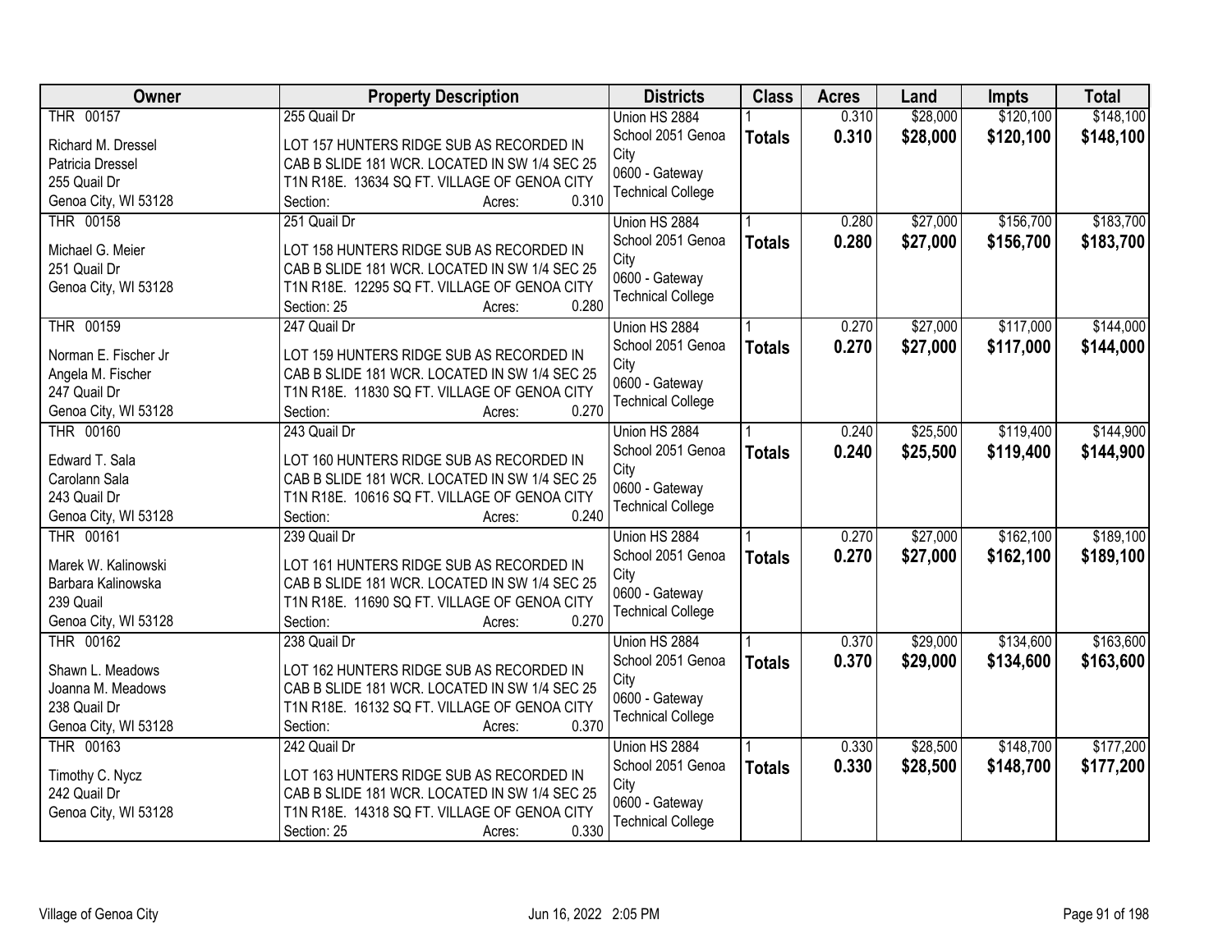| Owner | Property Description | Districts | Class | Acres | Land | Impts | Total |
|---|---|---|---|---|---|---|---|
| THR 00157<br><br>Richard M. Dressel<br>Patricia Dressel<br>255 Quail Dr<br>Genoa City, WI 53128 | 255 Quail Dr<br><br>LOT 157 HUNTERS RIDGE SUB AS RECORDED IN CAB B SLIDE 181 WCR. LOCATED IN SW 1/4 SEC 25 T1N R18E. 13634 SQ FT. VILLAGE OF GENOA CITY<br>Section: Acres: 0.310 | Union HS 2884<br>School 2051 Genoa City<br>0600 - Gateway Technical College | 1<br>**Totals** | 0.310<br>**0.310** | $28,000<br>**$28,000** | $120,100<br>**$120,100** | $148,100<br>**$148,100** |
| THR 00158<br><br>Michael G. Meier<br>251 Quail Dr<br>Genoa City, WI 53128 | 251 Quail Dr<br><br>LOT 158 HUNTERS RIDGE SUB AS RECORDED IN CAB B SLIDE 181 WCR. LOCATED IN SW 1/4 SEC 25 T1N R18E. 12295 SQ FT. VILLAGE OF GENOA CITY<br>Section: 25 Acres: 0.280 | Union HS 2884<br>School 2051 Genoa City<br>0600 - Gateway Technical College | 1<br>**Totals** | 0.280<br>**0.280** | $27,000<br>**$27,000** | $156,700<br>**$156,700** | $183,700<br>**$183,700** |
| THR 00159<br><br>Norman E. Fischer Jr<br>Angela M. Fischer<br>247 Quail Dr<br>Genoa City, WI 53128 | 247 Quail Dr<br><br>LOT 159 HUNTERS RIDGE SUB AS RECORDED IN CAB B SLIDE 181 WCR. LOCATED IN SW 1/4 SEC 25 T1N R18E. 11830 SQ FT. VILLAGE OF GENOA CITY<br>Section: Acres: 0.270 | Union HS 2884<br>School 2051 Genoa City<br>0600 - Gateway Technical College | 1<br>**Totals** | 0.270<br>**0.270** | $27,000<br>**$27,000** | $117,000<br>**$117,000** | $144,000<br>**$144,000** |
| THR 00160<br><br>Edward T. Sala<br>Carolann Sala<br>243 Quail Dr<br>Genoa City, WI 53128 | 243 Quail Dr<br><br>LOT 160 HUNTERS RIDGE SUB AS RECORDED IN CAB B SLIDE 181 WCR. LOCATED IN SW 1/4 SEC 25 T1N R18E. 10616 SQ FT. VILLAGE OF GENOA CITY<br>Section: Acres: 0.240 | Union HS 2884<br>School 2051 Genoa City<br>0600 - Gateway Technical College | 1<br>**Totals** | 0.240<br>**0.240** | $25,500<br>**$25,500** | $119,400<br>**$119,400** | $144,900<br>**$144,900** |
| THR 00161<br><br>Marek W. Kalinowski<br>Barbara Kalinowska<br>239 Quail<br>Genoa City, WI 53128 | 239 Quail Dr<br><br>LOT 161 HUNTERS RIDGE SUB AS RECORDED IN CAB B SLIDE 181 WCR. LOCATED IN SW 1/4 SEC 25 T1N R18E. 11690 SQ FT. VILLAGE OF GENOA CITY<br>Section: Acres: 0.270 | Union HS 2884<br>School 2051 Genoa City<br>0600 - Gateway Technical College | 1<br>**Totals** | 0.270<br>**0.270** | $27,000<br>**$27,000** | $162,100<br>**$162,100** | $189,100<br>**$189,100** |
| THR 00162<br><br>Shawn L. Meadows<br>Joanna M. Meadows<br>238 Quail Dr<br>Genoa City, WI 53128 | 238 Quail Dr<br><br>LOT 162 HUNTERS RIDGE SUB AS RECORDED IN CAB B SLIDE 181 WCR. LOCATED IN SW 1/4 SEC 25 T1N R18E. 16132 SQ FT. VILLAGE OF GENOA CITY<br>Section: Acres: 0.370 | Union HS 2884<br>School 2051 Genoa City<br>0600 - Gateway Technical College | 1<br>**Totals** | 0.370<br>**0.370** | $29,000<br>**$29,000** | $134,600<br>**$134,600** | $163,600<br>**$163,600** |
| THR 00163<br><br>Timothy C. Nycz<br>242 Quail Dr<br>Genoa City, WI 53128 | 242 Quail Dr<br><br>LOT 163 HUNTERS RIDGE SUB AS RECORDED IN CAB B SLIDE 181 WCR. LOCATED IN SW 1/4 SEC 25 T1N R18E. 14318 SQ FT. VILLAGE OF GENOA CITY<br>Section: 25 Acres: 0.330 | Union HS 2884<br>School 2051 Genoa City<br>0600 - Gateway Technical College | 1<br>**Totals** | 0.330<br>**0.330** | $28,500<br>**$28,500** | $148,700<br>**$148,700** | $177,200<br>**$177,200** |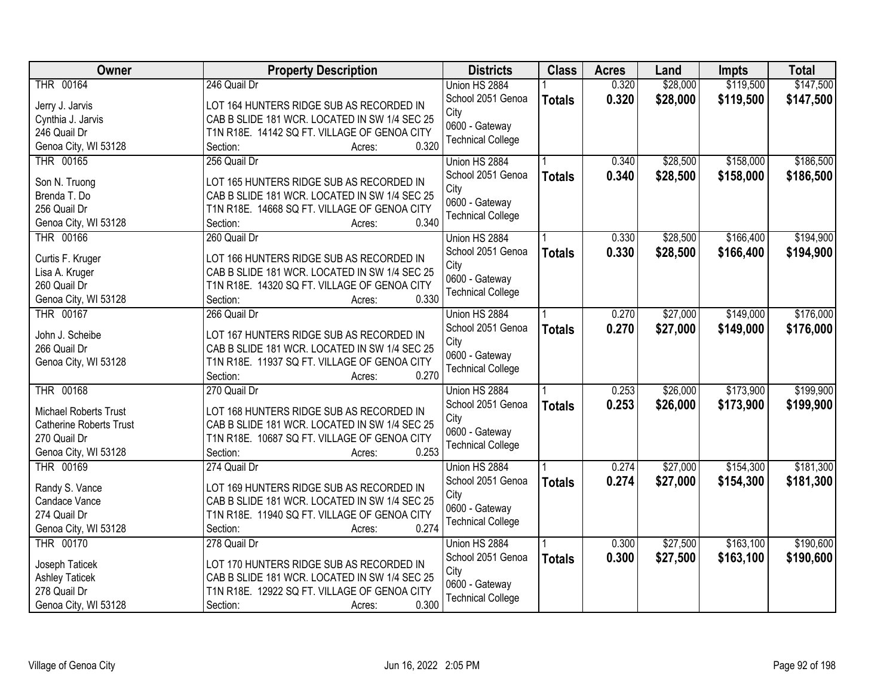| Owner | Property Description | Districts | Class | Acres | Land | Impts | Total |
|---|---|---|---|---|---|---|---|
| THR 00164<br>Jerry J. Jarvis<br>Cynthia J. Jarvis<br>246 Quail Dr<br>Genoa City, WI 53128 | 246 Quail Dr<br>LOT 164 HUNTERS RIDGE SUB AS RECORDED IN CAB B SLIDE 181 WCR. LOCATED IN SW 1/4 SEC 25 T1N R18E. 14142 SQ FT. VILLAGE OF GENOA CITY<br>Section: Acres: 0.320 | Union HS 2884<br>School 2051 Genoa City<br>0600 - Gateway Technical College | 1<br>**Totals** | 0.320<br>**0.320** | $28,000<br>**$28,000** | $119,500<br>**$119,500** | $147,500<br>**$147,500** |
| THR 00165<br>Son N. Truong<br>Brenda T. Do<br>256 Quail Dr<br>Genoa City, WI 53128 | 256 Quail Dr<br>LOT 165 HUNTERS RIDGE SUB AS RECORDED IN CAB B SLIDE 181 WCR. LOCATED IN SW 1/4 SEC 25 T1N R18E. 14668 SQ FT. VILLAGE OF GENOA CITY<br>Section: Acres: 0.340 | Union HS 2884<br>School 2051 Genoa City<br>0600 - Gateway Technical College | 1<br>**Totals** | 0.340<br>**0.340** | $28,500<br>**$28,500** | $158,000<br>**$158,000** | $186,500<br>**$186,500** |
| THR 00166<br>Curtis F. Kruger<br>Lisa A. Kruger<br>260 Quail Dr<br>Genoa City, WI 53128 | 260 Quail Dr<br>LOT 166 HUNTERS RIDGE SUB AS RECORDED IN CAB B SLIDE 181 WCR. LOCATED IN SW 1/4 SEC 25 T1N R18E. 14320 SQ FT. VILLAGE OF GENOA CITY<br>Section: Acres: 0.330 | Union HS 2884<br>School 2051 Genoa City<br>0600 - Gateway Technical College | 1<br>**Totals** | 0.330<br>**0.330** | $28,500<br>**$28,500** | $166,400<br>**$166,400** | $194,900<br>**$194,900** |
| THR 00167<br>John J. Scheibe<br>266 Quail Dr<br>Genoa City, WI 53128 | 266 Quail Dr<br>LOT 167 HUNTERS RIDGE SUB AS RECORDED IN CAB B SLIDE 181 WCR. LOCATED IN SW 1/4 SEC 25 T1N R18E. 11937 SQ FT. VILLAGE OF GENOA CITY<br>Section: Acres: 0.270 | Union HS 2884<br>School 2051 Genoa City<br>0600 - Gateway Technical College | 1<br>**Totals** | 0.270<br>**0.270** | $27,000<br>**$27,000** | $149,000<br>**$149,000** | $176,000<br>**$176,000** |
| THR 00168<br>Michael Roberts Trust<br>Catherine Roberts Trust<br>270 Quail Dr<br>Genoa City, WI 53128 | 270 Quail Dr<br>LOT 168 HUNTERS RIDGE SUB AS RECORDED IN CAB B SLIDE 181 WCR. LOCATED IN SW 1/4 SEC 25 T1N R18E. 10687 SQ FT. VILLAGE OF GENOA CITY<br>Section: Acres: 0.253 | Union HS 2884<br>School 2051 Genoa City<br>0600 - Gateway Technical College | 1<br>**Totals** | 0.253<br>**0.253** | $26,000<br>**$26,000** | $173,900<br>**$173,900** | $199,900<br>**$199,900** |
| THR 00169<br>Randy S. Vance<br>Candace Vance<br>274 Quail Dr<br>Genoa City, WI 53128 | 274 Quail Dr<br>LOT 169 HUNTERS RIDGE SUB AS RECORDED IN CAB B SLIDE 181 WCR. LOCATED IN SW 1/4 SEC 25 T1N R18E. 11940 SQ FT. VILLAGE OF GENOA CITY<br>Section: Acres: 0.274 | Union HS 2884<br>School 2051 Genoa City<br>0600 - Gateway Technical College | 1<br>**Totals** | 0.274<br>**0.274** | $27,000<br>**$27,000** | $154,300<br>**$154,300** | $181,300<br>**$181,300** |
| THR 00170<br>Joseph Taticek<br>Ashley Taticek<br>278 Quail Dr<br>Genoa City, WI 53128 | 278 Quail Dr<br>LOT 170 HUNTERS RIDGE SUB AS RECORDED IN CAB B SLIDE 181 WCR. LOCATED IN SW 1/4 SEC 25 T1N R18E. 12922 SQ FT. VILLAGE OF GENOA CITY<br>Section: Acres: 0.300 | Union HS 2884<br>School 2051 Genoa City<br>0600 - Gateway Technical College | 1<br>**Totals** | 0.300<br>**0.300** | $27,500<br>**$27,500** | $163,100<br>**$163,100** | $190,600<br>**$190,600** |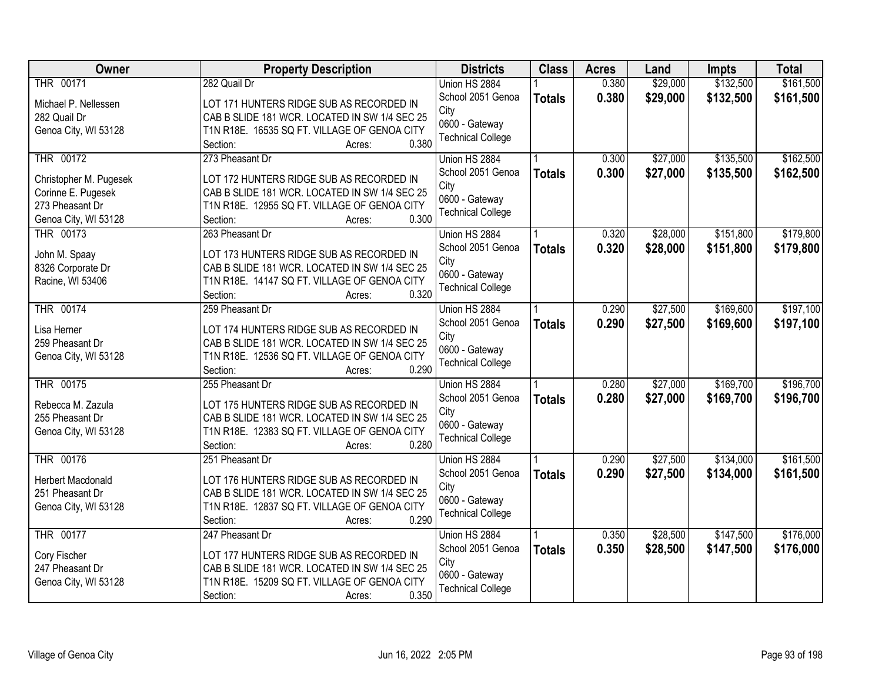| Owner | Property Description | Districts | Class | Acres | Land | Impts | Total |
|---|---|---|---|---|---|---|---|
| THR 00171<br><br>Michael P. Nellessen<br>282 Quail Dr<br>Genoa City, WI 53128 | 282 Quail Dr<br><br>LOT 171 HUNTERS RIDGE SUB AS RECORDED IN CAB B SLIDE 181 WCR. LOCATED IN SW 1/4 SEC 25 T1N R18E. 16535 SQ FT. VILLAGE OF GENOA CITY<br>Section: Acres: 0.380 | Union HS 2884<br>School 2051 Genoa City<br>0600 - Gateway Technical College | 1<br>**Totals** | 0.380<br>**0.380** | $29,000<br>**$29,000** | $132,500<br>**$132,500** | $161,500<br>**$161,500** |
| THR 00172<br><br>Christopher M. Pugesek<br>Corinne E. Pugesek<br>273 Pheasant Dr<br>Genoa City, WI 53128 | 273 Pheasant Dr<br><br>LOT 172 HUNTERS RIDGE SUB AS RECORDED IN CAB B SLIDE 181 WCR. LOCATED IN SW 1/4 SEC 25 T1N R18E. 12955 SQ FT. VILLAGE OF GENOA CITY<br>Section: Acres: 0.300 | Union HS 2884<br>School 2051 Genoa City<br>0600 - Gateway Technical College | 1<br>**Totals** | 0.300<br>**0.300** | $27,000<br>**$27,000** | $135,500<br>**$135,500** | $162,500<br>**$162,500** |
| THR 00173<br><br>John M. Spaay<br>8326 Corporate Dr<br>Racine, WI 53406 | 263 Pheasant Dr<br><br>LOT 173 HUNTERS RIDGE SUB AS RECORDED IN CAB B SLIDE 181 WCR. LOCATED IN SW 1/4 SEC 25 T1N R18E. 14147 SQ FT. VILLAGE OF GENOA CITY<br>Section: Acres: 0.320 | Union HS 2884<br>School 2051 Genoa City<br>0600 - Gateway Technical College | 1<br>**Totals** | 0.320<br>**0.320** | $28,000<br>**$28,000** | $151,800<br>**$151,800** | $179,800<br>**$179,800** |
| THR 00174<br><br>Lisa Herner<br>259 Pheasant Dr<br>Genoa City, WI 53128 | 259 Pheasant Dr<br><br>LOT 174 HUNTERS RIDGE SUB AS RECORDED IN CAB B SLIDE 181 WCR. LOCATED IN SW 1/4 SEC 25 T1N R18E. 12536 SQ FT. VILLAGE OF GENOA CITY<br>Section: Acres: 0.290 | Union HS 2884<br>School 2051 Genoa City<br>0600 - Gateway Technical College | 1<br>**Totals** | 0.290<br>**0.290** | $27,500<br>**$27,500** | $169,600<br>**$169,600** | $197,100<br>**$197,100** |
| THR 00175<br><br>Rebecca M. Zazula<br>255 Pheasant Dr<br>Genoa City, WI 53128 | 255 Pheasant Dr<br><br>LOT 175 HUNTERS RIDGE SUB AS RECORDED IN CAB B SLIDE 181 WCR. LOCATED IN SW 1/4 SEC 25 T1N R18E. 12383 SQ FT. VILLAGE OF GENOA CITY<br>Section: Acres: 0.280 | Union HS 2884<br>School 2051 Genoa City<br>0600 - Gateway Technical College | 1<br>**Totals** | 0.280<br>**0.280** | $27,000<br>**$27,000** | $169,700<br>**$169,700** | $196,700<br>**$196,700** |
| THR 00176<br><br>Herbert Macdonald<br>251 Pheasant Dr<br>Genoa City, WI 53128 | 251 Pheasant Dr<br><br>LOT 176 HUNTERS RIDGE SUB AS RECORDED IN CAB B SLIDE 181 WCR. LOCATED IN SW 1/4 SEC 25 T1N R18E. 12837 SQ FT. VILLAGE OF GENOA CITY<br>Section: Acres: 0.290 | Union HS 2884<br>School 2051 Genoa City<br>0600 - Gateway Technical College | 1<br>**Totals** | 0.290<br>**0.290** | $27,500<br>**$27,500** | $134,000<br>**$134,000** | $161,500<br>**$161,500** |
| THR 00177<br><br>Cory Fischer<br>247 Pheasant Dr<br>Genoa City, WI 53128 | 247 Pheasant Dr<br><br>LOT 177 HUNTERS RIDGE SUB AS RECORDED IN CAB B SLIDE 181 WCR. LOCATED IN SW 1/4 SEC 25 T1N R18E. 15209 SQ FT. VILLAGE OF GENOA CITY<br>Section: Acres: 0.350 | Union HS 2884<br>School 2051 Genoa City<br>0600 - Gateway Technical College | 1<br>**Totals** | 0.350<br>**0.350** | $28,500<br>**$28,500** | $147,500<br>**$147,500** | $176,000<br>**$176,000** |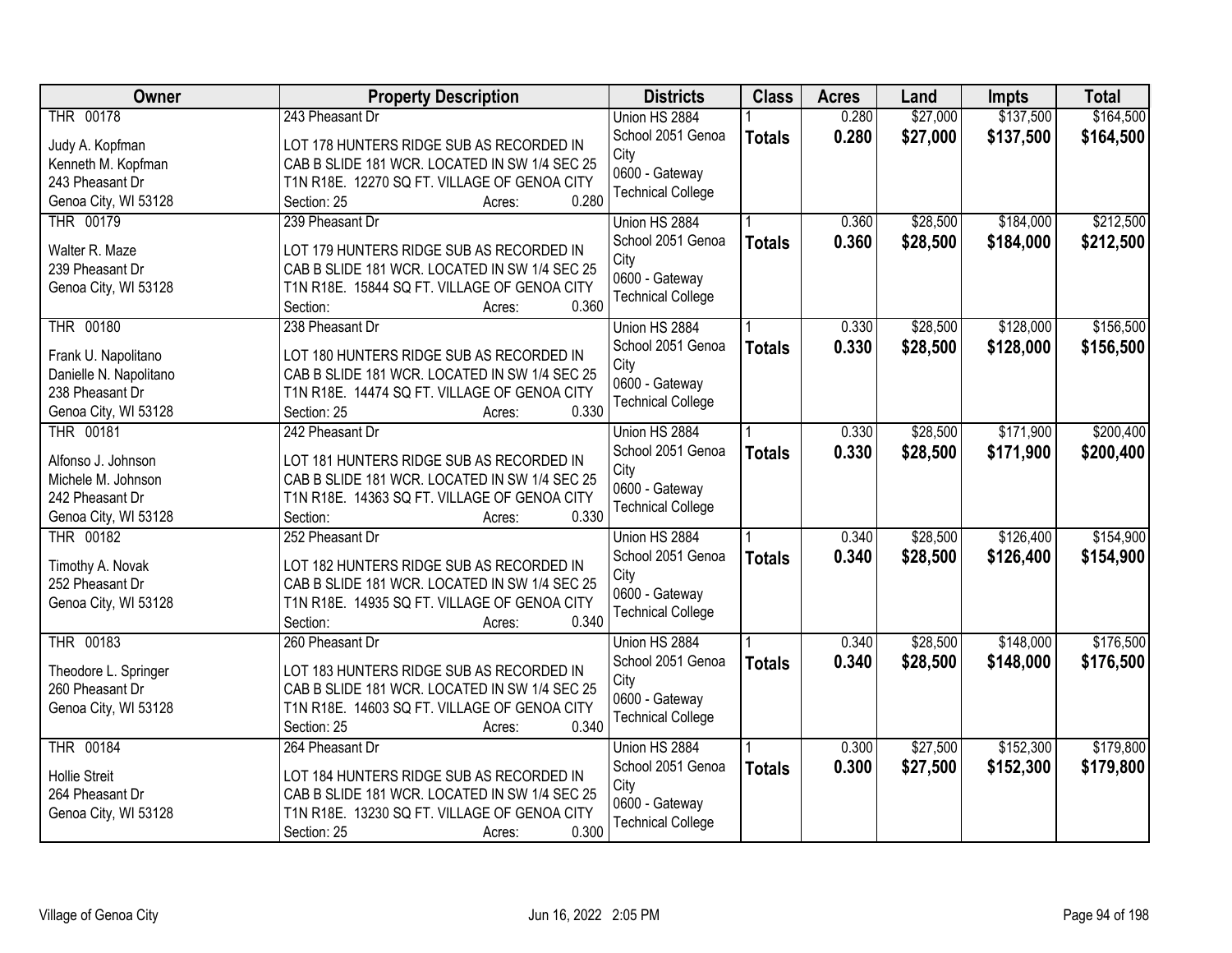| Owner | Property Description | Districts | Class | Acres | Land | Impts | Total |
|---|---|---|---|---|---|---|---|
| THR 00178<br>Judy A. Kopfman<br>Kenneth M. Kopfman<br>243 Pheasant Dr<br>Genoa City, WI 53128 | 243 Pheasant Dr<br>LOT 178 HUNTERS RIDGE SUB AS RECORDED IN CAB B SLIDE 181 WCR. LOCATED IN SW 1/4 SEC 25 T1N R18E. 12270 SQ FT. VILLAGE OF GENOA CITY<br>Section: 25 Acres: 0.280 | Union HS 2884<br>School 2051 Genoa City<br>0600 - Gateway Technical College | 1<br>**Totals** | 0.280<br>**0.280** | $27,000<br>**$27,000** | $137,500<br>**$137,500** | $164,500<br>**$164,500** |
| THR 00179<br>Walter R. Maze<br>239 Pheasant Dr<br>Genoa City, WI 53128 | 239 Pheasant Dr<br>LOT 179 HUNTERS RIDGE SUB AS RECORDED IN CAB B SLIDE 181 WCR. LOCATED IN SW 1/4 SEC 25 T1N R18E. 15844 SQ FT. VILLAGE OF GENOA CITY<br>Section: Acres: 0.360 | Union HS 2884<br>School 2051 Genoa City<br>0600 - Gateway Technical College | 1<br>**Totals** | 0.360<br>**0.360** | $28,500<br>**$28,500** | $184,000<br>**$184,000** | $212,500<br>**$212,500** |
| THR 00180<br>Frank U. Napolitano<br>Danielle N. Napolitano<br>238 Pheasant Dr<br>Genoa City, WI 53128 | 238 Pheasant Dr<br>LOT 180 HUNTERS RIDGE SUB AS RECORDED IN CAB B SLIDE 181 WCR. LOCATED IN SW 1/4 SEC 25 T1N R18E. 14474 SQ FT. VILLAGE OF GENOA CITY<br>Section: 25 Acres: 0.330 | Union HS 2884<br>School 2051 Genoa City<br>0600 - Gateway Technical College | 1<br>**Totals** | 0.330<br>**0.330** | $28,500<br>**$28,500** | $128,000<br>**$128,000** | $156,500<br>**$156,500** |
| THR 00181<br>Alfonso J. Johnson<br>Michele M. Johnson<br>242 Pheasant Dr<br>Genoa City, WI 53128 | 242 Pheasant Dr<br>LOT 181 HUNTERS RIDGE SUB AS RECORDED IN CAB B SLIDE 181 WCR. LOCATED IN SW 1/4 SEC 25 T1N R18E. 14363 SQ FT. VILLAGE OF GENOA CITY<br>Section: Acres: 0.330 | Union HS 2884<br>School 2051 Genoa City<br>0600 - Gateway Technical College | 1<br>**Totals** | 0.330<br>**0.330** | $28,500<br>**$28,500** | $171,900<br>**$171,900** | $200,400<br>**$200,400** |
| THR 00182<br>Timothy A. Novak<br>252 Pheasant Dr<br>Genoa City, WI 53128 | 252 Pheasant Dr<br>LOT 182 HUNTERS RIDGE SUB AS RECORDED IN CAB B SLIDE 181 WCR. LOCATED IN SW 1/4 SEC 25 T1N R18E. 14935 SQ FT. VILLAGE OF GENOA CITY<br>Section: Acres: 0.340 | Union HS 2884<br>School 2051 Genoa City<br>0600 - Gateway Technical College | 1<br>**Totals** | 0.340<br>**0.340** | $28,500<br>**$28,500** | $126,400<br>**$126,400** | $154,900<br>**$154,900** |
| THR 00183<br>Theodore L. Springer<br>260 Pheasant Dr<br>Genoa City, WI 53128 | 260 Pheasant Dr<br>LOT 183 HUNTERS RIDGE SUB AS RECORDED IN CAB B SLIDE 181 WCR. LOCATED IN SW 1/4 SEC 25 T1N R18E. 14603 SQ FT. VILLAGE OF GENOA CITY<br>Section: 25 Acres: 0.340 | Union HS 2884<br>School 2051 Genoa City<br>0600 - Gateway Technical College | 1<br>**Totals** | 0.340<br>**0.340** | $28,500<br>**$28,500** | $148,000<br>**$148,000** | $176,500<br>**$176,500** |
| THR 00184<br>Hollie Streit<br>264 Pheasant Dr<br>Genoa City, WI 53128 | 264 Pheasant Dr<br>LOT 184 HUNTERS RIDGE SUB AS RECORDED IN CAB B SLIDE 181 WCR. LOCATED IN SW 1/4 SEC 25 T1N R18E. 13230 SQ FT. VILLAGE OF GENOA CITY<br>Section: 25 Acres: 0.300 | Union HS 2884<br>School 2051 Genoa City<br>0600 - Gateway Technical College | 1<br>**Totals** | 0.300<br>**0.300** | $27,500<br>**$27,500** | $152,300<br>**$152,300** | $179,800<br>**$179,800** |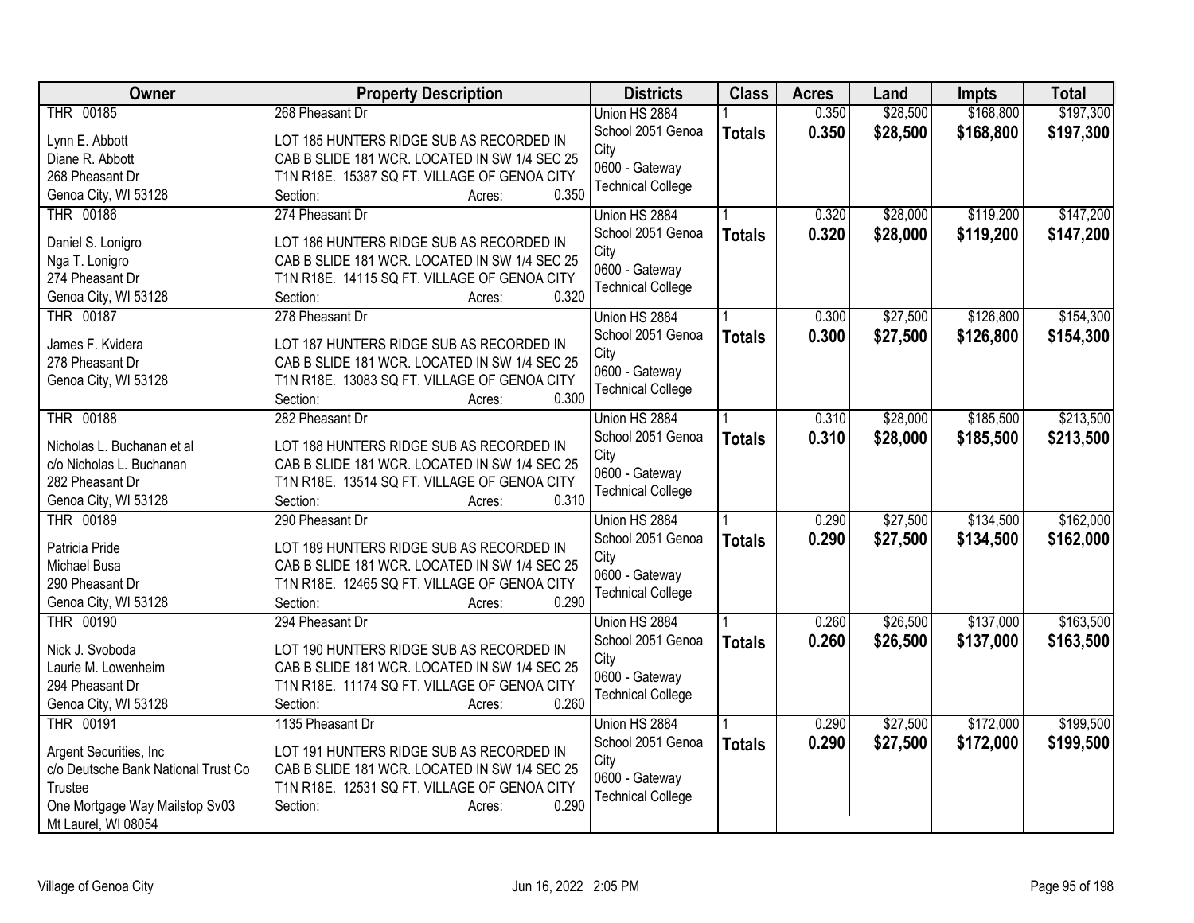| Owner | Property Description | Districts | Class | Acres | Land | Impts | Total |
|---|---|---|---|---|---|---|---|
| THR 00185<br>Lynn E. Abbott<br>Diane R. Abbott<br>268 Pheasant Dr<br>Genoa City, WI 53128 | 268 Pheasant Dr<br>LOT 185 HUNTERS RIDGE SUB AS RECORDED IN CAB B SLIDE 181 WCR. LOCATED IN SW 1/4 SEC 25 T1N R18E. 15387 SQ FT. VILLAGE OF GENOA CITY<br>Section: Acres: 0.350 | Union HS 2884<br>School 2051 Genoa City<br>0600 - Gateway Technical College | 1<br>**Totals** | 0.350<br>**0.350** | $28,500<br>**$28,500** | $168,800<br>**$168,800** | $197,300<br>**$197,300** |
| THR 00186<br>Daniel S. Lonigro<br>Nga T. Lonigro<br>274 Pheasant Dr<br>Genoa City, WI 53128 | 274 Pheasant Dr<br>LOT 186 HUNTERS RIDGE SUB AS RECORDED IN CAB B SLIDE 181 WCR. LOCATED IN SW 1/4 SEC 25 T1N R18E. 14115 SQ FT. VILLAGE OF GENOA CITY<br>Section: Acres: 0.320 | Union HS 2884<br>School 2051 Genoa City<br>0600 - Gateway Technical College | 1<br>**Totals** | 0.320<br>**0.320** | $28,000<br>**$28,000** | $119,200<br>**$119,200** | $147,200<br>**$147,200** |
| THR 00187<br>James F. Kvidera<br>278 Pheasant Dr<br>Genoa City, WI 53128 | 278 Pheasant Dr<br>LOT 187 HUNTERS RIDGE SUB AS RECORDED IN CAB B SLIDE 181 WCR. LOCATED IN SW 1/4 SEC 25 T1N R18E. 13083 SQ FT. VILLAGE OF GENOA CITY<br>Section: Acres: 0.300 | Union HS 2884<br>School 2051 Genoa City<br>0600 - Gateway Technical College | 1<br>**Totals** | 0.300<br>**0.300** | $27,500<br>**$27,500** | $126,800<br>**$126,800** | $154,300<br>**$154,300** |
| THR 00188<br>Nicholas L. Buchanan et al<br>c/o Nicholas L. Buchanan<br>282 Pheasant Dr<br>Genoa City, WI 53128 | 282 Pheasant Dr<br>LOT 188 HUNTERS RIDGE SUB AS RECORDED IN CAB B SLIDE 181 WCR. LOCATED IN SW 1/4 SEC 25 T1N R18E. 13514 SQ FT. VILLAGE OF GENOA CITY<br>Section: Acres: 0.310 | Union HS 2884<br>School 2051 Genoa City<br>0600 - Gateway Technical College | 1<br>**Totals** | 0.310<br>**0.310** | $28,000<br>**$28,000** | $185,500<br>**$185,500** | $213,500<br>**$213,500** |
| THR 00189<br>Patricia Pride<br>Michael Busa<br>290 Pheasant Dr<br>Genoa City, WI 53128 | 290 Pheasant Dr<br>LOT 189 HUNTERS RIDGE SUB AS RECORDED IN CAB B SLIDE 181 WCR. LOCATED IN SW 1/4 SEC 25 T1N R18E. 12465 SQ FT. VILLAGE OF GENOA CITY<br>Section: Acres: 0.290 | Union HS 2884<br>School 2051 Genoa City<br>0600 - Gateway Technical College | 1<br>**Totals** | 0.290<br>**0.290** | $27,500<br>**$27,500** | $134,500<br>**$134,500** | $162,000<br>**$162,000** |
| THR 00190<br>Nick J. Svoboda<br>Laurie M. Lowenheim<br>294 Pheasant Dr<br>Genoa City, WI 53128 | 294 Pheasant Dr<br>LOT 190 HUNTERS RIDGE SUB AS RECORDED IN CAB B SLIDE 181 WCR. LOCATED IN SW 1/4 SEC 25 T1N R18E. 11174 SQ FT. VILLAGE OF GENOA CITY<br>Section: Acres: 0.260 | Union HS 2884<br>School 2051 Genoa City<br>0600 - Gateway Technical College | 1<br>**Totals** | 0.260<br>**0.260** | $26,500<br>**$26,500** | $137,000<br>**$137,000** | $163,500<br>**$163,500** |
| THR 00191<br>Argent Securities, Inc<br>c/o Deutsche Bank National Trust Co Trustee<br>One Mortgage Way Mailstop Sv03<br>Mt Laurel, WI 08054 | 1135 Pheasant Dr<br>LOT 191 HUNTERS RIDGE SUB AS RECORDED IN CAB B SLIDE 181 WCR. LOCATED IN SW 1/4 SEC 25 T1N R18E. 12531 SQ FT. VILLAGE OF GENOA CITY<br>Section: Acres: 0.290 | Union HS 2884<br>School 2051 Genoa City<br>0600 - Gateway Technical College | 1<br>**Totals** | 0.290<br>**0.290** | $27,500<br>**$27,500** | $172,000<br>**$172,000** | $199,500<br>**$199,500** |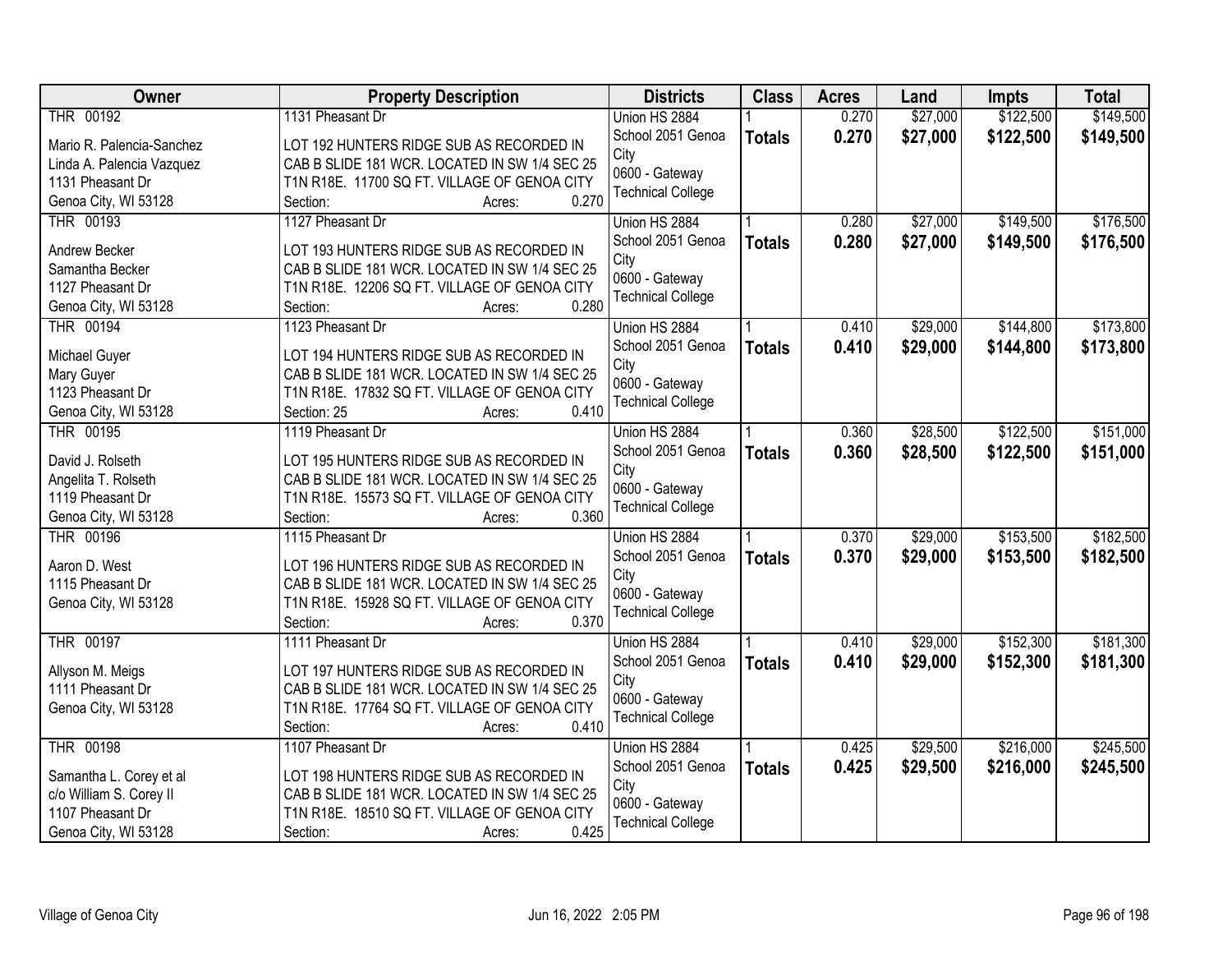| Owner | Property Description | Districts | Class | Acres | Land | Impts | Total |
|---|---|---|---|---|---|---|---|
| THR 00192<br><br>Mario R. Palencia-Sanchez<br>Linda A. Palencia Vazquez<br>1131 Pheasant Dr<br>Genoa City, WI 53128 | 1131 Pheasant Dr<br><br>LOT 192 HUNTERS RIDGE SUB AS RECORDED IN CAB B SLIDE 181 WCR. LOCATED IN SW 1/4 SEC 25 T1N R18E. 11700 SQ FT. VILLAGE OF GENOA CITY<br>Section: Acres: 0.270 | Union HS 2884<br>School 2051 Genoa City<br>0600 - Gateway Technical College | 1<br>**Totals** | 0.270<br>**0.270** | $27,000<br>**$27,000** | $122,500<br>**$122,500** | $149,500<br>**$149,500** |
| THR 00193<br><br>Andrew Becker<br>Samantha Becker<br>1127 Pheasant Dr<br>Genoa City, WI 53128 | 1127 Pheasant Dr<br><br>LOT 193 HUNTERS RIDGE SUB AS RECORDED IN CAB B SLIDE 181 WCR. LOCATED IN SW 1/4 SEC 25 T1N R18E. 12206 SQ FT. VILLAGE OF GENOA CITY<br>Section: Acres: 0.280 | Union HS 2884<br>School 2051 Genoa City<br>0600 - Gateway Technical College | 1<br>**Totals** | 0.280<br>**0.280** | $27,000<br>**$27,000** | $149,500<br>**$149,500** | $176,500<br>**$176,500** |
| THR 00194<br><br>Michael Guyer<br>Mary Guyer<br>1123 Pheasant Dr<br>Genoa City, WI 53128 | 1123 Pheasant Dr<br><br>LOT 194 HUNTERS RIDGE SUB AS RECORDED IN CAB B SLIDE 181 WCR. LOCATED IN SW 1/4 SEC 25 T1N R18E. 17832 SQ FT. VILLAGE OF GENOA CITY<br>Section: 25 Acres: 0.410 | Union HS 2884<br>School 2051 Genoa City<br>0600 - Gateway Technical College | 1<br>**Totals** | 0.410<br>**0.410** | $29,000<br>**$29,000** | $144,800<br>**$144,800** | $173,800<br>**$173,800** |
| THR 00195<br><br>David J. Rolseth<br>Angelita T. Rolseth<br>1119 Pheasant Dr<br>Genoa City, WI 53128 | 1119 Pheasant Dr<br><br>LOT 195 HUNTERS RIDGE SUB AS RECORDED IN CAB B SLIDE 181 WCR. LOCATED IN SW 1/4 SEC 25 T1N R18E. 15573 SQ FT. VILLAGE OF GENOA CITY<br>Section: Acres: 0.360 | Union HS 2884<br>School 2051 Genoa City<br>0600 - Gateway Technical College | 1<br>**Totals** | 0.360<br>**0.360** | $28,500<br>**$28,500** | $122,500<br>**$122,500** | $151,000<br>**$151,000** |
| THR 00196<br><br>Aaron D. West<br>1115 Pheasant Dr<br>Genoa City, WI 53128 | 1115 Pheasant Dr<br><br>LOT 196 HUNTERS RIDGE SUB AS RECORDED IN CAB B SLIDE 181 WCR. LOCATED IN SW 1/4 SEC 25 T1N R18E. 15928 SQ FT. VILLAGE OF GENOA CITY<br>Section: Acres: 0.370 | Union HS 2884<br>School 2051 Genoa City<br>0600 - Gateway Technical College | 1<br>**Totals** | 0.370<br>**0.370** | $29,000<br>**$29,000** | $153,500<br>**$153,500** | $182,500<br>**$182,500** |
| THR 00197<br><br>Allyson M. Meigs<br>1111 Pheasant Dr<br>Genoa City, WI 53128 | 1111 Pheasant Dr<br><br>LOT 197 HUNTERS RIDGE SUB AS RECORDED IN CAB B SLIDE 181 WCR. LOCATED IN SW 1/4 SEC 25 T1N R18E. 17764 SQ FT. VILLAGE OF GENOA CITY<br>Section: Acres: 0.410 | Union HS 2884<br>School 2051 Genoa City<br>0600 - Gateway Technical College | 1<br>**Totals** | 0.410<br>**0.410** | $29,000<br>**$29,000** | $152,300<br>**$152,300** | $181,300<br>**$181,300** |
| THR 00198<br><br>Samantha L. Corey et al<br>c/o William S. Corey II<br>1107 Pheasant Dr<br>Genoa City, WI 53128 | 1107 Pheasant Dr<br><br>LOT 198 HUNTERS RIDGE SUB AS RECORDED IN CAB B SLIDE 181 WCR. LOCATED IN SW 1/4 SEC 25 T1N R18E. 18510 SQ FT. VILLAGE OF GENOA CITY<br>Section: Acres: 0.425 | Union HS 2884<br>School 2051 Genoa City<br>0600 - Gateway Technical College | 1<br>**Totals** | 0.425<br>**0.425** | $29,500<br>**$29,500** | $216,000<br>**$216,000** | $245,500<br>**$245,500** |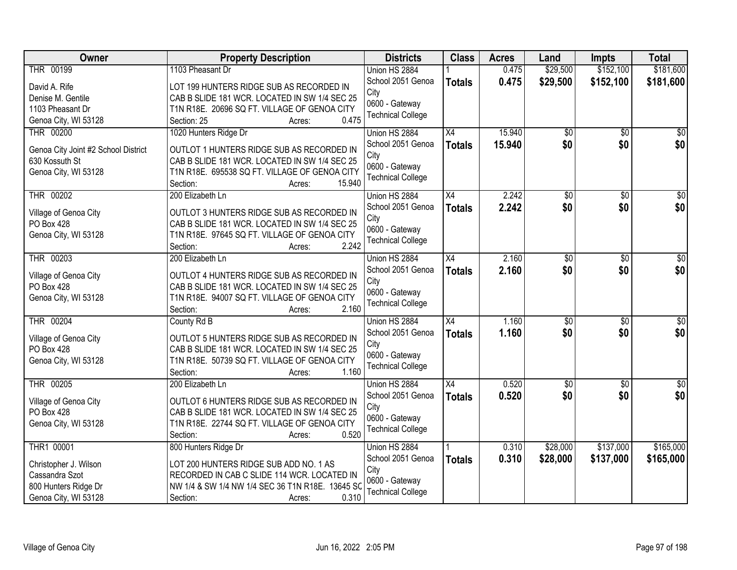| Owner | Property Description | Districts | Class | Acres | Land | Impts | Total |
|---|---|---|---|---|---|---|---|
| THR 00199<br>David A. Rife<br>Denise M. Gentile<br>1103 Pheasant Dr<br>Genoa City, WI 53128 | 1103 Pheasant Dr<br>LOT 199 HUNTERS RIDGE SUB AS RECORDED IN CAB B SLIDE 181 WCR. LOCATED IN SW 1/4 SEC 25 T1N R18E. 20696 SQ FT. VILLAGE OF GENOA CITY<br>Section: 25 Acres: 0.475 | Union HS 2884<br>School 2051 Genoa City<br>0600 - Gateway Technical College | 1<br>**Totals** | 0.475<br>**0.475** | $29,500<br>**$29,500** | $152,100<br>**$152,100** | $181,600<br>**$181,600** |
| THR 00200<br>Genoa City Joint #2 School District<br>630 Kossuth St<br>Genoa City, WI 53128 | 1020 Hunters Ridge Dr<br>OUTLOT 1 HUNTERS RIDGE SUB AS RECORDED IN CAB B SLIDE 181 WCR. LOCATED IN SW 1/4 SEC 25 T1N R18E. 695538 SQ FT. VILLAGE OF GENOA CITY<br>Section: Acres: 15.940 | Union HS 2884<br>School 2051 Genoa City<br>0600 - Gateway Technical College | X4<br>**Totals** | 15.940<br>**15.940** | $0<br>**$0** | $0<br>**$0** | $0<br>**$0** |
| THR 00202<br>Village of Genoa City<br>PO Box 428<br>Genoa City, WI 53128 | 200 Elizabeth Ln<br>OUTLOT 3 HUNTERS RIDGE SUB AS RECORDED IN CAB B SLIDE 181 WCR. LOCATED IN SW 1/4 SEC 25 T1N R18E. 97645 SQ FT. VILLAGE OF GENOA CITY<br>Section: Acres: 2.242 | Union HS 2884<br>School 2051 Genoa City<br>0600 - Gateway Technical College | X4<br>**Totals** | 2.242<br>**2.242** | $0<br>**$0** | $0<br>**$0** | $0<br>**$0** |
| THR 00203<br>Village of Genoa City<br>PO Box 428<br>Genoa City, WI 53128 | 200 Elizabeth Ln<br>OUTLOT 4 HUNTERS RIDGE SUB AS RECORDED IN CAB B SLIDE 181 WCR. LOCATED IN SW 1/4 SEC 25 T1N R18E. 94007 SQ FT. VILLAGE OF GENOA CITY<br>Section: Acres: 2.160 | Union HS 2884<br>School 2051 Genoa City<br>0600 - Gateway Technical College | X4<br>**Totals** | 2.160<br>**2.160** | $0<br>**$0** | $0<br>**$0** | $0<br>**$0** |
| THR 00204<br>Village of Genoa City<br>PO Box 428<br>Genoa City, WI 53128 | County Rd B<br>OUTLOT 5 HUNTERS RIDGE SUB AS RECORDED IN CAB B SLIDE 181 WCR. LOCATED IN SW 1/4 SEC 25 T1N R18E. 50739 SQ FT. VILLAGE OF GENOA CITY<br>Section: Acres: 1.160 | Union HS 2884<br>School 2051 Genoa City<br>0600 - Gateway Technical College | X4<br>**Totals** | 1.160<br>**1.160** | $0<br>**$0** | $0<br>**$0** | $0<br>**$0** |
| THR 00205<br>Village of Genoa City<br>PO Box 428<br>Genoa City, WI 53128 | 200 Elizabeth Ln<br>OUTLOT 6 HUNTERS RIDGE SUB AS RECORDED IN CAB B SLIDE 181 WCR. LOCATED IN SW 1/4 SEC 25 T1N R18E. 22744 SQ FT. VILLAGE OF GENOA CITY<br>Section: Acres: 0.520 | Union HS 2884<br>School 2051 Genoa City<br>0600 - Gateway Technical College | X4<br>**Totals** | 0.520<br>**0.520** | $0<br>**$0** | $0<br>**$0** | $0<br>**$0** |
| THR1 00001<br>Christopher J. Wilson<br>Cassandra Szot<br>800 Hunters Ridge Dr<br>Genoa City, WI 53128 | 800 Hunters Ridge Dr<br>LOT 200 HUNTERS RIDGE SUB ADD NO. 1 AS RECORDED IN CAB C SLIDE 114 WCR. LOCATED IN NW 1/4 & SW 1/4 NW 1/4 SEC 36 T1N R18E. 13645 SQ<br>Section: Acres: 0.310 | Union HS 2884<br>School 2051 Genoa City<br>0600 - Gateway Technical College | 1<br>**Totals** | 0.310<br>**0.310** | $28,000<br>**$28,000** | $137,000<br>**$137,000** | $165,000<br>**$165,000** |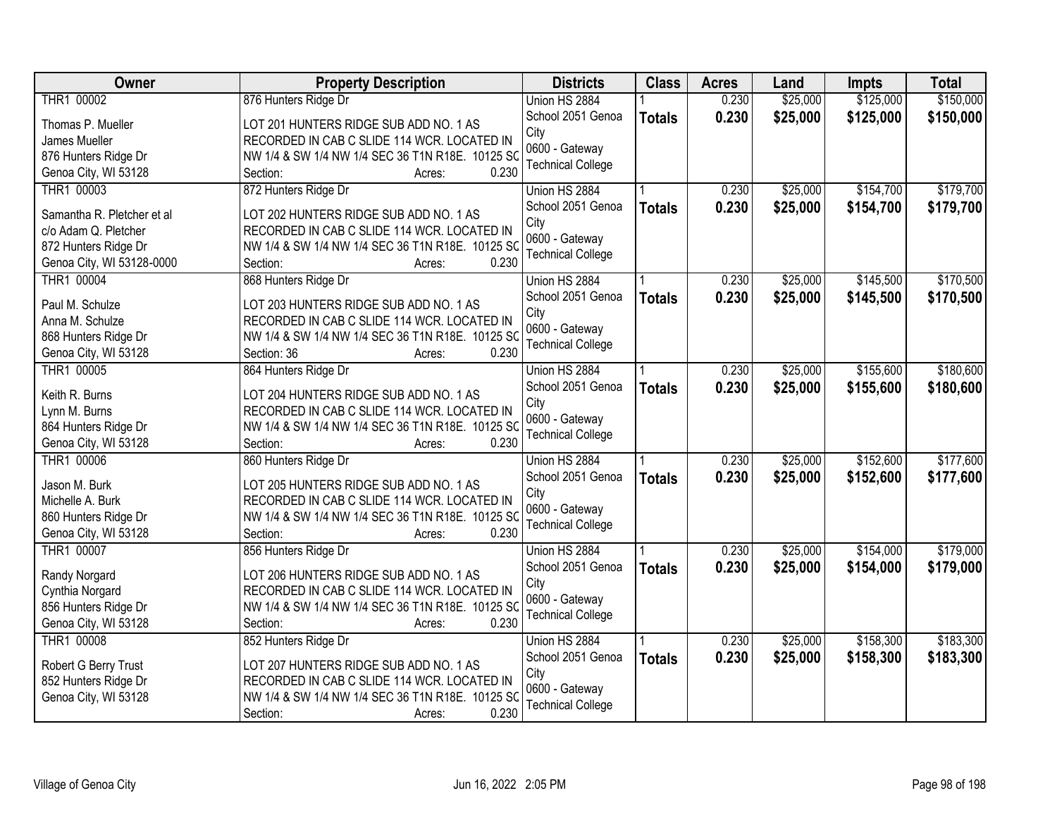| Owner | Property Description | Districts | Class | Acres | Land | Impts | Total |
|---|---|---|---|---|---|---|---|
| THR1 00002<br><br>Thomas P. Mueller<br>James Mueller<br>876 Hunters Ridge Dr<br>Genoa City, WI 53128 | 876 Hunters Ridge Dr<br><br>LOT 201 HUNTERS RIDGE SUB ADD NO. 1 AS RECORDED IN CAB C SLIDE 114 WCR. LOCATED IN NW 1/4 & SW 1/4 NW 1/4 SEC 36 T1N R18E. 10125 SC<br>Section: Acres: 0.230 | Union HS 2884<br>School 2051 Genoa City<br>0600 - Gateway Technical College | 1<br>**Totals** | 0.230<br>**0.230** | $25,000<br>**$25,000** | $125,000<br>**$125,000** | $150,000<br>**$150,000** |
| THR1 00003<br><br>Samantha R. Pletcher et al<br>c/o Adam Q. Pletcher<br>872 Hunters Ridge Dr<br>Genoa City, WI 53128-0000 | 872 Hunters Ridge Dr<br><br>LOT 202 HUNTERS RIDGE SUB ADD NO. 1 AS RECORDED IN CAB C SLIDE 114 WCR. LOCATED IN NW 1/4 & SW 1/4 NW 1/4 SEC 36 T1N R18E. 10125 SC<br>Section: Acres: 0.230 | Union HS 2884<br>School 2051 Genoa City<br>0600 - Gateway Technical College | 1<br>**Totals** | 0.230<br>**0.230** | $25,000<br>**$25,000** | $154,700<br>**$154,700** | $179,700<br>**$179,700** |
| THR1 00004<br><br>Paul M. Schulze<br>Anna M. Schulze<br>868 Hunters Ridge Dr<br>Genoa City, WI 53128 | 868 Hunters Ridge Dr<br><br>LOT 203 HUNTERS RIDGE SUB ADD NO. 1 AS RECORDED IN CAB C SLIDE 114 WCR. LOCATED IN NW 1/4 & SW 1/4 NW 1/4 SEC 36 T1N R18E. 10125 SC<br>Section: 36 Acres: 0.230 | Union HS 2884<br>School 2051 Genoa City<br>0600 - Gateway Technical College | 1<br>**Totals** | 0.230<br>**0.230** | $25,000<br>**$25,000** | $145,500<br>**$145,500** | $170,500<br>**$170,500** |
| THR1 00005<br><br>Keith R. Burns<br>Lynn M. Burns<br>864 Hunters Ridge Dr<br>Genoa City, WI 53128 | 864 Hunters Ridge Dr<br><br>LOT 204 HUNTERS RIDGE SUB ADD NO. 1 AS RECORDED IN CAB C SLIDE 114 WCR. LOCATED IN NW 1/4 & SW 1/4 NW 1/4 SEC 36 T1N R18E. 10125 SC<br>Section: Acres: 0.230 | Union HS 2884<br>School 2051 Genoa City<br>0600 - Gateway Technical College | 1<br>**Totals** | 0.230<br>**0.230** | $25,000<br>**$25,000** | $155,600<br>**$155,600** | $180,600<br>**$180,600** |
| THR1 00006<br><br>Jason M. Burk<br>Michelle A. Burk<br>860 Hunters Ridge Dr<br>Genoa City, WI 53128 | 860 Hunters Ridge Dr<br><br>LOT 205 HUNTERS RIDGE SUB ADD NO. 1 AS RECORDED IN CAB C SLIDE 114 WCR. LOCATED IN NW 1/4 & SW 1/4 NW 1/4 SEC 36 T1N R18E. 10125 SC<br>Section: Acres: 0.230 | Union HS 2884<br>School 2051 Genoa City<br>0600 - Gateway Technical College | 1<br>**Totals** | 0.230<br>**0.230** | $25,000<br>**$25,000** | $152,600<br>**$152,600** | $177,600<br>**$177,600** |
| THR1 00007<br><br>Randy Norgard<br>Cynthia Norgard<br>856 Hunters Ridge Dr<br>Genoa City, WI 53128 | 856 Hunters Ridge Dr<br><br>LOT 206 HUNTERS RIDGE SUB ADD NO. 1 AS RECORDED IN CAB C SLIDE 114 WCR. LOCATED IN NW 1/4 & SW 1/4 NW 1/4 SEC 36 T1N R18E. 10125 SC<br>Section: Acres: 0.230 | Union HS 2884<br>School 2051 Genoa City<br>0600 - Gateway Technical College | 1<br>**Totals** | 0.230<br>**0.230** | $25,000<br>**$25,000** | $154,000<br>**$154,000** | $179,000<br>**$179,000** |
| THR1 00008<br><br>Robert G Berry Trust<br>852 Hunters Ridge Dr<br>Genoa City, WI 53128 | 852 Hunters Ridge Dr<br><br>LOT 207 HUNTERS RIDGE SUB ADD NO. 1 AS RECORDED IN CAB C SLIDE 114 WCR. LOCATED IN NW 1/4 & SW 1/4 NW 1/4 SEC 36 T1N R18E. 10125 SC<br>Section: Acres: 0.230 | Union HS 2884<br>School 2051 Genoa City<br>0600 - Gateway Technical College | 1<br>**Totals** | 0.230<br>**0.230** | $25,000<br>**$25,000** | $158,300<br>**$158,300** | $183,300<br>**$183,300** |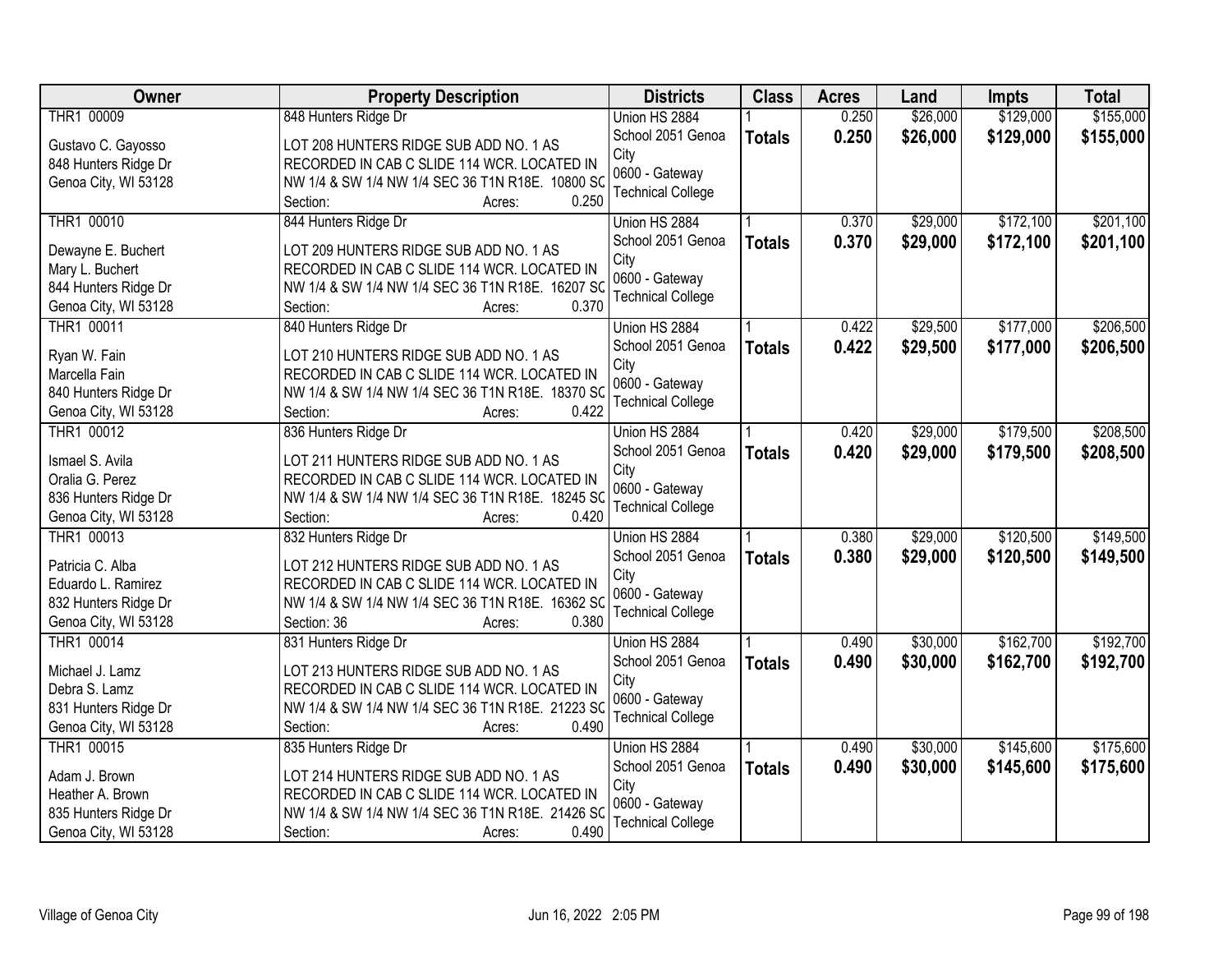| Owner | Property Description | Districts | Class | Acres | Land | Impts | Total |
|---|---|---|---|---|---|---|---|
| THR1 00009<br><br>Gustavo C. Gayosso<br>848 Hunters Ridge Dr<br>Genoa City, WI 53128 | 848 Hunters Ridge Dr<br><br>LOT 208 HUNTERS RIDGE SUB ADD NO. 1 AS RECORDED IN CAB C SLIDE 114 WCR. LOCATED IN NW 1/4 & SW 1/4 NW 1/4 SEC 36 T1N R18E. 10800 SC<br>Section: Acres: 0.250 | Union HS 2884<br>School 2051 Genoa City<br>0600 - Gateway Technical College | 1<br>**Totals** | 0.250<br>**0.250** | $26,000<br>**$26,000** | $129,000<br>**$129,000** | $155,000<br>**$155,000** |
| THR1 00010<br><br>Dewayne E. Buchert<br>Mary L. Buchert<br>844 Hunters Ridge Dr<br>Genoa City, WI 53128 | 844 Hunters Ridge Dr<br><br>LOT 209 HUNTERS RIDGE SUB ADD NO. 1 AS RECORDED IN CAB C SLIDE 114 WCR. LOCATED IN NW 1/4 & SW 1/4 NW 1/4 SEC 36 T1N R18E. 16207 SC<br>Section: Acres: 0.370 | Union HS 2884<br>School 2051 Genoa City<br>0600 - Gateway Technical College | 1<br>**Totals** | 0.370<br>**0.370** | $29,000<br>**$29,000** | $172,100<br>**$172,100** | $201,100<br>**$201,100** |
| THR1 00011<br><br>Ryan W. Fain<br>Marcella Fain<br>840 Hunters Ridge Dr<br>Genoa City, WI 53128 | 840 Hunters Ridge Dr<br><br>LOT 210 HUNTERS RIDGE SUB ADD NO. 1 AS RECORDED IN CAB C SLIDE 114 WCR. LOCATED IN NW 1/4 & SW 1/4 NW 1/4 SEC 36 T1N R18E. 18370 SC<br>Section: Acres: 0.422 | Union HS 2884<br>School 2051 Genoa City<br>0600 - Gateway Technical College | 1<br>**Totals** | 0.422<br>**0.422** | $29,500<br>**$29,500** | $177,000<br>**$177,000** | $206,500<br>**$206,500** |
| THR1 00012<br><br>Ismael S. Avila<br>Oralia G. Perez<br>836 Hunters Ridge Dr<br>Genoa City, WI 53128 | 836 Hunters Ridge Dr<br><br>LOT 211 HUNTERS RIDGE SUB ADD NO. 1 AS RECORDED IN CAB C SLIDE 114 WCR. LOCATED IN NW 1/4 & SW 1/4 NW 1/4 SEC 36 T1N R18E. 18245 SC<br>Section: Acres: 0.420 | Union HS 2884<br>School 2051 Genoa City<br>0600 - Gateway Technical College | 1<br>**Totals** | 0.420<br>**0.420** | $29,000<br>**$29,000** | $179,500<br>**$179,500** | $208,500<br>**$208,500** |
| THR1 00013<br><br>Patricia C. Alba<br>Eduardo L. Ramirez<br>832 Hunters Ridge Dr<br>Genoa City, WI 53128 | 832 Hunters Ridge Dr<br><br>LOT 212 HUNTERS RIDGE SUB ADD NO. 1 AS RECORDED IN CAB C SLIDE 114 WCR. LOCATED IN NW 1/4 & SW 1/4 NW 1/4 SEC 36 T1N R18E. 16362 SC<br>Section: 36 Acres: 0.380 | Union HS 2884<br>School 2051 Genoa City<br>0600 - Gateway Technical College | 1<br>**Totals** | 0.380<br>**0.380** | $29,000<br>**$29,000** | $120,500<br>**$120,500** | $149,500<br>**$149,500** |
| THR1 00014<br><br>Michael J. Lamz<br>Debra S. Lamz<br>831 Hunters Ridge Dr<br>Genoa City, WI 53128 | 831 Hunters Ridge Dr<br><br>LOT 213 HUNTERS RIDGE SUB ADD NO. 1 AS RECORDED IN CAB C SLIDE 114 WCR. LOCATED IN NW 1/4 & SW 1/4 NW 1/4 SEC 36 T1N R18E. 21223 SC<br>Section: Acres: 0.490 | Union HS 2884<br>School 2051 Genoa City<br>0600 - Gateway Technical College | 1<br>**Totals** | 0.490<br>**0.490** | $30,000<br>**$30,000** | $162,700<br>**$162,700** | $192,700<br>**$192,700** |
| THR1 00015<br><br>Adam J. Brown<br>Heather A. Brown<br>835 Hunters Ridge Dr<br>Genoa City, WI 53128 | 835 Hunters Ridge Dr<br><br>LOT 214 HUNTERS RIDGE SUB ADD NO. 1 AS RECORDED IN CAB C SLIDE 114 WCR. LOCATED IN NW 1/4 & SW 1/4 NW 1/4 SEC 36 T1N R18E. 21426 SC<br>Section: Acres: 0.490 | Union HS 2884<br>School 2051 Genoa City<br>0600 - Gateway Technical College | 1<br>**Totals** | 0.490<br>**0.490** | $30,000<br>**$30,000** | $145,600<br>**$145,600** | $175,600<br>**$175,600** |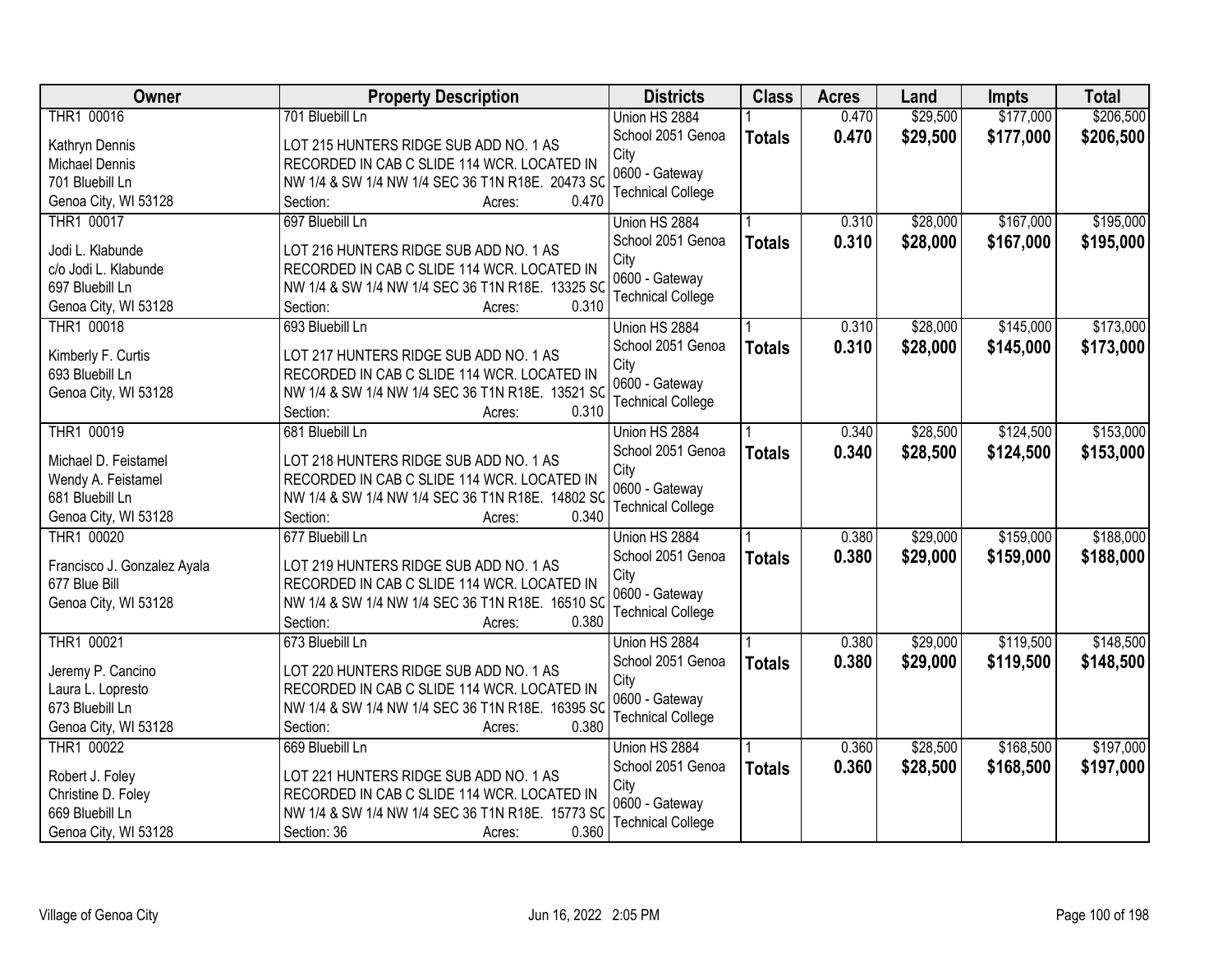| Owner | Property Description | Districts | Class | Acres | Land | Impts | Total |
|---|---|---|---|---|---|---|---|
| THR1 00016<br><br>Kathryn Dennis<br>Michael Dennis<br>701 Bluebill Ln<br>Genoa City, WI 53128 | 701 Bluebill Ln<br><br>LOT 215 HUNTERS RIDGE SUB ADD NO. 1 AS RECORDED IN CAB C SLIDE 114 WCR. LOCATED IN NW 1/4 & SW 1/4 NW 1/4 SEC 36 T1N R18E. 20473 SC<br>Section: Acres: 0.470 | Union HS 2884<br>School 2051 Genoa City<br>0600 - Gateway Technical College | 1<br>**Totals** | 0.470<br>**0.470** | $29,500<br>**$29,500** | $177,000<br>**$177,000** | $206,500<br>**$206,500** |
| THR1 00017<br><br>Jodi L. Klabunde<br>c/o Jodi L. Klabunde<br>697 Bluebill Ln<br>Genoa City, WI 53128 | 697 Bluebill Ln<br><br>LOT 216 HUNTERS RIDGE SUB ADD NO. 1 AS RECORDED IN CAB C SLIDE 114 WCR. LOCATED IN NW 1/4 & SW 1/4 NW 1/4 SEC 36 T1N R18E. 13325 SC<br>Section: Acres: 0.310 | Union HS 2884<br>School 2051 Genoa City<br>0600 - Gateway Technical College | 1<br>**Totals** | 0.310<br>**0.310** | $28,000<br>**$28,000** | $167,000<br>**$167,000** | $195,000<br>**$195,000** |
| THR1 00018<br><br>Kimberly F. Curtis<br>693 Bluebill Ln<br>Genoa City, WI 53128 | 693 Bluebill Ln<br><br>LOT 217 HUNTERS RIDGE SUB ADD NO. 1 AS RECORDED IN CAB C SLIDE 114 WCR. LOCATED IN NW 1/4 & SW 1/4 NW 1/4 SEC 36 T1N R18E. 13521 SC<br>Section: Acres: 0.310 | Union HS 2884<br>School 2051 Genoa City<br>0600 - Gateway Technical College | 1<br>**Totals** | 0.310<br>**0.310** | $28,000<br>**$28,000** | $145,000<br>**$145,000** | $173,000<br>**$173,000** |
| THR1 00019<br><br>Michael D. Feistamel<br>Wendy A. Feistamel<br>681 Bluebill Ln<br>Genoa City, WI 53128 | 681 Bluebill Ln<br><br>LOT 218 HUNTERS RIDGE SUB ADD NO. 1 AS RECORDED IN CAB C SLIDE 114 WCR. LOCATED IN NW 1/4 & SW 1/4 NW 1/4 SEC 36 T1N R18E. 14802 SC<br>Section: Acres: 0.340 | Union HS 2884<br>School 2051 Genoa City<br>0600 - Gateway Technical College | 1<br>**Totals** | 0.340<br>**0.340** | $28,500<br>**$28,500** | $124,500<br>**$124,500** | $153,000<br>**$153,000** |
| THR1 00020<br><br>Francisco J. Gonzalez Ayala<br>677 Blue Bill<br>Genoa City, WI 53128 | 677 Bluebill Ln<br><br>LOT 219 HUNTERS RIDGE SUB ADD NO. 1 AS RECORDED IN CAB C SLIDE 114 WCR. LOCATED IN NW 1/4 & SW 1/4 NW 1/4 SEC 36 T1N R18E. 16510 SC<br>Section: Acres: 0.380 | Union HS 2884<br>School 2051 Genoa City<br>0600 - Gateway Technical College | 1<br>**Totals** | 0.380<br>**0.380** | $29,000<br>**$29,000** | $159,000<br>**$159,000** | $188,000<br>**$188,000** |
| THR1 00021<br><br>Jeremy P. Cancino<br>Laura L. Lopresto<br>673 Bluebill Ln<br>Genoa City, WI 53128 | 673 Bluebill Ln<br><br>LOT 220 HUNTERS RIDGE SUB ADD NO. 1 AS RECORDED IN CAB C SLIDE 114 WCR. LOCATED IN NW 1/4 & SW 1/4 NW 1/4 SEC 36 T1N R18E. 16395 SC<br>Section: Acres: 0.380 | Union HS 2884<br>School 2051 Genoa City<br>0600 - Gateway Technical College | 1<br>**Totals** | 0.380<br>**0.380** | $29,000<br>**$29,000** | $119,500<br>**$119,500** | $148,500<br>**$148,500** |
| THR1 00022<br><br>Robert J. Foley<br>Christine D. Foley<br>669 Bluebill Ln<br>Genoa City, WI 53128 | 669 Bluebill Ln<br><br>LOT 221 HUNTERS RIDGE SUB ADD NO. 1 AS RECORDED IN CAB C SLIDE 114 WCR. LOCATED IN NW 1/4 & SW 1/4 NW 1/4 SEC 36 T1N R18E. 15773 SC<br>Section: 36 Acres: 0.360 | Union HS 2884<br>School 2051 Genoa City<br>0600 - Gateway Technical College | 1<br>**Totals** | 0.360<br>**0.360** | $28,500<br>**$28,500** | $168,500<br>**$168,500** | $197,000<br>**$197,000** |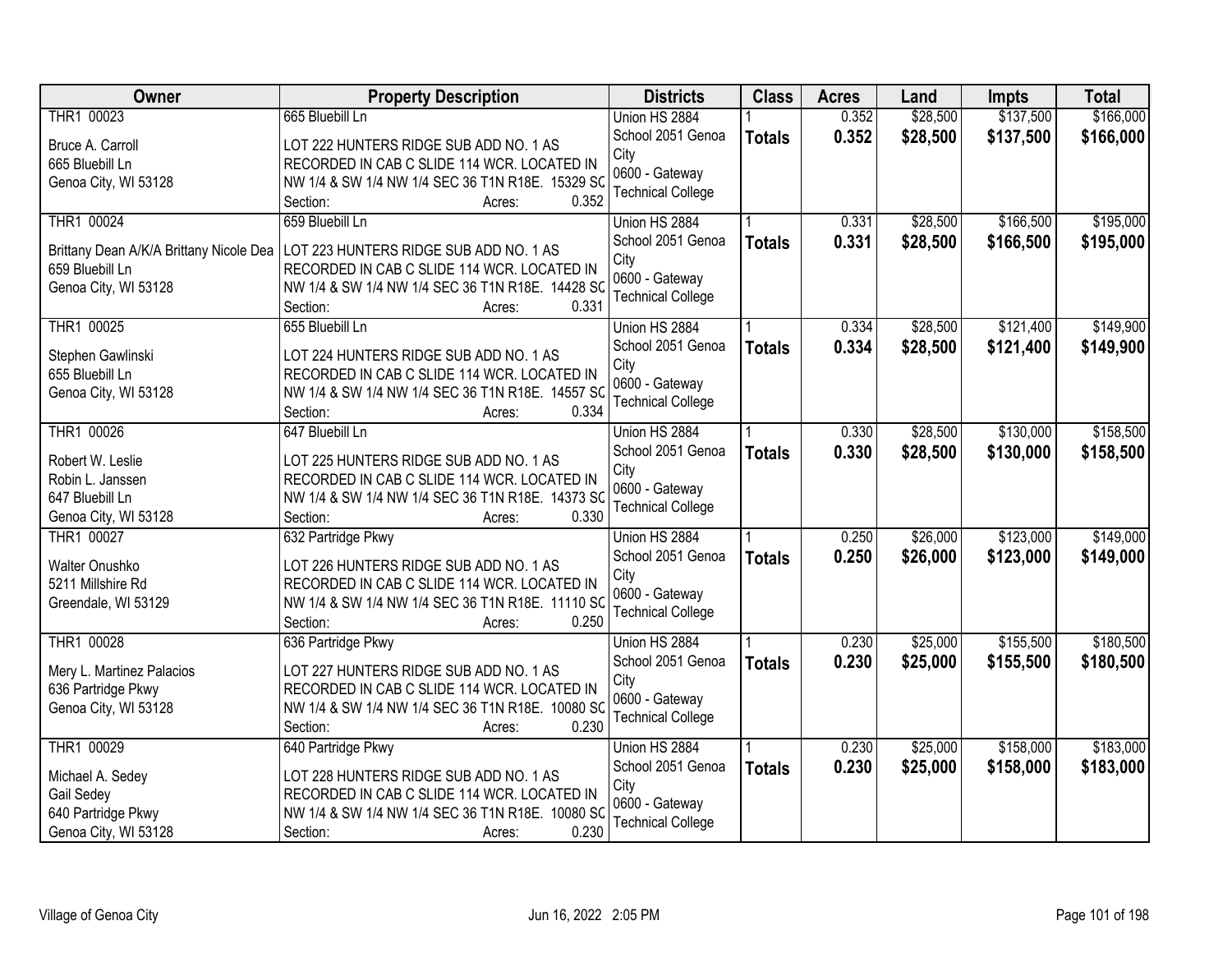| Owner | Property Description | Districts | Class | Acres | Land | Impts | Total |
|---|---|---|---|---|---|---|---|
| THR1 00023<br>Bruce A. Carroll<br>665 Bluebill Ln<br>Genoa City, WI 53128 | 665 Bluebill Ln<br>LOT 222 HUNTERS RIDGE SUB ADD NO. 1 AS RECORDED IN CAB C SLIDE 114 WCR. LOCATED IN NW 1/4 & SW 1/4 NW 1/4 SEC 36 T1N R18E. 15329 SQ<br>Section: Acres: 0.352 | Union HS 2884<br>School 2051 Genoa City<br>0600 - Gateway Technical College | 1<br>**Totals** | 0.352<br>**0.352** | $28,500<br>**$28,500** | $137,500<br>**$137,500** | $166,000<br>**$166,000** |
| THR1 00024<br>Brittany Dean A/K/A Brittany Nicole Dea<br>659 Bluebill Ln<br>Genoa City, WI 53128 | 659 Bluebill Ln<br>LOT 223 HUNTERS RIDGE SUB ADD NO. 1 AS RECORDED IN CAB C SLIDE 114 WCR. LOCATED IN NW 1/4 & SW 1/4 NW 1/4 SEC 36 T1N R18E. 14428 SQ<br>Section: Acres: 0.331 | Union HS 2884<br>School 2051 Genoa City<br>0600 - Gateway Technical College | 1<br>**Totals** | 0.331<br>**0.331** | $28,500<br>**$28,500** | $166,500<br>**$166,500** | $195,000<br>**$195,000** |
| THR1 00025<br>Stephen Gawlinski<br>655 Bluebill Ln<br>Genoa City, WI 53128 | 655 Bluebill Ln<br>LOT 224 HUNTERS RIDGE SUB ADD NO. 1 AS RECORDED IN CAB C SLIDE 114 WCR. LOCATED IN NW 1/4 & SW 1/4 NW 1/4 SEC 36 T1N R18E. 14557 SQ<br>Section: Acres: 0.334 | Union HS 2884<br>School 2051 Genoa City<br>0600 - Gateway Technical College | 1<br>**Totals** | 0.334<br>**0.334** | $28,500<br>**$28,500** | $121,400<br>**$121,400** | $149,900<br>**$149,900** |
| THR1 00026<br>Robert W. Leslie<br>Robin L. Janssen<br>647 Bluebill Ln<br>Genoa City, WI 53128 | 647 Bluebill Ln<br>LOT 225 HUNTERS RIDGE SUB ADD NO. 1 AS RECORDED IN CAB C SLIDE 114 WCR. LOCATED IN NW 1/4 & SW 1/4 NW 1/4 SEC 36 T1N R18E. 14373 SQ<br>Section: Acres: 0.330 | Union HS 2884<br>School 2051 Genoa City<br>0600 - Gateway Technical College | 1<br>**Totals** | 0.330<br>**0.330** | $28,500<br>**$28,500** | $130,000<br>**$130,000** | $158,500<br>**$158,500** |
| THR1 00027<br>Walter Onushko<br>5211 Millshire Rd<br>Greendale, WI 53129 | 632 Partridge Pkwy<br>LOT 226 HUNTERS RIDGE SUB ADD NO. 1 AS RECORDED IN CAB C SLIDE 114 WCR. LOCATED IN NW 1/4 & SW 1/4 NW 1/4 SEC 36 T1N R18E. 11110 SQ<br>Section: Acres: 0.250 | Union HS 2884<br>School 2051 Genoa City<br>0600 - Gateway Technical College | 1<br>**Totals** | 0.250<br>**0.250** | $26,000<br>**$26,000** | $123,000<br>**$123,000** | $149,000<br>**$149,000** |
| THR1 00028<br>Mery L. Martinez Palacios<br>636 Partridge Pkwy<br>Genoa City, WI 53128 | 636 Partridge Pkwy<br>LOT 227 HUNTERS RIDGE SUB ADD NO. 1 AS RECORDED IN CAB C SLIDE 114 WCR. LOCATED IN NW 1/4 & SW 1/4 NW 1/4 SEC 36 T1N R18E. 10080 SQ<br>Section: Acres: 0.230 | Union HS 2884<br>School 2051 Genoa City<br>0600 - Gateway Technical College | 1<br>**Totals** | 0.230<br>**0.230** | $25,000<br>**$25,000** | $155,500<br>**$155,500** | $180,500<br>**$180,500** |
| THR1 00029<br>Michael A. Sedey<br>Gail Sedey<br>640 Partridge Pkwy<br>Genoa City, WI 53128 | 640 Partridge Pkwy<br>LOT 228 HUNTERS RIDGE SUB ADD NO. 1 AS RECORDED IN CAB C SLIDE 114 WCR. LOCATED IN NW 1/4 & SW 1/4 NW 1/4 SEC 36 T1N R18E. 10080 SQ<br>Section: Acres: 0.230 | Union HS 2884<br>School 2051 Genoa City<br>0600 - Gateway Technical College | 1<br>**Totals** | 0.230<br>**0.230** | $25,000<br>**$25,000** | $158,000<br>**$158,000** | $183,000<br>**$183,000** |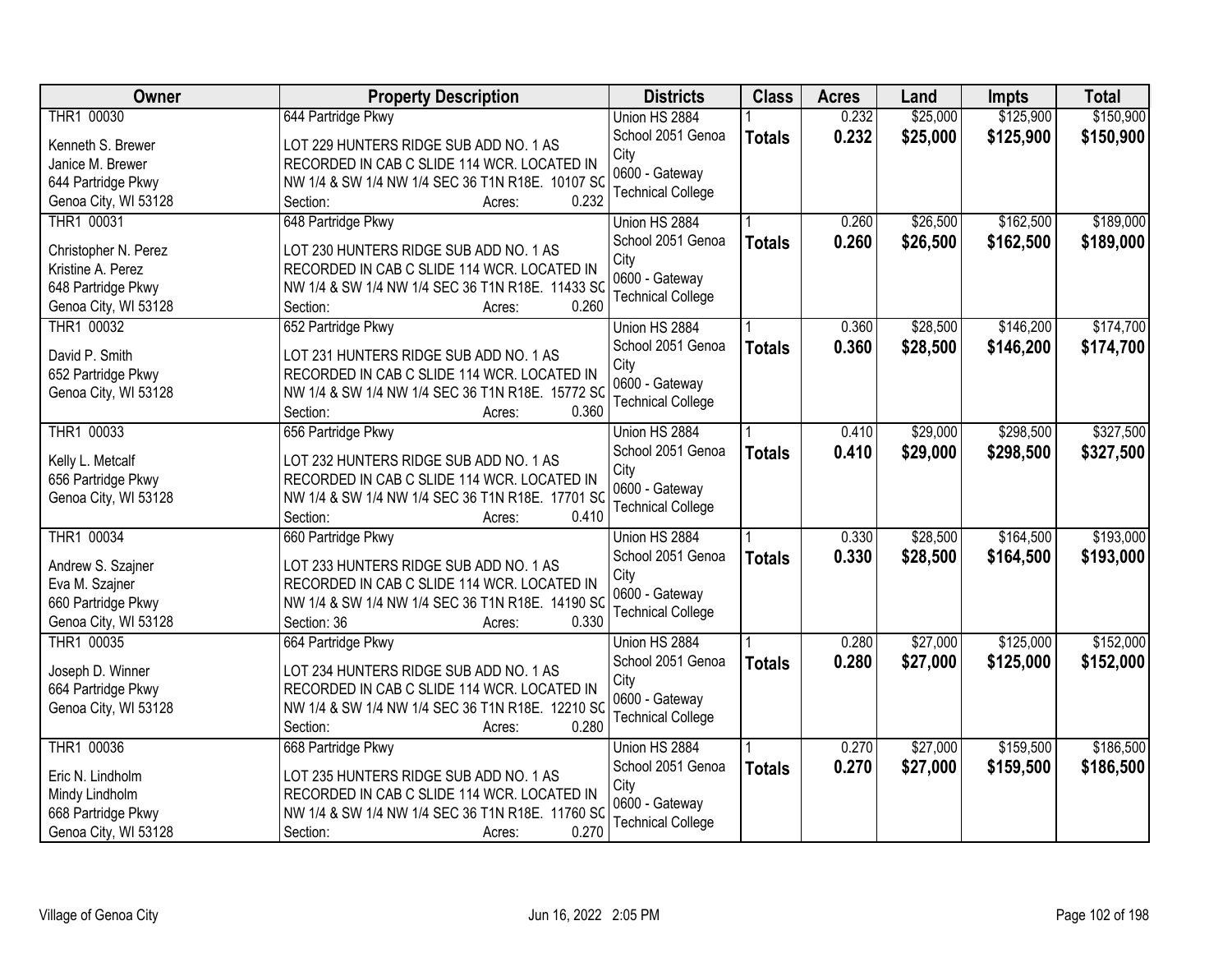| Owner | Property Description | Districts | Class | Acres | Land | Impts | Total |
|---|---|---|---|---|---|---|---|
| THR1 00030<br>Kenneth S. Brewer<br>Janice M. Brewer<br>644 Partridge Pkwy<br>Genoa City, WI 53128 | 644 Partridge Pkwy<br>LOT 229 HUNTERS RIDGE SUB ADD NO. 1 AS RECORDED IN CAB C SLIDE 114 WCR. LOCATED IN NW 1/4 & SW 1/4 NW 1/4 SEC 36 T1N R18E. 10107 SQ<br>Section: Acres: 0.232 | Union HS 2884<br>School 2051 Genoa City<br>0600 - Gateway Technical College | 1<br>**Totals** | 0.232<br>**0.232** | $25,000<br>**$25,000** | $125,900<br>**$125,900** | $150,900<br>**$150,900** |
| THR1 00031<br>Christopher N. Perez<br>Kristine A. Perez<br>648 Partridge Pkwy<br>Genoa City, WI 53128 | 648 Partridge Pkwy<br>LOT 230 HUNTERS RIDGE SUB ADD NO. 1 AS RECORDED IN CAB C SLIDE 114 WCR. LOCATED IN NW 1/4 & SW 1/4 NW 1/4 SEC 36 T1N R18E. 11433 SQ<br>Section: Acres: 0.260 | Union HS 2884<br>School 2051 Genoa City<br>0600 - Gateway Technical College | 1<br>**Totals** | 0.260<br>**0.260** | $26,500<br>**$26,500** | $162,500<br>**$162,500** | $189,000<br>**$189,000** |
| THR1 00032<br>David P. Smith<br>652 Partridge Pkwy<br>Genoa City, WI 53128 | 652 Partridge Pkwy<br>LOT 231 HUNTERS RIDGE SUB ADD NO. 1 AS RECORDED IN CAB C SLIDE 114 WCR. LOCATED IN NW 1/4 & SW 1/4 NW 1/4 SEC 36 T1N R18E. 15772 SQ<br>Section: Acres: 0.360 | Union HS 2884<br>School 2051 Genoa City<br>0600 - Gateway Technical College | 1<br>**Totals** | 0.360<br>**0.360** | $28,500<br>**$28,500** | $146,200<br>**$146,200** | $174,700<br>**$174,700** |
| THR1 00033<br>Kelly L. Metcalf<br>656 Partridge Pkwy<br>Genoa City, WI 53128 | 656 Partridge Pkwy<br>LOT 232 HUNTERS RIDGE SUB ADD NO. 1 AS RECORDED IN CAB C SLIDE 114 WCR. LOCATED IN NW 1/4 & SW 1/4 NW 1/4 SEC 36 T1N R18E. 17701 SQ<br>Section: Acres: 0.410 | Union HS 2884<br>School 2051 Genoa City<br>0600 - Gateway Technical College | 1<br>**Totals** | 0.410<br>**0.410** | $29,000<br>**$29,000** | $298,500<br>**$298,500** | $327,500<br>**$327,500** |
| THR1 00034<br>Andrew S. Szajner<br>Eva M. Szajner<br>660 Partridge Pkwy<br>Genoa City, WI 53128 | 660 Partridge Pkwy<br>LOT 233 HUNTERS RIDGE SUB ADD NO. 1 AS RECORDED IN CAB C SLIDE 114 WCR. LOCATED IN NW 1/4 & SW 1/4 NW 1/4 SEC 36 T1N R18E. 14190 SQ<br>Section: 36 Acres: 0.330 | Union HS 2884<br>School 2051 Genoa City<br>0600 - Gateway Technical College | 1<br>**Totals** | 0.330<br>**0.330** | $28,500<br>**$28,500** | $164,500<br>**$164,500** | $193,000<br>**$193,000** |
| THR1 00035<br>Joseph D. Winner<br>664 Partridge Pkwy<br>Genoa City, WI 53128 | 664 Partridge Pkwy<br>LOT 234 HUNTERS RIDGE SUB ADD NO. 1 AS RECORDED IN CAB C SLIDE 114 WCR. LOCATED IN NW 1/4 & SW 1/4 NW 1/4 SEC 36 T1N R18E. 12210 SQ<br>Section: Acres: 0.280 | Union HS 2884<br>School 2051 Genoa City<br>0600 - Gateway Technical College | 1<br>**Totals** | 0.280<br>**0.280** | $27,000<br>**$27,000** | $125,000<br>**$125,000** | $152,000<br>**$152,000** |
| THR1 00036<br>Eric N. Lindholm<br>Mindy Lindholm<br>668 Partridge Pkwy<br>Genoa City, WI 53128 | 668 Partridge Pkwy<br>LOT 235 HUNTERS RIDGE SUB ADD NO. 1 AS RECORDED IN CAB C SLIDE 114 WCR. LOCATED IN NW 1/4 & SW 1/4 NW 1/4 SEC 36 T1N R18E. 11760 SQ<br>Section: Acres: 0.270 | Union HS 2884<br>School 2051 Genoa City<br>0600 - Gateway Technical College | 1<br>**Totals** | 0.270<br>**0.270** | $27,000<br>**$27,000** | $159,500<br>**$159,500** | $186,500<br>**$186,500** |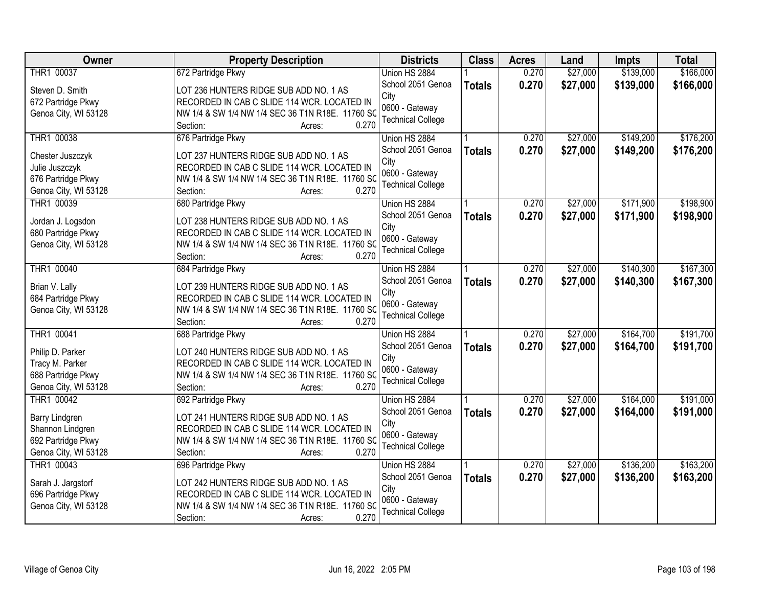| Owner | Property Description | Districts | Class | Acres | Land | Impts | Total |
|---|---|---|---|---|---|---|---|
| THR1 00037<br><br>Steven D. Smith<br>672 Partridge Pkwy<br>Genoa City, WI 53128 | 672 Partridge Pkwy<br><br>LOT 236 HUNTERS RIDGE SUB ADD NO. 1 AS RECORDED IN CAB C SLIDE 114 WCR. LOCATED IN NW 1/4 & SW 1/4 NW 1/4 SEC 36 T1N R18E. 11760 SQ<br>Section: Acres: 0.270 | Union HS 2884<br>School 2051 Genoa City<br>0600 - Gateway Technical College | 1<br>**Totals** | 0.270<br>**0.270** | $27,000<br>**$27,000** | $139,000<br>**$139,000** | $166,000<br>**$166,000** |
| THR1 00038<br><br>Chester Juszczyk<br>Julie Juszczyk<br>676 Partridge Pkwy<br>Genoa City, WI 53128 | 676 Partridge Pkwy<br><br>LOT 237 HUNTERS RIDGE SUB ADD NO. 1 AS RECORDED IN CAB C SLIDE 114 WCR. LOCATED IN NW 1/4 & SW 1/4 NW 1/4 SEC 36 T1N R18E. 11760 SQ<br>Section: Acres: 0.270 | Union HS 2884<br>School 2051 Genoa City<br>0600 - Gateway Technical College | 1<br>**Totals** | 0.270<br>**0.270** | $27,000<br>**$27,000** | $149,200<br>**$149,200** | $176,200<br>**$176,200** |
| THR1 00039<br><br>Jordan J. Logsdon<br>680 Partridge Pkwy<br>Genoa City, WI 53128 | 680 Partridge Pkwy<br><br>LOT 238 HUNTERS RIDGE SUB ADD NO. 1 AS RECORDED IN CAB C SLIDE 114 WCR. LOCATED IN NW 1/4 & SW 1/4 NW 1/4 SEC 36 T1N R18E. 11760 SQ<br>Section: Acres: 0.270 | Union HS 2884<br>School 2051 Genoa City<br>0600 - Gateway Technical College | 1<br>**Totals** | 0.270<br>**0.270** | $27,000<br>**$27,000** | $171,900<br>**$171,900** | $198,900<br>**$198,900** |
| THR1 00040<br><br>Brian V. Lally<br>684 Partridge Pkwy<br>Genoa City, WI 53128 | 684 Partridge Pkwy<br><br>LOT 239 HUNTERS RIDGE SUB ADD NO. 1 AS RECORDED IN CAB C SLIDE 114 WCR. LOCATED IN NW 1/4 & SW 1/4 NW 1/4 SEC 36 T1N R18E. 11760 SQ<br>Section: Acres: 0.270 | Union HS 2884<br>School 2051 Genoa City<br>0600 - Gateway Technical College | 1<br>**Totals** | 0.270<br>**0.270** | $27,000<br>**$27,000** | $140,300<br>**$140,300** | $167,300<br>**$167,300** |
| THR1 00041<br><br>Philip D. Parker<br>Tracy M. Parker<br>688 Partridge Pkwy<br>Genoa City, WI 53128 | 688 Partridge Pkwy<br><br>LOT 240 HUNTERS RIDGE SUB ADD NO. 1 AS RECORDED IN CAB C SLIDE 114 WCR. LOCATED IN NW 1/4 & SW 1/4 NW 1/4 SEC 36 T1N R18E. 11760 SQ<br>Section: Acres: 0.270 | Union HS 2884<br>School 2051 Genoa City<br>0600 - Gateway Technical College | 1<br>**Totals** | 0.270<br>**0.270** | $27,000<br>**$27,000** | $164,700<br>**$164,700** | $191,700<br>**$191,700** |
| THR1 00042<br><br>Barry Lindgren<br>Shannon Lindgren<br>692 Partridge Pkwy<br>Genoa City, WI 53128 | 692 Partridge Pkwy<br><br>LOT 241 HUNTERS RIDGE SUB ADD NO. 1 AS RECORDED IN CAB C SLIDE 114 WCR. LOCATED IN NW 1/4 & SW 1/4 NW 1/4 SEC 36 T1N R18E. 11760 SQ<br>Section: Acres: 0.270 | Union HS 2884<br>School 2051 Genoa City<br>0600 - Gateway Technical College | 1<br>**Totals** | 0.270<br>**0.270** | $27,000<br>**$27,000** | $164,000<br>**$164,000** | $191,000<br>**$191,000** |
| THR1 00043<br><br>Sarah J. Jargstorf<br>696 Partridge Pkwy<br>Genoa City, WI 53128 | 696 Partridge Pkwy<br><br>LOT 242 HUNTERS RIDGE SUB ADD NO. 1 AS RECORDED IN CAB C SLIDE 114 WCR. LOCATED IN NW 1/4 & SW 1/4 NW 1/4 SEC 36 T1N R18E. 11760 SQ<br>Section: Acres: 0.270 | Union HS 2884<br>School 2051 Genoa City<br>0600 - Gateway Technical College | 1<br>**Totals** | 0.270<br>**0.270** | $27,000<br>**$27,000** | $136,200<br>**$136,200** | $163,200<br>**$163,200** |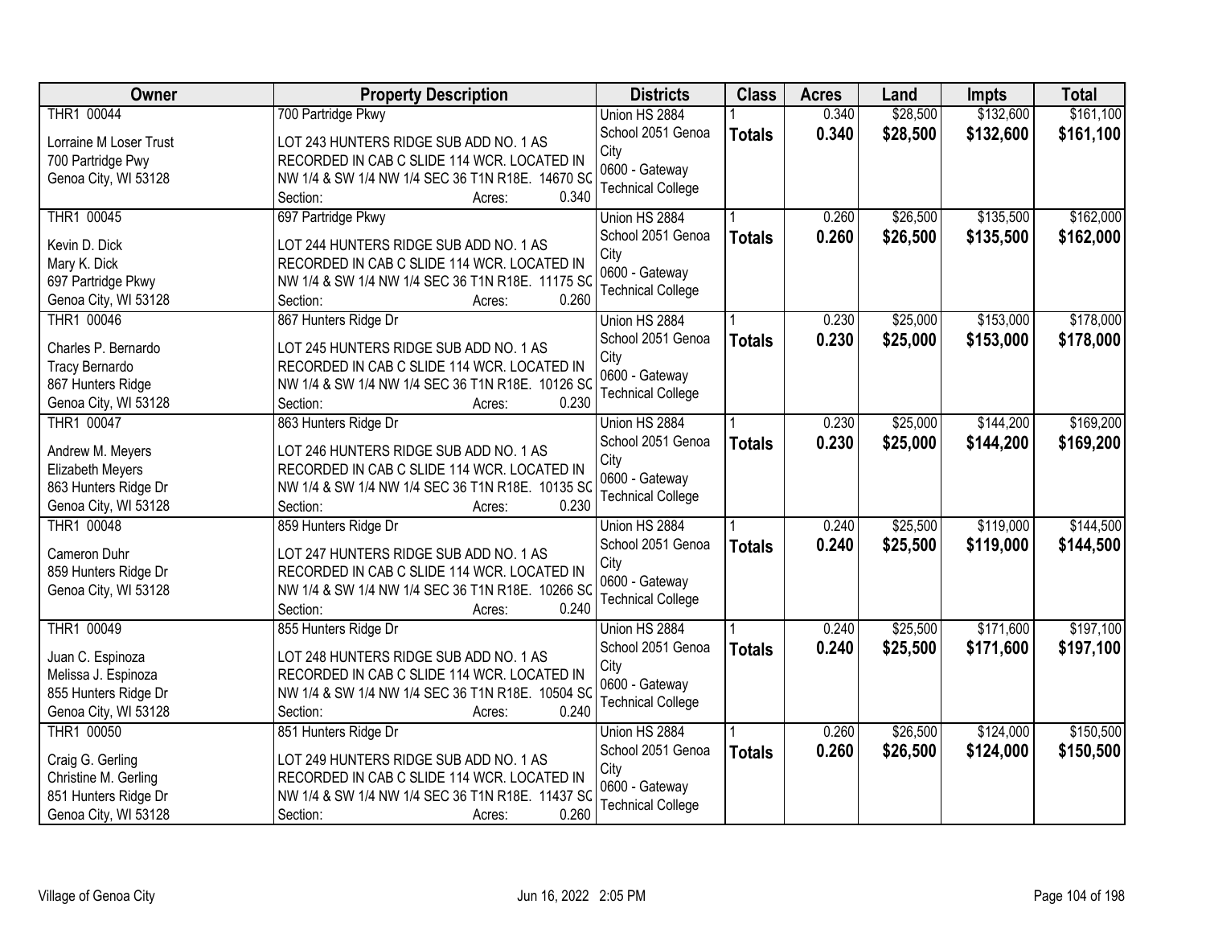| Owner | Property Description | Districts | Class | Acres | Land | Impts | Total |
|---|---|---|---|---|---|---|---|
| THR1 00044<br><br>Lorraine M Loser Trust<br>700 Partridge Pwy<br>Genoa City, WI 53128 | 700 Partridge Pkwy<br><br>LOT 243 HUNTERS RIDGE SUB ADD NO. 1 AS RECORDED IN CAB C SLIDE 114 WCR. LOCATED IN NW 1/4 & SW 1/4 NW 1/4 SEC 36 T1N R18E. 14670 SQ<br>Section: Acres: 0.340 | Union HS 2884<br>School 2051 Genoa City<br>0600 - Gateway Technical College | 1<br>**Totals** | 0.340<br>**0.340** | $28,500<br>**$28,500** | $132,600<br>**$132,600** | $161,100<br>**$161,100** |
| THR1 00045<br><br>Kevin D. Dick<br>Mary K. Dick<br>697 Partridge Pkwy<br>Genoa City, WI 53128 | 697 Partridge Pkwy<br><br>LOT 244 HUNTERS RIDGE SUB ADD NO. 1 AS RECORDED IN CAB C SLIDE 114 WCR. LOCATED IN NW 1/4 & SW 1/4 NW 1/4 SEC 36 T1N R18E. 11175 SQ<br>Section: Acres: 0.260 | Union HS 2884<br>School 2051 Genoa City<br>0600 - Gateway Technical College | 1<br>**Totals** | 0.260<br>**0.260** | $26,500<br>**$26,500** | $135,500<br>**$135,500** | $162,000<br>**$162,000** |
| THR1 00046<br><br>Charles P. Bernardo<br>Tracy Bernardo<br>867 Hunters Ridge<br>Genoa City, WI 53128 | 867 Hunters Ridge Dr<br><br>LOT 245 HUNTERS RIDGE SUB ADD NO. 1 AS RECORDED IN CAB C SLIDE 114 WCR. LOCATED IN NW 1/4 & SW 1/4 NW 1/4 SEC 36 T1N R18E. 10126 SQ<br>Section: Acres: 0.230 | Union HS 2884<br>School 2051 Genoa City<br>0600 - Gateway Technical College | 1<br>**Totals** | 0.230<br>**0.230** | $25,000<br>**$25,000** | $153,000<br>**$153,000** | $178,000<br>**$178,000** |
| THR1 00047<br><br>Andrew M. Meyers<br>Elizabeth Meyers<br>863 Hunters Ridge Dr<br>Genoa City, WI 53128 | 863 Hunters Ridge Dr<br><br>LOT 246 HUNTERS RIDGE SUB ADD NO. 1 AS RECORDED IN CAB C SLIDE 114 WCR. LOCATED IN NW 1/4 & SW 1/4 NW 1/4 SEC 36 T1N R18E. 10135 SQ<br>Section: Acres: 0.230 | Union HS 2884<br>School 2051 Genoa City<br>0600 - Gateway Technical College | 1<br>**Totals** | 0.230<br>**0.230** | $25,000<br>**$25,000** | $144,200<br>**$144,200** | $169,200<br>**$169,200** |
| THR1 00048<br><br>Cameron Duhr<br>859 Hunters Ridge Dr<br>Genoa City, WI 53128 | 859 Hunters Ridge Dr<br><br>LOT 247 HUNTERS RIDGE SUB ADD NO. 1 AS RECORDED IN CAB C SLIDE 114 WCR. LOCATED IN NW 1/4 & SW 1/4 NW 1/4 SEC 36 T1N R18E. 10266 SQ<br>Section: Acres: 0.240 | Union HS 2884<br>School 2051 Genoa City<br>0600 - Gateway Technical College | 1<br>**Totals** | 0.240<br>**0.240** | $25,500<br>**$25,500** | $119,000<br>**$119,000** | $144,500<br>**$144,500** |
| THR1 00049<br><br>Juan C. Espinoza<br>Melissa J. Espinoza<br>855 Hunters Ridge Dr<br>Genoa City, WI 53128 | 855 Hunters Ridge Dr<br><br>LOT 248 HUNTERS RIDGE SUB ADD NO. 1 AS RECORDED IN CAB C SLIDE 114 WCR. LOCATED IN NW 1/4 & SW 1/4 NW 1/4 SEC 36 T1N R18E. 10504 SQ<br>Section: Acres: 0.240 | Union HS 2884<br>School 2051 Genoa City<br>0600 - Gateway Technical College | 1<br>**Totals** | 0.240<br>**0.240** | $25,500<br>**$25,500** | $171,600<br>**$171,600** | $197,100<br>**$197,100** |
| THR1 00050<br><br>Craig G. Gerling<br>Christine M. Gerling<br>851 Hunters Ridge Dr<br>Genoa City, WI 53128 | 851 Hunters Ridge Dr<br><br>LOT 249 HUNTERS RIDGE SUB ADD NO. 1 AS RECORDED IN CAB C SLIDE 114 WCR. LOCATED IN NW 1/4 & SW 1/4 NW 1/4 SEC 36 T1N R18E. 11437 SQ<br>Section: Acres: 0.260 | Union HS 2884<br>School 2051 Genoa City<br>0600 - Gateway Technical College | 1<br>**Totals** | 0.260<br>**0.260** | $26,500<br>**$26,500** | $124,000<br>**$124,000** | $150,500<br>**$150,500** |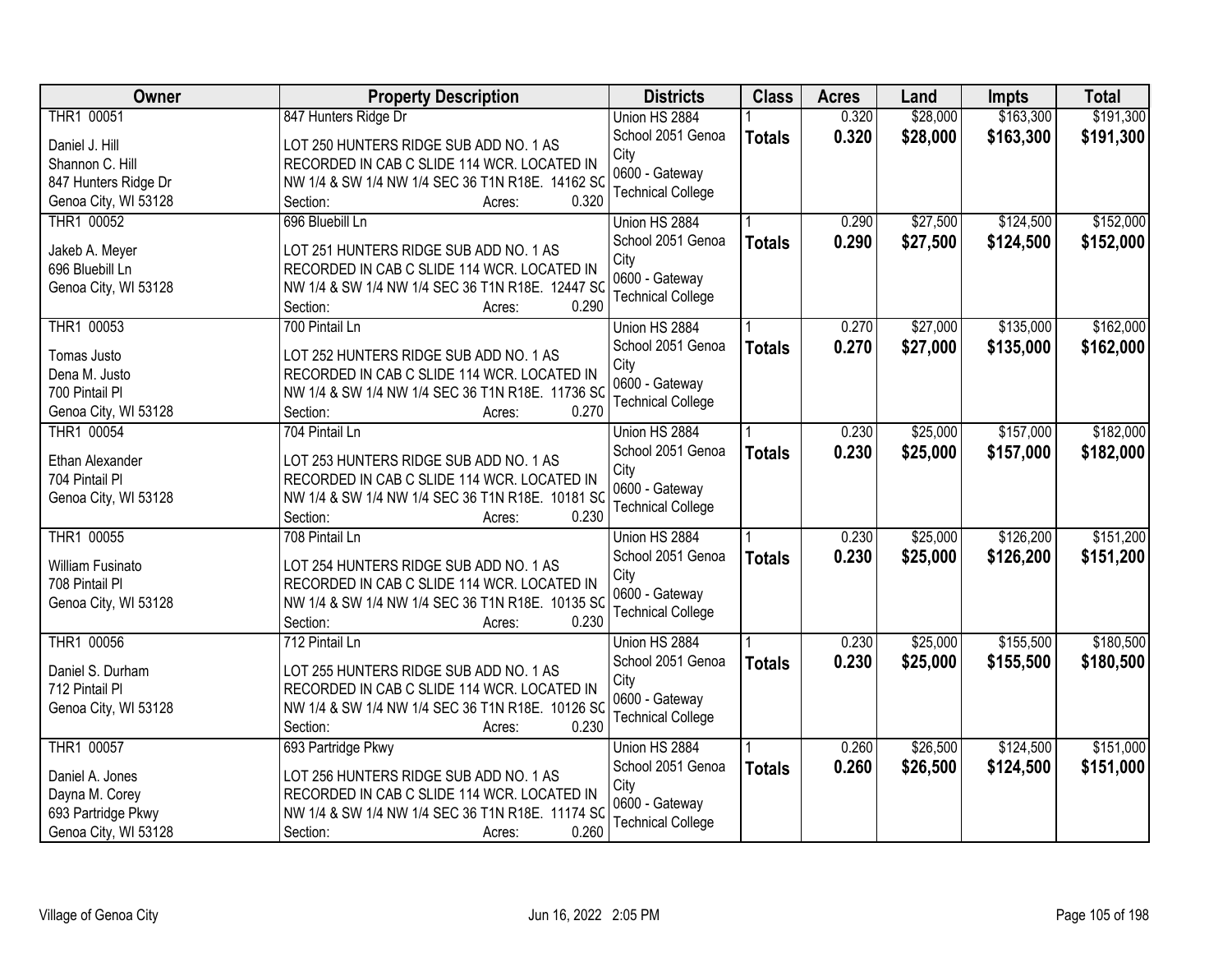| Owner | Property Description | Districts | Class | Acres | Land | Impts | Total |
|---|---|---|---|---|---|---|---|
| THR1 00051<br><br>Daniel J. Hill<br>Shannon C. Hill<br>847 Hunters Ridge Dr<br>Genoa City, WI 53128 | 847 Hunters Ridge Dr<br><br>LOT 250 HUNTERS RIDGE SUB ADD NO. 1 AS RECORDED IN CAB C SLIDE 114 WCR. LOCATED IN NW 1/4 & SW 1/4 NW 1/4 SEC 36 T1N R18E. 14162 SQ<br>Section: Acres: 0.320 | Union HS 2884<br>School 2051 Genoa City<br>0600 - Gateway Technical College | 1<br>**Totals** | 0.320<br>**0.320** | $28,000<br>**$28,000** | $163,300<br>**$163,300** | $191,300<br>**$191,300** |
| THR1 00052<br><br>Jakeb A. Meyer<br>696 Bluebill Ln<br>Genoa City, WI 53128 | 696 Bluebill Ln<br><br>LOT 251 HUNTERS RIDGE SUB ADD NO. 1 AS RECORDED IN CAB C SLIDE 114 WCR. LOCATED IN NW 1/4 & SW 1/4 NW 1/4 SEC 36 T1N R18E. 12447 SQ<br>Section: Acres: 0.290 | Union HS 2884<br>School 2051 Genoa City<br>0600 - Gateway Technical College | 1<br>**Totals** | 0.290<br>**0.290** | $27,500<br>**$27,500** | $124,500<br>**$124,500** | $152,000<br>**$152,000** |
| THR1 00053<br><br>Tomas Justo<br>Dena M. Justo<br>700 Pintail Pl<br>Genoa City, WI 53128 | 700 Pintail Ln<br><br>LOT 252 HUNTERS RIDGE SUB ADD NO. 1 AS RECORDED IN CAB C SLIDE 114 WCR. LOCATED IN NW 1/4 & SW 1/4 NW 1/4 SEC 36 T1N R18E. 11736 SQ<br>Section: Acres: 0.270 | Union HS 2884<br>School 2051 Genoa City<br>0600 - Gateway Technical College | 1<br>**Totals** | 0.270<br>**0.270** | $27,000<br>**$27,000** | $135,000<br>**$135,000** | $162,000<br>**$162,000** |
| THR1 00054<br><br>Ethan Alexander<br>704 Pintail Pl<br>Genoa City, WI 53128 | 704 Pintail Ln<br><br>LOT 253 HUNTERS RIDGE SUB ADD NO. 1 AS RECORDED IN CAB C SLIDE 114 WCR. LOCATED IN NW 1/4 & SW 1/4 NW 1/4 SEC 36 T1N R18E. 10181 SQ<br>Section: Acres: 0.230 | Union HS 2884<br>School 2051 Genoa City<br>0600 - Gateway Technical College | 1<br>**Totals** | 0.230<br>**0.230** | $25,000<br>**$25,000** | $157,000<br>**$157,000** | $182,000<br>**$182,000** |
| THR1 00055<br><br>William Fusinato<br>708 Pintail Pl<br>Genoa City, WI 53128 | 708 Pintail Ln<br><br>LOT 254 HUNTERS RIDGE SUB ADD NO. 1 AS RECORDED IN CAB C SLIDE 114 WCR. LOCATED IN NW 1/4 & SW 1/4 NW 1/4 SEC 36 T1N R18E. 10135 SQ<br>Section: Acres: 0.230 | Union HS 2884<br>School 2051 Genoa City<br>0600 - Gateway Technical College | 1<br>**Totals** | 0.230<br>**0.230** | $25,000<br>**$25,000** | $126,200<br>**$126,200** | $151,200<br>**$151,200** |
| THR1 00056<br><br>Daniel S. Durham<br>712 Pintail Pl<br>Genoa City, WI 53128 | 712 Pintail Ln<br><br>LOT 255 HUNTERS RIDGE SUB ADD NO. 1 AS RECORDED IN CAB C SLIDE 114 WCR. LOCATED IN NW 1/4 & SW 1/4 NW 1/4 SEC 36 T1N R18E. 10126 SQ<br>Section: Acres: 0.230 | Union HS 2884<br>School 2051 Genoa City<br>0600 - Gateway Technical College | 1<br>**Totals** | 0.230<br>**0.230** | $25,000<br>**$25,000** | $155,500<br>**$155,500** | $180,500<br>**$180,500** |
| THR1 00057<br><br>Daniel A. Jones<br>Dayna M. Corey<br>693 Partridge Pkwy<br>Genoa City, WI 53128 | 693 Partridge Pkwy<br><br>LOT 256 HUNTERS RIDGE SUB ADD NO. 1 AS RECORDED IN CAB C SLIDE 114 WCR. LOCATED IN NW 1/4 & SW 1/4 NW 1/4 SEC 36 T1N R18E. 11174 SQ<br>Section: Acres: 0.260 | Union HS 2884<br>School 2051 Genoa City<br>0600 - Gateway Technical College | 1<br>**Totals** | 0.260<br>**0.260** | $26,500<br>**$26,500** | $124,500<br>**$124,500** | $151,000<br>**$151,000** |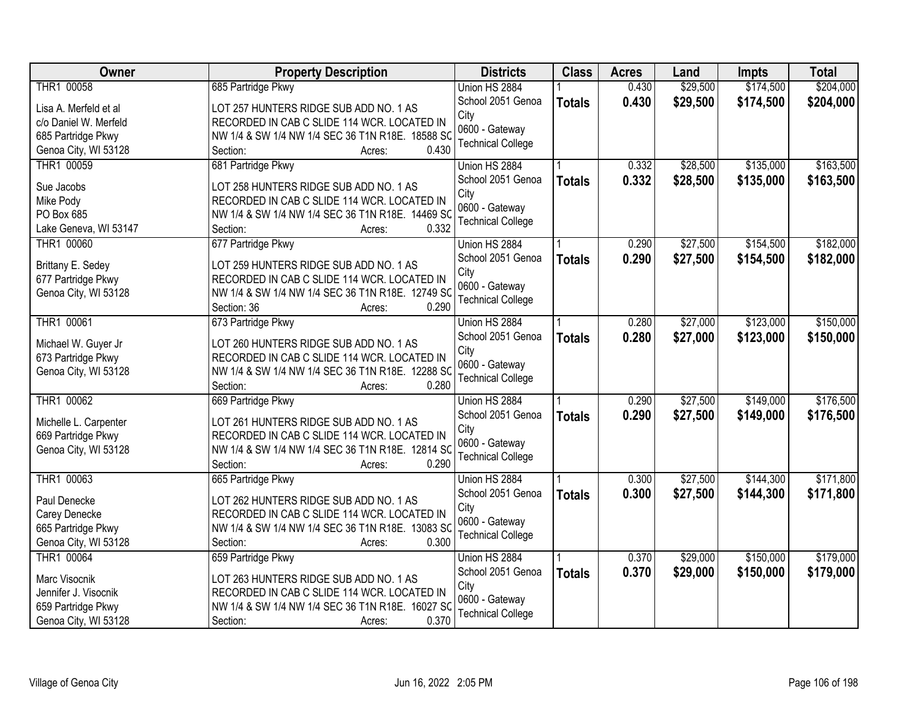| Owner | Property Description | Districts | Class | Acres | Land | Impts | Total |
|---|---|---|---|---|---|---|---|
| THR1 00058<br><br>Lisa A. Merfeld et al<br>c/o Daniel W. Merfeld<br>685 Partridge Pkwy<br>Genoa City, WI 53128 | 685 Partridge Pkwy<br><br>LOT 257 HUNTERS RIDGE SUB ADD NO. 1 AS RECORDED IN CAB C SLIDE 114 WCR. LOCATED IN NW 1/4 & SW 1/4 NW 1/4 SEC 36 T1N R18E. 18588 SC<br>Section: Acres: 0.430 | Union HS 2884<br>School 2051 Genoa City<br>0600 - Gateway Technical College | 1<br>**Totals** | 0.430<br>**0.430** | $29,500<br>**$29,500** | $174,500<br>**$174,500** | $204,000<br>**$204,000** |
| THR1 00059<br><br>Sue Jacobs<br>Mike Pody<br>PO Box 685<br>Lake Geneva, WI 53147 | 681 Partridge Pkwy<br><br>LOT 258 HUNTERS RIDGE SUB ADD NO. 1 AS RECORDED IN CAB C SLIDE 114 WCR. LOCATED IN NW 1/4 & SW 1/4 NW 1/4 SEC 36 T1N R18E. 14469 SC<br>Section: Acres: 0.332 | Union HS 2884<br>School 2051 Genoa City<br>0600 - Gateway Technical College | 1<br>**Totals** | 0.332<br>**0.332** | $28,500<br>**$28,500** | $135,000<br>**$135,000** | $163,500<br>**$163,500** |
| THR1 00060<br><br>Brittany E. Sedey<br>677 Partridge Pkwy<br>Genoa City, WI 53128 | 677 Partridge Pkwy<br><br>LOT 259 HUNTERS RIDGE SUB ADD NO. 1 AS RECORDED IN CAB C SLIDE 114 WCR. LOCATED IN NW 1/4 & SW 1/4 NW 1/4 SEC 36 T1N R18E. 12749 SC<br>Section: 36 Acres: 0.290 | Union HS 2884<br>School 2051 Genoa City<br>0600 - Gateway Technical College | 1<br>**Totals** | 0.290<br>**0.290** | $27,500<br>**$27,500** | $154,500<br>**$154,500** | $182,000<br>**$182,000** |
| THR1 00061<br><br>Michael W. Guyer Jr<br>673 Partridge Pkwy<br>Genoa City, WI 53128 | 673 Partridge Pkwy<br><br>LOT 260 HUNTERS RIDGE SUB ADD NO. 1 AS RECORDED IN CAB C SLIDE 114 WCR. LOCATED IN NW 1/4 & SW 1/4 NW 1/4 SEC 36 T1N R18E. 12288 SC<br>Section: Acres: 0.280 | Union HS 2884<br>School 2051 Genoa City<br>0600 - Gateway Technical College | 1<br>**Totals** | 0.280<br>**0.280** | $27,000<br>**$27,000** | $123,000<br>**$123,000** | $150,000<br>**$150,000** |
| THR1 00062<br><br>Michelle L. Carpenter<br>669 Partridge Pkwy<br>Genoa City, WI 53128 | 669 Partridge Pkwy<br><br>LOT 261 HUNTERS RIDGE SUB ADD NO. 1 AS RECORDED IN CAB C SLIDE 114 WCR. LOCATED IN NW 1/4 & SW 1/4 NW 1/4 SEC 36 T1N R18E. 12814 SC<br>Section: Acres: 0.290 | Union HS 2884<br>School 2051 Genoa City<br>0600 - Gateway Technical College | 1<br>**Totals** | 0.290<br>**0.290** | $27,500<br>**$27,500** | $149,000<br>**$149,000** | $176,500<br>**$176,500** |
| THR1 00063<br><br>Paul Denecke<br>Carey Denecke<br>665 Partridge Pkwy<br>Genoa City, WI 53128 | 665 Partridge Pkwy<br><br>LOT 262 HUNTERS RIDGE SUB ADD NO. 1 AS RECORDED IN CAB C SLIDE 114 WCR. LOCATED IN NW 1/4 & SW 1/4 NW 1/4 SEC 36 T1N R18E. 13083 SC<br>Section: Acres: 0.300 | Union HS 2884<br>School 2051 Genoa City<br>0600 - Gateway Technical College | 1<br>**Totals** | 0.300<br>**0.300** | $27,500<br>**$27,500** | $144,300<br>**$144,300** | $171,800<br>**$171,800** |
| THR1 00064<br><br>Marc Visocnik<br>Jennifer J. Visocnik<br>659 Partridge Pkwy<br>Genoa City, WI 53128 | 659 Partridge Pkwy<br><br>LOT 263 HUNTERS RIDGE SUB ADD NO. 1 AS RECORDED IN CAB C SLIDE 114 WCR. LOCATED IN NW 1/4 & SW 1/4 NW 1/4 SEC 36 T1N R18E. 16027 SC<br>Section: Acres: 0.370 | Union HS 2884<br>School 2051 Genoa City<br>0600 - Gateway Technical College | 1<br>**Totals** | 0.370<br>**0.370** | $29,000<br>**$29,000** | $150,000<br>**$150,000** | $179,000<br>**$179,000** |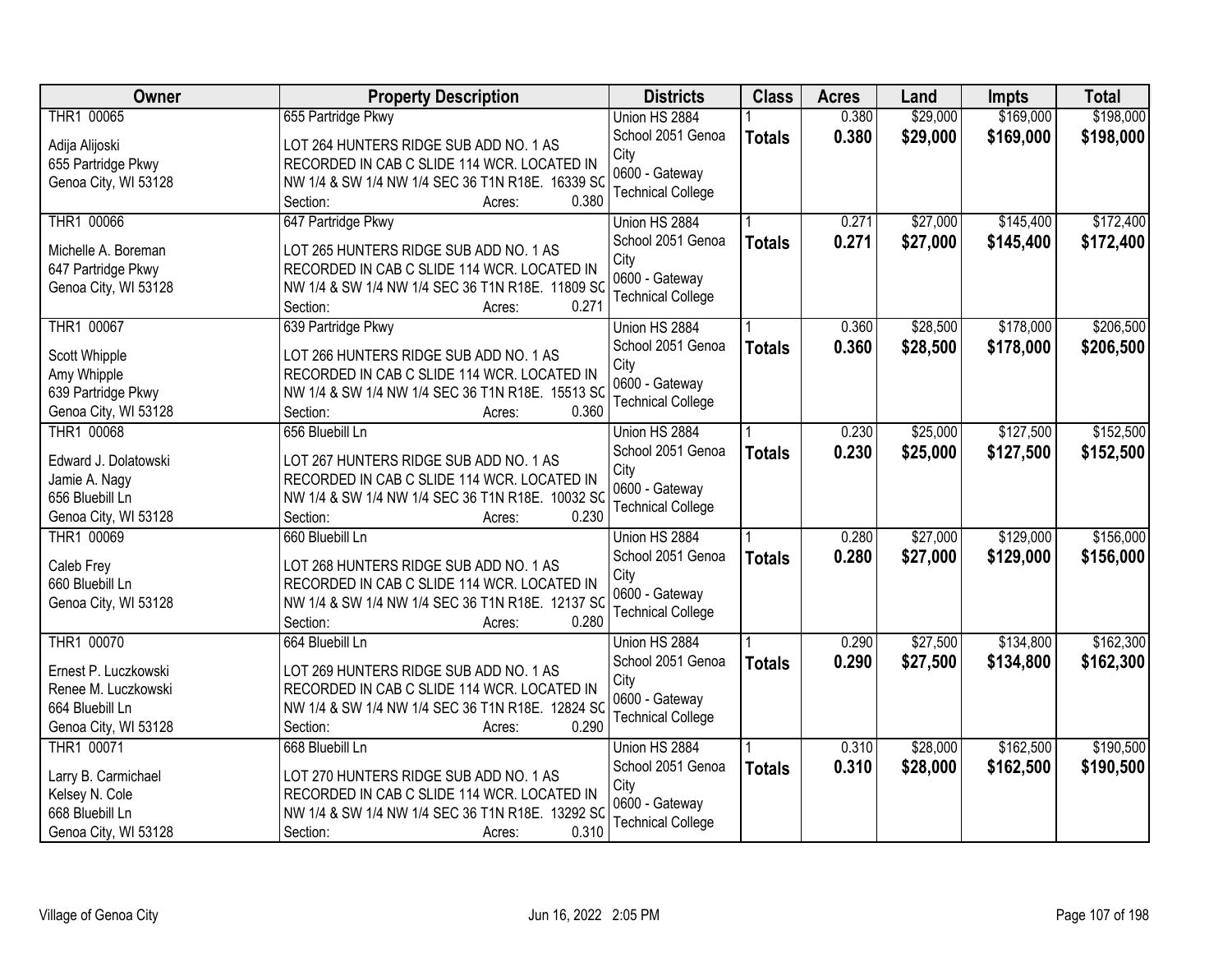| Owner | Property Description | Districts | Class | Acres | Land | Impts | Total |
|---|---|---|---|---|---|---|---|
| THR1 00065<br><br>Adija Alijoski<br>655 Partridge Pkwy<br>Genoa City, WI 53128 | 655 Partridge Pkwy<br><br>LOT 264 HUNTERS RIDGE SUB ADD NO. 1 AS RECORDED IN CAB C SLIDE 114 WCR. LOCATED IN NW 1/4 & SW 1/4 NW 1/4 SEC 36 T1N R18E. 16339 SQ<br>Section: Acres: 0.380 | Union HS 2884<br>School 2051 Genoa City<br>0600 - Gateway Technical College | 1<br>**Totals** | 0.380<br>**0.380** | $29,000<br>**$29,000** | $169,000<br>**$169,000** | $198,000<br>**$198,000** |
| THR1 00066<br><br>Michelle A. Boreman<br>647 Partridge Pkwy<br>Genoa City, WI 53128 | 647 Partridge Pkwy<br><br>LOT 265 HUNTERS RIDGE SUB ADD NO. 1 AS RECORDED IN CAB C SLIDE 114 WCR. LOCATED IN NW 1/4 & SW 1/4 NW 1/4 SEC 36 T1N R18E. 11809 SQ<br>Section: Acres: 0.271 | Union HS 2884<br>School 2051 Genoa City<br>0600 - Gateway Technical College | 1<br>**Totals** | 0.271<br>**0.271** | $27,000<br>**$27,000** | $145,400<br>**$145,400** | $172,400<br>**$172,400** |
| THR1 00067<br><br>Scott Whipple<br>Amy Whipple<br>639 Partridge Pkwy<br>Genoa City, WI 53128 | 639 Partridge Pkwy<br><br>LOT 266 HUNTERS RIDGE SUB ADD NO. 1 AS RECORDED IN CAB C SLIDE 114 WCR. LOCATED IN NW 1/4 & SW 1/4 NW 1/4 SEC 36 T1N R18E. 15513 SQ<br>Section: Acres: 0.360 | Union HS 2884<br>School 2051 Genoa City<br>0600 - Gateway Technical College | 1<br>**Totals** | 0.360<br>**0.360** | $28,500<br>**$28,500** | $178,000<br>**$178,000** | $206,500<br>**$206,500** |
| THR1 00068<br><br>Edward J. Dolatowski<br>Jamie A. Nagy<br>656 Bluebill Ln<br>Genoa City, WI 53128 | 656 Bluebill Ln<br><br>LOT 267 HUNTERS RIDGE SUB ADD NO. 1 AS RECORDED IN CAB C SLIDE 114 WCR. LOCATED IN NW 1/4 & SW 1/4 NW 1/4 SEC 36 T1N R18E. 10032 SQ<br>Section: Acres: 0.230 | Union HS 2884<br>School 2051 Genoa City<br>0600 - Gateway Technical College | 1<br>**Totals** | 0.230<br>**0.230** | $25,000<br>**$25,000** | $127,500<br>**$127,500** | $152,500<br>**$152,500** |
| THR1 00069<br><br>Caleb Frey<br>660 Bluebill Ln<br>Genoa City, WI 53128 | 660 Bluebill Ln<br><br>LOT 268 HUNTERS RIDGE SUB ADD NO. 1 AS RECORDED IN CAB C SLIDE 114 WCR. LOCATED IN NW 1/4 & SW 1/4 NW 1/4 SEC 36 T1N R18E. 12137 SQ<br>Section: Acres: 0.280 | Union HS 2884<br>School 2051 Genoa City<br>0600 - Gateway Technical College | 1<br>**Totals** | 0.280<br>**0.280** | $27,000<br>**$27,000** | $129,000<br>**$129,000** | $156,000<br>**$156,000** |
| THR1 00070<br><br>Ernest P. Luczkowski<br>Renee M. Luczkowski<br>664 Bluebill Ln<br>Genoa City, WI 53128 | 664 Bluebill Ln<br><br>LOT 269 HUNTERS RIDGE SUB ADD NO. 1 AS RECORDED IN CAB C SLIDE 114 WCR. LOCATED IN NW 1/4 & SW 1/4 NW 1/4 SEC 36 T1N R18E. 12824 SQ<br>Section: Acres: 0.290 | Union HS 2884<br>School 2051 Genoa City<br>0600 - Gateway Technical College | 1<br>**Totals** | 0.290<br>**0.290** | $27,500<br>**$27,500** | $134,800<br>**$134,800** | $162,300<br>**$162,300** |
| THR1 00071<br><br>Larry B. Carmichael<br>Kelsey N. Cole<br>668 Bluebill Ln<br>Genoa City, WI 53128 | 668 Bluebill Ln<br><br>LOT 270 HUNTERS RIDGE SUB ADD NO. 1 AS RECORDED IN CAB C SLIDE 114 WCR. LOCATED IN NW 1/4 & SW 1/4 NW 1/4 SEC 36 T1N R18E. 13292 SQ<br>Section: Acres: 0.310 | Union HS 2884<br>School 2051 Genoa City<br>0600 - Gateway Technical College | 1<br>**Totals** | 0.310<br>**0.310** | $28,000<br>**$28,000** | $162,500<br>**$162,500** | $190,500<br>**$190,500** |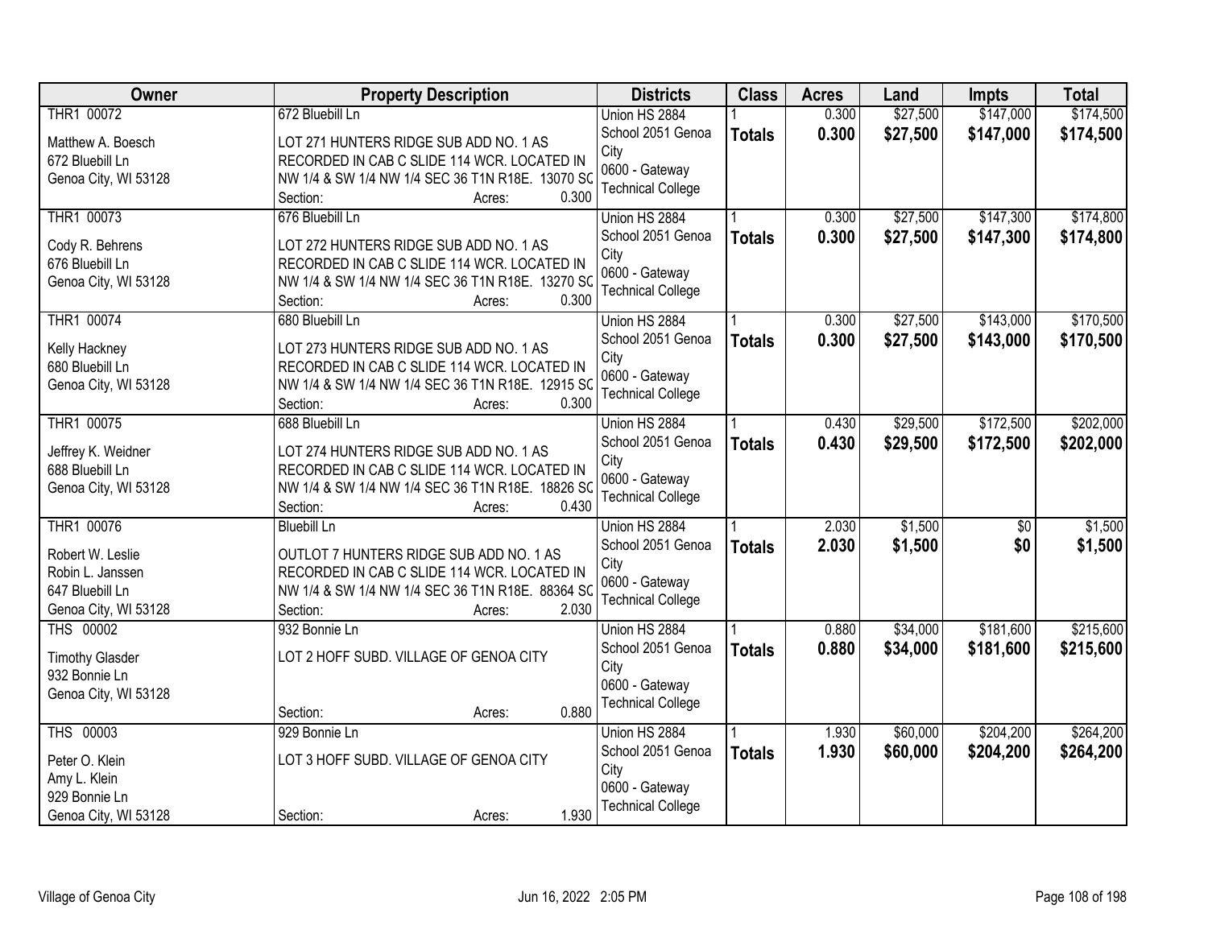| Owner | Property Description | Districts | Class | Acres | Land | Impts | Total |
|---|---|---|---|---|---|---|---|
| THR1 00072<br>Matthew A. Boesch<br>672 Bluebill Ln<br>Genoa City, WI 53128 | 672 Bluebill Ln<br>LOT 271 HUNTERS RIDGE SUB ADD NO. 1 AS RECORDED IN CAB C SLIDE 114 WCR. LOCATED IN NW 1/4 & SW 1/4 NW 1/4 SEC 36 T1N R18E. 13070 SC<br>Section: Acres: 0.300 | Union HS 2884<br>School 2051 Genoa City<br>0600 - Gateway Technical College | 1<br>**Totals** | 0.300<br>**0.300** | $27,500<br>**$27,500** | $147,000<br>**$147,000** | $174,500<br>**$174,500** |
| THR1 00073<br>Cody R. Behrens<br>676 Bluebill Ln<br>Genoa City, WI 53128 | 676 Bluebill Ln<br>LOT 272 HUNTERS RIDGE SUB ADD NO. 1 AS RECORDED IN CAB C SLIDE 114 WCR. LOCATED IN NW 1/4 & SW 1/4 NW 1/4 SEC 36 T1N R18E. 13270 SC<br>Section: Acres: 0.300 | Union HS 2884<br>School 2051 Genoa City<br>0600 - Gateway Technical College | 1<br>**Totals** | 0.300<br>**0.300** | $27,500<br>**$27,500** | $147,300<br>**$147,300** | $174,800<br>**$174,800** |
| THR1 00074<br>Kelly Hackney<br>680 Bluebill Ln<br>Genoa City, WI 53128 | 680 Bluebill Ln<br>LOT 273 HUNTERS RIDGE SUB ADD NO. 1 AS RECORDED IN CAB C SLIDE 114 WCR. LOCATED IN NW 1/4 & SW 1/4 NW 1/4 SEC 36 T1N R18E. 12915 SC<br>Section: Acres: 0.300 | Union HS 2884<br>School 2051 Genoa City<br>0600 - Gateway Technical College | 1<br>**Totals** | 0.300<br>**0.300** | $27,500<br>**$27,500** | $143,000<br>**$143,000** | $170,500<br>**$170,500** |
| THR1 00075<br>Jeffrey K. Weidner<br>688 Bluebill Ln<br>Genoa City, WI 53128 | 688 Bluebill Ln<br>LOT 274 HUNTERS RIDGE SUB ADD NO. 1 AS RECORDED IN CAB C SLIDE 114 WCR. LOCATED IN NW 1/4 & SW 1/4 NW 1/4 SEC 36 T1N R18E. 18826 SC<br>Section: Acres: 0.430 | Union HS 2884<br>School 2051 Genoa City<br>0600 - Gateway Technical College | 1<br>**Totals** | 0.430<br>**0.430** | $29,500<br>**$29,500** | $172,500<br>**$172,500** | $202,000<br>**$202,000** |
| THR1 00076<br>Robert W. Leslie<br>Robin L. Janssen<br>647 Bluebill Ln<br>Genoa City, WI 53128 | Bluebill Ln<br>OUTLOT 7 HUNTERS RIDGE SUB ADD NO. 1 AS RECORDED IN CAB C SLIDE 114 WCR. LOCATED IN NW 1/4 & SW 1/4 NW 1/4 SEC 36 T1N R18E. 88364 SC<br>Section: Acres: 2.030 | Union HS 2884<br>School 2051 Genoa City<br>0600 - Gateway Technical College | 1<br>**Totals** | 2.030<br>**2.030** | $1,500<br>**$1,500** | $0<br>**$0** | $1,500<br>**$1,500** |
| THS 00002<br>Timothy Glasder<br>932 Bonnie Ln<br>Genoa City, WI 53128 | 932 Bonnie Ln<br>LOT 2 HOFF SUBD. VILLAGE OF GENOA CITY<br>Section: Acres: 0.880 | Union HS 2884<br>School 2051 Genoa City<br>0600 - Gateway Technical College | 1<br>**Totals** | 0.880<br>**0.880** | $34,000<br>**$34,000** | $181,600<br>**$181,600** | $215,600<br>**$215,600** |
| THS 00003<br>Peter O. Klein<br>Amy L. Klein<br>929 Bonnie Ln<br>Genoa City, WI 53128 | 929 Bonnie Ln<br>LOT 3 HOFF SUBD. VILLAGE OF GENOA CITY<br>Section: Acres: 1.930 | Union HS 2884<br>School 2051 Genoa City<br>0600 - Gateway Technical College | 1<br>**Totals** | 1.930<br>**1.930** | $60,000<br>**$60,000** | $204,200<br>**$204,200** | $264,200<br>**$264,200** |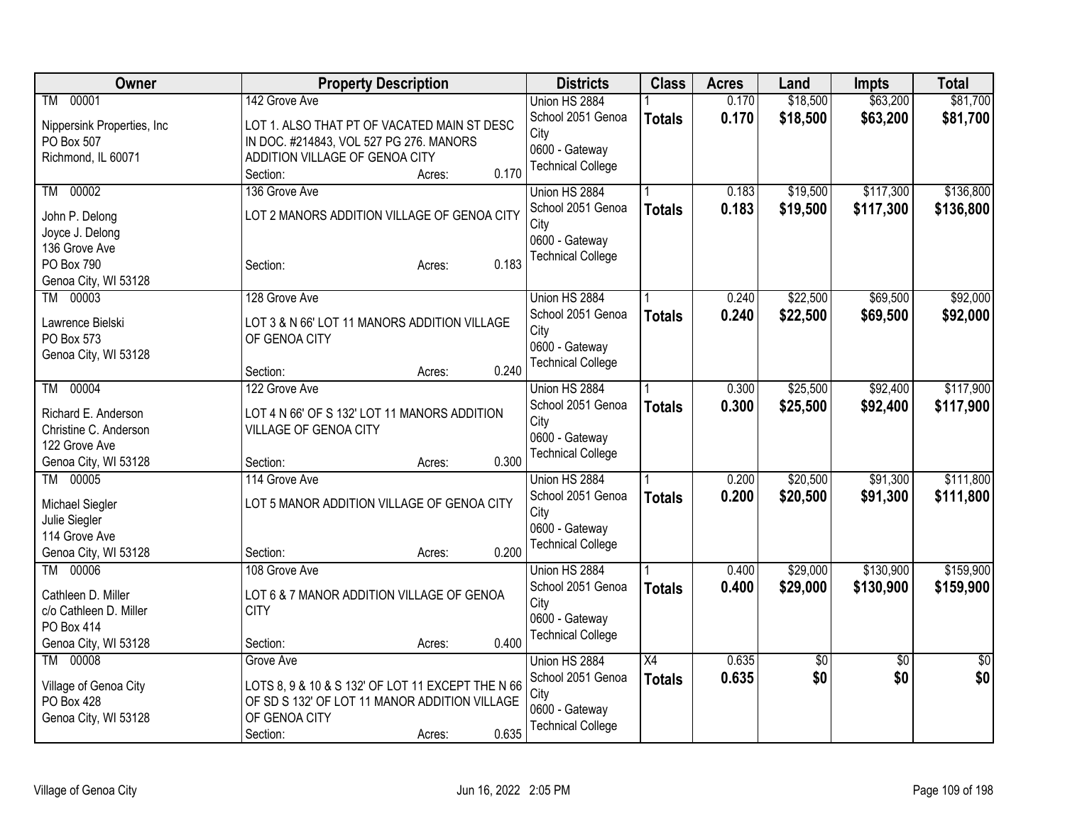| Owner | Property Description | Districts | Class | Acres | Land | Impts | Total |
|---|---|---|---|---|---|---|---|
| TM 00001<br>Nippersink Properties, Inc<br>PO Box 507<br>Richmond, IL 60071 | 142 Grove Ave<br>LOT 1. ALSO THAT PT OF VACATED MAIN ST DESC IN DOC. #214843, VOL 527 PG 276. MANORS ADDITION VILLAGE OF GENOA CITY<br>Section: Acres: 0.170 | Union HS 2884<br>School 2051 Genoa City<br>0600 - Gateway Technical College | 1<br>**Totals** | 0.170<br>**0.170** | $18,500<br>**$18,500** | $63,200<br>**$63,200** | $81,700<br>**$81,700** |
| TM 00002<br>John P. Delong<br>Joyce J. Delong<br>136 Grove Ave<br>PO Box 790<br>Genoa City, WI 53128 | 136 Grove Ave<br>LOT 2 MANORS ADDITION VILLAGE OF GENOA CITY<br>Section: Acres: 0.183 | Union HS 2884<br>School 2051 Genoa City<br>0600 - Gateway Technical College | 1<br>**Totals** | 0.183<br>**0.183** | $19,500<br>**$19,500** | $117,300<br>**$117,300** | $136,800<br>**$136,800** |
| TM 00003<br>Lawrence Bielski<br>PO Box 573<br>Genoa City, WI 53128 | 128 Grove Ave<br>LOT 3 & N 66' LOT 11 MANORS ADDITION VILLAGE OF GENOA CITY<br>Section: Acres: 0.240 | Union HS 2884<br>School 2051 Genoa City<br>0600 - Gateway Technical College | 1<br>**Totals** | 0.240<br>**0.240** | $22,500<br>**$22,500** | $69,500<br>**$69,500** | $92,000<br>**$92,000** |
| TM 00004<br>Richard E. Anderson<br>Christine C. Anderson<br>122 Grove Ave<br>Genoa City, WI 53128 | 122 Grove Ave<br>LOT 4 N 66' OF S 132' LOT 11 MANORS ADDITION VILLAGE OF GENOA CITY<br>Section: Acres: 0.300 | Union HS 2884<br>School 2051 Genoa City<br>0600 - Gateway Technical College | 1<br>**Totals** | 0.300<br>**0.300** | $25,500<br>**$25,500** | $92,400<br>**$92,400** | $117,900<br>**$117,900** |
| TM 00005<br>Michael Siegler<br>Julie Siegler<br>114 Grove Ave<br>Genoa City, WI 53128 | 114 Grove Ave<br>LOT 5 MANOR ADDITION VILLAGE OF GENOA CITY<br>Section: Acres: 0.200 | Union HS 2884<br>School 2051 Genoa City<br>0600 - Gateway Technical College | 1<br>**Totals** | 0.200<br>**0.200** | $20,500<br>**$20,500** | $91,300<br>**$91,300** | $111,800<br>**$111,800** |
| TM 00006<br>Cathleen D. Miller<br>c/o Cathleen D. Miller<br>PO Box 414<br>Genoa City, WI 53128 | 108 Grove Ave<br>LOT 6 & 7 MANOR ADDITION VILLAGE OF GENOA CITY<br>Section: Acres: 0.400 | Union HS 2884<br>School 2051 Genoa City<br>0600 - Gateway Technical College | 1<br>**Totals** | 0.400<br>**0.400** | $29,000<br>**$29,000** | $130,900<br>**$130,900** | $159,900<br>**$159,900** |
| TM 00008<br>Village of Genoa City<br>PO Box 428<br>Genoa City, WI 53128 | Grove Ave<br>LOTS 8, 9 & 10 & S 132' OF LOT 11 EXCEPT THE N 66 OF SD S 132' OF LOT 11 MANOR ADDITION VILLAGE OF GENOA CITY<br>Section: Acres: 0.635 | Union HS 2884<br>School 2051 Genoa City<br>0600 - Gateway Technical College | X4<br>**Totals** | 0.635<br>**0.635** | $0<br>**$0** | $0<br>**$0** | $0<br>**$0** |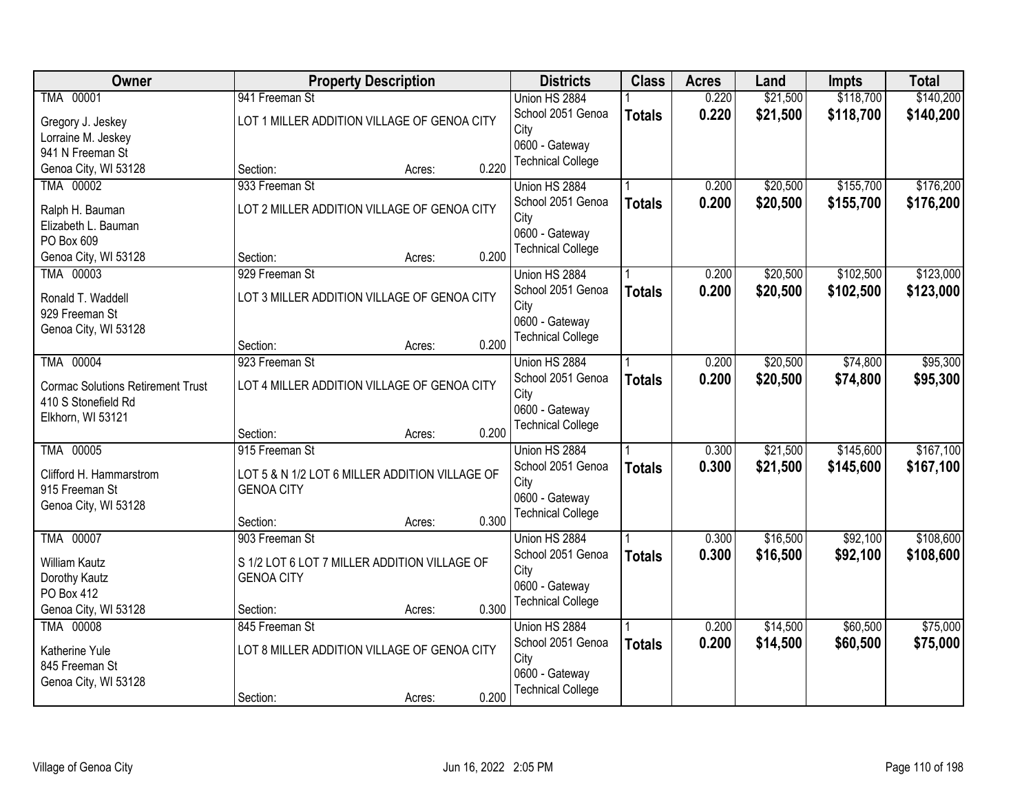| Owner | Property Description | Districts | Class | Acres | Land | Impts | Total |
|---|---|---|---|---|---|---|---|
| TMA 00001<br>Gregory J. Jeskey<br>Lorraine M. Jeskey<br>941 N Freeman St<br>Genoa City, WI 53128 | 941 Freeman St<br>LOT 1 MILLER ADDITION VILLAGE OF GENOA CITY<br>Section: Acres: 0.220 | Union HS 2884<br>School 2051 Genoa City<br>0600 - Gateway Technical College | 1<br>**Totals** | 0.220<br>**0.220** | $21,500<br>**$21,500** | $118,700<br>**$118,700** | $140,200<br>**$140,200** |
| TMA 00002<br>Ralph H. Bauman<br>Elizabeth L. Bauman<br>PO Box 609<br>Genoa City, WI 53128 | 933 Freeman St<br>LOT 2 MILLER ADDITION VILLAGE OF GENOA CITY<br>Section: Acres: 0.200 | Union HS 2884<br>School 2051 Genoa City<br>0600 - Gateway Technical College | 1<br>**Totals** | 0.200<br>**0.200** | $20,500<br>**$20,500** | $155,700<br>**$155,700** | $176,200<br>**$176,200** |
| TMA 00003<br>Ronald T. Waddell<br>929 Freeman St<br>Genoa City, WI 53128 | 929 Freeman St<br>LOT 3 MILLER ADDITION VILLAGE OF GENOA CITY<br>Section: Acres: 0.200 | Union HS 2884<br>School 2051 Genoa City<br>0600 - Gateway Technical College | 1<br>**Totals** | 0.200<br>**0.200** | $20,500<br>**$20,500** | $102,500<br>**$102,500** | $123,000<br>**$123,000** |
| TMA 00004<br>Cormac Solutions Retirement Trust<br>410 S Stonefield Rd<br>Elkhorn, WI 53121 | 923 Freeman St<br>LOT 4 MILLER ADDITION VILLAGE OF GENOA CITY<br>Section: Acres: 0.200 | Union HS 2884<br>School 2051 Genoa City<br>0600 - Gateway Technical College | 1<br>**Totals** | 0.200<br>**0.200** | $20,500<br>**$20,500** | $74,800<br>**$74,800** | $95,300<br>**$95,300** |
| TMA 00005<br>Clifford H. Hammarstrom<br>915 Freeman St<br>Genoa City, WI 53128 | 915 Freeman St<br>LOT 5 & N 1/2 LOT 6 MILLER ADDITION VILLAGE OF GENOA CITY<br>Section: Acres: 0.300 | Union HS 2884<br>School 2051 Genoa City<br>0600 - Gateway Technical College | 1<br>**Totals** | 0.300<br>**0.300** | $21,500<br>**$21,500** | $145,600<br>**$145,600** | $167,100<br>**$167,100** |
| TMA 00007<br>William Kautz<br>Dorothy Kautz<br>PO Box 412<br>Genoa City, WI 53128 | 903 Freeman St<br>S 1/2 LOT 6 LOT 7 MILLER ADDITION VILLAGE OF GENOA CITY<br>Section: Acres: 0.300 | Union HS 2884<br>School 2051 Genoa City<br>0600 - Gateway Technical College | 1<br>**Totals** | 0.300<br>**0.300** | $16,500<br>**$16,500** | $92,100<br>**$92,100** | $108,600<br>**$108,600** |
| TMA 00008<br>Katherine Yule<br>845 Freeman St<br>Genoa City, WI 53128 | 845 Freeman St<br>LOT 8 MILLER ADDITION VILLAGE OF GENOA CITY<br>Section: Acres: 0.200 | Union HS 2884<br>School 2051 Genoa City<br>0600 - Gateway Technical College | 1<br>**Totals** | 0.200<br>**0.200** | $14,500<br>**$14,500** | $60,500<br>**$60,500** | $75,000<br>**$75,000** |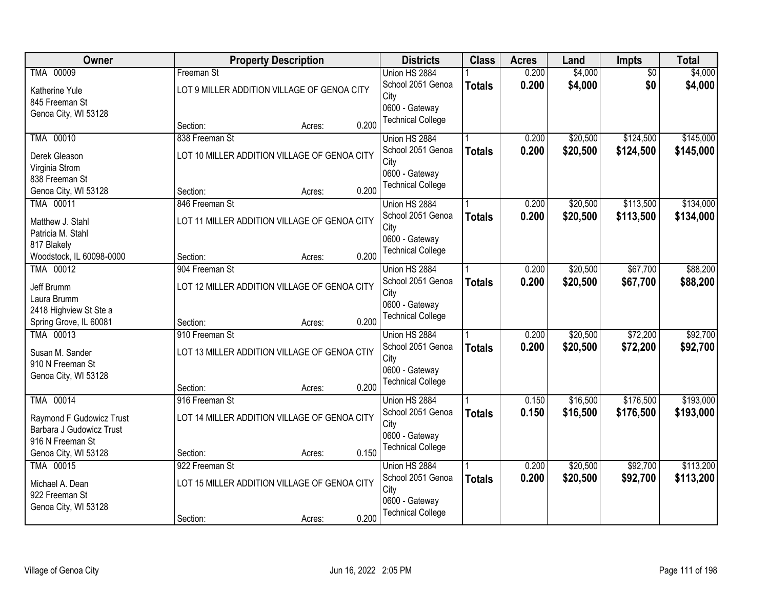| Owner | Property Description | Districts | Class | Acres | Land | Impts | Total |
|---|---|---|---|---|---|---|---|
| TMA 00009<br>Katherine Yule<br>845 Freeman St<br>Genoa City, WI 53128 | Freeman St<br>LOT 9 MILLER ADDITION VILLAGE OF GENOA CITY<br>Section: Acres: 0.200 | Union HS 2884<br>School 2051 Genoa City<br>0600 - Gateway Technical College | 1<br>**Totals** | 0.200<br>**0.200** | $4,000<br>**$4,000** | $0<br>**$0** | $4,000<br>**$4,000** |
| TMA 00010<br>Derek Gleason<br>Virginia Strom<br>838 Freeman St<br>Genoa City, WI 53128 | 838 Freeman St<br>LOT 10 MILLER ADDITION VILLAGE OF GENOA CITY<br>Section: Acres: 0.200 | Union HS 2884<br>School 2051 Genoa City<br>0600 - Gateway Technical College | 1<br>**Totals** | 0.200<br>**0.200** | $20,500<br>**$20,500** | $124,500<br>**$124,500** | $145,000<br>**$145,000** |
| TMA 00011<br>Matthew J. Stahl<br>Patricia M. Stahl<br>817 Blakely<br>Woodstock, IL 60098-0000 | 846 Freeman St<br>LOT 11 MILLER ADDITION VILLAGE OF GENOA CITY<br>Section: Acres: 0.200 | Union HS 2884<br>School 2051 Genoa City<br>0600 - Gateway Technical College | 1<br>**Totals** | 0.200<br>**0.200** | $20,500<br>**$20,500** | $113,500<br>**$113,500** | $134,000<br>**$134,000** |
| TMA 00012<br>Jeff Brumm<br>Laura Brumm<br>2418 Highview St Ste a<br>Spring Grove, IL 60081 | 904 Freeman St<br>LOT 12 MILLER ADDITION VILLAGE OF GENOA CITY<br>Section: Acres: 0.200 | Union HS 2884<br>School 2051 Genoa City<br>0600 - Gateway Technical College | 1<br>**Totals** | 0.200<br>**0.200** | $20,500<br>**$20,500** | $67,700<br>**$67,700** | $88,200<br>**$88,200** |
| TMA 00013<br>Susan M. Sander<br>910 N Freeman St<br>Genoa City, WI 53128 | 910 Freeman St<br>LOT 13 MILLER ADDITION VILLAGE OF GENOA CTIY<br>Section: Acres: 0.200 | Union HS 2884<br>School 2051 Genoa City<br>0600 - Gateway Technical College | 1<br>**Totals** | 0.200<br>**0.200** | $20,500<br>**$20,500** | $72,200<br>**$72,200** | $92,700<br>**$92,700** |
| TMA 00014<br>Raymond F Gudowicz Trust<br>Barbara J Gudowicz Trust<br>916 N Freeman St<br>Genoa City, WI 53128 | 916 Freeman St<br>LOT 14 MILLER ADDITION VILLAGE OF GENOA CITY<br>Section: Acres: 0.150 | Union HS 2884<br>School 2051 Genoa City<br>0600 - Gateway Technical College | 1<br>**Totals** | 0.150<br>**0.150** | $16,500<br>**$16,500** | $176,500<br>**$176,500** | $193,000<br>**$193,000** |
| TMA 00015<br>Michael A. Dean<br>922 Freeman St<br>Genoa City, WI 53128 | 922 Freeman St<br>LOT 15 MILLER ADDITION VILLAGE OF GENOA CITY<br>Section: Acres: 0.200 | Union HS 2884<br>School 2051 Genoa City<br>0600 - Gateway Technical College | 1<br>**Totals** | 0.200<br>**0.200** | $20,500<br>**$20,500** | $92,700<br>**$92,700** | $113,200<br>**$113,200** |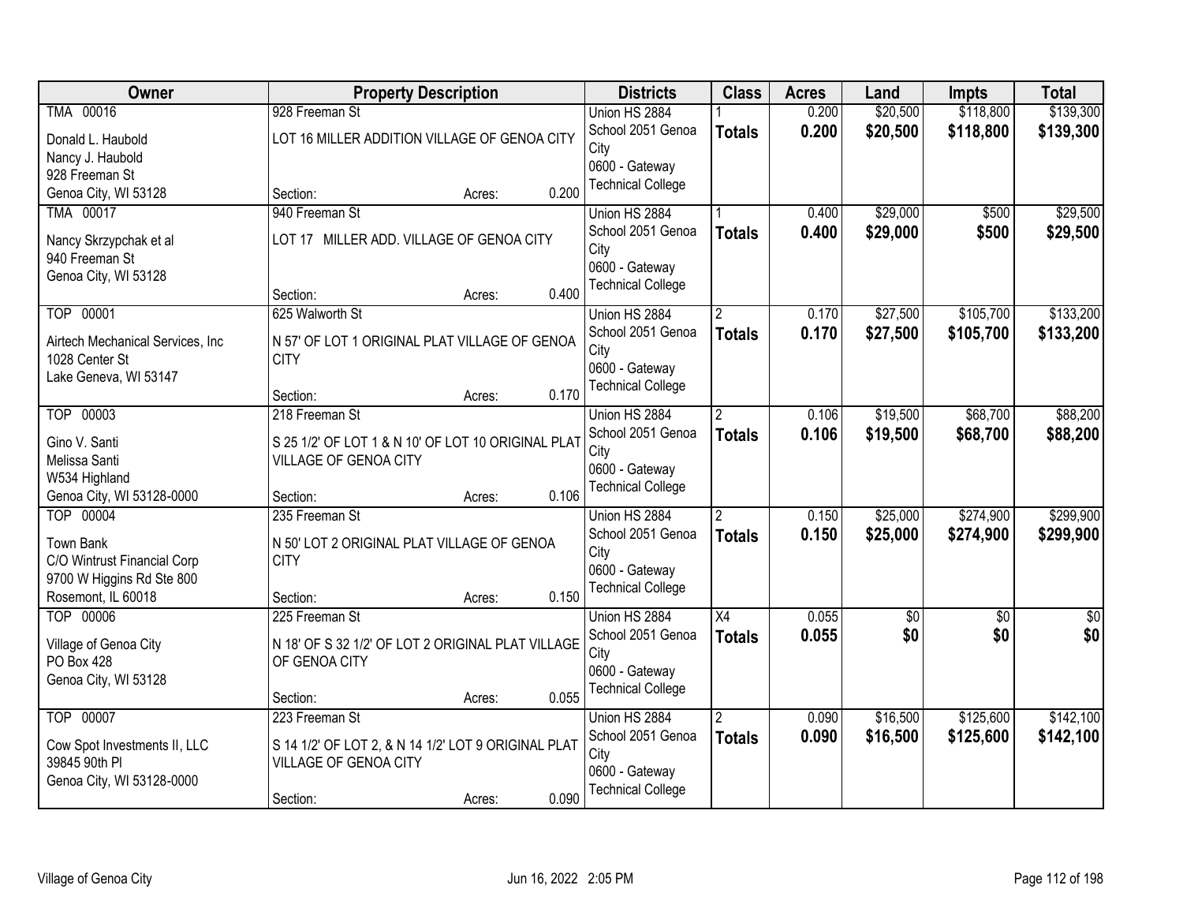| Owner | Property Description | Districts | Class | Acres | Land | Impts | Total |
|---|---|---|---|---|---|---|---|
| TMA 00016<br>Donald L. Haubold<br>Nancy J. Haubold<br>928 Freeman St<br>Genoa City, WI 53128 | 928 Freeman St<br>LOT 16 MILLER ADDITION VILLAGE OF GENOA CITY<br>Section: Acres: 0.200 | Union HS 2884<br>School 2051 Genoa City<br>0600 - Gateway Technical College | 1<br>**Totals** | 0.200<br>**0.200** | $20,500<br>**$20,500** | $118,800<br>**$118,800** | $139,300<br>**$139,300** |
| TMA 00017<br>Nancy Skrzypchak et al<br>940 Freeman St<br>Genoa City, WI 53128 | 940 Freeman St<br>LOT 17 MILLER ADD. VILLAGE OF GENOA CITY<br>Section: Acres: 0.400 | Union HS 2884<br>School 2051 Genoa City<br>0600 - Gateway Technical College | 1<br>**Totals** | 0.400<br>**0.400** | $29,000<br>**$29,000** | $500<br>**$500** | $29,500<br>**$29,500** |
| TOP 00001<br>Airtech Mechanical Services, Inc<br>1028 Center St<br>Lake Geneva, WI 53147 | 625 Walworth St<br>N 57' OF LOT 1 ORIGINAL PLAT VILLAGE OF GENOA CITY<br>Section: Acres: 0.170 | Union HS 2884<br>School 2051 Genoa City<br>0600 - Gateway Technical College | 2<br>**Totals** | 0.170<br>**0.170** | $27,500<br>**$27,500** | $105,700<br>**$105,700** | $133,200<br>**$133,200** |
| TOP 00003<br>Gino V. Santi<br>Melissa Santi<br>W534 Highland<br>Genoa City, WI 53128-0000 | 218 Freeman St<br>S 25 1/2' OF LOT 1 & N 10' OF LOT 10 ORIGINAL PLAT VILLAGE OF GENOA CITY<br>Section: Acres: 0.106 | Union HS 2884<br>School 2051 Genoa City<br>0600 - Gateway Technical College | 2<br>**Totals** | 0.106<br>**0.106** | $19,500<br>**$19,500** | $68,700<br>**$68,700** | $88,200<br>**$88,200** |
| TOP 00004<br>Town Bank<br>C/O Wintrust Financial Corp<br>9700 W Higgins Rd Ste 800<br>Rosemont, IL 60018 | 235 Freeman St<br>N 50' LOT 2 ORIGINAL PLAT VILLAGE OF GENOA CITY<br>Section: Acres: 0.150 | Union HS 2884<br>School 2051 Genoa City<br>0600 - Gateway Technical College | 2<br>**Totals** | 0.150<br>**0.150** | $25,000<br>**$25,000** | $274,900<br>**$274,900** | $299,900<br>**$299,900** |
| TOP 00006<br>Village of Genoa City<br>PO Box 428<br>Genoa City, WI 53128 | 225 Freeman St<br>N 18' OF S 32 1/2' OF LOT 2 ORIGINAL PLAT VILLAGE OF GENOA CITY<br>Section: Acres: 0.055 | Union HS 2884<br>School 2051 Genoa City<br>0600 - Gateway Technical College | X4<br>**Totals** | 0.055<br>**0.055** | $0<br>**$0** | $0<br>**$0** | $0<br>**$0** |
| TOP 00007<br>Cow Spot Investments II, LLC<br>39845 90th Pl<br>Genoa City, WI 53128-0000 | 223 Freeman St<br>S 14 1/2' OF LOT 2, & N 14 1/2' LOT 9 ORIGINAL PLAT VILLAGE OF GENOA CITY<br>Section: Acres: 0.090 | Union HS 2884<br>School 2051 Genoa City<br>0600 - Gateway Technical College | 2<br>**Totals** | 0.090<br>**0.090** | $16,500<br>**$16,500** | $125,600<br>**$125,600** | $142,100<br>**$142,100** |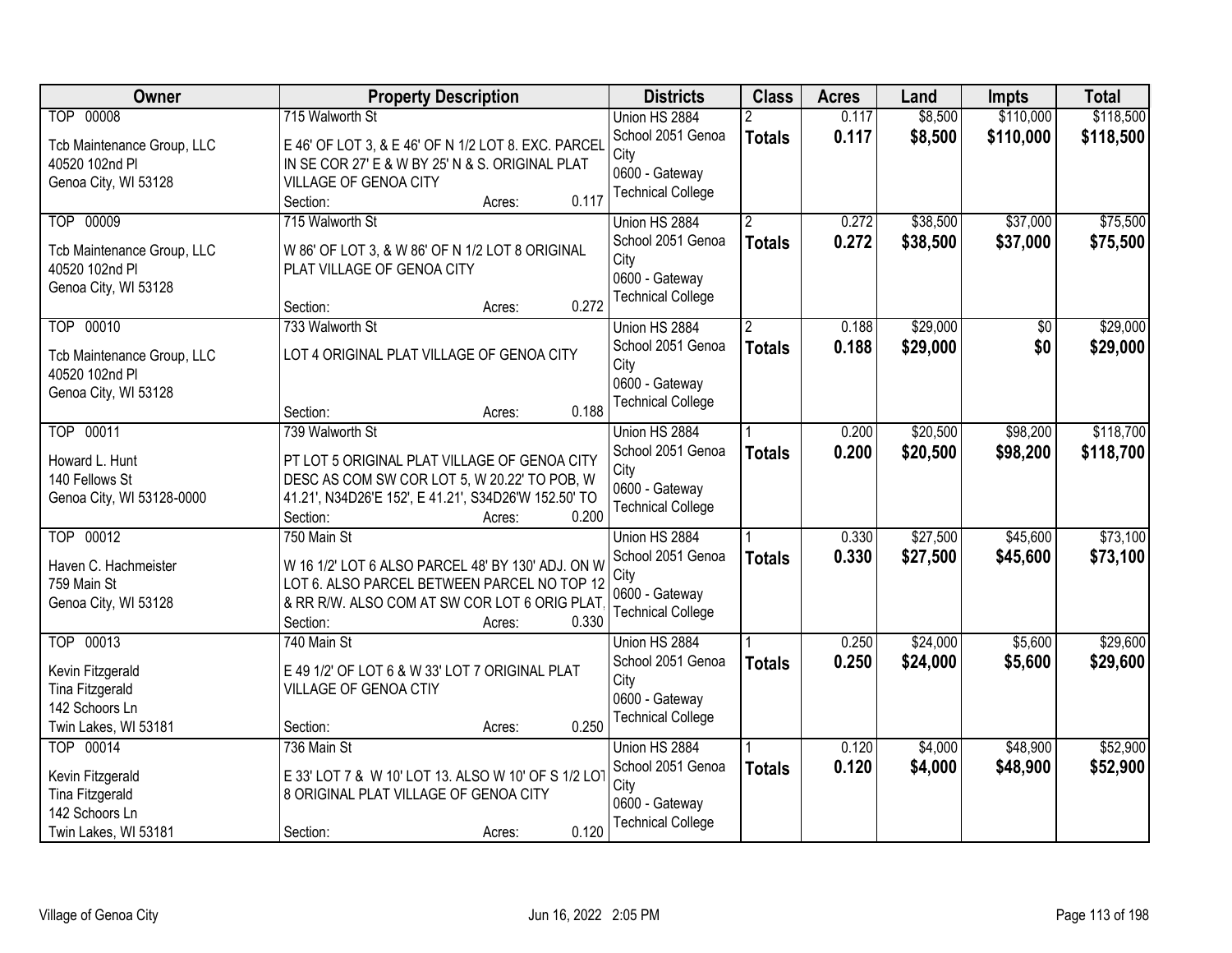| Owner | Property Description | Districts | Class | Acres | Land | Impts | Total |
|---|---|---|---|---|---|---|---|
| TOP 00008<br>Tcb Maintenance Group, LLC<br>40520 102nd Pl<br>Genoa City, WI 53128 | 715 Walworth St<br>E 46' OF LOT 3, & E 46' OF N 1/2 LOT 8. EXC. PARCEL IN SE COR 27' E & W BY 25' N & S. ORIGINAL PLAT VILLAGE OF GENOA CITY<br>Section: Acres: 0.117 | Union HS 2884<br>School 2051 Genoa City<br>0600 - Gateway Technical College | 2<br>**Totals** | 0.117<br>**0.117** | $8,500<br>**$8,500** | $110,000<br>**$110,000** | $118,500<br>**$118,500** |
| TOP 00009<br>Tcb Maintenance Group, LLC<br>40520 102nd Pl<br>Genoa City, WI 53128 | 715 Walworth St<br>W 86' OF LOT 3, & W 86' OF N 1/2 LOT 8 ORIGINAL PLAT VILLAGE OF GENOA CITY<br>Section: Acres: 0.272 | Union HS 2884<br>School 2051 Genoa City<br>0600 - Gateway Technical College | 2<br>**Totals** | 0.272<br>**0.272** | $38,500<br>**$38,500** | $37,000<br>**$37,000** | $75,500<br>**$75,500** |
| TOP 00010<br>Tcb Maintenance Group, LLC<br>40520 102nd Pl<br>Genoa City, WI 53128 | 733 Walworth St<br>LOT 4 ORIGINAL PLAT VILLAGE OF GENOA CITY<br>Section: Acres: 0.188 | Union HS 2884<br>School 2051 Genoa City<br>0600 - Gateway Technical College | 2<br>**Totals** | 0.188<br>**0.188** | $29,000<br>**$29,000** | $0<br>**$0** | $29,000<br>**$29,000** |
| TOP 00011<br>Howard L. Hunt<br>140 Fellows St<br>Genoa City, WI 53128-0000 | 739 Walworth St<br>PT LOT 5 ORIGINAL PLAT VILLAGE OF GENOA CITY DESC AS COM SW COR LOT 5, W 20.22' TO POB, W 41.21', N34D26'E 152', E 41.21', S34D26'W 152.50' TO<br>Section: Acres: 0.200 | Union HS 2884<br>School 2051 Genoa City<br>0600 - Gateway Technical College | 1<br>**Totals** | 0.200<br>**0.200** | $20,500<br>**$20,500** | $98,200<br>**$98,200** | $118,700<br>**$118,700** |
| TOP 00012<br>Haven C. Hachmeister<br>759 Main St<br>Genoa City, WI 53128 | 750 Main St<br>W 16 1/2' LOT 6 ALSO PARCEL 48' BY 130' ADJ. ON W LOT 6. ALSO PARCEL BETWEEN PARCEL NO TOP 12 & RR R/W. ALSO COM AT SW COR LOT 6 ORIG PLAT,<br>Section: Acres: 0.330 | Union HS 2884<br>School 2051 Genoa City<br>0600 - Gateway Technical College | 1<br>**Totals** | 0.330<br>**0.330** | $27,500<br>**$27,500** | $45,600<br>**$45,600** | $73,100<br>**$73,100** |
| TOP 00013<br>Kevin Fitzgerald<br>Tina Fitzgerald<br>142 Schoors Ln<br>Twin Lakes, WI 53181 | 740 Main St<br>E 49 1/2' OF LOT 6 & W 33' LOT 7 ORIGINAL PLAT VILLAGE OF GENOA CTIY<br>Section: Acres: 0.250 | Union HS 2884<br>School 2051 Genoa City<br>0600 - Gateway Technical College | 1<br>**Totals** | 0.250<br>**0.250** | $24,000<br>**$24,000** | $5,600<br>**$5,600** | $29,600<br>**$29,600** |
| TOP 00014<br>Kevin Fitzgerald<br>Tina Fitzgerald<br>142 Schoors Ln<br>Twin Lakes, WI 53181 | 736 Main St<br>E 33' LOT 7 & W 10' LOT 13. ALSO W 10' OF S 1/2 LOT 8 ORIGINAL PLAT VILLAGE OF GENOA CITY<br>Section: Acres: 0.120 | Union HS 2884<br>School 2051 Genoa City<br>0600 - Gateway Technical College | 1<br>**Totals** | 0.120<br>**0.120** | $4,000<br>**$4,000** | $48,900<br>**$48,900** | $52,900<br>**$52,900** |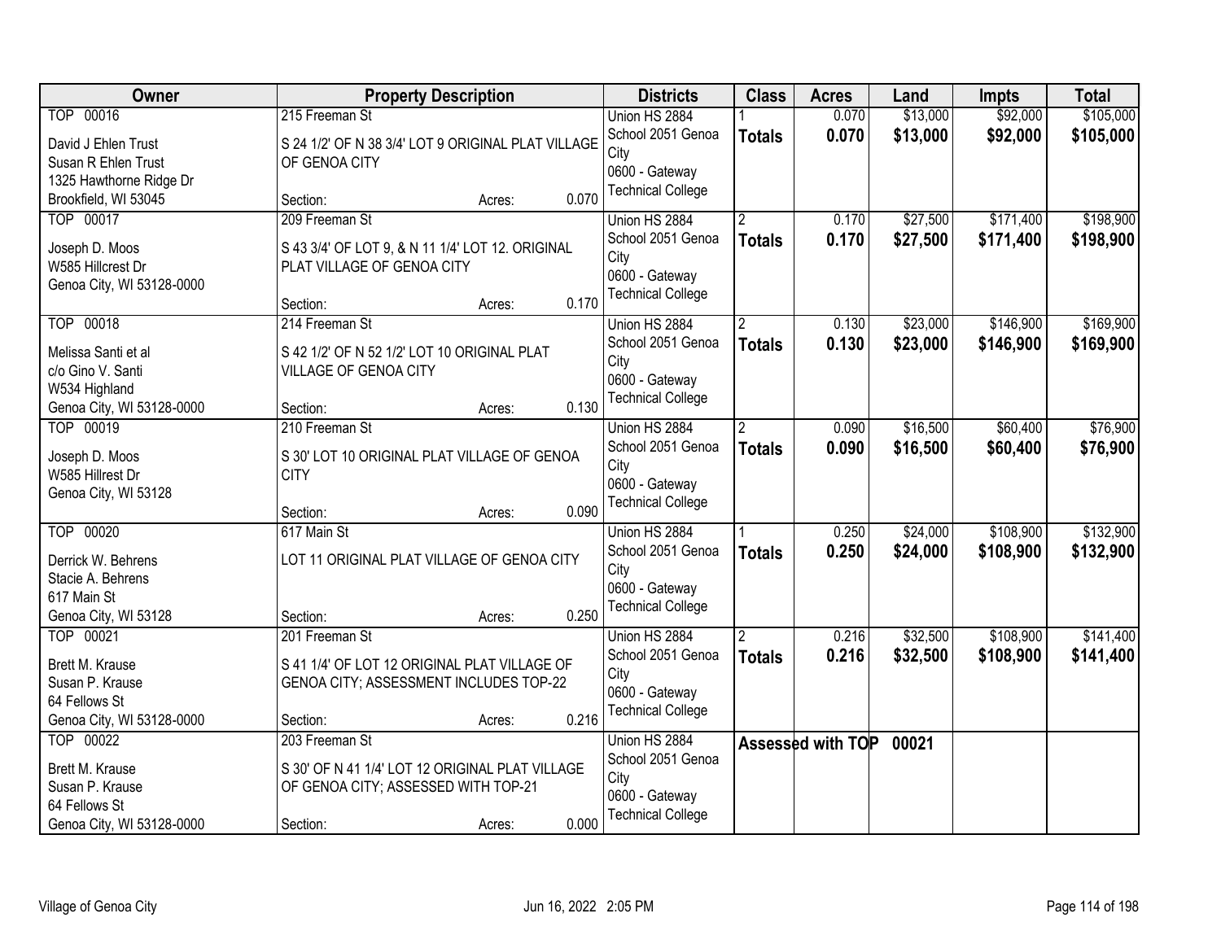| Owner | Property Description | Districts | Class | Acres | Land | Impts | Total |
|---|---|---|---|---|---|---|---|
| TOP 00016<br>David J Ehlen Trust<br>Susan R Ehlen Trust<br>1325 Hawthorne Ridge Dr<br>Brookfield, WI 53045 | 215 Freeman St<br>S 24 1/2' OF N 38 3/4' LOT 9 ORIGINAL PLAT VILLAGE OF GENOA CITY<br>Section: Acres: 0.070 | Union HS 2884<br>School 2051 Genoa City<br>0600 - Gateway Technical College | 1<br>**Totals** | 0.070<br>**0.070** | $13,000<br>**$13,000** | $92,000<br>**$92,000** | $105,000<br>**$105,000** |
| TOP 00017<br>Joseph D. Moos<br>W585 Hillcrest Dr<br>Genoa City, WI 53128-0000 | 209 Freeman St<br>S 43 3/4' OF LOT 9, & N 11 1/4' LOT 12. ORIGINAL PLAT VILLAGE OF GENOA CITY<br>Section: Acres: 0.170 | Union HS 2884<br>School 2051 Genoa City<br>0600 - Gateway Technical College | 2<br>**Totals** | 0.170<br>**0.170** | $27,500<br>**$27,500** | $171,400<br>**$171,400** | $198,900<br>**$198,900** |
| TOP 00018<br>Melissa Santi et al<br>c/o Gino V. Santi<br>W534 Highland<br>Genoa City, WI 53128-0000 | 214 Freeman St<br>S 42 1/2' OF N 52 1/2' LOT 10 ORIGINAL PLAT VILLAGE OF GENOA CITY<br>Section: Acres: 0.130 | Union HS 2884<br>School 2051 Genoa City<br>0600 - Gateway Technical College | 2<br>**Totals** | 0.130<br>**0.130** | $23,000<br>**$23,000** | $146,900<br>**$146,900** | $169,900<br>**$169,900** |
| TOP 00019<br>Joseph D. Moos<br>W585 Hillrest Dr<br>Genoa City, WI 53128 | 210 Freeman St<br>S 30' LOT 10 ORIGINAL PLAT VILLAGE OF GENOA CITY<br>Section: Acres: 0.090 | Union HS 2884<br>School 2051 Genoa City<br>0600 - Gateway Technical College | 2<br>**Totals** | 0.090<br>**0.090** | $16,500<br>**$16,500** | $60,400<br>**$60,400** | $76,900<br>**$76,900** |
| TOP 00020<br>Derrick W. Behrens<br>Stacie A. Behrens<br>617 Main St<br>Genoa City, WI 53128 | 617 Main St<br>LOT 11 ORIGINAL PLAT VILLAGE OF GENOA CITY<br>Section: Acres: 0.250 | Union HS 2884<br>School 2051 Genoa City<br>0600 - Gateway Technical College | 1<br>**Totals** | 0.250<br>**0.250** | $24,000<br>**$24,000** | $108,900<br>**$108,900** | $132,900<br>**$132,900** |
| TOP 00021<br>Brett M. Krause<br>Susan P. Krause<br>64 Fellows St<br>Genoa City, WI 53128-0000 | 201 Freeman St<br>S 41 1/4' OF LOT 12 ORIGINAL PLAT VILLAGE OF GENOA CITY; ASSESSMENT INCLUDES TOP-22<br>Section: Acres: 0.216 | Union HS 2884<br>School 2051 Genoa City<br>0600 - Gateway Technical College | 2<br>**Totals** | 0.216<br>**0.216** | $32,500<br>**$32,500** | $108,900<br>**$108,900** | $141,400<br>**$141,400** |
| TOP 00022<br>Brett M. Krause<br>Susan P. Krause<br>64 Fellows St<br>Genoa City, WI 53128-0000 | 203 Freeman St<br>S 30' OF N 41 1/4' LOT 12 ORIGINAL PLAT VILLAGE OF GENOA CITY; ASSESSED WITH TOP-21<br>Section: Acres: 0.000 | Union HS 2884<br>School 2051 Genoa City<br>0600 - Gateway Technical College | **Assessed with TOP** | | **00021** | | |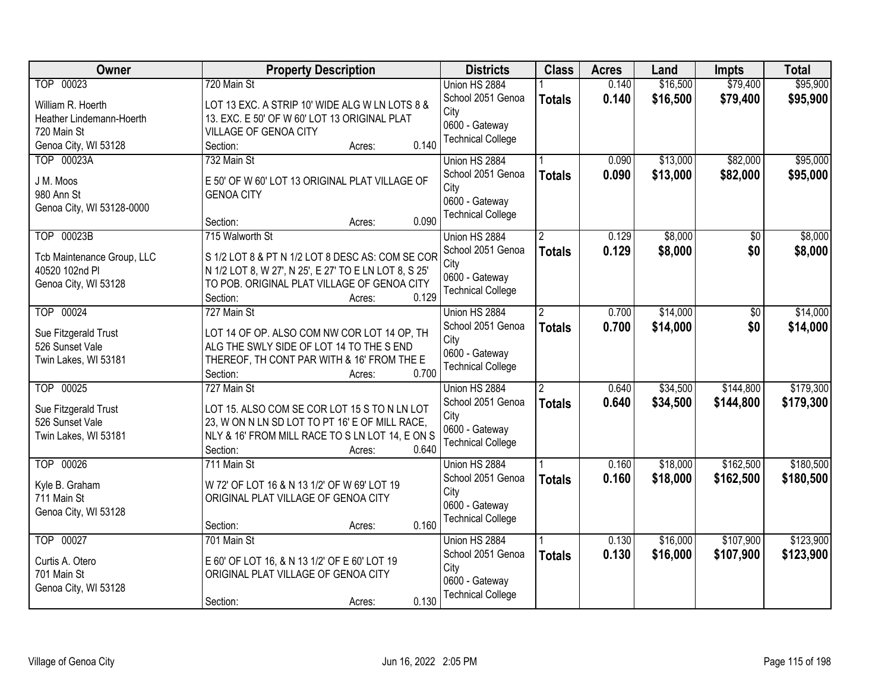| Owner | Property Description | Districts | Class | Acres | Land | Impts | Total |
|---|---|---|---|---|---|---|---|
| TOP 00023<br>William R. Hoerth<br>Heather Lindemann-Hoerth<br>720 Main St<br>Genoa City, WI 53128 | 720 Main St<br>LOT 13 EXC. A STRIP 10' WIDE ALG W LN LOTS 8 & 13. EXC. E 50' OF W 60' LOT 13 ORIGINAL PLAT VILLAGE OF GENOA CITY<br>Section: Acres: 0.140 | Union HS 2884<br>School 2051 Genoa City<br>0600 - Gateway Technical College | 1<br>**Totals** | 0.140<br>**0.140** | $16,500<br>**$16,500** | $79,400<br>**$79,400** | $95,900<br>**$95,900** |
| TOP 00023A<br>J M. Moos<br>980 Ann St<br>Genoa City, WI 53128-0000 | 732 Main St<br>E 50' OF W 60' LOT 13 ORIGINAL PLAT VILLAGE OF GENOA CITY<br>Section: Acres: 0.090 | Union HS 2884<br>School 2051 Genoa City<br>0600 - Gateway Technical College | 1<br>**Totals** | 0.090<br>**0.090** | $13,000<br>**$13,000** | $82,000<br>**$82,000** | $95,000<br>**$95,000** |
| TOP 00023B<br>Tcb Maintenance Group, LLC<br>40520 102nd Pl<br>Genoa City, WI 53128 | 715 Walworth St<br>S 1/2 LOT 8 & PT N 1/2 LOT 8 DESC AS: COM SE COR N 1/2 LOT 8, W 27', N 25', E 27' TO E LN LOT 8, S 25' TO POB. ORIGINAL PLAT VILLAGE OF GENOA CITY<br>Section: Acres: 0.129 | Union HS 2884<br>School 2051 Genoa City<br>0600 - Gateway Technical College | 2<br>**Totals** | 0.129<br>**0.129** | $8,000<br>**$8,000** | $0<br>**$0** | $8,000<br>**$8,000** |
| TOP 00024<br>Sue Fitzgerald Trust<br>526 Sunset Vale<br>Twin Lakes, WI 53181 | 727 Main St<br>LOT 14 OF OP. ALSO COM NW COR LOT 14 OP, TH ALG THE SWLY SIDE OF LOT 14 TO THE S END THEREOF, TH CONT PAR WITH & 16' FROM THE E<br>Section: Acres: 0.700 | Union HS 2884<br>School 2051 Genoa City<br>0600 - Gateway Technical College | 2<br>**Totals** | 0.700<br>**0.700** | $14,000<br>**$14,000** | $0<br>**$0** | $14,000<br>**$14,000** |
| TOP 00025<br>Sue Fitzgerald Trust<br>526 Sunset Vale<br>Twin Lakes, WI 53181 | 727 Main St<br>LOT 15. ALSO COM SE COR LOT 15 S TO N LN LOT 23, W ON N LN SD LOT TO PT 16' E OF MILL RACE, NLY & 16' FROM MILL RACE TO S LN LOT 14, E ON S<br>Section: Acres: 0.640 | Union HS 2884<br>School 2051 Genoa City<br>0600 - Gateway Technical College | 2<br>**Totals** | 0.640<br>**0.640** | $34,500<br>**$34,500** | $144,800<br>**$144,800** | $179,300<br>**$179,300** |
| TOP 00026<br>Kyle B. Graham<br>711 Main St<br>Genoa City, WI 53128 | 711 Main St<br>W 72' OF LOT 16 & N 13 1/2' OF W 69' LOT 19 ORIGINAL PLAT VILLAGE OF GENOA CITY<br>Section: Acres: 0.160 | Union HS 2884<br>School 2051 Genoa City<br>0600 - Gateway Technical College | 1<br>**Totals** | 0.160<br>**0.160** | $18,000<br>**$18,000** | $162,500<br>**$162,500** | $180,500<br>**$180,500** |
| TOP 00027<br>Curtis A. Otero<br>701 Main St<br>Genoa City, WI 53128 | 701 Main St<br>E 60' OF LOT 16, & N 13 1/2' OF E 60' LOT 19 ORIGINAL PLAT VILLAGE OF GENOA CITY<br>Section: Acres: 0.130 | Union HS 2884<br>School 2051 Genoa City<br>0600 - Gateway Technical College | 1<br>**Totals** | 0.130<br>**0.130** | $16,000<br>**$16,000** | $107,900<br>**$107,900** | $123,900<br>**$123,900** |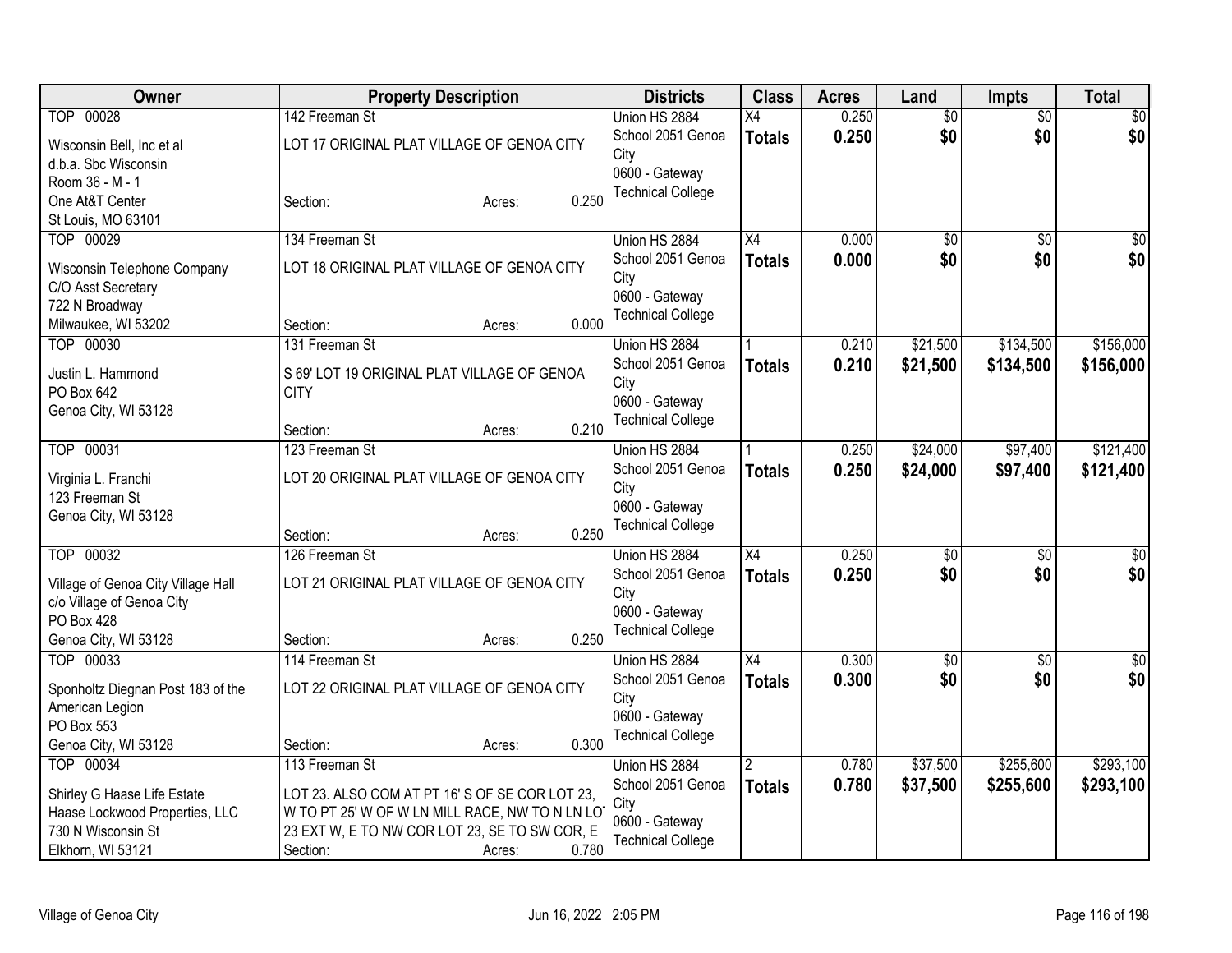| Owner | Property Description | Districts | Class | Acres | Land | Impts | Total |
|---|---|---|---|---|---|---|---|
| TOP 00028<br>Wisconsin Bell, Inc et al<br>d.b.a. Sbc Wisconsin<br>Room 36 - M - 1<br>One At&T Center<br>St Louis, MO 63101 | 142 Freeman St<br>LOT 17 ORIGINAL PLAT VILLAGE OF GENOA CITY<br>Section: Acres: 0.250 | Union HS 2884<br>School 2051 Genoa City<br>0600 - Gateway Technical College | X4<br>**Totals** | 0.250<br>**0.250** | $0<br>**$0** | $0<br>**$0** | $0<br>**$0** |
| TOP 00029<br>Wisconsin Telephone Company<br>C/O Asst Secretary<br>722 N Broadway<br>Milwaukee, WI 53202 | 134 Freeman St<br>LOT 18 ORIGINAL PLAT VILLAGE OF GENOA CITY<br>Section: Acres: 0.000 | Union HS 2884<br>School 2051 Genoa City<br>0600 - Gateway Technical College | X4<br>**Totals** | 0.000<br>**0.000** | $0<br>**$0** | $0<br>**$0** | $0<br>**$0** |
| TOP 00030<br>Justin L. Hammond<br>PO Box 642<br>Genoa City, WI 53128 | 131 Freeman St<br>S 69' LOT 19 ORIGINAL PLAT VILLAGE OF GENOA CITY<br>Section: Acres: 0.210 | Union HS 2884<br>School 2051 Genoa City<br>0600 - Gateway Technical College | 1<br>**Totals** | 0.210<br>**0.210** | $21,500<br>**$21,500** | $134,500<br>**$134,500** | $156,000<br>**$156,000** |
| TOP 00031<br>Virginia L. Franchi<br>123 Freeman St<br>Genoa City, WI 53128 | 123 Freeman St<br>LOT 20 ORIGINAL PLAT VILLAGE OF GENOA CITY<br>Section: Acres: 0.250 | Union HS 2884<br>School 2051 Genoa City<br>0600 - Gateway Technical College | 1<br>**Totals** | 0.250<br>**0.250** | $24,000<br>**$24,000** | $97,400<br>**$97,400** | $121,400<br>**$121,400** |
| TOP 00032<br>Village of Genoa City Village Hall<br>c/o Village of Genoa City<br>PO Box 428<br>Genoa City, WI 53128 | 126 Freeman St<br>LOT 21 ORIGINAL PLAT VILLAGE OF GENOA CITY<br>Section: Acres: 0.250 | Union HS 2884<br>School 2051 Genoa City<br>0600 - Gateway Technical College | X4<br>**Totals** | 0.250<br>**0.250** | $0<br>**$0** | $0<br>**$0** | $0<br>**$0** |
| TOP 00033<br>Sponholtz Diegnan Post 183 of the American Legion<br>PO Box 553<br>Genoa City, WI 53128 | 114 Freeman St<br>LOT 22 ORIGINAL PLAT VILLAGE OF GENOA CITY<br>Section: Acres: 0.300 | Union HS 2884<br>School 2051 Genoa City<br>0600 - Gateway Technical College | X4<br>**Totals** | 0.300<br>**0.300** | $0<br>**$0** | $0<br>**$0** | $0<br>**$0** |
| TOP 00034<br>Shirley G Haase Life Estate<br>Haase Lockwood Properties, LLC<br>730 N Wisconsin St<br>Elkhorn, WI 53121 | 113 Freeman St<br>LOT 23. ALSO COM AT PT 16' S OF SE COR LOT 23, W TO PT 25' W OF W LN MILL RACE, NW TO N LN LOT 23 EXT W, E TO NW COR LOT 23, SE TO SW COR, E<br>Section: Acres: 0.780 | Union HS 2884<br>School 2051 Genoa City<br>0600 - Gateway Technical College | 2<br>**Totals** | 0.780<br>**0.780** | $37,500<br>**$37,500** | $255,600<br>**$255,600** | $293,100<br>**$293,100** |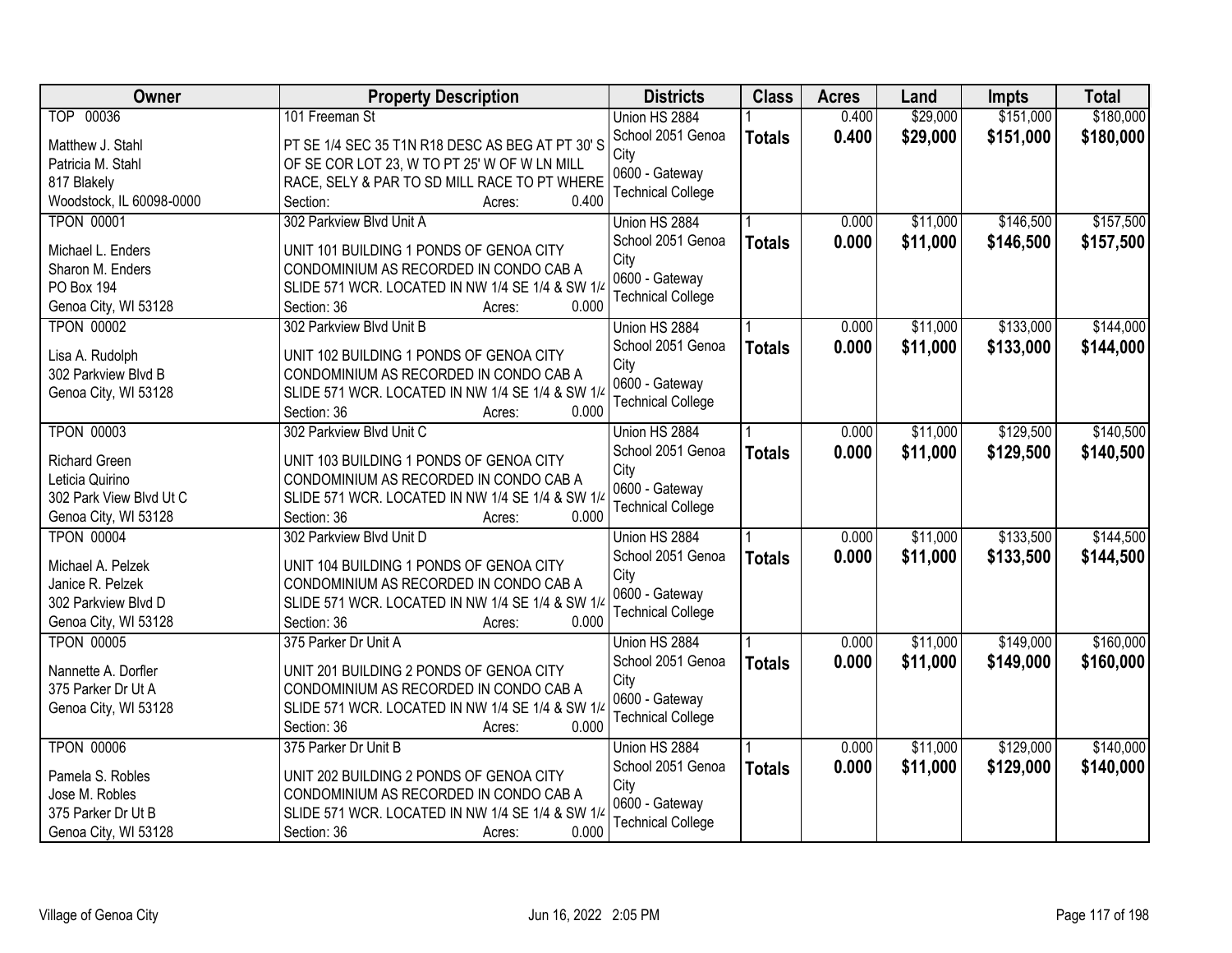| Owner | Property Description | Districts | Class | Acres | Land | Impts | Total |
|---|---|---|---|---|---|---|---|
| TOP 00036<br><br>Matthew J. Stahl<br>Patricia M. Stahl<br>817 Blakely<br>Woodstock, IL 60098-0000 | 101 Freeman St<br><br>PT SE 1/4 SEC 35 T1N R18 DESC AS BEG AT PT 30' S OF SE COR LOT 23, W TO PT 25' W OF W LN MILL RACE, SELY & PAR TO SD MILL RACE TO PT WHERE<br>Section: Acres: 0.400 | Union HS 2884<br>School 2051 Genoa City<br>0600 - Gateway Technical College | 1<br>**Totals** | 0.400<br>**0.400** | $29,000<br>**$29,000** | $151,000<br>**$151,000** | $180,000<br>**$180,000** |
| TPON 00001<br><br>Michael L. Enders<br>Sharon M. Enders<br>PO Box 194<br>Genoa City, WI 53128 | 302 Parkview Blvd Unit A<br><br>UNIT 101 BUILDING 1 PONDS OF GENOA CITY CONDOMINIUM AS RECORDED IN CONDO CAB A SLIDE 571 WCR. LOCATED IN NW 1/4 SE 1/4 & SW 1/4<br>Section: 36 Acres: 0.000 | Union HS 2884<br>School 2051 Genoa City<br>0600 - Gateway Technical College | 1<br>**Totals** | 0.000<br>**0.000** | $11,000<br>**$11,000** | $146,500<br>**$146,500** | $157,500<br>**$157,500** |
| TPON 00002<br><br>Lisa A. Rudolph<br>302 Parkview Blvd B<br>Genoa City, WI 53128 | 302 Parkview Blvd Unit B<br><br>UNIT 102 BUILDING 1 PONDS OF GENOA CITY CONDOMINIUM AS RECORDED IN CONDO CAB A SLIDE 571 WCR. LOCATED IN NW 1/4 SE 1/4 & SW 1/4<br>Section: 36 Acres: 0.000 | Union HS 2884<br>School 2051 Genoa City<br>0600 - Gateway Technical College | 1<br>**Totals** | 0.000<br>**0.000** | $11,000<br>**$11,000** | $133,000<br>**$133,000** | $144,000<br>**$144,000** |
| TPON 00003<br><br>Richard Green<br>Leticia Quirino<br>302 Park View Blvd Ut C<br>Genoa City, WI 53128 | 302 Parkview Blvd Unit C<br><br>UNIT 103 BUILDING 1 PONDS OF GENOA CITY CONDOMINIUM AS RECORDED IN CONDO CAB A SLIDE 571 WCR. LOCATED IN NW 1/4 SE 1/4 & SW 1/4<br>Section: 36 Acres: 0.000 | Union HS 2884<br>School 2051 Genoa City<br>0600 - Gateway Technical College | 1<br>**Totals** | 0.000<br>**0.000** | $11,000<br>**$11,000** | $129,500<br>**$129,500** | $140,500<br>**$140,500** |
| TPON 00004<br><br>Michael A. Pelzek<br>Janice R. Pelzek<br>302 Parkview Blvd D<br>Genoa City, WI 53128 | 302 Parkview Blvd Unit D<br><br>UNIT 104 BUILDING 1 PONDS OF GENOA CITY CONDOMINIUM AS RECORDED IN CONDO CAB A SLIDE 571 WCR. LOCATED IN NW 1/4 SE 1/4 & SW 1/4<br>Section: 36 Acres: 0.000 | Union HS 2884<br>School 2051 Genoa City<br>0600 - Gateway Technical College | 1<br>**Totals** | 0.000<br>**0.000** | $11,000<br>**$11,000** | $133,500<br>**$133,500** | $144,500<br>**$144,500** |
| TPON 00005<br><br>Nannette A. Dorfler<br>375 Parker Dr Ut A<br>Genoa City, WI 53128 | 375 Parker Dr Unit A<br><br>UNIT 201 BUILDING 2 PONDS OF GENOA CITY CONDOMINIUM AS RECORDED IN CONDO CAB A SLIDE 571 WCR. LOCATED IN NW 1/4 SE 1/4 & SW 1/4<br>Section: 36 Acres: 0.000 | Union HS 2884<br>School 2051 Genoa City<br>0600 - Gateway Technical College | 1<br>**Totals** | 0.000<br>**0.000** | $11,000<br>**$11,000** | $149,000<br>**$149,000** | $160,000<br>**$160,000** |
| TPON 00006<br><br>Pamela S. Robles<br>Jose M. Robles<br>375 Parker Dr Ut B<br>Genoa City, WI 53128 | 375 Parker Dr Unit B<br><br>UNIT 202 BUILDING 2 PONDS OF GENOA CITY CONDOMINIUM AS RECORDED IN CONDO CAB A SLIDE 571 WCR. LOCATED IN NW 1/4 SE 1/4 & SW 1/4<br>Section: 36 Acres: 0.000 | Union HS 2884<br>School 2051 Genoa City<br>0600 - Gateway Technical College | 1<br>**Totals** | 0.000<br>**0.000** | $11,000<br>**$11,000** | $129,000<br>**$129,000** | $140,000<br>**$140,000** |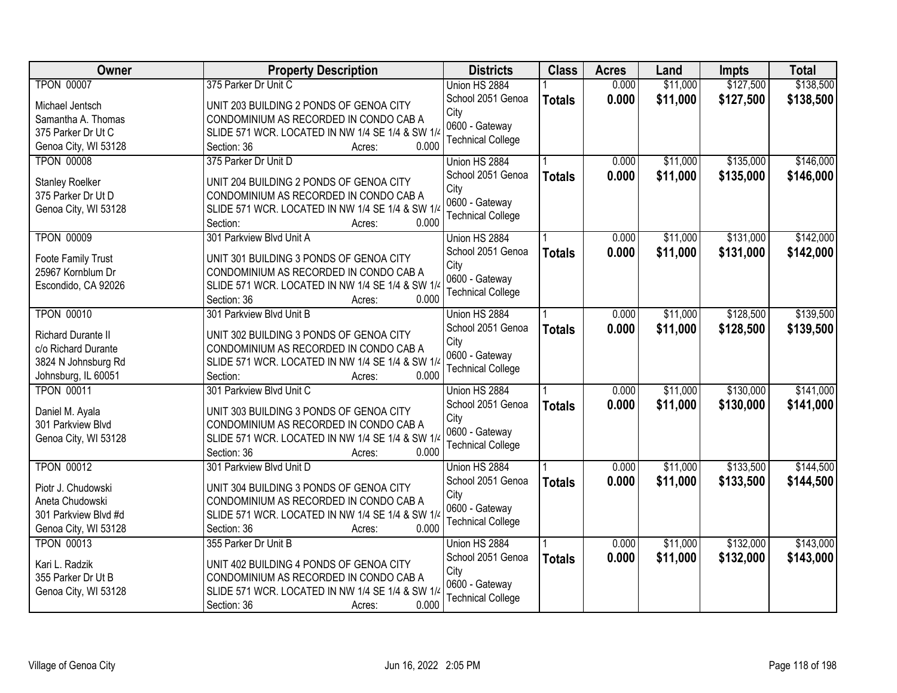| Owner | Property Description | Districts | Class | Acres | Land | Impts | Total |
|---|---|---|---|---|---|---|---|
| TPON 00007<br><br>Michael Jentsch<br>Samantha A. Thomas<br>375 Parker Dr Ut C<br>Genoa City, WI 53128 | 375 Parker Dr Unit C<br><br>UNIT 203 BUILDING 2 PONDS OF GENOA CITY CONDOMINIUM AS RECORDED IN CONDO CAB A SLIDE 571 WCR. LOCATED IN NW 1/4 SE 1/4 & SW 1/4<br>Section: 36 Acres: 0.000 | Union HS 2884<br>School 2051 Genoa City<br>0600 - Gateway Technical College | 1<br>**Totals** | 0.000<br>**0.000** | $11,000<br>**$11,000** | $127,500<br>**$127,500** | $138,500<br>**$138,500** |
| TPON 00008<br><br>Stanley Roelker<br>375 Parker Dr Ut D<br>Genoa City, WI 53128 | 375 Parker Dr Unit D<br><br>UNIT 204 BUILDING 2 PONDS OF GENOA CITY CONDOMINIUM AS RECORDED IN CONDO CAB A SLIDE 571 WCR. LOCATED IN NW 1/4 SE 1/4 & SW 1/4<br>Section: Acres: 0.000 | Union HS 2884<br>School 2051 Genoa City<br>0600 - Gateway Technical College | 1<br>**Totals** | 0.000<br>**0.000** | $11,000<br>**$11,000** | $135,000<br>**$135,000** | $146,000<br>**$146,000** |
| TPON 00009<br><br>Foote Family Trust<br>25967 Kornblum Dr<br>Escondido, CA 92026 | 301 Parkview Blvd Unit A<br><br>UNIT 301 BUILDING 3 PONDS OF GENOA CITY CONDOMINIUM AS RECORDED IN CONDO CAB A SLIDE 571 WCR. LOCATED IN NW 1/4 SE 1/4 & SW 1/4<br>Section: 36 Acres: 0.000 | Union HS 2884<br>School 2051 Genoa City<br>0600 - Gateway Technical College | 1<br>**Totals** | 0.000<br>**0.000** | $11,000<br>**$11,000** | $131,000<br>**$131,000** | $142,000<br>**$142,000** |
| TPON 00010<br><br>Richard Durante II<br>c/o Richard Durante<br>3824 N Johnsburg Rd<br>Johnsburg, IL 60051 | 301 Parkview Blvd Unit B<br><br>UNIT 302 BUILDING 3 PONDS OF GENOA CITY CONDOMINIUM AS RECORDED IN CONDO CAB A SLIDE 571 WCR. LOCATED IN NW 1/4 SE 1/4 & SW 1/4<br>Section: Acres: 0.000 | Union HS 2884<br>School 2051 Genoa City<br>0600 - Gateway Technical College | 1<br>**Totals** | 0.000<br>**0.000** | $11,000<br>**$11,000** | $128,500<br>**$128,500** | $139,500<br>**$139,500** |
| TPON 00011<br><br>Daniel M. Ayala<br>301 Parkview Blvd<br>Genoa City, WI 53128 | 301 Parkview Blvd Unit C<br><br>UNIT 303 BUILDING 3 PONDS OF GENOA CITY CONDOMINIUM AS RECORDED IN CONDO CAB A SLIDE 571 WCR. LOCATED IN NW 1/4 SE 1/4 & SW 1/4<br>Section: 36 Acres: 0.000 | Union HS 2884<br>School 2051 Genoa City<br>0600 - Gateway Technical College | 1<br>**Totals** | 0.000<br>**0.000** | $11,000<br>**$11,000** | $130,000<br>**$130,000** | $141,000<br>**$141,000** |
| TPON 00012<br><br>Piotr J. Chudowski<br>Aneta Chudowski<br>301 Parkview Blvd #d<br>Genoa City, WI 53128 | 301 Parkview Blvd Unit D<br><br>UNIT 304 BUILDING 3 PONDS OF GENOA CITY CONDOMINIUM AS RECORDED IN CONDO CAB A SLIDE 571 WCR. LOCATED IN NW 1/4 SE 1/4 & SW 1/4<br>Section: 36 Acres: 0.000 | Union HS 2884<br>School 2051 Genoa City<br>0600 - Gateway Technical College | 1<br>**Totals** | 0.000<br>**0.000** | $11,000<br>**$11,000** | $133,500<br>**$133,500** | $144,500<br>**$144,500** |
| TPON 00013<br><br>Kari L. Radzik<br>355 Parker Dr Ut B<br>Genoa City, WI 53128 | 355 Parker Dr Unit B<br><br>UNIT 402 BUILDING 4 PONDS OF GENOA CITY CONDOMINIUM AS RECORDED IN CONDO CAB A SLIDE 571 WCR. LOCATED IN NW 1/4 SE 1/4 & SW 1/4<br>Section: 36 Acres: 0.000 | Union HS 2884<br>School 2051 Genoa City<br>0600 - Gateway Technical College | 1<br>**Totals** | 0.000<br>**0.000** | $11,000<br>**$11,000** | $132,000<br>**$132,000** | $143,000<br>**$143,000** |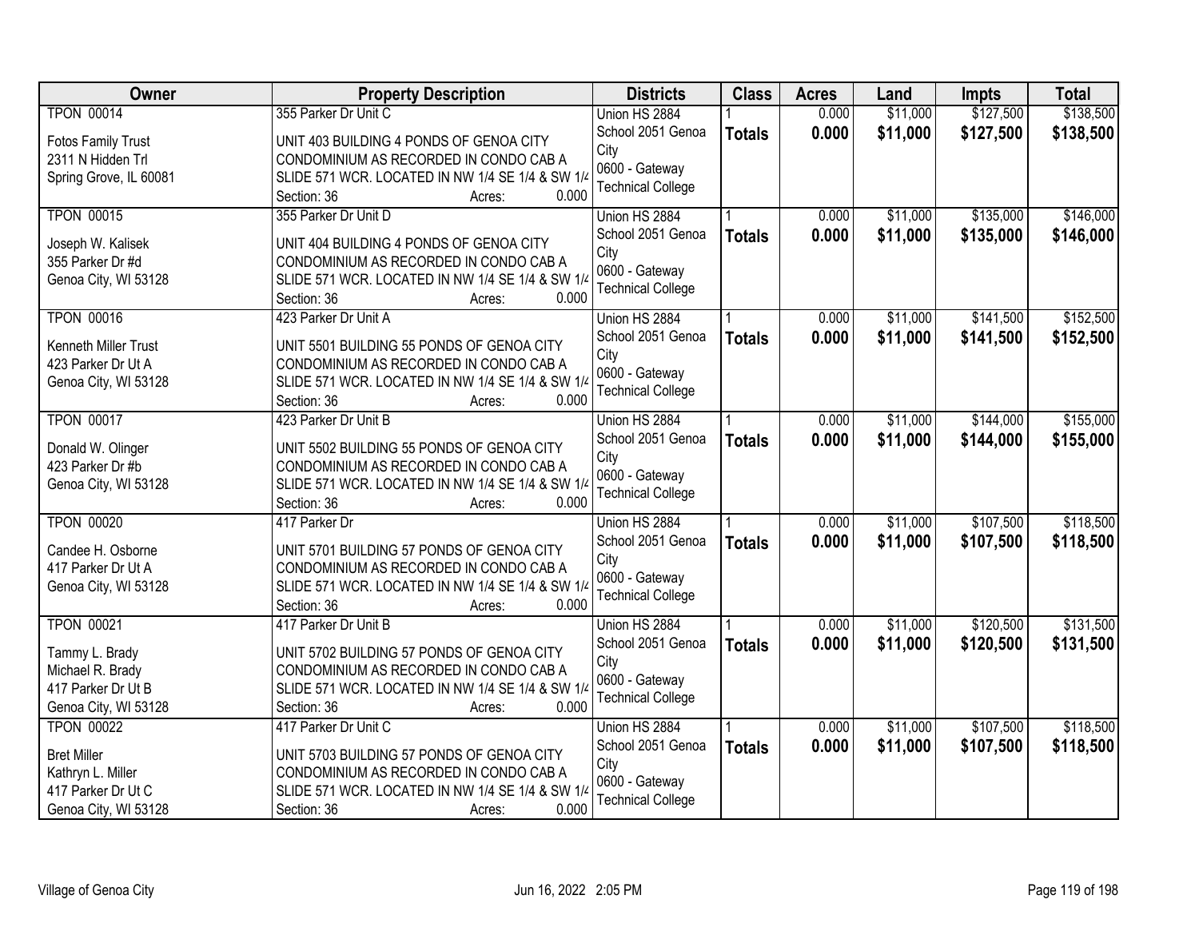| Owner | Property Description | Districts | Class | Acres | Land | Impts | Total |
|---|---|---|---|---|---|---|---|
| TPON 00014<br><br>Fotos Family Trust<br>2311 N Hidden Trl<br>Spring Grove, IL 60081 | 355 Parker Dr Unit C<br><br>UNIT 403 BUILDING 4 PONDS OF GENOA CITY CONDOMINIUM AS RECORDED IN CONDO CAB A SLIDE 571 WCR. LOCATED IN NW 1/4 SE 1/4 & SW 1/4<br>Section: 36 Acres: 0.000 | Union HS 2884<br>School 2051 Genoa City<br>0600 - Gateway Technical College | 1<br>**Totals** | 0.000<br>**0.000** | $11,000<br>**$11,000** | $127,500<br>**$127,500** | $138,500<br>**$138,500** |
| TPON 00015<br><br>Joseph W. Kalisek<br>355 Parker Dr #d<br>Genoa City, WI 53128 | 355 Parker Dr Unit D<br><br>UNIT 404 BUILDING 4 PONDS OF GENOA CITY CONDOMINIUM AS RECORDED IN CONDO CAB A SLIDE 571 WCR. LOCATED IN NW 1/4 SE 1/4 & SW 1/4<br>Section: 36 Acres: 0.000 | Union HS 2884<br>School 2051 Genoa City<br>0600 - Gateway Technical College | 1<br>**Totals** | 0.000<br>**0.000** | $11,000<br>**$11,000** | $135,000<br>**$135,000** | $146,000<br>**$146,000** |
| TPON 00016<br><br>Kenneth Miller Trust<br>423 Parker Dr Ut A<br>Genoa City, WI 53128 | 423 Parker Dr Unit A<br><br>UNIT 5501 BUILDING 55 PONDS OF GENOA CITY CONDOMINIUM AS RECORDED IN CONDO CAB A SLIDE 571 WCR. LOCATED IN NW 1/4 SE 1/4 & SW 1/4<br>Section: 36 Acres: 0.000 | Union HS 2884<br>School 2051 Genoa City<br>0600 - Gateway Technical College | 1<br>**Totals** | 0.000<br>**0.000** | $11,000<br>**$11,000** | $141,500<br>**$141,500** | $152,500<br>**$152,500** |
| TPON 00017<br><br>Donald W. Olinger<br>423 Parker Dr #b<br>Genoa City, WI 53128 | 423 Parker Dr Unit B<br><br>UNIT 5502 BUILDING 55 PONDS OF GENOA CITY CONDOMINIUM AS RECORDED IN CONDO CAB A SLIDE 571 WCR. LOCATED IN NW 1/4 SE 1/4 & SW 1/4<br>Section: 36 Acres: 0.000 | Union HS 2884<br>School 2051 Genoa City<br>0600 - Gateway Technical College | 1<br>**Totals** | 0.000<br>**0.000** | $11,000<br>**$11,000** | $144,000<br>**$144,000** | $155,000<br>**$155,000** |
| TPON 00020<br><br>Candee H. Osborne<br>417 Parker Dr Ut A<br>Genoa City, WI 53128 | 417 Parker Dr<br><br>UNIT 5701 BUILDING 57 PONDS OF GENOA CITY CONDOMINIUM AS RECORDED IN CONDO CAB A SLIDE 571 WCR. LOCATED IN NW 1/4 SE 1/4 & SW 1/4<br>Section: 36 Acres: 0.000 | Union HS 2884<br>School 2051 Genoa City<br>0600 - Gateway Technical College | 1<br>**Totals** | 0.000<br>**0.000** | $11,000<br>**$11,000** | $107,500<br>**$107,500** | $118,500<br>**$118,500** |
| TPON 00021<br><br>Tammy L. Brady<br>Michael R. Brady<br>417 Parker Dr Ut B<br>Genoa City, WI 53128 | 417 Parker Dr Unit B<br><br>UNIT 5702 BUILDING 57 PONDS OF GENOA CITY CONDOMINIUM AS RECORDED IN CONDO CAB A SLIDE 571 WCR. LOCATED IN NW 1/4 SE 1/4 & SW 1/4<br>Section: 36 Acres: 0.000 | Union HS 2884<br>School 2051 Genoa City<br>0600 - Gateway Technical College | 1<br>**Totals** | 0.000<br>**0.000** | $11,000<br>**$11,000** | $120,500<br>**$120,500** | $131,500<br>**$131,500** |
| TPON 00022<br><br>Bret Miller<br>Kathryn L. Miller<br>417 Parker Dr Ut C<br>Genoa City, WI 53128 | 417 Parker Dr Unit C<br><br>UNIT 5703 BUILDING 57 PONDS OF GENOA CITY CONDOMINIUM AS RECORDED IN CONDO CAB A SLIDE 571 WCR. LOCATED IN NW 1/4 SE 1/4 & SW 1/4<br>Section: 36 Acres: 0.000 | Union HS 2884<br>School 2051 Genoa City<br>0600 - Gateway Technical College | 1<br>**Totals** | 0.000<br>**0.000** | $11,000<br>**$11,000** | $107,500<br>**$107,500** | $118,500<br>**$118,500** |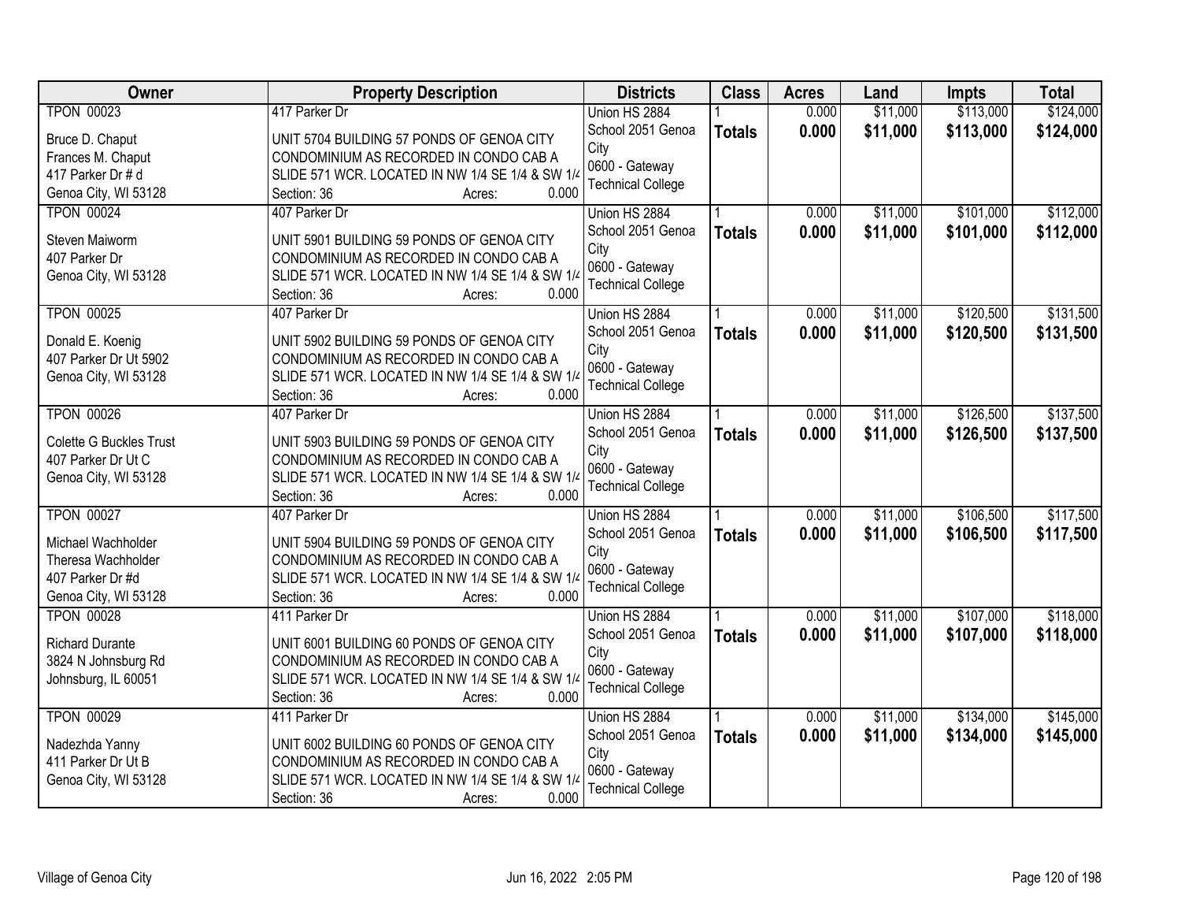| Owner | Property Description | Districts | Class | Acres | Land | Impts | Total |
|---|---|---|---|---|---|---|---|
| TPON 00023<br>Bruce D. Chaput<br>Frances M. Chaput<br>417 Parker Dr # d<br>Genoa City, WI 53128 | 417 Parker Dr<br>UNIT 5704 BUILDING 57 PONDS OF GENOA CITY CONDOMINIUM AS RECORDED IN CONDO CAB A SLIDE 571 WCR. LOCATED IN NW 1/4 SE 1/4 & SW 1/4<br>Section: 36 Acres: 0.000 | Union HS 2884<br>School 2051 Genoa City<br>0600 - Gateway Technical College | 1<br>**Totals** | 0.000<br>**0.000** | $11,000<br>**$11,000** | $113,000<br>**$113,000** | $124,000<br>**$124,000** |
| TPON 00024<br>Steven Maiworm<br>407 Parker Dr<br>Genoa City, WI 53128 | 407 Parker Dr<br>UNIT 5901 BUILDING 59 PONDS OF GENOA CITY CONDOMINIUM AS RECORDED IN CONDO CAB A SLIDE 571 WCR. LOCATED IN NW 1/4 SE 1/4 & SW 1/4<br>Section: 36 Acres: 0.000 | Union HS 2884<br>School 2051 Genoa City<br>0600 - Gateway Technical College | 1<br>**Totals** | 0.000<br>**0.000** | $11,000<br>**$11,000** | $101,000<br>**$101,000** | $112,000<br>**$112,000** |
| TPON 00025<br>Donald E. Koenig<br>407 Parker Dr Ut 5902<br>Genoa City, WI 53128 | 407 Parker Dr<br>UNIT 5902 BUILDING 59 PONDS OF GENOA CITY CONDOMINIUM AS RECORDED IN CONDO CAB A SLIDE 571 WCR. LOCATED IN NW 1/4 SE 1/4 & SW 1/4<br>Section: 36 Acres: 0.000 | Union HS 2884<br>School 2051 Genoa City<br>0600 - Gateway Technical College | 1<br>**Totals** | 0.000<br>**0.000** | $11,000<br>**$11,000** | $120,500<br>**$120,500** | $131,500<br>**$131,500** |
| TPON 00026<br>Colette G Buckles Trust<br>407 Parker Dr Ut C<br>Genoa City, WI 53128 | 407 Parker Dr<br>UNIT 5903 BUILDING 59 PONDS OF GENOA CITY CONDOMINIUM AS RECORDED IN CONDO CAB A SLIDE 571 WCR. LOCATED IN NW 1/4 SE 1/4 & SW 1/4<br>Section: 36 Acres: 0.000 | Union HS 2884<br>School 2051 Genoa City<br>0600 - Gateway Technical College | 1<br>**Totals** | 0.000<br>**0.000** | $11,000<br>**$11,000** | $126,500<br>**$126,500** | $137,500<br>**$137,500** |
| TPON 00027<br>Michael Wachholder<br>Theresa Wachholder<br>407 Parker Dr #d<br>Genoa City, WI 53128 | 407 Parker Dr<br>UNIT 5904 BUILDING 59 PONDS OF GENOA CITY CONDOMINIUM AS RECORDED IN CONDO CAB A SLIDE 571 WCR. LOCATED IN NW 1/4 SE 1/4 & SW 1/4<br>Section: 36 Acres: 0.000 | Union HS 2884<br>School 2051 Genoa City<br>0600 - Gateway Technical College | 1<br>**Totals** | 0.000<br>**0.000** | $11,000<br>**$11,000** | $106,500<br>**$106,500** | $117,500<br>**$117,500** |
| TPON 00028<br>Richard Durante<br>3824 N Johnsburg Rd<br>Johnsburg, IL 60051 | 411 Parker Dr<br>UNIT 6001 BUILDING 60 PONDS OF GENOA CITY CONDOMINIUM AS RECORDED IN CONDO CAB A SLIDE 571 WCR. LOCATED IN NW 1/4 SE 1/4 & SW 1/4<br>Section: 36 Acres: 0.000 | Union HS 2884<br>School 2051 Genoa City<br>0600 - Gateway Technical College | 1<br>**Totals** | 0.000<br>**0.000** | $11,000<br>**$11,000** | $107,000<br>**$107,000** | $118,000<br>**$118,000** |
| TPON 00029<br>Nadezhda Yanny<br>411 Parker Dr Ut B<br>Genoa City, WI 53128 | 411 Parker Dr<br>UNIT 6002 BUILDING 60 PONDS OF GENOA CITY CONDOMINIUM AS RECORDED IN CONDO CAB A SLIDE 571 WCR. LOCATED IN NW 1/4 SE 1/4 & SW 1/4<br>Section: 36 Acres: 0.000 | Union HS 2884<br>School 2051 Genoa City<br>0600 - Gateway Technical College | 1<br>**Totals** | 0.000<br>**0.000** | $11,000<br>**$11,000** | $134,000<br>**$134,000** | $145,000<br>**$145,000** |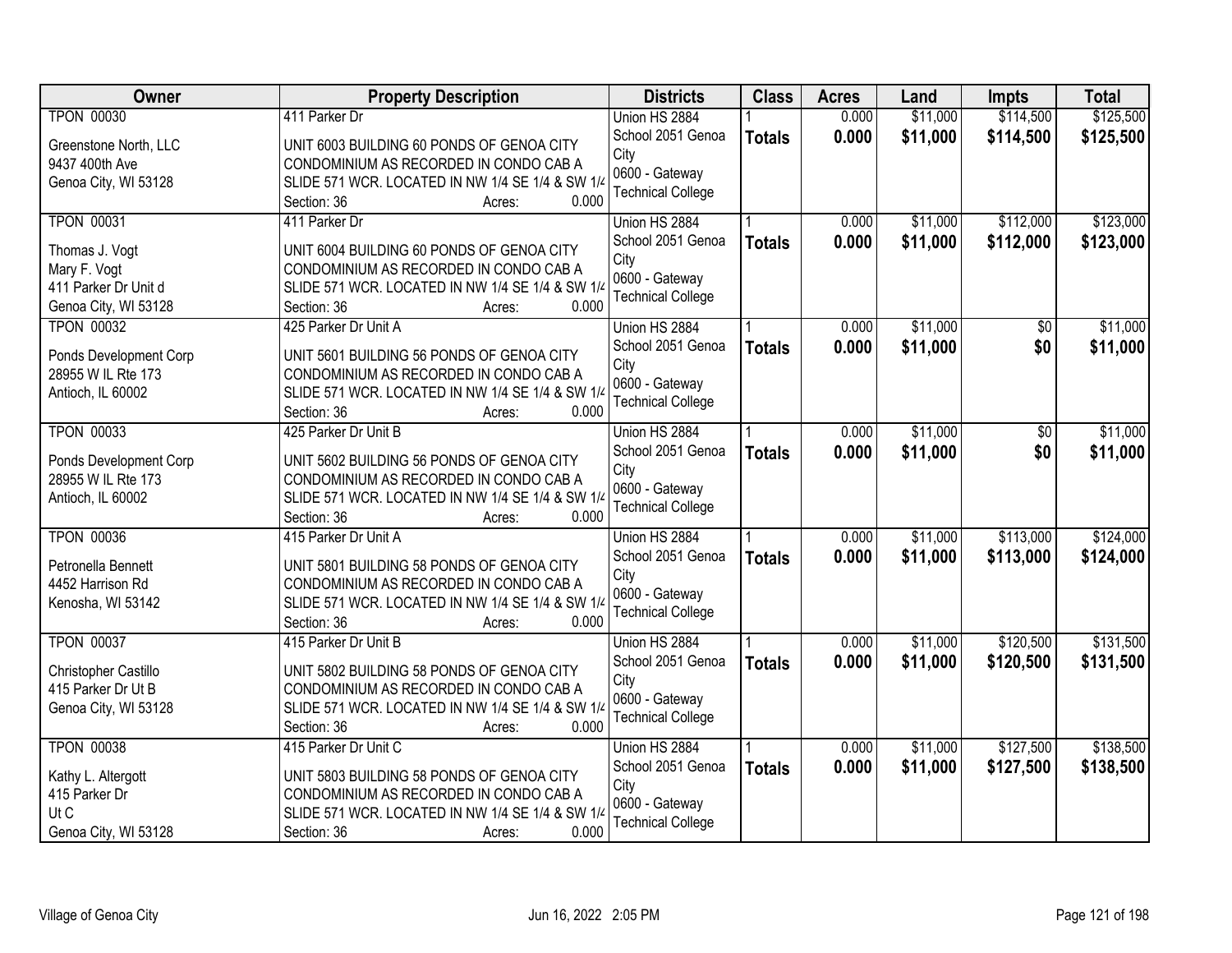| Owner | Property Description | Districts | Class | Acres | Land | Impts | Total |
|---|---|---|---|---|---|---|---|
| TPON 00030<br>Greenstone North, LLC<br>9437 400th Ave<br>Genoa City, WI 53128 | 411 Parker Dr<br>UNIT 6003 BUILDING 60 PONDS OF GENOA CITY CONDOMINIUM AS RECORDED IN CONDO CAB A SLIDE 571 WCR. LOCATED IN NW 1/4 SE 1/4 & SW 1/4<br>Section: 36 Acres: 0.000 | Union HS 2884<br>School 2051 Genoa City<br>0600 - Gateway Technical College | 1<br>**Totals** | 0.000<br>**0.000** | $11,000<br>**$11,000** | $114,500<br>**$114,500** | $125,500<br>**$125,500** |
| TPON 00031<br>Thomas J. Vogt<br>Mary F. Vogt<br>411 Parker Dr Unit d<br>Genoa City, WI 53128 | 411 Parker Dr<br>UNIT 6004 BUILDING 60 PONDS OF GENOA CITY CONDOMINIUM AS RECORDED IN CONDO CAB A SLIDE 571 WCR. LOCATED IN NW 1/4 SE 1/4 & SW 1/4<br>Section: 36 Acres: 0.000 | Union HS 2884<br>School 2051 Genoa City<br>0600 - Gateway Technical College | 1<br>**Totals** | 0.000<br>**0.000** | $11,000<br>**$11,000** | $112,000<br>**$112,000** | $123,000<br>**$123,000** |
| TPON 00032<br>Ponds Development Corp<br>28955 W IL Rte 173<br>Antioch, IL 60002 | 425 Parker Dr Unit A<br>UNIT 5601 BUILDING 56 PONDS OF GENOA CITY CONDOMINIUM AS RECORDED IN CONDO CAB A SLIDE 571 WCR. LOCATED IN NW 1/4 SE 1/4 & SW 1/4<br>Section: 36 Acres: 0.000 | Union HS 2884<br>School 2051 Genoa City<br>0600 - Gateway Technical College | 1<br>**Totals** | 0.000<br>**0.000** | $11,000<br>**$11,000** | $0<br>**$0** | $11,000<br>**$11,000** |
| TPON 00033<br>Ponds Development Corp<br>28955 W IL Rte 173<br>Antioch, IL 60002 | 425 Parker Dr Unit B<br>UNIT 5602 BUILDING 56 PONDS OF GENOA CITY CONDOMINIUM AS RECORDED IN CONDO CAB A SLIDE 571 WCR. LOCATED IN NW 1/4 SE 1/4 & SW 1/4<br>Section: 36 Acres: 0.000 | Union HS 2884<br>School 2051 Genoa City<br>0600 - Gateway Technical College | 1<br>**Totals** | 0.000<br>**0.000** | $11,000<br>**$11,000** | $0<br>**$0** | $11,000<br>**$11,000** |
| TPON 00036<br>Petronella Bennett<br>4452 Harrison Rd<br>Kenosha, WI 53142 | 415 Parker Dr Unit A<br>UNIT 5801 BUILDING 58 PONDS OF GENOA CITY CONDOMINIUM AS RECORDED IN CONDO CAB A SLIDE 571 WCR. LOCATED IN NW 1/4 SE 1/4 & SW 1/4<br>Section: 36 Acres: 0.000 | Union HS 2884<br>School 2051 Genoa City<br>0600 - Gateway Technical College | 1<br>**Totals** | 0.000<br>**0.000** | $11,000<br>**$11,000** | $113,000<br>**$113,000** | $124,000<br>**$124,000** |
| TPON 00037<br>Christopher Castillo<br>415 Parker Dr Ut B<br>Genoa City, WI 53128 | 415 Parker Dr Unit B<br>UNIT 5802 BUILDING 58 PONDS OF GENOA CITY CONDOMINIUM AS RECORDED IN CONDO CAB A SLIDE 571 WCR. LOCATED IN NW 1/4 SE 1/4 & SW 1/4<br>Section: 36 Acres: 0.000 | Union HS 2884<br>School 2051 Genoa City<br>0600 - Gateway Technical College | 1<br>**Totals** | 0.000<br>**0.000** | $11,000<br>**$11,000** | $120,500<br>**$120,500** | $131,500<br>**$131,500** |
| TPON 00038<br>Kathy L. Altergott<br>415 Parker Dr<br>Ut C<br>Genoa City, WI 53128 | 415 Parker Dr Unit C<br>UNIT 5803 BUILDING 58 PONDS OF GENOA CITY CONDOMINIUM AS RECORDED IN CONDO CAB A SLIDE 571 WCR. LOCATED IN NW 1/4 SE 1/4 & SW 1/4<br>Section: 36 Acres: 0.000 | Union HS 2884<br>School 2051 Genoa City<br>0600 - Gateway Technical College | 1<br>**Totals** | 0.000<br>**0.000** | $11,000<br>**$11,000** | $127,500<br>**$127,500** | $138,500<br>**$138,500** |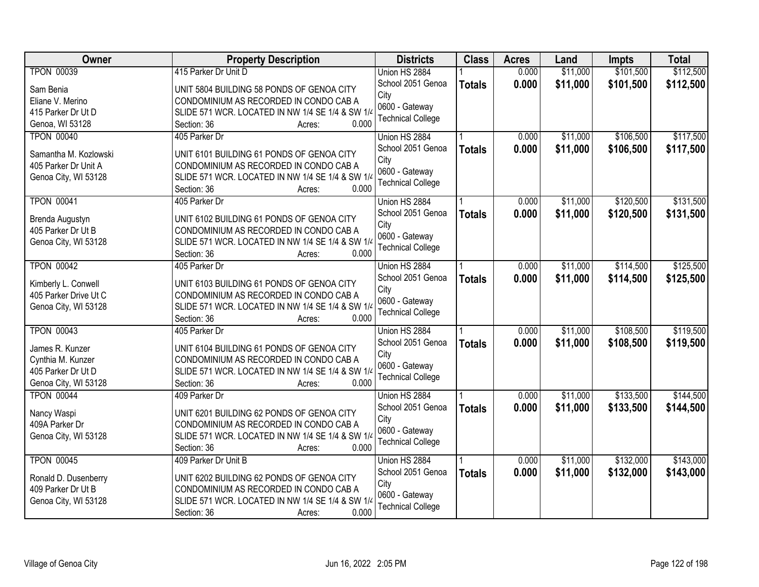| Owner | Property Description | Districts | Class | Acres | Land | Impts | Total |
|---|---|---|---|---|---|---|---|
| TPON 00039<br>Sam Benia<br>Eliane V. Merino<br>415 Parker Dr Ut D<br>Genoa, WI 53128 | 415 Parker Dr Unit D<br>UNIT 5804 BUILDING 58 PONDS OF GENOA CITY CONDOMINIUM AS RECORDED IN CONDO CAB A SLIDE 571 WCR. LOCATED IN NW 1/4 SE 1/4 & SW 1/4<br>Section: 36 Acres: 0.000 | Union HS 2884<br>School 2051 Genoa City<br>0600 - Gateway Technical College | 1<br>**Totals** | 0.000<br>**0.000** | $11,000<br>**$11,000** | $101,500<br>**$101,500** | $112,500<br>**$112,500** |
| TPON 00040<br>Samantha M. Kozlowski<br>405 Parker Dr Unit A<br>Genoa City, WI 53128 | 405 Parker Dr<br>UNIT 6101 BUILDING 61 PONDS OF GENOA CITY CONDOMINIUM AS RECORDED IN CONDO CAB A SLIDE 571 WCR. LOCATED IN NW 1/4 SE 1/4 & SW 1/4<br>Section: 36 Acres: 0.000 | Union HS 2884<br>School 2051 Genoa City<br>0600 - Gateway Technical College | 1<br>**Totals** | 0.000<br>**0.000** | $11,000<br>**$11,000** | $106,500<br>**$106,500** | $117,500<br>**$117,500** |
| TPON 00041<br>Brenda Augustyn<br>405 Parker Dr Ut B<br>Genoa City, WI 53128 | 405 Parker Dr<br>UNIT 6102 BUILDING 61 PONDS OF GENOA CITY CONDOMINIUM AS RECORDED IN CONDO CAB A SLIDE 571 WCR. LOCATED IN NW 1/4 SE 1/4 & SW 1/4<br>Section: 36 Acres: 0.000 | Union HS 2884<br>School 2051 Genoa City<br>0600 - Gateway Technical College | 1<br>**Totals** | 0.000<br>**0.000** | $11,000<br>**$11,000** | $120,500<br>**$120,500** | $131,500<br>**$131,500** |
| TPON 00042<br>Kimberly L. Conwell<br>405 Parker Drive Ut C<br>Genoa City, WI 53128 | 405 Parker Dr<br>UNIT 6103 BUILDING 61 PONDS OF GENOA CITY CONDOMINIUM AS RECORDED IN CONDO CAB A SLIDE 571 WCR. LOCATED IN NW 1/4 SE 1/4 & SW 1/4<br>Section: 36 Acres: 0.000 | Union HS 2884<br>School 2051 Genoa City<br>0600 - Gateway Technical College | 1<br>**Totals** | 0.000<br>**0.000** | $11,000<br>**$11,000** | $114,500<br>**$114,500** | $125,500<br>**$125,500** |
| TPON 00043<br>James R. Kunzer<br>Cynthia M. Kunzer<br>405 Parker Dr Ut D<br>Genoa City, WI 53128 | 405 Parker Dr<br>UNIT 6104 BUILDING 61 PONDS OF GENOA CITY CONDOMINIUM AS RECORDED IN CONDO CAB A SLIDE 571 WCR. LOCATED IN NW 1/4 SE 1/4 & SW 1/4<br>Section: 36 Acres: 0.000 | Union HS 2884<br>School 2051 Genoa City<br>0600 - Gateway Technical College | 1<br>**Totals** | 0.000<br>**0.000** | $11,000<br>**$11,000** | $108,500<br>**$108,500** | $119,500<br>**$119,500** |
| TPON 00044<br>Nancy Waspi<br>409A Parker Dr<br>Genoa City, WI 53128 | 409 Parker Dr<br>UNIT 6201 BUILDING 62 PONDS OF GENOA CITY CONDOMINIUM AS RECORDED IN CONDO CAB A SLIDE 571 WCR. LOCATED IN NW 1/4 SE 1/4 & SW 1/4<br>Section: 36 Acres: 0.000 | Union HS 2884<br>School 2051 Genoa City<br>0600 - Gateway Technical College | 1<br>**Totals** | 0.000<br>**0.000** | $11,000<br>**$11,000** | $133,500<br>**$133,500** | $144,500<br>**$144,500** |
| TPON 00045<br>Ronald D. Dusenberry<br>409 Parker Dr Ut B<br>Genoa City, WI 53128 | 409 Parker Dr Unit B<br>UNIT 6202 BUILDING 62 PONDS OF GENOA CITY CONDOMINIUM AS RECORDED IN CONDO CAB A SLIDE 571 WCR. LOCATED IN NW 1/4 SE 1/4 & SW 1/4<br>Section: 36 Acres: 0.000 | Union HS 2884<br>School 2051 Genoa City<br>0600 - Gateway Technical College | 1<br>**Totals** | 0.000<br>**0.000** | $11,000<br>**$11,000** | $132,000<br>**$132,000** | $143,000<br>**$143,000** |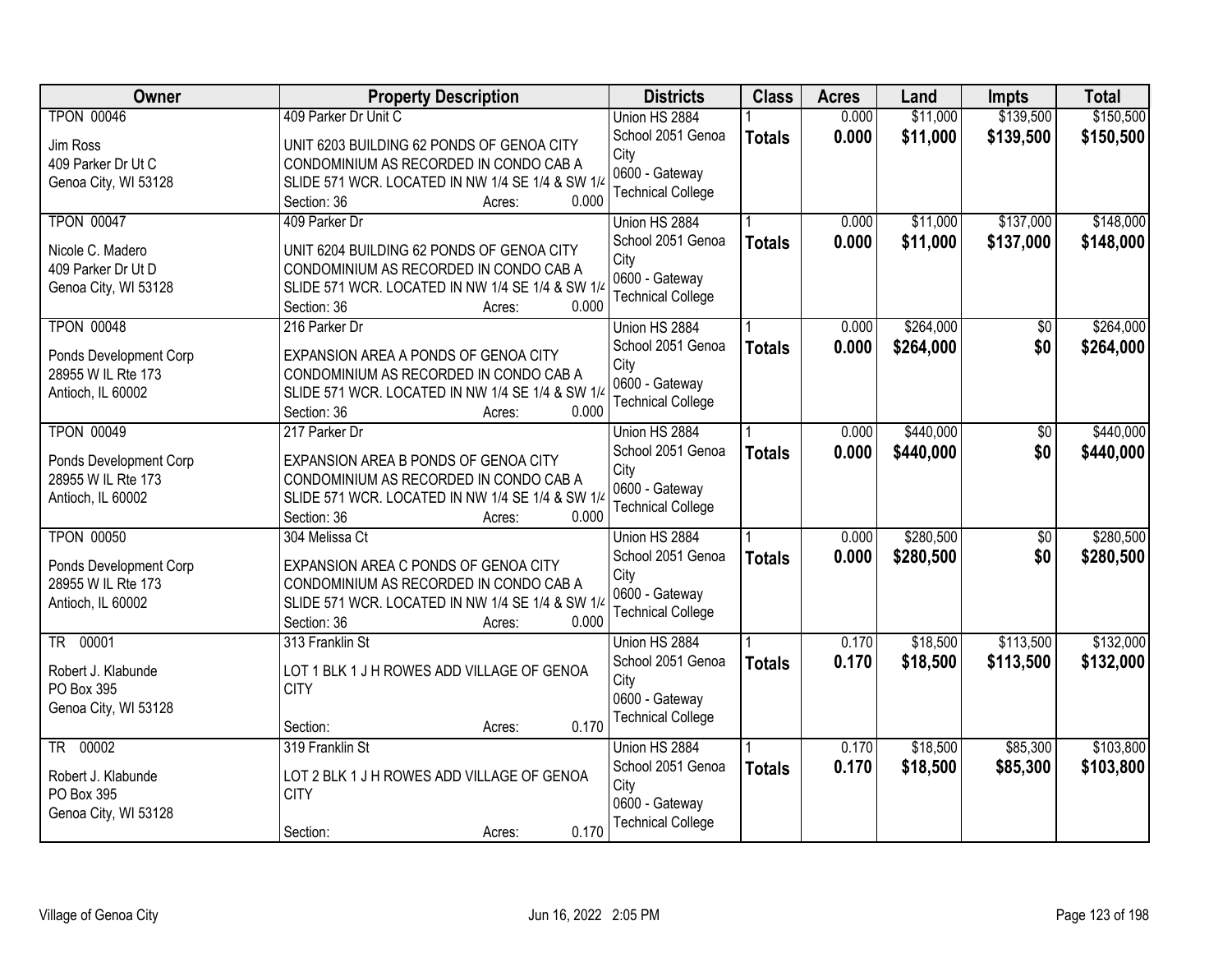| Owner | Property Description | Districts | Class | Acres | Land | Impts | Total |
|---|---|---|---|---|---|---|---|
| TPON 00046<br><br>Jim Ross<br>409 Parker Dr Ut C<br>Genoa City, WI 53128 | 409 Parker Dr Unit C<br><br>UNIT 6203 BUILDING 62 PONDS OF GENOA CITY CONDOMINIUM AS RECORDED IN CONDO CAB A SLIDE 571 WCR. LOCATED IN NW 1/4 SE 1/4 & SW 1/4<br>Section: 36 Acres: 0.000 | Union HS 2884<br>School 2051 Genoa City<br>0600 - Gateway Technical College | 1<br>**Totals** | 0.000<br>**0.000** | $11,000<br>**$11,000** | $139,500<br>**$139,500** | $150,500<br>**$150,500** |
| TPON 00047<br><br>Nicole C. Madero<br>409 Parker Dr Ut D<br>Genoa City, WI 53128 | 409 Parker Dr<br><br>UNIT 6204 BUILDING 62 PONDS OF GENOA CITY CONDOMINIUM AS RECORDED IN CONDO CAB A SLIDE 571 WCR. LOCATED IN NW 1/4 SE 1/4 & SW 1/4<br>Section: 36 Acres: 0.000 | Union HS 2884<br>School 2051 Genoa City<br>0600 - Gateway Technical College | 1<br>**Totals** | 0.000<br>**0.000** | $11,000<br>**$11,000** | $137,000<br>**$137,000** | $148,000<br>**$148,000** |
| TPON 00048<br><br>Ponds Development Corp<br>28955 W IL Rte 173<br>Antioch, IL 60002 | 216 Parker Dr<br><br>EXPANSION AREA A PONDS OF GENOA CITY CONDOMINIUM AS RECORDED IN CONDO CAB A SLIDE 571 WCR. LOCATED IN NW 1/4 SE 1/4 & SW 1/4<br>Section: 36 Acres: 0.000 | Union HS 2884<br>School 2051 Genoa City<br>0600 - Gateway Technical College | 1<br>**Totals** | 0.000<br>**0.000** | $264,000<br>**$264,000** | $0<br>**$0** | $264,000<br>**$264,000** |
| TPON 00049<br><br>Ponds Development Corp<br>28955 W IL Rte 173<br>Antioch, IL 60002 | 217 Parker Dr<br><br>EXPANSION AREA B PONDS OF GENOA CITY CONDOMINIUM AS RECORDED IN CONDO CAB A SLIDE 571 WCR. LOCATED IN NW 1/4 SE 1/4 & SW 1/4<br>Section: 36 Acres: 0.000 | Union HS 2884<br>School 2051 Genoa City<br>0600 - Gateway Technical College | 1<br>**Totals** | 0.000<br>**0.000** | $440,000<br>**$440,000** | $0<br>**$0** | $440,000<br>**$440,000** |
| TPON 00050<br><br>Ponds Development Corp<br>28955 W IL Rte 173<br>Antioch, IL 60002 | 304 Melissa Ct<br><br>EXPANSION AREA C PONDS OF GENOA CITY CONDOMINIUM AS RECORDED IN CONDO CAB A SLIDE 571 WCR. LOCATED IN NW 1/4 SE 1/4 & SW 1/4<br>Section: 36 Acres: 0.000 | Union HS 2884<br>School 2051 Genoa City<br>0600 - Gateway Technical College | 1<br>**Totals** | 0.000<br>**0.000** | $280,500<br>**$280,500** | $0<br>**$0** | $280,500<br>**$280,500** |
| TR 00001<br><br>Robert J. Klabunde<br>PO Box 395<br>Genoa City, WI 53128 | 313 Franklin St<br><br>LOT 1 BLK 1 J H ROWES ADD VILLAGE OF GENOA CITY<br>Section: Acres: 0.170 | Union HS 2884<br>School 2051 Genoa City<br>0600 - Gateway Technical College | 1<br>**Totals** | 0.170<br>**0.170** | $18,500<br>**$18,500** | $113,500<br>**$113,500** | $132,000<br>**$132,000** |
| TR 00002<br><br>Robert J. Klabunde<br>PO Box 395<br>Genoa City, WI 53128 | 319 Franklin St<br><br>LOT 2 BLK 1 J H ROWES ADD VILLAGE OF GENOA CITY<br>Section: Acres: 0.170 | Union HS 2884<br>School 2051 Genoa City<br>0600 - Gateway Technical College | 1<br>**Totals** | 0.170<br>**0.170** | $18,500<br>**$18,500** | $85,300<br>**$85,300** | $103,800<br>**$103,800** |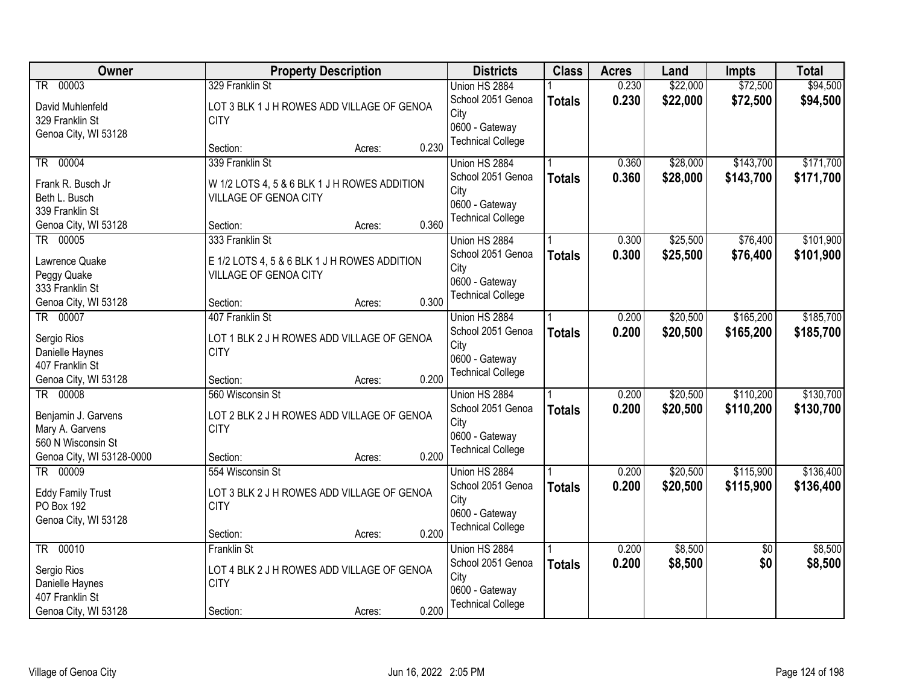| Owner | Property Description | Districts | Class | Acres | Land | Impts | Total |
|---|---|---|---|---|---|---|---|
| TR 00003<br>David Muhlenfeld<br>329 Franklin St<br>Genoa City, WI 53128 | 329 Franklin St<br>LOT 3 BLK 1 J H ROWES ADD VILLAGE OF GENOA CITY<br>Section: Acres: 0.230 | Union HS 2884<br>School 2051 Genoa City<br>0600 - Gateway Technical College | 1<br>**Totals** | 0.230<br>**0.230** | $22,000<br>**$22,000** | $72,500<br>**$72,500** | $94,500<br>**$94,500** |
| TR 00004<br>Frank R. Busch Jr<br>Beth L. Busch<br>339 Franklin St<br>Genoa City, WI 53128 | 339 Franklin St<br>W 1/2 LOTS 4, 5 & 6 BLK 1 J H ROWES ADDITION VILLAGE OF GENOA CITY<br>Section: Acres: 0.360 | Union HS 2884<br>School 2051 Genoa City<br>0600 - Gateway Technical College | 1<br>**Totals** | 0.360<br>**0.360** | $28,000<br>**$28,000** | $143,700<br>**$143,700** | $171,700<br>**$171,700** |
| TR 00005<br>Lawrence Quake<br>Peggy Quake<br>333 Franklin St<br>Genoa City, WI 53128 | 333 Franklin St<br>E 1/2 LOTS 4, 5 & 6 BLK 1 J H ROWES ADDITION VILLAGE OF GENOA CITY<br>Section: Acres: 0.300 | Union HS 2884<br>School 2051 Genoa City<br>0600 - Gateway Technical College | 1<br>**Totals** | 0.300<br>**0.300** | $25,500<br>**$25,500** | $76,400<br>**$76,400** | $101,900<br>**$101,900** |
| TR 00007<br>Sergio Rios<br>Danielle Haynes<br>407 Franklin St<br>Genoa City, WI 53128 | 407 Franklin St<br>LOT 1 BLK 2 J H ROWES ADD VILLAGE OF GENOA CITY<br>Section: Acres: 0.200 | Union HS 2884<br>School 2051 Genoa City<br>0600 - Gateway Technical College | 1<br>**Totals** | 0.200<br>**0.200** | $20,500<br>**$20,500** | $165,200<br>**$165,200** | $185,700<br>**$185,700** |
| TR 00008<br>Benjamin J. Garvens<br>Mary A. Garvens<br>560 N Wisconsin St<br>Genoa City, WI 53128-0000 | 560 Wisconsin St<br>LOT 2 BLK 2 J H ROWES ADD VILLAGE OF GENOA CITY<br>Section: Acres: 0.200 | Union HS 2884<br>School 2051 Genoa City<br>0600 - Gateway Technical College | 1<br>**Totals** | 0.200<br>**0.200** | $20,500<br>**$20,500** | $110,200<br>**$110,200** | $130,700<br>**$130,700** |
| TR 00009<br>Eddy Family Trust<br>PO Box 192<br>Genoa City, WI 53128 | 554 Wisconsin St<br>LOT 3 BLK 2 J H ROWES ADD VILLAGE OF GENOA CITY<br>Section: Acres: 0.200 | Union HS 2884<br>School 2051 Genoa City<br>0600 - Gateway Technical College | 1<br>**Totals** | 0.200<br>**0.200** | $20,500<br>**$20,500** | $115,900<br>**$115,900** | $136,400<br>**$136,400** |
| TR 00010<br>Sergio Rios<br>Danielle Haynes<br>407 Franklin St<br>Genoa City, WI 53128 | Franklin St<br>LOT 4 BLK 2 J H ROWES ADD VILLAGE OF GENOA CITY<br>Section: Acres: 0.200 | Union HS 2884<br>School 2051 Genoa City<br>0600 - Gateway Technical College | 1<br>**Totals** | 0.200<br>**0.200** | $8,500<br>**$8,500** | $0<br>**$0** | $8,500<br>**$8,500** |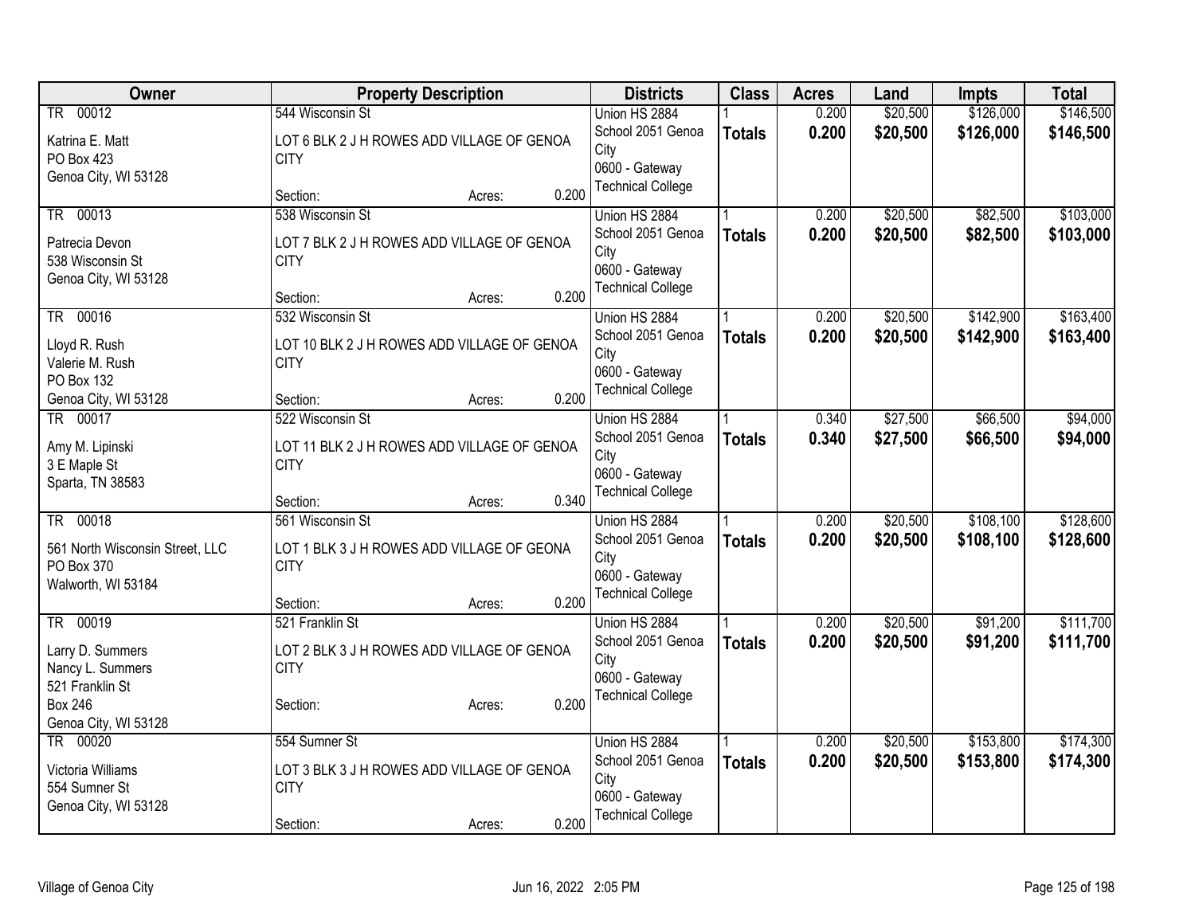| Owner | Property Description | Districts | Class | Acres | Land | Impts | Total |
|---|---|---|---|---|---|---|---|
| TR 00012<br><br>Katrina E. Matt<br>PO Box 423<br>Genoa City, WI 53128 | 544 Wisconsin St<br><br>LOT 6 BLK 2 J H ROWES ADD VILLAGE OF GENOA CITY<br><br>Section: Acres: 0.200 | Union HS 2884<br>School 2051 Genoa City<br>0600 - Gateway Technical College | 1<br>**Totals** | 0.200<br>**0.200** | $20,500<br>**$20,500** | $126,000<br>**$126,000** | $146,500<br>**$146,500** |
| TR 00013<br><br>Patrecia Devon<br>538 Wisconsin St<br>Genoa City, WI 53128 | 538 Wisconsin St<br><br>LOT 7 BLK 2 J H ROWES ADD VILLAGE OF GENOA CITY<br><br>Section: Acres: 0.200 | Union HS 2884<br>School 2051 Genoa City<br>0600 - Gateway Technical College | 1<br>**Totals** | 0.200<br>**0.200** | $20,500<br>**$20,500** | $82,500<br>**$82,500** | $103,000<br>**$103,000** |
| TR 00016<br><br>Lloyd R. Rush<br>Valerie M. Rush<br>PO Box 132<br>Genoa City, WI 53128 | 532 Wisconsin St<br><br>LOT 10 BLK 2 J H ROWES ADD VILLAGE OF GENOA CITY<br><br>Section: Acres: 0.200 | Union HS 2884<br>School 2051 Genoa City<br>0600 - Gateway Technical College | 1<br>**Totals** | 0.200<br>**0.200** | $20,500<br>**$20,500** | $142,900<br>**$142,900** | $163,400<br>**$163,400** |
| TR 00017<br><br>Amy M. Lipinski<br>3 E Maple St<br>Sparta, TN 38583 | 522 Wisconsin St<br><br>LOT 11 BLK 2 J H ROWES ADD VILLAGE OF GENOA CITY<br><br>Section: Acres: 0.340 | Union HS 2884<br>School 2051 Genoa City<br>0600 - Gateway Technical College | 1<br>**Totals** | 0.340<br>**0.340** | $27,500<br>**$27,500** | $66,500<br>**$66,500** | $94,000<br>**$94,000** |
| TR 00018<br><br>561 North Wisconsin Street, LLC<br>PO Box 370<br>Walworth, WI 53184 | 561 Wisconsin St<br><br>LOT 1 BLK 3 J H ROWES ADD VILLAGE OF GEONA CITY<br><br>Section: Acres: 0.200 | Union HS 2884<br>School 2051 Genoa City<br>0600 - Gateway Technical College | 1<br>**Totals** | 0.200<br>**0.200** | $20,500<br>**$20,500** | $108,100<br>**$108,100** | $128,600<br>**$128,600** |
| TR 00019<br><br>Larry D. Summers<br>Nancy L. Summers<br>521 Franklin St<br>Box 246<br>Genoa City, WI 53128 | 521 Franklin St<br><br>LOT 2 BLK 3 J H ROWES ADD VILLAGE OF GENOA CITY<br><br>Section: Acres: 0.200 | Union HS 2884<br>School 2051 Genoa City<br>0600 - Gateway Technical College | 1<br>**Totals** | 0.200<br>**0.200** | $20,500<br>**$20,500** | $91,200<br>**$91,200** | $111,700<br>**$111,700** |
| TR 00020<br><br>Victoria Williams<br>554 Sumner St<br>Genoa City, WI 53128 | 554 Sumner St<br><br>LOT 3 BLK 3 J H ROWES ADD VILLAGE OF GENOA CITY<br><br>Section: Acres: 0.200 | Union HS 2884<br>School 2051 Genoa City<br>0600 - Gateway Technical College | 1<br>**Totals** | 0.200<br>**0.200** | $20,500<br>**$20,500** | $153,800<br>**$153,800** | $174,300<br>**$174,300** |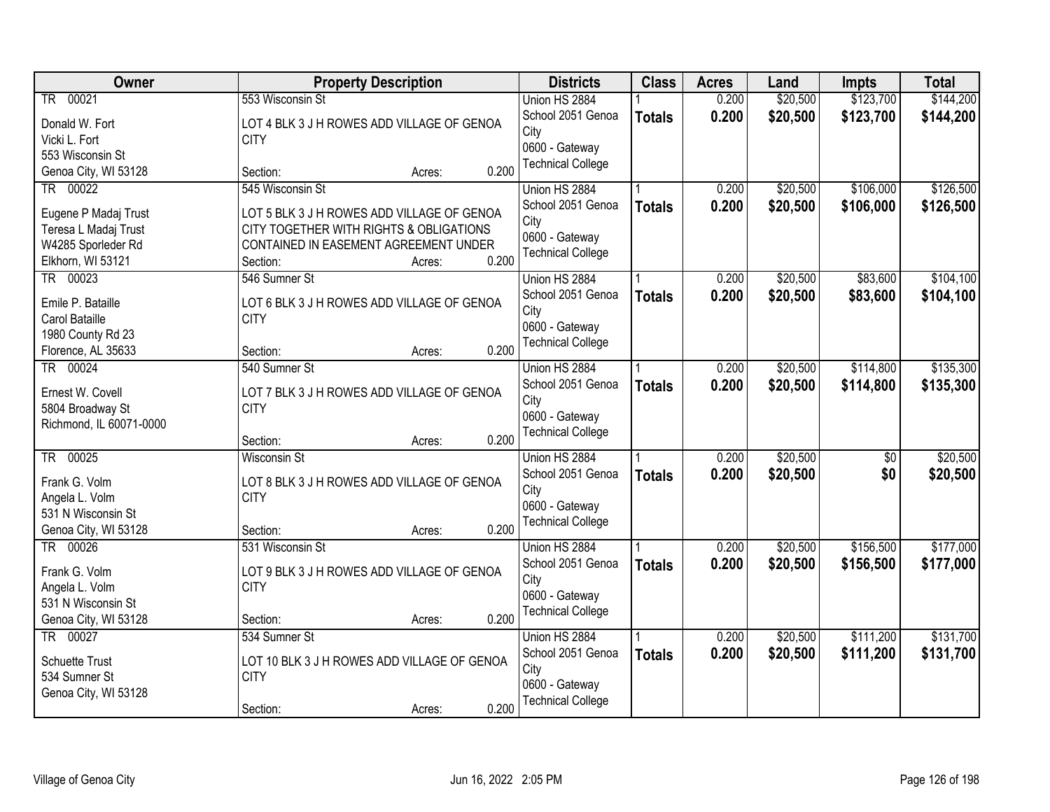| Owner | Property Description | Districts | Class | Acres | Land | Impts | Total |
|---|---|---|---|---|---|---|---|
| TR 00021<br>Donald W. Fort<br>Vicki L. Fort<br>553 Wisconsin St<br>Genoa City, WI 53128 | 553 Wisconsin St<br>LOT 4 BLK 3 J H ROWES ADD VILLAGE OF GENOA CITY<br>Section: Acres: 0.200 | Union HS 2884<br>School 2051 Genoa City<br>0600 - Gateway Technical College | 1<br>**Totals** | 0.200<br>**0.200** | $20,500<br>**$20,500** | $123,700<br>**$123,700** | $144,200<br>**$144,200** |
| TR 00022<br>Eugene P Madaj Trust<br>Teresa L Madaj Trust<br>W4285 Sporleder Rd<br>Elkhorn, WI 53121 | 545 Wisconsin St<br>LOT 5 BLK 3 J H ROWES ADD VILLAGE OF GENOA CITY TOGETHER WITH RIGHTS & OBLIGATIONS CONTAINED IN EASEMENT AGREEMENT UNDER<br>Section: Acres: 0.200 | Union HS 2884<br>School 2051 Genoa City<br>0600 - Gateway Technical College | 1<br>**Totals** | 0.200<br>**0.200** | $20,500<br>**$20,500** | $106,000<br>**$106,000** | $126,500<br>**$126,500** |
| TR 00023<br>Emile P. Bataille<br>Carol Bataille<br>1980 County Rd 23<br>Florence, AL 35633 | 546 Sumner St<br>LOT 6 BLK 3 J H ROWES ADD VILLAGE OF GENOA CITY<br>Section: Acres: 0.200 | Union HS 2884<br>School 2051 Genoa City<br>0600 - Gateway Technical College | 1<br>**Totals** | 0.200<br>**0.200** | $20,500<br>**$20,500** | $83,600<br>**$83,600** | $104,100<br>**$104,100** |
| TR 00024<br>Ernest W. Covell<br>5804 Broadway St<br>Richmond, IL 60071-0000 | 540 Sumner St<br>LOT 7 BLK 3 J H ROWES ADD VILLAGE OF GENOA CITY<br>Section: Acres: 0.200 | Union HS 2884<br>School 2051 Genoa City<br>0600 - Gateway Technical College | 1<br>**Totals** | 0.200<br>**0.200** | $20,500<br>**$20,500** | $114,800<br>**$114,800** | $135,300<br>**$135,300** |
| TR 00025<br>Frank G. Volm<br>Angela L. Volm<br>531 N Wisconsin St<br>Genoa City, WI 53128 | Wisconsin St<br>LOT 8 BLK 3 J H ROWES ADD VILLAGE OF GENOA CITY<br>Section: Acres: 0.200 | Union HS 2884<br>School 2051 Genoa City<br>0600 - Gateway Technical College | 1<br>**Totals** | 0.200<br>**0.200** | $20,500<br>**$20,500** | $0<br>**$0** | $20,500<br>**$20,500** |
| TR 00026<br>Frank G. Volm<br>Angela L. Volm<br>531 N Wisconsin St<br>Genoa City, WI 53128 | 531 Wisconsin St<br>LOT 9 BLK 3 J H ROWES ADD VILLAGE OF GENOA CITY<br>Section: Acres: 0.200 | Union HS 2884<br>School 2051 Genoa City<br>0600 - Gateway Technical College | 1<br>**Totals** | 0.200<br>**0.200** | $20,500<br>**$20,500** | $156,500<br>**$156,500** | $177,000<br>**$177,000** |
| TR 00027<br>Schuette Trust<br>534 Sumner St<br>Genoa City, WI 53128 | 534 Sumner St<br>LOT 10 BLK 3 J H ROWES ADD VILLAGE OF GENOA CITY<br>Section: Acres: 0.200 | Union HS 2884<br>School 2051 Genoa City<br>0600 - Gateway Technical College | 1<br>**Totals** | 0.200<br>**0.200** | $20,500<br>**$20,500** | $111,200<br>**$111,200** | $131,700<br>**$131,700** |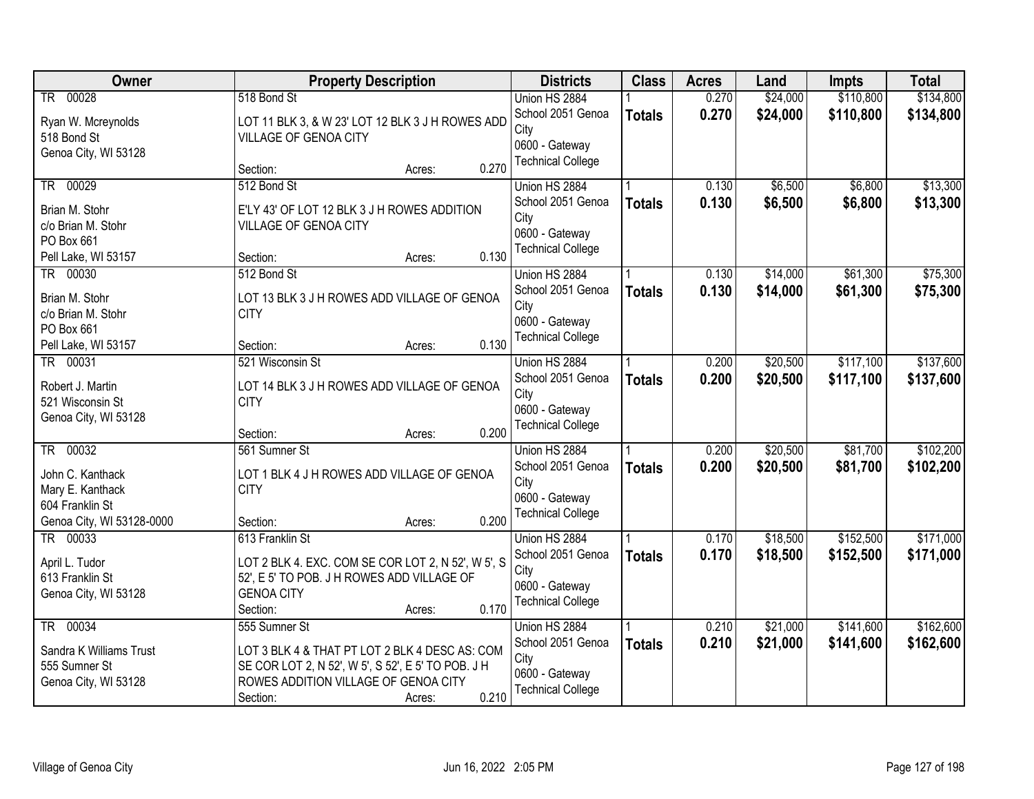| Owner | Property Description | Districts | Class | Acres | Land | Impts | Total |
|---|---|---|---|---|---|---|---|
| TR 00028<br>Ryan W. Mcreynolds<br>518 Bond St<br>Genoa City, WI 53128 | 518 Bond St<br>LOT 11 BLK 3, & W 23' LOT 12 BLK 3 J H ROWES ADD VILLAGE OF GENOA CITY<br>Section: Acres: 0.270 | Union HS 2884<br>School 2051 Genoa City<br>0600 - Gateway Technical College | 1<br>**Totals** | 0.270<br>**0.270** | $24,000<br>**$24,000** | $110,800<br>**$110,800** | $134,800<br>**$134,800** |
| TR 00029<br>Brian M. Stohr<br>c/o Brian M. Stohr<br>PO Box 661<br>Pell Lake, WI 53157 | 512 Bond St<br>E'LY 43' OF LOT 12 BLK 3 J H ROWES ADDITION VILLAGE OF GENOA CITY<br>Section: Acres: 0.130 | Union HS 2884<br>School 2051 Genoa City<br>0600 - Gateway Technical College | 1<br>**Totals** | 0.130<br>**0.130** | $6,500<br>**$6,500** | $6,800<br>**$6,800** | $13,300<br>**$13,300** |
| TR 00030<br>Brian M. Stohr<br>c/o Brian M. Stohr<br>PO Box 661<br>Pell Lake, WI 53157 | 512 Bond St<br>LOT 13 BLK 3 J H ROWES ADD VILLAGE OF GENOA CITY<br>Section: Acres: 0.130 | Union HS 2884<br>School 2051 Genoa City<br>0600 - Gateway Technical College | 1<br>**Totals** | 0.130<br>**0.130** | $14,000<br>**$14,000** | $61,300<br>**$61,300** | $75,300<br>**$75,300** |
| TR 00031<br>Robert J. Martin<br>521 Wisconsin St<br>Genoa City, WI 53128 | 521 Wisconsin St<br>LOT 14 BLK 3 J H ROWES ADD VILLAGE OF GENOA CITY<br>Section: Acres: 0.200 | Union HS 2884<br>School 2051 Genoa City<br>0600 - Gateway Technical College | 1<br>**Totals** | 0.200<br>**0.200** | $20,500<br>**$20,500** | $117,100<br>**$117,100** | $137,600<br>**$137,600** |
| TR 00032<br>John C. Kanthack<br>Mary E. Kanthack<br>604 Franklin St<br>Genoa City, WI 53128-0000 | 561 Sumner St<br>LOT 1 BLK 4 J H ROWES ADD VILLAGE OF GENOA CITY<br>Section: Acres: 0.200 | Union HS 2884<br>School 2051 Genoa City<br>0600 - Gateway Technical College | 1<br>**Totals** | 0.200<br>**0.200** | $20,500<br>**$20,500** | $81,700<br>**$81,700** | $102,200<br>**$102,200** |
| TR 00033<br>April L. Tudor<br>613 Franklin St<br>Genoa City, WI 53128 | 613 Franklin St<br>LOT 2 BLK 4. EXC. COM SE COR LOT 2, N 52', W 5', S 52', E 5' TO POB. J H ROWES ADD VILLAGE OF GENOA CITY<br>Section: Acres: 0.170 | Union HS 2884<br>School 2051 Genoa City<br>0600 - Gateway Technical College | 1<br>**Totals** | 0.170<br>**0.170** | $18,500<br>**$18,500** | $152,500<br>**$152,500** | $171,000<br>**$171,000** |
| TR 00034<br>Sandra K Williams Trust<br>555 Sumner St<br>Genoa City, WI 53128 | 555 Sumner St<br>LOT 3 BLK 4 & THAT PT LOT 2 BLK 4 DESC AS: COM SE COR LOT 2, N 52', W 5', S 52', E 5' TO POB. J H ROWES ADDITION VILLAGE OF GENOA CITY<br>Section: Acres: 0.210 | Union HS 2884<br>School 2051 Genoa City<br>0600 - Gateway Technical College | 1<br>**Totals** | 0.210<br>**0.210** | $21,000<br>**$21,000** | $141,600<br>**$141,600** | $162,600<br>**$162,600** |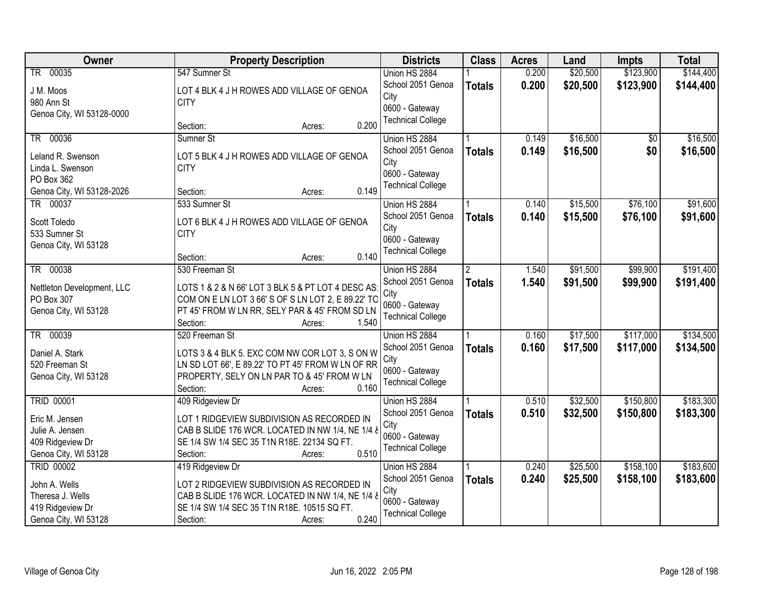| Owner | Property Description | Districts | Class | Acres | Land | Impts | Total |
|---|---|---|---|---|---|---|---|
| TR 00035<br>J M. Moos<br>980 Ann St<br>Genoa City, WI 53128-0000 | 547 Sumner St<br>LOT 4 BLK 4 J H ROWES ADD VILLAGE OF GENOA CITY<br>Section: Acres: 0.200 | Union HS 2884<br>School 2051 Genoa City<br>0600 - Gateway Technical College | 1<br>**Totals** | 0.200<br>**0.200** | $20,500<br>**$20,500** | $123,900<br>**$123,900** | $144,400<br>**$144,400** |
| TR 00036<br>Leland R. Swenson<br>Linda L. Swenson<br>PO Box 362<br>Genoa City, WI 53128-2026 | Sumner St<br>LOT 5 BLK 4 J H ROWES ADD VILLAGE OF GENOA CITY<br>Section: Acres: 0.149 | Union HS 2884<br>School 2051 Genoa City<br>0600 - Gateway Technical College | 1<br>**Totals** | 0.149<br>**0.149** | $16,500<br>**$16,500** | $0<br>**$0** | $16,500<br>**$16,500** |
| TR 00037<br>Scott Toledo<br>533 Sumner St<br>Genoa City, WI 53128 | 533 Sumner St<br>LOT 6 BLK 4 J H ROWES ADD VILLAGE OF GENOA CITY<br>Section: Acres: 0.140 | Union HS 2884<br>School 2051 Genoa City<br>0600 - Gateway Technical College | 1<br>**Totals** | 0.140<br>**0.140** | $15,500<br>**$15,500** | $76,100<br>**$76,100** | $91,600<br>**$91,600** |
| TR 00038<br>Nettleton Development, LLC<br>PO Box 307<br>Genoa City, WI 53128 | 530 Freeman St<br>LOTS 1 & 2 & N 66' LOT 3 BLK 5 & PT LOT 4 DESC AS: COM ON E LN LOT 3 66' S OF S LN LOT 2, E 89.22' TO PT 45' FROM W LN RR, SELY PAR & 45' FROM SD LN<br>Section: Acres: 1.540 | Union HS 2884<br>School 2051 Genoa City<br>0600 - Gateway Technical College | 2<br>**Totals** | 1.540<br>**1.540** | $91,500<br>**$91,500** | $99,900<br>**$99,900** | $191,400<br>**$191,400** |
| TR 00039<br>Daniel A. Stark<br>520 Freeman St<br>Genoa City, WI 53128 | 520 Freeman St<br>LOTS 3 & 4 BLK 5. EXC COM NW COR LOT 3, S ON W LN SD LOT 66', E 89.22' TO PT 45' FROM W LN OF RR PROPERTY, SELY ON LN PAR TO & 45' FROM W LN<br>Section: Acres: 0.160 | Union HS 2884<br>School 2051 Genoa City<br>0600 - Gateway Technical College | 1<br>**Totals** | 0.160<br>**0.160** | $17,500<br>**$17,500** | $117,000<br>**$117,000** | $134,500<br>**$134,500** |
| TRID 00001<br>Eric M. Jensen<br>Julie A. Jensen<br>409 Ridgeview Dr<br>Genoa City, WI 53128 | 409 Ridgeview Dr<br>LOT 1 RIDGEVIEW SUBDIVISION AS RECORDED IN CAB B SLIDE 176 WCR. LOCATED IN NW 1/4, NE 1/4 & SE 1/4 SW 1/4 SEC 35 T1N R18E. 22134 SQ FT.<br>Section: Acres: 0.510 | Union HS 2884<br>School 2051 Genoa City<br>0600 - Gateway Technical College | 1<br>**Totals** | 0.510<br>**0.510** | $32,500<br>**$32,500** | $150,800<br>**$150,800** | $183,300<br>**$183,300** |
| TRID 00002<br>John A. Wells<br>Theresa J. Wells<br>419 Ridgeview Dr<br>Genoa City, WI 53128 | 419 Ridgeview Dr<br>LOT 2 RIDGEVIEW SUBDIVISION AS RECORDED IN CAB B SLIDE 176 WCR. LOCATED IN NW 1/4, NE 1/4 & SE 1/4 SW 1/4 SEC 35 T1N R18E. 10515 SQ FT.<br>Section: Acres: 0.240 | Union HS 2884<br>School 2051 Genoa City<br>0600 - Gateway Technical College | 1<br>**Totals** | 0.240<br>**0.240** | $25,500<br>**$25,500** | $158,100<br>**$158,100** | $183,600<br>**$183,600** |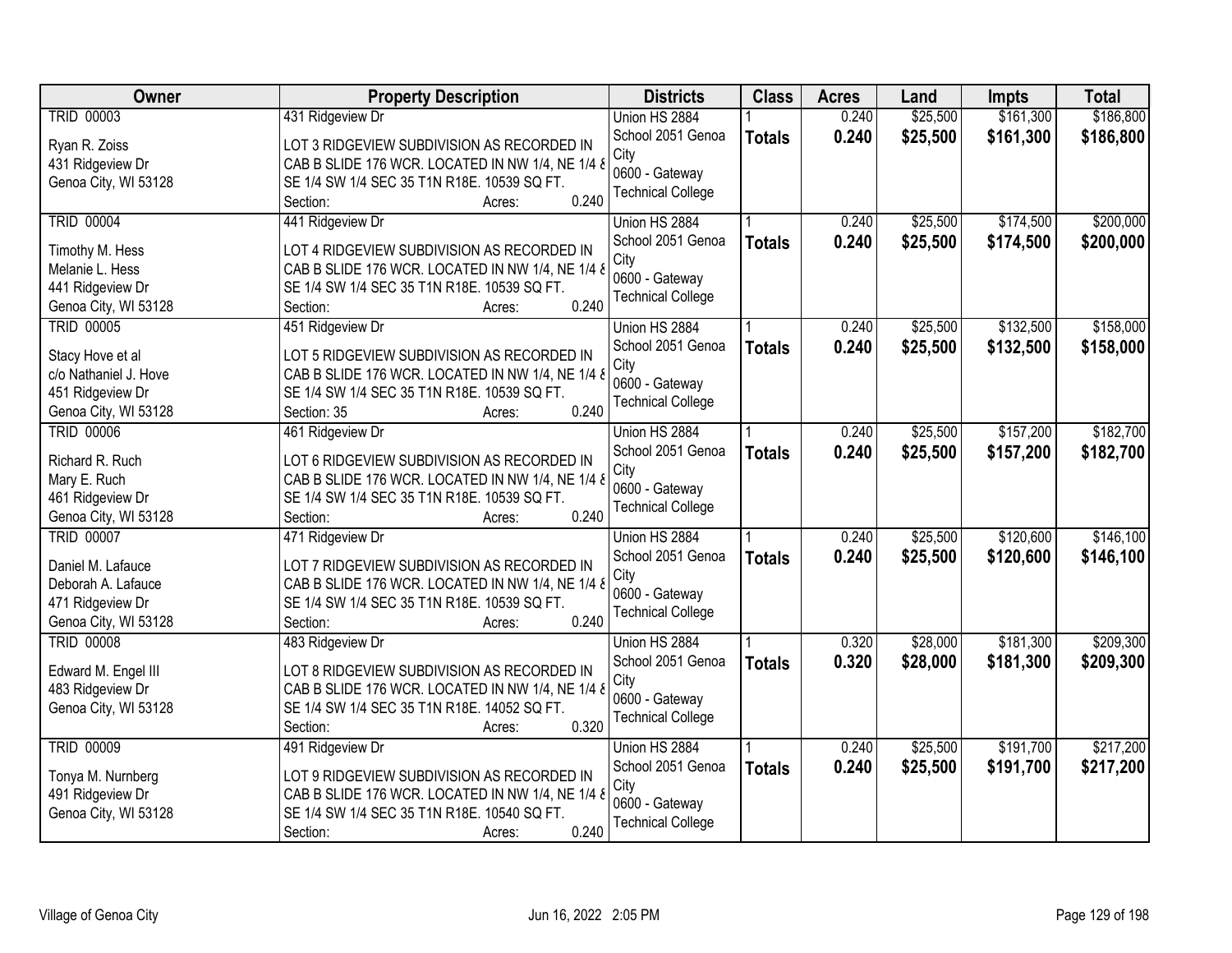| Owner | Property Description | Districts | Class | Acres | Land | Impts | Total |
|---|---|---|---|---|---|---|---|
| TRID 00003<br><br>Ryan R. Zoiss<br>431 Ridgeview Dr<br>Genoa City, WI 53128 | 431 Ridgeview Dr<br><br>LOT 3 RIDGEVIEW SUBDIVISION AS RECORDED IN CAB B SLIDE 176 WCR. LOCATED IN NW 1/4, NE 1/4 & SE 1/4 SW 1/4 SEC 35 T1N R18E. 10539 SQ FT.<br>Section: Acres: 0.240 | Union HS 2884<br>School 2051 Genoa City<br>0600 - Gateway Technical College | 1<br>**Totals** | 0.240<br>**0.240** | $25,500<br>**$25,500** | $161,300<br>**$161,300** | $186,800<br>**$186,800** |
| TRID 00004<br><br>Timothy M. Hess<br>Melanie L. Hess<br>441 Ridgeview Dr<br>Genoa City, WI 53128 | 441 Ridgeview Dr<br><br>LOT 4 RIDGEVIEW SUBDIVISION AS RECORDED IN CAB B SLIDE 176 WCR. LOCATED IN NW 1/4, NE 1/4 & SE 1/4 SW 1/4 SEC 35 T1N R18E. 10539 SQ FT.<br>Section: Acres: 0.240 | Union HS 2884<br>School 2051 Genoa City<br>0600 - Gateway Technical College | 1<br>**Totals** | 0.240<br>**0.240** | $25,500<br>**$25,500** | $174,500<br>**$174,500** | $200,000<br>**$200,000** |
| TRID 00005<br><br>Stacy Hove et al<br>c/o Nathaniel J. Hove<br>451 Ridgeview Dr<br>Genoa City, WI 53128 | 451 Ridgeview Dr<br><br>LOT 5 RIDGEVIEW SUBDIVISION AS RECORDED IN CAB B SLIDE 176 WCR. LOCATED IN NW 1/4, NE 1/4 & SE 1/4 SW 1/4 SEC 35 T1N R18E. 10539 SQ FT.<br>Section: 35 Acres: 0.240 | Union HS 2884<br>School 2051 Genoa City<br>0600 - Gateway Technical College | 1<br>**Totals** | 0.240<br>**0.240** | $25,500<br>**$25,500** | $132,500<br>**$132,500** | $158,000<br>**$158,000** |
| TRID 00006<br><br>Richard R. Ruch<br>Mary E. Ruch<br>461 Ridgeview Dr<br>Genoa City, WI 53128 | 461 Ridgeview Dr<br><br>LOT 6 RIDGEVIEW SUBDIVISION AS RECORDED IN CAB B SLIDE 176 WCR. LOCATED IN NW 1/4, NE 1/4 & SE 1/4 SW 1/4 SEC 35 T1N R18E. 10539 SQ FT.<br>Section: Acres: 0.240 | Union HS 2884<br>School 2051 Genoa City<br>0600 - Gateway Technical College | 1<br>**Totals** | 0.240<br>**0.240** | $25,500<br>**$25,500** | $157,200<br>**$157,200** | $182,700<br>**$182,700** |
| TRID 00007<br><br>Daniel M. Lafauce<br>Deborah A. Lafauce<br>471 Ridgeview Dr<br>Genoa City, WI 53128 | 471 Ridgeview Dr<br><br>LOT 7 RIDGEVIEW SUBDIVISION AS RECORDED IN CAB B SLIDE 176 WCR. LOCATED IN NW 1/4, NE 1/4 & SE 1/4 SW 1/4 SEC 35 T1N R18E. 10539 SQ FT.<br>Section: Acres: 0.240 | Union HS 2884<br>School 2051 Genoa City<br>0600 - Gateway Technical College | 1<br>**Totals** | 0.240<br>**0.240** | $25,500<br>**$25,500** | $120,600<br>**$120,600** | $146,100<br>**$146,100** |
| TRID 00008<br><br>Edward M. Engel III<br>483 Ridgeview Dr<br>Genoa City, WI 53128 | 483 Ridgeview Dr<br><br>LOT 8 RIDGEVIEW SUBDIVISION AS RECORDED IN CAB B SLIDE 176 WCR. LOCATED IN NW 1/4, NE 1/4 & SE 1/4 SW 1/4 SEC 35 T1N R18E. 14052 SQ FT.<br>Section: Acres: 0.320 | Union HS 2884<br>School 2051 Genoa City<br>0600 - Gateway Technical College | 1<br>**Totals** | 0.320<br>**0.320** | $28,000<br>**$28,000** | $181,300<br>**$181,300** | $209,300<br>**$209,300** |
| TRID 00009<br><br>Tonya M. Nurnberg<br>491 Ridgeview Dr<br>Genoa City, WI 53128 | 491 Ridgeview Dr<br><br>LOT 9 RIDGEVIEW SUBDIVISION AS RECORDED IN CAB B SLIDE 176 WCR. LOCATED IN NW 1/4, NE 1/4 & SE 1/4 SW 1/4 SEC 35 T1N R18E. 10540 SQ FT.<br>Section: Acres: 0.240 | Union HS 2884<br>School 2051 Genoa City<br>0600 - Gateway Technical College | 1<br>**Totals** | 0.240<br>**0.240** | $25,500<br>**$25,500** | $191,700<br>**$191,700** | $217,200<br>**$217,200** |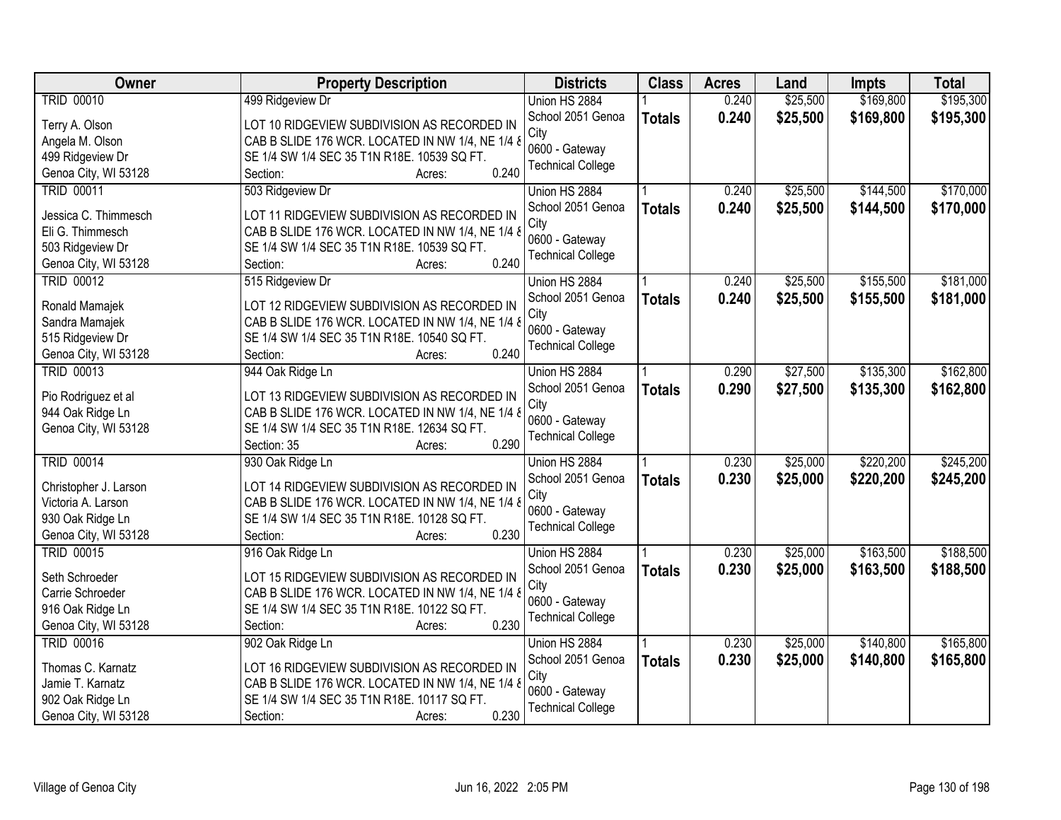| Owner | Property Description | Districts | Class | Acres | Land | Impts | Total |
|---|---|---|---|---|---|---|---|
| TRID 00010<br><br>Terry A. Olson<br>Angela M. Olson<br>499 Ridgeview Dr<br>Genoa City, WI 53128 | 499 Ridgeview Dr<br><br>LOT 10 RIDGEVIEW SUBDIVISION AS RECORDED IN CAB B SLIDE 176 WCR. LOCATED IN NW 1/4, NE 1/4 & SE 1/4 SW 1/4 SEC 35 T1N R18E. 10539 SQ FT.<br>Section: Acres: 0.240 | Union HS 2884<br>School 2051 Genoa City<br>0600 - Gateway Technical College | 1<br>**Totals** | 0.240<br>**0.240** | $25,500<br>**$25,500** | $169,800<br>**$169,800** | $195,300<br>**$195,300** |
| TRID 00011<br><br>Jessica C. Thimmesch<br>Eli G. Thimmesch<br>503 Ridgeview Dr<br>Genoa City, WI 53128 | 503 Ridgeview Dr<br><br>LOT 11 RIDGEVIEW SUBDIVISION AS RECORDED IN CAB B SLIDE 176 WCR. LOCATED IN NW 1/4, NE 1/4 & SE 1/4 SW 1/4 SEC 35 T1N R18E. 10539 SQ FT.<br>Section: Acres: 0.240 | Union HS 2884<br>School 2051 Genoa City<br>0600 - Gateway Technical College | 1<br>**Totals** | 0.240<br>**0.240** | $25,500<br>**$25,500** | $144,500<br>**$144,500** | $170,000<br>**$170,000** |
| TRID 00012<br><br>Ronald Mamajek<br>Sandra Mamajek<br>515 Ridgeview Dr<br>Genoa City, WI 53128 | 515 Ridgeview Dr<br><br>LOT 12 RIDGEVIEW SUBDIVISION AS RECORDED IN CAB B SLIDE 176 WCR. LOCATED IN NW 1/4, NE 1/4 & SE 1/4 SW 1/4 SEC 35 T1N R18E. 10540 SQ FT.<br>Section: Acres: 0.240 | Union HS 2884<br>School 2051 Genoa City<br>0600 - Gateway Technical College | 1<br>**Totals** | 0.240<br>**0.240** | $25,500<br>**$25,500** | $155,500<br>**$155,500** | $181,000<br>**$181,000** |
| TRID 00013<br><br>Pio Rodriguez et al<br>944 Oak Ridge Ln<br>Genoa City, WI 53128 | 944 Oak Ridge Ln<br><br>LOT 13 RIDGEVIEW SUBDIVISION AS RECORDED IN CAB B SLIDE 176 WCR. LOCATED IN NW 1/4, NE 1/4 & SE 1/4 SW 1/4 SEC 35 T1N R18E. 12634 SQ FT.<br>Section: 35 Acres: 0.290 | Union HS 2884<br>School 2051 Genoa City<br>0600 - Gateway Technical College | 1<br>**Totals** | 0.290<br>**0.290** | $27,500<br>**$27,500** | $135,300<br>**$135,300** | $162,800<br>**$162,800** |
| TRID 00014<br><br>Christopher J. Larson<br>Victoria A. Larson<br>930 Oak Ridge Ln<br>Genoa City, WI 53128 | 930 Oak Ridge Ln<br><br>LOT 14 RIDGEVIEW SUBDIVISION AS RECORDED IN CAB B SLIDE 176 WCR. LOCATED IN NW 1/4, NE 1/4 & SE 1/4 SW 1/4 SEC 35 T1N R18E. 10128 SQ FT.<br>Section: Acres: 0.230 | Union HS 2884<br>School 2051 Genoa City<br>0600 - Gateway Technical College | 1<br>**Totals** | 0.230<br>**0.230** | $25,000<br>**$25,000** | $220,200<br>**$220,200** | $245,200<br>**$245,200** |
| TRID 00015<br><br>Seth Schroeder<br>Carrie Schroeder<br>916 Oak Ridge Ln<br>Genoa City, WI 53128 | 916 Oak Ridge Ln<br><br>LOT 15 RIDGEVIEW SUBDIVISION AS RECORDED IN CAB B SLIDE 176 WCR. LOCATED IN NW 1/4, NE 1/4 & SE 1/4 SW 1/4 SEC 35 T1N R18E. 10122 SQ FT.<br>Section: Acres: 0.230 | Union HS 2884<br>School 2051 Genoa City<br>0600 - Gateway Technical College | 1<br>**Totals** | 0.230<br>**0.230** | $25,000<br>**$25,000** | $163,500<br>**$163,500** | $188,500<br>**$188,500** |
| TRID 00016<br><br>Thomas C. Karnatz<br>Jamie T. Karnatz<br>902 Oak Ridge Ln<br>Genoa City, WI 53128 | 902 Oak Ridge Ln<br><br>LOT 16 RIDGEVIEW SUBDIVISION AS RECORDED IN CAB B SLIDE 176 WCR. LOCATED IN NW 1/4, NE 1/4 & SE 1/4 SW 1/4 SEC 35 T1N R18E. 10117 SQ FT.<br>Section: Acres: 0.230 | Union HS 2884<br>School 2051 Genoa City<br>0600 - Gateway Technical College | 1<br>**Totals** | 0.230<br>**0.230** | $25,000<br>**$25,000** | $140,800<br>**$140,800** | $165,800<br>**$165,800** |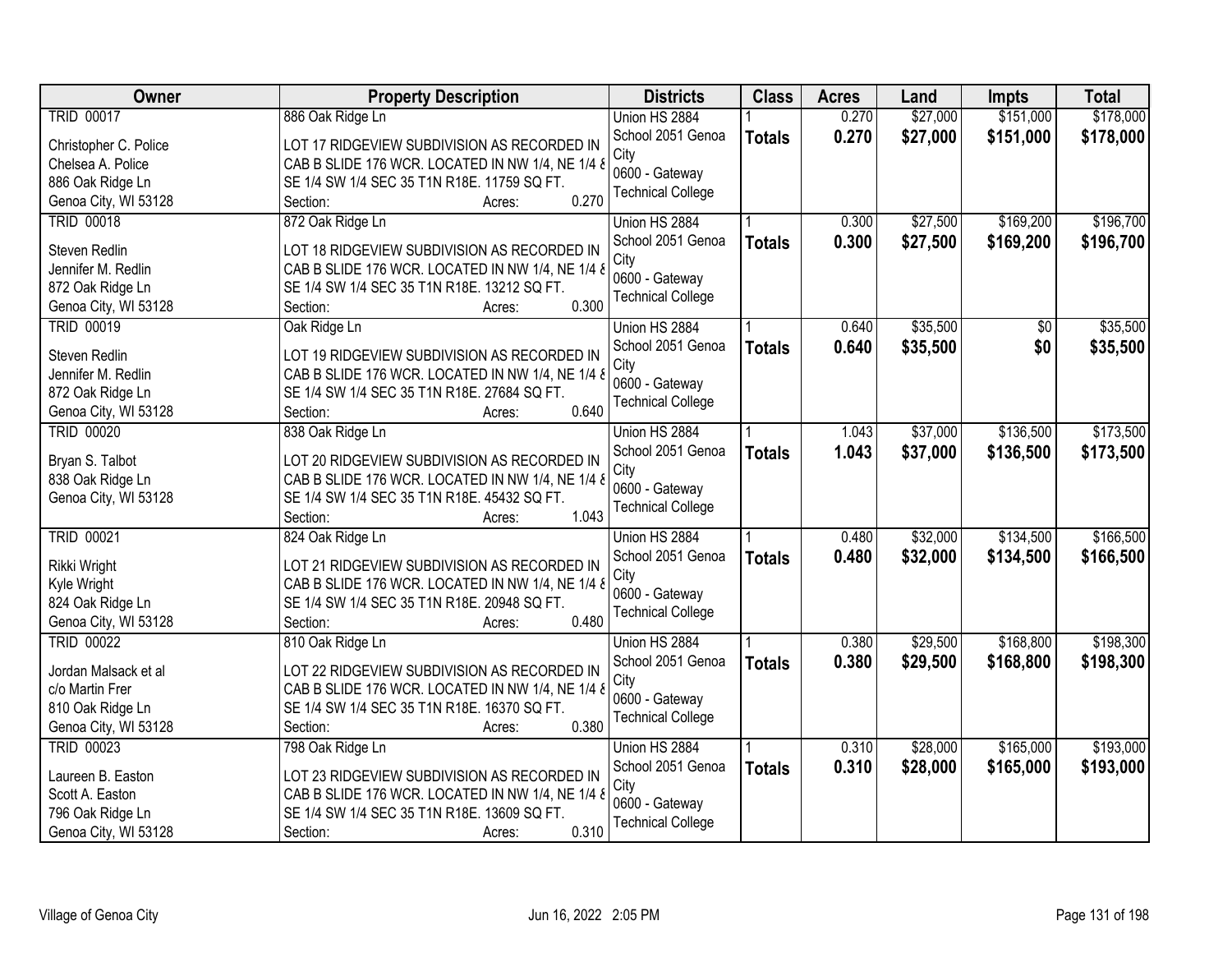| Owner | Property Description | Districts | Class | Acres | Land | Impts | Total |
|---|---|---|---|---|---|---|---|
| TRID 00017<br>Christopher C. Police<br>Chelsea A. Police<br>886 Oak Ridge Ln<br>Genoa City, WI 53128 | 886 Oak Ridge Ln<br>LOT 17 RIDGEVIEW SUBDIVISION AS RECORDED IN CAB B SLIDE 176 WCR. LOCATED IN NW 1/4, NE 1/4 & SE 1/4 SW 1/4 SEC 35 T1N R18E. 11759 SQ FT.<br>Section: Acres: 0.270 | Union HS 2884<br>School 2051 Genoa City<br>0600 - Gateway Technical College | 1<br>**Totals** | 0.270<br>**0.270** | $27,000<br>**$27,000** | $151,000<br>**$151,000** | $178,000<br>**$178,000** |
| TRID 00018<br>Steven Redlin<br>Jennifer M. Redlin<br>872 Oak Ridge Ln<br>Genoa City, WI 53128 | 872 Oak Ridge Ln<br>LOT 18 RIDGEVIEW SUBDIVISION AS RECORDED IN CAB B SLIDE 176 WCR. LOCATED IN NW 1/4, NE 1/4 & SE 1/4 SW 1/4 SEC 35 T1N R18E. 13212 SQ FT.<br>Section: Acres: 0.300 | Union HS 2884<br>School 2051 Genoa City<br>0600 - Gateway Technical College | 1<br>**Totals** | 0.300<br>**0.300** | $27,500<br>**$27,500** | $169,200<br>**$169,200** | $196,700<br>**$196,700** |
| TRID 00019<br>Steven Redlin<br>Jennifer M. Redlin<br>872 Oak Ridge Ln<br>Genoa City, WI 53128 | Oak Ridge Ln<br>LOT 19 RIDGEVIEW SUBDIVISION AS RECORDED IN CAB B SLIDE 176 WCR. LOCATED IN NW 1/4, NE 1/4 & SE 1/4 SW 1/4 SEC 35 T1N R18E. 27684 SQ FT.<br>Section: Acres: 0.640 | Union HS 2884<br>School 2051 Genoa City<br>0600 - Gateway Technical College | 1<br>**Totals** | 0.640<br>**0.640** | $35,500<br>**$35,500** | $0<br>**$0** | $35,500<br>**$35,500** |
| TRID 00020<br>Bryan S. Talbot<br>838 Oak Ridge Ln<br>Genoa City, WI 53128 | 838 Oak Ridge Ln<br>LOT 20 RIDGEVIEW SUBDIVISION AS RECORDED IN CAB B SLIDE 176 WCR. LOCATED IN NW 1/4, NE 1/4 & SE 1/4 SW 1/4 SEC 35 T1N R18E. 45432 SQ FT.<br>Section: Acres: 1.043 | Union HS 2884<br>School 2051 Genoa City<br>0600 - Gateway Technical College | 1<br>**Totals** | 1.043<br>**1.043** | $37,000<br>**$37,000** | $136,500<br>**$136,500** | $173,500<br>**$173,500** |
| TRID 00021<br>Rikki Wright<br>Kyle Wright<br>824 Oak Ridge Ln<br>Genoa City, WI 53128 | 824 Oak Ridge Ln<br>LOT 21 RIDGEVIEW SUBDIVISION AS RECORDED IN CAB B SLIDE 176 WCR. LOCATED IN NW 1/4, NE 1/4 & SE 1/4 SW 1/4 SEC 35 T1N R18E. 20948 SQ FT.<br>Section: Acres: 0.480 | Union HS 2884<br>School 2051 Genoa City<br>0600 - Gateway Technical College | 1<br>**Totals** | 0.480<br>**0.480** | $32,000<br>**$32,000** | $134,500<br>**$134,500** | $166,500<br>**$166,500** |
| TRID 00022<br>Jordan Malsack et al<br>c/o Martin Frer<br>810 Oak Ridge Ln<br>Genoa City, WI 53128 | 810 Oak Ridge Ln<br>LOT 22 RIDGEVIEW SUBDIVISION AS RECORDED IN CAB B SLIDE 176 WCR. LOCATED IN NW 1/4, NE 1/4 & SE 1/4 SW 1/4 SEC 35 T1N R18E. 16370 SQ FT.<br>Section: Acres: 0.380 | Union HS 2884<br>School 2051 Genoa City<br>0600 - Gateway Technical College | 1<br>**Totals** | 0.380<br>**0.380** | $29,500<br>**$29,500** | $168,800<br>**$168,800** | $198,300<br>**$198,300** |
| TRID 00023<br>Laureen B. Easton<br>Scott A. Easton<br>796 Oak Ridge Ln<br>Genoa City, WI 53128 | 798 Oak Ridge Ln<br>LOT 23 RIDGEVIEW SUBDIVISION AS RECORDED IN CAB B SLIDE 176 WCR. LOCATED IN NW 1/4, NE 1/4 & SE 1/4 SW 1/4 SEC 35 T1N R18E. 13609 SQ FT.<br>Section: Acres: 0.310 | Union HS 2884<br>School 2051 Genoa City<br>0600 - Gateway Technical College | 1<br>**Totals** | 0.310<br>**0.310** | $28,000<br>**$28,000** | $165,000<br>**$165,000** | $193,000<br>**$193,000** |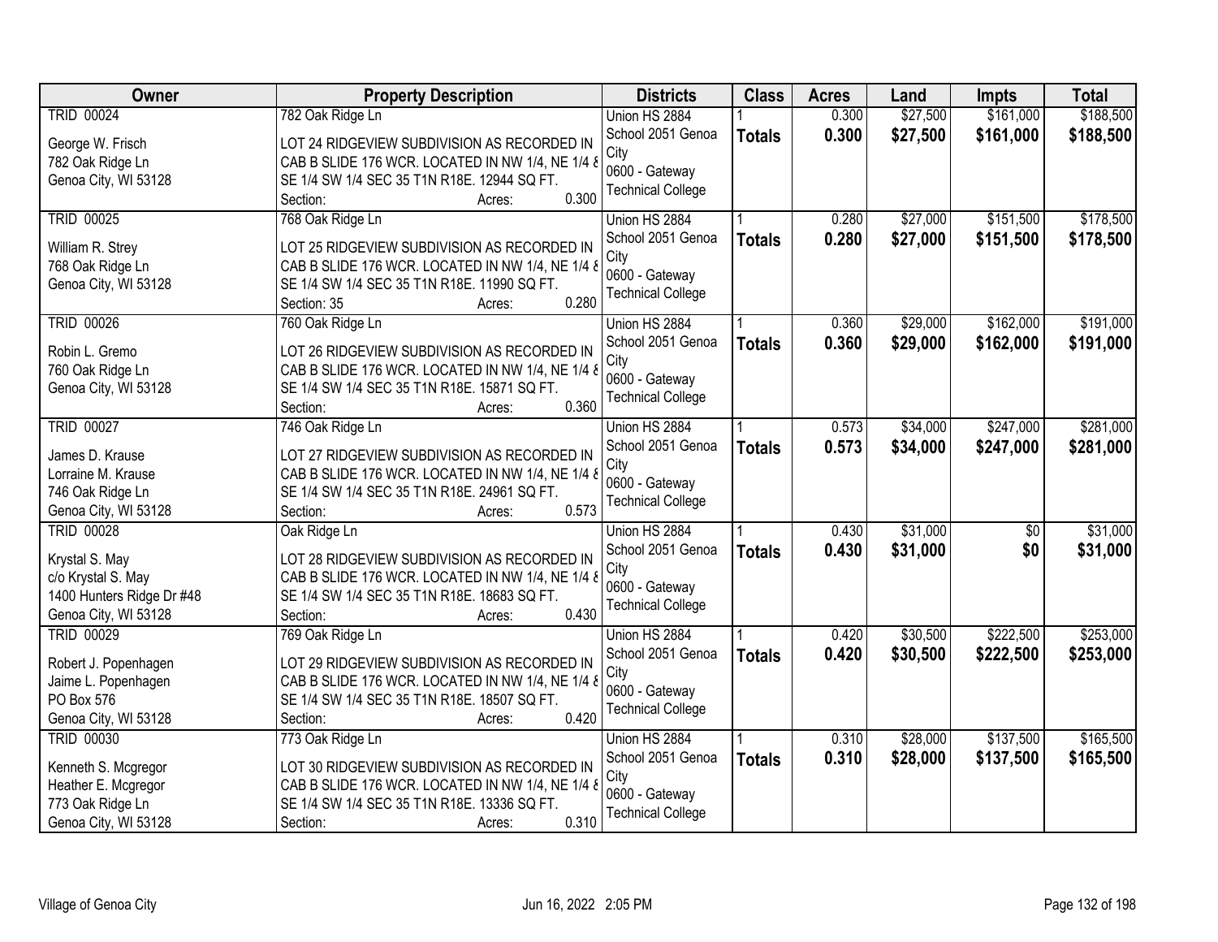| Owner | Property Description | Districts | Class | Acres | Land | Impts | Total |
|---|---|---|---|---|---|---|---|
| TRID 00024<br><br>George W. Frisch<br>782 Oak Ridge Ln<br>Genoa City, WI 53128 | 782 Oak Ridge Ln<br><br>LOT 24 RIDGEVIEW SUBDIVISION AS RECORDED IN CAB B SLIDE 176 WCR. LOCATED IN NW 1/4, NE 1/4 & SE 1/4 SW 1/4 SEC 35 T1N R18E. 12944 SQ FT.<br>Section: Acres: 0.300 | Union HS 2884<br>School 2051 Genoa City<br>0600 - Gateway Technical College | 1<br>**Totals** | 0.300<br>**0.300** | $27,500<br>**$27,500** | $161,000<br>**$161,000** | $188,500<br>**$188,500** |
| TRID 00025<br><br>William R. Strey<br>768 Oak Ridge Ln<br>Genoa City, WI 53128 | 768 Oak Ridge Ln<br><br>LOT 25 RIDGEVIEW SUBDIVISION AS RECORDED IN CAB B SLIDE 176 WCR. LOCATED IN NW 1/4, NE 1/4 & SE 1/4 SW 1/4 SEC 35 T1N R18E. 11990 SQ FT.<br>Section: 35 Acres: 0.280 | Union HS 2884<br>School 2051 Genoa City<br>0600 - Gateway Technical College | 1<br>**Totals** | 0.280<br>**0.280** | $27,000<br>**$27,000** | $151,500<br>**$151,500** | $178,500<br>**$178,500** |
| TRID 00026<br><br>Robin L. Gremo<br>760 Oak Ridge Ln<br>Genoa City, WI 53128 | 760 Oak Ridge Ln<br><br>LOT 26 RIDGEVIEW SUBDIVISION AS RECORDED IN CAB B SLIDE 176 WCR. LOCATED IN NW 1/4, NE 1/4 & SE 1/4 SW 1/4 SEC 35 T1N R18E. 15871 SQ FT.<br>Section: Acres: 0.360 | Union HS 2884<br>School 2051 Genoa City<br>0600 - Gateway Technical College | 1<br>**Totals** | 0.360<br>**0.360** | $29,000<br>**$29,000** | $162,000<br>**$162,000** | $191,000<br>**$191,000** |
| TRID 00027<br><br>James D. Krause<br>Lorraine M. Krause<br>746 Oak Ridge Ln<br>Genoa City, WI 53128 | 746 Oak Ridge Ln<br><br>LOT 27 RIDGEVIEW SUBDIVISION AS RECORDED IN CAB B SLIDE 176 WCR. LOCATED IN NW 1/4, NE 1/4 & SE 1/4 SW 1/4 SEC 35 T1N R18E. 24961 SQ FT.<br>Section: Acres: 0.573 | Union HS 2884<br>School 2051 Genoa City<br>0600 - Gateway Technical College | 1<br>**Totals** | 0.573<br>**0.573** | $34,000<br>**$34,000** | $247,000<br>**$247,000** | $281,000<br>**$281,000** |
| TRID 00028<br><br>Krystal S. May<br>c/o Krystal S. May<br>1400 Hunters Ridge Dr #48<br>Genoa City, WI 53128 | Oak Ridge Ln<br><br>LOT 28 RIDGEVIEW SUBDIVISION AS RECORDED IN CAB B SLIDE 176 WCR. LOCATED IN NW 1/4, NE 1/4 & SE 1/4 SW 1/4 SEC 35 T1N R18E. 18683 SQ FT.<br>Section: Acres: 0.430 | Union HS 2884<br>School 2051 Genoa City<br>0600 - Gateway Technical College | 1<br>**Totals** | 0.430<br>**0.430** | $31,000<br>**$31,000** | $0<br>**$0** | $31,000<br>**$31,000** |
| TRID 00029<br><br>Robert J. Popenhagen<br>Jaime L. Popenhagen<br>PO Box 576<br>Genoa City, WI 53128 | 769 Oak Ridge Ln<br><br>LOT 29 RIDGEVIEW SUBDIVISION AS RECORDED IN CAB B SLIDE 176 WCR. LOCATED IN NW 1/4, NE 1/4 & SE 1/4 SW 1/4 SEC 35 T1N R18E. 18507 SQ FT.<br>Section: Acres: 0.420 | Union HS 2884<br>School 2051 Genoa City<br>0600 - Gateway Technical College | 1<br>**Totals** | 0.420<br>**0.420** | $30,500<br>**$30,500** | $222,500<br>**$222,500** | $253,000<br>**$253,000** |
| TRID 00030<br><br>Kenneth S. Mcgregor<br>Heather E. Mcgregor<br>773 Oak Ridge Ln<br>Genoa City, WI 53128 | 773 Oak Ridge Ln<br><br>LOT 30 RIDGEVIEW SUBDIVISION AS RECORDED IN CAB B SLIDE 176 WCR. LOCATED IN NW 1/4, NE 1/4 & SE 1/4 SW 1/4 SEC 35 T1N R18E. 13336 SQ FT.<br>Section: Acres: 0.310 | Union HS 2884<br>School 2051 Genoa City<br>0600 - Gateway Technical College | 1<br>**Totals** | 0.310<br>**0.310** | $28,000<br>**$28,000** | $137,500<br>**$137,500** | $165,500<br>**$165,500** |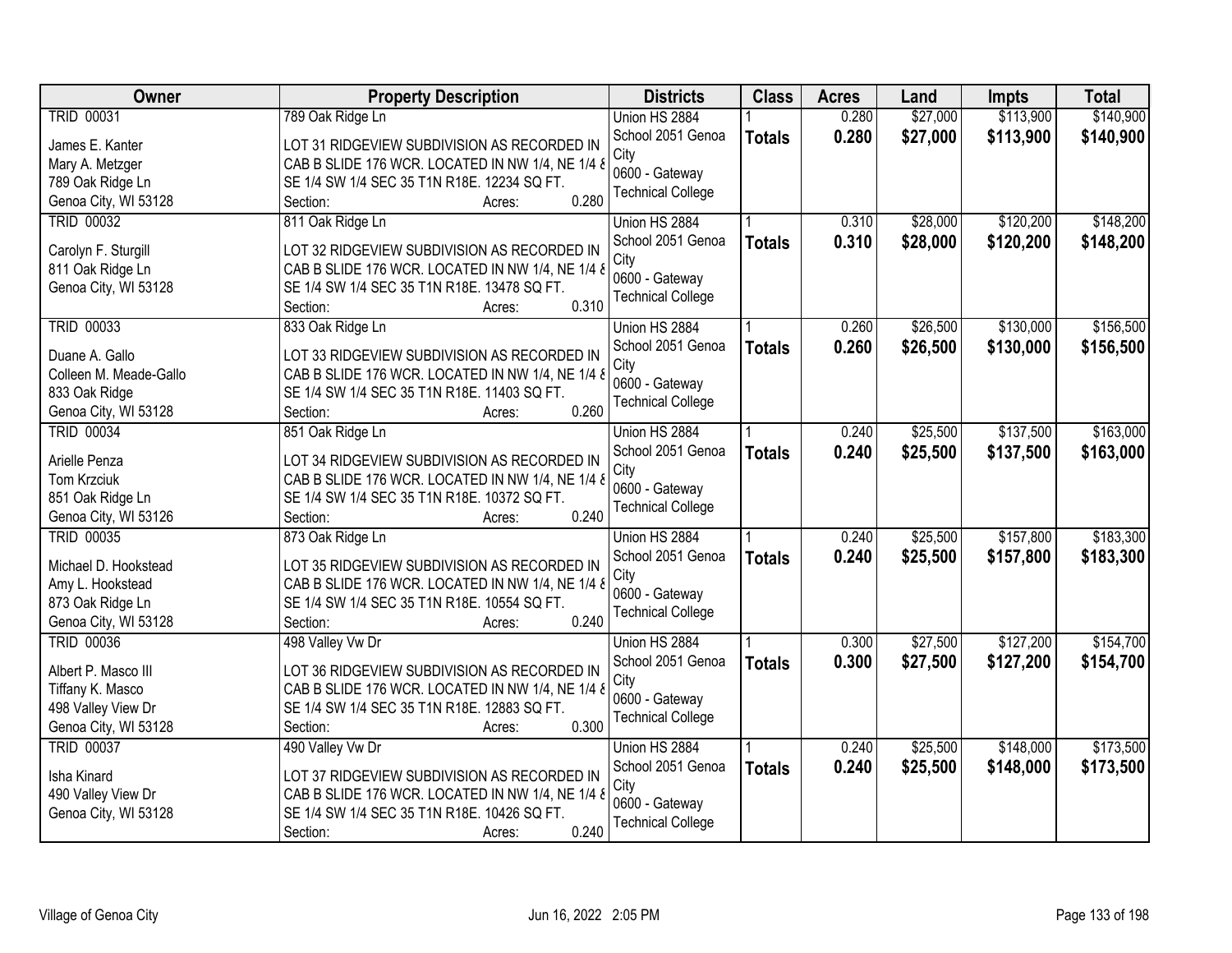| Owner | Property Description | Districts | Class | Acres | Land | Impts | Total |
|---|---|---|---|---|---|---|---|
| TRID 00031<br>James E. Kanter<br>Mary A. Metzger<br>789 Oak Ridge Ln<br>Genoa City, WI 53128 | 789 Oak Ridge Ln<br>LOT 31 RIDGEVIEW SUBDIVISION AS RECORDED IN CAB B SLIDE 176 WCR. LOCATED IN NW 1/4, NE 1/4 & SE 1/4 SW 1/4 SEC 35 T1N R18E. 12234 SQ FT.<br>Section: Acres: 0.280 | Union HS 2884<br>School 2051 Genoa City<br>0600 - Gateway Technical College | 1<br>**Totals** | 0.280<br>**0.280** | $27,000<br>**$27,000** | $113,900<br>**$113,900** | $140,900<br>**$140,900** |
| TRID 00032<br>Carolyn F. Sturgill<br>811 Oak Ridge Ln<br>Genoa City, WI 53128 | 811 Oak Ridge Ln<br>LOT 32 RIDGEVIEW SUBDIVISION AS RECORDED IN CAB B SLIDE 176 WCR. LOCATED IN NW 1/4, NE 1/4 & SE 1/4 SW 1/4 SEC 35 T1N R18E. 13478 SQ FT.<br>Section: Acres: 0.310 | Union HS 2884<br>School 2051 Genoa City<br>0600 - Gateway Technical College | 1<br>**Totals** | 0.310<br>**0.310** | $28,000<br>**$28,000** | $120,200<br>**$120,200** | $148,200<br>**$148,200** |
| TRID 00033<br>Duane A. Gallo<br>Colleen M. Meade-Gallo<br>833 Oak Ridge<br>Genoa City, WI 53128 | 833 Oak Ridge Ln<br>LOT 33 RIDGEVIEW SUBDIVISION AS RECORDED IN CAB B SLIDE 176 WCR. LOCATED IN NW 1/4, NE 1/4 & SE 1/4 SW 1/4 SEC 35 T1N R18E. 11403 SQ FT.<br>Section: Acres: 0.260 | Union HS 2884<br>School 2051 Genoa City<br>0600 - Gateway Technical College | 1<br>**Totals** | 0.260<br>**0.260** | $26,500<br>**$26,500** | $130,000<br>**$130,000** | $156,500<br>**$156,500** |
| TRID 00034<br>Arielle Penza<br>Tom Krzciuk<br>851 Oak Ridge Ln<br>Genoa City, WI 53126 | 851 Oak Ridge Ln<br>LOT 34 RIDGEVIEW SUBDIVISION AS RECORDED IN CAB B SLIDE 176 WCR. LOCATED IN NW 1/4, NE 1/4 & SE 1/4 SW 1/4 SEC 35 T1N R18E. 10372 SQ FT.<br>Section: Acres: 0.240 | Union HS 2884<br>School 2051 Genoa City<br>0600 - Gateway Technical College | 1<br>**Totals** | 0.240<br>**0.240** | $25,500<br>**$25,500** | $137,500<br>**$137,500** | $163,000<br>**$163,000** |
| TRID 00035<br>Michael D. Hookstead<br>Amy L. Hookstead<br>873 Oak Ridge Ln<br>Genoa City, WI 53128 | 873 Oak Ridge Ln<br>LOT 35 RIDGEVIEW SUBDIVISION AS RECORDED IN CAB B SLIDE 176 WCR. LOCATED IN NW 1/4, NE 1/4 & SE 1/4 SW 1/4 SEC 35 T1N R18E. 10554 SQ FT.<br>Section: Acres: 0.240 | Union HS 2884<br>School 2051 Genoa City<br>0600 - Gateway Technical College | 1<br>**Totals** | 0.240<br>**0.240** | $25,500<br>**$25,500** | $157,800<br>**$157,800** | $183,300<br>**$183,300** |
| TRID 00036<br>Albert P. Masco III<br>Tiffany K. Masco<br>498 Valley View Dr<br>Genoa City, WI 53128 | 498 Valley Vw Dr<br>LOT 36 RIDGEVIEW SUBDIVISION AS RECORDED IN CAB B SLIDE 176 WCR. LOCATED IN NW 1/4, NE 1/4 & SE 1/4 SW 1/4 SEC 35 T1N R18E. 12883 SQ FT.<br>Section: Acres: 0.300 | Union HS 2884<br>School 2051 Genoa City<br>0600 - Gateway Technical College | 1<br>**Totals** | 0.300<br>**0.300** | $27,500<br>**$27,500** | $127,200<br>**$127,200** | $154,700<br>**$154,700** |
| TRID 00037<br>Isha Kinard<br>490 Valley View Dr<br>Genoa City, WI 53128 | 490 Valley Vw Dr<br>LOT 37 RIDGEVIEW SUBDIVISION AS RECORDED IN CAB B SLIDE 176 WCR. LOCATED IN NW 1/4, NE 1/4 & SE 1/4 SW 1/4 SEC 35 T1N R18E. 10426 SQ FT.<br>Section: Acres: 0.240 | Union HS 2884<br>School 2051 Genoa City<br>0600 - Gateway Technical College | 1<br>**Totals** | 0.240<br>**0.240** | $25,500<br>**$25,500** | $148,000<br>**$148,000** | $173,500<br>**$173,500** |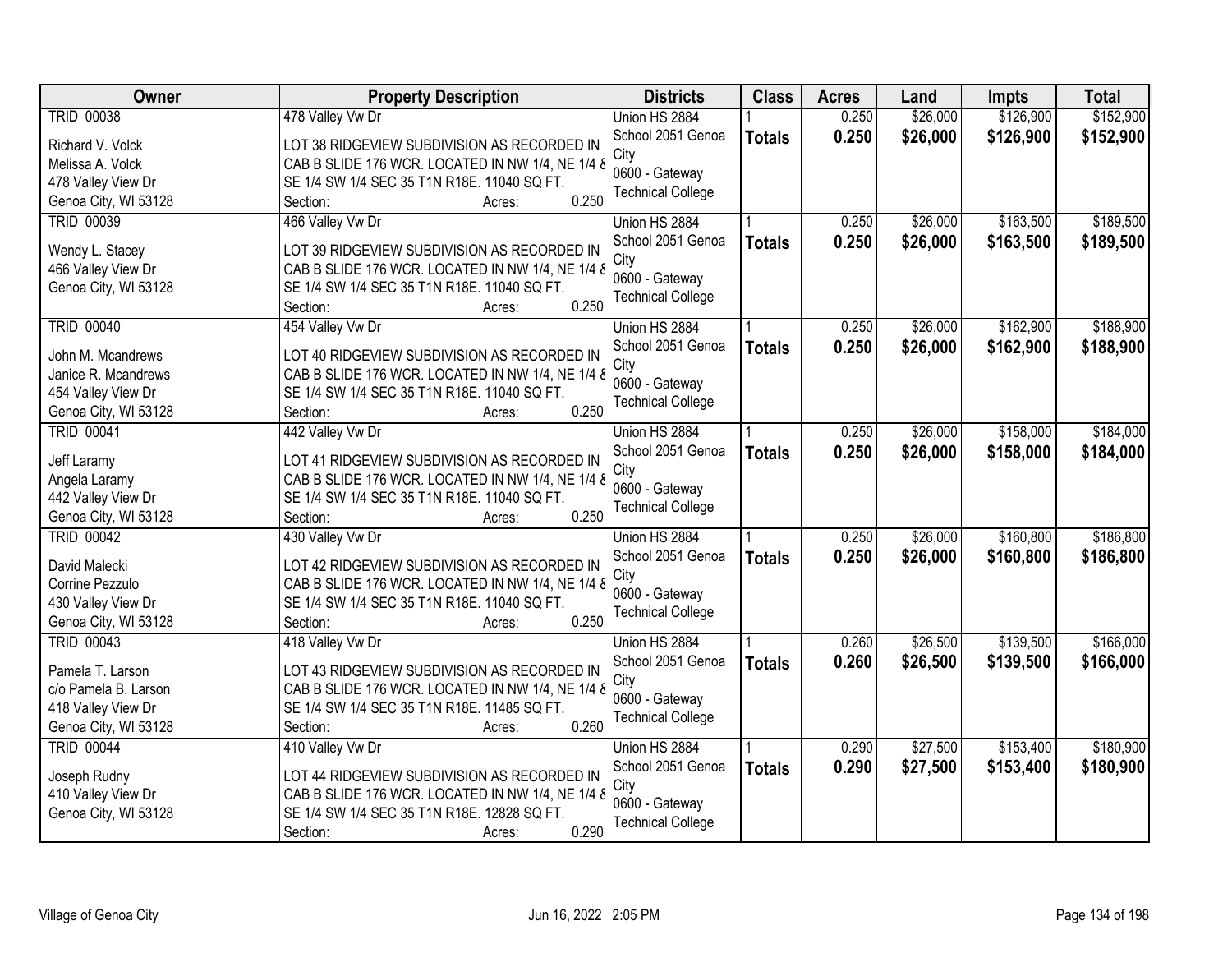| Owner | Property Description | Districts | Class | Acres | Land | Impts | Total |
|---|---|---|---|---|---|---|---|
| TRID 00038<br>Richard V. Volck<br>Melissa A. Volck<br>478 Valley View Dr<br>Genoa City, WI 53128 | 478 Valley Vw Dr<br>LOT 38 RIDGEVIEW SUBDIVISION AS RECORDED IN CAB B SLIDE 176 WCR. LOCATED IN NW 1/4, NE 1/4 & SE 1/4 SW 1/4 SEC 35 T1N R18E. 11040 SQ FT.<br>Section: Acres: 0.250 | Union HS 2884<br>School 2051 Genoa City<br>0600 - Gateway Technical College | 1<br>**Totals** | 0.250<br>**0.250** | $26,000<br>**$26,000** | $126,900<br>**$126,900** | $152,900<br>**$152,900** |
| TRID 00039<br>Wendy L. Stacey<br>466 Valley View Dr<br>Genoa City, WI 53128 | 466 Valley Vw Dr<br>LOT 39 RIDGEVIEW SUBDIVISION AS RECORDED IN CAB B SLIDE 176 WCR. LOCATED IN NW 1/4, NE 1/4 & SE 1/4 SW 1/4 SEC 35 T1N R18E. 11040 SQ FT.<br>Section: Acres: 0.250 | Union HS 2884<br>School 2051 Genoa City<br>0600 - Gateway Technical College | 1<br>**Totals** | 0.250<br>**0.250** | $26,000<br>**$26,000** | $163,500<br>**$163,500** | $189,500<br>**$189,500** |
| TRID 00040<br>John M. Mcandrews<br>Janice R. Mcandrews<br>454 Valley View Dr<br>Genoa City, WI 53128 | 454 Valley Vw Dr<br>LOT 40 RIDGEVIEW SUBDIVISION AS RECORDED IN CAB B SLIDE 176 WCR. LOCATED IN NW 1/4, NE 1/4 & SE 1/4 SW 1/4 SEC 35 T1N R18E. 11040 SQ FT.<br>Section: Acres: 0.250 | Union HS 2884<br>School 2051 Genoa City<br>0600 - Gateway Technical College | 1<br>**Totals** | 0.250<br>**0.250** | $26,000<br>**$26,000** | $162,900<br>**$162,900** | $188,900<br>**$188,900** |
| TRID 00041<br>Jeff Laramy<br>Angela Laramy<br>442 Valley View Dr<br>Genoa City, WI 53128 | 442 Valley Vw Dr<br>LOT 41 RIDGEVIEW SUBDIVISION AS RECORDED IN CAB B SLIDE 176 WCR. LOCATED IN NW 1/4, NE 1/4 & SE 1/4 SW 1/4 SEC 35 T1N R18E. 11040 SQ FT.<br>Section: Acres: 0.250 | Union HS 2884<br>School 2051 Genoa City<br>0600 - Gateway Technical College | 1<br>**Totals** | 0.250<br>**0.250** | $26,000<br>**$26,000** | $158,000<br>**$158,000** | $184,000<br>**$184,000** |
| TRID 00042<br>David Malecki<br>Corrine Pezzulo<br>430 Valley View Dr<br>Genoa City, WI 53128 | 430 Valley Vw Dr<br>LOT 42 RIDGEVIEW SUBDIVISION AS RECORDED IN CAB B SLIDE 176 WCR. LOCATED IN NW 1/4, NE 1/4 & SE 1/4 SW 1/4 SEC 35 T1N R18E. 11040 SQ FT.<br>Section: Acres: 0.250 | Union HS 2884<br>School 2051 Genoa City<br>0600 - Gateway Technical College | 1<br>**Totals** | 0.250<br>**0.250** | $26,000<br>**$26,000** | $160,800<br>**$160,800** | $186,800<br>**$186,800** |
| TRID 00043<br>Pamela T. Larson<br>c/o Pamela B. Larson<br>418 Valley View Dr<br>Genoa City, WI 53128 | 418 Valley Vw Dr<br>LOT 43 RIDGEVIEW SUBDIVISION AS RECORDED IN CAB B SLIDE 176 WCR. LOCATED IN NW 1/4, NE 1/4 & SE 1/4 SW 1/4 SEC 35 T1N R18E. 11485 SQ FT.<br>Section: Acres: 0.260 | Union HS 2884<br>School 2051 Genoa City<br>0600 - Gateway Technical College | 1<br>**Totals** | 0.260<br>**0.260** | $26,500<br>**$26,500** | $139,500<br>**$139,500** | $166,000<br>**$166,000** |
| TRID 00044<br>Joseph Rudny<br>410 Valley View Dr<br>Genoa City, WI 53128 | 410 Valley Vw Dr<br>LOT 44 RIDGEVIEW SUBDIVISION AS RECORDED IN CAB B SLIDE 176 WCR. LOCATED IN NW 1/4, NE 1/4 & SE 1/4 SW 1/4 SEC 35 T1N R18E. 12828 SQ FT.<br>Section: Acres: 0.290 | Union HS 2884<br>School 2051 Genoa City<br>0600 - Gateway Technical College | 1<br>**Totals** | 0.290<br>**0.290** | $27,500<br>**$27,500** | $153,400<br>**$153,400** | $180,900<br>**$180,900** |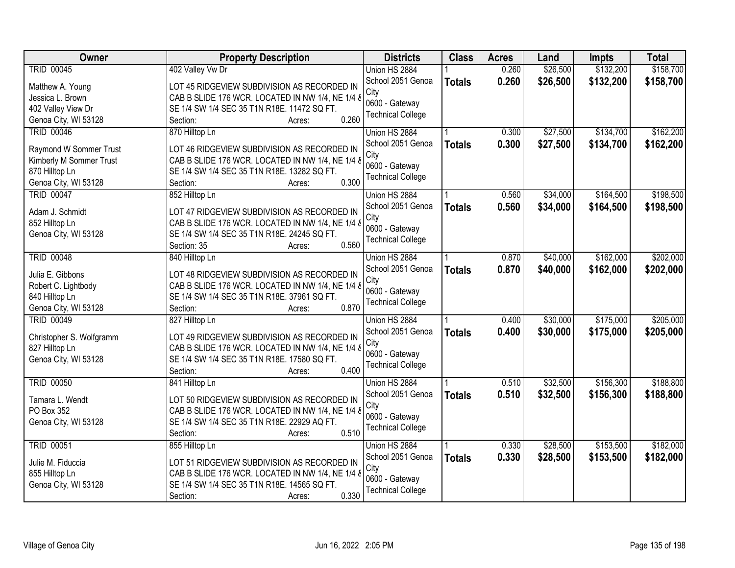| Owner | Property Description | Districts | Class | Acres | Land | Impts | Total |
|---|---|---|---|---|---|---|---|
| TRID 00045<br>Matthew A. Young<br>Jessica L. Brown<br>402 Valley View Dr<br>Genoa City, WI 53128 | 402 Valley Vw Dr<br>LOT 45 RIDGEVIEW SUBDIVISION AS RECORDED IN CAB B SLIDE 176 WCR. LOCATED IN NW 1/4, NE 1/4 & SE 1/4 SW 1/4 SEC 35 T1N R18E. 11472 SQ FT.<br>Section: Acres: 0.260 | Union HS 2884<br>School 2051 Genoa City<br>0600 - Gateway Technical College | 1<br>**Totals** | 0.260<br>**0.260** | $26,500<br>**$26,500** | $132,200<br>**$132,200** | $158,700<br>**$158,700** |
| TRID 00046<br>Raymond W Sommer Trust<br>Kimberly M Sommer Trust<br>870 Hilltop Ln<br>Genoa City, WI 53128 | 870 Hilltop Ln<br>LOT 46 RIDGEVIEW SUBDIVISION AS RECORDED IN CAB B SLIDE 176 WCR. LOCATED IN NW 1/4, NE 1/4 & SE 1/4 SW 1/4 SEC 35 T1N R18E. 13282 SQ FT.<br>Section: Acres: 0.300 | Union HS 2884<br>School 2051 Genoa City<br>0600 - Gateway Technical College | 1<br>**Totals** | 0.300<br>**0.300** | $27,500<br>**$27,500** | $134,700<br>**$134,700** | $162,200<br>**$162,200** |
| TRID 00047<br>Adam J. Schmidt<br>852 Hilltop Ln<br>Genoa City, WI 53128 | 852 Hilltop Ln<br>LOT 47 RIDGEVIEW SUBDIVISION AS RECORDED IN CAB B SLIDE 176 WCR. LOCATED IN NW 1/4, NE 1/4 & SE 1/4 SW 1/4 SEC 35 T1N R18E. 24245 SQ FT.<br>Section: 35 Acres: 0.560 | Union HS 2884<br>School 2051 Genoa City<br>0600 - Gateway Technical College | 1<br>**Totals** | 0.560<br>**0.560** | $34,000<br>**$34,000** | $164,500<br>**$164,500** | $198,500<br>**$198,500** |
| TRID 00048<br>Julia E. Gibbons<br>Robert C. Lightbody<br>840 Hilltop Ln<br>Genoa City, WI 53128 | 840 Hilltop Ln<br>LOT 48 RIDGEVIEW SUBDIVISION AS RECORDED IN CAB B SLIDE 176 WCR. LOCATED IN NW 1/4, NE 1/4 & SE 1/4 SW 1/4 SEC 35 T1N R18E. 37961 SQ FT.<br>Section: Acres: 0.870 | Union HS 2884<br>School 2051 Genoa City<br>0600 - Gateway Technical College | 1<br>**Totals** | 0.870<br>**0.870** | $40,000<br>**$40,000** | $162,000<br>**$162,000** | $202,000<br>**$202,000** |
| TRID 00049<br>Christopher S. Wolfgramm<br>827 Hilltop Ln<br>Genoa City, WI 53128 | 827 Hilltop Ln<br>LOT 49 RIDGEVIEW SUBDIVISION AS RECORDED IN CAB B SLIDE 176 WCR. LOCATED IN NW 1/4, NE 1/4 & SE 1/4 SW 1/4 SEC 35 T1N R18E. 17580 SQ FT.<br>Section: Acres: 0.400 | Union HS 2884<br>School 2051 Genoa City<br>0600 - Gateway Technical College | 1<br>**Totals** | 0.400<br>**0.400** | $30,000<br>**$30,000** | $175,000<br>**$175,000** | $205,000<br>**$205,000** |
| TRID 00050<br>Tamara L. Wendt<br>PO Box 352<br>Genoa City, WI 53128 | 841 Hilltop Ln<br>LOT 50 RIDGEVIEW SUBDIVISION AS RECORDED IN CAB B SLIDE 176 WCR. LOCATED IN NW 1/4, NE 1/4 & SE 1/4 SW 1/4 SEC 35 T1N R18E. 22929 AQ FT.<br>Section: Acres: 0.510 | Union HS 2884<br>School 2051 Genoa City<br>0600 - Gateway Technical College | 1<br>**Totals** | 0.510<br>**0.510** | $32,500<br>**$32,500** | $156,300<br>**$156,300** | $188,800<br>**$188,800** |
| TRID 00051<br>Julie M. Fiduccia<br>855 Hilltop Ln<br>Genoa City, WI 53128 | 855 Hilltop Ln<br>LOT 51 RIDGEVIEW SUBDIVISION AS RECORDED IN CAB B SLIDE 176 WCR. LOCATED IN NW 1/4, NE 1/4 & SE 1/4 SW 1/4 SEC 35 T1N R18E. 14565 SQ FT.<br>Section: Acres: 0.330 | Union HS 2884<br>School 2051 Genoa City<br>0600 - Gateway Technical College | 1<br>**Totals** | 0.330<br>**0.330** | $28,500<br>**$28,500** | $153,500<br>**$153,500** | $182,000<br>**$182,000** |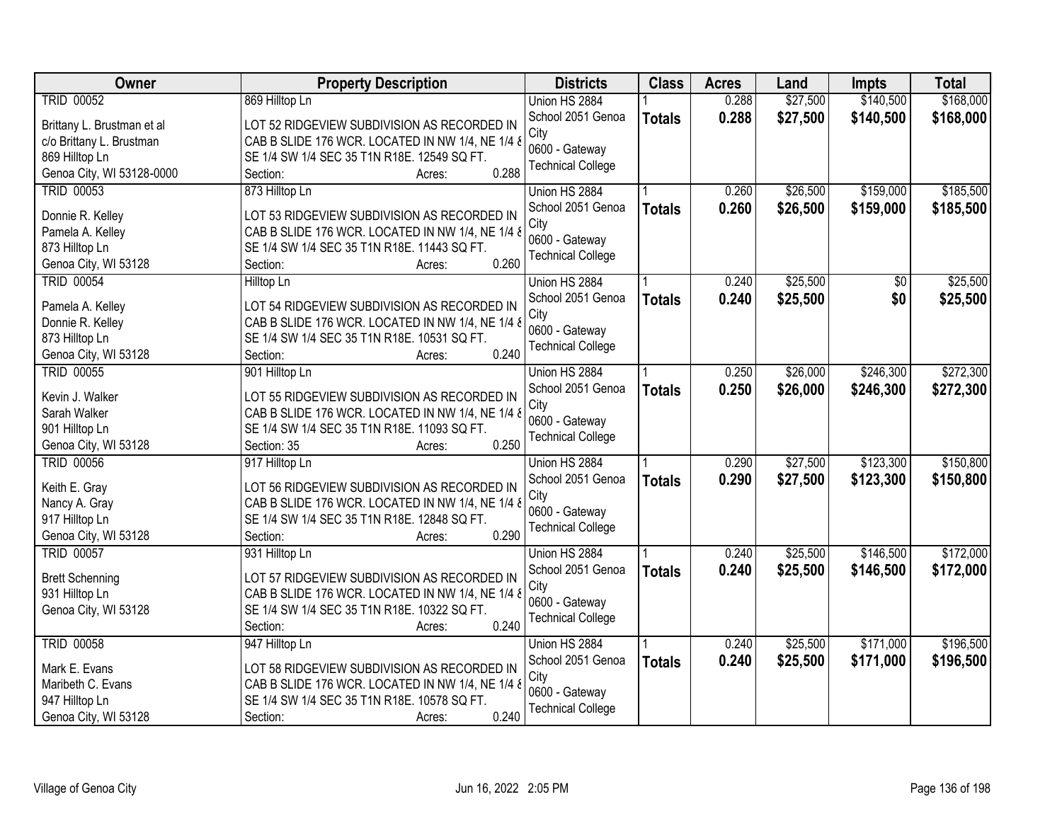| Owner | Property Description | Districts | Class | Acres | Land | Impts | Total |
|---|---|---|---|---|---|---|---|
| TRID 00052<br>Brittany L. Brustman et al<br>c/o Brittany L. Brustman<br>869 Hilltop Ln<br>Genoa City, WI 53128-0000 | 869 Hilltop Ln<br>LOT 52 RIDGEVIEW SUBDIVISION AS RECORDED IN CAB B SLIDE 176 WCR. LOCATED IN NW 1/4, NE 1/4 & SE 1/4 SW 1/4 SEC 35 T1N R18E. 12549 SQ FT.<br>Section: Acres: 0.288 | Union HS 2884<br>School 2051 Genoa City<br>0600 - Gateway Technical College | 1<br>**Totals** | 0.288<br>**0.288** | $27,500<br>**$27,500** | $140,500<br>**$140,500** | $168,000<br>**$168,000** |
| TRID 00053<br>Donnie R. Kelley<br>Pamela A. Kelley<br>873 Hilltop Ln<br>Genoa City, WI 53128 | 873 Hilltop Ln<br>LOT 53 RIDGEVIEW SUBDIVISION AS RECORDED IN CAB B SLIDE 176 WCR. LOCATED IN NW 1/4, NE 1/4 & SE 1/4 SW 1/4 SEC 35 T1N R18E. 11443 SQ FT.<br>Section: Acres: 0.260 | Union HS 2884<br>School 2051 Genoa City<br>0600 - Gateway Technical College | 1<br>**Totals** | 0.260<br>**0.260** | $26,500<br>**$26,500** | $159,000<br>**$159,000** | $185,500<br>**$185,500** |
| TRID 00054<br>Pamela A. Kelley<br>Donnie R. Kelley<br>873 Hilltop Ln<br>Genoa City, WI 53128 | Hilltop Ln<br>LOT 54 RIDGEVIEW SUBDIVISION AS RECORDED IN CAB B SLIDE 176 WCR. LOCATED IN NW 1/4, NE 1/4 & SE 1/4 SW 1/4 SEC 35 T1N R18E. 10531 SQ FT.<br>Section: Acres: 0.240 | Union HS 2884<br>School 2051 Genoa City<br>0600 - Gateway Technical College | 1<br>**Totals** | 0.240<br>**0.240** | $25,500<br>**$25,500** | $0<br>**$0** | $25,500<br>**$25,500** |
| TRID 00055<br>Kevin J. Walker<br>Sarah Walker<br>901 Hilltop Ln<br>Genoa City, WI 53128 | 901 Hilltop Ln<br>LOT 55 RIDGEVIEW SUBDIVISION AS RECORDED IN CAB B SLIDE 176 WCR. LOCATED IN NW 1/4, NE 1/4 & SE 1/4 SW 1/4 SEC 35 T1N R18E. 11093 SQ FT.<br>Section: 35 Acres: 0.250 | Union HS 2884<br>School 2051 Genoa City<br>0600 - Gateway Technical College | 1<br>**Totals** | 0.250<br>**0.250** | $26,000<br>**$26,000** | $246,300<br>**$246,300** | $272,300<br>**$272,300** |
| TRID 00056<br>Keith E. Gray<br>Nancy A. Gray<br>917 Hilltop Ln<br>Genoa City, WI 53128 | 917 Hilltop Ln<br>LOT 56 RIDGEVIEW SUBDIVISION AS RECORDED IN CAB B SLIDE 176 WCR. LOCATED IN NW 1/4, NE 1/4 & SE 1/4 SW 1/4 SEC 35 T1N R18E. 12848 SQ FT.<br>Section: Acres: 0.290 | Union HS 2884<br>School 2051 Genoa City<br>0600 - Gateway Technical College | 1<br>**Totals** | 0.290<br>**0.290** | $27,500<br>**$27,500** | $123,300<br>**$123,300** | $150,800<br>**$150,800** |
| TRID 00057<br>Brett Schenning<br>931 Hilltop Ln<br>Genoa City, WI 53128 | 931 Hilltop Ln<br>LOT 57 RIDGEVIEW SUBDIVISION AS RECORDED IN CAB B SLIDE 176 WCR. LOCATED IN NW 1/4, NE 1/4 & SE 1/4 SW 1/4 SEC 35 T1N R18E. 10322 SQ FT.<br>Section: Acres: 0.240 | Union HS 2884<br>School 2051 Genoa City<br>0600 - Gateway Technical College | 1<br>**Totals** | 0.240<br>**0.240** | $25,500<br>**$25,500** | $146,500<br>**$146,500** | $172,000<br>**$172,000** |
| TRID 00058<br>Mark E. Evans<br>Maribeth C. Evans<br>947 Hilltop Ln<br>Genoa City, WI 53128 | 947 Hilltop Ln<br>LOT 58 RIDGEVIEW SUBDIVISION AS RECORDED IN CAB B SLIDE 176 WCR. LOCATED IN NW 1/4, NE 1/4 & SE 1/4 SW 1/4 SEC 35 T1N R18E. 10578 SQ FT.<br>Section: Acres: 0.240 | Union HS 2884<br>School 2051 Genoa City<br>0600 - Gateway Technical College | 1<br>**Totals** | 0.240<br>**0.240** | $25,500<br>**$25,500** | $171,000<br>**$171,000** | $196,500<br>**$196,500** |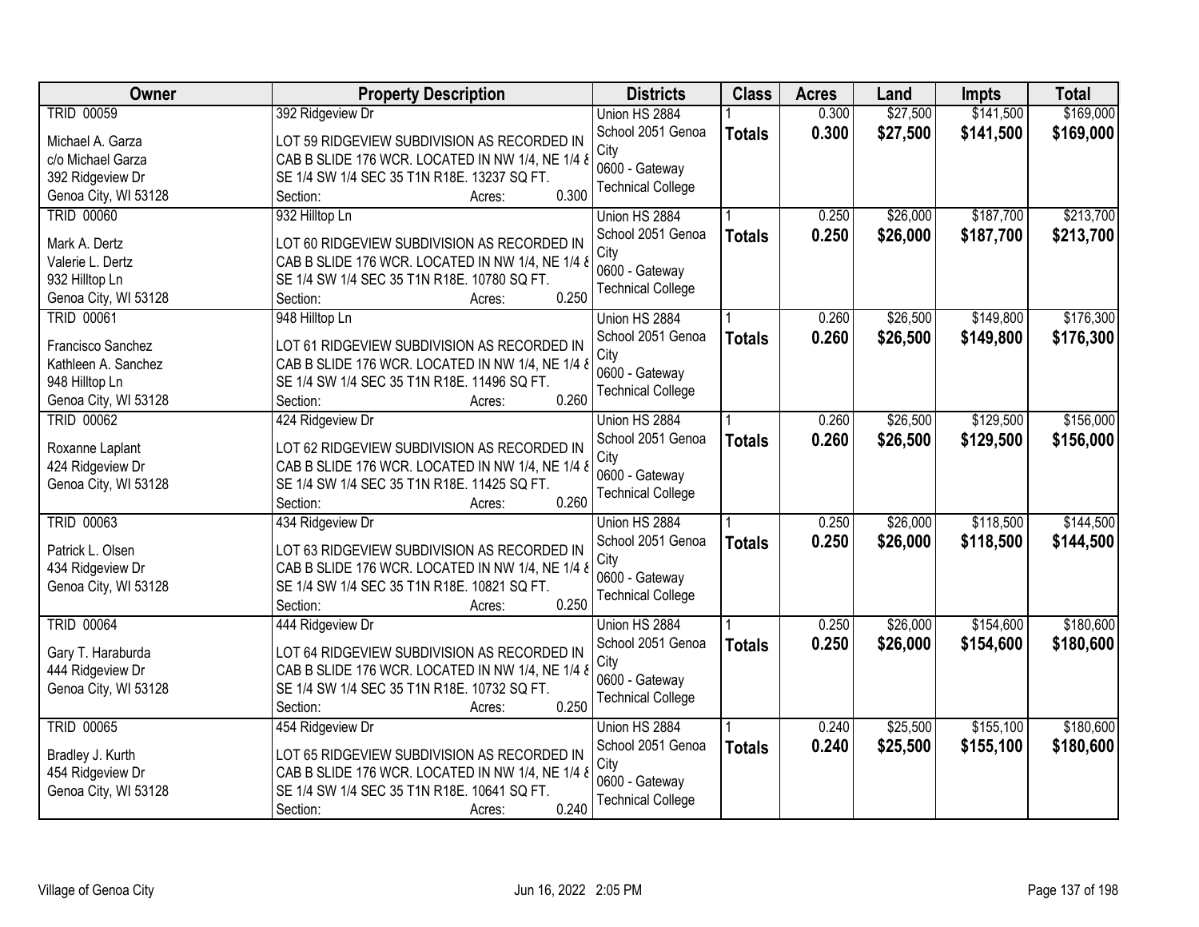| Owner | Property Description | Districts | Class | Acres | Land | Impts | Total |
|---|---|---|---|---|---|---|---|
| TRID 00059<br><br>Michael A. Garza<br>c/o Michael Garza<br>392 Ridgeview Dr<br>Genoa City, WI 53128 | 392 Ridgeview Dr<br><br>LOT 59 RIDGEVIEW SUBDIVISION AS RECORDED IN CAB B SLIDE 176 WCR. LOCATED IN NW 1/4, NE 1/4 & SE 1/4 SW 1/4 SEC 35 T1N R18E. 13237 SQ FT.<br>Section: Acres: 0.300 | Union HS 2884<br>School 2051 Genoa City<br>0600 - Gateway Technical College | 1<br>**Totals** | 0.300<br>**0.300** | $27,500<br>**$27,500** | $141,500<br>**$141,500** | $169,000<br>**$169,000** |
| TRID 00060<br><br>Mark A. Dertz<br>Valerie L. Dertz<br>932 Hilltop Ln<br>Genoa City, WI 53128 | 932 Hilltop Ln<br><br>LOT 60 RIDGEVIEW SUBDIVISION AS RECORDED IN CAB B SLIDE 176 WCR. LOCATED IN NW 1/4, NE 1/4 & SE 1/4 SW 1/4 SEC 35 T1N R18E. 10780 SQ FT.<br>Section: Acres: 0.250 | Union HS 2884<br>School 2051 Genoa City<br>0600 - Gateway Technical College | 1<br>**Totals** | 0.250<br>**0.250** | $26,000<br>**$26,000** | $187,700<br>**$187,700** | $213,700<br>**$213,700** |
| TRID 00061<br><br>Francisco Sanchez<br>Kathleen A. Sanchez<br>948 Hilltop Ln<br>Genoa City, WI 53128 | 948 Hilltop Ln<br><br>LOT 61 RIDGEVIEW SUBDIVISION AS RECORDED IN CAB B SLIDE 176 WCR. LOCATED IN NW 1/4, NE 1/4 & SE 1/4 SW 1/4 SEC 35 T1N R18E. 11496 SQ FT.<br>Section: Acres: 0.260 | Union HS 2884<br>School 2051 Genoa City<br>0600 - Gateway Technical College | 1<br>**Totals** | 0.260<br>**0.260** | $26,500<br>**$26,500** | $149,800<br>**$149,800** | $176,300<br>**$176,300** |
| TRID 00062<br><br>Roxanne Laplant<br>424 Ridgeview Dr<br>Genoa City, WI 53128 | 424 Ridgeview Dr<br><br>LOT 62 RIDGEVIEW SUBDIVISION AS RECORDED IN CAB B SLIDE 176 WCR. LOCATED IN NW 1/4, NE 1/4 & SE 1/4 SW 1/4 SEC 35 T1N R18E. 11425 SQ FT.<br>Section: Acres: 0.260 | Union HS 2884<br>School 2051 Genoa City<br>0600 - Gateway Technical College | 1<br>**Totals** | 0.260<br>**0.260** | $26,500<br>**$26,500** | $129,500<br>**$129,500** | $156,000<br>**$156,000** |
| TRID 00063<br><br>Patrick L. Olsen<br>434 Ridgeview Dr<br>Genoa City, WI 53128 | 434 Ridgeview Dr<br><br>LOT 63 RIDGEVIEW SUBDIVISION AS RECORDED IN CAB B SLIDE 176 WCR. LOCATED IN NW 1/4, NE 1/4 & SE 1/4 SW 1/4 SEC 35 T1N R18E. 10821 SQ FT.<br>Section: Acres: 0.250 | Union HS 2884<br>School 2051 Genoa City<br>0600 - Gateway Technical College | 1<br>**Totals** | 0.250<br>**0.250** | $26,000<br>**$26,000** | $118,500<br>**$118,500** | $144,500<br>**$144,500** |
| TRID 00064<br><br>Gary T. Haraburda<br>444 Ridgeview Dr<br>Genoa City, WI 53128 | 444 Ridgeview Dr<br><br>LOT 64 RIDGEVIEW SUBDIVISION AS RECORDED IN CAB B SLIDE 176 WCR. LOCATED IN NW 1/4, NE 1/4 & SE 1/4 SW 1/4 SEC 35 T1N R18E. 10732 SQ FT.<br>Section: Acres: 0.250 | Union HS 2884<br>School 2051 Genoa City<br>0600 - Gateway Technical College | 1<br>**Totals** | 0.250<br>**0.250** | $26,000<br>**$26,000** | $154,600<br>**$154,600** | $180,600<br>**$180,600** |
| TRID 00065<br><br>Bradley J. Kurth<br>454 Ridgeview Dr<br>Genoa City, WI 53128 | 454 Ridgeview Dr<br><br>LOT 65 RIDGEVIEW SUBDIVISION AS RECORDED IN CAB B SLIDE 176 WCR. LOCATED IN NW 1/4, NE 1/4 & SE 1/4 SW 1/4 SEC 35 T1N R18E. 10641 SQ FT.<br>Section: Acres: 0.240 | Union HS 2884<br>School 2051 Genoa City<br>0600 - Gateway Technical College | 1<br>**Totals** | 0.240<br>**0.240** | $25,500<br>**$25,500** | $155,100<br>**$155,100** | $180,600<br>**$180,600** |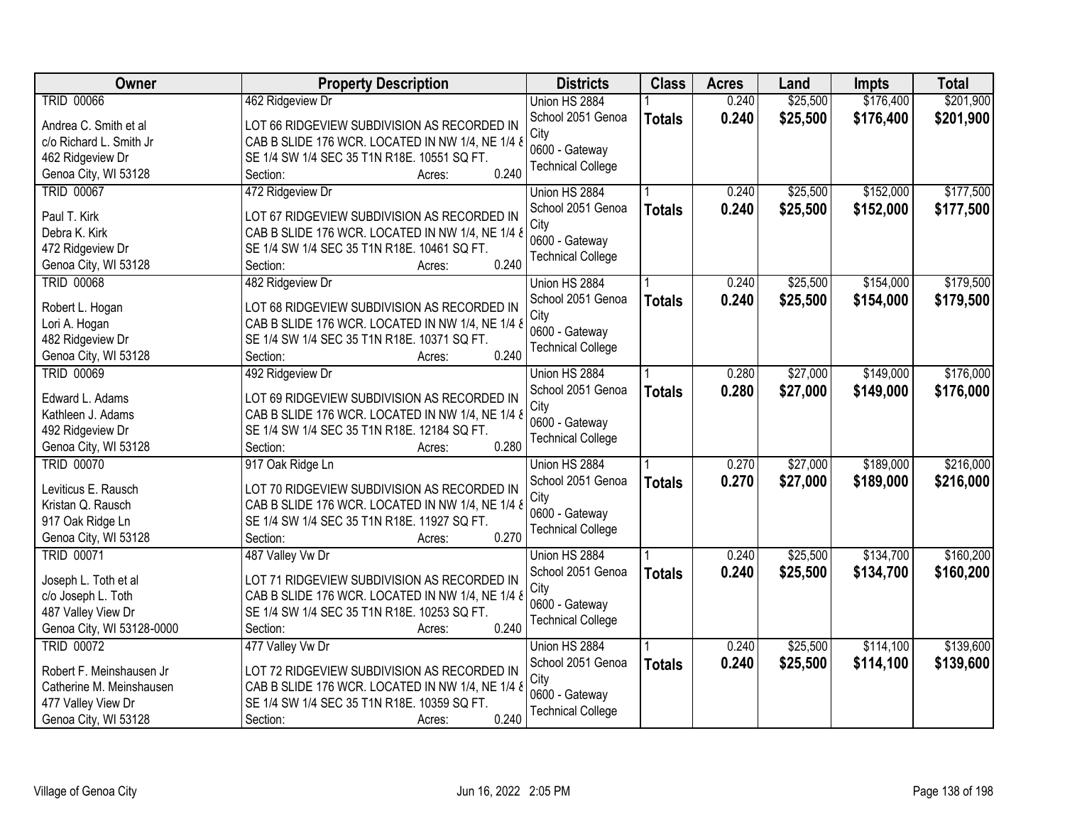| Owner | Property Description | Districts | Class | Acres | Land | Impts | Total |
|---|---|---|---|---|---|---|---|
| TRID 00066<br>Andrea C. Smith et al<br>c/o Richard L. Smith Jr<br>462 Ridgeview Dr<br>Genoa City, WI 53128 | 462 Ridgeview Dr<br>LOT 66 RIDGEVIEW SUBDIVISION AS RECORDED IN CAB B SLIDE 176 WCR. LOCATED IN NW 1/4, NE 1/4 & SE 1/4 SW 1/4 SEC 35 T1N R18E. 10551 SQ FT.<br>Section: Acres: 0.240 | Union HS 2884<br>School 2051 Genoa City<br>0600 - Gateway Technical College | 1<br>**Totals** | 0.240<br>**0.240** | $25,500<br>**$25,500** | $176,400<br>**$176,400** | $201,900<br>**$201,900** |
| TRID 00067<br>Paul T. Kirk<br>Debra K. Kirk<br>472 Ridgeview Dr<br>Genoa City, WI 53128 | 472 Ridgeview Dr<br>LOT 67 RIDGEVIEW SUBDIVISION AS RECORDED IN CAB B SLIDE 176 WCR. LOCATED IN NW 1/4, NE 1/4 & SE 1/4 SW 1/4 SEC 35 T1N R18E. 10461 SQ FT.<br>Section: Acres: 0.240 | Union HS 2884<br>School 2051 Genoa City<br>0600 - Gateway Technical College | 1<br>**Totals** | 0.240<br>**0.240** | $25,500<br>**$25,500** | $152,000<br>**$152,000** | $177,500<br>**$177,500** |
| TRID 00068<br>Robert L. Hogan<br>Lori A. Hogan<br>482 Ridgeview Dr<br>Genoa City, WI 53128 | 482 Ridgeview Dr<br>LOT 68 RIDGEVIEW SUBDIVISION AS RECORDED IN CAB B SLIDE 176 WCR. LOCATED IN NW 1/4, NE 1/4 & SE 1/4 SW 1/4 SEC 35 T1N R18E. 10371 SQ FT.<br>Section: Acres: 0.240 | Union HS 2884<br>School 2051 Genoa City<br>0600 - Gateway Technical College | 1<br>**Totals** | 0.240<br>**0.240** | $25,500<br>**$25,500** | $154,000<br>**$154,000** | $179,500<br>**$179,500** |
| TRID 00069<br>Edward L. Adams<br>Kathleen J. Adams<br>492 Ridgeview Dr<br>Genoa City, WI 53128 | 492 Ridgeview Dr<br>LOT 69 RIDGEVIEW SUBDIVISION AS RECORDED IN CAB B SLIDE 176 WCR. LOCATED IN NW 1/4, NE 1/4 & SE 1/4 SW 1/4 SEC 35 T1N R18E. 12184 SQ FT.<br>Section: Acres: 0.280 | Union HS 2884<br>School 2051 Genoa City<br>0600 - Gateway Technical College | 1<br>**Totals** | 0.280<br>**0.280** | $27,000<br>**$27,000** | $149,000<br>**$149,000** | $176,000<br>**$176,000** |
| TRID 00070<br>Leviticus E. Rausch<br>Kristan Q. Rausch<br>917 Oak Ridge Ln<br>Genoa City, WI 53128 | 917 Oak Ridge Ln<br>LOT 70 RIDGEVIEW SUBDIVISION AS RECORDED IN CAB B SLIDE 176 WCR. LOCATED IN NW 1/4, NE 1/4 & SE 1/4 SW 1/4 SEC 35 T1N R18E. 11927 SQ FT.<br>Section: Acres: 0.270 | Union HS 2884<br>School 2051 Genoa City<br>0600 - Gateway Technical College | 1<br>**Totals** | 0.270<br>**0.270** | $27,000<br>**$27,000** | $189,000<br>**$189,000** | $216,000<br>**$216,000** |
| TRID 00071<br>Joseph L. Toth et al<br>c/o Joseph L. Toth<br>487 Valley View Dr<br>Genoa City, WI 53128-0000 | 487 Valley Vw Dr<br>LOT 71 RIDGEVIEW SUBDIVISION AS RECORDED IN CAB B SLIDE 176 WCR. LOCATED IN NW 1/4, NE 1/4 & SE 1/4 SW 1/4 SEC 35 T1N R18E. 10253 SQ FT.<br>Section: Acres: 0.240 | Union HS 2884<br>School 2051 Genoa City<br>0600 - Gateway Technical College | 1<br>**Totals** | 0.240<br>**0.240** | $25,500<br>**$25,500** | $134,700<br>**$134,700** | $160,200<br>**$160,200** |
| TRID 00072<br>Robert F. Meinshausen Jr<br>Catherine M. Meinshausen<br>477 Valley View Dr<br>Genoa City, WI 53128 | 477 Valley Vw Dr<br>LOT 72 RIDGEVIEW SUBDIVISION AS RECORDED IN CAB B SLIDE 176 WCR. LOCATED IN NW 1/4, NE 1/4 & SE 1/4 SW 1/4 SEC 35 T1N R18E. 10359 SQ FT.<br>Section: Acres: 0.240 | Union HS 2884<br>School 2051 Genoa City<br>0600 - Gateway Technical College | 1<br>**Totals** | 0.240<br>**0.240** | $25,500<br>**$25,500** | $114,100<br>**$114,100** | $139,600<br>**$139,600** |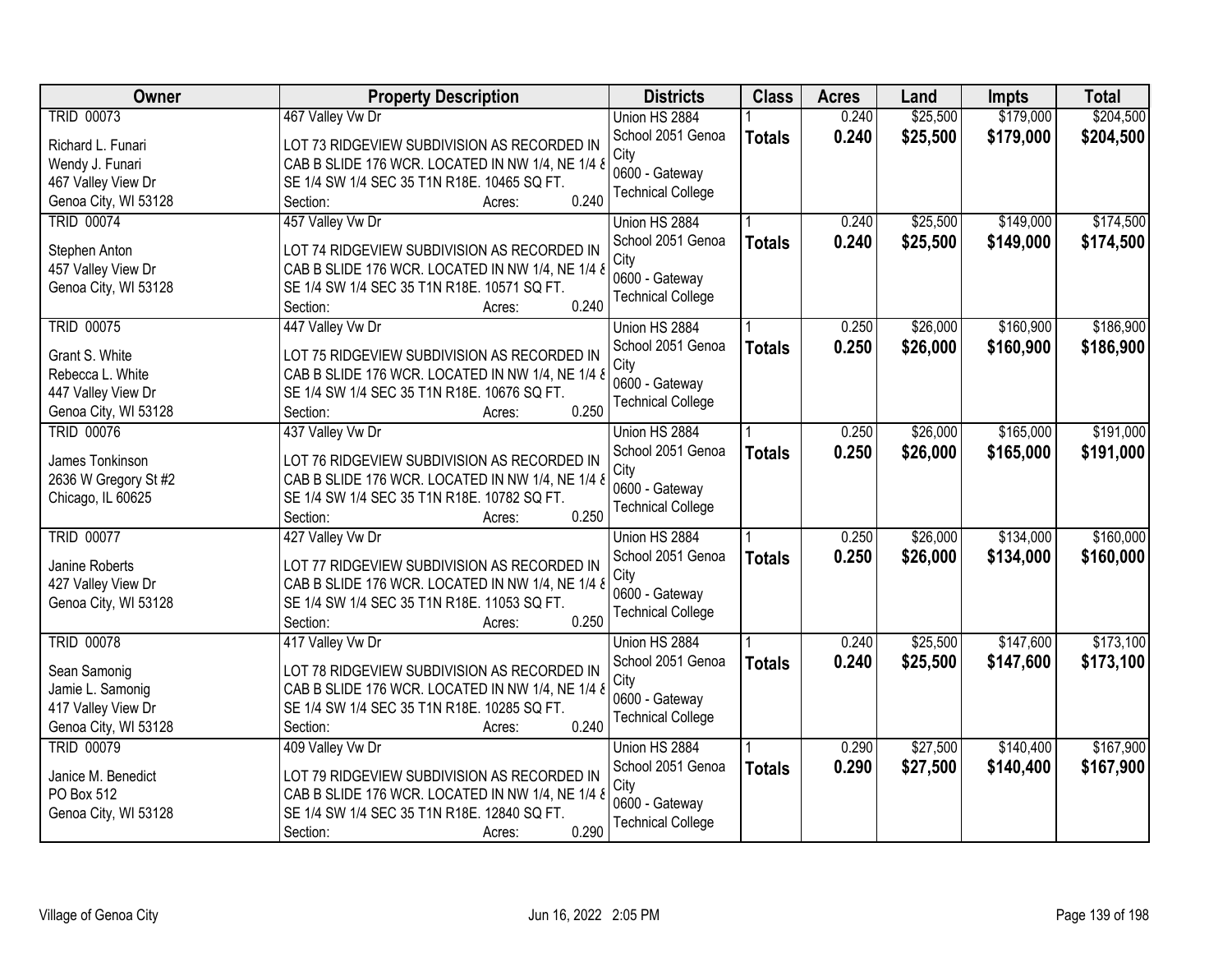| Owner | Property Description | Districts | Class | Acres | Land | Impts | Total |
|---|---|---|---|---|---|---|---|
| TRID 00073<br>Richard L. Funari<br>Wendy J. Funari<br>467 Valley View Dr<br>Genoa City, WI 53128 | 467 Valley Vw Dr<br>LOT 73 RIDGEVIEW SUBDIVISION AS RECORDED IN CAB B SLIDE 176 WCR. LOCATED IN NW 1/4, NE 1/4 & SE 1/4 SW 1/4 SEC 35 T1N R18E. 10465 SQ FT.<br>Section: Acres: 0.240 | Union HS 2884<br>School 2051 Genoa City<br>0600 - Gateway Technical College | 1<br>**Totals** | 0.240<br>**0.240** | $25,500<br>**$25,500** | $179,000<br>**$179,000** | $204,500<br>**$204,500** |
| TRID 00074<br>Stephen Anton<br>457 Valley View Dr<br>Genoa City, WI 53128 | 457 Valley Vw Dr<br>LOT 74 RIDGEVIEW SUBDIVISION AS RECORDED IN CAB B SLIDE 176 WCR. LOCATED IN NW 1/4, NE 1/4 & SE 1/4 SW 1/4 SEC 35 T1N R18E. 10571 SQ FT.<br>Section: Acres: 0.240 | Union HS 2884<br>School 2051 Genoa City<br>0600 - Gateway Technical College | 1<br>**Totals** | 0.240<br>**0.240** | $25,500<br>**$25,500** | $149,000<br>**$149,000** | $174,500<br>**$174,500** |
| TRID 00075<br>Grant S. White<br>Rebecca L. White<br>447 Valley View Dr<br>Genoa City, WI 53128 | 447 Valley Vw Dr<br>LOT 75 RIDGEVIEW SUBDIVISION AS RECORDED IN CAB B SLIDE 176 WCR. LOCATED IN NW 1/4, NE 1/4 & SE 1/4 SW 1/4 SEC 35 T1N R18E. 10676 SQ FT.<br>Section: Acres: 0.250 | Union HS 2884<br>School 2051 Genoa City<br>0600 - Gateway Technical College | 1<br>**Totals** | 0.250<br>**0.250** | $26,000<br>**$26,000** | $160,900<br>**$160,900** | $186,900<br>**$186,900** |
| TRID 00076<br>James Tonkinson<br>2636 W Gregory St #2<br>Chicago, IL 60625 | 437 Valley Vw Dr<br>LOT 76 RIDGEVIEW SUBDIVISION AS RECORDED IN CAB B SLIDE 176 WCR. LOCATED IN NW 1/4, NE 1/4 & SE 1/4 SW 1/4 SEC 35 T1N R18E. 10782 SQ FT.<br>Section: Acres: 0.250 | Union HS 2884<br>School 2051 Genoa City<br>0600 - Gateway Technical College | 1<br>**Totals** | 0.250<br>**0.250** | $26,000<br>**$26,000** | $165,000<br>**$165,000** | $191,000<br>**$191,000** |
| TRID 00077<br>Janine Roberts<br>427 Valley View Dr<br>Genoa City, WI 53128 | 427 Valley Vw Dr<br>LOT 77 RIDGEVIEW SUBDIVISION AS RECORDED IN CAB B SLIDE 176 WCR. LOCATED IN NW 1/4, NE 1/4 & SE 1/4 SW 1/4 SEC 35 T1N R18E. 11053 SQ FT.<br>Section: Acres: 0.250 | Union HS 2884<br>School 2051 Genoa City<br>0600 - Gateway Technical College | 1<br>**Totals** | 0.250<br>**0.250** | $26,000<br>**$26,000** | $134,000<br>**$134,000** | $160,000<br>**$160,000** |
| TRID 00078<br>Sean Samonig<br>Jamie L. Samonig<br>417 Valley View Dr<br>Genoa City, WI 53128 | 417 Valley Vw Dr<br>LOT 78 RIDGEVIEW SUBDIVISION AS RECORDED IN CAB B SLIDE 176 WCR. LOCATED IN NW 1/4, NE 1/4 & SE 1/4 SW 1/4 SEC 35 T1N R18E. 10285 SQ FT.<br>Section: Acres: 0.240 | Union HS 2884<br>School 2051 Genoa City<br>0600 - Gateway Technical College | 1<br>**Totals** | 0.240<br>**0.240** | $25,500<br>**$25,500** | $147,600<br>**$147,600** | $173,100<br>**$173,100** |
| TRID 00079<br>Janice M. Benedict<br>PO Box 512<br>Genoa City, WI 53128 | 409 Valley Vw Dr<br>LOT 79 RIDGEVIEW SUBDIVISION AS RECORDED IN CAB B SLIDE 176 WCR. LOCATED IN NW 1/4, NE 1/4 & SE 1/4 SW 1/4 SEC 35 T1N R18E. 12840 SQ FT.<br>Section: Acres: 0.290 | Union HS 2884<br>School 2051 Genoa City<br>0600 - Gateway Technical College | 1<br>**Totals** | 0.290<br>**0.290** | $27,500<br>**$27,500** | $140,400<br>**$140,400** | $167,900<br>**$167,900** |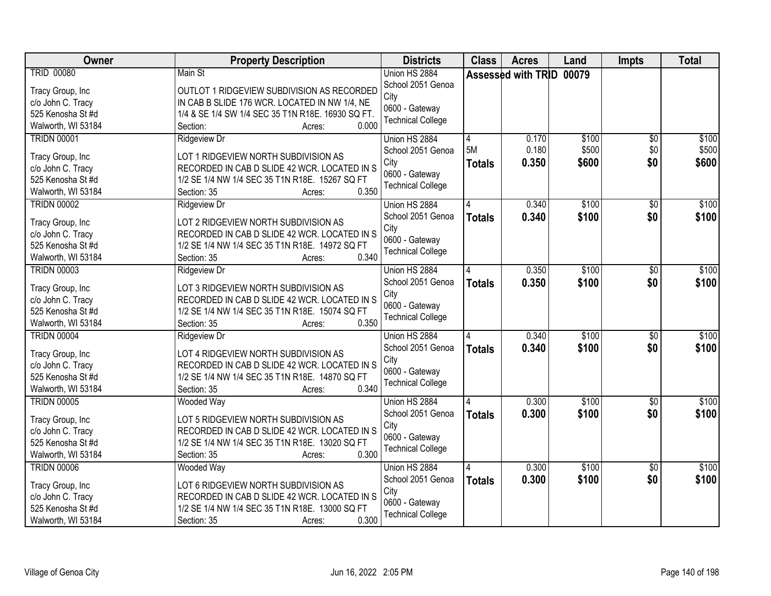| Owner | Property Description | Districts | Class | Acres | Land | Impts | Total |
|---|---|---|---|---|---|---|---|
| TRID 00080<br><br>Tracy Group, Inc<br>c/o John C. Tracy<br>525 Kenosha St #d<br>Walworth, WI 53184 | Main St<br><br>OUTLOT 1 RIDGEVIEW SUBDIVISION AS RECORDED IN CAB B SLIDE 176 WCR. LOCATED IN NW 1/4, NE 1/4 & SE 1/4 SW 1/4 SEC 35 T1N R18E. 16930 SQ FT.<br>Section: Acres: 0.000 | Union HS 2884<br>School 2051 Genoa City<br>0600 - Gateway Technical College | Assessed with TRID 00079 | | | | |
| TRIDN 00001<br><br>Tracy Group, Inc<br>c/o John C. Tracy<br>525 Kenosha St #d<br>Walworth, WI 53184 | Ridgeview Dr<br><br>LOT 1 RIDGEVIEW NORTH SUBDIVISION AS RECORDED IN CAB D SLIDE 42 WCR. LOCATED IN S 1/2 SE 1/4 NW 1/4 SEC 35 T1N R18E. 15267 SQ FT<br>Section: 35 Acres: 0.350 | Union HS 2884<br>School 2051 Genoa City<br>0600 - Gateway Technical College | 4<br>5M<br>**Totals** | 0.170<br>0.180<br>**0.350** | $100<br>$500<br>**$600** | $0<br>$0<br>**$0** | $100<br>$500<br>**$600** |
| TRIDN 00002<br><br>Tracy Group, Inc<br>c/o John C. Tracy<br>525 Kenosha St #d<br>Walworth, WI 53184 | Ridgeview Dr<br><br>LOT 2 RIDGEVIEW NORTH SUBDIVISION AS RECORDED IN CAB D SLIDE 42 WCR. LOCATED IN S 1/2 SE 1/4 NW 1/4 SEC 35 T1N R18E. 14972 SQ FT<br>Section: 35 Acres: 0.340 | Union HS 2884<br>School 2051 Genoa City<br>0600 - Gateway Technical College | 4<br>**Totals** | 0.340<br>**0.340** | $100<br>**$100** | $0<br>**$0** | $100<br>**$100** |
| TRIDN 00003<br><br>Tracy Group, Inc<br>c/o John C. Tracy<br>525 Kenosha St #d<br>Walworth, WI 53184 | Ridgeview Dr<br><br>LOT 3 RIDGEVIEW NORTH SUBDIVISION AS RECORDED IN CAB D SLIDE 42 WCR. LOCATED IN S 1/2 SE 1/4 NW 1/4 SEC 35 T1N R18E. 15074 SQ FT<br>Section: 35 Acres: 0.350 | Union HS 2884<br>School 2051 Genoa City<br>0600 - Gateway Technical College | 4<br>**Totals** | 0.350<br>**0.350** | $100<br>**$100** | $0<br>**$0** | $100<br>**$100** |
| TRIDN 00004<br><br>Tracy Group, Inc<br>c/o John C. Tracy<br>525 Kenosha St #d<br>Walworth, WI 53184 | Ridgeview Dr<br><br>LOT 4 RIDGEVIEW NORTH SUBDIVISION AS RECORDED IN CAB D SLIDE 42 WCR. LOCATED IN S 1/2 SE 1/4 NW 1/4 SEC 35 T1N R18E. 14870 SQ FT<br>Section: 35 Acres: 0.340 | Union HS 2884<br>School 2051 Genoa City<br>0600 - Gateway Technical College | 4<br>**Totals** | 0.340<br>**0.340** | $100<br>**$100** | $0<br>**$0** | $100<br>**$100** |
| TRIDN 00005<br><br>Tracy Group, Inc<br>c/o John C. Tracy<br>525 Kenosha St #d<br>Walworth, WI 53184 | Wooded Way<br><br>LOT 5 RIDGEVIEW NORTH SUBDIVISION AS RECORDED IN CAB D SLIDE 42 WCR. LOCATED IN S 1/2 SE 1/4 NW 1/4 SEC 35 T1N R18E. 13020 SQ FT<br>Section: 35 Acres: 0.300 | Union HS 2884<br>School 2051 Genoa City<br>0600 - Gateway Technical College | 4<br>**Totals** | 0.300<br>**0.300** | $100<br>**$100** | $0<br>**$0** | $100<br>**$100** |
| TRIDN 00006<br><br>Tracy Group, Inc<br>c/o John C. Tracy<br>525 Kenosha St #d<br>Walworth, WI 53184 | Wooded Way<br><br>LOT 6 RIDGEVIEW NORTH SUBDIVISION AS RECORDED IN CAB D SLIDE 42 WCR. LOCATED IN S 1/2 SE 1/4 NW 1/4 SEC 35 T1N R18E. 13000 SQ FT<br>Section: 35 Acres: 0.300 | Union HS 2884<br>School 2051 Genoa City<br>0600 - Gateway Technical College | 4<br>**Totals** | 0.300<br>**0.300** | $100<br>**$100** | $0<br>**$0** | $100<br>**$100** |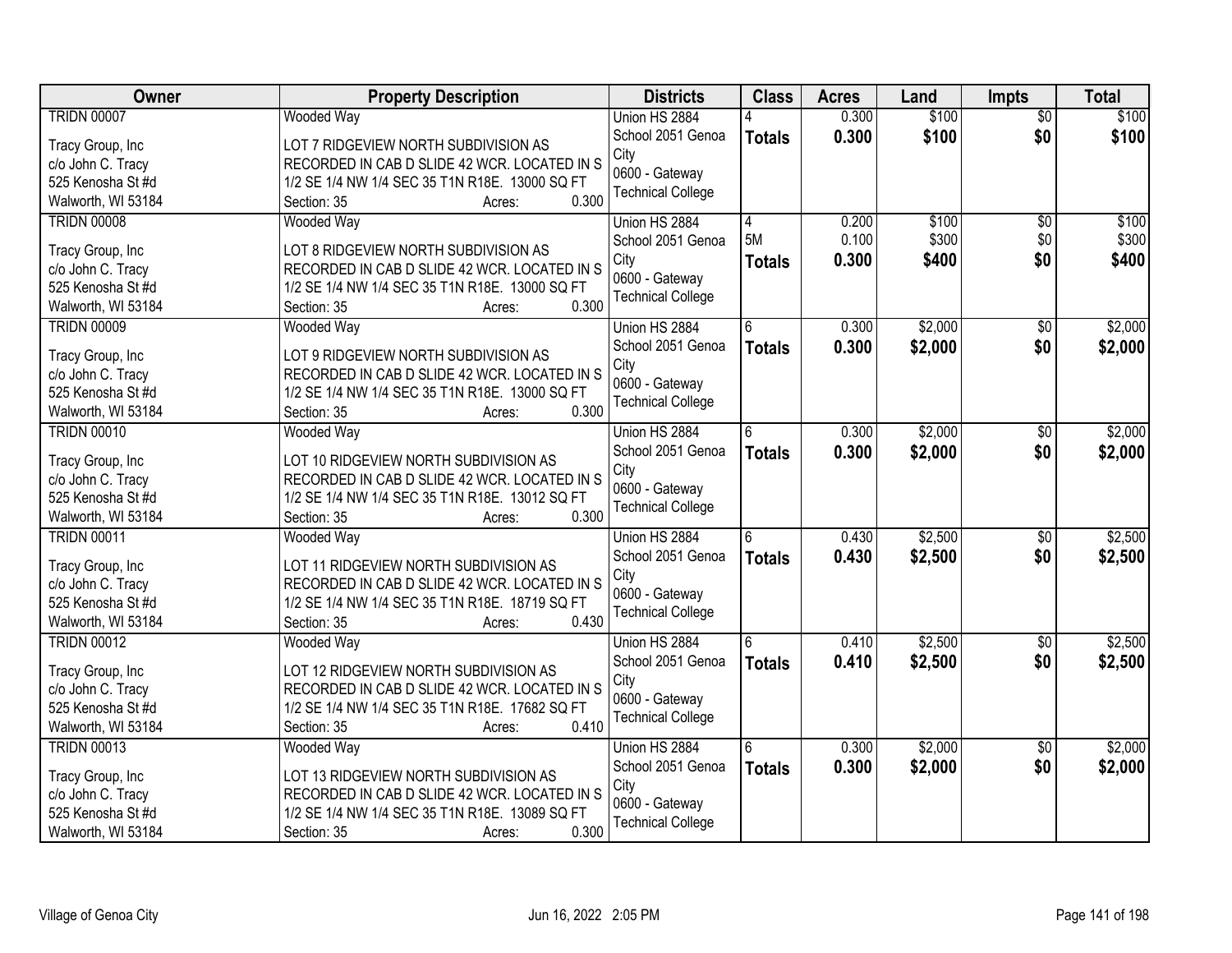| Owner | Property Description | Districts | Class | Acres | Land | Impts | Total |
|---|---|---|---|---|---|---|---|
| TRIDN 00007<br>Tracy Group, Inc<br>c/o John C. Tracy<br>525 Kenosha St #d<br>Walworth, WI 53184 | Wooded Way<br>LOT 7 RIDGEVIEW NORTH SUBDIVISION AS RECORDED IN CAB D SLIDE 42 WCR. LOCATED IN S 1/2 SE 1/4 NW 1/4 SEC 35 T1N R18E. 13000 SQ FT<br>Section: 35 Acres: 0.300 | Union HS 2884<br>School 2051 Genoa City<br>0600 - Gateway Technical College | 4<br>**Totals** | 0.300<br>**0.300** | $100<br>**$100** | $0<br>**$0** | $100<br>**$100** |
| TRIDN 00008<br>Tracy Group, Inc<br>c/o John C. Tracy<br>525 Kenosha St #d<br>Walworth, WI 53184 | Wooded Way<br>LOT 8 RIDGEVIEW NORTH SUBDIVISION AS RECORDED IN CAB D SLIDE 42 WCR. LOCATED IN S 1/2 SE 1/4 NW 1/4 SEC 35 T1N R18E. 13000 SQ FT<br>Section: 35 Acres: 0.300 | Union HS 2884<br>School 2051 Genoa City<br>0600 - Gateway Technical College | 4<br>5M<br>**Totals** | 0.200<br>0.100<br>**0.300** | $100<br>$300<br>**$400** | $0<br>$0<br>**$0** | $100<br>$300<br>**$400** |
| TRIDN 00009<br>Tracy Group, Inc<br>c/o John C. Tracy<br>525 Kenosha St #d<br>Walworth, WI 53184 | Wooded Way<br>LOT 9 RIDGEVIEW NORTH SUBDIVISION AS RECORDED IN CAB D SLIDE 42 WCR. LOCATED IN S 1/2 SE 1/4 NW 1/4 SEC 35 T1N R18E. 13000 SQ FT<br>Section: 35 Acres: 0.300 | Union HS 2884<br>School 2051 Genoa City<br>0600 - Gateway Technical College | 6<br>**Totals** | 0.300<br>**0.300** | $2,000<br>**$2,000** | $0<br>**$0** | $2,000<br>**$2,000** |
| TRIDN 00010<br>Tracy Group, Inc<br>c/o John C. Tracy<br>525 Kenosha St #d<br>Walworth, WI 53184 | Wooded Way<br>LOT 10 RIDGEVIEW NORTH SUBDIVISION AS RECORDED IN CAB D SLIDE 42 WCR. LOCATED IN S 1/2 SE 1/4 NW 1/4 SEC 35 T1N R18E. 13012 SQ FT<br>Section: 35 Acres: 0.300 | Union HS 2884<br>School 2051 Genoa City<br>0600 - Gateway Technical College | 6<br>**Totals** | 0.300<br>**0.300** | $2,000<br>**$2,000** | $0<br>**$0** | $2,000<br>**$2,000** |
| TRIDN 00011<br>Tracy Group, Inc<br>c/o John C. Tracy<br>525 Kenosha St #d<br>Walworth, WI 53184 | Wooded Way<br>LOT 11 RIDGEVIEW NORTH SUBDIVISION AS RECORDED IN CAB D SLIDE 42 WCR. LOCATED IN S 1/2 SE 1/4 NW 1/4 SEC 35 T1N R18E. 18719 SQ FT<br>Section: 35 Acres: 0.430 | Union HS 2884<br>School 2051 Genoa City<br>0600 - Gateway Technical College | 6<br>**Totals** | 0.430<br>**0.430** | $2,500<br>**$2,500** | $0<br>**$0** | $2,500<br>**$2,500** |
| TRIDN 00012<br>Tracy Group, Inc<br>c/o John C. Tracy<br>525 Kenosha St #d<br>Walworth, WI 53184 | Wooded Way<br>LOT 12 RIDGEVIEW NORTH SUBDIVISION AS RECORDED IN CAB D SLIDE 42 WCR. LOCATED IN S 1/2 SE 1/4 NW 1/4 SEC 35 T1N R18E. 17682 SQ FT<br>Section: 35 Acres: 0.410 | Union HS 2884<br>School 2051 Genoa City<br>0600 - Gateway Technical College | 6<br>**Totals** | 0.410<br>**0.410** | $2,500<br>**$2,500** | $0<br>**$0** | $2,500<br>**$2,500** |
| TRIDN 00013<br>Tracy Group, Inc<br>c/o John C. Tracy<br>525 Kenosha St #d<br>Walworth, WI 53184 | Wooded Way<br>LOT 13 RIDGEVIEW NORTH SUBDIVISION AS RECORDED IN CAB D SLIDE 42 WCR. LOCATED IN S 1/2 SE 1/4 NW 1/4 SEC 35 T1N R18E. 13089 SQ FT<br>Section: 35 Acres: 0.300 | Union HS 2884<br>School 2051 Genoa City<br>0600 - Gateway Technical College | 6<br>**Totals** | 0.300<br>**0.300** | $2,000<br>**$2,000** | $0<br>**$0** | $2,000<br>**$2,000** |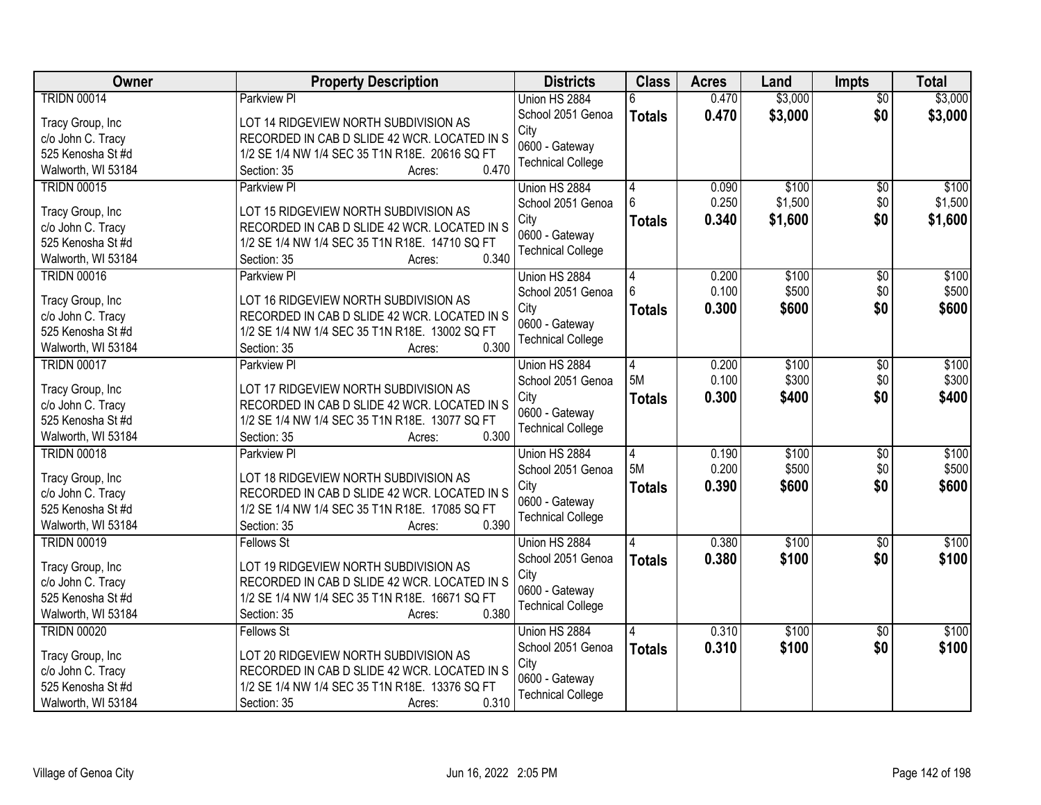| Owner | Property Description | Districts | Class | Acres | Land | Impts | Total |
|---|---|---|---|---|---|---|---|
| TRIDN 00014<br><br>Tracy Group, Inc<br>c/o John C. Tracy<br>525 Kenosha St #d<br>Walworth, WI 53184 | Parkview Pl<br><br>LOT 14 RIDGEVIEW NORTH SUBDIVISION AS RECORDED IN CAB D SLIDE 42 WCR. LOCATED IN S 1/2 SE 1/4 NW 1/4 SEC 35 T1N R18E. 20616 SQ FT<br>Section: 35 Acres: 0.470 | Union HS 2884<br>School 2051 Genoa City<br>0600 - Gateway Technical College | 6<br>**Totals** | 0.470<br>**0.470** | $3,000<br>**$3,000** | $0<br>**$0** | $3,000<br>**$3,000** |
| TRIDN 00015<br><br>Tracy Group, Inc<br>c/o John C. Tracy<br>525 Kenosha St #d<br>Walworth, WI 53184 | Parkview Pl<br><br>LOT 15 RIDGEVIEW NORTH SUBDIVISION AS RECORDED IN CAB D SLIDE 42 WCR. LOCATED IN S 1/2 SE 1/4 NW 1/4 SEC 35 T1N R18E. 14710 SQ FT<br>Section: 35 Acres: 0.340 | Union HS 2884<br>School 2051 Genoa City<br>0600 - Gateway Technical College | 4<br>6<br>**Totals** | 0.090<br>0.250<br>**0.340** | $100<br>$1,500<br>**$1,600** | $0<br>$0<br>**$0** | $100<br>$1,500<br>**$1,600** |
| TRIDN 00016<br><br>Tracy Group, Inc<br>c/o John C. Tracy<br>525 Kenosha St #d<br>Walworth, WI 53184 | Parkview Pl<br><br>LOT 16 RIDGEVIEW NORTH SUBDIVISION AS RECORDED IN CAB D SLIDE 42 WCR. LOCATED IN S 1/2 SE 1/4 NW 1/4 SEC 35 T1N R18E. 13002 SQ FT<br>Section: 35 Acres: 0.300 | Union HS 2884<br>School 2051 Genoa City<br>0600 - Gateway Technical College | 4<br>6<br>**Totals** | 0.200<br>0.100<br>**0.300** | $100<br>$500<br>**$600** | $0<br>$0<br>**$0** | $100<br>$500<br>**$600** |
| TRIDN 00017<br><br>Tracy Group, Inc<br>c/o John C. Tracy<br>525 Kenosha St #d<br>Walworth, WI 53184 | Parkview Pl<br><br>LOT 17 RIDGEVIEW NORTH SUBDIVISION AS RECORDED IN CAB D SLIDE 42 WCR. LOCATED IN S 1/2 SE 1/4 NW 1/4 SEC 35 T1N R18E. 13077 SQ FT<br>Section: 35 Acres: 0.300 | Union HS 2884<br>School 2051 Genoa City<br>0600 - Gateway Technical College | 4<br>5M<br>**Totals** | 0.200<br>0.100<br>**0.300** | $100<br>$300<br>**$400** | $0<br>$0<br>**$0** | $100<br>$300<br>**$400** |
| TRIDN 00018<br><br>Tracy Group, Inc<br>c/o John C. Tracy<br>525 Kenosha St #d<br>Walworth, WI 53184 | Parkview Pl<br><br>LOT 18 RIDGEVIEW NORTH SUBDIVISION AS RECORDED IN CAB D SLIDE 42 WCR. LOCATED IN S 1/2 SE 1/4 NW 1/4 SEC 35 T1N R18E. 17085 SQ FT<br>Section: 35 Acres: 0.390 | Union HS 2884<br>School 2051 Genoa City<br>0600 - Gateway Technical College | 4<br>5M<br>**Totals** | 0.190<br>0.200<br>**0.390** | $100<br>$500<br>**$600** | $0<br>$0<br>**$0** | $100<br>$500<br>**$600** |
| TRIDN 00019<br><br>Tracy Group, Inc<br>c/o John C. Tracy<br>525 Kenosha St #d<br>Walworth, WI 53184 | Fellows St<br><br>LOT 19 RIDGEVIEW NORTH SUBDIVISION AS RECORDED IN CAB D SLIDE 42 WCR. LOCATED IN S 1/2 SE 1/4 NW 1/4 SEC 35 T1N R18E. 16671 SQ FT<br>Section: 35 Acres: 0.380 | Union HS 2884<br>School 2051 Genoa City<br>0600 - Gateway Technical College | 4<br>**Totals** | 0.380<br>**0.380** | $100<br>**$100** | $0<br>**$0** | $100<br>**$100** |
| TRIDN 00020<br><br>Tracy Group, Inc<br>c/o John C. Tracy<br>525 Kenosha St #d<br>Walworth, WI 53184 | Fellows St<br><br>LOT 20 RIDGEVIEW NORTH SUBDIVISION AS RECORDED IN CAB D SLIDE 42 WCR. LOCATED IN S 1/2 SE 1/4 NW 1/4 SEC 35 T1N R18E. 13376 SQ FT<br>Section: 35 Acres: 0.310 | Union HS 2884<br>School 2051 Genoa City<br>0600 - Gateway Technical College | 4<br>**Totals** | 0.310<br>**0.310** | $100<br>**$100** | $0<br>**$0** | $100<br>**$100** |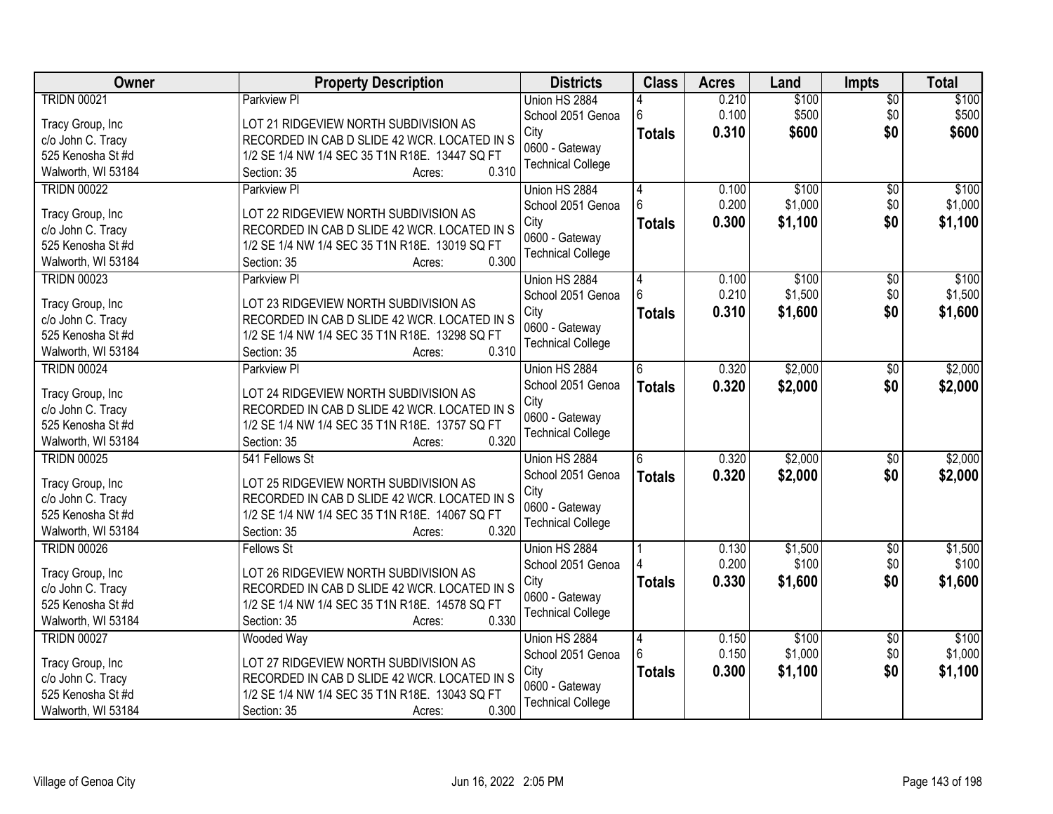| Owner | Property Description | Districts | Class | Acres | Land | Impts | Total |
|---|---|---|---|---|---|---|---|
| TRIDN 00021<br><br>Tracy Group, Inc<br>c/o John C. Tracy<br>525 Kenosha St #d<br>Walworth, WI 53184 | Parkview Pl<br><br>LOT 21 RIDGEVIEW NORTH SUBDIVISION AS RECORDED IN CAB D SLIDE 42 WCR. LOCATED IN S 1/2 SE 1/4 NW 1/4 SEC 35 T1N R18E. 13447 SQ FT<br>Section: 35 Acres: 0.310 | Union HS 2884<br>School 2051 Genoa City<br>0600 - Gateway Technical College | 4<br>6<br>**Totals** | 0.210<br>0.100<br>**0.310** | $100<br>$500<br>**$600** | $0<br>$0<br>**$0** | $100<br>$500<br>**$600** |
| TRIDN 00022<br><br>Tracy Group, Inc<br>c/o John C. Tracy<br>525 Kenosha St #d<br>Walworth, WI 53184 | Parkview Pl<br><br>LOT 22 RIDGEVIEW NORTH SUBDIVISION AS RECORDED IN CAB D SLIDE 42 WCR. LOCATED IN S 1/2 SE 1/4 NW 1/4 SEC 35 T1N R18E. 13019 SQ FT<br>Section: 35 Acres: 0.300 | Union HS 2884<br>School 2051 Genoa City<br>0600 - Gateway Technical College | 4<br>6<br>**Totals** | 0.100<br>0.200<br>**0.300** | $100<br>$1,000<br>**$1,100** | $0<br>$0<br>**$0** | $100<br>$1,000<br>**$1,100** |
| TRIDN 00023<br><br>Tracy Group, Inc<br>c/o John C. Tracy<br>525 Kenosha St #d<br>Walworth, WI 53184 | Parkview Pl<br><br>LOT 23 RIDGEVIEW NORTH SUBDIVISION AS RECORDED IN CAB D SLIDE 42 WCR. LOCATED IN S 1/2 SE 1/4 NW 1/4 SEC 35 T1N R18E. 13298 SQ FT<br>Section: 35 Acres: 0.310 | Union HS 2884<br>School 2051 Genoa City<br>0600 - Gateway Technical College | 4<br>6<br>**Totals** | 0.100<br>0.210<br>**0.310** | $100<br>$1,500<br>**$1,600** | $0<br>$0<br>**$0** | $100<br>$1,500<br>**$1,600** |
| TRIDN 00024<br><br>Tracy Group, Inc<br>c/o John C. Tracy<br>525 Kenosha St #d<br>Walworth, WI 53184 | Parkview Pl<br><br>LOT 24 RIDGEVIEW NORTH SUBDIVISION AS RECORDED IN CAB D SLIDE 42 WCR. LOCATED IN S 1/2 SE 1/4 NW 1/4 SEC 35 T1N R18E. 13757 SQ FT<br>Section: 35 Acres: 0.320 | Union HS 2884<br>School 2051 Genoa City<br>0600 - Gateway Technical College | 6<br>**Totals** | 0.320<br>**0.320** | $2,000<br>**$2,000** | $0<br>**$0** | $2,000<br>**$2,000** |
| TRIDN 00025<br><br>Tracy Group, Inc<br>c/o John C. Tracy<br>525 Kenosha St #d<br>Walworth, WI 53184 | 541 Fellows St<br><br>LOT 25 RIDGEVIEW NORTH SUBDIVISION AS RECORDED IN CAB D SLIDE 42 WCR. LOCATED IN S 1/2 SE 1/4 NW 1/4 SEC 35 T1N R18E. 14067 SQ FT<br>Section: 35 Acres: 0.320 | Union HS 2884<br>School 2051 Genoa City<br>0600 - Gateway Technical College | 6<br>**Totals** | 0.320<br>**0.320** | $2,000<br>**$2,000** | $0<br>**$0** | $2,000<br>**$2,000** |
| TRIDN 00026<br><br>Tracy Group, Inc<br>c/o John C. Tracy<br>525 Kenosha St #d<br>Walworth, WI 53184 | Fellows St<br><br>LOT 26 RIDGEVIEW NORTH SUBDIVISION AS RECORDED IN CAB D SLIDE 42 WCR. LOCATED IN S 1/2 SE 1/4 NW 1/4 SEC 35 T1N R18E. 14578 SQ FT<br>Section: 35 Acres: 0.330 | Union HS 2884<br>School 2051 Genoa City<br>0600 - Gateway Technical College | 1<br>4<br>**Totals** | 0.130<br>0.200<br>**0.330** | $1,500<br>$100<br>**$1,600** | $0<br>$0<br>**$0** | $1,500<br>$100<br>**$1,600** |
| TRIDN 00027<br><br>Tracy Group, Inc<br>c/o John C. Tracy<br>525 Kenosha St #d<br>Walworth, WI 53184 | Wooded Way<br><br>LOT 27 RIDGEVIEW NORTH SUBDIVISION AS RECORDED IN CAB D SLIDE 42 WCR. LOCATED IN S 1/2 SE 1/4 NW 1/4 SEC 35 T1N R18E. 13043 SQ FT<br>Section: 35 Acres: 0.300 | Union HS 2884<br>School 2051 Genoa City<br>0600 - Gateway Technical College | 4<br>6<br>**Totals** | 0.150<br>0.150<br>**0.300** | $100<br>$1,000<br>**$1,100** | $0<br>$0<br>**$0** | $100<br>$1,000<br>**$1,100** |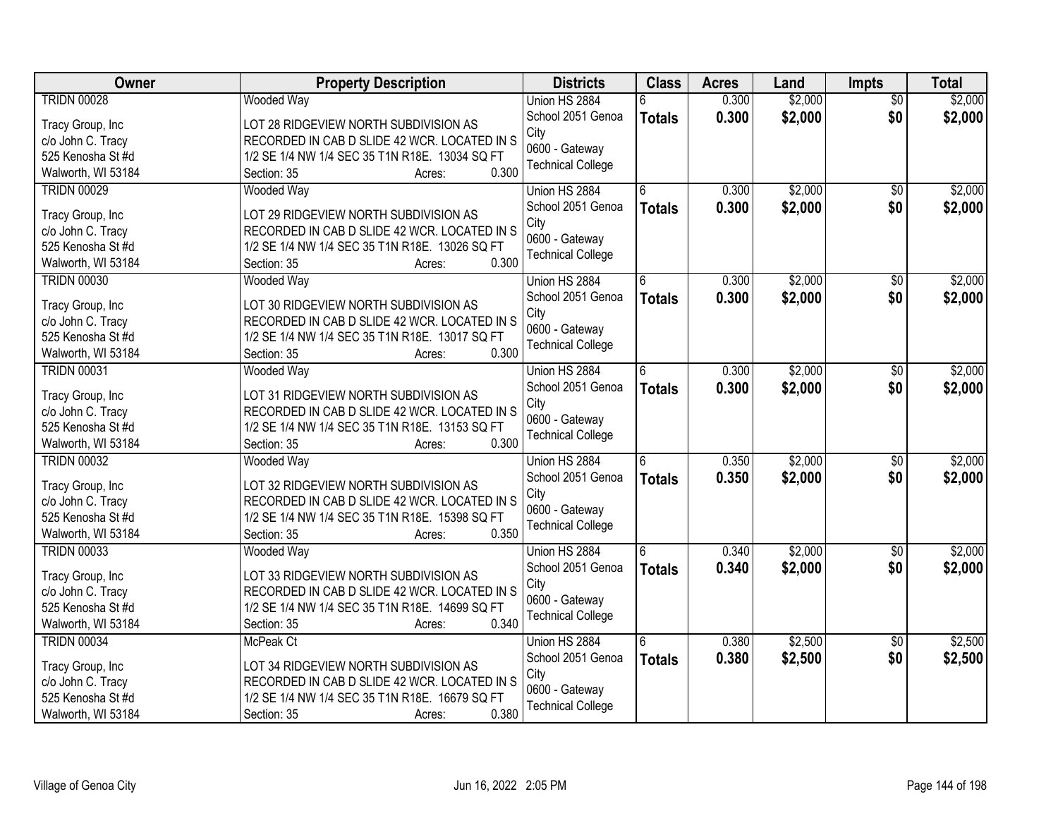| Owner | Property Description | Districts | Class | Acres | Land | Impts | Total |
|---|---|---|---|---|---|---|---|
| TRIDN 00028<br><br>Tracy Group, Inc<br>c/o John C. Tracy<br>525 Kenosha St #d<br>Walworth, WI 53184 | Wooded Way<br><br>LOT 28 RIDGEVIEW NORTH SUBDIVISION AS RECORDED IN CAB D SLIDE 42 WCR. LOCATED IN S 1/2 SE 1/4 NW 1/4 SEC 35 T1N R18E. 13034 SQ FT<br>Section: 35 Acres: 0.300 | Union HS 2884<br>School 2051 Genoa City<br>0600 - Gateway Technical College | 6<br>**Totals** | 0.300<br>**0.300** | $2,000<br>**$2,000** | $0<br>**$0** | $2,000<br>**$2,000** |
| TRIDN 00029<br><br>Tracy Group, Inc<br>c/o John C. Tracy<br>525 Kenosha St #d<br>Walworth, WI 53184 | Wooded Way<br><br>LOT 29 RIDGEVIEW NORTH SUBDIVISION AS RECORDED IN CAB D SLIDE 42 WCR. LOCATED IN S 1/2 SE 1/4 NW 1/4 SEC 35 T1N R18E. 13026 SQ FT<br>Section: 35 Acres: 0.300 | Union HS 2884<br>School 2051 Genoa City<br>0600 - Gateway Technical College | 6<br>**Totals** | 0.300<br>**0.300** | $2,000<br>**$2,000** | $0<br>**$0** | $2,000<br>**$2,000** |
| TRIDN 00030<br><br>Tracy Group, Inc<br>c/o John C. Tracy<br>525 Kenosha St #d<br>Walworth, WI 53184 | Wooded Way<br><br>LOT 30 RIDGEVIEW NORTH SUBDIVISION AS RECORDED IN CAB D SLIDE 42 WCR. LOCATED IN S 1/2 SE 1/4 NW 1/4 SEC 35 T1N R18E. 13017 SQ FT<br>Section: 35 Acres: 0.300 | Union HS 2884<br>School 2051 Genoa City<br>0600 - Gateway Technical College | 6<br>**Totals** | 0.300<br>**0.300** | $2,000<br>**$2,000** | $0<br>**$0** | $2,000<br>**$2,000** |
| TRIDN 00031<br><br>Tracy Group, Inc<br>c/o John C. Tracy<br>525 Kenosha St #d<br>Walworth, WI 53184 | Wooded Way<br><br>LOT 31 RIDGEVIEW NORTH SUBDIVISION AS RECORDED IN CAB D SLIDE 42 WCR. LOCATED IN S 1/2 SE 1/4 NW 1/4 SEC 35 T1N R18E. 13153 SQ FT<br>Section: 35 Acres: 0.300 | Union HS 2884<br>School 2051 Genoa City<br>0600 - Gateway Technical College | 6<br>**Totals** | 0.300<br>**0.300** | $2,000<br>**$2,000** | $0<br>**$0** | $2,000<br>**$2,000** |
| TRIDN 00032<br><br>Tracy Group, Inc<br>c/o John C. Tracy<br>525 Kenosha St #d<br>Walworth, WI 53184 | Wooded Way<br><br>LOT 32 RIDGEVIEW NORTH SUBDIVISION AS RECORDED IN CAB D SLIDE 42 WCR. LOCATED IN S 1/2 SE 1/4 NW 1/4 SEC 35 T1N R18E. 15398 SQ FT<br>Section: 35 Acres: 0.350 | Union HS 2884<br>School 2051 Genoa City<br>0600 - Gateway Technical College | 6<br>**Totals** | 0.350<br>**0.350** | $2,000<br>**$2,000** | $0<br>**$0** | $2,000<br>**$2,000** |
| TRIDN 00033<br><br>Tracy Group, Inc<br>c/o John C. Tracy<br>525 Kenosha St #d<br>Walworth, WI 53184 | Wooded Way<br><br>LOT 33 RIDGEVIEW NORTH SUBDIVISION AS RECORDED IN CAB D SLIDE 42 WCR. LOCATED IN S 1/2 SE 1/4 NW 1/4 SEC 35 T1N R18E. 14699 SQ FT<br>Section: 35 Acres: 0.340 | Union HS 2884<br>School 2051 Genoa City<br>0600 - Gateway Technical College | 6<br>**Totals** | 0.340<br>**0.340** | $2,000<br>**$2,000** | $0<br>**$0** | $2,000<br>**$2,000** |
| TRIDN 00034<br><br>Tracy Group, Inc<br>c/o John C. Tracy<br>525 Kenosha St #d<br>Walworth, WI 53184 | McPeak Ct<br><br>LOT 34 RIDGEVIEW NORTH SUBDIVISION AS RECORDED IN CAB D SLIDE 42 WCR. LOCATED IN S 1/2 SE 1/4 NW 1/4 SEC 35 T1N R18E. 16679 SQ FT<br>Section: 35 Acres: 0.380 | Union HS 2884<br>School 2051 Genoa City<br>0600 - Gateway Technical College | 6<br>**Totals** | 0.380<br>**0.380** | $2,500<br>**$2,500** | $0<br>**$0** | $2,500<br>**$2,500** |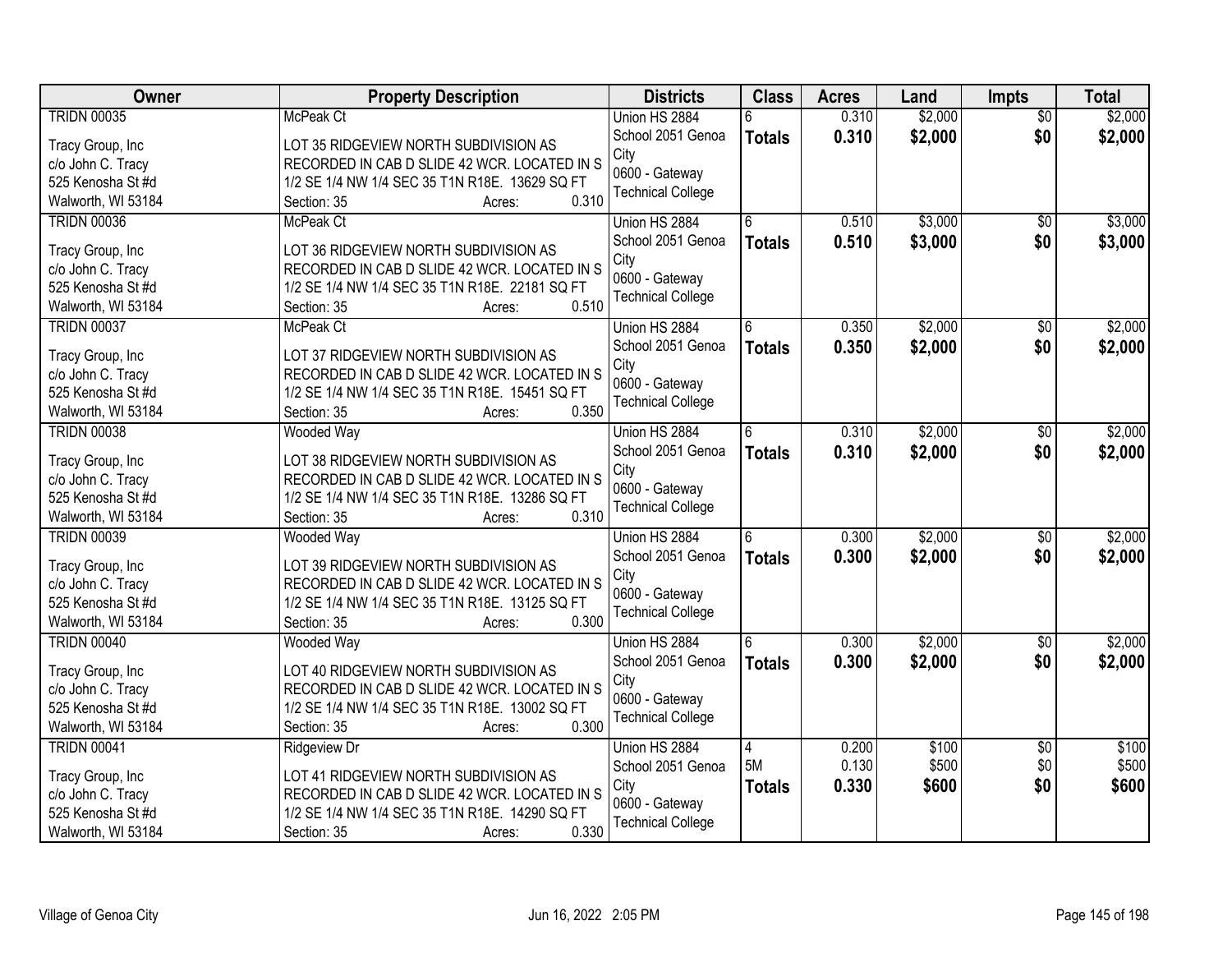| Owner | Property Description | Districts | Class | Acres | Land | Impts | Total |
|---|---|---|---|---|---|---|---|
| TRIDN 00035<br>Tracy Group, Inc<br>c/o John C. Tracy<br>525 Kenosha St #d<br>Walworth, WI 53184 | McPeak Ct<br>LOT 35 RIDGEVIEW NORTH SUBDIVISION AS RECORDED IN CAB D SLIDE 42 WCR. LOCATED IN S 1/2 SE 1/4 NW 1/4 SEC 35 T1N R18E. 13629 SQ FT<br>Section: 35 Acres: 0.310 | Union HS 2884<br>School 2051 Genoa City<br>0600 - Gateway Technical College | 6<br>**Totals** | 0.310<br>**0.310** | $2,000<br>**$2,000** | $0<br>**$0** | $2,000<br>**$2,000** |
| TRIDN 00036<br>Tracy Group, Inc<br>c/o John C. Tracy<br>525 Kenosha St #d<br>Walworth, WI 53184 | McPeak Ct<br>LOT 36 RIDGEVIEW NORTH SUBDIVISION AS RECORDED IN CAB D SLIDE 42 WCR. LOCATED IN S 1/2 SE 1/4 NW 1/4 SEC 35 T1N R18E. 22181 SQ FT<br>Section: 35 Acres: 0.510 | Union HS 2884<br>School 2051 Genoa City<br>0600 - Gateway Technical College | 6<br>**Totals** | 0.510<br>**0.510** | $3,000<br>**$3,000** | $0<br>**$0** | $3,000<br>**$3,000** |
| TRIDN 00037<br>Tracy Group, Inc<br>c/o John C. Tracy<br>525 Kenosha St #d<br>Walworth, WI 53184 | McPeak Ct<br>LOT 37 RIDGEVIEW NORTH SUBDIVISION AS RECORDED IN CAB D SLIDE 42 WCR. LOCATED IN S 1/2 SE 1/4 NW 1/4 SEC 35 T1N R18E. 15451 SQ FT<br>Section: 35 Acres: 0.350 | Union HS 2884<br>School 2051 Genoa City<br>0600 - Gateway Technical College | 6<br>**Totals** | 0.350<br>**0.350** | $2,000<br>**$2,000** | $0<br>**$0** | $2,000<br>**$2,000** |
| TRIDN 00038<br>Tracy Group, Inc<br>c/o John C. Tracy<br>525 Kenosha St #d<br>Walworth, WI 53184 | Wooded Way<br>LOT 38 RIDGEVIEW NORTH SUBDIVISION AS RECORDED IN CAB D SLIDE 42 WCR. LOCATED IN S 1/2 SE 1/4 NW 1/4 SEC 35 T1N R18E. 13286 SQ FT<br>Section: 35 Acres: 0.310 | Union HS 2884<br>School 2051 Genoa City<br>0600 - Gateway Technical College | 6<br>**Totals** | 0.310<br>**0.310** | $2,000<br>**$2,000** | $0<br>**$0** | $2,000<br>**$2,000** |
| TRIDN 00039<br>Tracy Group, Inc<br>c/o John C. Tracy<br>525 Kenosha St #d<br>Walworth, WI 53184 | Wooded Way<br>LOT 39 RIDGEVIEW NORTH SUBDIVISION AS RECORDED IN CAB D SLIDE 42 WCR. LOCATED IN S 1/2 SE 1/4 NW 1/4 SEC 35 T1N R18E. 13125 SQ FT<br>Section: 35 Acres: 0.300 | Union HS 2884<br>School 2051 Genoa City<br>0600 - Gateway Technical College | 6<br>**Totals** | 0.300<br>**0.300** | $2,000<br>**$2,000** | $0<br>**$0** | $2,000<br>**$2,000** |
| TRIDN 00040<br>Tracy Group, Inc<br>c/o John C. Tracy<br>525 Kenosha St #d<br>Walworth, WI 53184 | Wooded Way<br>LOT 40 RIDGEVIEW NORTH SUBDIVISION AS RECORDED IN CAB D SLIDE 42 WCR. LOCATED IN S 1/2 SE 1/4 NW 1/4 SEC 35 T1N R18E. 13002 SQ FT<br>Section: 35 Acres: 0.300 | Union HS 2884<br>School 2051 Genoa City<br>0600 - Gateway Technical College | 6<br>**Totals** | 0.300<br>**0.300** | $2,000<br>**$2,000** | $0<br>**$0** | $2,000<br>**$2,000** |
| TRIDN 00041<br>Tracy Group, Inc<br>c/o John C. Tracy<br>525 Kenosha St #d<br>Walworth, WI 53184 | Ridgeview Dr<br>LOT 41 RIDGEVIEW NORTH SUBDIVISION AS RECORDED IN CAB D SLIDE 42 WCR. LOCATED IN S 1/2 SE 1/4 NW 1/4 SEC 35 T1N R18E. 14290 SQ FT<br>Section: 35 Acres: 0.330 | Union HS 2884<br>School 2051 Genoa City<br>0600 - Gateway Technical College | 4<br>5M<br>**Totals** | 0.200<br>0.130<br>**0.330** | $100<br>$500<br>**$600** | $0<br>$0<br>**$0** | $100<br>$500<br>**$600** |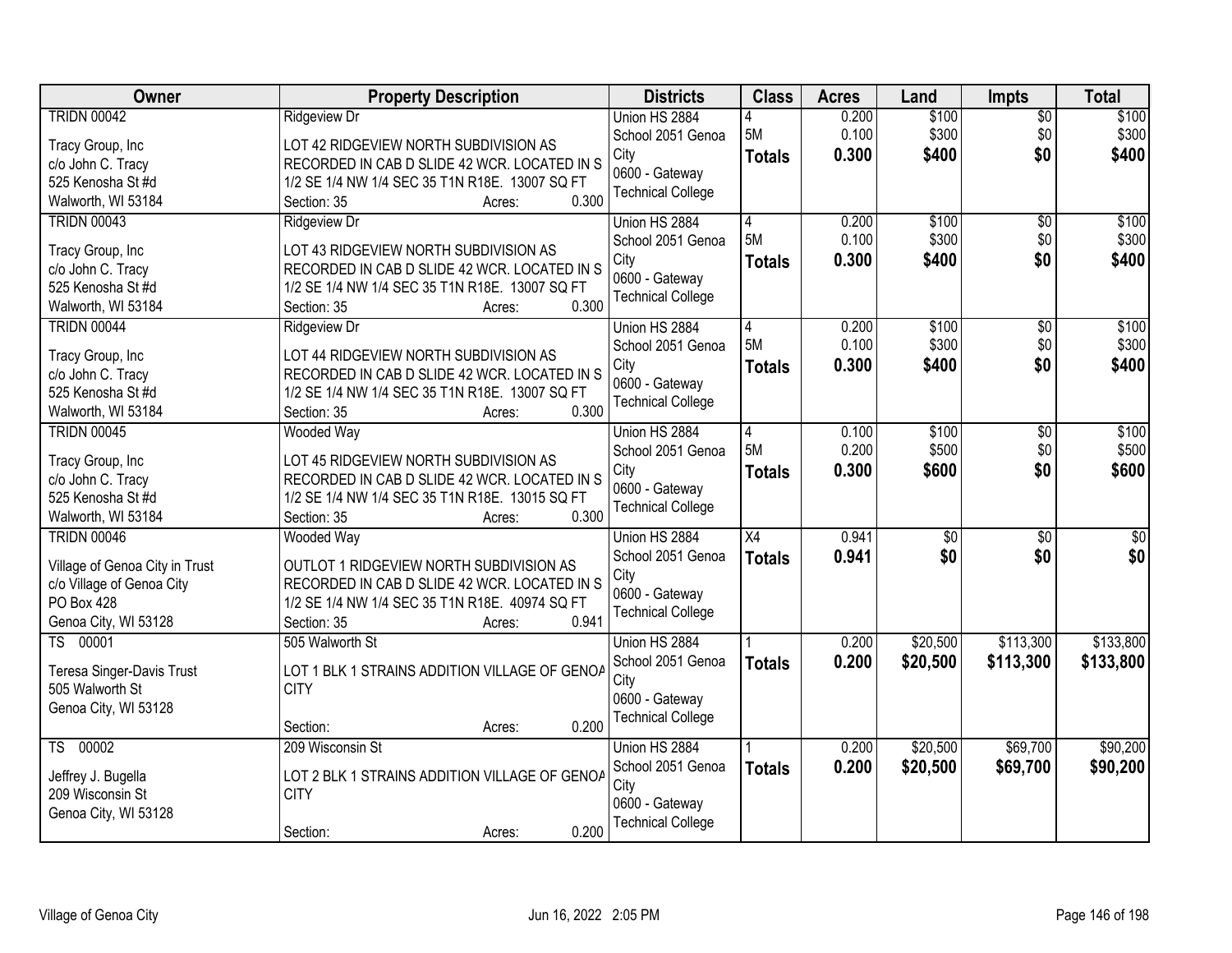| Owner | Property Description | Districts | Class | Acres | Land | Impts | Total |
|---|---|---|---|---|---|---|---|
| TRIDN 00042<br>Tracy Group, Inc<br>c/o John C. Tracy<br>525 Kenosha St #d<br>Walworth, WI 53184 | Ridgeview Dr<br>LOT 42 RIDGEVIEW NORTH SUBDIVISION AS RECORDED IN CAB D SLIDE 42 WCR. LOCATED IN S 1/2 SE 1/4 NW 1/4 SEC 35 T1N R18E. 13007 SQ FT<br>Section: 35 Acres: 0.300 | Union HS 2884<br>School 2051 Genoa City<br>0600 - Gateway Technical College | 4<br>5M<br>**Totals** | 0.200<br>0.100<br>**0.300** | $100<br>$300<br>**$400** | $0<br>$0<br>**$0** | $100<br>$300<br>**$400** |
| TRIDN 00043<br>Tracy Group, Inc<br>c/o John C. Tracy<br>525 Kenosha St #d<br>Walworth, WI 53184 | Ridgeview Dr<br>LOT 43 RIDGEVIEW NORTH SUBDIVISION AS RECORDED IN CAB D SLIDE 42 WCR. LOCATED IN S 1/2 SE 1/4 NW 1/4 SEC 35 T1N R18E. 13007 SQ FT<br>Section: 35 Acres: 0.300 | Union HS 2884<br>School 2051 Genoa City<br>0600 - Gateway Technical College | 4<br>5M<br>**Totals** | 0.200<br>0.100<br>**0.300** | $100<br>$300<br>**$400** | $0<br>$0<br>**$0** | $100<br>$300<br>**$400** |
| TRIDN 00044<br>Tracy Group, Inc<br>c/o John C. Tracy<br>525 Kenosha St #d<br>Walworth, WI 53184 | Ridgeview Dr<br>LOT 44 RIDGEVIEW NORTH SUBDIVISION AS RECORDED IN CAB D SLIDE 42 WCR. LOCATED IN S 1/2 SE 1/4 NW 1/4 SEC 35 T1N R18E. 13007 SQ FT<br>Section: 35 Acres: 0.300 | Union HS 2884<br>School 2051 Genoa City<br>0600 - Gateway Technical College | 4<br>5M<br>**Totals** | 0.200<br>0.100<br>**0.300** | $100<br>$300<br>**$400** | $0<br>$0<br>**$0** | $100<br>$300<br>**$400** |
| TRIDN 00045<br>Tracy Group, Inc<br>c/o John C. Tracy<br>525 Kenosha St #d<br>Walworth, WI 53184 | Wooded Way<br>LOT 45 RIDGEVIEW NORTH SUBDIVISION AS RECORDED IN CAB D SLIDE 42 WCR. LOCATED IN S 1/2 SE 1/4 NW 1/4 SEC 35 T1N R18E. 13015 SQ FT<br>Section: 35 Acres: 0.300 | Union HS 2884<br>School 2051 Genoa City<br>0600 - Gateway Technical College | 4<br>5M<br>**Totals** | 0.100<br>0.200<br>**0.300** | $100<br>$500<br>**$600** | $0<br>$0<br>**$0** | $100<br>$500<br>**$600** |
| TRIDN 00046<br>Village of Genoa City in Trust<br>c/o Village of Genoa City<br>PO Box 428<br>Genoa City, WI 53128 | Wooded Way<br>OUTLOT 1 RIDGEVIEW NORTH SUBDIVISION AS RECORDED IN CAB D SLIDE 42 WCR. LOCATED IN S 1/2 SE 1/4 NW 1/4 SEC 35 T1N R18E. 40974 SQ FT<br>Section: 35 Acres: 0.941 | Union HS 2884<br>School 2051 Genoa City<br>0600 - Gateway Technical College | X4<br>**Totals** | 0.941<br>**0.941** | $0<br>**$0** | $0<br>**$0** | $0<br>**$0** |
| TS 00001<br>Teresa Singer-Davis Trust<br>505 Walworth St<br>Genoa City, WI 53128 | 505 Walworth St<br>LOT 1 BLK 1 STRAINS ADDITION VILLAGE OF GENOA CITY<br>Section: Acres: 0.200 | Union HS 2884<br>School 2051 Genoa City<br>0600 - Gateway Technical College | 1<br>**Totals** | 0.200<br>**0.200** | $20,500<br>**$20,500** | $113,300<br>**$113,300** | $133,800<br>**$133,800** |
| TS 00002<br>Jeffrey J. Bugella<br>209 Wisconsin St<br>Genoa City, WI 53128 | 209 Wisconsin St<br>LOT 2 BLK 1 STRAINS ADDITION VILLAGE OF GENOA CITY<br>Section: Acres: 0.200 | Union HS 2884<br>School 2051 Genoa City<br>0600 - Gateway Technical College | 1<br>**Totals** | 0.200<br>**0.200** | $20,500<br>**$20,500** | $69,700<br>**$69,700** | $90,200<br>**$90,200** |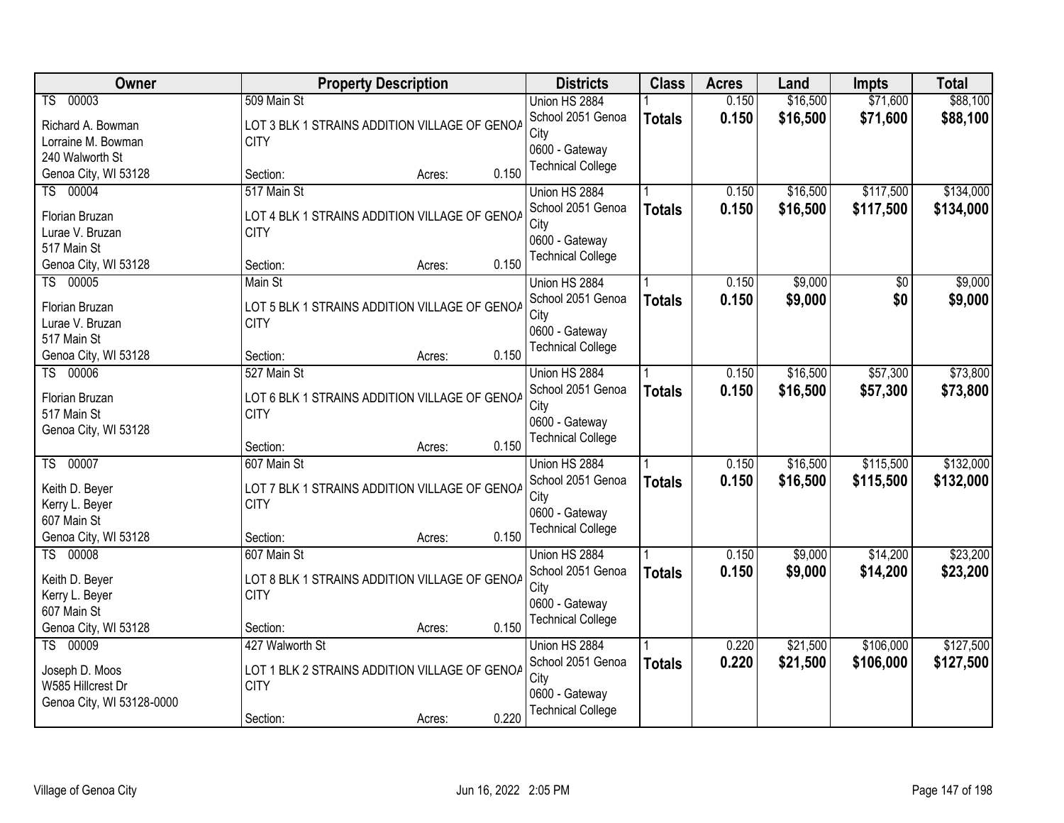| Owner | Property Description | Districts | Class | Acres | Land | Impts | Total |
|---|---|---|---|---|---|---|---|
| TS 00003<br>Richard A. Bowman<br>Lorraine M. Bowman<br>240 Walworth St<br>Genoa City, WI 53128 | 509 Main St<br>LOT 3 BLK 1 STRAINS ADDITION VILLAGE OF GENOA CITY<br>Section: Acres: 0.150 | Union HS 2884<br>School 2051 Genoa City<br>0600 - Gateway Technical College | 1<br>**Totals** | 0.150<br>**0.150** | $16,500<br>**$16,500** | $71,600<br>**$71,600** | $88,100<br>**$88,100** |
| TS 00004<br>Florian Bruzan<br>Lurae V. Bruzan<br>517 Main St<br>Genoa City, WI 53128 | 517 Main St<br>LOT 4 BLK 1 STRAINS ADDITION VILLAGE OF GENOA CITY<br>Section: Acres: 0.150 | Union HS 2884<br>School 2051 Genoa City<br>0600 - Gateway Technical College | 1<br>**Totals** | 0.150<br>**0.150** | $16,500<br>**$16,500** | $117,500<br>**$117,500** | $134,000<br>**$134,000** |
| TS 00005<br>Florian Bruzan<br>Lurae V. Bruzan<br>517 Main St<br>Genoa City, WI 53128 | Main St<br>LOT 5 BLK 1 STRAINS ADDITION VILLAGE OF GENOA CITY<br>Section: Acres: 0.150 | Union HS 2884<br>School 2051 Genoa City<br>0600 - Gateway Technical College | 1<br>**Totals** | 0.150<br>**0.150** | $9,000<br>**$9,000** | $0<br>**$0** | $9,000<br>**$9,000** |
| TS 00006<br>Florian Bruzan<br>517 Main St<br>Genoa City, WI 53128 | 527 Main St<br>LOT 6 BLK 1 STRAINS ADDITION VILLAGE OF GENOA CITY<br>Section: Acres: 0.150 | Union HS 2884<br>School 2051 Genoa City<br>0600 - Gateway Technical College | 1<br>**Totals** | 0.150<br>**0.150** | $16,500<br>**$16,500** | $57,300<br>**$57,300** | $73,800<br>**$73,800** |
| TS 00007<br>Keith D. Beyer<br>Kerry L. Beyer<br>607 Main St<br>Genoa City, WI 53128 | 607 Main St<br>LOT 7 BLK 1 STRAINS ADDITION VILLAGE OF GENOA CITY<br>Section: Acres: 0.150 | Union HS 2884<br>School 2051 Genoa City<br>0600 - Gateway Technical College | 1<br>**Totals** | 0.150<br>**0.150** | $16,500<br>**$16,500** | $115,500<br>**$115,500** | $132,000<br>**$132,000** |
| TS 00008<br>Keith D. Beyer<br>Kerry L. Beyer<br>607 Main St<br>Genoa City, WI 53128 | 607 Main St<br>LOT 8 BLK 1 STRAINS ADDITION VILLAGE OF GENOA CITY<br>Section: Acres: 0.150 | Union HS 2884<br>School 2051 Genoa City<br>0600 - Gateway Technical College | 1<br>**Totals** | 0.150<br>**0.150** | $9,000<br>**$9,000** | $14,200<br>**$14,200** | $23,200<br>**$23,200** |
| TS 00009<br>Joseph D. Moos<br>W585 Hillcrest Dr<br>Genoa City, WI 53128-0000 | 427 Walworth St<br>LOT 1 BLK 2 STRAINS ADDITION VILLAGE OF GENOA CITY<br>Section: Acres: 0.220 | Union HS 2884<br>School 2051 Genoa City<br>0600 - Gateway Technical College | 1<br>**Totals** | 0.220<br>**0.220** | $21,500<br>**$21,500** | $106,000<br>**$106,000** | $127,500<br>**$127,500** |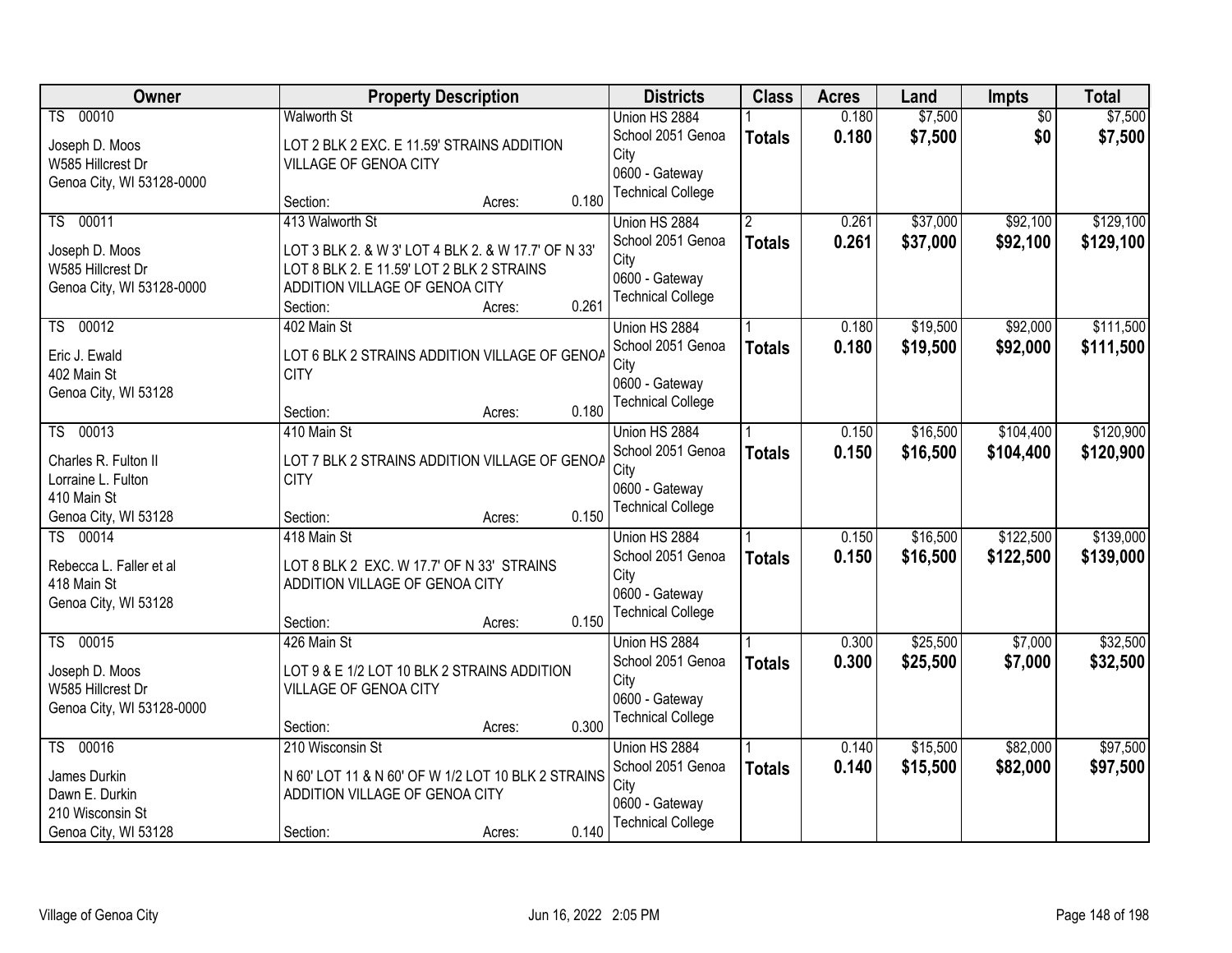| Owner | Property Description | Districts | Class | Acres | Land | Impts | Total |
|---|---|---|---|---|---|---|---|
| TS 00010<br>Joseph D. Moos<br>W585 Hillcrest Dr<br>Genoa City, WI 53128-0000 | Walworth St<br>LOT 2 BLK 2 EXC. E 11.59' STRAINS ADDITION VILLAGE OF GENOA CITY<br>Section: Acres: 0.180 | Union HS 2884<br>School 2051 Genoa City<br>0600 - Gateway Technical College | 1<br>**Totals** | 0.180<br>**0.180** | $7,500<br>**$7,500** | $0<br>**$0** | $7,500<br>**$7,500** |
| TS 00011<br>Joseph D. Moos<br>W585 Hillcrest Dr<br>Genoa City, WI 53128-0000 | 413 Walworth St<br>LOT 3 BLK 2. & W 3' LOT 4 BLK 2. & W 17.7' OF N 33' LOT 8 BLK 2. E 11.59' LOT 2 BLK 2 STRAINS ADDITION VILLAGE OF GENOA CITY<br>Section: Acres: 0.261 | Union HS 2884<br>School 2051 Genoa City<br>0600 - Gateway Technical College | 2<br>**Totals** | 0.261<br>**0.261** | $37,000<br>**$37,000** | $92,100<br>**$92,100** | $129,100<br>**$129,100** |
| TS 00012<br>Eric J. Ewald<br>402 Main St<br>Genoa City, WI 53128 | 402 Main St<br>LOT 6 BLK 2 STRAINS ADDITION VILLAGE OF GENOA CITY<br>Section: Acres: 0.180 | Union HS 2884<br>School 2051 Genoa City<br>0600 - Gateway Technical College | 1<br>**Totals** | 0.180<br>**0.180** | $19,500<br>**$19,500** | $92,000<br>**$92,000** | $111,500<br>**$111,500** |
| TS 00013<br>Charles R. Fulton II<br>Lorraine L. Fulton<br>410 Main St<br>Genoa City, WI 53128 | 410 Main St<br>LOT 7 BLK 2 STRAINS ADDITION VILLAGE OF GENOA CITY<br>Section: Acres: 0.150 | Union HS 2884<br>School 2051 Genoa City<br>0600 - Gateway Technical College | 1<br>**Totals** | 0.150<br>**0.150** | $16,500<br>**$16,500** | $104,400<br>**$104,400** | $120,900<br>**$120,900** |
| TS 00014<br>Rebecca L. Faller et al<br>418 Main St<br>Genoa City, WI 53128 | 418 Main St<br>LOT 8 BLK 2 EXC. W 17.7' OF N 33' STRAINS ADDITION VILLAGE OF GENOA CITY<br>Section: Acres: 0.150 | Union HS 2884<br>School 2051 Genoa City<br>0600 - Gateway Technical College | 1<br>**Totals** | 0.150<br>**0.150** | $16,500<br>**$16,500** | $122,500<br>**$122,500** | $139,000<br>**$139,000** |
| TS 00015<br>Joseph D. Moos<br>W585 Hillcrest Dr<br>Genoa City, WI 53128-0000 | 426 Main St<br>LOT 9 & E 1/2 LOT 10 BLK 2 STRAINS ADDITION VILLAGE OF GENOA CITY<br>Section: Acres: 0.300 | Union HS 2884<br>School 2051 Genoa City<br>0600 - Gateway Technical College | 1<br>**Totals** | 0.300<br>**0.300** | $25,500<br>**$25,500** | $7,000<br>**$7,000** | $32,500<br>**$32,500** |
| TS 00016<br>James Durkin<br>Dawn E. Durkin<br>210 Wisconsin St<br>Genoa City, WI 53128 | 210 Wisconsin St<br>N 60' LOT 11 & N 60' OF W 1/2 LOT 10 BLK 2 STRAINS ADDITION VILLAGE OF GENOA CITY<br>Section: Acres: 0.140 | Union HS 2884<br>School 2051 Genoa City<br>0600 - Gateway Technical College | 1<br>**Totals** | 0.140<br>**0.140** | $15,500<br>**$15,500** | $82,000<br>**$82,000** | $97,500<br>**$97,500** |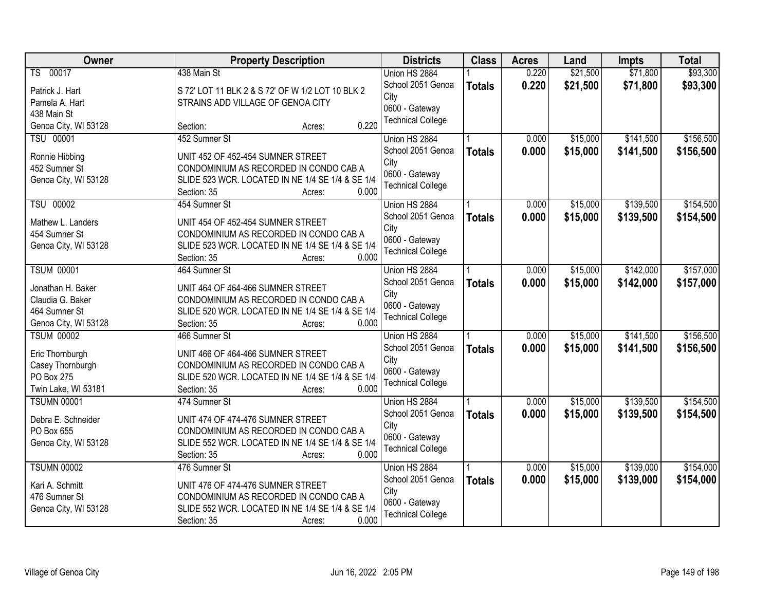| Owner | Property Description | Districts | Class | Acres | Land | Impts | Total |
|---|---|---|---|---|---|---|---|
| TS 00017<br>Patrick J. Hart<br>Pamela A. Hart<br>438 Main St<br>Genoa City, WI 53128 | 438 Main St<br>S 72' LOT 11 BLK 2 & S 72' OF W 1/2 LOT 10 BLK 2 STRAINS ADD VILLAGE OF GENOA CITY<br>Section: Acres: 0.220 | Union HS 2884<br>School 2051 Genoa City<br>0600 - Gateway Technical College | 1<br>**Totals** | 0.220<br>**0.220** | $21,500<br>**$21,500** | $71,800<br>**$71,800** | $93,300<br>**$93,300** |
| TSU 00001<br>Ronnie Hibbing<br>452 Sumner St<br>Genoa City, WI 53128 | 452 Sumner St<br>UNIT 452 OF 452-454 SUMNER STREET CONDOMINIUM AS RECORDED IN CONDO CAB A SLIDE 523 WCR. LOCATED IN NE 1/4 SE 1/4 & SE 1/4<br>Section: 35 Acres: 0.000 | Union HS 2884<br>School 2051 Genoa City<br>0600 - Gateway Technical College | 1<br>**Totals** | 0.000<br>**0.000** | $15,000<br>**$15,000** | $141,500<br>**$141,500** | $156,500<br>**$156,500** |
| TSU 00002<br>Mathew L. Landers<br>454 Sumner St<br>Genoa City, WI 53128 | 454 Sumner St<br>UNIT 454 OF 452-454 SUMNER STREET CONDOMINIUM AS RECORDED IN CONDO CAB A SLIDE 523 WCR. LOCATED IN NE 1/4 SE 1/4 & SE 1/4<br>Section: 35 Acres: 0.000 | Union HS 2884<br>School 2051 Genoa City<br>0600 - Gateway Technical College | 1<br>**Totals** | 0.000<br>**0.000** | $15,000<br>**$15,000** | $139,500<br>**$139,500** | $154,500<br>**$154,500** |
| TSUM 00001<br>Jonathan H. Baker<br>Claudia G. Baker<br>464 Sumner St<br>Genoa City, WI 53128 | 464 Sumner St<br>UNIT 464 OF 464-466 SUMNER STREET CONDOMINIUM AS RECORDED IN CONDO CAB A SLIDE 520 WCR. LOCATED IN NE 1/4 SE 1/4 & SE 1/4<br>Section: 35 Acres: 0.000 | Union HS 2884<br>School 2051 Genoa City<br>0600 - Gateway Technical College | 1<br>**Totals** | 0.000<br>**0.000** | $15,000<br>**$15,000** | $142,000<br>**$142,000** | $157,000<br>**$157,000** |
| TSUM 00002<br>Eric Thornburgh<br>Casey Thornburgh<br>PO Box 275<br>Twin Lake, WI 53181 | 466 Sumner St<br>UNIT 466 OF 464-466 SUMNER STREET CONDOMINIUM AS RECORDED IN CONDO CAB A SLIDE 520 WCR. LOCATED IN NE 1/4 SE 1/4 & SE 1/4<br>Section: 35 Acres: 0.000 | Union HS 2884<br>School 2051 Genoa City<br>0600 - Gateway Technical College | 1<br>**Totals** | 0.000<br>**0.000** | $15,000<br>**$15,000** | $141,500<br>**$141,500** | $156,500<br>**$156,500** |
| TSUMN 00001<br>Debra E. Schneider<br>PO Box 655<br>Genoa City, WI 53128 | 474 Sumner St<br>UNIT 474 OF 474-476 SUMNER STREET CONDOMINIUM AS RECORDED IN CONDO CAB A SLIDE 552 WCR. LOCATED IN NE 1/4 SE 1/4 & SE 1/4<br>Section: 35 Acres: 0.000 | Union HS 2884<br>School 2051 Genoa City<br>0600 - Gateway Technical College | 1<br>**Totals** | 0.000<br>**0.000** | $15,000<br>**$15,000** | $139,500<br>**$139,500** | $154,500<br>**$154,500** |
| TSUMN 00002<br>Kari A. Schmitt<br>476 Sumner St<br>Genoa City, WI 53128 | 476 Sumner St<br>UNIT 476 OF 474-476 SUMNER STREET CONDOMINIUM AS RECORDED IN CONDO CAB A SLIDE 552 WCR. LOCATED IN NE 1/4 SE 1/4 & SE 1/4<br>Section: 35 Acres: 0.000 | Union HS 2884<br>School 2051 Genoa City<br>0600 - Gateway Technical College | 1<br>**Totals** | 0.000<br>**0.000** | $15,000<br>**$15,000** | $139,000<br>**$139,000** | $154,000<br>**$154,000** |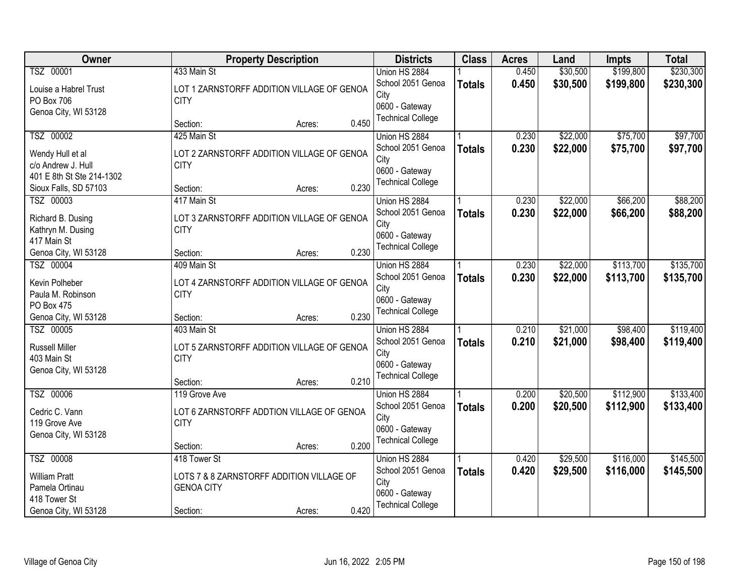| Owner | Property Description | | | Districts | Class | Acres | Land | Impts | Total |
|---|---|---|---|---|---|---|---|---|---|
| TSZ 00001<br>Louise a Habrel Trust<br>PO Box 706<br>Genoa City, WI 53128 | 433 Main St<br>LOT 1 ZARNSTORFF ADDITION VILLAGE OF GENOA CITY<br>Section: | Acres: | 0.450 | Union HS 2884<br>School 2051 Genoa City<br>0600 - Gateway Technical College | 1<br>**Totals** | 0.450<br>**0.450** | $30,500<br>**$30,500** | $199,800<br>**$199,800** | $230,300<br>**$230,300** |
| TSZ 00002<br>Wendy Hull et al<br>c/o Andrew J. Hull<br>401 E 8th St Ste 214-1302<br>Sioux Falls, SD 57103 | 425 Main St<br>LOT 2 ZARNSTORFF ADDITION VILLAGE OF GENOA CITY<br>Section: | Acres: | 0.230 | Union HS 2884<br>School 2051 Genoa City<br>0600 - Gateway Technical College | 1<br>**Totals** | 0.230<br>**0.230** | $22,000<br>**$22,000** | $75,700<br>**$75,700** | $97,700<br>**$97,700** |
| TSZ 00003<br>Richard B. Dusing<br>Kathryn M. Dusing<br>417 Main St<br>Genoa City, WI 53128 | 417 Main St<br>LOT 3 ZARNSTORFF ADDITION VILLAGE OF GENOA CITY<br>Section: | Acres: | 0.230 | Union HS 2884<br>School 2051 Genoa City<br>0600 - Gateway Technical College | 1<br>**Totals** | 0.230<br>**0.230** | $22,000<br>**$22,000** | $66,200<br>**$66,200** | $88,200<br>**$88,200** |
| TSZ 00004<br>Kevin Polheber<br>Paula M. Robinson<br>PO Box 475<br>Genoa City, WI 53128 | 409 Main St<br>LOT 4 ZARNSTORFF ADDITION VILLAGE OF GENOA CITY<br>Section: | Acres: | 0.230 | Union HS 2884<br>School 2051 Genoa City<br>0600 - Gateway Technical College | 1<br>**Totals** | 0.230<br>**0.230** | $22,000<br>**$22,000** | $113,700<br>**$113,700** | $135,700<br>**$135,700** |
| TSZ 00005<br>Russell Miller<br>403 Main St<br>Genoa City, WI 53128 | 403 Main St<br>LOT 5 ZARNSTORFF ADDITION VILLAGE OF GENOA CITY<br>Section: | Acres: | 0.210 | Union HS 2884<br>School 2051 Genoa City<br>0600 - Gateway Technical College | 1<br>**Totals** | 0.210<br>**0.210** | $21,000<br>**$21,000** | $98,400<br>**$98,400** | $119,400<br>**$119,400** |
| TSZ 00006<br>Cedric C. Vann<br>119 Grove Ave<br>Genoa City, WI 53128 | 119 Grove Ave<br>LOT 6 ZARNSTORFF ADDTION VILLAGE OF GENOA CITY<br>Section: | Acres: | 0.200 | Union HS 2884<br>School 2051 Genoa City<br>0600 - Gateway Technical College | 1<br>**Totals** | 0.200<br>**0.200** | $20,500<br>**$20,500** | $112,900<br>**$112,900** | $133,400<br>**$133,400** |
| TSZ 00008<br>William Pratt<br>Pamela Ortinau<br>418 Tower St<br>Genoa City, WI 53128 | 418 Tower St<br>LOTS 7 & 8 ZARNSTORFF ADDITION VILLAGE OF GENOA CITY<br>Section: | Acres: | 0.420 | Union HS 2884<br>School 2051 Genoa City<br>0600 - Gateway Technical College | 1<br>**Totals** | 0.420<br>**0.420** | $29,500<br>**$29,500** | $116,000<br>**$116,000** | $145,500<br>**$145,500** |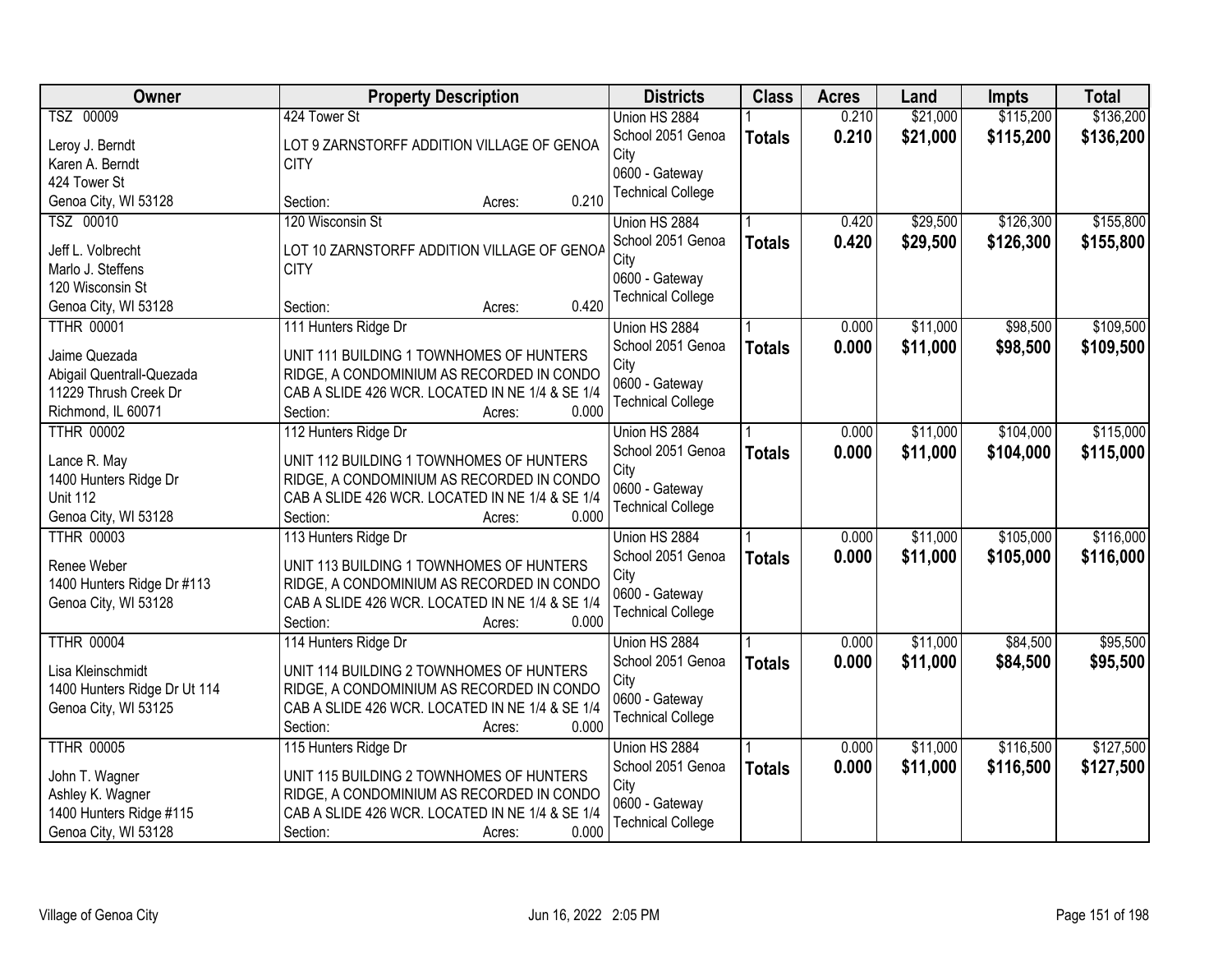| Owner | Property Description | Districts | Class | Acres | Land | Impts | Total |
|---|---|---|---|---|---|---|---|
| TSZ 00009<br><br>Leroy J. Berndt<br>Karen A. Berndt<br>424 Tower St<br>Genoa City, WI 53128 | 424 Tower St<br><br>LOT 9 ZARNSTORFF ADDITION VILLAGE OF GENOA CITY<br><br>Section: Acres: 0.210 | Union HS 2884<br>School 2051 Genoa City<br>0600 - Gateway Technical College | 1<br>**Totals** | 0.210<br>**0.210** | $21,000<br>**$21,000** | $115,200<br>**$115,200** | $136,200<br>**$136,200** |
| TSZ 00010<br><br>Jeff L. Volbrecht<br>Marlo J. Steffens<br>120 Wisconsin St<br>Genoa City, WI 53128 | 120 Wisconsin St<br><br>LOT 10 ZARNSTORFF ADDITION VILLAGE OF GENOA CITY<br><br>Section: Acres: 0.420 | Union HS 2884<br>School 2051 Genoa City<br>0600 - Gateway Technical College | 1<br>**Totals** | 0.420<br>**0.420** | $29,500<br>**$29,500** | $126,300<br>**$126,300** | $155,800<br>**$155,800** |
| TTHR 00001<br><br>Jaime Quezada<br>Abigail Quentrall-Quezada<br>11229 Thrush Creek Dr<br>Richmond, IL 60071 | 111 Hunters Ridge Dr<br><br>UNIT 111 BUILDING 1 TOWNHOMES OF HUNTERS RIDGE, A CONDOMINIUM AS RECORDED IN CONDO CAB A SLIDE 426 WCR. LOCATED IN NE 1/4 & SE 1/4<br>Section: Acres: 0.000 | Union HS 2884<br>School 2051 Genoa City<br>0600 - Gateway Technical College | 1<br>**Totals** | 0.000<br>**0.000** | $11,000<br>**$11,000** | $98,500<br>**$98,500** | $109,500<br>**$109,500** |
| TTHR 00002<br><br>Lance R. May<br>1400 Hunters Ridge Dr<br>Unit 112<br>Genoa City, WI 53128 | 112 Hunters Ridge Dr<br><br>UNIT 112 BUILDING 1 TOWNHOMES OF HUNTERS RIDGE, A CONDOMINIUM AS RECORDED IN CONDO CAB A SLIDE 426 WCR. LOCATED IN NE 1/4 & SE 1/4<br>Section: Acres: 0.000 | Union HS 2884<br>School 2051 Genoa City<br>0600 - Gateway Technical College | 1<br>**Totals** | 0.000<br>**0.000** | $11,000<br>**$11,000** | $104,000<br>**$104,000** | $115,000<br>**$115,000** |
| TTHR 00003<br><br>Renee Weber<br>1400 Hunters Ridge Dr #113<br>Genoa City, WI 53128 | 113 Hunters Ridge Dr<br><br>UNIT 113 BUILDING 1 TOWNHOMES OF HUNTERS RIDGE, A CONDOMINIUM AS RECORDED IN CONDO CAB A SLIDE 426 WCR. LOCATED IN NE 1/4 & SE 1/4<br>Section: Acres: 0.000 | Union HS 2884<br>School 2051 Genoa City<br>0600 - Gateway Technical College | 1<br>**Totals** | 0.000<br>**0.000** | $11,000<br>**$11,000** | $105,000<br>**$105,000** | $116,000<br>**$116,000** |
| TTHR 00004<br><br>Lisa Kleinschmidt<br>1400 Hunters Ridge Dr Ut 114<br>Genoa City, WI 53125 | 114 Hunters Ridge Dr<br><br>UNIT 114 BUILDING 2 TOWNHOMES OF HUNTERS RIDGE, A CONDOMINIUM AS RECORDED IN CONDO CAB A SLIDE 426 WCR. LOCATED IN NE 1/4 & SE 1/4<br>Section: Acres: 0.000 | Union HS 2884<br>School 2051 Genoa City<br>0600 - Gateway Technical College | 1<br>**Totals** | 0.000<br>**0.000** | $11,000<br>**$11,000** | $84,500<br>**$84,500** | $95,500<br>**$95,500** |
| TTHR 00005<br><br>John T. Wagner<br>Ashley K. Wagner<br>1400 Hunters Ridge #115<br>Genoa City, WI 53128 | 115 Hunters Ridge Dr<br><br>UNIT 115 BUILDING 2 TOWNHOMES OF HUNTERS RIDGE, A CONDOMINIUM AS RECORDED IN CONDO CAB A SLIDE 426 WCR. LOCATED IN NE 1/4 & SE 1/4<br>Section: Acres: 0.000 | Union HS 2884<br>School 2051 Genoa City<br>0600 - Gateway Technical College | 1<br>**Totals** | 0.000<br>**0.000** | $11,000<br>**$11,000** | $116,500<br>**$116,500** | $127,500<br>**$127,500** |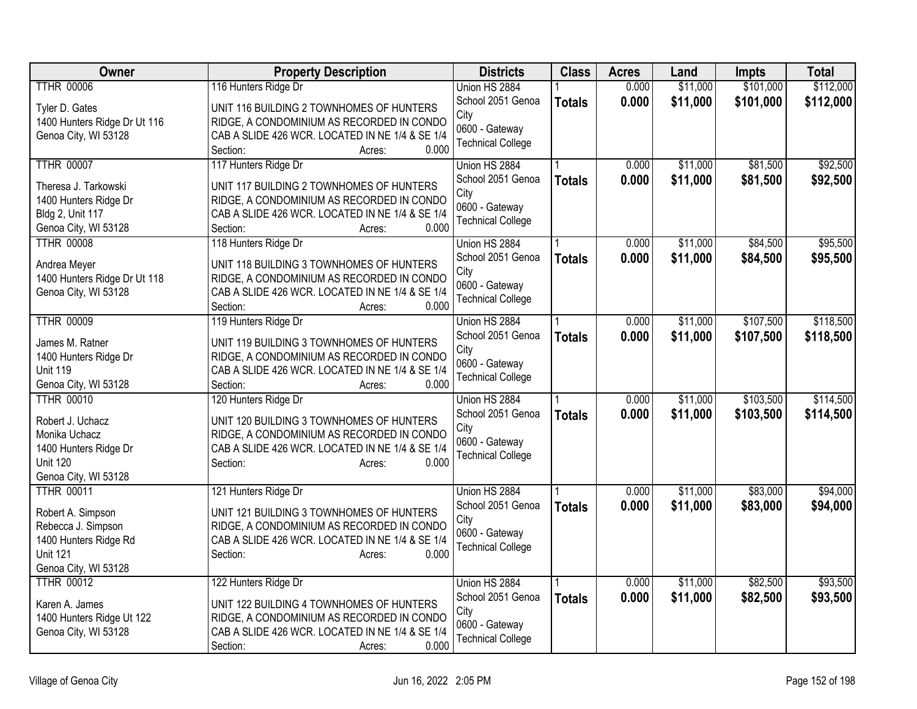| Owner | Property Description | Districts | Class | Acres | Land | Impts | Total |
|---|---|---|---|---|---|---|---|
| TTHR 00006<br><br>Tyler D. Gates<br>1400 Hunters Ridge Dr Ut 116<br>Genoa City, WI 53128 | 116 Hunters Ridge Dr<br><br>UNIT 116 BUILDING 2 TOWNHOMES OF HUNTERS RIDGE, A CONDOMINIUM AS RECORDED IN CONDO CAB A SLIDE 426 WCR. LOCATED IN NE 1/4 & SE 1/4<br>Section: Acres: 0.000 | Union HS 2884<br>School 2051 Genoa City<br>0600 - Gateway Technical College | 1<br>**Totals** | 0.000<br>**0.000** | $11,000<br>**$11,000** | $101,000<br>**$101,000** | $112,000<br>**$112,000** |
| TTHR 00007<br><br>Theresa J. Tarkowski<br>1400 Hunters Ridge Dr<br>Bldg 2, Unit 117<br>Genoa City, WI 53128 | 117 Hunters Ridge Dr<br><br>UNIT 117 BUILDING 2 TOWNHOMES OF HUNTERS RIDGE, A CONDOMINIUM AS RECORDED IN CONDO CAB A SLIDE 426 WCR. LOCATED IN NE 1/4 & SE 1/4<br>Section: Acres: 0.000 | Union HS 2884<br>School 2051 Genoa City<br>0600 - Gateway Technical College | 1<br>**Totals** | 0.000<br>**0.000** | $11,000<br>**$11,000** | $81,500<br>**$81,500** | $92,500<br>**$92,500** |
| TTHR 00008<br><br>Andrea Meyer<br>1400 Hunters Ridge Dr Ut 118<br>Genoa City, WI 53128 | 118 Hunters Ridge Dr<br><br>UNIT 118 BUILDING 3 TOWNHOMES OF HUNTERS RIDGE, A CONDOMINIUM AS RECORDED IN CONDO CAB A SLIDE 426 WCR. LOCATED IN NE 1/4 & SE 1/4<br>Section: Acres: 0.000 | Union HS 2884<br>School 2051 Genoa City<br>0600 - Gateway Technical College | 1<br>**Totals** | 0.000<br>**0.000** | $11,000<br>**$11,000** | $84,500<br>**$84,500** | $95,500<br>**$95,500** |
| TTHR 00009<br><br>James M. Ratner<br>1400 Hunters Ridge Dr<br>Unit 119<br>Genoa City, WI 53128 | 119 Hunters Ridge Dr<br><br>UNIT 119 BUILDING 3 TOWNHOMES OF HUNTERS RIDGE, A CONDOMINIUM AS RECORDED IN CONDO CAB A SLIDE 426 WCR. LOCATED IN NE 1/4 & SE 1/4<br>Section: Acres: 0.000 | Union HS 2884<br>School 2051 Genoa City<br>0600 - Gateway Technical College | 1<br>**Totals** | 0.000<br>**0.000** | $11,000<br>**$11,000** | $107,500<br>**$107,500** | $118,500<br>**$118,500** |
| TTHR 00010<br><br>Robert J. Uchacz<br>Monika Uchacz<br>1400 Hunters Ridge Dr<br>Unit 120<br>Genoa City, WI 53128 | 120 Hunters Ridge Dr<br><br>UNIT 120 BUILDING 3 TOWNHOMES OF HUNTERS RIDGE, A CONDOMINIUM AS RECORDED IN CONDO CAB A SLIDE 426 WCR. LOCATED IN NE 1/4 & SE 1/4<br>Section: Acres: 0.000 | Union HS 2884<br>School 2051 Genoa City<br>0600 - Gateway Technical College | 1<br>**Totals** | 0.000<br>**0.000** | $11,000<br>**$11,000** | $103,500<br>**$103,500** | $114,500<br>**$114,500** |
| TTHR 00011<br><br>Robert A. Simpson<br>Rebecca J. Simpson<br>1400 Hunters Ridge Rd<br>Unit 121<br>Genoa City, WI 53128 | 121 Hunters Ridge Dr<br><br>UNIT 121 BUILDING 3 TOWNHOMES OF HUNTERS RIDGE, A CONDOMINIUM AS RECORDED IN CONDO CAB A SLIDE 426 WCR. LOCATED IN NE 1/4 & SE 1/4<br>Section: Acres: 0.000 | Union HS 2884<br>School 2051 Genoa City<br>0600 - Gateway Technical College | 1<br>**Totals** | 0.000<br>**0.000** | $11,000<br>**$11,000** | $83,000<br>**$83,000** | $94,000<br>**$94,000** |
| TTHR 00012<br><br>Karen A. James<br>1400 Hunters Ridge Ut 122<br>Genoa City, WI 53128 | 122 Hunters Ridge Dr<br><br>UNIT 122 BUILDING 4 TOWNHOMES OF HUNTERS RIDGE, A CONDOMINIUM AS RECORDED IN CONDO CAB A SLIDE 426 WCR. LOCATED IN NE 1/4 & SE 1/4<br>Section: Acres: 0.000 | Union HS 2884<br>School 2051 Genoa City<br>0600 - Gateway Technical College | 1<br>**Totals** | 0.000<br>**0.000** | $11,000<br>**$11,000** | $82,500<br>**$82,500** | $93,500<br>**$93,500** |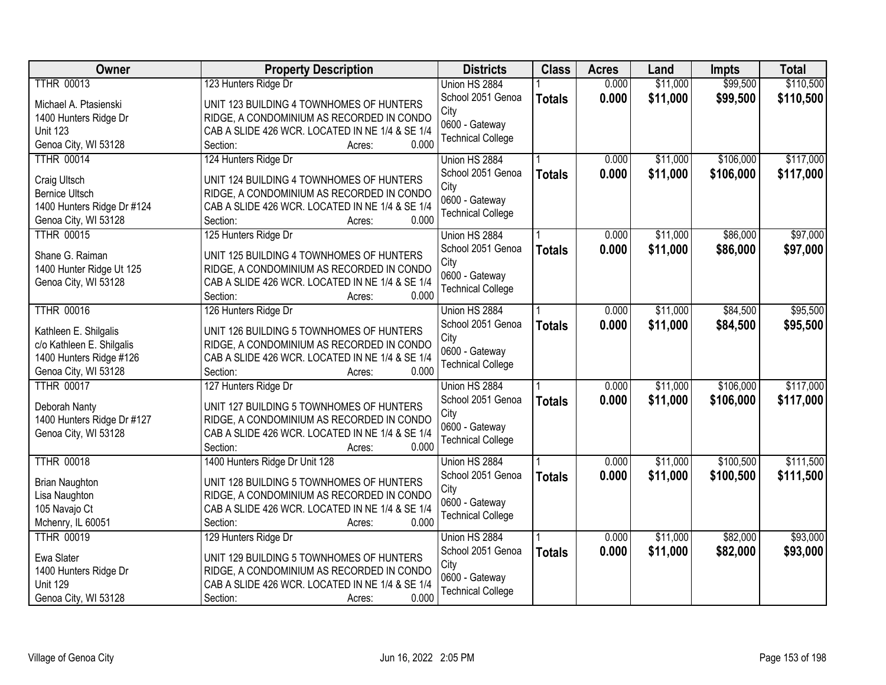| Owner | Property Description | Districts | Class | Acres | Land | Impts | Total |
|---|---|---|---|---|---|---|---|
| TTHR 00013<br><br>Michael A. Ptasienski<br>1400 Hunters Ridge Dr<br>Unit 123<br>Genoa City, WI 53128 | 123 Hunters Ridge Dr<br><br>UNIT 123 BUILDING 4 TOWNHOMES OF HUNTERS RIDGE, A CONDOMINIUM AS RECORDED IN CONDO CAB A SLIDE 426 WCR. LOCATED IN NE 1/4 & SE 1/4<br>Section: Acres: 0.000 | Union HS 2884<br>School 2051 Genoa City<br>0600 - Gateway Technical College | 1<br>**Totals** | 0.000<br>**0.000** | $11,000<br>**$11,000** | $99,500<br>**$99,500** | $110,500<br>**$110,500** |
| TTHR 00014<br><br>Craig Ultsch<br>Bernice Ultsch<br>1400 Hunters Ridge Dr #124<br>Genoa City, WI 53128 | 124 Hunters Ridge Dr<br><br>UNIT 124 BUILDING 4 TOWNHOMES OF HUNTERS RIDGE, A CONDOMINIUM AS RECORDED IN CONDO CAB A SLIDE 426 WCR. LOCATED IN NE 1/4 & SE 1/4<br>Section: Acres: 0.000 | Union HS 2884<br>School 2051 Genoa City<br>0600 - Gateway Technical College | 1<br>**Totals** | 0.000<br>**0.000** | $11,000<br>**$11,000** | $106,000<br>**$106,000** | $117,000<br>**$117,000** |
| TTHR 00015<br><br>Shane G. Raiman<br>1400 Hunter Ridge Ut 125<br>Genoa City, WI 53128 | 125 Hunters Ridge Dr<br><br>UNIT 125 BUILDING 4 TOWNHOMES OF HUNTERS RIDGE, A CONDOMINIUM AS RECORDED IN CONDO CAB A SLIDE 426 WCR. LOCATED IN NE 1/4 & SE 1/4<br>Section: Acres: 0.000 | Union HS 2884<br>School 2051 Genoa City<br>0600 - Gateway Technical College | 1<br>**Totals** | 0.000<br>**0.000** | $11,000<br>**$11,000** | $86,000<br>**$86,000** | $97,000<br>**$97,000** |
| TTHR 00016<br><br>Kathleen E. Shilgalis<br>c/o Kathleen E. Shilgalis<br>1400 Hunters Ridge #126<br>Genoa City, WI 53128 | 126 Hunters Ridge Dr<br><br>UNIT 126 BUILDING 5 TOWNHOMES OF HUNTERS RIDGE, A CONDOMINIUM AS RECORDED IN CONDO CAB A SLIDE 426 WCR. LOCATED IN NE 1/4 & SE 1/4<br>Section: Acres: 0.000 | Union HS 2884<br>School 2051 Genoa City<br>0600 - Gateway Technical College | 1<br>**Totals** | 0.000<br>**0.000** | $11,000<br>**$11,000** | $84,500<br>**$84,500** | $95,500<br>**$95,500** |
| TTHR 00017<br><br>Deborah Nanty<br>1400 Hunters Ridge Dr #127<br>Genoa City, WI 53128 | 127 Hunters Ridge Dr<br><br>UNIT 127 BUILDING 5 TOWNHOMES OF HUNTERS RIDGE, A CONDOMINIUM AS RECORDED IN CONDO CAB A SLIDE 426 WCR. LOCATED IN NE 1/4 & SE 1/4<br>Section: Acres: 0.000 | Union HS 2884<br>School 2051 Genoa City<br>0600 - Gateway Technical College | 1<br>**Totals** | 0.000<br>**0.000** | $11,000<br>**$11,000** | $106,000<br>**$106,000** | $117,000<br>**$117,000** |
| TTHR 00018<br><br>Brian Naughton<br>Lisa Naughton<br>105 Navajo Ct<br>Mchenry, IL 60051 | 1400 Hunters Ridge Dr Unit 128<br><br>UNIT 128 BUILDING 5 TOWNHOMES OF HUNTERS RIDGE, A CONDOMINIUM AS RECORDED IN CONDO CAB A SLIDE 426 WCR. LOCATED IN NE 1/4 & SE 1/4<br>Section: Acres: 0.000 | Union HS 2884<br>School 2051 Genoa City<br>0600 - Gateway Technical College | 1<br>**Totals** | 0.000<br>**0.000** | $11,000<br>**$11,000** | $100,500<br>**$100,500** | $111,500<br>**$111,500** |
| TTHR 00019<br><br>Ewa Slater<br>1400 Hunters Ridge Dr<br>Unit 129<br>Genoa City, WI 53128 | 129 Hunters Ridge Dr<br><br>UNIT 129 BUILDING 5 TOWNHOMES OF HUNTERS RIDGE, A CONDOMINIUM AS RECORDED IN CONDO CAB A SLIDE 426 WCR. LOCATED IN NE 1/4 & SE 1/4<br>Section: Acres: 0.000 | Union HS 2884<br>School 2051 Genoa City<br>0600 - Gateway Technical College | 1<br>**Totals** | 0.000<br>**0.000** | $11,000<br>**$11,000** | $82,000<br>**$82,000** | $93,000<br>**$93,000** |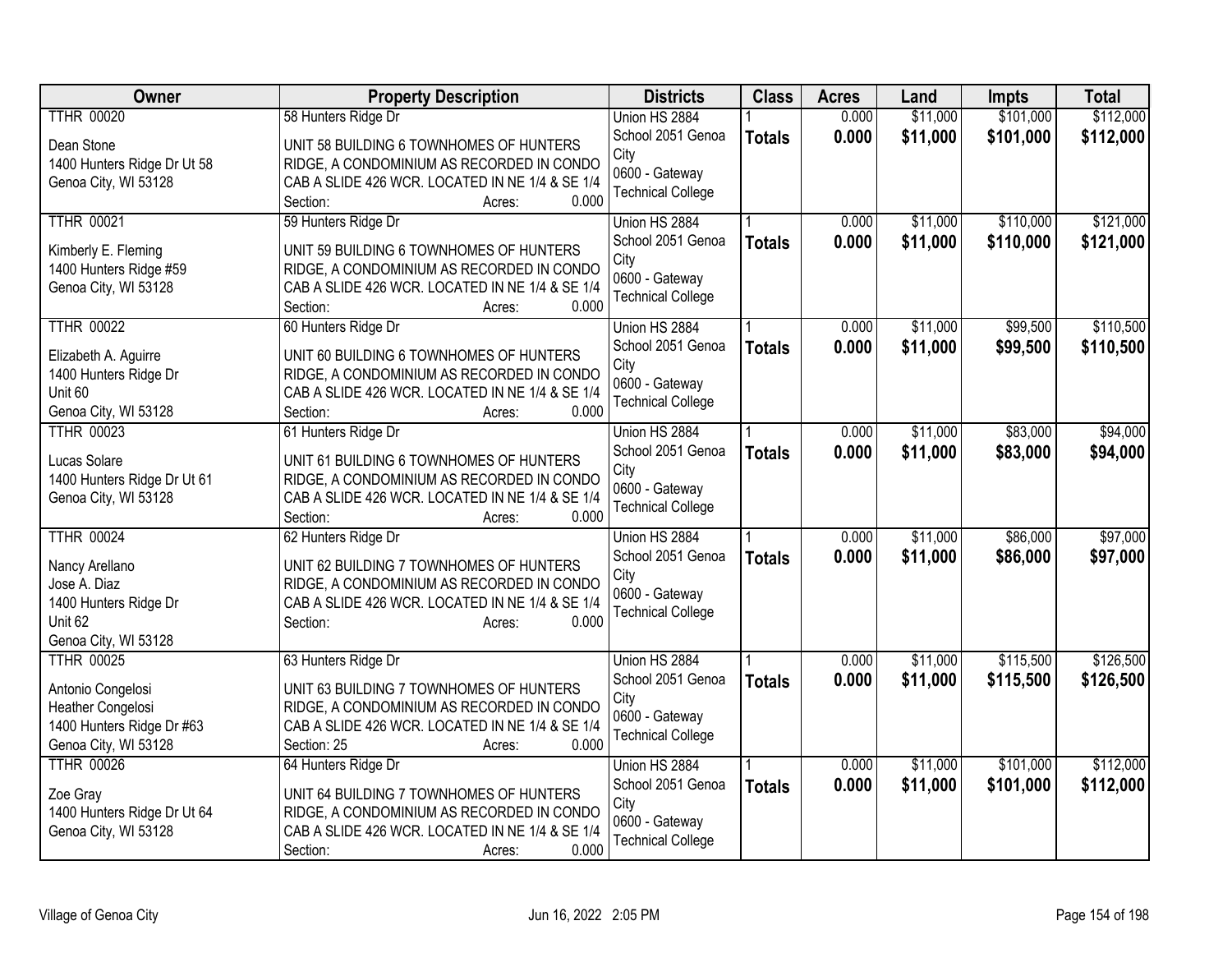| Owner | Property Description | Districts | Class | Acres | Land | Impts | Total |
|---|---|---|---|---|---|---|---|
| TTHR 00020<br><br>Dean Stone<br>1400 Hunters Ridge Dr Ut 58<br>Genoa City, WI 53128 | 58 Hunters Ridge Dr<br><br>UNIT 58 BUILDING 6 TOWNHOMES OF HUNTERS RIDGE, A CONDOMINIUM AS RECORDED IN CONDO CAB A SLIDE 426 WCR. LOCATED IN NE 1/4 & SE 1/4<br>Section: Acres: 0.000 | Union HS 2884<br>School 2051 Genoa City<br>0600 - Gateway Technical College | 1<br>**Totals** | 0.000<br>**0.000** | $11,000<br>**$11,000** | $101,000<br>**$101,000** | $112,000<br>**$112,000** |
| TTHR 00021<br><br>Kimberly E. Fleming<br>1400 Hunters Ridge #59<br>Genoa City, WI 53128 | 59 Hunters Ridge Dr<br><br>UNIT 59 BUILDING 6 TOWNHOMES OF HUNTERS RIDGE, A CONDOMINIUM AS RECORDED IN CONDO CAB A SLIDE 426 WCR. LOCATED IN NE 1/4 & SE 1/4<br>Section: Acres: 0.000 | Union HS 2884<br>School 2051 Genoa City<br>0600 - Gateway Technical College | 1<br>**Totals** | 0.000<br>**0.000** | $11,000<br>**$11,000** | $110,000<br>**$110,000** | $121,000<br>**$121,000** |
| TTHR 00022<br><br>Elizabeth A. Aguirre<br>1400 Hunters Ridge Dr<br>Unit 60<br>Genoa City, WI 53128 | 60 Hunters Ridge Dr<br><br>UNIT 60 BUILDING 6 TOWNHOMES OF HUNTERS RIDGE, A CONDOMINIUM AS RECORDED IN CONDO CAB A SLIDE 426 WCR. LOCATED IN NE 1/4 & SE 1/4<br>Section: Acres: 0.000 | Union HS 2884<br>School 2051 Genoa City<br>0600 - Gateway Technical College | 1<br>**Totals** | 0.000<br>**0.000** | $11,000<br>**$11,000** | $99,500<br>**$99,500** | $110,500<br>**$110,500** |
| TTHR 00023<br><br>Lucas Solare<br>1400 Hunters Ridge Dr Ut 61<br>Genoa City, WI 53128 | 61 Hunters Ridge Dr<br><br>UNIT 61 BUILDING 6 TOWNHOMES OF HUNTERS RIDGE, A CONDOMINIUM AS RECORDED IN CONDO CAB A SLIDE 426 WCR. LOCATED IN NE 1/4 & SE 1/4<br>Section: Acres: 0.000 | Union HS 2884<br>School 2051 Genoa City<br>0600 - Gateway Technical College | 1<br>**Totals** | 0.000<br>**0.000** | $11,000<br>**$11,000** | $83,000<br>**$83,000** | $94,000<br>**$94,000** |
| TTHR 00024<br><br>Nancy Arellano<br>Jose A. Diaz<br>1400 Hunters Ridge Dr<br>Unit 62<br>Genoa City, WI 53128 | 62 Hunters Ridge Dr<br><br>UNIT 62 BUILDING 7 TOWNHOMES OF HUNTERS RIDGE, A CONDOMINIUM AS RECORDED IN CONDO CAB A SLIDE 426 WCR. LOCATED IN NE 1/4 & SE 1/4<br>Section: Acres: 0.000 | Union HS 2884<br>School 2051 Genoa City<br>0600 - Gateway Technical College | 1<br>**Totals** | 0.000<br>**0.000** | $11,000<br>**$11,000** | $86,000<br>**$86,000** | $97,000<br>**$97,000** |
| TTHR 00025<br><br>Antonio Congelosi<br>Heather Congelosi<br>1400 Hunters Ridge Dr #63<br>Genoa City, WI 53128 | 63 Hunters Ridge Dr<br><br>UNIT 63 BUILDING 7 TOWNHOMES OF HUNTERS RIDGE, A CONDOMINIUM AS RECORDED IN CONDO CAB A SLIDE 426 WCR. LOCATED IN NE 1/4 & SE 1/4<br>Section: 25 Acres: 0.000 | Union HS 2884<br>School 2051 Genoa City<br>0600 - Gateway Technical College | 1<br>**Totals** | 0.000<br>**0.000** | $11,000<br>**$11,000** | $115,500<br>**$115,500** | $126,500<br>**$126,500** |
| TTHR 00026<br><br>Zoe Gray<br>1400 Hunters Ridge Dr Ut 64<br>Genoa City, WI 53128 | 64 Hunters Ridge Dr<br><br>UNIT 64 BUILDING 7 TOWNHOMES OF HUNTERS RIDGE, A CONDOMINIUM AS RECORDED IN CONDO CAB A SLIDE 426 WCR. LOCATED IN NE 1/4 & SE 1/4<br>Section: Acres: 0.000 | Union HS 2884<br>School 2051 Genoa City<br>0600 - Gateway Technical College | 1<br>**Totals** | 0.000<br>**0.000** | $11,000<br>**$11,000** | $101,000<br>**$101,000** | $112,000<br>**$112,000** |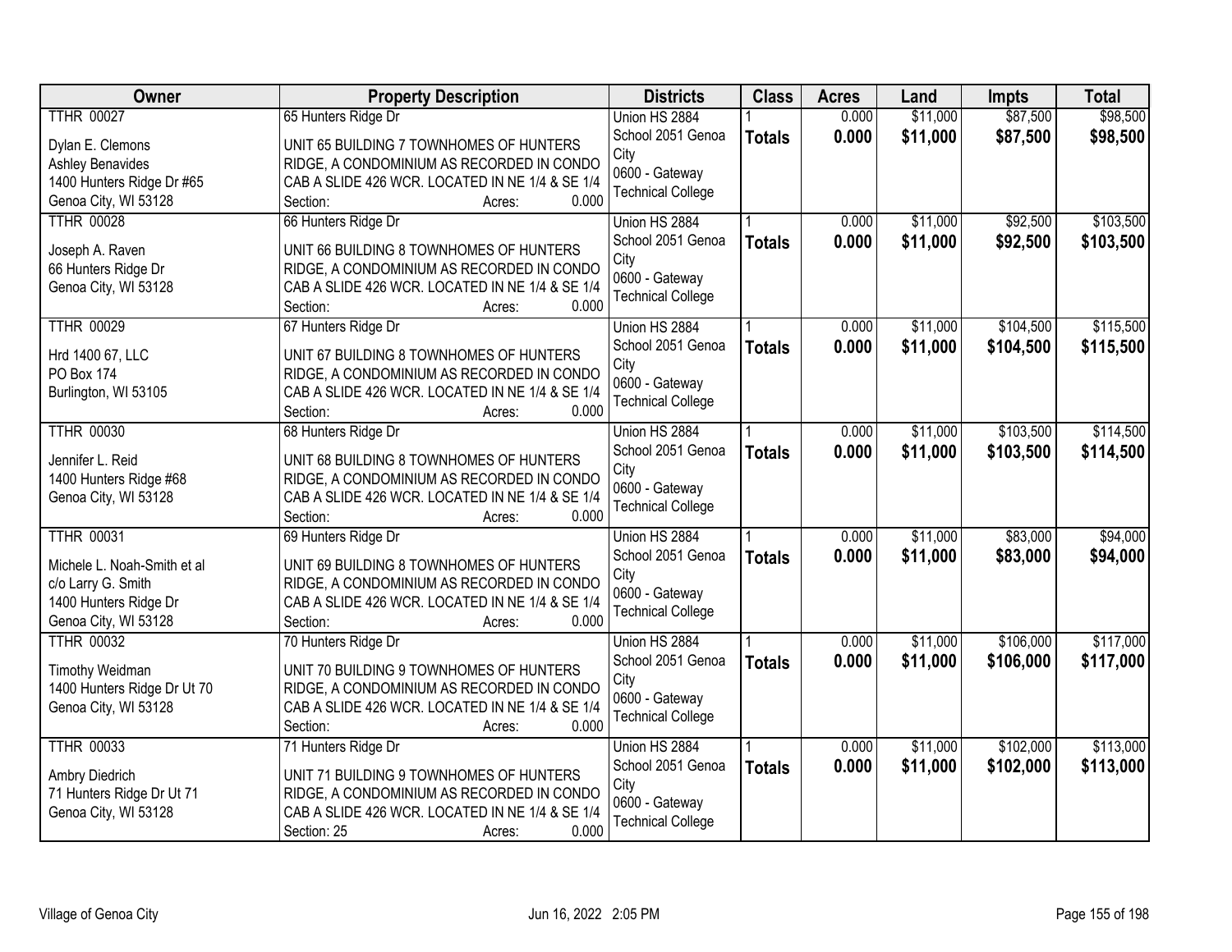| Owner | Property Description | Districts | Class | Acres | Land | Impts | Total |
|---|---|---|---|---|---|---|---|
| TTHR 00027<br><br>Dylan E. Clemons<br>Ashley Benavides<br>1400 Hunters Ridge Dr #65<br>Genoa City, WI 53128 | 65 Hunters Ridge Dr<br><br>UNIT 65 BUILDING 7 TOWNHOMES OF HUNTERS RIDGE, A CONDOMINIUM AS RECORDED IN CONDO CAB A SLIDE 426 WCR. LOCATED IN NE 1/4 & SE 1/4<br>Section: Acres: 0.000 | Union HS 2884<br>School 2051 Genoa City<br>0600 - Gateway Technical College | 1<br>**Totals** | 0.000<br>**0.000** | $11,000<br>**$11,000** | $87,500<br>**$87,500** | $98,500<br>**$98,500** |
| TTHR 00028<br><br>Joseph A. Raven<br>66 Hunters Ridge Dr<br>Genoa City, WI 53128 | 66 Hunters Ridge Dr<br><br>UNIT 66 BUILDING 8 TOWNHOMES OF HUNTERS RIDGE, A CONDOMINIUM AS RECORDED IN CONDO CAB A SLIDE 426 WCR. LOCATED IN NE 1/4 & SE 1/4<br>Section: Acres: 0.000 | Union HS 2884<br>School 2051 Genoa City<br>0600 - Gateway Technical College | 1<br>**Totals** | 0.000<br>**0.000** | $11,000<br>**$11,000** | $92,500<br>**$92,500** | $103,500<br>**$103,500** |
| TTHR 00029<br><br>Hrd 1400 67, LLC<br>PO Box 174<br>Burlington, WI 53105 | 67 Hunters Ridge Dr<br><br>UNIT 67 BUILDING 8 TOWNHOMES OF HUNTERS RIDGE, A CONDOMINIUM AS RECORDED IN CONDO CAB A SLIDE 426 WCR. LOCATED IN NE 1/4 & SE 1/4<br>Section: Acres: 0.000 | Union HS 2884<br>School 2051 Genoa City<br>0600 - Gateway Technical College | 1<br>**Totals** | 0.000<br>**0.000** | $11,000<br>**$11,000** | $104,500<br>**$104,500** | $115,500<br>**$115,500** |
| TTHR 00030<br><br>Jennifer L. Reid<br>1400 Hunters Ridge #68<br>Genoa City, WI 53128 | 68 Hunters Ridge Dr<br><br>UNIT 68 BUILDING 8 TOWNHOMES OF HUNTERS RIDGE, A CONDOMINIUM AS RECORDED IN CONDO CAB A SLIDE 426 WCR. LOCATED IN NE 1/4 & SE 1/4<br>Section: Acres: 0.000 | Union HS 2884<br>School 2051 Genoa City<br>0600 - Gateway Technical College | 1<br>**Totals** | 0.000<br>**0.000** | $11,000<br>**$11,000** | $103,500<br>**$103,500** | $114,500<br>**$114,500** |
| TTHR 00031<br><br>Michele L. Noah-Smith et al<br>c/o Larry G. Smith<br>1400 Hunters Ridge Dr<br>Genoa City, WI 53128 | 69 Hunters Ridge Dr<br><br>UNIT 69 BUILDING 8 TOWNHOMES OF HUNTERS RIDGE, A CONDOMINIUM AS RECORDED IN CONDO CAB A SLIDE 426 WCR. LOCATED IN NE 1/4 & SE 1/4<br>Section: Acres: 0.000 | Union HS 2884<br>School 2051 Genoa City<br>0600 - Gateway Technical College | 1<br>**Totals** | 0.000<br>**0.000** | $11,000<br>**$11,000** | $83,000<br>**$83,000** | $94,000<br>**$94,000** |
| TTHR 00032<br><br>Timothy Weidman<br>1400 Hunters Ridge Dr Ut 70<br>Genoa City, WI 53128 | 70 Hunters Ridge Dr<br><br>UNIT 70 BUILDING 9 TOWNHOMES OF HUNTERS RIDGE, A CONDOMINIUM AS RECORDED IN CONDO CAB A SLIDE 426 WCR. LOCATED IN NE 1/4 & SE 1/4<br>Section: Acres: 0.000 | Union HS 2884<br>School 2051 Genoa City<br>0600 - Gateway Technical College | 1<br>**Totals** | 0.000<br>**0.000** | $11,000<br>**$11,000** | $106,000<br>**$106,000** | $117,000<br>**$117,000** |
| TTHR 00033<br><br>Ambry Diedrich<br>71 Hunters Ridge Dr Ut 71<br>Genoa City, WI 53128 | 71 Hunters Ridge Dr<br><br>UNIT 71 BUILDING 9 TOWNHOMES OF HUNTERS RIDGE, A CONDOMINIUM AS RECORDED IN CONDO CAB A SLIDE 426 WCR. LOCATED IN NE 1/4 & SE 1/4<br>Section: 25 Acres: 0.000 | Union HS 2884<br>School 2051 Genoa City<br>0600 - Gateway Technical College | 1<br>**Totals** | 0.000<br>**0.000** | $11,000<br>**$11,000** | $102,000<br>**$102,000** | $113,000<br>**$113,000** |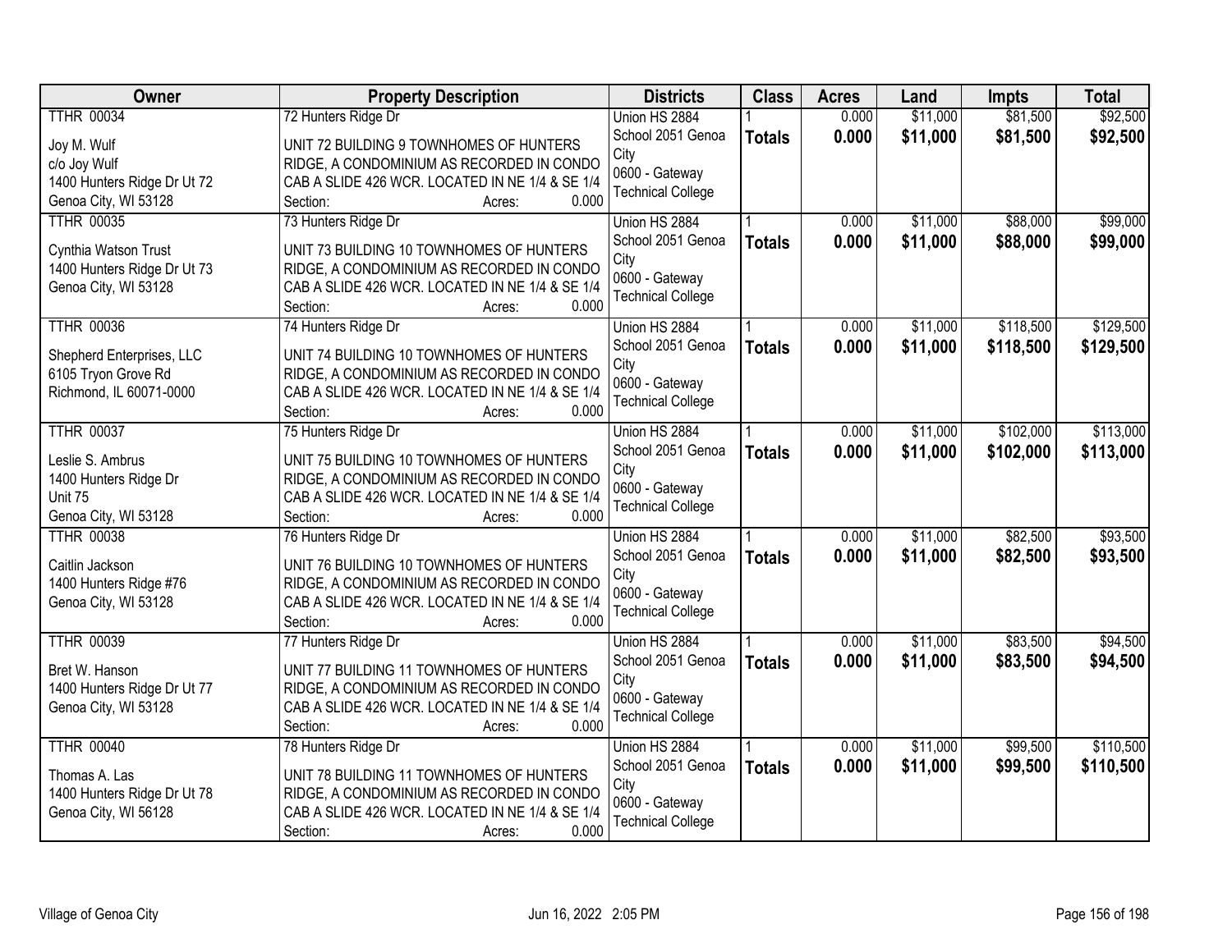| Owner | Property Description | Districts | Class | Acres | Land | Impts | Total |
|---|---|---|---|---|---|---|---|
| TTHR 00034<br>Joy M. Wulf<br>c/o Joy Wulf<br>1400 Hunters Ridge Dr Ut 72<br>Genoa City, WI 53128 | 72 Hunters Ridge Dr<br>UNIT 72 BUILDING 9 TOWNHOMES OF HUNTERS RIDGE, A CONDOMINIUM AS RECORDED IN CONDO CAB A SLIDE 426 WCR. LOCATED IN NE 1/4 & SE 1/4<br>Section: Acres: 0.000 | Union HS 2884<br>School 2051 Genoa City<br>0600 - Gateway Technical College | 1<br>**Totals** | 0.000<br>**0.000** | $11,000<br>**$11,000** | $81,500<br>**$81,500** | $92,500<br>**$92,500** |
| TTHR 00035<br>Cynthia Watson Trust<br>1400 Hunters Ridge Dr Ut 73<br>Genoa City, WI 53128 | 73 Hunters Ridge Dr<br>UNIT 73 BUILDING 10 TOWNHOMES OF HUNTERS RIDGE, A CONDOMINIUM AS RECORDED IN CONDO CAB A SLIDE 426 WCR. LOCATED IN NE 1/4 & SE 1/4<br>Section: Acres: 0.000 | Union HS 2884<br>School 2051 Genoa City<br>0600 - Gateway Technical College | 1<br>**Totals** | 0.000<br>**0.000** | $11,000<br>**$11,000** | $88,000<br>**$88,000** | $99,000<br>**$99,000** |
| TTHR 00036<br>Shepherd Enterprises, LLC<br>6105 Tryon Grove Rd<br>Richmond, IL 60071-0000 | 74 Hunters Ridge Dr<br>UNIT 74 BUILDING 10 TOWNHOMES OF HUNTERS RIDGE, A CONDOMINIUM AS RECORDED IN CONDO CAB A SLIDE 426 WCR. LOCATED IN NE 1/4 & SE 1/4<br>Section: Acres: 0.000 | Union HS 2884<br>School 2051 Genoa City<br>0600 - Gateway Technical College | 1<br>**Totals** | 0.000<br>**0.000** | $11,000<br>**$11,000** | $118,500<br>**$118,500** | $129,500<br>**$129,500** |
| TTHR 00037<br>Leslie S. Ambrus<br>1400 Hunters Ridge Dr<br>Unit 75<br>Genoa City, WI 53128 | 75 Hunters Ridge Dr<br>UNIT 75 BUILDING 10 TOWNHOMES OF HUNTERS RIDGE, A CONDOMINIUM AS RECORDED IN CONDO CAB A SLIDE 426 WCR. LOCATED IN NE 1/4 & SE 1/4<br>Section: Acres: 0.000 | Union HS 2884<br>School 2051 Genoa City<br>0600 - Gateway Technical College | 1<br>**Totals** | 0.000<br>**0.000** | $11,000<br>**$11,000** | $102,000<br>**$102,000** | $113,000<br>**$113,000** |
| TTHR 00038<br>Caitlin Jackson<br>1400 Hunters Ridge #76<br>Genoa City, WI 53128 | 76 Hunters Ridge Dr<br>UNIT 76 BUILDING 10 TOWNHOMES OF HUNTERS RIDGE, A CONDOMINIUM AS RECORDED IN CONDO CAB A SLIDE 426 WCR. LOCATED IN NE 1/4 & SE 1/4<br>Section: Acres: 0.000 | Union HS 2884<br>School 2051 Genoa City<br>0600 - Gateway Technical College | 1<br>**Totals** | 0.000<br>**0.000** | $11,000<br>**$11,000** | $82,500<br>**$82,500** | $93,500<br>**$93,500** |
| TTHR 00039<br>Bret W. Hanson<br>1400 Hunters Ridge Dr Ut 77<br>Genoa City, WI 53128 | 77 Hunters Ridge Dr<br>UNIT 77 BUILDING 11 TOWNHOMES OF HUNTERS RIDGE, A CONDOMINIUM AS RECORDED IN CONDO CAB A SLIDE 426 WCR. LOCATED IN NE 1/4 & SE 1/4<br>Section: Acres: 0.000 | Union HS 2884<br>School 2051 Genoa City<br>0600 - Gateway Technical College | 1<br>**Totals** | 0.000<br>**0.000** | $11,000<br>**$11,000** | $83,500<br>**$83,500** | $94,500<br>**$94,500** |
| TTHR 00040<br>Thomas A. Las<br>1400 Hunters Ridge Dr Ut 78<br>Genoa City, WI 56128 | 78 Hunters Ridge Dr<br>UNIT 78 BUILDING 11 TOWNHOMES OF HUNTERS RIDGE, A CONDOMINIUM AS RECORDED IN CONDO CAB A SLIDE 426 WCR. LOCATED IN NE 1/4 & SE 1/4<br>Section: Acres: 0.000 | Union HS 2884<br>School 2051 Genoa City<br>0600 - Gateway Technical College | 1<br>**Totals** | 0.000<br>**0.000** | $11,000<br>**$11,000** | $99,500<br>**$99,500** | $110,500<br>**$110,500** |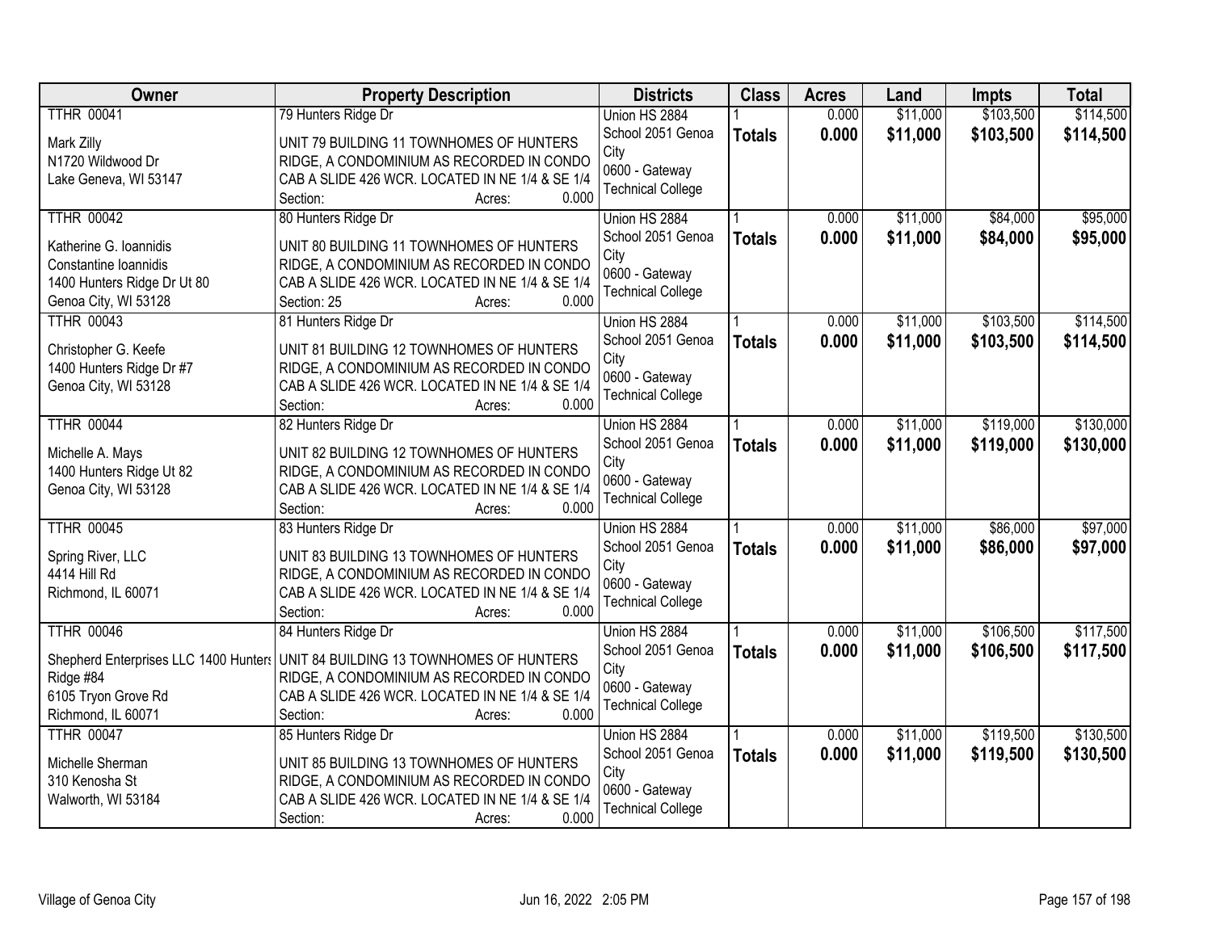| Owner | Property Description | Districts | Class | Acres | Land | Impts | Total |
|---|---|---|---|---|---|---|---|
| TTHR 00041<br>Mark Zilly<br>N1720 Wildwood Dr<br>Lake Geneva, WI 53147 | 79 Hunters Ridge Dr<br>UNIT 79 BUILDING 11 TOWNHOMES OF HUNTERS RIDGE, A CONDOMINIUM AS RECORDED IN CONDO CAB A SLIDE 426 WCR. LOCATED IN NE 1/4 & SE 1/4<br>Section: Acres: 0.000 | Union HS 2884<br>School 2051 Genoa City<br>0600 - Gateway Technical College | 1<br>**Totals** | 0.000<br>**0.000** | $11,000<br>**$11,000** | $103,500<br>**$103,500** | $114,500<br>**$114,500** |
| TTHR 00042<br>Katherine G. Ioannidis<br>Constantine Ioannidis<br>1400 Hunters Ridge Dr Ut 80<br>Genoa City, WI 53128 | 80 Hunters Ridge Dr<br>UNIT 80 BUILDING 11 TOWNHOMES OF HUNTERS RIDGE, A CONDOMINIUM AS RECORDED IN CONDO CAB A SLIDE 426 WCR. LOCATED IN NE 1/4 & SE 1/4<br>Section: 25 Acres: 0.000 | Union HS 2884<br>School 2051 Genoa City<br>0600 - Gateway Technical College | 1<br>**Totals** | 0.000<br>**0.000** | $11,000<br>**$11,000** | $84,000<br>**$84,000** | $95,000<br>**$95,000** |
| TTHR 00043<br>Christopher G. Keefe<br>1400 Hunters Ridge Dr #7<br>Genoa City, WI 53128 | 81 Hunters Ridge Dr<br>UNIT 81 BUILDING 12 TOWNHOMES OF HUNTERS RIDGE, A CONDOMINIUM AS RECORDED IN CONDO CAB A SLIDE 426 WCR. LOCATED IN NE 1/4 & SE 1/4<br>Section: Acres: 0.000 | Union HS 2884<br>School 2051 Genoa City<br>0600 - Gateway Technical College | 1<br>**Totals** | 0.000<br>**0.000** | $11,000<br>**$11,000** | $103,500<br>**$103,500** | $114,500<br>**$114,500** |
| TTHR 00044<br>Michelle A. Mays<br>1400 Hunters Ridge Ut 82<br>Genoa City, WI 53128 | 82 Hunters Ridge Dr<br>UNIT 82 BUILDING 12 TOWNHOMES OF HUNTERS RIDGE, A CONDOMINIUM AS RECORDED IN CONDO CAB A SLIDE 426 WCR. LOCATED IN NE 1/4 & SE 1/4<br>Section: Acres: 0.000 | Union HS 2884<br>School 2051 Genoa City<br>0600 - Gateway Technical College | 1<br>**Totals** | 0.000<br>**0.000** | $11,000<br>**$11,000** | $119,000<br>**$119,000** | $130,000<br>**$130,000** |
| TTHR 00045<br>Spring River, LLC<br>4414 Hill Rd<br>Richmond, IL 60071 | 83 Hunters Ridge Dr<br>UNIT 83 BUILDING 13 TOWNHOMES OF HUNTERS RIDGE, A CONDOMINIUM AS RECORDED IN CONDO CAB A SLIDE 426 WCR. LOCATED IN NE 1/4 & SE 1/4<br>Section: Acres: 0.000 | Union HS 2884<br>School 2051 Genoa City<br>0600 - Gateway Technical College | 1<br>**Totals** | 0.000<br>**0.000** | $11,000<br>**$11,000** | $86,000<br>**$86,000** | $97,000<br>**$97,000** |
| TTHR 00046<br>Shepherd Enterprises LLC 1400 Hunters Ridge #84<br>6105 Tryon Grove Rd<br>Richmond, IL 60071 | 84 Hunters Ridge Dr<br>UNIT 84 BUILDING 13 TOWNHOMES OF HUNTERS RIDGE, A CONDOMINIUM AS RECORDED IN CONDO CAB A SLIDE 426 WCR. LOCATED IN NE 1/4 & SE 1/4<br>Section: Acres: 0.000 | Union HS 2884<br>School 2051 Genoa City<br>0600 - Gateway Technical College | 1<br>**Totals** | 0.000<br>**0.000** | $11,000<br>**$11,000** | $106,500<br>**$106,500** | $117,500<br>**$117,500** |
| TTHR 00047<br>Michelle Sherman<br>310 Kenosha St<br>Walworth, WI 53184 | 85 Hunters Ridge Dr<br>UNIT 85 BUILDING 13 TOWNHOMES OF HUNTERS RIDGE, A CONDOMINIUM AS RECORDED IN CONDO CAB A SLIDE 426 WCR. LOCATED IN NE 1/4 & SE 1/4<br>Section: Acres: 0.000 | Union HS 2884<br>School 2051 Genoa City<br>0600 - Gateway Technical College | 1<br>**Totals** | 0.000<br>**0.000** | $11,000<br>**$11,000** | $119,500<br>**$119,500** | $130,500<br>**$130,500** |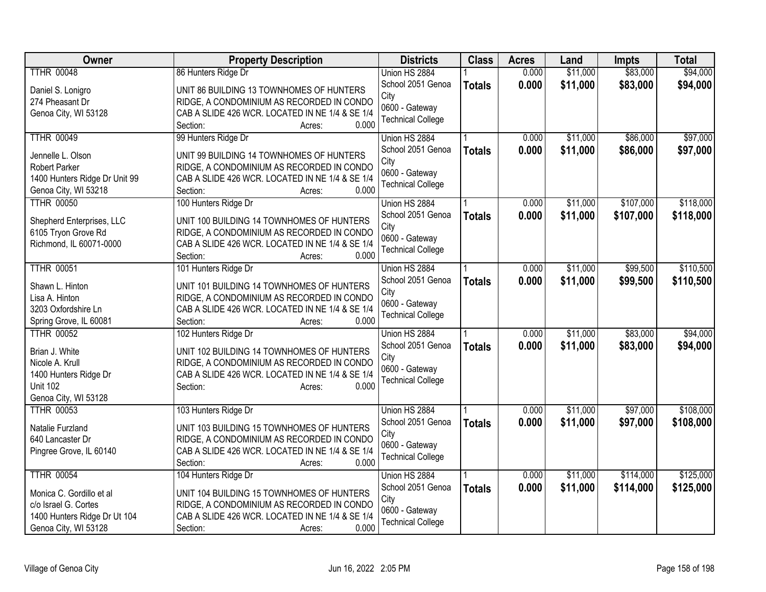| Owner | Property Description | Districts | Class | Acres | Land | Impts | Total |
|---|---|---|---|---|---|---|---|
| TTHR 00048<br><br>Daniel S. Lonigro<br>274 Pheasant Dr<br>Genoa City, WI 53128 | 86 Hunters Ridge Dr<br><br>UNIT 86 BUILDING 13 TOWNHOMES OF HUNTERS RIDGE, A CONDOMINIUM AS RECORDED IN CONDO CAB A SLIDE 426 WCR. LOCATED IN NE 1/4 & SE 1/4<br>Section: Acres: 0.000 | Union HS 2884<br>School 2051 Genoa City<br>0600 - Gateway Technical College | 1<br>**Totals** | 0.000<br>**0.000** | $11,000<br>**$11,000** | $83,000<br>**$83,000** | $94,000<br>**$94,000** |
| TTHR 00049<br><br>Jennelle L. Olson<br>Robert Parker<br>1400 Hunters Ridge Dr Unit 99<br>Genoa City, WI 53218 | 99 Hunters Ridge Dr<br><br>UNIT 99 BUILDING 14 TOWNHOMES OF HUNTERS RIDGE, A CONDOMINIUM AS RECORDED IN CONDO CAB A SLIDE 426 WCR. LOCATED IN NE 1/4 & SE 1/4<br>Section: Acres: 0.000 | Union HS 2884<br>School 2051 Genoa City<br>0600 - Gateway Technical College | 1<br>**Totals** | 0.000<br>**0.000** | $11,000<br>**$11,000** | $86,000<br>**$86,000** | $97,000<br>**$97,000** |
| TTHR 00050<br><br>Shepherd Enterprises, LLC<br>6105 Tryon Grove Rd<br>Richmond, IL 60071-0000 | 100 Hunters Ridge Dr<br><br>UNIT 100 BUILDING 14 TOWNHOMES OF HUNTERS RIDGE, A CONDOMINIUM AS RECORDED IN CONDO CAB A SLIDE 426 WCR. LOCATED IN NE 1/4 & SE 1/4<br>Section: Acres: 0.000 | Union HS 2884<br>School 2051 Genoa City<br>0600 - Gateway Technical College | 1<br>**Totals** | 0.000<br>**0.000** | $11,000<br>**$11,000** | $107,000<br>**$107,000** | $118,000<br>**$118,000** |
| TTHR 00051<br><br>Shawn L. Hinton<br>Lisa A. Hinton<br>3203 Oxfordshire Ln<br>Spring Grove, IL 60081 | 101 Hunters Ridge Dr<br><br>UNIT 101 BUILDING 14 TOWNHOMES OF HUNTERS RIDGE, A CONDOMINIUM AS RECORDED IN CONDO CAB A SLIDE 426 WCR. LOCATED IN NE 1/4 & SE 1/4<br>Section: Acres: 0.000 | Union HS 2884<br>School 2051 Genoa City<br>0600 - Gateway Technical College | 1<br>**Totals** | 0.000<br>**0.000** | $11,000<br>**$11,000** | $99,500<br>**$99,500** | $110,500<br>**$110,500** |
| TTHR 00052<br><br>Brian J. White<br>Nicole A. Krull<br>1400 Hunters Ridge Dr<br>Unit 102<br>Genoa City, WI 53128 | 102 Hunters Ridge Dr<br><br>UNIT 102 BUILDING 14 TOWNHOMES OF HUNTERS RIDGE, A CONDOMINIUM AS RECORDED IN CONDO CAB A SLIDE 426 WCR. LOCATED IN NE 1/4 & SE 1/4<br>Section: Acres: 0.000 | Union HS 2884<br>School 2051 Genoa City<br>0600 - Gateway Technical College | 1<br>**Totals** | 0.000<br>**0.000** | $11,000<br>**$11,000** | $83,000<br>**$83,000** | $94,000<br>**$94,000** |
| TTHR 00053<br><br>Natalie Furzland<br>640 Lancaster Dr<br>Pingree Grove, IL 60140 | 103 Hunters Ridge Dr<br><br>UNIT 103 BUILDING 15 TOWNHOMES OF HUNTERS RIDGE, A CONDOMINIUM AS RECORDED IN CONDO CAB A SLIDE 426 WCR. LOCATED IN NE 1/4 & SE 1/4<br>Section: Acres: 0.000 | Union HS 2884<br>School 2051 Genoa City<br>0600 - Gateway Technical College | 1<br>**Totals** | 0.000<br>**0.000** | $11,000<br>**$11,000** | $97,000<br>**$97,000** | $108,000<br>**$108,000** |
| TTHR 00054<br><br>Monica C. Gordillo et al<br>c/o Israel G. Cortes<br>1400 Hunters Ridge Dr Ut 104<br>Genoa City, WI 53128 | 104 Hunters Ridge Dr<br><br>UNIT 104 BUILDING 15 TOWNHOMES OF HUNTERS RIDGE, A CONDOMINIUM AS RECORDED IN CONDO CAB A SLIDE 426 WCR. LOCATED IN NE 1/4 & SE 1/4<br>Section: Acres: 0.000 | Union HS 2884<br>School 2051 Genoa City<br>0600 - Gateway Technical College | 1<br>**Totals** | 0.000<br>**0.000** | $11,000<br>**$11,000** | $114,000<br>**$114,000** | $125,000<br>**$125,000** |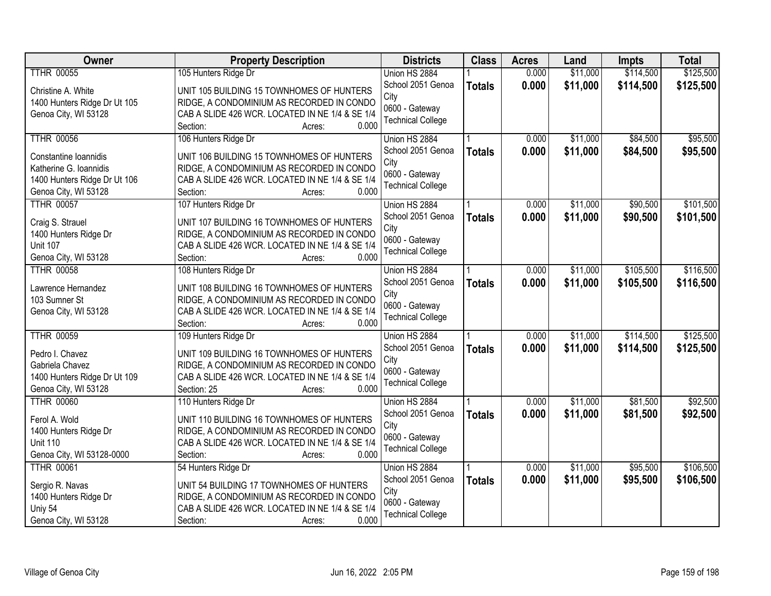| Owner | Property Description | Districts | Class | Acres | Land | Impts | Total |
|---|---|---|---|---|---|---|---|
| TTHR 00055<br><br>Christine A. White<br>1400 Hunters Ridge Dr Ut 105<br>Genoa City, WI 53128 | 105 Hunters Ridge Dr<br><br>UNIT 105 BUILDING 15 TOWNHOMES OF HUNTERS RIDGE, A CONDOMINIUM AS RECORDED IN CONDO CAB A SLIDE 426 WCR. LOCATED IN NE 1/4 & SE 1/4<br>Section: Acres: 0.000 | Union HS 2884<br>School 2051 Genoa City<br>0600 - Gateway Technical College | 1<br>**Totals** | 0.000<br>**0.000** | $11,000<br>**$11,000** | $114,500<br>**$114,500** | $125,500<br>**$125,500** |
| TTHR 00056<br><br>Constantine Ioannidis<br>Katherine G. Ioannidis<br>1400 Hunters Ridge Dr Ut 106<br>Genoa City, WI 53128 | 106 Hunters Ridge Dr<br><br>UNIT 106 BUILDING 15 TOWNHOMES OF HUNTERS RIDGE, A CONDOMINIUM AS RECORDED IN CONDO CAB A SLIDE 426 WCR. LOCATED IN NE 1/4 & SE 1/4<br>Section: Acres: 0.000 | Union HS 2884<br>School 2051 Genoa City<br>0600 - Gateway Technical College | 1<br>**Totals** | 0.000<br>**0.000** | $11,000<br>**$11,000** | $84,500<br>**$84,500** | $95,500<br>**$95,500** |
| TTHR 00057<br><br>Craig S. Strauel<br>1400 Hunters Ridge Dr<br>Unit 107<br>Genoa City, WI 53128 | 107 Hunters Ridge Dr<br><br>UNIT 107 BUILDING 16 TOWNHOMES OF HUNTERS RIDGE, A CONDOMINIUM AS RECORDED IN CONDO CAB A SLIDE 426 WCR. LOCATED IN NE 1/4 & SE 1/4<br>Section: Acres: 0.000 | Union HS 2884<br>School 2051 Genoa City<br>0600 - Gateway Technical College | 1<br>**Totals** | 0.000<br>**0.000** | $11,000<br>**$11,000** | $90,500<br>**$90,500** | $101,500<br>**$101,500** |
| TTHR 00058<br><br>Lawrence Hernandez<br>103 Sumner St<br>Genoa City, WI 53128 | 108 Hunters Ridge Dr<br><br>UNIT 108 BUILDING 16 TOWNHOMES OF HUNTERS RIDGE, A CONDOMINIUM AS RECORDED IN CONDO CAB A SLIDE 426 WCR. LOCATED IN NE 1/4 & SE 1/4<br>Section: Acres: 0.000 | Union HS 2884<br>School 2051 Genoa City<br>0600 - Gateway Technical College | 1<br>**Totals** | 0.000<br>**0.000** | $11,000<br>**$11,000** | $105,500<br>**$105,500** | $116,500<br>**$116,500** |
| TTHR 00059<br><br>Pedro I. Chavez<br>Gabriela Chavez<br>1400 Hunters Ridge Dr Ut 109<br>Genoa City, WI 53128 | 109 Hunters Ridge Dr<br><br>UNIT 109 BUILDING 16 TOWNHOMES OF HUNTERS RIDGE, A CONDOMINIUM AS RECORDED IN CONDO CAB A SLIDE 426 WCR. LOCATED IN NE 1/4 & SE 1/4<br>Section: 25 Acres: 0.000 | Union HS 2884<br>School 2051 Genoa City<br>0600 - Gateway Technical College | 1<br>**Totals** | 0.000<br>**0.000** | $11,000<br>**$11,000** | $114,500<br>**$114,500** | $125,500<br>**$125,500** |
| TTHR 00060<br><br>Ferol A. Wold<br>1400 Hunters Ridge Dr<br>Unit 110<br>Genoa City, WI 53128-0000 | 110 Hunters Ridge Dr<br><br>UNIT 110 BUILDING 16 TOWNHOMES OF HUNTERS RIDGE, A CONDOMINIUM AS RECORDED IN CONDO CAB A SLIDE 426 WCR. LOCATED IN NE 1/4 & SE 1/4<br>Section: Acres: 0.000 | Union HS 2884<br>School 2051 Genoa City<br>0600 - Gateway Technical College | 1<br>**Totals** | 0.000<br>**0.000** | $11,000<br>**$11,000** | $81,500<br>**$81,500** | $92,500<br>**$92,500** |
| TTHR 00061<br><br>Sergio R. Navas<br>1400 Hunters Ridge Dr<br>Uniy 54<br>Genoa City, WI 53128 | 54 Hunters Ridge Dr<br><br>UNIT 54 BUILDING 17 TOWNHOMES OF HUNTERS RIDGE, A CONDOMINIUM AS RECORDED IN CONDO CAB A SLIDE 426 WCR. LOCATED IN NE 1/4 & SE 1/4<br>Section: Acres: 0.000 | Union HS 2884<br>School 2051 Genoa City<br>0600 - Gateway Technical College | 1<br>**Totals** | 0.000<br>**0.000** | $11,000<br>**$11,000** | $95,500<br>**$95,500** | $106,500<br>**$106,500** |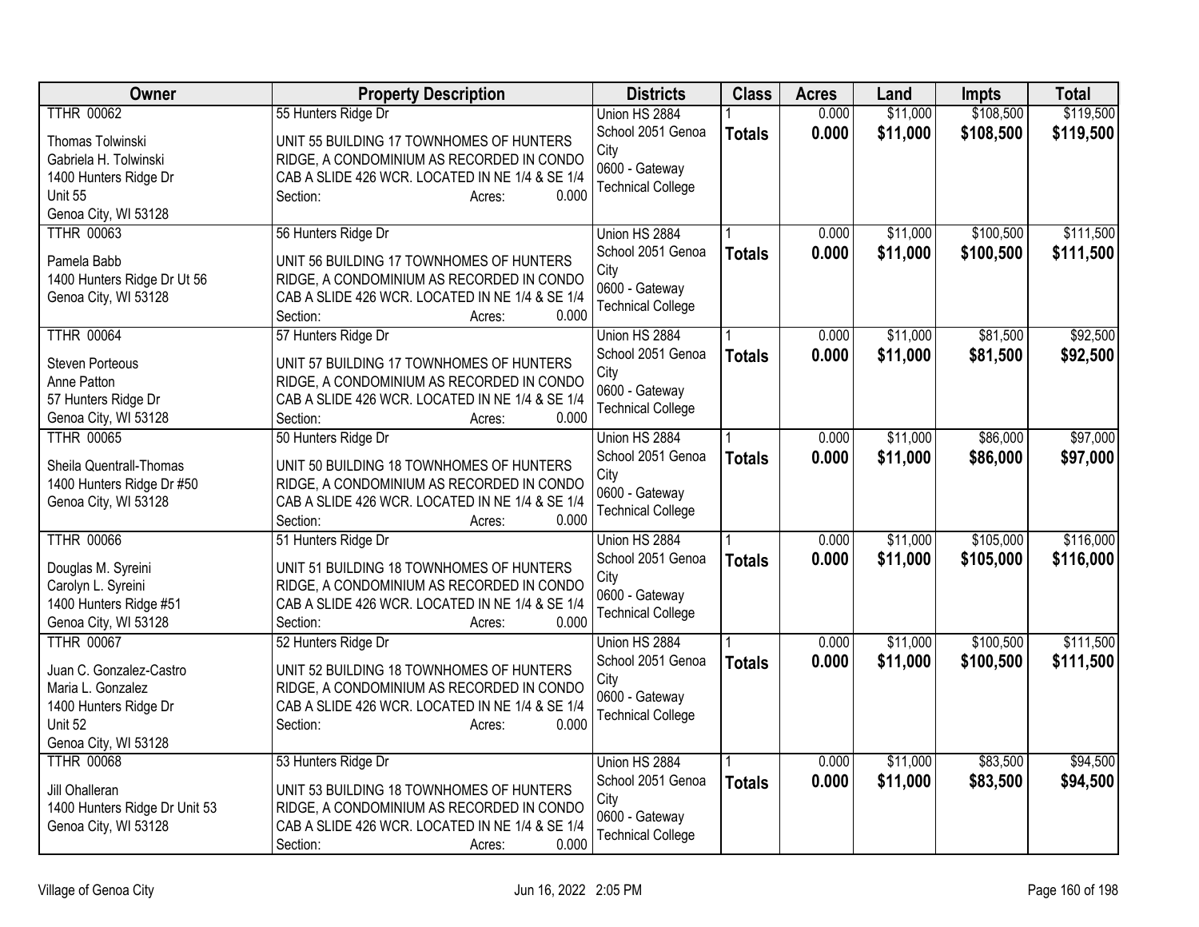| Owner | Property Description | Districts | Class | Acres | Land | Impts | Total |
|---|---|---|---|---|---|---|---|
| TTHR 00062<br>Thomas Tolwinski<br>Gabriela H. Tolwinski<br>1400 Hunters Ridge Dr<br>Unit 55<br>Genoa City, WI 53128 | 55 Hunters Ridge Dr<br>UNIT 55 BUILDING 17 TOWNHOMES OF HUNTERS RIDGE, A CONDOMINIUM AS RECORDED IN CONDO CAB A SLIDE 426 WCR. LOCATED IN NE 1/4 & SE 1/4<br>Section: Acres: 0.000 | Union HS 2884<br>School 2051 Genoa City<br>0600 - Gateway Technical College | 1<br>**Totals** | 0.000<br>**0.000** | $11,000<br>**$11,000** | $108,500<br>**$108,500** | $119,500<br>**$119,500** |
| TTHR 00063<br>Pamela Babb<br>1400 Hunters Ridge Dr Ut 56<br>Genoa City, WI 53128 | 56 Hunters Ridge Dr<br>UNIT 56 BUILDING 17 TOWNHOMES OF HUNTERS RIDGE, A CONDOMINIUM AS RECORDED IN CONDO CAB A SLIDE 426 WCR. LOCATED IN NE 1/4 & SE 1/4<br>Section: Acres: 0.000 | Union HS 2884<br>School 2051 Genoa City<br>0600 - Gateway Technical College | 1<br>**Totals** | 0.000<br>**0.000** | $11,000<br>**$11,000** | $100,500<br>**$100,500** | $111,500<br>**$111,500** |
| TTHR 00064<br>Steven Porteous<br>Anne Patton<br>57 Hunters Ridge Dr<br>Genoa City, WI 53128 | 57 Hunters Ridge Dr<br>UNIT 57 BUILDING 17 TOWNHOMES OF HUNTERS RIDGE, A CONDOMINIUM AS RECORDED IN CONDO CAB A SLIDE 426 WCR. LOCATED IN NE 1/4 & SE 1/4<br>Section: Acres: 0.000 | Union HS 2884<br>School 2051 Genoa City<br>0600 - Gateway Technical College | 1<br>**Totals** | 0.000<br>**0.000** | $11,000<br>**$11,000** | $81,500<br>**$81,500** | $92,500<br>**$92,500** |
| TTHR 00065<br>Sheila Quentrall-Thomas<br>1400 Hunters Ridge Dr #50<br>Genoa City, WI 53128 | 50 Hunters Ridge Dr<br>UNIT 50 BUILDING 18 TOWNHOMES OF HUNTERS RIDGE, A CONDOMINIUM AS RECORDED IN CONDO CAB A SLIDE 426 WCR. LOCATED IN NE 1/4 & SE 1/4<br>Section: Acres: 0.000 | Union HS 2884<br>School 2051 Genoa City<br>0600 - Gateway Technical College | 1<br>**Totals** | 0.000<br>**0.000** | $11,000<br>**$11,000** | $86,000<br>**$86,000** | $97,000<br>**$97,000** |
| TTHR 00066<br>Douglas M. Syreini<br>Carolyn L. Syreini<br>1400 Hunters Ridge #51<br>Genoa City, WI 53128 | 51 Hunters Ridge Dr<br>UNIT 51 BUILDING 18 TOWNHOMES OF HUNTERS RIDGE, A CONDOMINIUM AS RECORDED IN CONDO CAB A SLIDE 426 WCR. LOCATED IN NE 1/4 & SE 1/4<br>Section: Acres: 0.000 | Union HS 2884<br>School 2051 Genoa City<br>0600 - Gateway Technical College | 1<br>**Totals** | 0.000<br>**0.000** | $11,000<br>**$11,000** | $105,000<br>**$105,000** | $116,000<br>**$116,000** |
| TTHR 00067<br>Juan C. Gonzalez-Castro<br>Maria L. Gonzalez<br>1400 Hunters Ridge Dr<br>Unit 52<br>Genoa City, WI 53128 | 52 Hunters Ridge Dr<br>UNIT 52 BUILDING 18 TOWNHOMES OF HUNTERS RIDGE, A CONDOMINIUM AS RECORDED IN CONDO CAB A SLIDE 426 WCR. LOCATED IN NE 1/4 & SE 1/4<br>Section: Acres: 0.000 | Union HS 2884<br>School 2051 Genoa City<br>0600 - Gateway Technical College | 1<br>**Totals** | 0.000<br>**0.000** | $11,000<br>**$11,000** | $100,500<br>**$100,500** | $111,500<br>**$111,500** |
| TTHR 00068<br>Jill Ohalleran<br>1400 Hunters Ridge Dr Unit 53<br>Genoa City, WI 53128 | 53 Hunters Ridge Dr<br>UNIT 53 BUILDING 18 TOWNHOMES OF HUNTERS RIDGE, A CONDOMINIUM AS RECORDED IN CONDO CAB A SLIDE 426 WCR. LOCATED IN NE 1/4 & SE 1/4<br>Section: Acres: 0.000 | Union HS 2884<br>School 2051 Genoa City<br>0600 - Gateway Technical College | 1<br>**Totals** | 0.000<br>**0.000** | $11,000<br>**$11,000** | $83,500<br>**$83,500** | $94,500<br>**$94,500** |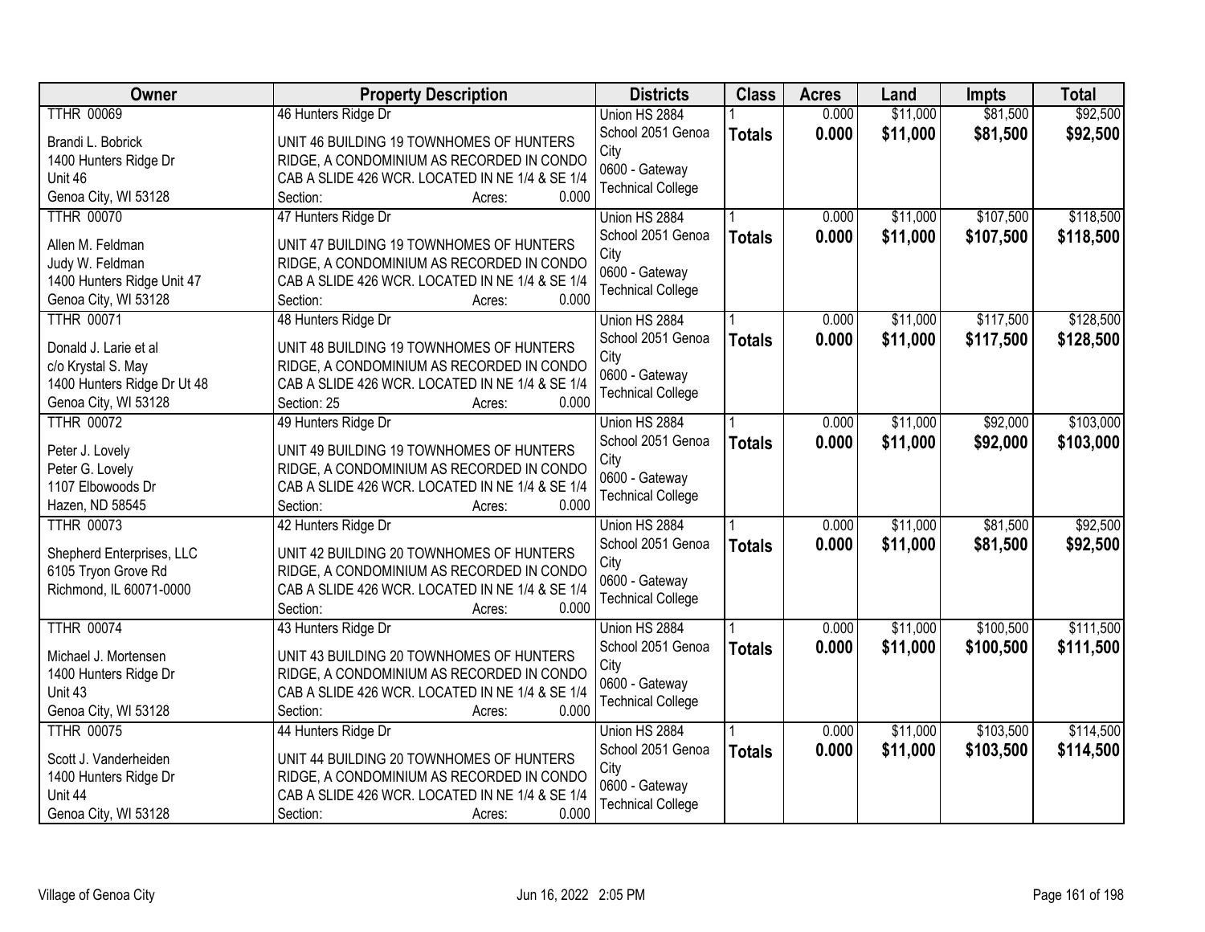| Owner | Property Description | Districts | Class | Acres | Land | Impts | Total |
|---|---|---|---|---|---|---|---|
| TTHR 00069<br>Brandi L. Bobrick<br>1400 Hunters Ridge Dr<br>Unit 46<br>Genoa City, WI 53128 | 46 Hunters Ridge Dr<br>UNIT 46 BUILDING 19 TOWNHOMES OF HUNTERS RIDGE, A CONDOMINIUM AS RECORDED IN CONDO CAB A SLIDE 426 WCR. LOCATED IN NE 1/4 & SE 1/4<br>Section: Acres: 0.000 | Union HS 2884<br>School 2051 Genoa City<br>0600 - Gateway Technical College | 1<br>**Totals** | 0.000<br>**0.000** | $11,000<br>**$11,000** | $81,500<br>**$81,500** | $92,500<br>**$92,500** |
| TTHR 00070<br>Allen M. Feldman<br>Judy W. Feldman<br>1400 Hunters Ridge Unit 47<br>Genoa City, WI 53128 | 47 Hunters Ridge Dr<br>UNIT 47 BUILDING 19 TOWNHOMES OF HUNTERS RIDGE, A CONDOMINIUM AS RECORDED IN CONDO CAB A SLIDE 426 WCR. LOCATED IN NE 1/4 & SE 1/4<br>Section: Acres: 0.000 | Union HS 2884<br>School 2051 Genoa City<br>0600 - Gateway Technical College | 1<br>**Totals** | 0.000<br>**0.000** | $11,000<br>**$11,000** | $107,500<br>**$107,500** | $118,500<br>**$118,500** |
| TTHR 00071<br>Donald J. Larie et al<br>c/o Krystal S. May<br>1400 Hunters Ridge Dr Ut 48<br>Genoa City, WI 53128 | 48 Hunters Ridge Dr<br>UNIT 48 BUILDING 19 TOWNHOMES OF HUNTERS RIDGE, A CONDOMINIUM AS RECORDED IN CONDO CAB A SLIDE 426 WCR. LOCATED IN NE 1/4 & SE 1/4<br>Section: 25 Acres: 0.000 | Union HS 2884<br>School 2051 Genoa City<br>0600 - Gateway Technical College | 1<br>**Totals** | 0.000<br>**0.000** | $11,000<br>**$11,000** | $117,500<br>**$117,500** | $128,500<br>**$128,500** |
| TTHR 00072<br>Peter J. Lovely<br>Peter G. Lovely<br>1107 Elbowoods Dr<br>Hazen, ND 58545 | 49 Hunters Ridge Dr<br>UNIT 49 BUILDING 19 TOWNHOMES OF HUNTERS RIDGE, A CONDOMINIUM AS RECORDED IN CONDO CAB A SLIDE 426 WCR. LOCATED IN NE 1/4 & SE 1/4<br>Section: Acres: 0.000 | Union HS 2884<br>School 2051 Genoa City<br>0600 - Gateway Technical College | 1<br>**Totals** | 0.000<br>**0.000** | $11,000<br>**$11,000** | $92,000<br>**$92,000** | $103,000<br>**$103,000** |
| TTHR 00073<br>Shepherd Enterprises, LLC<br>6105 Tryon Grove Rd<br>Richmond, IL 60071-0000 | 42 Hunters Ridge Dr<br>UNIT 42 BUILDING 20 TOWNHOMES OF HUNTERS RIDGE, A CONDOMINIUM AS RECORDED IN CONDO CAB A SLIDE 426 WCR. LOCATED IN NE 1/4 & SE 1/4<br>Section: Acres: 0.000 | Union HS 2884<br>School 2051 Genoa City<br>0600 - Gateway Technical College | 1<br>**Totals** | 0.000<br>**0.000** | $11,000<br>**$11,000** | $81,500<br>**$81,500** | $92,500<br>**$92,500** |
| TTHR 00074<br>Michael J. Mortensen<br>1400 Hunters Ridge Dr<br>Unit 43<br>Genoa City, WI 53128 | 43 Hunters Ridge Dr<br>UNIT 43 BUILDING 20 TOWNHOMES OF HUNTERS RIDGE, A CONDOMINIUM AS RECORDED IN CONDO CAB A SLIDE 426 WCR. LOCATED IN NE 1/4 & SE 1/4<br>Section: Acres: 0.000 | Union HS 2884<br>School 2051 Genoa City<br>0600 - Gateway Technical College | 1<br>**Totals** | 0.000<br>**0.000** | $11,000<br>**$11,000** | $100,500<br>**$100,500** | $111,500<br>**$111,500** |
| TTHR 00075<br>Scott J. Vanderheiden<br>1400 Hunters Ridge Dr<br>Unit 44<br>Genoa City, WI 53128 | 44 Hunters Ridge Dr<br>UNIT 44 BUILDING 20 TOWNHOMES OF HUNTERS RIDGE, A CONDOMINIUM AS RECORDED IN CONDO CAB A SLIDE 426 WCR. LOCATED IN NE 1/4 & SE 1/4<br>Section: Acres: 0.000 | Union HS 2884<br>School 2051 Genoa City<br>0600 - Gateway Technical College | 1<br>**Totals** | 0.000<br>**0.000** | $11,000<br>**$11,000** | $103,500<br>**$103,500** | $114,500<br>**$114,500** |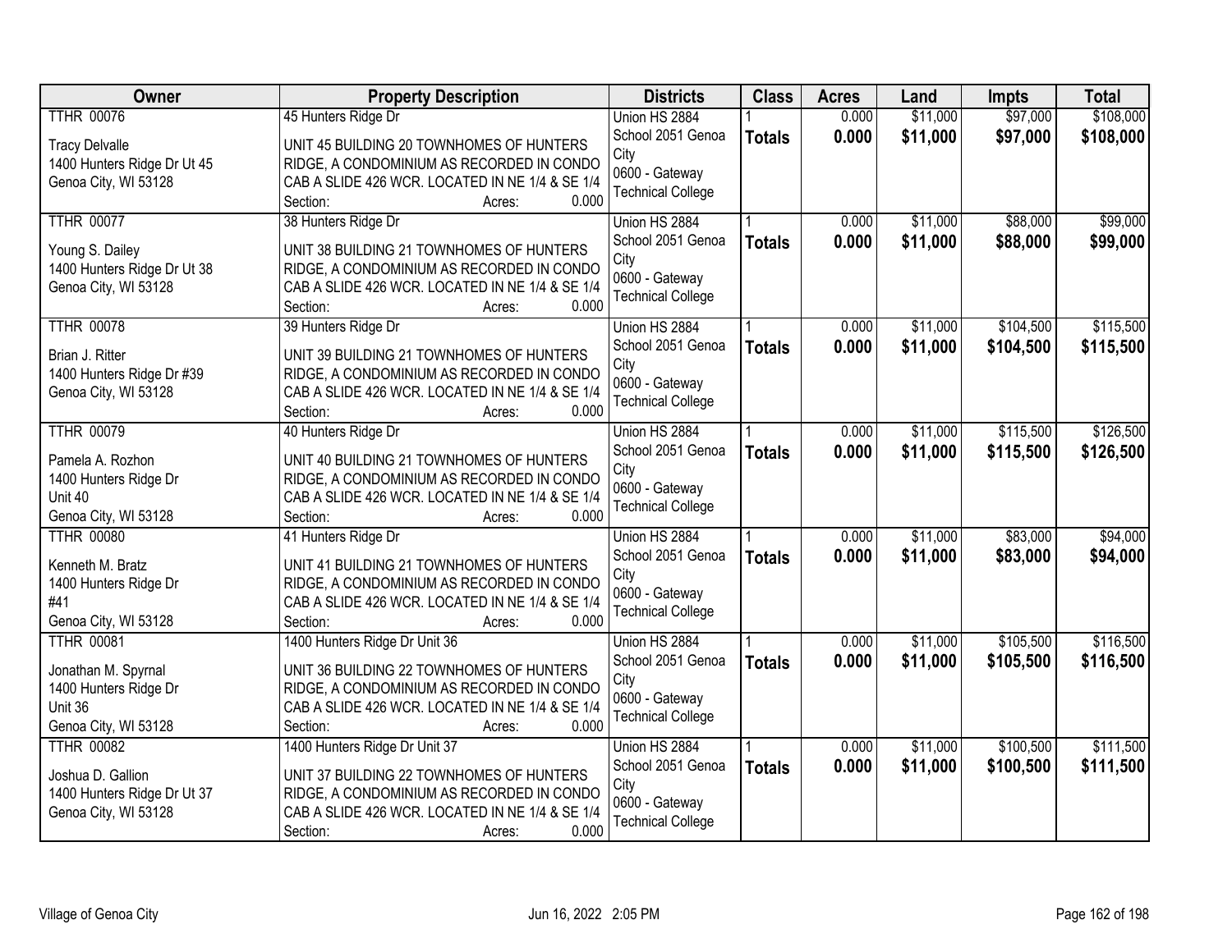| Owner | Property Description | Districts | Class | Acres | Land | Impts | Total |
|---|---|---|---|---|---|---|---|
| TTHR 00076<br><br>Tracy Delvalle<br>1400 Hunters Ridge Dr Ut 45<br>Genoa City, WI 53128 | 45 Hunters Ridge Dr<br><br>UNIT 45 BUILDING 20 TOWNHOMES OF HUNTERS RIDGE, A CONDOMINIUM AS RECORDED IN CONDO CAB A SLIDE 426 WCR. LOCATED IN NE 1/4 & SE 1/4<br>Section: Acres: 0.000 | Union HS 2884<br>School 2051 Genoa City<br>0600 - Gateway Technical College | 1<br>**Totals** | 0.000<br>**0.000** | $11,000<br>**$11,000** | $97,000<br>**$97,000** | $108,000<br>**$108,000** |
| TTHR 00077<br><br>Young S. Dailey<br>1400 Hunters Ridge Dr Ut 38<br>Genoa City, WI 53128 | 38 Hunters Ridge Dr<br><br>UNIT 38 BUILDING 21 TOWNHOMES OF HUNTERS RIDGE, A CONDOMINIUM AS RECORDED IN CONDO CAB A SLIDE 426 WCR. LOCATED IN NE 1/4 & SE 1/4<br>Section: Acres: 0.000 | Union HS 2884<br>School 2051 Genoa City<br>0600 - Gateway Technical College | 1<br>**Totals** | 0.000<br>**0.000** | $11,000<br>**$11,000** | $88,000<br>**$88,000** | $99,000<br>**$99,000** |
| TTHR 00078<br><br>Brian J. Ritter<br>1400 Hunters Ridge Dr #39<br>Genoa City, WI 53128 | 39 Hunters Ridge Dr<br><br>UNIT 39 BUILDING 21 TOWNHOMES OF HUNTERS RIDGE, A CONDOMINIUM AS RECORDED IN CONDO CAB A SLIDE 426 WCR. LOCATED IN NE 1/4 & SE 1/4<br>Section: Acres: 0.000 | Union HS 2884<br>School 2051 Genoa City<br>0600 - Gateway Technical College | 1<br>**Totals** | 0.000<br>**0.000** | $11,000<br>**$11,000** | $104,500<br>**$104,500** | $115,500<br>**$115,500** |
| TTHR 00079<br><br>Pamela A. Rozhon<br>1400 Hunters Ridge Dr<br>Unit 40<br>Genoa City, WI 53128 | 40 Hunters Ridge Dr<br><br>UNIT 40 BUILDING 21 TOWNHOMES OF HUNTERS RIDGE, A CONDOMINIUM AS RECORDED IN CONDO CAB A SLIDE 426 WCR. LOCATED IN NE 1/4 & SE 1/4<br>Section: Acres: 0.000 | Union HS 2884<br>School 2051 Genoa City<br>0600 - Gateway Technical College | 1<br>**Totals** | 0.000<br>**0.000** | $11,000<br>**$11,000** | $115,500<br>**$115,500** | $126,500<br>**$126,500** |
| TTHR 00080<br><br>Kenneth M. Bratz<br>1400 Hunters Ridge Dr<br>#41<br>Genoa City, WI 53128 | 41 Hunters Ridge Dr<br><br>UNIT 41 BUILDING 21 TOWNHOMES OF HUNTERS RIDGE, A CONDOMINIUM AS RECORDED IN CONDO CAB A SLIDE 426 WCR. LOCATED IN NE 1/4 & SE 1/4<br>Section: Acres: 0.000 | Union HS 2884<br>School 2051 Genoa City<br>0600 - Gateway Technical College | 1<br>**Totals** | 0.000<br>**0.000** | $11,000<br>**$11,000** | $83,000<br>**$83,000** | $94,000<br>**$94,000** |
| TTHR 00081<br><br>Jonathan M. Spyrnal<br>1400 Hunters Ridge Dr<br>Unit 36<br>Genoa City, WI 53128 | 1400 Hunters Ridge Dr Unit 36<br><br>UNIT 36 BUILDING 22 TOWNHOMES OF HUNTERS RIDGE, A CONDOMINIUM AS RECORDED IN CONDO CAB A SLIDE 426 WCR. LOCATED IN NE 1/4 & SE 1/4<br>Section: Acres: 0.000 | Union HS 2884<br>School 2051 Genoa City<br>0600 - Gateway Technical College | 1<br>**Totals** | 0.000<br>**0.000** | $11,000<br>**$11,000** | $105,500<br>**$105,500** | $116,500<br>**$116,500** |
| TTHR 00082<br><br>Joshua D. Gallion<br>1400 Hunters Ridge Dr Ut 37<br>Genoa City, WI 53128 | 1400 Hunters Ridge Dr Unit 37<br><br>UNIT 37 BUILDING 22 TOWNHOMES OF HUNTERS RIDGE, A CONDOMINIUM AS RECORDED IN CONDO CAB A SLIDE 426 WCR. LOCATED IN NE 1/4 & SE 1/4<br>Section: Acres: 0.000 | Union HS 2884<br>School 2051 Genoa City<br>0600 - Gateway Technical College | 1<br>**Totals** | 0.000<br>**0.000** | $11,000<br>**$11,000** | $100,500<br>**$100,500** | $111,500<br>**$111,500** |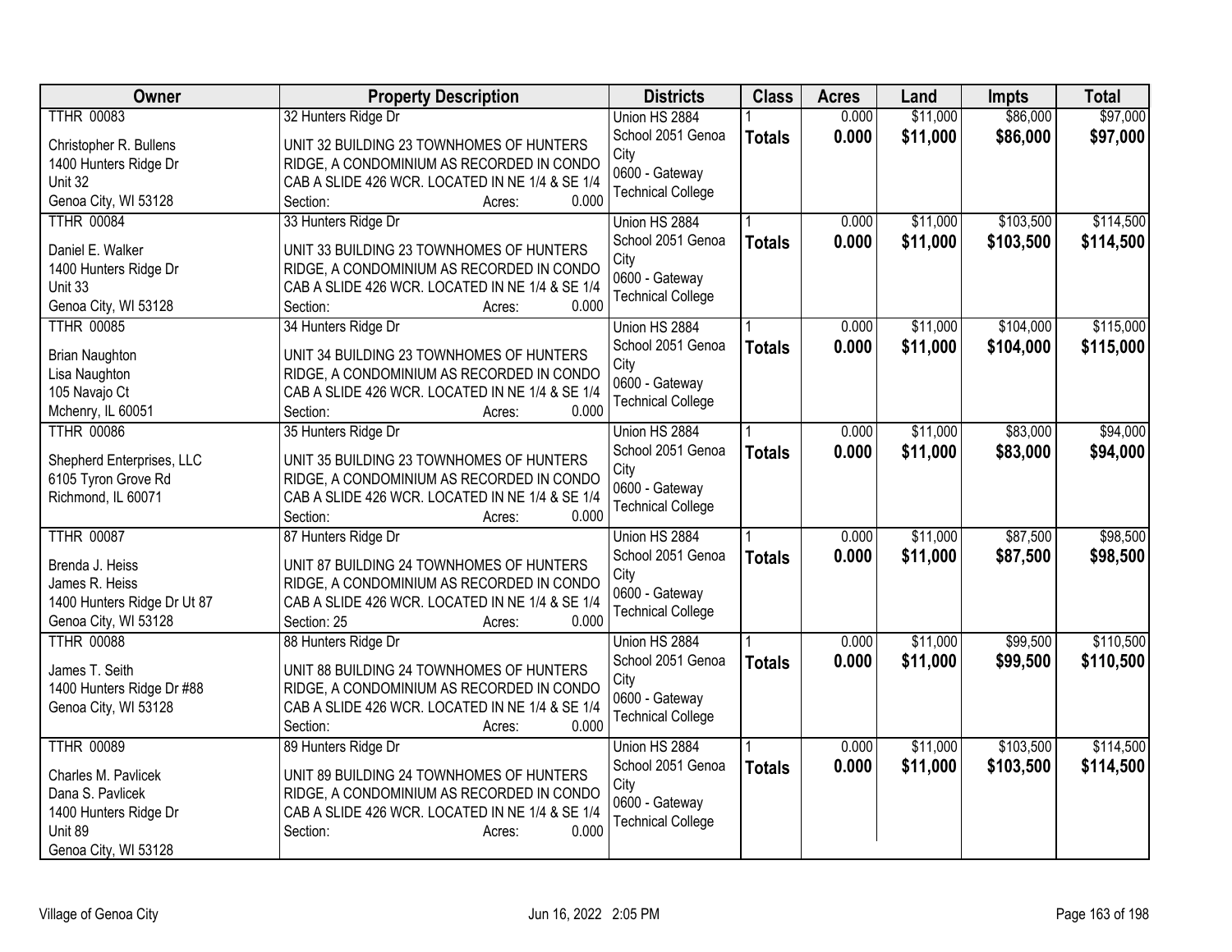| Owner | Property Description | Districts | Class | Acres | Land | Impts | Total |
|---|---|---|---|---|---|---|---|
| TTHR 00083<br><br>Christopher R. Bullens<br>1400 Hunters Ridge Dr<br>Unit 32<br>Genoa City, WI 53128 | 32 Hunters Ridge Dr<br><br>UNIT 32 BUILDING 23 TOWNHOMES OF HUNTERS RIDGE, A CONDOMINIUM AS RECORDED IN CONDO CAB A SLIDE 426 WCR. LOCATED IN NE 1/4 & SE 1/4<br>Section: Acres: 0.000 | Union HS 2884<br>School 2051 Genoa City<br>0600 - Gateway Technical College | 1<br>**Totals** | 0.000<br>**0.000** | $11,000<br>**$11,000** | $86,000<br>**$86,000** | $97,000<br>**$97,000** |
| TTHR 00084<br><br>Daniel E. Walker<br>1400 Hunters Ridge Dr<br>Unit 33<br>Genoa City, WI 53128 | 33 Hunters Ridge Dr<br><br>UNIT 33 BUILDING 23 TOWNHOMES OF HUNTERS RIDGE, A CONDOMINIUM AS RECORDED IN CONDO CAB A SLIDE 426 WCR. LOCATED IN NE 1/4 & SE 1/4<br>Section: Acres: 0.000 | Union HS 2884<br>School 2051 Genoa City<br>0600 - Gateway Technical College | 1<br>**Totals** | 0.000<br>**0.000** | $11,000<br>**$11,000** | $103,500<br>**$103,500** | $114,500<br>**$114,500** |
| TTHR 00085<br><br>Brian Naughton<br>Lisa Naughton<br>105 Navajo Ct<br>Mchenry, IL 60051 | 34 Hunters Ridge Dr<br><br>UNIT 34 BUILDING 23 TOWNHOMES OF HUNTERS RIDGE, A CONDOMINIUM AS RECORDED IN CONDO CAB A SLIDE 426 WCR. LOCATED IN NE 1/4 & SE 1/4<br>Section: Acres: 0.000 | Union HS 2884<br>School 2051 Genoa City<br>0600 - Gateway Technical College | 1<br>**Totals** | 0.000<br>**0.000** | $11,000<br>**$11,000** | $104,000<br>**$104,000** | $115,000<br>**$115,000** |
| TTHR 00086<br><br>Shepherd Enterprises, LLC<br>6105 Tyron Grove Rd<br>Richmond, IL 60071 | 35 Hunters Ridge Dr<br><br>UNIT 35 BUILDING 23 TOWNHOMES OF HUNTERS RIDGE, A CONDOMINIUM AS RECORDED IN CONDO CAB A SLIDE 426 WCR. LOCATED IN NE 1/4 & SE 1/4<br>Section: Acres: 0.000 | Union HS 2884<br>School 2051 Genoa City<br>0600 - Gateway Technical College | 1<br>**Totals** | 0.000<br>**0.000** | $11,000<br>**$11,000** | $83,000<br>**$83,000** | $94,000<br>**$94,000** |
| TTHR 00087<br><br>Brenda J. Heiss<br>James R. Heiss<br>1400 Hunters Ridge Dr Ut 87<br>Genoa City, WI 53128 | 87 Hunters Ridge Dr<br><br>UNIT 87 BUILDING 24 TOWNHOMES OF HUNTERS RIDGE, A CONDOMINIUM AS RECORDED IN CONDO CAB A SLIDE 426 WCR. LOCATED IN NE 1/4 & SE 1/4<br>Section: 25 Acres: 0.000 | Union HS 2884<br>School 2051 Genoa City<br>0600 - Gateway Technical College | 1<br>**Totals** | 0.000<br>**0.000** | $11,000<br>**$11,000** | $87,500<br>**$87,500** | $98,500<br>**$98,500** |
| TTHR 00088<br><br>James T. Seith<br>1400 Hunters Ridge Dr #88<br>Genoa City, WI 53128 | 88 Hunters Ridge Dr<br><br>UNIT 88 BUILDING 24 TOWNHOMES OF HUNTERS RIDGE, A CONDOMINIUM AS RECORDED IN CONDO CAB A SLIDE 426 WCR. LOCATED IN NE 1/4 & SE 1/4<br>Section: Acres: 0.000 | Union HS 2884<br>School 2051 Genoa City<br>0600 - Gateway Technical College | 1<br>**Totals** | 0.000<br>**0.000** | $11,000<br>**$11,000** | $99,500<br>**$99,500** | $110,500<br>**$110,500** |
| TTHR 00089<br><br>Charles M. Pavlicek<br>Dana S. Pavlicek<br>1400 Hunters Ridge Dr<br>Unit 89<br>Genoa City, WI 53128 | 89 Hunters Ridge Dr<br><br>UNIT 89 BUILDING 24 TOWNHOMES OF HUNTERS RIDGE, A CONDOMINIUM AS RECORDED IN CONDO CAB A SLIDE 426 WCR. LOCATED IN NE 1/4 & SE 1/4<br>Section: Acres: 0.000 | Union HS 2884<br>School 2051 Genoa City<br>0600 - Gateway Technical College | 1<br>**Totals** | 0.000<br>**0.000** | $11,000<br>**$11,000** | $103,500<br>**$103,500** | $114,500<br>**$114,500** |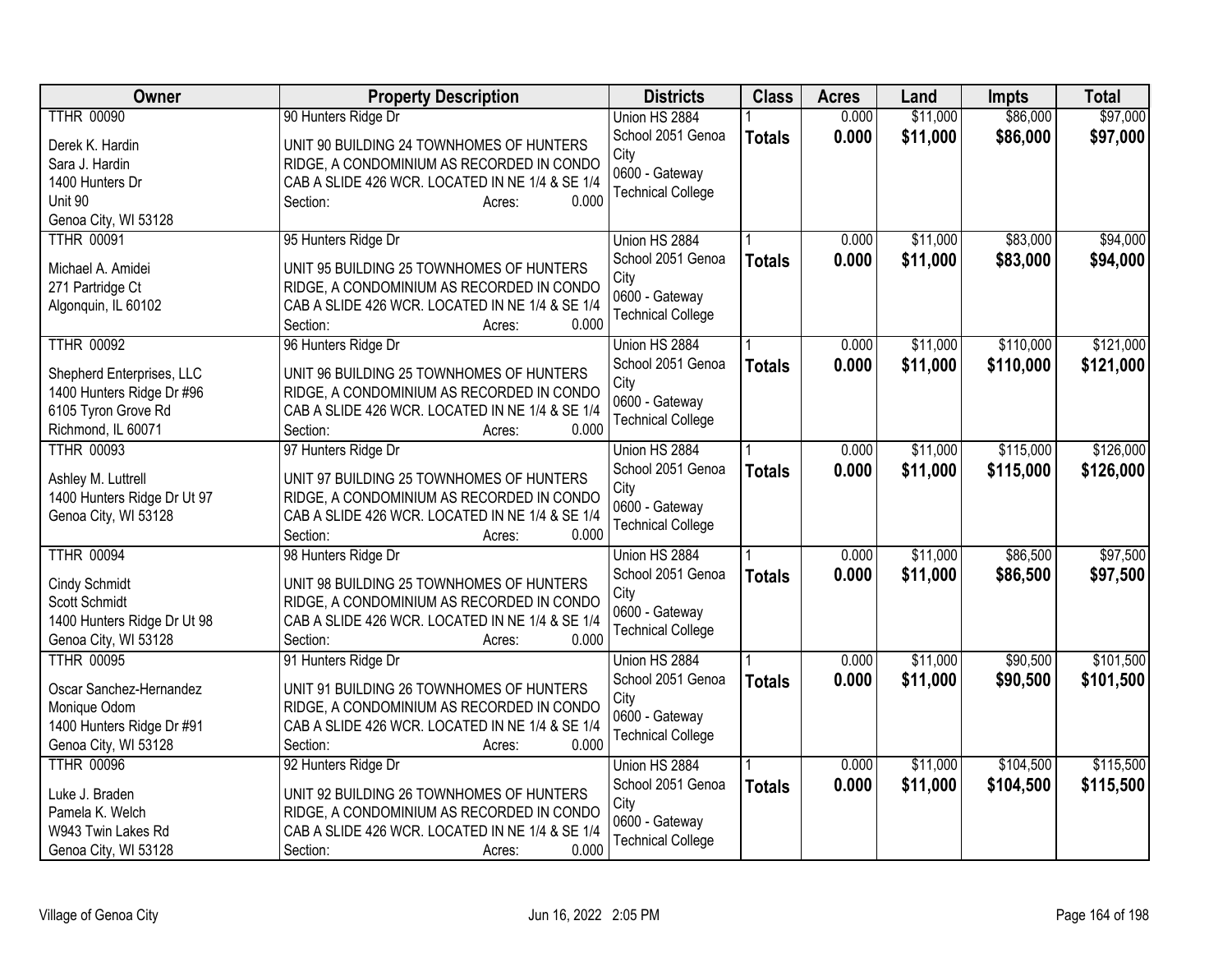| Owner | Property Description | Districts | Class | Acres | Land | Impts | Total |
|---|---|---|---|---|---|---|---|
| TTHR 00090<br>Derek K. Hardin<br>Sara J. Hardin<br>1400 Hunters Dr<br>Unit 90<br>Genoa City, WI 53128 | 90 Hunters Ridge Dr<br>UNIT 90 BUILDING 24 TOWNHOMES OF HUNTERS RIDGE, A CONDOMINIUM AS RECORDED IN CONDO CAB A SLIDE 426 WCR. LOCATED IN NE 1/4 & SE 1/4<br>Section: Acres: 0.000 | Union HS 2884<br>School 2051 Genoa City<br>0600 - Gateway Technical College | 1<br>**Totals** | 0.000<br>**0.000** | $11,000<br>**$11,000** | $86,000<br>**$86,000** | $97,000<br>**$97,000** |
| TTHR 00091<br>Michael A. Amidei<br>271 Partridge Ct<br>Algonquin, IL 60102 | 95 Hunters Ridge Dr<br>UNIT 95 BUILDING 25 TOWNHOMES OF HUNTERS RIDGE, A CONDOMINIUM AS RECORDED IN CONDO CAB A SLIDE 426 WCR. LOCATED IN NE 1/4 & SE 1/4<br>Section: Acres: 0.000 | Union HS 2884<br>School 2051 Genoa City<br>0600 - Gateway Technical College | 1<br>**Totals** | 0.000<br>**0.000** | $11,000<br>**$11,000** | $83,000<br>**$83,000** | $94,000<br>**$94,000** |
| TTHR 00092<br>Shepherd Enterprises, LLC<br>1400 Hunters Ridge Dr #96<br>6105 Tyron Grove Rd<br>Richmond, IL 60071 | 96 Hunters Ridge Dr<br>UNIT 96 BUILDING 25 TOWNHOMES OF HUNTERS RIDGE, A CONDOMINIUM AS RECORDED IN CONDO CAB A SLIDE 426 WCR. LOCATED IN NE 1/4 & SE 1/4<br>Section: Acres: 0.000 | Union HS 2884<br>School 2051 Genoa City<br>0600 - Gateway Technical College | 1<br>**Totals** | 0.000<br>**0.000** | $11,000<br>**$11,000** | $110,000<br>**$110,000** | $121,000<br>**$121,000** |
| TTHR 00093<br>Ashley M. Luttrell<br>1400 Hunters Ridge Dr Ut 97<br>Genoa City, WI 53128 | 97 Hunters Ridge Dr<br>UNIT 97 BUILDING 25 TOWNHOMES OF HUNTERS RIDGE, A CONDOMINIUM AS RECORDED IN CONDO CAB A SLIDE 426 WCR. LOCATED IN NE 1/4 & SE 1/4<br>Section: Acres: 0.000 | Union HS 2884<br>School 2051 Genoa City<br>0600 - Gateway Technical College | 1<br>**Totals** | 0.000<br>**0.000** | $11,000<br>**$11,000** | $115,000<br>**$115,000** | $126,000<br>**$126,000** |
| TTHR 00094<br>Cindy Schmidt<br>Scott Schmidt<br>1400 Hunters Ridge Dr Ut 98<br>Genoa City, WI 53128 | 98 Hunters Ridge Dr<br>UNIT 98 BUILDING 25 TOWNHOMES OF HUNTERS RIDGE, A CONDOMINIUM AS RECORDED IN CONDO CAB A SLIDE 426 WCR. LOCATED IN NE 1/4 & SE 1/4<br>Section: Acres: 0.000 | Union HS 2884<br>School 2051 Genoa City<br>0600 - Gateway Technical College | 1<br>**Totals** | 0.000<br>**0.000** | $11,000<br>**$11,000** | $86,500<br>**$86,500** | $97,500<br>**$97,500** |
| TTHR 00095<br>Oscar Sanchez-Hernandez<br>Monique Odom<br>1400 Hunters Ridge Dr #91<br>Genoa City, WI 53128 | 91 Hunters Ridge Dr<br>UNIT 91 BUILDING 26 TOWNHOMES OF HUNTERS RIDGE, A CONDOMINIUM AS RECORDED IN CONDO CAB A SLIDE 426 WCR. LOCATED IN NE 1/4 & SE 1/4<br>Section: Acres: 0.000 | Union HS 2884<br>School 2051 Genoa City<br>0600 - Gateway Technical College | 1<br>**Totals** | 0.000<br>**0.000** | $11,000<br>**$11,000** | $90,500<br>**$90,500** | $101,500<br>**$101,500** |
| TTHR 00096<br>Luke J. Braden<br>Pamela K. Welch<br>W943 Twin Lakes Rd<br>Genoa City, WI 53128 | 92 Hunters Ridge Dr<br>UNIT 92 BUILDING 26 TOWNHOMES OF HUNTERS RIDGE, A CONDOMINIUM AS RECORDED IN CONDO CAB A SLIDE 426 WCR. LOCATED IN NE 1/4 & SE 1/4<br>Section: Acres: 0.000 | Union HS 2884<br>School 2051 Genoa City<br>0600 - Gateway Technical College | 1<br>**Totals** | 0.000<br>**0.000** | $11,000<br>**$11,000** | $104,500<br>**$104,500** | $115,500<br>**$115,500** |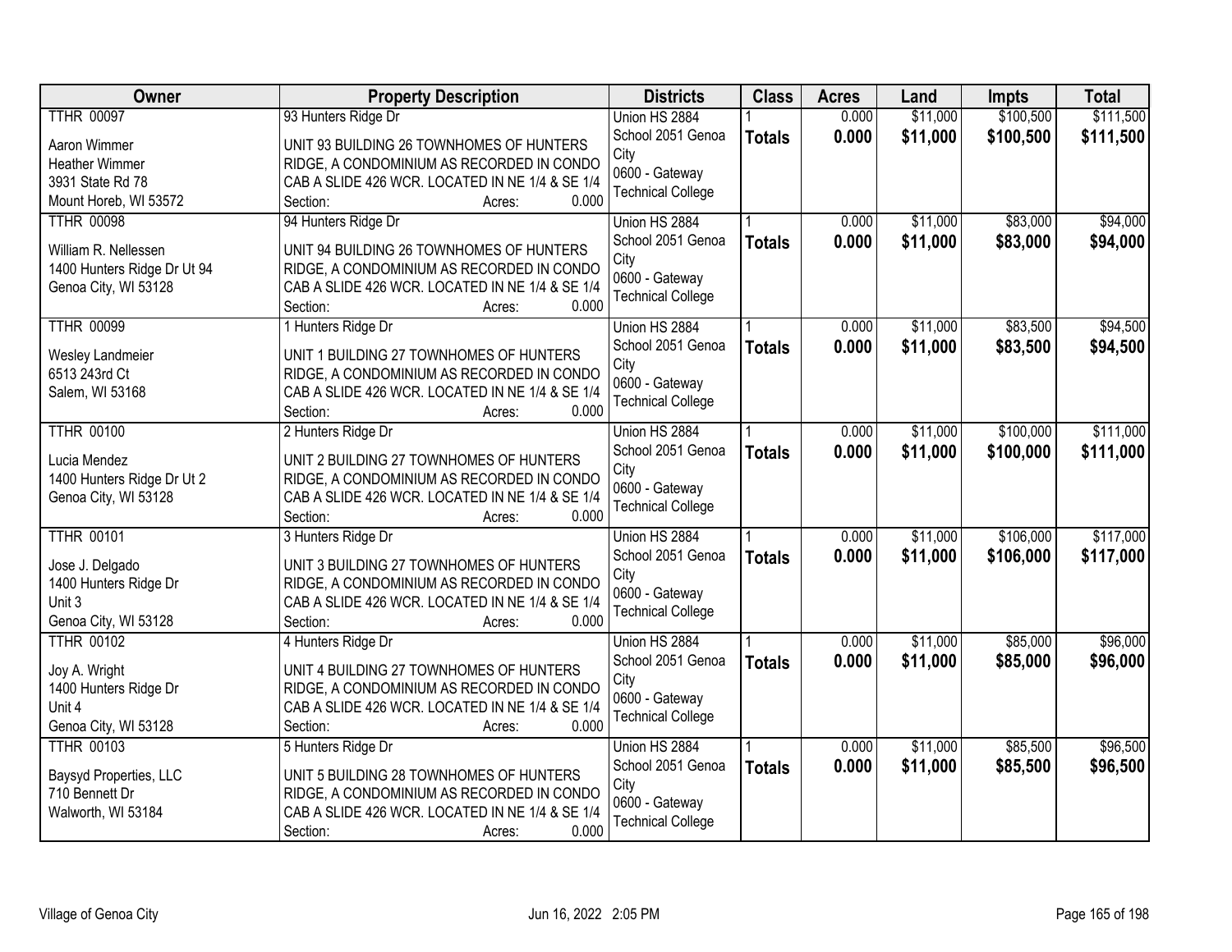| Owner | Property Description | Districts | Class | Acres | Land | Impts | Total |
|---|---|---|---|---|---|---|---|
| TTHR 00097<br>Aaron Wimmer<br>Heather Wimmer<br>3931 State Rd 78<br>Mount Horeb, WI 53572 | 93 Hunters Ridge Dr<br>UNIT 93 BUILDING 26 TOWNHOMES OF HUNTERS RIDGE, A CONDOMINIUM AS RECORDED IN CONDO CAB A SLIDE 426 WCR. LOCATED IN NE 1/4 & SE 1/4<br>Section: Acres: 0.000 | Union HS 2884<br>School 2051 Genoa City<br>0600 - Gateway Technical College | 1<br>**Totals** | 0.000<br>**0.000** | $11,000<br>**$11,000** | $100,500<br>**$100,500** | $111,500<br>**$111,500** |
| TTHR 00098<br>William R. Nellessen<br>1400 Hunters Ridge Dr Ut 94<br>Genoa City, WI 53128 | 94 Hunters Ridge Dr<br>UNIT 94 BUILDING 26 TOWNHOMES OF HUNTERS RIDGE, A CONDOMINIUM AS RECORDED IN CONDO CAB A SLIDE 426 WCR. LOCATED IN NE 1/4 & SE 1/4<br>Section: Acres: 0.000 | Union HS 2884<br>School 2051 Genoa City<br>0600 - Gateway Technical College | 1<br>**Totals** | 0.000<br>**0.000** | $11,000<br>**$11,000** | $83,000<br>**$83,000** | $94,000<br>**$94,000** |
| TTHR 00099<br>Wesley Landmeier<br>6513 243rd Ct<br>Salem, WI 53168 | 1 Hunters Ridge Dr<br>UNIT 1 BUILDING 27 TOWNHOMES OF HUNTERS RIDGE, A CONDOMINIUM AS RECORDED IN CONDO CAB A SLIDE 426 WCR. LOCATED IN NE 1/4 & SE 1/4<br>Section: Acres: 0.000 | Union HS 2884<br>School 2051 Genoa City<br>0600 - Gateway Technical College | 1<br>**Totals** | 0.000<br>**0.000** | $11,000<br>**$11,000** | $83,500<br>**$83,500** | $94,500<br>**$94,500** |
| TTHR 00100<br>Lucia Mendez<br>1400 Hunters Ridge Dr Ut 2<br>Genoa City, WI 53128 | 2 Hunters Ridge Dr<br>UNIT 2 BUILDING 27 TOWNHOMES OF HUNTERS RIDGE, A CONDOMINIUM AS RECORDED IN CONDO CAB A SLIDE 426 WCR. LOCATED IN NE 1/4 & SE 1/4<br>Section: Acres: 0.000 | Union HS 2884<br>School 2051 Genoa City<br>0600 - Gateway Technical College | 1<br>**Totals** | 0.000<br>**0.000** | $11,000<br>**$11,000** | $100,000<br>**$100,000** | $111,000<br>**$111,000** |
| TTHR 00101<br>Jose J. Delgado<br>1400 Hunters Ridge Dr<br>Unit 3<br>Genoa City, WI 53128 | 3 Hunters Ridge Dr<br>UNIT 3 BUILDING 27 TOWNHOMES OF HUNTERS RIDGE, A CONDOMINIUM AS RECORDED IN CONDO CAB A SLIDE 426 WCR. LOCATED IN NE 1/4 & SE 1/4<br>Section: Acres: 0.000 | Union HS 2884<br>School 2051 Genoa City<br>0600 - Gateway Technical College | 1<br>**Totals** | 0.000<br>**0.000** | $11,000<br>**$11,000** | $106,000<br>**$106,000** | $117,000<br>**$117,000** |
| TTHR 00102<br>Joy A. Wright<br>1400 Hunters Ridge Dr<br>Unit 4<br>Genoa City, WI 53128 | 4 Hunters Ridge Dr<br>UNIT 4 BUILDING 27 TOWNHOMES OF HUNTERS RIDGE, A CONDOMINIUM AS RECORDED IN CONDO CAB A SLIDE 426 WCR. LOCATED IN NE 1/4 & SE 1/4<br>Section: Acres: 0.000 | Union HS 2884<br>School 2051 Genoa City<br>0600 - Gateway Technical College | 1<br>**Totals** | 0.000<br>**0.000** | $11,000<br>**$11,000** | $85,000<br>**$85,000** | $96,000<br>**$96,000** |
| TTHR 00103<br>Baysyd Properties, LLC<br>710 Bennett Dr<br>Walworth, WI 53184 | 5 Hunters Ridge Dr<br>UNIT 5 BUILDING 28 TOWNHOMES OF HUNTERS RIDGE, A CONDOMINIUM AS RECORDED IN CONDO CAB A SLIDE 426 WCR. LOCATED IN NE 1/4 & SE 1/4<br>Section: Acres: 0.000 | Union HS 2884<br>School 2051 Genoa City<br>0600 - Gateway Technical College | 1<br>**Totals** | 0.000<br>**0.000** | $11,000<br>**$11,000** | $85,500<br>**$85,500** | $96,500<br>**$96,500** |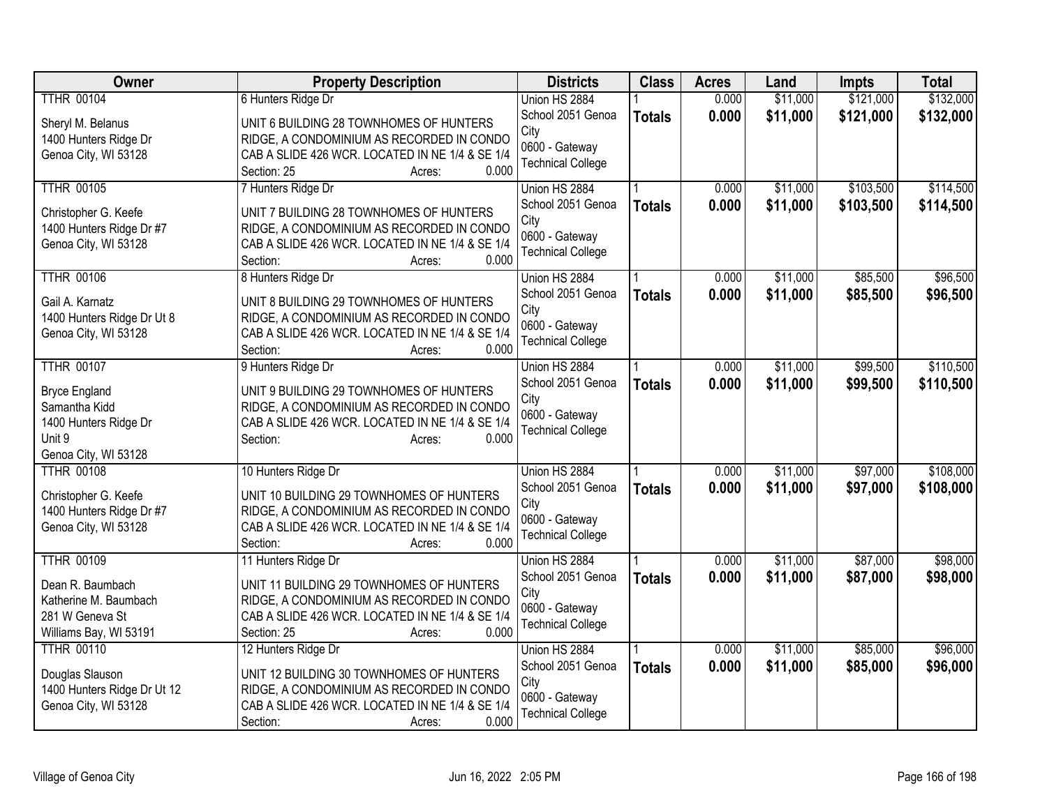| Owner | Property Description | Districts | Class | Acres | Land | Impts | Total |
|---|---|---|---|---|---|---|---|
| TTHR 00104<br><br>Sheryl M. Belanus<br>1400 Hunters Ridge Dr<br>Genoa City, WI 53128 | 6 Hunters Ridge Dr<br><br>UNIT 6 BUILDING 28 TOWNHOMES OF HUNTERS RIDGE, A CONDOMINIUM AS RECORDED IN CONDO CAB A SLIDE 426 WCR. LOCATED IN NE 1/4 & SE 1/4<br>Section: 25 Acres: 0.000 | Union HS 2884<br>School 2051 Genoa City<br>0600 - Gateway Technical College | 1<br>**Totals** | 0.000<br>**0.000** | $11,000<br>**$11,000** | $121,000<br>**$121,000** | $132,000<br>**$132,000** |
| TTHR 00105<br><br>Christopher G. Keefe<br>1400 Hunters Ridge Dr #7<br>Genoa City, WI 53128 | 7 Hunters Ridge Dr<br><br>UNIT 7 BUILDING 28 TOWNHOMES OF HUNTERS RIDGE, A CONDOMINIUM AS RECORDED IN CONDO CAB A SLIDE 426 WCR. LOCATED IN NE 1/4 & SE 1/4<br>Section: Acres: 0.000 | Union HS 2884<br>School 2051 Genoa City<br>0600 - Gateway Technical College | 1<br>**Totals** | 0.000<br>**0.000** | $11,000<br>**$11,000** | $103,500<br>**$103,500** | $114,500<br>**$114,500** |
| TTHR 00106<br><br>Gail A. Karnatz<br>1400 Hunters Ridge Dr Ut 8<br>Genoa City, WI 53128 | 8 Hunters Ridge Dr<br><br>UNIT 8 BUILDING 29 TOWNHOMES OF HUNTERS RIDGE, A CONDOMINIUM AS RECORDED IN CONDO CAB A SLIDE 426 WCR. LOCATED IN NE 1/4 & SE 1/4<br>Section: Acres: 0.000 | Union HS 2884<br>School 2051 Genoa City<br>0600 - Gateway Technical College | 1<br>**Totals** | 0.000<br>**0.000** | $11,000<br>**$11,000** | $85,500<br>**$85,500** | $96,500<br>**$96,500** |
| TTHR 00107<br><br>Bryce England<br>Samantha Kidd<br>1400 Hunters Ridge Dr<br>Unit 9<br>Genoa City, WI 53128 | 9 Hunters Ridge Dr<br><br>UNIT 9 BUILDING 29 TOWNHOMES OF HUNTERS RIDGE, A CONDOMINIUM AS RECORDED IN CONDO CAB A SLIDE 426 WCR. LOCATED IN NE 1/4 & SE 1/4<br>Section: Acres: 0.000 | Union HS 2884<br>School 2051 Genoa City<br>0600 - Gateway Technical College | 1<br>**Totals** | 0.000<br>**0.000** | $11,000<br>**$11,000** | $99,500<br>**$99,500** | $110,500<br>**$110,500** |
| TTHR 00108<br><br>Christopher G. Keefe<br>1400 Hunters Ridge Dr #7<br>Genoa City, WI 53128 | 10 Hunters Ridge Dr<br><br>UNIT 10 BUILDING 29 TOWNHOMES OF HUNTERS RIDGE, A CONDOMINIUM AS RECORDED IN CONDO CAB A SLIDE 426 WCR. LOCATED IN NE 1/4 & SE 1/4<br>Section: Acres: 0.000 | Union HS 2884<br>School 2051 Genoa City<br>0600 - Gateway Technical College | 1<br>**Totals** | 0.000<br>**0.000** | $11,000<br>**$11,000** | $97,000<br>**$97,000** | $108,000<br>**$108,000** |
| TTHR 00109<br><br>Dean R. Baumbach<br>Katherine M. Baumbach<br>281 W Geneva St<br>Williams Bay, WI 53191 | 11 Hunters Ridge Dr<br><br>UNIT 11 BUILDING 29 TOWNHOMES OF HUNTERS RIDGE, A CONDOMINIUM AS RECORDED IN CONDO CAB A SLIDE 426 WCR. LOCATED IN NE 1/4 & SE 1/4<br>Section: 25 Acres: 0.000 | Union HS 2884<br>School 2051 Genoa City<br>0600 - Gateway Technical College | 1<br>**Totals** | 0.000<br>**0.000** | $11,000<br>**$11,000** | $87,000<br>**$87,000** | $98,000<br>**$98,000** |
| TTHR 00110<br><br>Douglas Slauson<br>1400 Hunters Ridge Dr Ut 12<br>Genoa City, WI 53128 | 12 Hunters Ridge Dr<br><br>UNIT 12 BUILDING 30 TOWNHOMES OF HUNTERS RIDGE, A CONDOMINIUM AS RECORDED IN CONDO CAB A SLIDE 426 WCR. LOCATED IN NE 1/4 & SE 1/4<br>Section: Acres: 0.000 | Union HS 2884<br>School 2051 Genoa City<br>0600 - Gateway Technical College | 1<br>**Totals** | 0.000<br>**0.000** | $11,000<br>**$11,000** | $85,000<br>**$85,000** | $96,000<br>**$96,000** |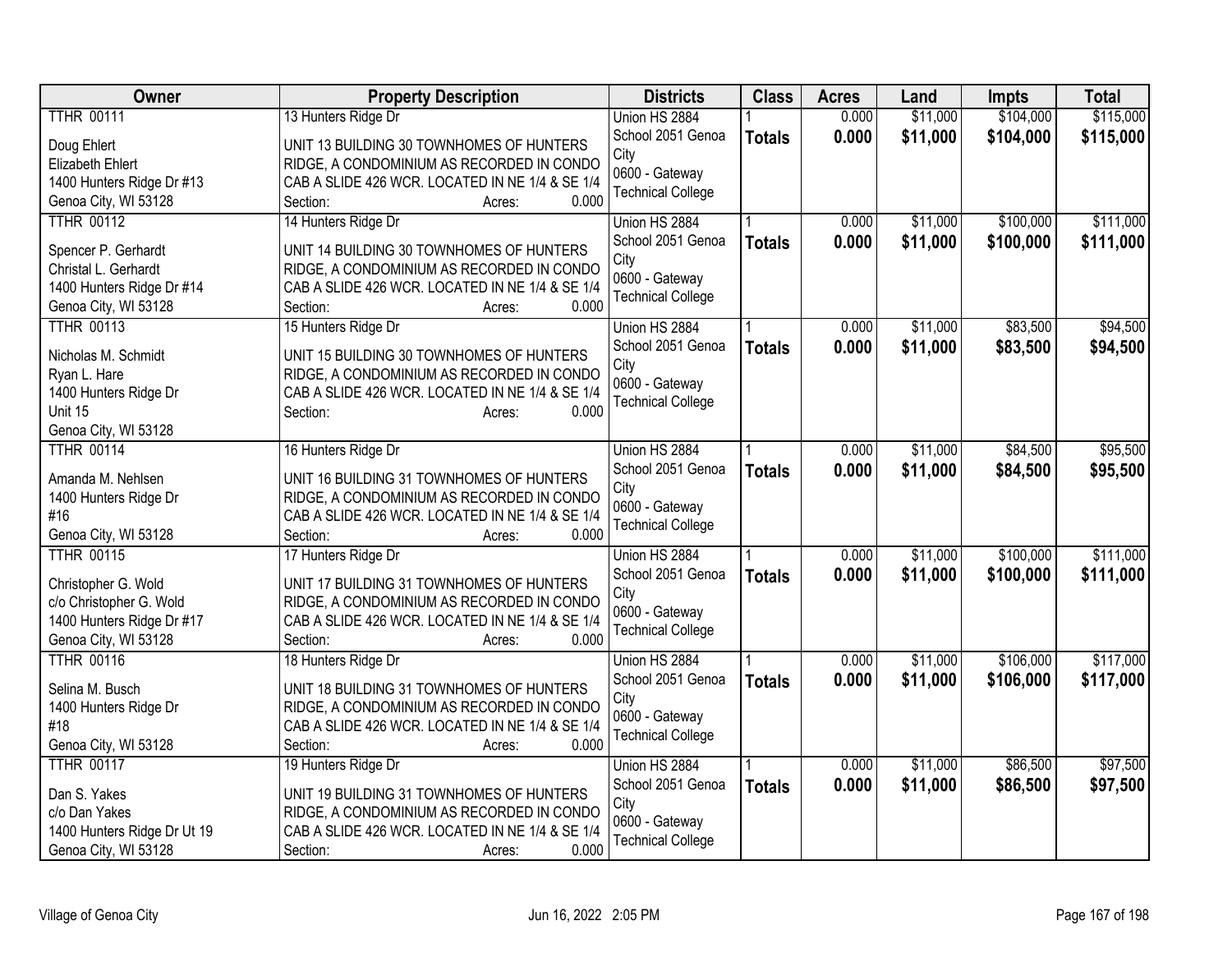| Owner | Property Description | Districts | Class | Acres | Land | Impts | Total |
|---|---|---|---|---|---|---|---|
| TTHR 00111<br>Doug Ehlert<br>Elizabeth Ehlert<br>1400 Hunters Ridge Dr #13<br>Genoa City, WI 53128 | 13 Hunters Ridge Dr<br>UNIT 13 BUILDING 30 TOWNHOMES OF HUNTERS RIDGE, A CONDOMINIUM AS RECORDED IN CONDO CAB A SLIDE 426 WCR. LOCATED IN NE 1/4 & SE 1/4<br>Section: Acres: 0.000 | Union HS 2884<br>School 2051 Genoa City<br>0600 - Gateway Technical College | 1<br>**Totals** | 0.000<br>**0.000** | $11,000<br>**$11,000** | $104,000<br>**$104,000** | $115,000<br>**$115,000** |
| TTHR 00112<br>Spencer P. Gerhardt<br>Christal L. Gerhardt<br>1400 Hunters Ridge Dr #14<br>Genoa City, WI 53128 | 14 Hunters Ridge Dr<br>UNIT 14 BUILDING 30 TOWNHOMES OF HUNTERS RIDGE, A CONDOMINIUM AS RECORDED IN CONDO CAB A SLIDE 426 WCR. LOCATED IN NE 1/4 & SE 1/4<br>Section: Acres: 0.000 | Union HS 2884<br>School 2051 Genoa City<br>0600 - Gateway Technical College | 1<br>**Totals** | 0.000<br>**0.000** | $11,000<br>**$11,000** | $100,000<br>**$100,000** | $111,000<br>**$111,000** |
| TTHR 00113<br>Nicholas M. Schmidt<br>Ryan L. Hare<br>1400 Hunters Ridge Dr<br>Unit 15<br>Genoa City, WI 53128 | 15 Hunters Ridge Dr<br>UNIT 15 BUILDING 30 TOWNHOMES OF HUNTERS RIDGE, A CONDOMINIUM AS RECORDED IN CONDO CAB A SLIDE 426 WCR. LOCATED IN NE 1/4 & SE 1/4<br>Section: Acres: 0.000 | Union HS 2884<br>School 2051 Genoa City<br>0600 - Gateway Technical College | 1<br>**Totals** | 0.000<br>**0.000** | $11,000<br>**$11,000** | $83,500<br>**$83,500** | $94,500<br>**$94,500** |
| TTHR 00114<br>Amanda M. Nehlsen<br>1400 Hunters Ridge Dr<br>#16<br>Genoa City, WI 53128 | 16 Hunters Ridge Dr<br>UNIT 16 BUILDING 31 TOWNHOMES OF HUNTERS RIDGE, A CONDOMINIUM AS RECORDED IN CONDO CAB A SLIDE 426 WCR. LOCATED IN NE 1/4 & SE 1/4<br>Section: Acres: 0.000 | Union HS 2884<br>School 2051 Genoa City<br>0600 - Gateway Technical College | 1<br>**Totals** | 0.000<br>**0.000** | $11,000<br>**$11,000** | $84,500<br>**$84,500** | $95,500<br>**$95,500** |
| TTHR 00115<br>Christopher G. Wold<br>c/o Christopher G. Wold<br>1400 Hunters Ridge Dr #17<br>Genoa City, WI 53128 | 17 Hunters Ridge Dr<br>UNIT 17 BUILDING 31 TOWNHOMES OF HUNTERS RIDGE, A CONDOMINIUM AS RECORDED IN CONDO CAB A SLIDE 426 WCR. LOCATED IN NE 1/4 & SE 1/4<br>Section: Acres: 0.000 | Union HS 2884<br>School 2051 Genoa City<br>0600 - Gateway Technical College | 1<br>**Totals** | 0.000<br>**0.000** | $11,000<br>**$11,000** | $100,000<br>**$100,000** | $111,000<br>**$111,000** |
| TTHR 00116<br>Selina M. Busch<br>1400 Hunters Ridge Dr<br>#18<br>Genoa City, WI 53128 | 18 Hunters Ridge Dr<br>UNIT 18 BUILDING 31 TOWNHOMES OF HUNTERS RIDGE, A CONDOMINIUM AS RECORDED IN CONDO CAB A SLIDE 426 WCR. LOCATED IN NE 1/4 & SE 1/4<br>Section: Acres: 0.000 | Union HS 2884<br>School 2051 Genoa City<br>0600 - Gateway Technical College | 1<br>**Totals** | 0.000<br>**0.000** | $11,000<br>**$11,000** | $106,000<br>**$106,000** | $117,000<br>**$117,000** |
| TTHR 00117<br>Dan S. Yakes<br>c/o Dan Yakes<br>1400 Hunters Ridge Dr Ut 19<br>Genoa City, WI 53128 | 19 Hunters Ridge Dr<br>UNIT 19 BUILDING 31 TOWNHOMES OF HUNTERS RIDGE, A CONDOMINIUM AS RECORDED IN CONDO CAB A SLIDE 426 WCR. LOCATED IN NE 1/4 & SE 1/4<br>Section: Acres: 0.000 | Union HS 2884<br>School 2051 Genoa City<br>0600 - Gateway Technical College | 1<br>**Totals** | 0.000<br>**0.000** | $11,000<br>**$11,000** | $86,500<br>**$86,500** | $97,500<br>**$97,500** |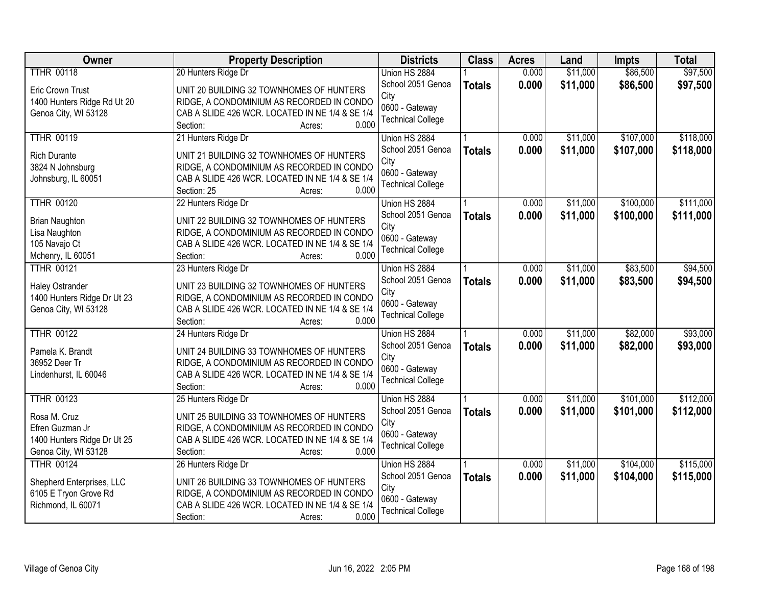| Owner | Property Description | Districts | Class | Acres | Land | Impts | Total |
|---|---|---|---|---|---|---|---|
| TTHR 00118<br><br>Eric Crown Trust<br>1400 Hunters Ridge Rd Ut 20<br>Genoa City, WI 53128 | 20 Hunters Ridge Dr<br><br>UNIT 20 BUILDING 32 TOWNHOMES OF HUNTERS RIDGE, A CONDOMINIUM AS RECORDED IN CONDO CAB A SLIDE 426 WCR. LOCATED IN NE 1/4 & SE 1/4<br>Section: Acres: 0.000 | Union HS 2884<br>School 2051 Genoa City<br>0600 - Gateway Technical College | 1<br>**Totals** | 0.000<br>**0.000** | $11,000<br>**$11,000** | $86,500<br>**$86,500** | $97,500<br>**$97,500** |
| TTHR 00119<br><br>Rich Durante<br>3824 N Johnsburg<br>Johnsburg, IL 60051 | 21 Hunters Ridge Dr<br><br>UNIT 21 BUILDING 32 TOWNHOMES OF HUNTERS RIDGE, A CONDOMINIUM AS RECORDED IN CONDO CAB A SLIDE 426 WCR. LOCATED IN NE 1/4 & SE 1/4<br>Section: 25 Acres: 0.000 | Union HS 2884<br>School 2051 Genoa City<br>0600 - Gateway Technical College | 1<br>**Totals** | 0.000<br>**0.000** | $11,000<br>**$11,000** | $107,000<br>**$107,000** | $118,000<br>**$118,000** |
| TTHR 00120<br><br>Brian Naughton<br>Lisa Naughton<br>105 Navajo Ct<br>Mchenry, IL 60051 | 22 Hunters Ridge Dr<br><br>UNIT 22 BUILDING 32 TOWNHOMES OF HUNTERS RIDGE, A CONDOMINIUM AS RECORDED IN CONDO CAB A SLIDE 426 WCR. LOCATED IN NE 1/4 & SE 1/4<br>Section: Acres: 0.000 | Union HS 2884<br>School 2051 Genoa City<br>0600 - Gateway Technical College | 1<br>**Totals** | 0.000<br>**0.000** | $11,000<br>**$11,000** | $100,000<br>**$100,000** | $111,000<br>**$111,000** |
| TTHR 00121<br><br>Haley Ostrander<br>1400 Hunters Ridge Dr Ut 23<br>Genoa City, WI 53128 | 23 Hunters Ridge Dr<br><br>UNIT 23 BUILDING 32 TOWNHOMES OF HUNTERS RIDGE, A CONDOMINIUM AS RECORDED IN CONDO CAB A SLIDE 426 WCR. LOCATED IN NE 1/4 & SE 1/4<br>Section: Acres: 0.000 | Union HS 2884<br>School 2051 Genoa City<br>0600 - Gateway Technical College | 1<br>**Totals** | 0.000<br>**0.000** | $11,000<br>**$11,000** | $83,500<br>**$83,500** | $94,500<br>**$94,500** |
| TTHR 00122<br><br>Pamela K. Brandt<br>36952 Deer Tr<br>Lindenhurst, IL 60046 | 24 Hunters Ridge Dr<br><br>UNIT 24 BUILDING 33 TOWNHOMES OF HUNTERS RIDGE, A CONDOMINIUM AS RECORDED IN CONDO CAB A SLIDE 426 WCR. LOCATED IN NE 1/4 & SE 1/4<br>Section: Acres: 0.000 | Union HS 2884<br>School 2051 Genoa City<br>0600 - Gateway Technical College | 1<br>**Totals** | 0.000<br>**0.000** | $11,000<br>**$11,000** | $82,000<br>**$82,000** | $93,000<br>**$93,000** |
| TTHR 00123<br><br>Rosa M. Cruz<br>Efren Guzman Jr<br>1400 Hunters Ridge Dr Ut 25<br>Genoa City, WI 53128 | 25 Hunters Ridge Dr<br><br>UNIT 25 BUILDING 33 TOWNHOMES OF HUNTERS RIDGE, A CONDOMINIUM AS RECORDED IN CONDO CAB A SLIDE 426 WCR. LOCATED IN NE 1/4 & SE 1/4<br>Section: Acres: 0.000 | Union HS 2884<br>School 2051 Genoa City<br>0600 - Gateway Technical College | 1<br>**Totals** | 0.000<br>**0.000** | $11,000<br>**$11,000** | $101,000<br>**$101,000** | $112,000<br>**$112,000** |
| TTHR 00124<br><br>Shepherd Enterprises, LLC<br>6105 E Tryon Grove Rd<br>Richmond, IL 60071 | 26 Hunters Ridge Dr<br><br>UNIT 26 BUILDING 33 TOWNHOMES OF HUNTERS RIDGE, A CONDOMINIUM AS RECORDED IN CONDO CAB A SLIDE 426 WCR. LOCATED IN NE 1/4 & SE 1/4<br>Section: Acres: 0.000 | Union HS 2884<br>School 2051 Genoa City<br>0600 - Gateway Technical College | 1<br>**Totals** | 0.000<br>**0.000** | $11,000<br>**$11,000** | $104,000<br>**$104,000** | $115,000<br>**$115,000** |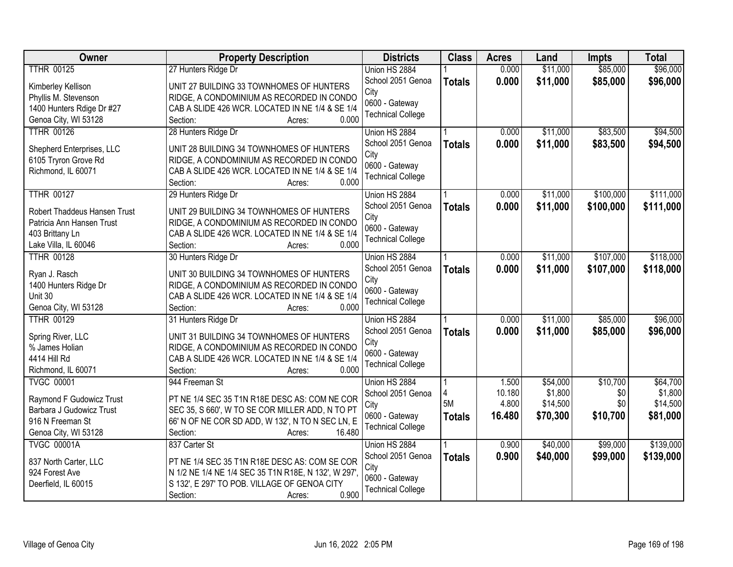| Owner | Property Description | Districts | Class | Acres | Land | Impts | Total |
|---|---|---|---|---|---|---|---|
| TTHR 00125<br><br>Kimberley Kellison<br>Phyllis M. Stevenson<br>1400 Hunters Rdige Dr #27<br>Genoa City, WI 53128 | 27 Hunters Ridge Dr<br><br>UNIT 27 BUILDING 33 TOWNHOMES OF HUNTERS RIDGE, A CONDOMINIUM AS RECORDED IN CONDO CAB A SLIDE 426 WCR. LOCATED IN NE 1/4 & SE 1/4<br>Section: Acres: 0.000 | Union HS 2884<br>School 2051 Genoa City<br>0600 - Gateway Technical College | 1<br>**Totals** | 0.000<br>**0.000** | $11,000<br>**$11,000** | $85,000<br>**$85,000** | $96,000<br>**$96,000** |
| TTHR 00126<br><br>Shepherd Enterprises, LLC<br>6105 Tryron Grove Rd<br>Richmond, IL 60071 | 28 Hunters Ridge Dr<br><br>UNIT 28 BUILDING 34 TOWNHOMES OF HUNTERS RIDGE, A CONDOMINIUM AS RECORDED IN CONDO CAB A SLIDE 426 WCR. LOCATED IN NE 1/4 & SE 1/4<br>Section: Acres: 0.000 | Union HS 2884<br>School 2051 Genoa City<br>0600 - Gateway Technical College | 1<br>**Totals** | 0.000<br>**0.000** | $11,000<br>**$11,000** | $83,500<br>**$83,500** | $94,500<br>**$94,500** |
| TTHR 00127<br><br>Robert Thaddeus Hansen Trust<br>Patricia Ann Hansen Trust<br>403 Brittany Ln<br>Lake Villa, IL 60046 | 29 Hunters Ridge Dr<br><br>UNIT 29 BUILDING 34 TOWNHOMES OF HUNTERS RIDGE, A CONDOMINIUM AS RECORDED IN CONDO CAB A SLIDE 426 WCR. LOCATED IN NE 1/4 & SE 1/4<br>Section: Acres: 0.000 | Union HS 2884<br>School 2051 Genoa City<br>0600 - Gateway Technical College | 1<br>**Totals** | 0.000<br>**0.000** | $11,000<br>**$11,000** | $100,000<br>**$100,000** | $111,000<br>**$111,000** |
| TTHR 00128<br><br>Ryan J. Rasch<br>1400 Hunters Ridge Dr<br>Unit 30<br>Genoa City, WI 53128 | 30 Hunters Ridge Dr<br><br>UNIT 30 BUILDING 34 TOWNHOMES OF HUNTERS RIDGE, A CONDOMINIUM AS RECORDED IN CONDO CAB A SLIDE 426 WCR. LOCATED IN NE 1/4 & SE 1/4<br>Section: Acres: 0.000 | Union HS 2884<br>School 2051 Genoa City<br>0600 - Gateway Technical College | 1<br>**Totals** | 0.000<br>**0.000** | $11,000<br>**$11,000** | $107,000<br>**$107,000** | $118,000<br>**$118,000** |
| TTHR 00129<br><br>Spring River, LLC<br>% James Holian<br>4414 Hill Rd<br>Richmond, IL 60071 | 31 Hunters Ridge Dr<br><br>UNIT 31 BUILDING 34 TOWNHOMES OF HUNTERS RIDGE, A CONDOMINIUM AS RECORDED IN CONDO CAB A SLIDE 426 WCR. LOCATED IN NE 1/4 & SE 1/4<br>Section: Acres: 0.000 | Union HS 2884<br>School 2051 Genoa City<br>0600 - Gateway Technical College | 1<br>**Totals** | 0.000<br>**0.000** | $11,000<br>**$11,000** | $85,000<br>**$85,000** | $96,000<br>**$96,000** |
| TVGC 00001<br><br>Raymond F Gudowicz Trust<br>Barbara J Gudowicz Trust<br>916 N Freeman St<br>Genoa City, WI 53128 | 944 Freeman St<br><br>PT NE 1/4 SEC 35 T1N R18E DESC AS: COM NE COR SEC 35, S 660', W TO SE COR MILLER ADD, N TO PT 66' N OF NE COR SD ADD, W 132', N TO N SEC LN, E<br>Section: Acres: 16.480 | Union HS 2884<br>School 2051 Genoa City<br>0600 - Gateway Technical College | 1<br>4<br>5M<br>**Totals** | 1.500<br>10.180<br>4.800<br>**16.480** | $54,000<br>$1,800<br>$14,500<br>**$70,300** | $10,700<br>$0<br>$0<br>**$10,700** | $64,700<br>$1,800<br>$14,500<br>**$81,000** |
| TVGC 00001A<br><br>837 North Carter, LLC<br>924 Forest Ave<br>Deerfield, IL 60015 | 837 Carter St<br><br>PT NE 1/4 SEC 35 T1N R18E DESC AS: COM SE COR N 1/2 NE 1/4 NE 1/4 SEC 35 T1N R18E, N 132', W 297', S 132', E 297' TO POB. VILLAGE OF GENOA CITY<br>Section: Acres: 0.900 | Union HS 2884<br>School 2051 Genoa City<br>0600 - Gateway Technical College | 1<br>**Totals** | 0.900<br>**0.900** | $40,000<br>**$40,000** | $99,000<br>**$99,000** | $139,000<br>**$139,000** |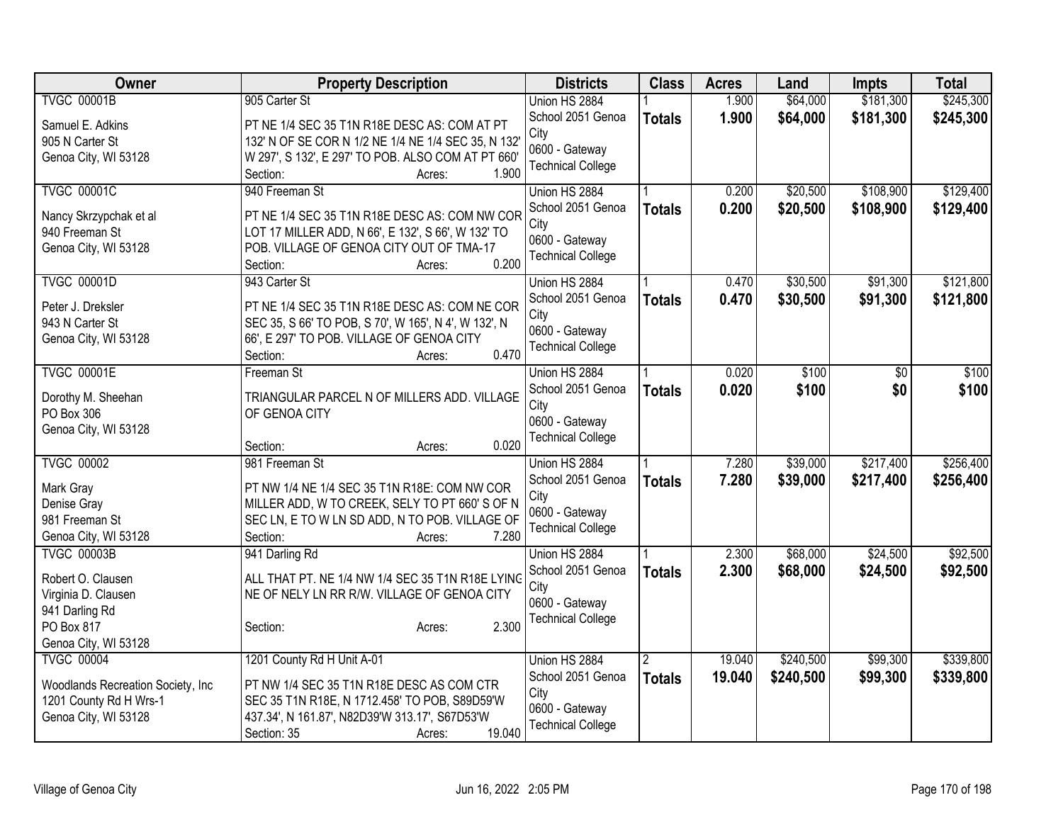| Owner | Property Description | Districts | Class | Acres | Land | Impts | Total |
|---|---|---|---|---|---|---|---|
| TVGC 00001B<br>Samuel E. Adkins<br>905 N Carter St<br>Genoa City, WI 53128 | 905 Carter St<br>PT NE 1/4 SEC 35 T1N R18E DESC AS: COM AT PT 132' N OF SE COR N 1/2 NE 1/4 NE 1/4 SEC 35, N 132' W 297', S 132', E 297' TO POB. ALSO COM AT PT 660'<br>Section: Acres: 1.900 | Union HS 2884<br>School 2051 Genoa City<br>0600 - Gateway Technical College | 1<br>**Totals** | 1.900<br>**1.900** | $64,000<br>**$64,000** | $181,300<br>**$181,300** | $245,300<br>**$245,300** |
| TVGC 00001C<br>Nancy Skrzypchak et al<br>940 Freeman St<br>Genoa City, WI 53128 | 940 Freeman St<br>PT NE 1/4 SEC 35 T1N R18E DESC AS: COM NW COR LOT 17 MILLER ADD, N 66', E 132', S 66', W 132' TO POB. VILLAGE OF GENOA CITY OUT OF TMA-17<br>Section: Acres: 0.200 | Union HS 2884<br>School 2051 Genoa City<br>0600 - Gateway Technical College | 1<br>**Totals** | 0.200<br>**0.200** | $20,500<br>**$20,500** | $108,900<br>**$108,900** | $129,400<br>**$129,400** |
| TVGC 00001D<br>Peter J. Dreksler<br>943 N Carter St<br>Genoa City, WI 53128 | 943 Carter St<br>PT NE 1/4 SEC 35 T1N R18E DESC AS: COM NE COR SEC 35, S 66' TO POB, S 70', W 165', N 4', W 132', N 66', E 297' TO POB. VILLAGE OF GENOA CITY<br>Section: Acres: 0.470 | Union HS 2884<br>School 2051 Genoa City<br>0600 - Gateway Technical College | 1<br>**Totals** | 0.470<br>**0.470** | $30,500<br>**$30,500** | $91,300<br>**$91,300** | $121,800<br>**$121,800** |
| TVGC 00001E<br>Dorothy M. Sheehan<br>PO Box 306<br>Genoa City, WI 53128 | Freeman St<br>TRIANGULAR PARCEL N OF MILLERS ADD. VILLAGE OF GENOA CITY<br>Section: Acres: 0.020 | Union HS 2884<br>School 2051 Genoa City<br>0600 - Gateway Technical College | 1<br>**Totals** | 0.020<br>**0.020** | $100<br>**$100** | $0<br>**$0** | $100<br>**$100** |
| TVGC 00002<br>Mark Gray<br>Denise Gray<br>981 Freeman St<br>Genoa City, WI 53128 | 981 Freeman St<br>PT NW 1/4 NE 1/4 SEC 35 T1N R18E: COM NW COR MILLER ADD, W TO CREEK, SELY TO PT 660' S OF N SEC LN, E TO W LN SD ADD, N TO POB. VILLAGE OF<br>Section: Acres: 7.280 | Union HS 2884<br>School 2051 Genoa City<br>0600 - Gateway Technical College | 1<br>**Totals** | 7.280<br>**7.280** | $39,000<br>**$39,000** | $217,400<br>**$217,400** | $256,400<br>**$256,400** |
| TVGC 00003B<br>Robert O. Clausen<br>Virginia D. Clausen<br>941 Darling Rd<br>PO Box 817<br>Genoa City, WI 53128 | 941 Darling Rd<br>ALL THAT PT. NE 1/4 NW 1/4 SEC 35 T1N R18E LYING NE OF NELY LN RR R/W. VILLAGE OF GENOA CITY<br>Section: Acres: 2.300 | Union HS 2884<br>School 2051 Genoa City<br>0600 - Gateway Technical College | 1<br>**Totals** | 2.300<br>**2.300** | $68,000<br>**$68,000** | $24,500<br>**$24,500** | $92,500<br>**$92,500** |
| TVGC 00004<br>Woodlands Recreation Society, Inc<br>1201 County Rd H Wrs-1<br>Genoa City, WI 53128 | 1201 County Rd H Unit A-01<br>PT NW 1/4 SEC 35 T1N R18E DESC AS COM CTR SEC 35 T1N R18E, N 1712.458' TO POB, S89D59'W 437.34', N 161.87', N82D39'W 313.17', S67D53'W<br>Section: 35 Acres: 19.040 | Union HS 2884<br>School 2051 Genoa City<br>0600 - Gateway Technical College | 2<br>**Totals** | 19.040<br>**19.040** | $240,500<br>**$240,500** | $99,300<br>**$99,300** | $339,800<br>**$339,800** |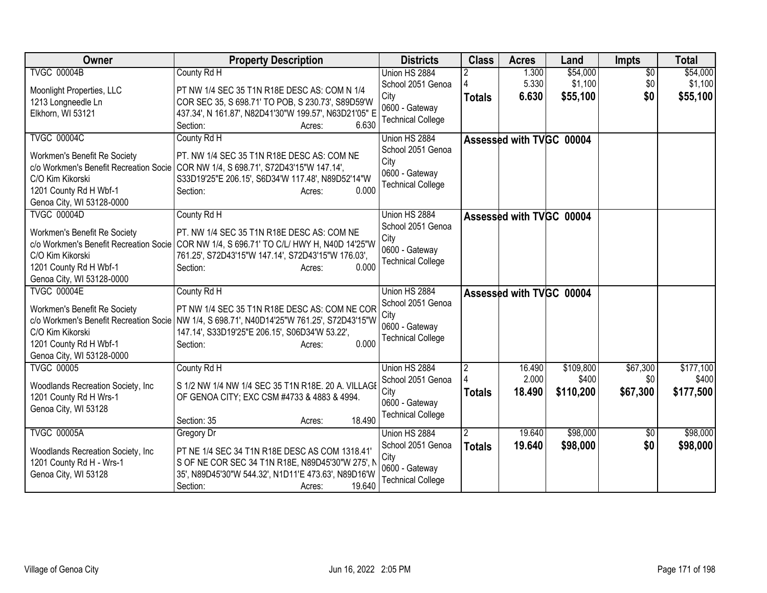| Owner | Property Description | Districts | Class | Acres | Land | Impts | Total |
|---|---|---|---|---|---|---|---|
| TVGC 00004B<br>Moonlight Properties, LLC<br>1213 Longneedle Ln<br>Elkhorn, WI 53121 | County Rd H<br>PT NW 1/4 SEC 35 T1N R18E DESC AS: COM N 1/4 COR SEC 35, S 698.71' TO POB, S 230.73', S89D59'W 437.34', N 161.87', N82D41'30"W 199.57', N63D21'05" E<br>Section: Acres: 6.630 | Union HS 2884<br>School 2051 Genoa City<br>0600 - Gateway Technical College | 2<br>4<br>**Totals** | 1.300<br>5.330<br>**6.630** | $54,000<br>$1,100<br>**$55,100** | $0<br>$0<br>**$0** | $54,000<br>$1,100<br>**$55,100** |
| TVGC 00004C<br>Workmen's Benefit Re Society<br>c/o Workmen's Benefit Recreation Socie<br>C/O Kim Kikorski<br>1201 County Rd H Wbf-1<br>Genoa City, WI 53128-0000 | County Rd H<br>PT. NW 1/4 SEC 35 T1N R18E DESC AS: COM NE COR NW 1/4, S 698.71', S72D43'15"W 147.14', S33D19'25"E 206.15', S6D34'W 117.48', N89D52'14"W<br>Section: Acres: 0.000 | Union HS 2884<br>School 2051 Genoa City<br>0600 - Gateway Technical College | Assessed with TVGC 00004 | | | | |
| TVGC 00004D<br>Workmen's Benefit Re Society<br>c/o Workmen's Benefit Recreation Socie<br>C/O Kim Kikorski<br>1201 County Rd H Wbf-1<br>Genoa City, WI 53128-0000 | County Rd H<br>PT. NW 1/4 SEC 35 T1N R18E DESC AS: COM NE COR NW 1/4, S 696.71' TO C/L/ HWY H, N40D 14'25"W 761.25', S72D43'15"W 147.14', S72D43'15"W 176.03',<br>Section: Acres: 0.000 | Union HS 2884<br>School 2051 Genoa City<br>0600 - Gateway Technical College | Assessed with TVGC 00004 | | | | |
| TVGC 00004E<br>Workmen's Benefit Re Society<br>c/o Workmen's Benefit Recreation Socie<br>C/O Kim Kikorski<br>1201 County Rd H Wbf-1<br>Genoa City, WI 53128-0000 | County Rd H<br>PT NW 1/4 SEC 35 T1N R18E DESC AS: COM NE COR NW 1/4, S 698.71', N40D14'25"W 761.25', S72D43'15"W 147.14', S33D19'25"E 206.15', S06D34'W 53.22',<br>Section: Acres: 0.000 | Union HS 2884<br>School 2051 Genoa City<br>0600 - Gateway Technical College | Assessed with TVGC 00004 | | | | |
| TVGC 00005<br>Woodlands Recreation Society, Inc<br>1201 County Rd H Wrs-1<br>Genoa City, WI 53128 | County Rd H<br>S 1/2 NW 1/4 NW 1/4 SEC 35 T1N R18E. 20 A. VILLAGE OF GENOA CITY; EXC CSM #4733 & 4883 & 4994.<br>Section: 35 Acres: 18.490 | Union HS 2884<br>School 2051 Genoa City<br>0600 - Gateway Technical College | 2<br>4<br>**Totals** | 16.490<br>2.000<br>**18.490** | $109,800<br>$400<br>**$110,200** | $67,300<br>$0<br>**$67,300** | $177,100<br>$400<br>**$177,500** |
| TVGC 00005A<br>Woodlands Recreation Society, Inc<br>1201 County Rd H - Wrs-1<br>Genoa City, WI 53128 | Gregory Dr<br>PT NE 1/4 SEC 34 T1N R18E DESC AS COM 1318.41' S OF NE COR SEC 34 T1N R18E, N89D45'30"W 275', N 35', N89D45'30"W 544.32', N1D11'E 473.63', N89D16'W<br>Section: Acres: 19.640 | Union HS 2884<br>School 2051 Genoa City<br>0600 - Gateway Technical College | 2<br>**Totals** | 19.640<br>**19.640** | $98,000<br>**$98,000** | $0<br>**$0** | $98,000<br>**$98,000** |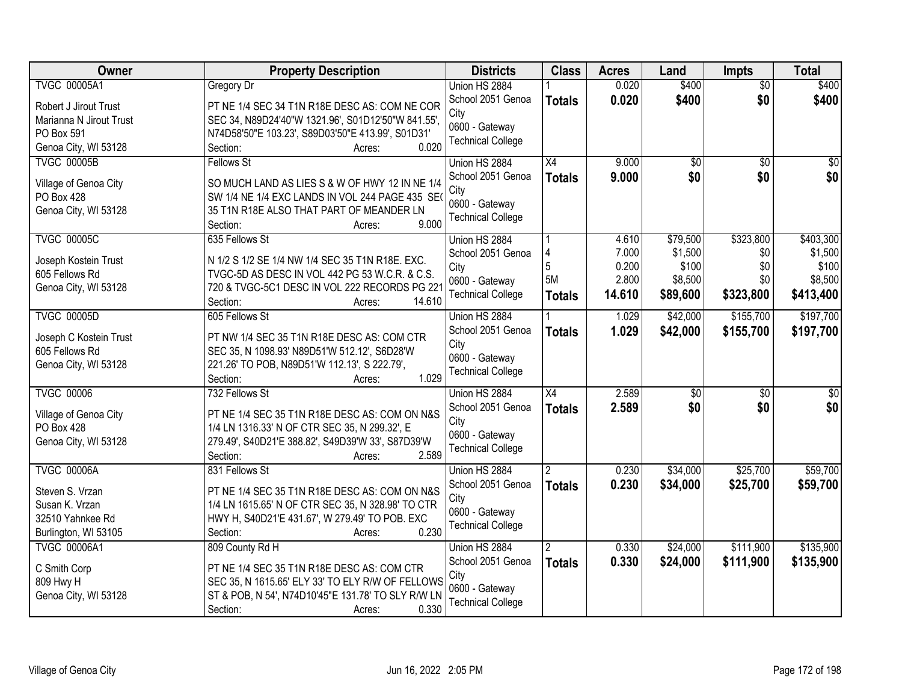| Owner | Property Description | Districts | Class | Acres | Land | Impts | Total |
|---|---|---|---|---|---|---|---|
| TVGC 00005A<br>Robert J Jirout Trust<br>Marianna N Jirout Trust<br>PO Box 591<br>Genoa City, WI 53128 | Gregory Dr<br>PT NE 1/4 SEC 34 T1N R18E DESC AS: COM NE COR SEC 34, N89D24'40"W 1321.96', S01D12'50"W 841.55', N74D58'50"E 103.23', S89D03'50"E 413.99', S01D31'<br>Section: Acres: 0.020 | Union HS 2884<br>School 2051 Genoa City<br>0600 - Gateway Technical College | 1<br>**Totals** | 0.020<br>**0.020** | $400<br>**$400** | $0<br>**$0** | $400<br>**$400** |
| TVGC 00005B<br>Village of Genoa City<br>PO Box 428<br>Genoa City, WI 53128 | Fellows St<br>SO MUCH LAND AS LIES S & W OF HWY 12 IN NE 1/4 SW 1/4 NE 1/4 EXC LANDS IN VOL 244 PAGE 435 SEC 35 T1N R18E ALSO THAT PART OF MEANDER LN<br>Section: Acres: 9.000 | Union HS 2884<br>School 2051 Genoa City<br>0600 - Gateway Technical College | X4<br>**Totals** | 9.000<br>**9.000** | $0<br>**$0** | $0<br>**$0** | $0<br>**$0** |
| TVGC 00005C<br>Joseph Kostein Trust<br>605 Fellows Rd<br>Genoa City, WI 53128 | 635 Fellows St<br>N 1/2 S 1/2 SE 1/4 NW 1/4 SEC 35 T1N R18E. EXC. TVGC-5D AS DESC IN VOL 442 PG 53 W.C.R. & C.S. 720 & TVGC-5C1 DESC IN VOL 222 RECORDS PG 221<br>Section: Acres: 14.610 | Union HS 2884<br>School 2051 Genoa City<br>0600 - Gateway Technical College | 1<br>4<br>5<br>5M<br>**Totals** | 4.610<br>7.000<br>0.200<br>2.800<br>**14.610** | $79,500<br>$1,500<br>$100<br>$8,500<br>**$89,600** | $323,800<br>$0<br>$0<br>$0<br>**$323,800** | $403,300<br>$1,500<br>$100<br>$8,500<br>**$413,400** |
| TVGC 00005D<br>Joseph C Kostein Trust<br>605 Fellows Rd<br>Genoa City, WI 53128 | 605 Fellows St<br>PT NW 1/4 SEC 35 T1N R18E DESC AS: COM CTR SEC 35, N 1098.93' N89D51'W 512.12', S6D28'W 221.26' TO POB, N89D51'W 112.13', S 222.79',<br>Section: Acres: 1.029 | Union HS 2884<br>School 2051 Genoa City<br>0600 - Gateway Technical College | 1<br>**Totals** | 1.029<br>**1.029** | $42,000<br>**$42,000** | $155,700<br>**$155,700** | $197,700<br>**$197,700** |
| TVGC 00006<br>Village of Genoa City<br>PO Box 428<br>Genoa City, WI 53128 | 732 Fellows St<br>PT NE 1/4 SEC 35 T1N R18E DESC AS: COM ON N&S 1/4 LN 1316.33' N OF CTR SEC 35, N 299.32', E 279.49', S40D21'E 388.82', S49D39'W 33', S87D39'W<br>Section: Acres: 2.589 | Union HS 2884<br>School 2051 Genoa City<br>0600 - Gateway Technical College | X4<br>**Totals** | 2.589<br>**2.589** | $0<br>**$0** | $0<br>**$0** | $0<br>**$0** |
| TVGC 00006A<br>Steven S. Vrzan<br>Susan K. Vrzan<br>32510 Yahnkee Rd<br>Burlington, WI 53105 | 831 Fellows St<br>PT NE 1/4 SEC 35 T1N R18E DESC AS: COM ON N&S 1/4 LN 1615.65' N OF CTR SEC 35, N 328.98' TO CTR HWY H, S40D21'E 431.67', W 279.49' TO POB. EXC<br>Section: Acres: 0.230 | Union HS 2884<br>School 2051 Genoa City<br>0600 - Gateway Technical College | 2<br>**Totals** | 0.230<br>**0.230** | $34,000<br>**$34,000** | $25,700<br>**$25,700** | $59,700<br>**$59,700** |
| TVGC 00006A1<br>C Smith Corp<br>809 Hwy H<br>Genoa City, WI 53128 | 809 County Rd H<br>PT NE 1/4 SEC 35 T1N R18E DESC AS: COM CTR SEC 35, N 1615.65' ELY 33' TO ELY R/W OF FELLOWS ST & POB, N 54', N74D10'45"E 131.78' TO SLY R/W LN<br>Section: Acres: 0.330 | Union HS 2884<br>School 2051 Genoa City<br>0600 - Gateway Technical College | 2<br>**Totals** | 0.330<br>**0.330** | $24,000<br>**$24,000** | $111,900<br>**$111,900** | $135,900<br>**$135,900** |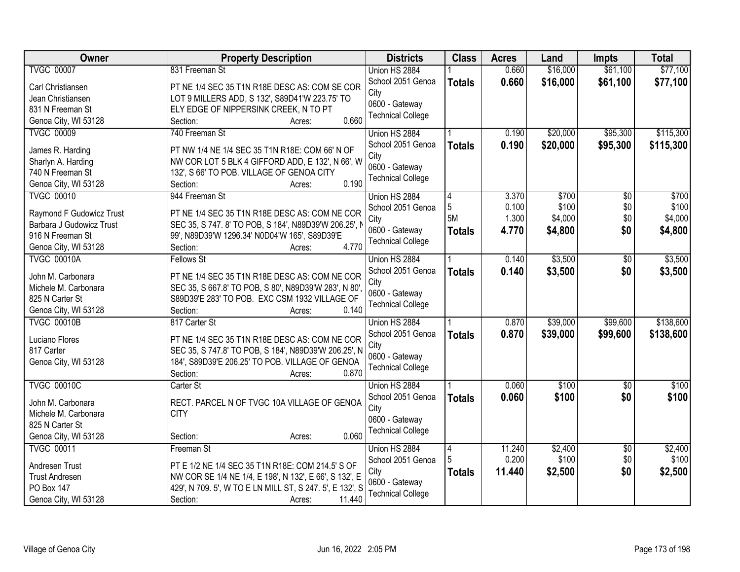| Owner | Property Description | Districts | Class | Acres | Land | Impts | Total |
|---|---|---|---|---|---|---|---|
| TVGC 00007<br><br>Carl Christiansen<br>Jean Christiansen<br>831 N Freeman St<br>Genoa City, WI 53128 | 831 Freeman St<br><br>PT NE 1/4 SEC 35 T1N R18E DESC AS: COM SE COR LOT 9 MILLERS ADD, S 132', S89D41'W 223.75' TO ELY EDGE OF NIPPERSINK CREEK, N TO PT<br>Section: Acres: 0.660 | Union HS 2884<br>School 2051 Genoa City<br>0600 - Gateway Technical College | 1<br>**Totals** | 0.660<br>**0.660** | \$16,000<br>**\$16,000** | \$61,100<br>**\$61,100** | \$77,100<br>**\$77,100** |
| TVGC 00009<br><br>James R. Harding<br>Sharlyn A. Harding<br>740 N Freeman St<br>Genoa City, WI 53128 | 740 Freeman St<br><br>PT NW 1/4 NE 1/4 SEC 35 T1N R18E: COM 66' N OF NW COR LOT 5 BLK 4 GIFFORD ADD, E 132', N 66', W 132', S 66' TO POB. VILLAGE OF GENOA CITY<br>Section: Acres: 0.190 | Union HS 2884<br>School 2051 Genoa City<br>0600 - Gateway Technical College | 1<br>**Totals** | 0.190<br>**0.190** | \$20,000<br>**\$20,000** | \$95,300<br>**\$95,300** | \$115,300<br>**\$115,300** |
| TVGC 00010<br><br>Raymond F Gudowicz Trust<br>Barbara J Gudowicz Trust<br>916 N Freeman St<br>Genoa City, WI 53128 | 944 Freeman St<br><br>PT NE 1/4 SEC 35 T1N R18E DESC AS: COM NE COR SEC 35, S 747. 8' TO POB, S 184', N89D39'W 206.25', N 99', N89D39'W 1296.34' N0D04'W 165', S89D39'E<br>Section: Acres: 4.770 | Union HS 2884<br>School 2051 Genoa City<br>0600 - Gateway Technical College | 4<br>5<br>5M<br>**Totals** | 3.370<br>0.100<br>1.300<br>**4.770** | \$700<br>\$100<br>\$4,000<br>**\$4,800** | \$0<br>\$0<br>\$0<br>**\$0** | \$700<br>\$100<br>\$4,000<br>**\$4,800** |
| TVGC 00010A<br><br>John M. Carbonara<br>Michele M. Carbonara<br>825 N Carter St<br>Genoa City, WI 53128 | Fellows St<br><br>PT NE 1/4 SEC 35 T1N R18E DESC AS: COM NE COR SEC 35, S 667.8' TO POB, S 80', N89D39'W 283', N 80', S89D39'E 283' TO POB. EXC CSM 1932 VILLAGE OF<br>Section: Acres: 0.140 | Union HS 2884<br>School 2051 Genoa City<br>0600 - Gateway Technical College | 1<br>**Totals** | 0.140<br>**0.140** | \$3,500<br>**\$3,500** | \$0<br>**\$0** | \$3,500<br>**\$3,500** |
| TVGC 00010B<br><br>Luciano Flores<br>817 Carter<br>Genoa City, WI 53128 | 817 Carter St<br><br>PT NE 1/4 SEC 35 T1N R18E DESC AS: COM NE COR SEC 35, S 747.8' TO POB, S 184', N89D39'W 206.25', N 184', S89D39'E 206.25' TO POB. VILLAGE OF GENOA<br>Section: Acres: 0.870 | Union HS 2884<br>School 2051 Genoa City<br>0600 - Gateway Technical College | 1<br>**Totals** | 0.870<br>**0.870** | \$39,000<br>**\$39,000** | \$99,600<br>**\$99,600** | \$138,600<br>**\$138,600** |
| TVGC 00010C<br><br>John M. Carbonara<br>Michele M. Carbonara<br>825 N Carter St<br>Genoa City, WI 53128 | Carter St<br><br>RECT. PARCEL N OF TVGC 10A VILLAGE OF GENOA CITY<br>Section: Acres: 0.060 | Union HS 2884<br>School 2051 Genoa City<br>0600 - Gateway Technical College | 1<br>**Totals** | 0.060<br>**0.060** | \$100<br>**\$100** | \$0<br>**\$0** | \$100<br>**\$100** |
| TVGC 00011<br><br>Andresen Trust<br>Trust Andresen<br>PO Box 147<br>Genoa City, WI 53128 | Freeman St<br><br>PT E 1/2 NE 1/4 SEC 35 T1N R18E: COM 214.5' S OF NW COR SE 1/4 NE 1/4, E 198', N 132', E 66', S 132', E 429', N 709. 5', W TO E LN MILL ST, S 247. 5', E 132', S<br>Section: Acres: 11.440 | Union HS 2884<br>School 2051 Genoa City<br>0600 - Gateway Technical College | 4<br>5<br>**Totals** | 11.240<br>0.200<br>**11.440** | \$2,400<br>\$100<br>**\$2,500** | \$0<br>\$0<br>**\$0** | \$2,400<br>\$100<br>**\$2,500** |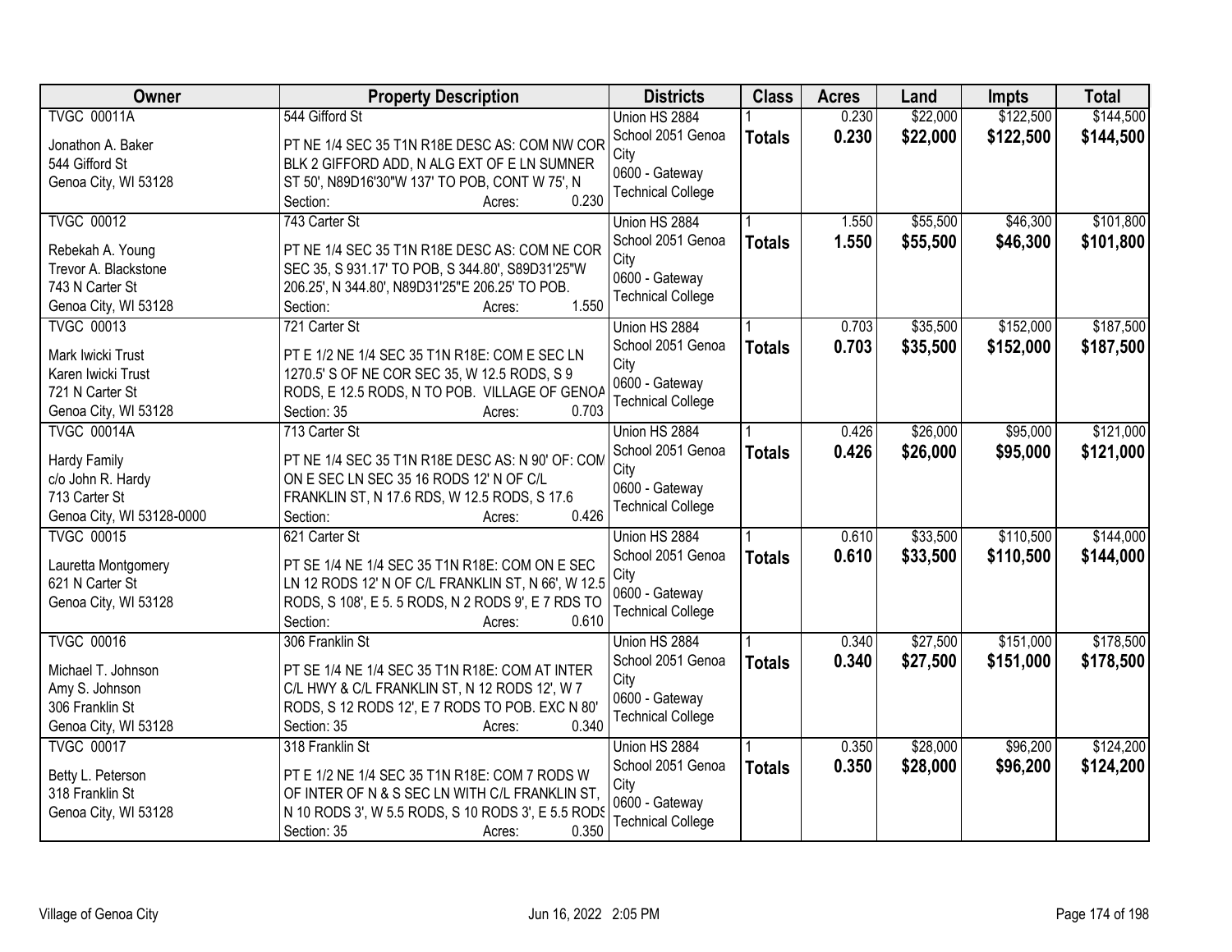| Owner | Property Description | Districts | Class | Acres | Land | Impts | Total |
|---|---|---|---|---|---|---|---|
| TVGC 00011A<br><br>Jonathon A. Baker<br>544 Gifford St<br>Genoa City, WI 53128 | 544 Gifford St<br><br>PT NE 1/4 SEC 35 T1N R18E DESC AS: COM NW COR BLK 2 GIFFORD ADD, N ALG EXT OF E LN SUMNER ST 50', N89D16'30"W 137' TO POB, CONT W 75', N<br>Section: Acres: 0.230 | Union HS 2884<br>School 2051 Genoa City<br>0600 - Gateway Technical College | 1<br>**Totals** | 0.230<br>**0.230** | $22,000<br>**$22,000** | $122,500<br>**$122,500** | $144,500<br>**$144,500** |
| TVGC 00012<br><br>Rebekah A. Young<br>Trevor A. Blackstone<br>743 N Carter St<br>Genoa City, WI 53128 | 743 Carter St<br><br>PT NE 1/4 SEC 35 T1N R18E DESC AS: COM NE COR SEC 35, S 931.17' TO POB, S 344.80', S89D31'25"W 206.25', N 344.80', N89D31'25"E 206.25' TO POB.<br>Section: Acres: 1.550 | Union HS 2884<br>School 2051 Genoa City<br>0600 - Gateway Technical College | 1<br>**Totals** | 1.550<br>**1.550** | $55,500<br>**$55,500** | $46,300<br>**$46,300** | $101,800<br>**$101,800** |
| TVGC 00013<br><br>Mark Iwicki Trust<br>Karen Iwicki Trust<br>721 N Carter St<br>Genoa City, WI 53128 | 721 Carter St<br><br>PT E 1/2 NE 1/4 SEC 35 T1N R18E: COM E SEC LN 1270.5' S OF NE COR SEC 35, W 12.5 RODS, S 9 RODS, E 12.5 RODS, N TO POB. VILLAGE OF GENOA<br>Section: 35 Acres: 0.703 | Union HS 2884<br>School 2051 Genoa City<br>0600 - Gateway Technical College | 1<br>**Totals** | 0.703<br>**0.703** | $35,500<br>**$35,500** | $152,000<br>**$152,000** | $187,500<br>**$187,500** |
| TVGC 00014A<br><br>Hardy Family<br>c/o John R. Hardy<br>713 Carter St<br>Genoa City, WI 53128-0000 | 713 Carter St<br><br>PT NE 1/4 SEC 35 T1N R18E DESC AS: N 90' OF: COM ON E SEC LN SEC 35 16 RODS 12' N OF C/L FRANKLIN ST, N 17.6 RDS, W 12.5 RODS, S 17.6<br>Section: Acres: 0.426 | Union HS 2884<br>School 2051 Genoa City<br>0600 - Gateway Technical College | 1<br>**Totals** | 0.426<br>**0.426** | $26,000<br>**$26,000** | $95,000<br>**$95,000** | $121,000<br>**$121,000** |
| TVGC 00015<br><br>Lauretta Montgomery<br>621 N Carter St<br>Genoa City, WI 53128 | 621 Carter St<br><br>PT SE 1/4 NE 1/4 SEC 35 T1N R18E: COM ON E SEC LN 12 RODS 12' N OF C/L FRANKLIN ST, N 66', W 12.5 RODS, S 108', E 5. 5 RODS, N 2 RODS 9', E 7 RDS TO<br>Section: Acres: 0.610 | Union HS 2884<br>School 2051 Genoa City<br>0600 - Gateway Technical College | 1<br>**Totals** | 0.610<br>**0.610** | $33,500<br>**$33,500** | $110,500<br>**$110,500** | $144,000<br>**$144,000** |
| TVGC 00016<br><br>Michael T. Johnson<br>Amy S. Johnson<br>306 Franklin St<br>Genoa City, WI 53128 | 306 Franklin St<br><br>PT SE 1/4 NE 1/4 SEC 35 T1N R18E: COM AT INTER C/L HWY & C/L FRANKLIN ST, N 12 RODS 12', W 7 RODS, S 12 RODS 12', E 7 RODS TO POB. EXC N 80'<br>Section: 35 Acres: 0.340 | Union HS 2884<br>School 2051 Genoa City<br>0600 - Gateway Technical College | 1<br>**Totals** | 0.340<br>**0.340** | $27,500<br>**$27,500** | $151,000<br>**$151,000** | $178,500<br>**$178,500** |
| TVGC 00017<br><br>Betty L. Peterson<br>318 Franklin St<br>Genoa City, WI 53128 | 318 Franklin St<br><br>PT E 1/2 NE 1/4 SEC 35 T1N R18E: COM 7 RODS W OF INTER OF N & S SEC LN WITH C/L FRANKLIN ST, N 10 RODS 3', W 5.5 RODS, S 10 RODS 3', E 5.5 RODS<br>Section: 35 Acres: 0.350 | Union HS 2884<br>School 2051 Genoa City<br>0600 - Gateway Technical College | 1<br>**Totals** | 0.350<br>**0.350** | $28,000<br>**$28,000** | $96,200<br>**$96,200** | $124,200<br>**$124,200** |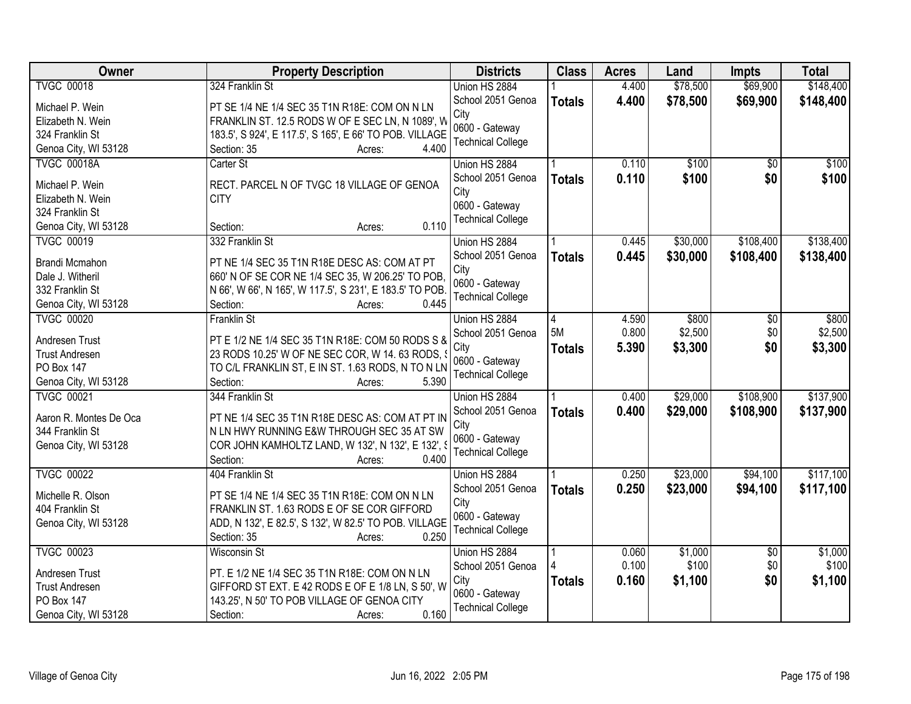| Owner | Property Description | Districts | Class | Acres | Land | Impts | Total |
|---|---|---|---|---|---|---|---|
| TVGC 00018<br><br>Michael P. Wein<br>Elizabeth N. Wein<br>324 Franklin St<br>Genoa City, WI 53128 | 324 Franklin St<br><br>PT SE 1/4 NE 1/4 SEC 35 T1N R18E: COM ON N LN FRANKLIN ST. 12.5 RODS W OF E SEC LN, N 1089', W 183.5', S 924', E 117.5', S 165', E 66' TO POB. VILLAGE<br>Section: 35 Acres: 4.400 | Union HS 2884<br>School 2051 Genoa City<br>0600 - Gateway Technical College | 1<br>**Totals** | 4.400<br>**4.400** | $78,500<br>**$78,500** | $69,900<br>**$69,900** | $148,400<br>**$148,400** |
| TVGC 00018A<br><br>Michael P. Wein<br>Elizabeth N. Wein<br>324 Franklin St<br>Genoa City, WI 53128 | Carter St<br><br>RECT. PARCEL N OF TVGC 18 VILLAGE OF GENOA CITY<br>Section: Acres: 0.110 | Union HS 2884<br>School 2051 Genoa City<br>0600 - Gateway Technical College | 1<br>**Totals** | 0.110<br>**0.110** | $100<br>**$100** | $0<br>**$0** | $100<br>**$100** |
| TVGC 00019<br><br>Brandi Mcmahon<br>Dale J. Witheril<br>332 Franklin St<br>Genoa City, WI 53128 | 332 Franklin St<br><br>PT NE 1/4 SEC 35 T1N R18E DESC AS: COM AT PT 660' N OF SE COR NE 1/4 SEC 35, W 206.25' TO POB, N 66', W 66', N 165', W 117.5', S 231', E 183.5' TO POB.<br>Section: Acres: 0.445 | Union HS 2884<br>School 2051 Genoa City<br>0600 - Gateway Technical College | 1<br>**Totals** | 0.445<br>**0.445** | $30,000<br>**$30,000** | $108,400<br>**$108,400** | $138,400<br>**$138,400** |
| TVGC 00020<br><br>Andresen Trust<br>Trust Andresen<br>PO Box 147<br>Genoa City, WI 53128 | Franklin St<br><br>PT E 1/2 NE 1/4 SEC 35 T1N R18E: COM 50 RODS S & 23 RODS 10.25' W OF NE SEC COR, W 14. 63 RODS, S TO C/L FRANKLIN ST, E IN ST. 1.63 RODS, N TO N LN<br>Section: Acres: 5.390 | Union HS 2884<br>School 2051 Genoa City<br>0600 - Gateway Technical College | 4<br>5M<br>**Totals** | 4.590<br>0.800<br>**5.390** | $800<br>$2,500<br>**$3,300** | $0<br>$0<br>**$0** | $800<br>$2,500<br>**$3,300** |
| TVGC 00021<br><br>Aaron R. Montes De Oca<br>344 Franklin St<br>Genoa City, WI 53128 | 344 Franklin St<br><br>PT NE 1/4 SEC 35 T1N R18E DESC AS: COM AT PT IN N LN HWY RUNNING E&W THROUGH SEC 35 AT SW COR JOHN KAMHOLTZ LAND, W 132', N 132', E 132', S<br>Section: Acres: 0.400 | Union HS 2884<br>School 2051 Genoa City<br>0600 - Gateway Technical College | 1<br>**Totals** | 0.400<br>**0.400** | $29,000<br>**$29,000** | $108,900<br>**$108,900** | $137,900<br>**$137,900** |
| TVGC 00022<br><br>Michelle R. Olson<br>404 Franklin St<br>Genoa City, WI 53128 | 404 Franklin St<br><br>PT SE 1/4 NE 1/4 SEC 35 T1N R18E: COM ON N LN FRANKLIN ST. 1.63 RODS E OF SE COR GIFFORD ADD, N 132', E 82.5', S 132', W 82.5' TO POB. VILLAGE<br>Section: 35 Acres: 0.250 | Union HS 2884<br>School 2051 Genoa City<br>0600 - Gateway Technical College | 1<br>**Totals** | 0.250<br>**0.250** | $23,000<br>**$23,000** | $94,100<br>**$94,100** | $117,100<br>**$117,100** |
| TVGC 00023<br><br>Andresen Trust<br>Trust Andresen<br>PO Box 147<br>Genoa City, WI 53128 | Wisconsin St<br><br>PT. E 1/2 NE 1/4 SEC 35 T1N R18E: COM ON N LN GIFFORD ST EXT. E 42 RODS E OF E 1/8 LN, S 50', W 143.25', N 50' TO POB VILLAGE OF GENOA CITY<br>Section: Acres: 0.160 | Union HS 2884<br>School 2051 Genoa City<br>0600 - Gateway Technical College | 1<br>4<br>**Totals** | 0.060<br>0.100<br>**0.160** | $1,000<br>$100<br>**$1,100** | $0<br>$0<br>**$0** | $1,000<br>$100<br>**$1,100** |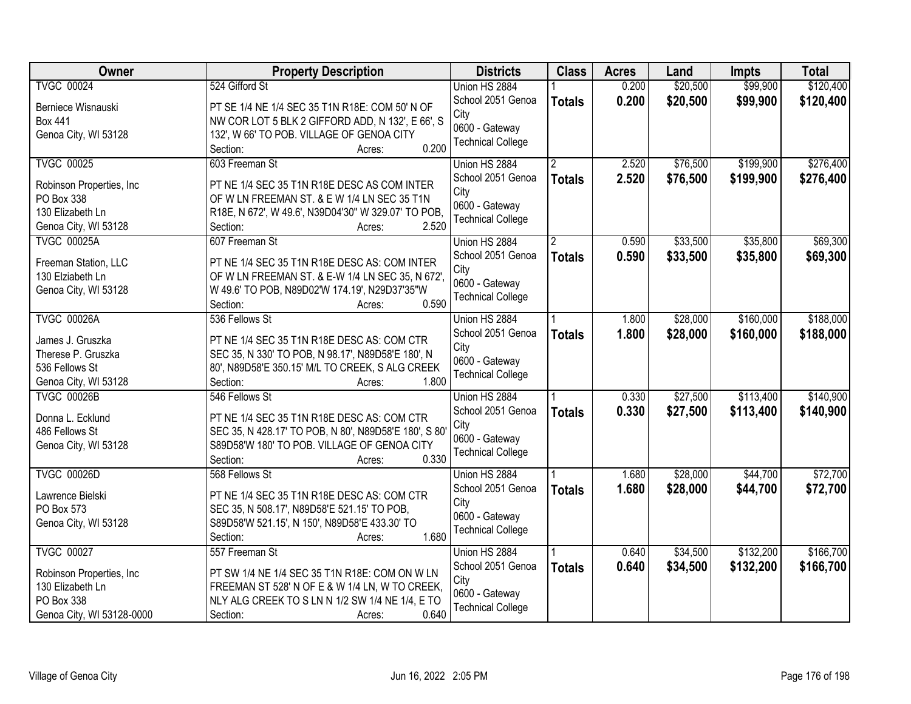| Owner | Property Description | Districts | Class | Acres | Land | Impts | Total |
|---|---|---|---|---|---|---|---|
| TVGC 00024<br><br>Berniece Wisnauski<br>Box 441<br>Genoa City, WI 53128 | 524 Gifford St<br><br>PT SE 1/4 NE 1/4 SEC 35 T1N R18E: COM 50' N OF NW COR LOT 5 BLK 2 GIFFORD ADD, N 132', E 66', S 132', W 66' TO POB. VILLAGE OF GENOA CITY<br>Section: Acres: 0.200 | Union HS 2884<br>School 2051 Genoa City<br>0600 - Gateway Technical College | 1<br>**Totals** | 0.200<br>**0.200** | $20,500<br>**$20,500** | $99,900<br>**$99,900** | $120,400<br>**$120,400** |
| TVGC 00025<br><br>Robinson Properties, Inc<br>PO Box 338<br>130 Elizabeth Ln<br>Genoa City, WI 53128 | 603 Freeman St<br><br>PT NE 1/4 SEC 35 T1N R18E DESC AS COM INTER OF W LN FREEMAN ST. & E W 1/4 LN SEC 35 T1N R18E, N 672', W 49.6', N39D04'30" W 329.07' TO POB,<br>Section: Acres: 2.520 | Union HS 2884<br>School 2051 Genoa City<br>0600 - Gateway Technical College | 2<br>**Totals** | 2.520<br>**2.520** | $76,500<br>**$76,500** | $199,900<br>**$199,900** | $276,400<br>**$276,400** |
| TVGC 00025A<br><br>Freeman Station, LLC<br>130 Elziabeth Ln<br>Genoa City, WI 53128 | 607 Freeman St<br><br>PT NE 1/4 SEC 35 T1N R18E DESC AS: COM INTER OF W LN FREEMAN ST. & E-W 1/4 LN SEC 35, N 672', W 49.6' TO POB, N89D02'W 174.19', N29D37'35"W<br>Section: Acres: 0.590 | Union HS 2884<br>School 2051 Genoa City<br>0600 - Gateway Technical College | 2<br>**Totals** | 0.590<br>**0.590** | $33,500<br>**$33,500** | $35,800<br>**$35,800** | $69,300<br>**$69,300** |
| TVGC 00026A<br><br>James J. Gruszka<br>Therese P. Gruszka<br>536 Fellows St<br>Genoa City, WI 53128 | 536 Fellows St<br><br>PT NE 1/4 SEC 35 T1N R18E DESC AS: COM CTR SEC 35, N 330' TO POB, N 98.17', N89D58'E 180', N 80', N89D58'E 350.15' M/L TO CREEK, S ALG CREEK<br>Section: Acres: 1.800 | Union HS 2884<br>School 2051 Genoa City<br>0600 - Gateway Technical College | 1<br>**Totals** | 1.800<br>**1.800** | $28,000<br>**$28,000** | $160,000<br>**$160,000** | $188,000<br>**$188,000** |
| TVGC 00026B<br><br>Donna L. Ecklund<br>486 Fellows St<br>Genoa City, WI 53128 | 546 Fellows St<br><br>PT NE 1/4 SEC 35 T1N R18E DESC AS: COM CTR SEC 35, N 428.17' TO POB, N 80', N89D58'E 180', S 80' S89D58'W 180' TO POB. VILLAGE OF GENOA CITY<br>Section: Acres: 0.330 | Union HS 2884<br>School 2051 Genoa City<br>0600 - Gateway Technical College | 1<br>**Totals** | 0.330<br>**0.330** | $27,500<br>**$27,500** | $113,400<br>**$113,400** | $140,900<br>**$140,900** |
| TVGC 00026D<br><br>Lawrence Bielski<br>PO Box 573<br>Genoa City, WI 53128 | 568 Fellows St<br><br>PT NE 1/4 SEC 35 T1N R18E DESC AS: COM CTR SEC 35, N 508.17', N89D58'E 521.15' TO POB, S89D58'W 521.15', N 150', N89D58'E 433.30' TO<br>Section: Acres: 1.680 | Union HS 2884<br>School 2051 Genoa City<br>0600 - Gateway Technical College | 1<br>**Totals** | 1.680<br>**1.680** | $28,000<br>**$28,000** | $44,700<br>**$44,700** | $72,700<br>**$72,700** |
| TVGC 00027<br><br>Robinson Properties, Inc<br>130 Elizabeth Ln<br>PO Box 338<br>Genoa City, WI 53128-0000 | 557 Freeman St<br><br>PT SW 1/4 NE 1/4 SEC 35 T1N R18E: COM ON W LN FREEMAN ST 528' N OF E & W 1/4 LN, W TO CREEK, NLY ALG CREEK TO S LN N 1/2 SW 1/4 NE 1/4, E TO<br>Section: Acres: 0.640 | Union HS 2884<br>School 2051 Genoa City<br>0600 - Gateway Technical College | 1<br>**Totals** | 0.640<br>**0.640** | $34,500<br>**$34,500** | $132,200<br>**$132,200** | $166,700<br>**$166,700** |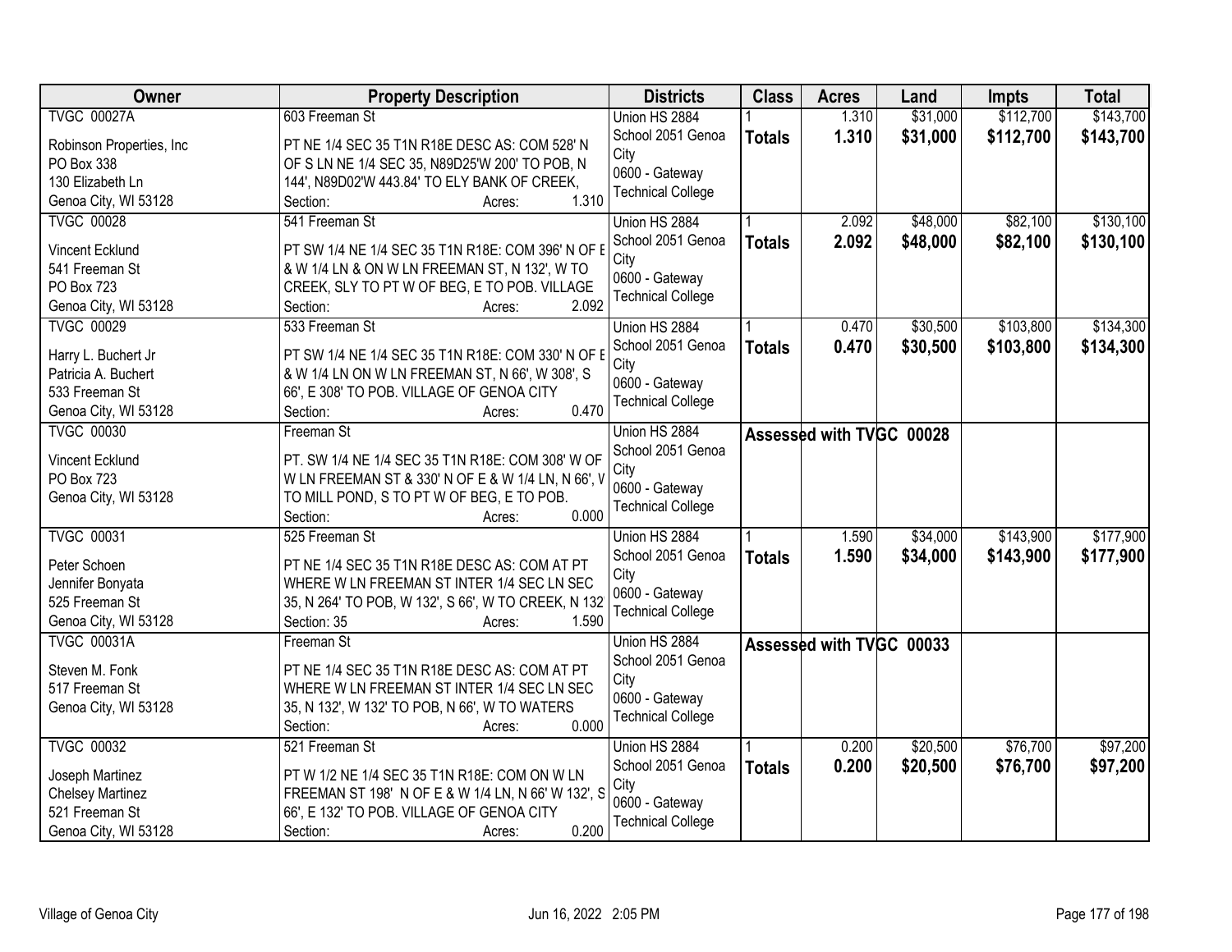| Owner | Property Description | Districts | Class | Acres | Land | Impts | Total |
|---|---|---|---|---|---|---|---|
| TVGC 00027A<br>Robinson Properties, Inc<br>PO Box 338<br>130 Elizabeth Ln<br>Genoa City, WI 53128 | 603 Freeman St<br>PT NE 1/4 SEC 35 T1N R18E DESC AS: COM 528' N OF S LN NE 1/4 SEC 35, N89D25'W 200' TO POB, N 144', N89D02'W 443.84' TO ELY BANK OF CREEK,<br>Section: Acres: 1.310 | Union HS 2884<br>School 2051 Genoa City<br>0600 - Gateway Technical College | 1<br>**Totals** | 1.310<br>**1.310** | $31,000<br>**$31,000** | $112,700<br>**$112,700** | $143,700<br>**$143,700** |
| TVGC 00028<br>Vincent Ecklund<br>541 Freeman St<br>PO Box 723<br>Genoa City, WI 53128 | 541 Freeman St<br>PT SW 1/4 NE 1/4 SEC 35 T1N R18E: COM 396' N OF E & W 1/4 LN & ON W LN FREEMAN ST, N 132', W TO CREEK, SLY TO PT W OF BEG, E TO POB. VILLAGE<br>Section: Acres: 2.092 | Union HS 2884<br>School 2051 Genoa City<br>0600 - Gateway Technical College | 1<br>**Totals** | 2.092<br>**2.092** | $48,000<br>**$48,000** | $82,100<br>**$82,100** | $130,100<br>**$130,100** |
| TVGC 00029<br>Harry L. Buchert Jr<br>Patricia A. Buchert<br>533 Freeman St<br>Genoa City, WI 53128 | 533 Freeman St<br>PT SW 1/4 NE 1/4 SEC 35 T1N R18E: COM 330' N OF E & W 1/4 LN ON W LN FREEMAN ST, N 66', W 308', S 66', E 308' TO POB. VILLAGE OF GENOA CITY<br>Section: Acres: 0.470 | Union HS 2884<br>School 2051 Genoa City<br>0600 - Gateway Technical College | 1<br>**Totals** | 0.470<br>**0.470** | $30,500<br>**$30,500** | $103,800<br>**$103,800** | $134,300<br>**$134,300** |
| TVGC 00030<br>Vincent Ecklund<br>PO Box 723<br>Genoa City, WI 53128 | Freeman St<br>PT. SW 1/4 NE 1/4 SEC 35 T1N R18E: COM 308' W OF W LN FREEMAN ST & 330' N OF E & W 1/4 LN, N 66', W TO MILL POND, S TO PT W OF BEG, E TO POB.<br>Section: Acres: 0.000 | Union HS 2884<br>School 2051 Genoa City<br>0600 - Gateway Technical College | Assessed with TVGC 00028 | | | | |
| TVGC 00031<br>Peter Schoen<br>Jennifer Bonyata<br>525 Freeman St<br>Genoa City, WI 53128 | 525 Freeman St<br>PT NE 1/4 SEC 35 T1N R18E DESC AS: COM AT PT WHERE W LN FREEMAN ST INTER 1/4 SEC LN SEC 35, N 264' TO POB, W 132', S 66', W TO CREEK, N 132<br>Section: 35 Acres: 1.590 | Union HS 2884<br>School 2051 Genoa City<br>0600 - Gateway Technical College | 1<br>**Totals** | 1.590<br>**1.590** | $34,000<br>**$34,000** | $143,900<br>**$143,900** | $177,900<br>**$177,900** |
| TVGC 00031A<br>Steven M. Fonk<br>517 Freeman St<br>Genoa City, WI 53128 | Freeman St<br>PT NE 1/4 SEC 35 T1N R18E DESC AS: COM AT PT WHERE W LN FREEMAN ST INTER 1/4 SEC LN SEC 35, N 132', W 132' TO POB, N 66', W TO WATERS<br>Section: Acres: 0.000 | Union HS 2884<br>School 2051 Genoa City<br>0600 - Gateway Technical College | Assessed with TVGC 00033 | | | | |
| TVGC 00032<br>Joseph Martinez<br>Chelsey Martinez<br>521 Freeman St<br>Genoa City, WI 53128 | 521 Freeman St<br>PT W 1/2 NE 1/4 SEC 35 T1N R18E: COM ON W LN FREEMAN ST 198' N OF E & W 1/4 LN, N 66' W 132', S 66', E 132' TO POB. VILLAGE OF GENOA CITY<br>Section: Acres: 0.200 | Union HS 2884<br>School 2051 Genoa City<br>0600 - Gateway Technical College | 1<br>**Totals** | 0.200<br>**0.200** | $20,500<br>**$20,500** | $76,700<br>**$76,700** | $97,200<br>**$97,200** |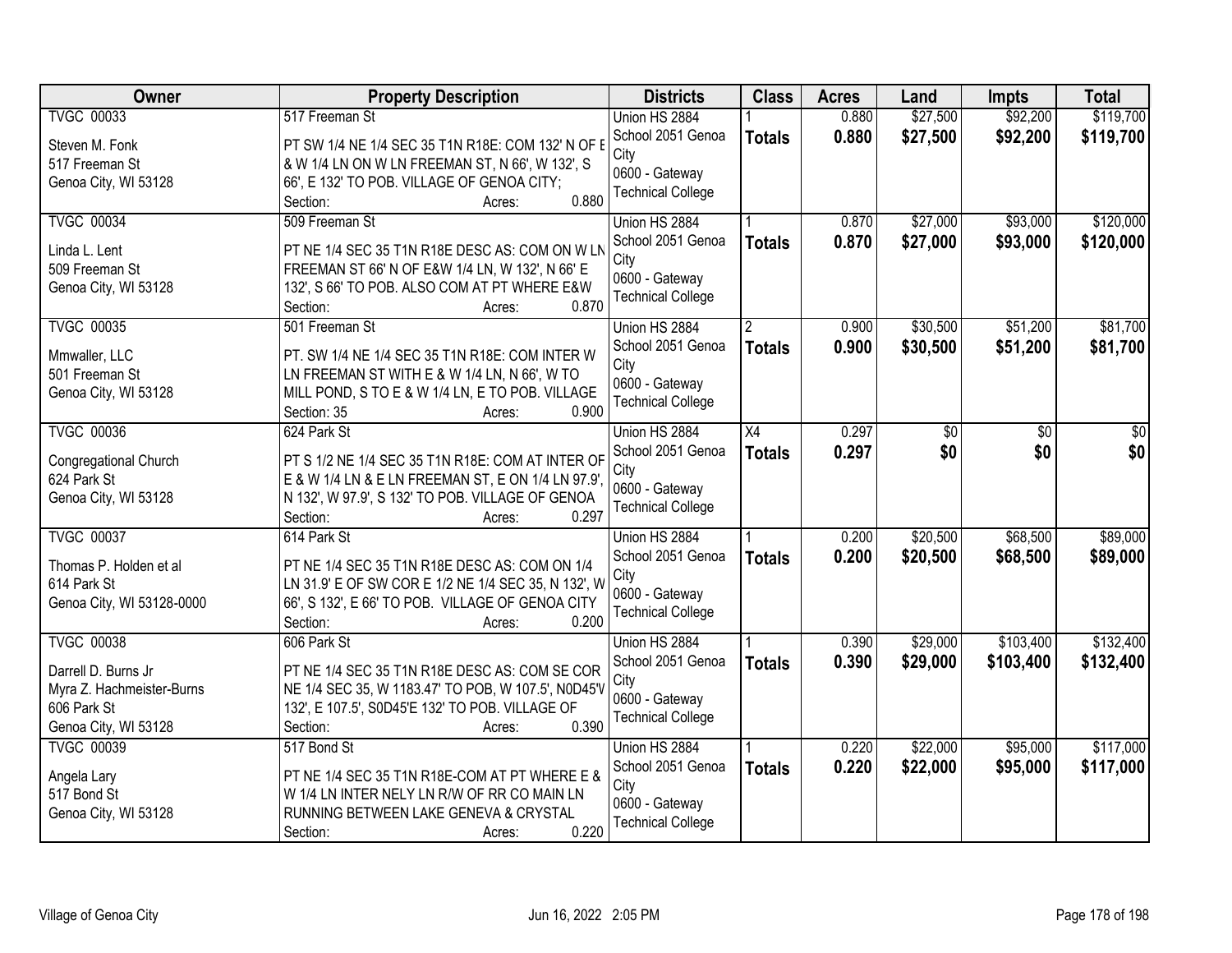| Owner | Property Description | Districts | Class | Acres | Land | Impts | Total |
|---|---|---|---|---|---|---|---|
| TVGC 00033<br><br>Steven M. Fonk<br>517 Freeman St<br>Genoa City, WI 53128 | 517 Freeman St<br><br>PT SW 1/4 NE 1/4 SEC 35 T1N R18E: COM 132' N OF E & W 1/4 LN ON W LN FREEMAN ST, N 66', W 132', S 66', E 132' TO POB. VILLAGE OF GENOA CITY;<br>Section: Acres: 0.880 | Union HS 2884<br>School 2051 Genoa City<br>0600 - Gateway Technical College | 1<br>**Totals** | 0.880<br>**0.880** | $27,500<br>**$27,500** | $92,200<br>**$92,200** | $119,700<br>**$119,700** |
| TVGC 00034<br><br>Linda L. Lent<br>509 Freeman St<br>Genoa City, WI 53128 | 509 Freeman St<br><br>PT NE 1/4 SEC 35 T1N R18E DESC AS: COM ON W LN FREEMAN ST 66' N OF E&W 1/4 LN, W 132', N 66' E 132', S 66' TO POB. ALSO COM AT PT WHERE E&W<br>Section: Acres: 0.870 | Union HS 2884<br>School 2051 Genoa City<br>0600 - Gateway Technical College | 1<br>**Totals** | 0.870<br>**0.870** | $27,000<br>**$27,000** | $93,000<br>**$93,000** | $120,000<br>**$120,000** |
| TVGC 00035<br><br>Mmwaller, LLC<br>501 Freeman St<br>Genoa City, WI 53128 | 501 Freeman St<br><br>PT. SW 1/4 NE 1/4 SEC 35 T1N R18E: COM INTER W LN FREEMAN ST WITH E & W 1/4 LN, N 66', W TO MILL POND, S TO E & W 1/4 LN, E TO POB. VILLAGE<br>Section: 35 Acres: 0.900 | Union HS 2884<br>School 2051 Genoa City<br>0600 - Gateway Technical College | 2<br>**Totals** | 0.900<br>**0.900** | $30,500<br>**$30,500** | $51,200<br>**$51,200** | $81,700<br>**$81,700** |
| TVGC 00036<br><br>Congregational Church<br>624 Park St<br>Genoa City, WI 53128 | 624 Park St<br><br>PT S 1/2 NE 1/4 SEC 35 T1N R18E: COM AT INTER OF E & W 1/4 LN & E LN FREEMAN ST, E ON 1/4 LN 97.9', N 132', W 97.9', S 132' TO POB. VILLAGE OF GENOA<br>Section: Acres: 0.297 | Union HS 2884<br>School 2051 Genoa City<br>0600 - Gateway Technical College | X4<br>**Totals** | 0.297<br>**0.297** | $0<br>**$0** | $0<br>**$0** | $0<br>**$0** |
| TVGC 00037<br><br>Thomas P. Holden et al<br>614 Park St<br>Genoa City, WI 53128-0000 | 614 Park St<br><br>PT NE 1/4 SEC 35 T1N R18E DESC AS: COM ON 1/4 LN 31.9' E OF SW COR E 1/2 NE 1/4 SEC 35, N 132', W 66', S 132', E 66' TO POB. VILLAGE OF GENOA CITY<br>Section: Acres: 0.200 | Union HS 2884<br>School 2051 Genoa City<br>0600 - Gateway Technical College | 1<br>**Totals** | 0.200<br>**0.200** | $20,500<br>**$20,500** | $68,500<br>**$68,500** | $89,000<br>**$89,000** |
| TVGC 00038<br><br>Darrell D. Burns Jr<br>Myra Z. Hachmeister-Burns<br>606 Park St<br>Genoa City, WI 53128 | 606 Park St<br><br>PT NE 1/4 SEC 35 T1N R18E DESC AS: COM SE COR NE 1/4 SEC 35, W 1183.47' TO POB, W 107.5', N0D45'W 132', E 107.5', S0D45'E 132' TO POB. VILLAGE OF<br>Section: Acres: 0.390 | Union HS 2884<br>School 2051 Genoa City<br>0600 - Gateway Technical College | 1<br>**Totals** | 0.390<br>**0.390** | $29,000<br>**$29,000** | $103,400<br>**$103,400** | $132,400<br>**$132,400** |
| TVGC 00039<br><br>Angela Lary<br>517 Bond St<br>Genoa City, WI 53128 | 517 Bond St<br><br>PT NE 1/4 SEC 35 T1N R18E-COM AT PT WHERE E & W 1/4 LN INTER NELY LN R/W OF RR CO MAIN LN RUNNING BETWEEN LAKE GENEVA & CRYSTAL<br>Section: Acres: 0.220 | Union HS 2884<br>School 2051 Genoa City<br>0600 - Gateway Technical College | 1<br>**Totals** | 0.220<br>**0.220** | $22,000<br>**$22,000** | $95,000<br>**$95,000** | $117,000<br>**$117,000** |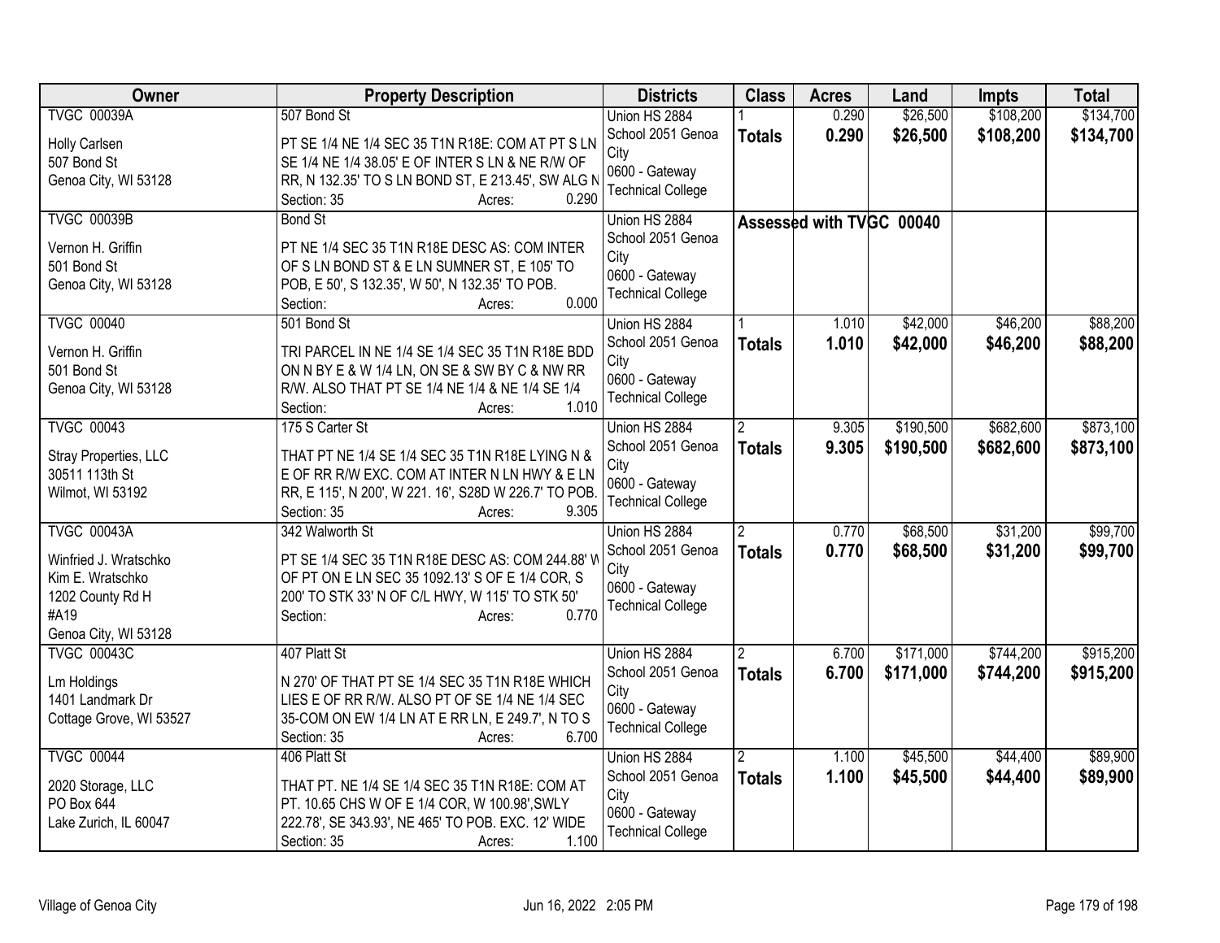| Owner | Property Description | Districts | Class | Acres | Land | Impts | Total |
|---|---|---|---|---|---|---|---|
| TVGC 00039A<br><br>Holly Carlsen<br>507 Bond St<br>Genoa City, WI 53128 | 507 Bond St<br><br>PT SE 1/4 NE 1/4 SEC 35 T1N R18E: COM AT PT S LN SE 1/4 NE 1/4 38.05' E OF INTER S LN & NE R/W OF RR, N 132.35' TO S LN BOND ST, E 213.45', SW ALG N<br>Section: 35 Acres: 0.290 | Union HS 2884<br>School 2051 Genoa City<br>0600 - Gateway Technical College | 1<br>**Totals** | 0.290<br>**0.290** | \$26,500<br>**\$26,500** | \$108,200<br>**\$108,200** | \$134,700<br>**\$134,700** |
| TVGC 00039B<br><br>Vernon H. Griffin<br>501 Bond St<br>Genoa City, WI 53128 | Bond St<br><br>PT NE 1/4 SEC 35 T1N R18E DESC AS: COM INTER OF S LN BOND ST & E LN SUMNER ST, E 105' TO POB, E 50', S 132.35', W 50', N 132.35' TO POB.<br>Section: Acres: 0.000 | Union HS 2884<br>School 2051 Genoa City<br>0600 - Gateway Technical College | Assessed with TVGC 00040 | | | | |
| TVGC 00040<br><br>Vernon H. Griffin<br>501 Bond St<br>Genoa City, WI 53128 | 501 Bond St<br><br>TRI PARCEL IN NE 1/4 SE 1/4 SEC 35 T1N R18E BDD ON N BY E & W 1/4 LN, ON SE & SW BY C & NW RR R/W. ALSO THAT PT SE 1/4 NE 1/4 & NE 1/4 SE 1/4<br>Section: Acres: 1.010 | Union HS 2884<br>School 2051 Genoa City<br>0600 - Gateway Technical College | 1<br>**Totals** | 1.010<br>**1.010** | \$42,000<br>**\$42,000** | \$46,200<br>**\$46,200** | \$88,200<br>**\$88,200** |
| TVGC 00043<br><br>Stray Properties, LLC<br>30511 113th St<br>Wilmot, WI 53192 | 175 S Carter St<br><br>THAT PT NE 1/4 SE 1/4 SEC 35 T1N R18E LYING N & E OF RR R/W EXC. COM AT INTER N LN HWY & E LN RR, E 115', N 200', W 221. 16', S28D W 226.7' TO POB.<br>Section: 35 Acres: 9.305 | Union HS 2884<br>School 2051 Genoa City<br>0600 - Gateway Technical College | 2<br>**Totals** | 9.305<br>**9.305** | \$190,500<br>**\$190,500** | \$682,600<br>**\$682,600** | \$873,100<br>**\$873,100** |
| TVGC 00043A<br><br>Winfried J. Wratschko<br>Kim E. Wratschko<br>1202 County Rd H<br>#A19<br>Genoa City, WI 53128 | 342 Walworth St<br><br>PT SE 1/4 SEC 35 T1N R18E DESC AS: COM 244.88' W OF PT ON E LN SEC 35 1092.13' S OF E 1/4 COR, S 200' TO STK 33' N OF C/L HWY, W 115' TO STK 50'<br>Section: Acres: 0.770 | Union HS 2884<br>School 2051 Genoa City<br>0600 - Gateway Technical College | 2<br>**Totals** | 0.770<br>**0.770** | \$68,500<br>**\$68,500** | \$31,200<br>**\$31,200** | \$99,700<br>**\$99,700** |
| TVGC 00043C<br><br>Lm Holdings<br>1401 Landmark Dr<br>Cottage Grove, WI 53527 | 407 Platt St<br><br>N 270' OF THAT PT SE 1/4 SEC 35 T1N R18E WHICH LIES E OF RR R/W. ALSO PT OF SE 1/4 NE 1/4 SEC 35-COM ON EW 1/4 LN AT E RR LN, E 249.7', N TO S<br>Section: 35 Acres: 6.700 | Union HS 2884<br>School 2051 Genoa City<br>0600 - Gateway Technical College | 2<br>**Totals** | 6.700<br>**6.700** | \$171,000<br>**\$171,000** | \$744,200<br>**\$744,200** | \$915,200<br>**\$915,200** |
| TVGC 00044<br><br>2020 Storage, LLC<br>PO Box 644<br>Lake Zurich, IL 60047 | 406 Platt St<br><br>THAT PT. NE 1/4 SE 1/4 SEC 35 T1N R18E: COM AT PT. 10.65 CHS W OF E 1/4 COR, W 100.98',SWLY 222.78', SE 343.93', NE 465' TO POB. EXC. 12' WIDE<br>Section: 35 Acres: 1.100 | Union HS 2884<br>School 2051 Genoa City<br>0600 - Gateway Technical College | 2<br>**Totals** | 1.100<br>**1.100** | \$45,500<br>**\$45,500** | \$44,400<br>**\$44,400** | \$89,900<br>**\$89,900** |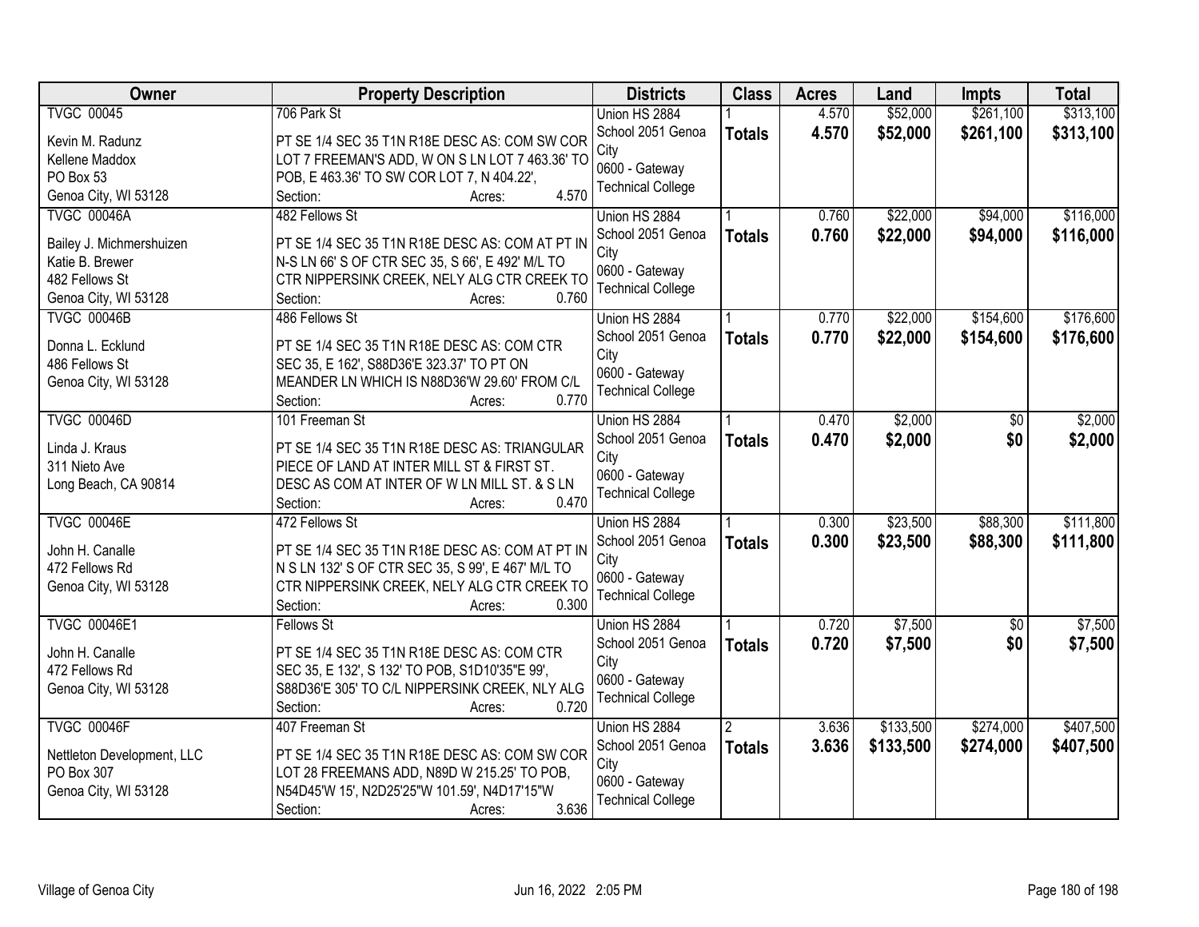| Owner | Property Description | Districts | Class | Acres | Land | Impts | Total |
|---|---|---|---|---|---|---|---|
| TVGC 00045<br><br>Kevin M. Radunz<br>Kellene Maddox<br>PO Box 53<br>Genoa City, WI 53128 | 706 Park St<br><br>PT SE 1/4 SEC 35 T1N R18E DESC AS: COM SW COR LOT 7 FREEMAN'S ADD, W ON S LN LOT 7 463.36' TO POB, E 463.36' TO SW COR LOT 7, N 404.22',<br>Section: Acres: 4.570 | Union HS 2884<br>School 2051 Genoa City<br>0600 - Gateway Technical College | 1<br>**Totals** | 4.570<br>**4.570** | \$52,000<br>**\$52,000** | \$261,100<br>**\$261,100** | \$313,100<br>**\$313,100** |
| TVGC 00046A<br><br>Bailey J. Michmershuizen<br>Katie B. Brewer<br>482 Fellows St<br>Genoa City, WI 53128 | 482 Fellows St<br><br>PT SE 1/4 SEC 35 T1N R18E DESC AS: COM AT PT IN N-S LN 66' S OF CTR SEC 35, S 66', E 492' M/L TO CTR NIPPERSINK CREEK, NELY ALG CTR CREEK TO<br>Section: Acres: 0.760 | Union HS 2884<br>School 2051 Genoa City<br>0600 - Gateway Technical College | 1<br>**Totals** | 0.760<br>**0.760** | \$22,000<br>**\$22,000** | \$94,000<br>**\$94,000** | \$116,000<br>**\$116,000** |
| TVGC 00046B<br><br>Donna L. Ecklund<br>486 Fellows St<br>Genoa City, WI 53128 | 486 Fellows St<br><br>PT SE 1/4 SEC 35 T1N R18E DESC AS: COM CTR SEC 35, E 162', S88D36'E 323.37' TO PT ON MEANDER LN WHICH IS N88D36'W 29.60' FROM C/L<br>Section: Acres: 0.770 | Union HS 2884<br>School 2051 Genoa City<br>0600 - Gateway Technical College | 1<br>**Totals** | 0.770<br>**0.770** | \$22,000<br>**\$22,000** | \$154,600<br>**\$154,600** | \$176,600<br>**\$176,600** |
| TVGC 00046D<br><br>Linda J. Kraus<br>311 Nieto Ave<br>Long Beach, CA 90814 | 101 Freeman St<br><br>PT SE 1/4 SEC 35 T1N R18E DESC AS: TRIANGULAR PIECE OF LAND AT INTER MILL ST & FIRST ST. DESC AS COM AT INTER OF W LN MILL ST. & S LN<br>Section: Acres: 0.470 | Union HS 2884<br>School 2051 Genoa City<br>0600 - Gateway Technical College | 1<br>**Totals** | 0.470<br>**0.470** | \$2,000<br>**\$2,000** | \$0<br>**\$0** | \$2,000<br>**\$2,000** |
| TVGC 00046E<br><br>John H. Canalle<br>472 Fellows Rd<br>Genoa City, WI 53128 | 472 Fellows St<br><br>PT SE 1/4 SEC 35 T1N R18E DESC AS: COM AT PT IN N S LN 132' S OF CTR SEC 35, S 99', E 467' M/L TO CTR NIPPERSINK CREEK, NELY ALG CTR CREEK TO<br>Section: Acres: 0.300 | Union HS 2884<br>School 2051 Genoa City<br>0600 - Gateway Technical College | 1<br>**Totals** | 0.300<br>**0.300** | \$23,500<br>**\$23,500** | \$88,300<br>**\$88,300** | \$111,800<br>**\$111,800** |
| TVGC 00046E1<br><br>John H. Canalle<br>472 Fellows Rd<br>Genoa City, WI 53128 | Fellows St<br><br>PT SE 1/4 SEC 35 T1N R18E DESC AS: COM CTR SEC 35, E 132', S 132' TO POB, S1D10'35"E 99', S88D36'E 305' TO C/L NIPPERSINK CREEK, NLY ALG<br>Section: Acres: 0.720 | Union HS 2884<br>School 2051 Genoa City<br>0600 - Gateway Technical College | 1<br>**Totals** | 0.720<br>**0.720** | \$7,500<br>**\$7,500** | \$0<br>**\$0** | \$7,500<br>**\$7,500** |
| TVGC 00046F<br><br>Nettleton Development, LLC<br>PO Box 307<br>Genoa City, WI 53128 | 407 Freeman St<br><br>PT SE 1/4 SEC 35 T1N R18E DESC AS: COM SW COR LOT 28 FREEMANS ADD, N89D W 215.25' TO POB, N54D45'W 15', N2D25'25"W 101.59', N4D17'15"W<br>Section: Acres: 3.636 | Union HS 2884<br>School 2051 Genoa City<br>0600 - Gateway Technical College | 2<br>**Totals** | 3.636<br>**3.636** | \$133,500<br>**\$133,500** | \$274,000<br>**\$274,000** | \$407,500<br>**\$407,500** |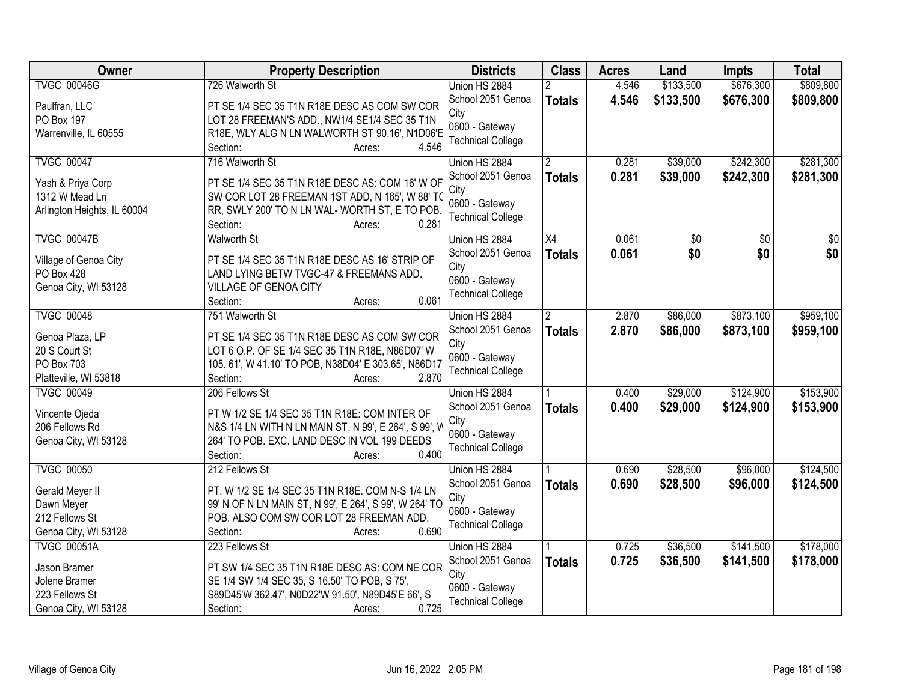| Owner | Property Description | Districts | Class | Acres | Land | Impts | Total |
|---|---|---|---|---|---|---|---|
| TVGC 00046G<br><br>Paulfran, LLC<br>PO Box 197<br>Warrenville, IL 60555 | 726 Walworth St<br><br>PT SE 1/4 SEC 35 T1N R18E DESC AS COM SW COR LOT 28 FREEMAN'S ADD., NW1/4 SE1/4 SEC 35 T1N R18E, WLY ALG N LN WALWORTH ST 90.16', N1D06'E<br>Section: Acres: 4.546 | Union HS 2884<br>School 2051 Genoa City<br>0600 - Gateway Technical College | 2<br>**Totals** | 4.546<br>**4.546** | \$133,500<br>**\$133,500** | \$676,300<br>**\$676,300** | \$809,800<br>**\$809,800** |
| TVGC 00047<br><br>Yash & Priya Corp<br>1312 W Mead Ln<br>Arlington Heights, IL 60004 | 716 Walworth St<br><br>PT SE 1/4 SEC 35 T1N R18E DESC AS: COM 16' W OF SW COR LOT 28 FREEMAN 1ST ADD, N 165', W 88' TO RR, SWLY 200' TO N LN WAL- WORTH ST, E TO POB.<br>Section: Acres: 0.281 | Union HS 2884<br>School 2051 Genoa City<br>0600 - Gateway Technical College | 2<br>**Totals** | 0.281<br>**0.281** | \$39,000<br>**\$39,000** | \$242,300<br>**\$242,300** | \$281,300<br>**\$281,300** |
| TVGC 00047B<br><br>Village of Genoa City<br>PO Box 428<br>Genoa City, WI 53128 | Walworth St<br><br>PT SE 1/4 SEC 35 T1N R18E DESC AS 16' STRIP OF LAND LYING BETW TVGC-47 & FREEMANS ADD. VILLAGE OF GENOA CITY<br>Section: Acres: 0.061 | Union HS 2884<br>School 2051 Genoa City<br>0600 - Gateway Technical College | X4<br>**Totals** | 0.061<br>**0.061** | \$0<br>**\$0** | \$0<br>**\$0** | \$0<br>**\$0** |
| TVGC 00048<br><br>Genoa Plaza, LP<br>20 S Court St<br>PO Box 703<br>Platteville, WI 53818 | 751 Walworth St<br><br>PT SE 1/4 SEC 35 T1N R18E DESC AS COM SW COR LOT 6 O.P. OF SE 1/4 SEC 35 T1N R18E, N86D07' W 105. 61', W 41.10' TO POB, N38D04' E 303.65', N86D17<br>Section: Acres: 2.870 | Union HS 2884<br>School 2051 Genoa City<br>0600 - Gateway Technical College | 2<br>**Totals** | 2.870<br>**2.870** | \$86,000<br>**\$86,000** | \$873,100<br>**\$873,100** | \$959,100<br>**\$959,100** |
| TVGC 00049<br><br>Vincente Ojeda<br>206 Fellows Rd<br>Genoa City, WI 53128 | 206 Fellows St<br><br>PT W 1/2 SE 1/4 SEC 35 T1N R18E: COM INTER OF N&S 1/4 LN WITH N LN MAIN ST, N 99', E 264', S 99', W 264' TO POB. EXC. LAND DESC IN VOL 199 DEEDS<br>Section: Acres: 0.400 | Union HS 2884<br>School 2051 Genoa City<br>0600 - Gateway Technical College | 1<br>**Totals** | 0.400<br>**0.400** | \$29,000<br>**\$29,000** | \$124,900<br>**\$124,900** | \$153,900<br>**\$153,900** |
| TVGC 00050<br><br>Gerald Meyer II<br>Dawn Meyer<br>212 Fellows St<br>Genoa City, WI 53128 | 212 Fellows St<br><br>PT. W 1/2 SE 1/4 SEC 35 T1N R18E. COM N-S 1/4 LN 99' N OF N LN MAIN ST, N 99', E 264', S 99', W 264' TO POB. ALSO COM SW COR LOT 28 FREEMAN ADD,<br>Section: Acres: 0.690 | Union HS 2884<br>School 2051 Genoa City<br>0600 - Gateway Technical College | 1<br>**Totals** | 0.690<br>**0.690** | \$28,500<br>**\$28,500** | \$96,000<br>**\$96,000** | \$124,500<br>**\$124,500** |
| TVGC 00051A<br><br>Jason Bramer<br>Jolene Bramer<br>223 Fellows St<br>Genoa City, WI 53128 | 223 Fellows St<br><br>PT SW 1/4 SEC 35 T1N R18E DESC AS: COM NE COR SE 1/4 SW 1/4 SEC 35, S 16.50' TO POB, S 75', S89D45'W 362.47', N0D22'W 91.50', N89D45'E 66', S<br>Section: Acres: 0.725 | Union HS 2884<br>School 2051 Genoa City<br>0600 - Gateway Technical College | 1<br>**Totals** | 0.725<br>**0.725** | \$36,500<br>**\$36,500** | \$141,500<br>**\$141,500** | \$178,000<br>**\$178,000** |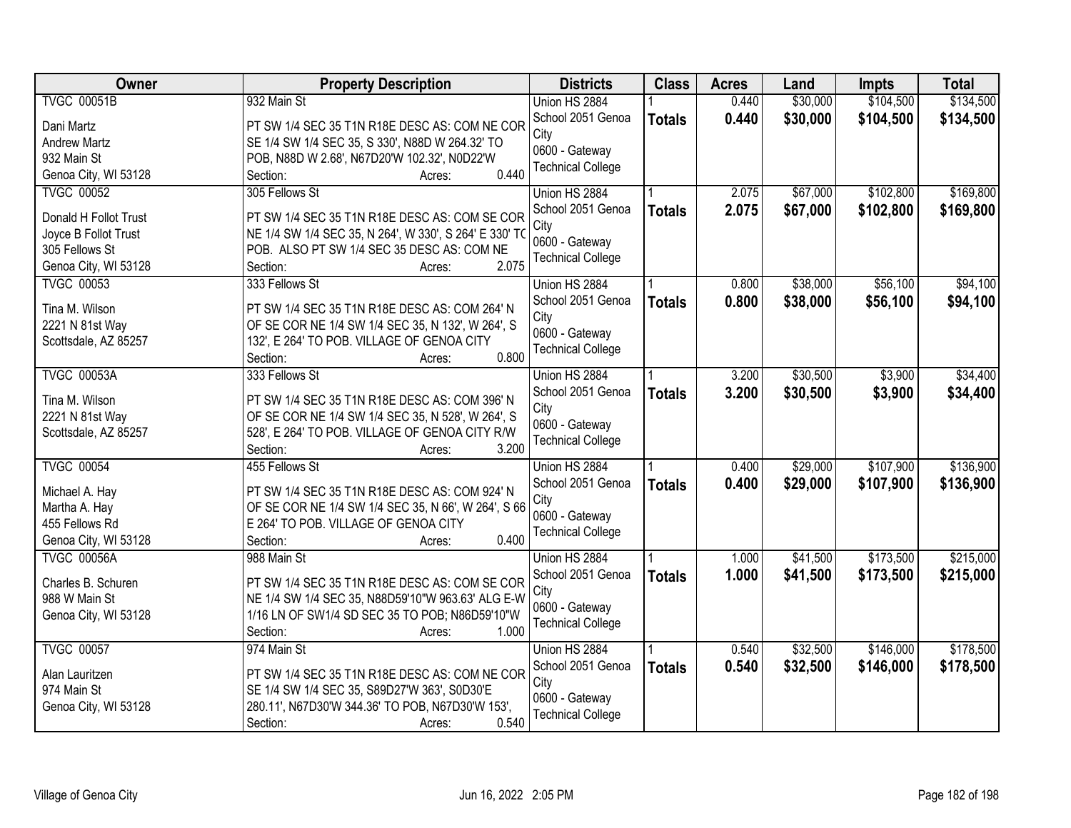| Owner | Property Description | Districts | Class | Acres | Land | Impts | Total |
|---|---|---|---|---|---|---|---|
| TVGC 00051B<br><br>Dani Martz<br>Andrew Martz<br>932 Main St<br>Genoa City, WI 53128 | 932 Main St<br><br>PT SW 1/4 SEC 35 T1N R18E DESC AS: COM NE COR SE 1/4 SW 1/4 SEC 35, S 330', N88D W 264.32' TO POB, N88D W 2.68', N67D20'W 102.32', N0D22'W<br>Section: Acres: 0.440 | Union HS 2884<br>School 2051 Genoa City<br>0600 - Gateway Technical College | 1<br>**Totals** | 0.440<br>**0.440** | $30,000<br>**$30,000** | $104,500<br>**$104,500** | $134,500<br>**$134,500** |
| TVGC 00052<br><br>Donald H Follot Trust<br>Joyce B Follot Trust<br>305 Fellows St<br>Genoa City, WI 53128 | 305 Fellows St<br><br>PT SW 1/4 SEC 35 T1N R18E DESC AS: COM SE COR NE 1/4 SW 1/4 SEC 35, N 264', W 330', S 264' E 330' TO POB. ALSO PT SW 1/4 SEC 35 DESC AS: COM NE<br>Section: Acres: 2.075 | Union HS 2884<br>School 2051 Genoa City<br>0600 - Gateway Technical College | 1<br>**Totals** | 2.075<br>**2.075** | $67,000<br>**$67,000** | $102,800<br>**$102,800** | $169,800<br>**$169,800** |
| TVGC 00053<br><br>Tina M. Wilson<br>2221 N 81st Way<br>Scottsdale, AZ 85257 | 333 Fellows St<br><br>PT SW 1/4 SEC 35 T1N R18E DESC AS: COM 264' N OF SE COR NE 1/4 SW 1/4 SEC 35, N 132', W 264', S 132', E 264' TO POB. VILLAGE OF GENOA CITY<br>Section: Acres: 0.800 | Union HS 2884<br>School 2051 Genoa City<br>0600 - Gateway Technical College | 1<br>**Totals** | 0.800<br>**0.800** | $38,000<br>**$38,000** | $56,100<br>**$56,100** | $94,100<br>**$94,100** |
| TVGC 00053A<br><br>Tina M. Wilson<br>2221 N 81st Way<br>Scottsdale, AZ 85257 | 333 Fellows St<br><br>PT SW 1/4 SEC 35 T1N R18E DESC AS: COM 396' N OF SE COR NE 1/4 SW 1/4 SEC 35, N 528', W 264', S 528', E 264' TO POB. VILLAGE OF GENOA CITY R/W<br>Section: Acres: 3.200 | Union HS 2884<br>School 2051 Genoa City<br>0600 - Gateway Technical College | 1<br>**Totals** | 3.200<br>**3.200** | $30,500<br>**$30,500** | $3,900<br>**$3,900** | $34,400<br>**$34,400** |
| TVGC 00054<br><br>Michael A. Hay<br>Martha A. Hay<br>455 Fellows Rd<br>Genoa City, WI 53128 | 455 Fellows St<br><br>PT SW 1/4 SEC 35 T1N R18E DESC AS: COM 924' N OF SE COR NE 1/4 SW 1/4 SEC 35, N 66', W 264', S 66 E 264' TO POB. VILLAGE OF GENOA CITY<br>Section: Acres: 0.400 | Union HS 2884<br>School 2051 Genoa City<br>0600 - Gateway Technical College | 1<br>**Totals** | 0.400<br>**0.400** | $29,000<br>**$29,000** | $107,900<br>**$107,900** | $136,900<br>**$136,900** |
| TVGC 00056A<br><br>Charles B. Schuren<br>988 W Main St<br>Genoa City, WI 53128 | 988 Main St<br><br>PT SW 1/4 SEC 35 T1N R18E DESC AS: COM SE COR NE 1/4 SW 1/4 SEC 35, N88D59'10"W 963.63' ALG E-W 1/16 LN OF SW1/4 SD SEC 35 TO POB; N86D59'10"W<br>Section: Acres: 1.000 | Union HS 2884<br>School 2051 Genoa City<br>0600 - Gateway Technical College | 1<br>**Totals** | 1.000<br>**1.000** | $41,500<br>**$41,500** | $173,500<br>**$173,500** | $215,000<br>**$215,000** |
| TVGC 00057<br><br>Alan Lauritzen<br>974 Main St<br>Genoa City, WI 53128 | 974 Main St<br><br>PT SW 1/4 SEC 35 T1N R18E DESC AS: COM NE COR SE 1/4 SW 1/4 SEC 35, S89D27'W 363', S0D30'E 280.11', N67D30'W 344.36' TO POB, N67D30'W 153',<br>Section: Acres: 0.540 | Union HS 2884<br>School 2051 Genoa City<br>0600 - Gateway Technical College | 1<br>**Totals** | 0.540<br>**0.540** | $32,500<br>**$32,500** | $146,000<br>**$146,000** | $178,500<br>**$178,500** |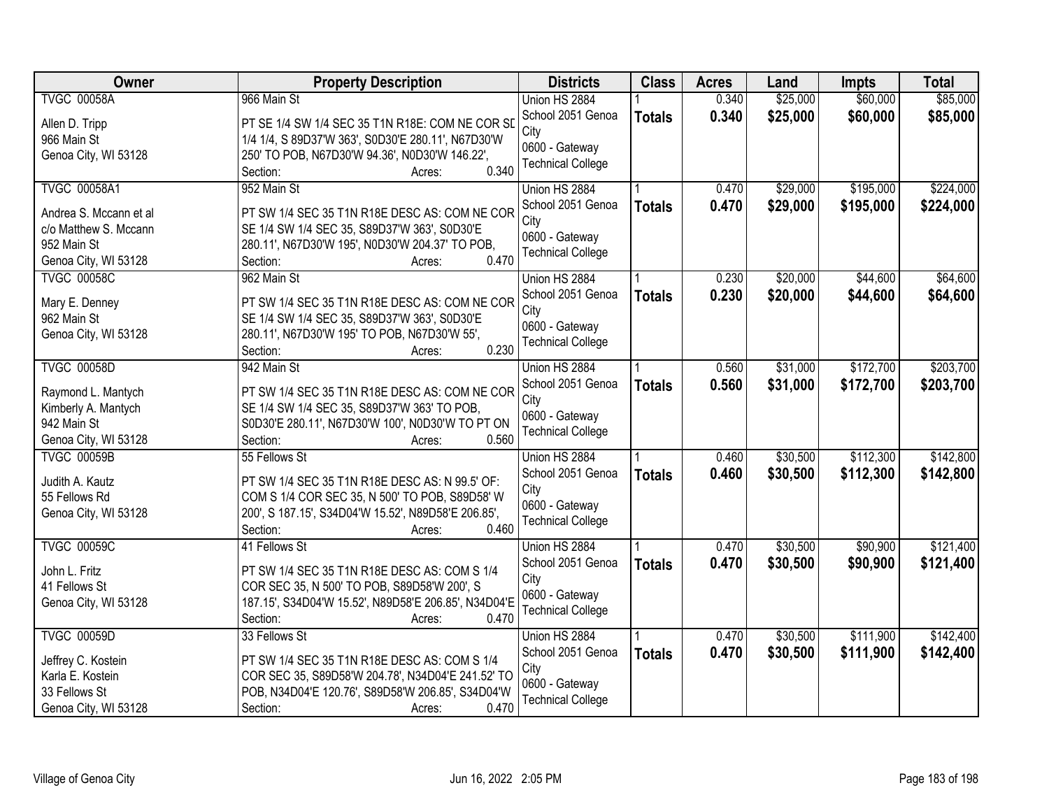| Owner | Property Description | Districts | Class | Acres | Land | Impts | Total |
|---|---|---|---|---|---|---|---|
| TVGC 00058A<br><br>Allen D. Tripp<br>966 Main St<br>Genoa City, WI 53128 | 966 Main St<br><br>PT SE 1/4 SW 1/4 SEC 35 T1N R18E: COM NE COR SE 1/4 1/4, S 89D37'W 363', S0D30'E 280.11', N67D30'W 250' TO POB, N67D30'W 94.36', N0D30'W 146.22',<br>Section: Acres: 0.340 | Union HS 2884<br>School 2051 Genoa City<br>0600 - Gateway Technical College | 1<br>**Totals** | 0.340<br>**0.340** | $25,000<br>**$25,000** | $60,000<br>**$60,000** | $85,000<br>**$85,000** |
| TVGC 00058A1<br><br>Andrea S. Mccann et al<br>c/o Matthew S. Mccann<br>952 Main St<br>Genoa City, WI 53128 | 952 Main St<br><br>PT SW 1/4 SEC 35 T1N R18E DESC AS: COM NE COR SE 1/4 SW 1/4 SEC 35, S89D37'W 363', S0D30'E 280.11', N67D30'W 195', N0D30'W 204.37' TO POB,<br>Section: Acres: 0.470 | Union HS 2884<br>School 2051 Genoa City<br>0600 - Gateway Technical College | 1<br>**Totals** | 0.470<br>**0.470** | $29,000<br>**$29,000** | $195,000<br>**$195,000** | $224,000<br>**$224,000** |
| TVGC 00058C<br><br>Mary E. Denney<br>962 Main St<br>Genoa City, WI 53128 | 962 Main St<br><br>PT SW 1/4 SEC 35 T1N R18E DESC AS: COM NE COR SE 1/4 SW 1/4 SEC 35, S89D37'W 363', S0D30'E 280.11', N67D30'W 195' TO POB, N67D30'W 55',<br>Section: Acres: 0.230 | Union HS 2884<br>School 2051 Genoa City<br>0600 - Gateway Technical College | 1<br>**Totals** | 0.230<br>**0.230** | $20,000<br>**$20,000** | $44,600<br>**$44,600** | $64,600<br>**$64,600** |
| TVGC 00058D<br><br>Raymond L. Mantych<br>Kimberly A. Mantych<br>942 Main St<br>Genoa City, WI 53128 | 942 Main St<br><br>PT SW 1/4 SEC 35 T1N R18E DESC AS: COM NE COR SE 1/4 SW 1/4 SEC 35, S89D37'W 363' TO POB, S0D30'E 280.11', N67D30'W 100', N0D30'W TO PT ON<br>Section: Acres: 0.560 | Union HS 2884<br>School 2051 Genoa City<br>0600 - Gateway Technical College | 1<br>**Totals** | 0.560<br>**0.560** | $31,000<br>**$31,000** | $172,700<br>**$172,700** | $203,700<br>**$203,700** |
| TVGC 00059B<br><br>Judith A. Kautz<br>55 Fellows Rd<br>Genoa City, WI 53128 | 55 Fellows St<br><br>PT SW 1/4 SEC 35 T1N R18E DESC AS: N 99.5' OF: COM S 1/4 COR SEC 35, N 500' TO POB, S89D58' W 200', S 187.15', S34D04'W 15.52', N89D58'E 206.85',<br>Section: Acres: 0.460 | Union HS 2884<br>School 2051 Genoa City<br>0600 - Gateway Technical College | 1<br>**Totals** | 0.460<br>**0.460** | $30,500<br>**$30,500** | $112,300<br>**$112,300** | $142,800<br>**$142,800** |
| TVGC 00059C<br><br>John L. Fritz<br>41 Fellows St<br>Genoa City, WI 53128 | 41 Fellows St<br><br>PT SW 1/4 SEC 35 T1N R18E DESC AS: COM S 1/4 COR SEC 35, N 500' TO POB, S89D58'W 200', S 187.15', S34D04'W 15.52', N89D58'E 206.85', N34D04'E<br>Section: Acres: 0.470 | Union HS 2884<br>School 2051 Genoa City<br>0600 - Gateway Technical College | 1<br>**Totals** | 0.470<br>**0.470** | $30,500<br>**$30,500** | $90,900<br>**$90,900** | $121,400<br>**$121,400** |
| TVGC 00059D<br><br>Jeffrey C. Kostein<br>Karla E. Kostein<br>33 Fellows St<br>Genoa City, WI 53128 | 33 Fellows St<br><br>PT SW 1/4 SEC 35 T1N R18E DESC AS: COM S 1/4 COR SEC 35, S89D58'W 204.78', N34D04'E 241.52' TO POB, N34D04'E 120.76', S89D58'W 206.85', S34D04'W<br>Section: Acres: 0.470 | Union HS 2884<br>School 2051 Genoa City<br>0600 - Gateway Technical College | 1<br>**Totals** | 0.470<br>**0.470** | $30,500<br>**$30,500** | $111,900<br>**$111,900** | $142,400<br>**$142,400** |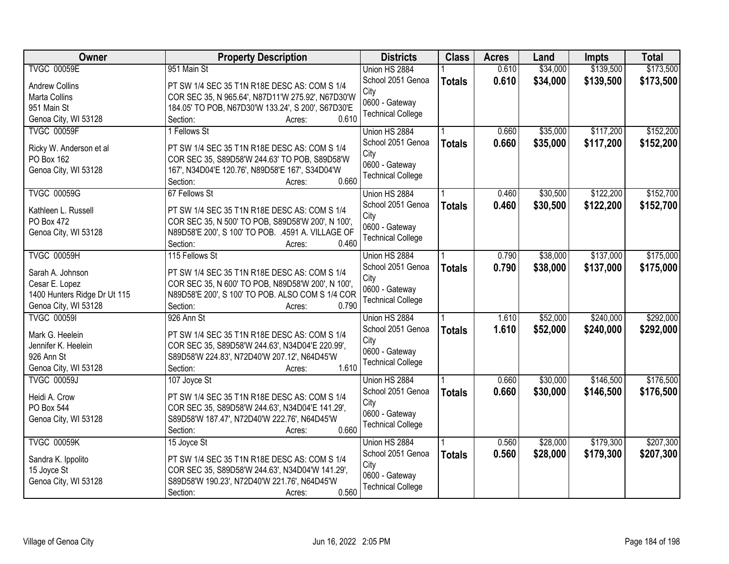| Owner | Property Description | Districts | Class | Acres | Land | Impts | Total |
|---|---|---|---|---|---|---|---|
| TVGC 00059E<br>Andrew Collins<br>Marta Collins<br>951 Main St<br>Genoa City, WI 53128 | 951 Main St<br>PT SW 1/4 SEC 35 T1N R18E DESC AS: COM S 1/4 COR SEC 35, N 965.64', N87D11'W 275.92', N67D30'W 184.05' TO POB, N67D30'W 133.24', S 200', S67D30'E<br>Section: Acres: 0.610 | Union HS 2884<br>School 2051 Genoa City<br>0600 - Gateway Technical College | 1<br>**Totals** | 0.610<br>**0.610** | $34,000<br>**$34,000** | $139,500<br>**$139,500** | $173,500<br>**$173,500** |
| TVGC 00059F<br>Ricky W. Anderson et al<br>PO Box 162<br>Genoa City, WI 53128 | 1 Fellows St<br>PT SW 1/4 SEC 35 T1N R18E DESC AS: COM S 1/4 COR SEC 35, S89D58'W 244.63' TO POB, S89D58'W 167', N34D04'E 120.76', N89D58'E 167', S34D04'W<br>Section: Acres: 0.660 | Union HS 2884<br>School 2051 Genoa City<br>0600 - Gateway Technical College | 1<br>**Totals** | 0.660<br>**0.660** | $35,000<br>**$35,000** | $117,200<br>**$117,200** | $152,200<br>**$152,200** |
| TVGC 00059G<br>Kathleen L. Russell<br>PO Box 472<br>Genoa City, WI 53128 | 67 Fellows St<br>PT SW 1/4 SEC 35 T1N R18E DESC AS: COM S 1/4 COR SEC 35, N 500' TO POB, S89D58'W 200', N 100', N89D58'E 200', S 100' TO POB. .4591 A. VILLAGE OF<br>Section: Acres: 0.460 | Union HS 2884<br>School 2051 Genoa City<br>0600 - Gateway Technical College | 1<br>**Totals** | 0.460<br>**0.460** | $30,500<br>**$30,500** | $122,200<br>**$122,200** | $152,700<br>**$152,700** |
| TVGC 00059H<br>Sarah A. Johnson<br>Cesar E. Lopez<br>1400 Hunters Ridge Dr Ut 115<br>Genoa City, WI 53128 | 115 Fellows St<br>PT SW 1/4 SEC 35 T1N R18E DESC AS: COM S 1/4 COR SEC 35, N 600' TO POB, N89D58'W 200', N 100', N89D58'E 200', S 100' TO POB. ALSO COM S 1/4 COR<br>Section: Acres: 0.790 | Union HS 2884<br>School 2051 Genoa City<br>0600 - Gateway Technical College | 1<br>**Totals** | 0.790<br>**0.790** | $38,000<br>**$38,000** | $137,000<br>**$137,000** | $175,000<br>**$175,000** |
| TVGC 00059I<br>Mark G. Heelein<br>Jennifer K. Heelein<br>926 Ann St<br>Genoa City, WI 53128 | 926 Ann St<br>PT SW 1/4 SEC 35 T1N R18E DESC AS: COM S 1/4 COR SEC 35, S89D58'W 244.63', N34D04'E 220.99', S89D58'W 224.83', N72D40'W 207.12', N64D45'W<br>Section: Acres: 1.610 | Union HS 2884<br>School 2051 Genoa City<br>0600 - Gateway Technical College | 1<br>**Totals** | 1.610<br>**1.610** | $52,000<br>**$52,000** | $240,000<br>**$240,000** | $292,000<br>**$292,000** |
| TVGC 00059J<br>Heidi A. Crow<br>PO Box 544<br>Genoa City, WI 53128 | 107 Joyce St<br>PT SW 1/4 SEC 35 T1N R18E DESC AS: COM S 1/4 COR SEC 35, S89D58'W 244.63', N34D04'E 141.29', S89D58'W 187.47', N72D40'W 222.76', N64D45'W<br>Section: Acres: 0.660 | Union HS 2884<br>School 2051 Genoa City<br>0600 - Gateway Technical College | 1<br>**Totals** | 0.660<br>**0.660** | $30,000<br>**$30,000** | $146,500<br>**$146,500** | $176,500<br>**$176,500** |
| TVGC 00059K<br>Sandra K. Ippolito<br>15 Joyce St<br>Genoa City, WI 53128 | 15 Joyce St<br>PT SW 1/4 SEC 35 T1N R18E DESC AS: COM S 1/4 COR SEC 35, S89D58'W 244.63', N34D04'W 141.29', S89D58'W 190.23', N72D40'W 221.76', N64D45'W<br>Section: Acres: 0.560 | Union HS 2884<br>School 2051 Genoa City<br>0600 - Gateway Technical College | 1<br>**Totals** | 0.560<br>**0.560** | $28,000<br>**$28,000** | $179,300<br>**$179,300** | $207,300<br>**$207,300** |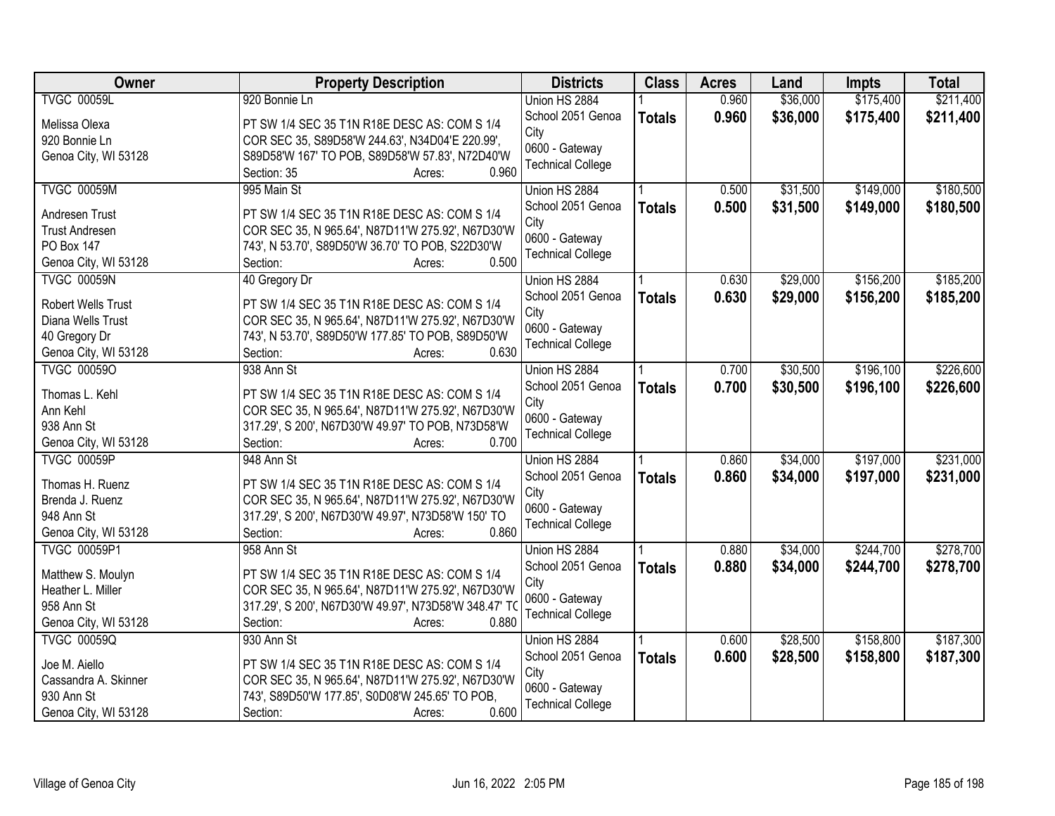| Owner | Property Description | Districts | Class | Acres | Land | Impts | Total |
|---|---|---|---|---|---|---|---|
| TVGC 00059L<br><br>Melissa Olexa<br>920 Bonnie Ln<br>Genoa City, WI 53128 | 920 Bonnie Ln<br><br>PT SW 1/4 SEC 35 T1N R18E DESC AS: COM S 1/4 COR SEC 35, S89D58'W 244.63', N34D04'E 220.99', S89D58'W 167' TO POB, S89D58'W 57.83', N72D40'W<br>Section: 35 Acres: 0.960 | Union HS 2884<br>School 2051 Genoa City<br>0600 - Gateway Technical College | 1<br>**Totals** | 0.960<br>**0.960** | $36,000<br>**$36,000** | $175,400<br>**$175,400** | $211,400<br>**$211,400** |
| TVGC 00059M<br><br>Andresen Trust<br>Trust Andresen<br>PO Box 147<br>Genoa City, WI 53128 | 995 Main St<br><br>PT SW 1/4 SEC 35 T1N R18E DESC AS: COM S 1/4 COR SEC 35, N 965.64', N87D11'W 275.92', N67D30'W 743', N 53.70', S89D50'W 36.70' TO POB, S22D30'W<br>Section: Acres: 0.500 | Union HS 2884<br>School 2051 Genoa City<br>0600 - Gateway Technical College | 1<br>**Totals** | 0.500<br>**0.500** | $31,500<br>**$31,500** | $149,000<br>**$149,000** | $180,500<br>**$180,500** |
| TVGC 00059N<br><br>Robert Wells Trust<br>Diana Wells Trust<br>40 Gregory Dr<br>Genoa City, WI 53128 | 40 Gregory Dr<br><br>PT SW 1/4 SEC 35 T1N R18E DESC AS: COM S 1/4 COR SEC 35, N 965.64', N87D11'W 275.92', N67D30'W 743', N 53.70', S89D50'W 177.85' TO POB, S89D50'W<br>Section: Acres: 0.630 | Union HS 2884<br>School 2051 Genoa City<br>0600 - Gateway Technical College | 1<br>**Totals** | 0.630<br>**0.630** | $29,000<br>**$29,000** | $156,200<br>**$156,200** | $185,200<br>**$185,200** |
| TVGC 00059O<br><br>Thomas L. Kehl<br>Ann Kehl<br>938 Ann St<br>Genoa City, WI 53128 | 938 Ann St<br><br>PT SW 1/4 SEC 35 T1N R18E DESC AS: COM S 1/4 COR SEC 35, N 965.64', N87D11'W 275.92', N67D30'W 317.29', S 200', N67D30'W 49.97' TO POB, N73D58'W<br>Section: Acres: 0.700 | Union HS 2884<br>School 2051 Genoa City<br>0600 - Gateway Technical College | 1<br>**Totals** | 0.700<br>**0.700** | $30,500<br>**$30,500** | $196,100<br>**$196,100** | $226,600<br>**$226,600** |
| TVGC 00059P<br><br>Thomas H. Ruenz<br>Brenda J. Ruenz<br>948 Ann St<br>Genoa City, WI 53128 | 948 Ann St<br><br>PT SW 1/4 SEC 35 T1N R18E DESC AS: COM S 1/4 COR SEC 35, N 965.64', N87D11'W 275.92', N67D30'W 317.29', S 200', N67D30'W 49.97', N73D58'W 150' TO<br>Section: Acres: 0.860 | Union HS 2884<br>School 2051 Genoa City<br>0600 - Gateway Technical College | 1<br>**Totals** | 0.860<br>**0.860** | $34,000<br>**$34,000** | $197,000<br>**$197,000** | $231,000<br>**$231,000** |
| TVGC 00059P1<br><br>Matthew S. Moulyn<br>Heather L. Miller<br>958 Ann St<br>Genoa City, WI 53128 | 958 Ann St<br><br>PT SW 1/4 SEC 35 T1N R18E DESC AS: COM S 1/4 COR SEC 35, N 965.64', N87D11'W 275.92', N67D30'W 317.29', S 200', N67D30'W 49.97', N73D58'W 348.47' TC<br>Section: Acres: 0.880 | Union HS 2884<br>School 2051 Genoa City<br>0600 - Gateway Technical College | 1<br>**Totals** | 0.880<br>**0.880** | $34,000<br>**$34,000** | $244,700<br>**$244,700** | $278,700<br>**$278,700** |
| TVGC 00059Q<br><br>Joe M. Aiello<br>Cassandra A. Skinner<br>930 Ann St<br>Genoa City, WI 53128 | 930 Ann St<br><br>PT SW 1/4 SEC 35 T1N R18E DESC AS: COM S 1/4 COR SEC 35, N 965.64', N87D11'W 275.92', N67D30'W 743', S89D50'W 177.85', S0D08'W 245.65' TO POB,<br>Section: Acres: 0.600 | Union HS 2884<br>School 2051 Genoa City<br>0600 - Gateway Technical College | 1<br>**Totals** | 0.600<br>**0.600** | $28,500<br>**$28,500** | $158,800<br>**$158,800** | $187,300<br>**$187,300** |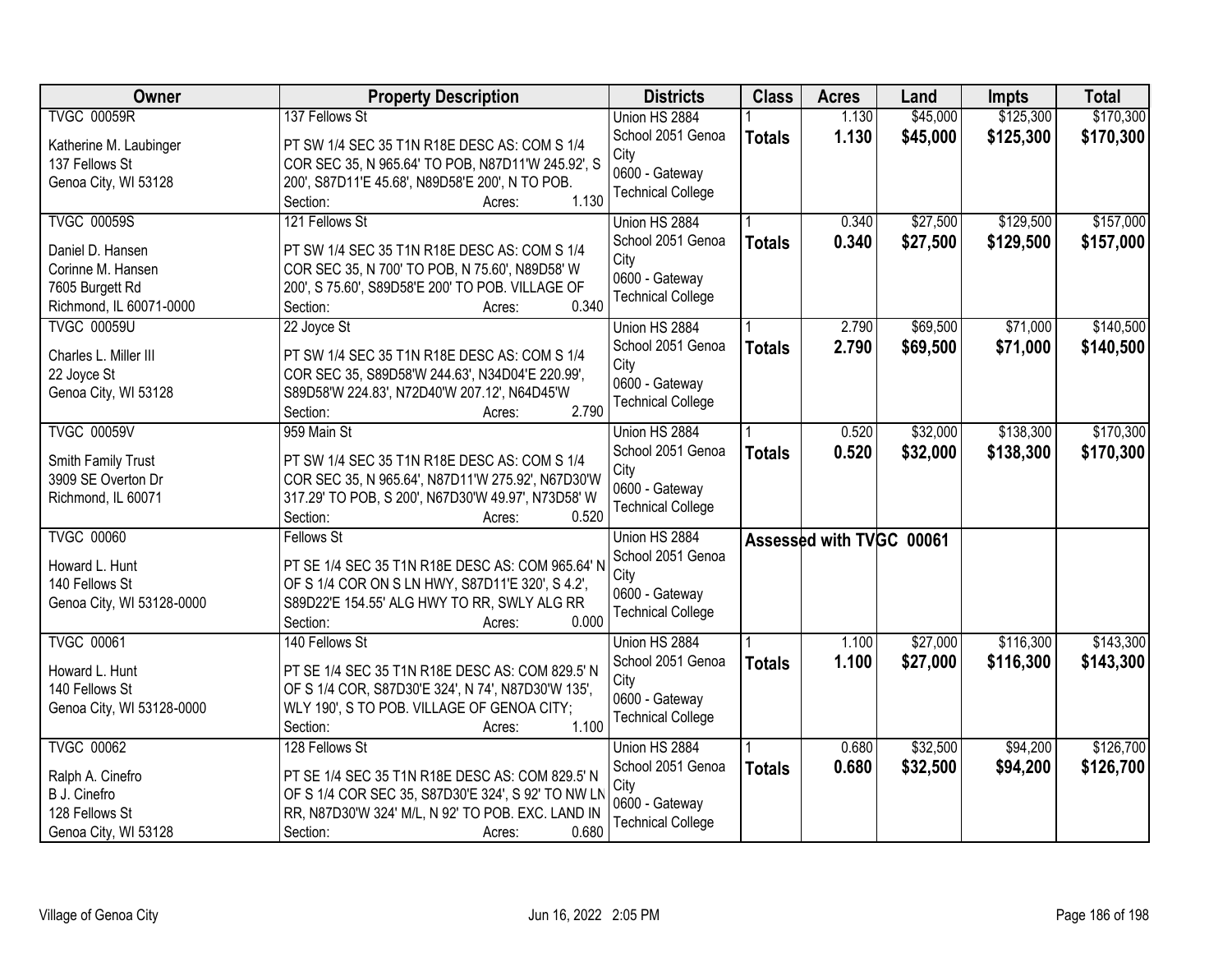| Owner | Property Description | Districts | Class | Acres | Land | Impts | Total |
|---|---|---|---|---|---|---|---|
| TVGC 00059R<br><br>Katherine M. Laubinger<br>137 Fellows St<br>Genoa City, WI 53128 | 137 Fellows St<br><br>PT SW 1/4 SEC 35 T1N R18E DESC AS: COM S 1/4 COR SEC 35, N 965.64' TO POB, N87D11'W 245.92', S 200', S87D11'E 45.68', N89D58'E 200', N TO POB.<br>Section: Acres: 1.130 | Union HS 2884<br>School 2051 Genoa City<br>0600 - Gateway Technical College | 1<br>**Totals** | 1.130<br>**1.130** | $45,000<br>**$45,000** | $125,300<br>**$125,300** | $170,300<br>**$170,300** |
| TVGC 00059S<br><br>Daniel D. Hansen<br>Corinne M. Hansen<br>7605 Burgett Rd<br>Richmond, IL 60071-0000 | 121 Fellows St<br><br>PT SW 1/4 SEC 35 T1N R18E DESC AS: COM S 1/4 COR SEC 35, N 700' TO POB, N 75.60', N89D58' W 200', S 75.60', S89D58'E 200' TO POB. VILLAGE OF<br>Section: Acres: 0.340 | Union HS 2884<br>School 2051 Genoa City<br>0600 - Gateway Technical College | 1<br>**Totals** | 0.340<br>**0.340** | $27,500<br>**$27,500** | $129,500<br>**$129,500** | $157,000<br>**$157,000** |
| TVGC 00059U<br><br>Charles L. Miller III<br>22 Joyce St<br>Genoa City, WI 53128 | 22 Joyce St<br><br>PT SW 1/4 SEC 35 T1N R18E DESC AS: COM S 1/4 COR SEC 35, S89D58'W 244.63', N34D04'E 220.99', S89D58'W 224.83', N72D40'W 207.12', N64D45'W<br>Section: Acres: 2.790 | Union HS 2884<br>School 2051 Genoa City<br>0600 - Gateway Technical College | 1<br>**Totals** | 2.790<br>**2.790** | $69,500<br>**$69,500** | $71,000<br>**$71,000** | $140,500<br>**$140,500** |
| TVGC 00059V<br><br>Smith Family Trust<br>3909 SE Overton Dr<br>Richmond, IL 60071 | 959 Main St<br><br>PT SW 1/4 SEC 35 T1N R18E DESC AS: COM S 1/4 COR SEC 35, N 965.64', N87D11'W 275.92', N67D30'W 317.29' TO POB, S 200', N67D30'W 49.97', N73D58' W<br>Section: Acres: 0.520 | Union HS 2884<br>School 2051 Genoa City<br>0600 - Gateway Technical College | 1<br>**Totals** | 0.520<br>**0.520** | $32,000<br>**$32,000** | $138,300<br>**$138,300** | $170,300<br>**$170,300** |
| TVGC 00060<br><br>Howard L. Hunt<br>140 Fellows St<br>Genoa City, WI 53128-0000 | Fellows St<br><br>PT SE 1/4 SEC 35 T1N R18E DESC AS: COM 965.64' N OF S 1/4 COR ON S LN HWY, S87D11'E 320', S 4.2', S89D22'E 154.55' ALG HWY TO RR, SWLY ALG RR<br>Section: Acres: 0.000 | Union HS 2884<br>School 2051 Genoa City<br>0600 - Gateway Technical College | Assessed with TVGC 00061 | | | | |
| TVGC 00061<br><br>Howard L. Hunt<br>140 Fellows St<br>Genoa City, WI 53128-0000 | 140 Fellows St<br><br>PT SE 1/4 SEC 35 T1N R18E DESC AS: COM 829.5' N OF S 1/4 COR, S87D30'E 324', N 74', N87D30'W 135', WLY 190', S TO POB. VILLAGE OF GENOA CITY;<br>Section: Acres: 1.100 | Union HS 2884<br>School 2051 Genoa City<br>0600 - Gateway Technical College | 1<br>**Totals** | 1.100<br>**1.100** | $27,000<br>**$27,000** | $116,300<br>**$116,300** | $143,300<br>**$143,300** |
| TVGC 00062<br><br>Ralph A. Cinefro<br>B J. Cinefro<br>128 Fellows St<br>Genoa City, WI 53128 | 128 Fellows St<br><br>PT SE 1/4 SEC 35 T1N R18E DESC AS: COM 829.5' N OF S 1/4 COR SEC 35, S87D30'E 324', S 92' TO NW LN RR, N87D30'W 324' M/L, N 92' TO POB. EXC. LAND IN<br>Section: Acres: 0.680 | Union HS 2884<br>School 2051 Genoa City<br>0600 - Gateway Technical College | 1<br>**Totals** | 0.680<br>**0.680** | $32,500<br>**$32,500** | $94,200<br>**$94,200** | $126,700<br>**$126,700** |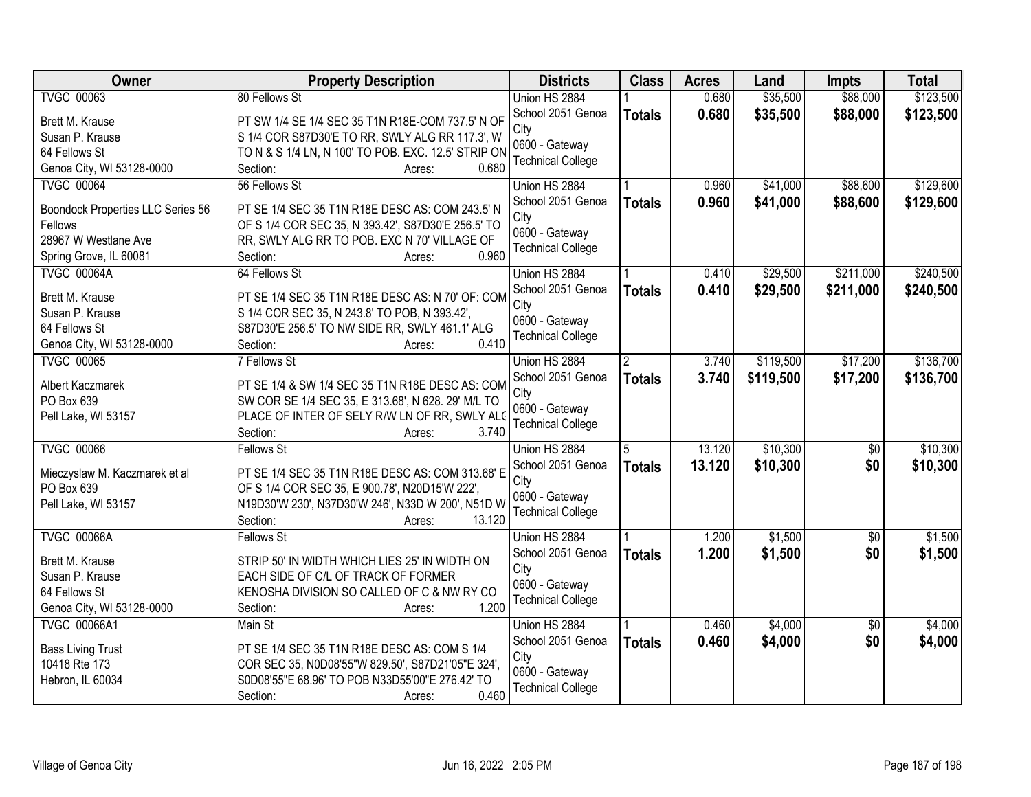| Owner | Property Description | Districts | Class | Acres | Land | Impts | Total |
|---|---|---|---|---|---|---|---|
| TVGC 00063<br>Brett M. Krause<br>Susan P. Krause<br>64 Fellows St<br>Genoa City, WI 53128-0000 | 80 Fellows St<br>PT SW 1/4 SE 1/4 SEC 35 T1N R18E-COM 737.5' N OF S 1/4 COR S87D30'E TO RR, SWLY ALG RR 117.3', W TO N & S 1/4 LN, N 100' TO POB. EXC. 12.5' STRIP ON<br>Section: Acres: 0.680 | Union HS 2884<br>School 2051 Genoa City<br>0600 - Gateway Technical College | 1<br>**Totals** | 0.680<br>**0.680** | $35,500<br>**$35,500** | $88,000<br>**$88,000** | $123,500<br>**$123,500** |
| TVGC 00064<br>Boondock Properties LLC Series 56 Fellows<br>28967 W Westlane Ave<br>Spring Grove, IL 60081 | 56 Fellows St<br>PT SE 1/4 SEC 35 T1N R18E DESC AS: COM 243.5' N OF S 1/4 COR SEC 35, N 393.42', S87D30'E 256.5' TO RR, SWLY ALG RR TO POB. EXC N 70' VILLAGE OF<br>Section: Acres: 0.960 | Union HS 2884<br>School 2051 Genoa City<br>0600 - Gateway Technical College | 1<br>**Totals** | 0.960<br>**0.960** | $41,000<br>**$41,000** | $88,600<br>**$88,600** | $129,600<br>**$129,600** |
| TVGC 00064A<br>Brett M. Krause<br>Susan P. Krause<br>64 Fellows St<br>Genoa City, WI 53128-0000 | 64 Fellows St<br>PT SE 1/4 SEC 35 T1N R18E DESC AS: N 70' OF: COM S 1/4 COR SEC 35, N 243.8' TO POB, N 393.42', S87D30'E 256.5' TO NW SIDE RR, SWLY 461.1' ALG<br>Section: Acres: 0.410 | Union HS 2884<br>School 2051 Genoa City<br>0600 - Gateway Technical College | 1<br>**Totals** | 0.410<br>**0.410** | $29,500<br>**$29,500** | $211,000<br>**$211,000** | $240,500<br>**$240,500** |
| TVGC 00065<br>Albert Kaczmarek<br>PO Box 639<br>Pell Lake, WI 53157 | 7 Fellows St<br>PT SE 1/4 & SW 1/4 SEC 35 T1N R18E DESC AS: COM SW COR SE 1/4 SEC 35, E 313.68', N 628. 29' M/L TO PLACE OF INTER OF SELY R/W LN OF RR, SWLY ALG<br>Section: Acres: 3.740 | Union HS 2884<br>School 2051 Genoa City<br>0600 - Gateway Technical College | 2<br>**Totals** | 3.740<br>**3.740** | $119,500<br>**$119,500** | $17,200<br>**$17,200** | $136,700<br>**$136,700** |
| TVGC 00066<br>Mieczyslaw M. Kaczmarek et al<br>PO Box 639<br>Pell Lake, WI 53157 | Fellows St<br>PT SE 1/4 SEC 35 T1N R18E DESC AS: COM 313.68' E OF S 1/4 COR SEC 35, E 900.78', N20D15'W 222', N19D30'W 230', N37D30'W 246', N33D W 200', N51D W<br>Section: Acres: 13.120 | Union HS 2884<br>School 2051 Genoa City<br>0600 - Gateway Technical College | 5<br>**Totals** | 13.120<br>**13.120** | $10,300<br>**$10,300** | $0<br>**$0** | $10,300<br>**$10,300** |
| TVGC 00066A<br>Brett M. Krause<br>Susan P. Krause<br>64 Fellows St<br>Genoa City, WI 53128-0000 | Fellows St<br>STRIP 50' IN WIDTH WHICH LIES 25' IN WIDTH ON EACH SIDE OF C/L OF TRACK OF FORMER KENOSHA DIVISION SO CALLED OF C & NW RY CO<br>Section: Acres: 1.200 | Union HS 2884<br>School 2051 Genoa City<br>0600 - Gateway Technical College | 1<br>**Totals** | 1.200<br>**1.200** | $1,500<br>**$1,500** | $0<br>**$0** | $1,500<br>**$1,500** |
| TVGC 00066A1<br>Bass Living Trust<br>10418 Rte 173<br>Hebron, IL 60034 | Main St<br>PT SE 1/4 SEC 35 T1N R18E DESC AS: COM S 1/4 COR SEC 35, N0D08'55"W 829.50', S87D21'05"E 324', S0D08'55"E 68.96' TO POB N33D55'00"E 276.42' TO<br>Section: Acres: 0.460 | Union HS 2884<br>School 2051 Genoa City<br>0600 - Gateway Technical College | 1<br>**Totals** | 0.460<br>**0.460** | $4,000<br>**$4,000** | $0<br>**$0** | $4,000<br>**$4,000** |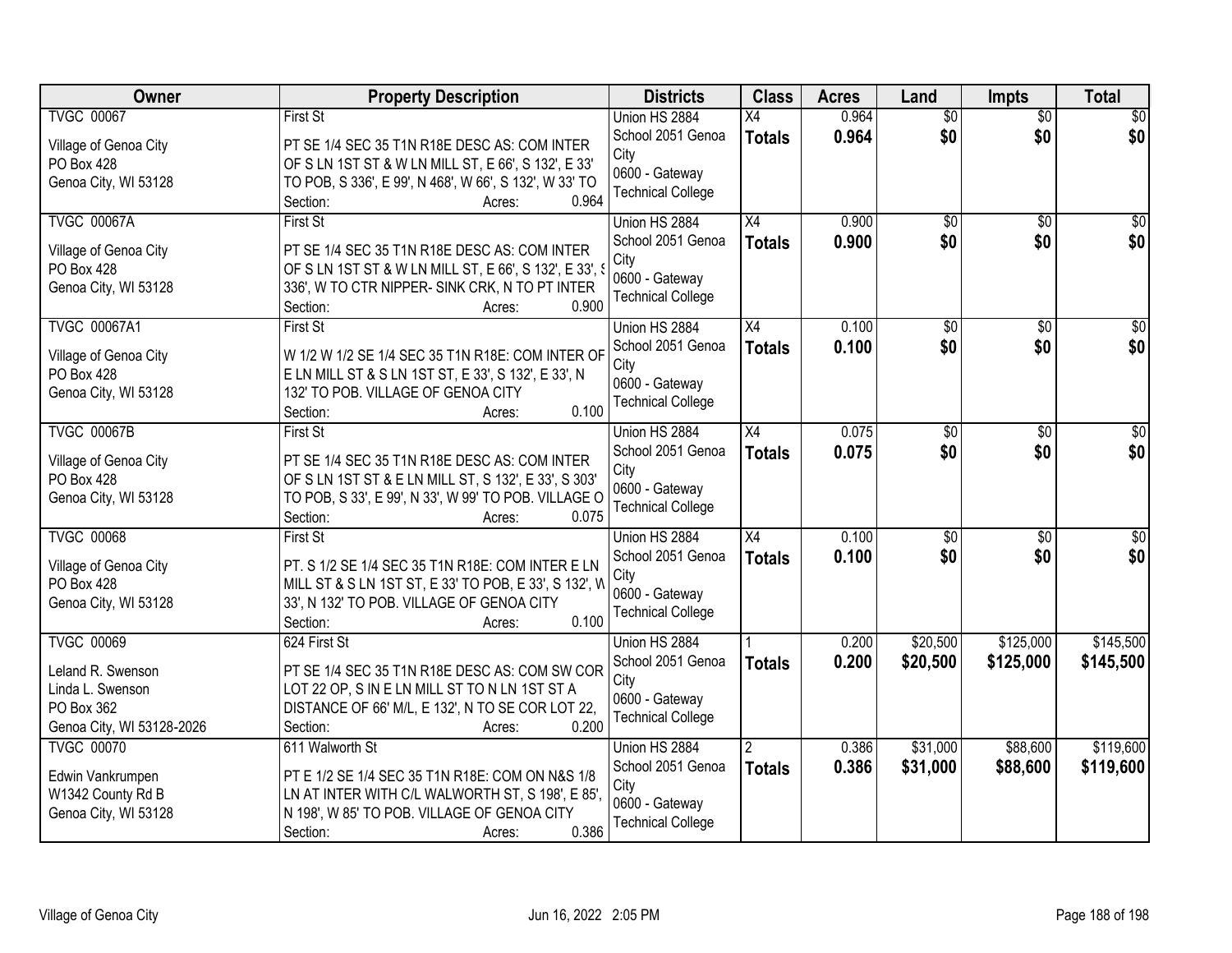| Owner | Property Description | Districts | Class | Acres | Land | Impts | Total |
|---|---|---|---|---|---|---|---|
| TVGC 00067<br><br>Village of Genoa City<br>PO Box 428<br>Genoa City, WI 53128 | First St<br><br>PT SE 1/4 SEC 35 T1N R18E DESC AS: COM INTER OF S LN 1ST ST & W LN MILL ST, E 66', S 132', E 33' TO POB, S 336', E 99', N 468', W 66', S 132', W 33' TO<br>Section: Acres: 0.964 | Union HS 2884<br>School 2051 Genoa City<br>0600 - Gateway Technical College | X4<br>**Totals** | 0.964<br>**0.964** | $0<br>**$0** | $0<br>**$0** | $0<br>**$0** |
| TVGC 00067A<br><br>Village of Genoa City<br>PO Box 428<br>Genoa City, WI 53128 | First St<br><br>PT SE 1/4 SEC 35 T1N R18E DESC AS: COM INTER OF S LN 1ST ST & W LN MILL ST, E 66', S 132', E 33', S 336', W TO CTR NIPPER- SINK CRK, N TO PT INTER<br>Section: Acres: 0.900 | Union HS 2884<br>School 2051 Genoa City<br>0600 - Gateway Technical College | X4<br>**Totals** | 0.900<br>**0.900** | $0<br>**$0** | $0<br>**$0** | $0<br>**$0** |
| TVGC 00067A1<br><br>Village of Genoa City<br>PO Box 428<br>Genoa City, WI 53128 | First St<br><br>W 1/2 W 1/2 SE 1/4 SEC 35 T1N R18E: COM INTER OF E LN MILL ST & S LN 1ST ST, E 33', S 132', E 33', N 132' TO POB. VILLAGE OF GENOA CITY<br>Section: Acres: 0.100 | Union HS 2884<br>School 2051 Genoa City<br>0600 - Gateway Technical College | X4<br>**Totals** | 0.100<br>**0.100** | $0<br>**$0** | $0<br>**$0** | $0<br>**$0** |
| TVGC 00067B<br><br>Village of Genoa City<br>PO Box 428<br>Genoa City, WI 53128 | First St<br><br>PT SE 1/4 SEC 35 T1N R18E DESC AS: COM INTER OF S LN 1ST ST & E LN MILL ST, S 132', E 33', S 303' TO POB, S 33', E 99', N 33', W 99' TO POB. VILLAGE O<br>Section: Acres: 0.075 | Union HS 2884<br>School 2051 Genoa City<br>0600 - Gateway Technical College | X4<br>**Totals** | 0.075<br>**0.075** | $0<br>**$0** | $0<br>**$0** | $0<br>**$0** |
| TVGC 00068<br><br>Village of Genoa City<br>PO Box 428<br>Genoa City, WI 53128 | First St<br><br>PT. S 1/2 SE 1/4 SEC 35 T1N R18E: COM INTER E LN MILL ST & S LN 1ST ST, E 33' TO POB, E 33', S 132', W 33', N 132' TO POB. VILLAGE OF GENOA CITY<br>Section: Acres: 0.100 | Union HS 2884<br>School 2051 Genoa City<br>0600 - Gateway Technical College | X4<br>**Totals** | 0.100<br>**0.100** | $0<br>**$0** | $0<br>**$0** | $0<br>**$0** |
| TVGC 00069<br><br>Leland R. Swenson<br>Linda L. Swenson<br>PO Box 362<br>Genoa City, WI 53128-2026 | 624 First St<br><br>PT SE 1/4 SEC 35 T1N R18E DESC AS: COM SW COR LOT 22 OP, S IN E LN MILL ST TO N LN 1ST ST A DISTANCE OF 66' M/L, E 132', N TO SE COR LOT 22,<br>Section: Acres: 0.200 | Union HS 2884<br>School 2051 Genoa City<br>0600 - Gateway Technical College | 1<br>**Totals** | 0.200<br>**0.200** | $20,500<br>**$20,500** | $125,000<br>**$125,000** | $145,500<br>**$145,500** |
| TVGC 00070<br><br>Edwin Vankrumpen<br>W1342 County Rd B<br>Genoa City, WI 53128 | 611 Walworth St<br><br>PT E 1/2 SE 1/4 SEC 35 T1N R18E: COM ON N&S 1/8 LN AT INTER WITH C/L WALWORTH ST, S 198', E 85', N 198', W 85' TO POB. VILLAGE OF GENOA CITY<br>Section: Acres: 0.386 | Union HS 2884<br>School 2051 Genoa City<br>0600 - Gateway Technical College | 2<br>**Totals** | 0.386<br>**0.386** | $31,000<br>**$31,000** | $88,600<br>**$88,600** | $119,600<br>**$119,600** |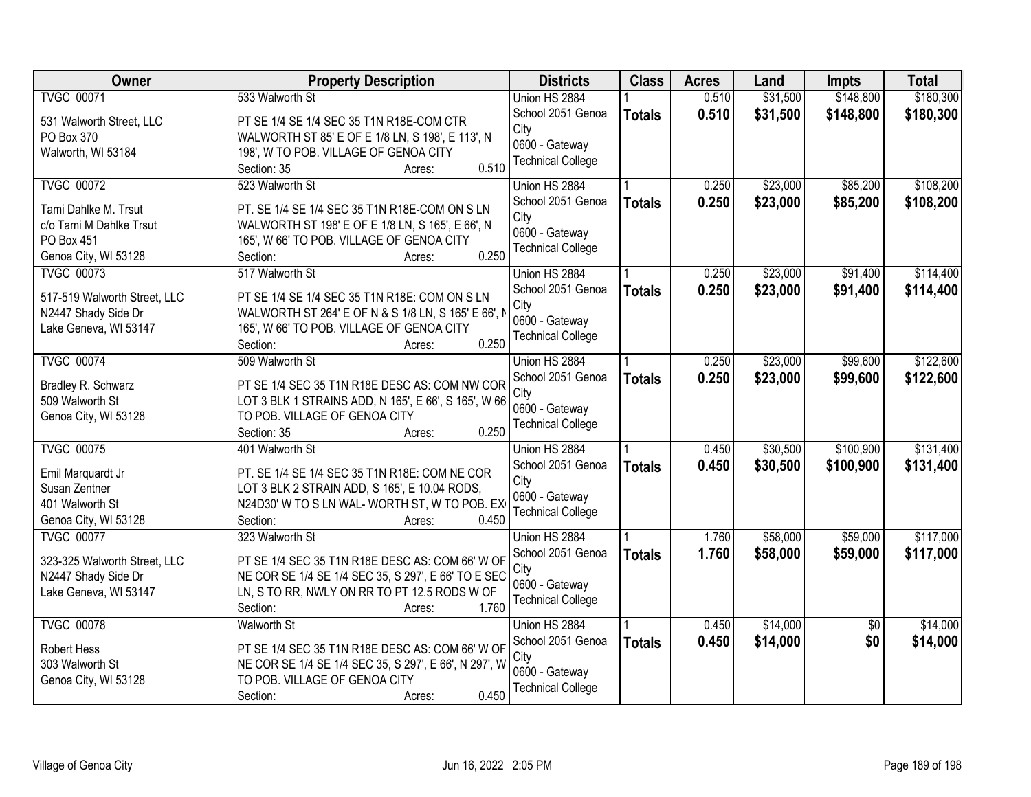| Owner | Property Description | Districts | Class | Acres | Land | Impts | Total |
|---|---|---|---|---|---|---|---|
| TVGC 00071<br><br>531 Walworth Street, LLC<br>PO Box 370<br>Walworth, WI 53184 | 533 Walworth St<br><br>PT SE 1/4 SE 1/4 SEC 35 T1N R18E-COM CTR WALWORTH ST 85' E OF E 1/8 LN, S 198', E 113', N 198', W TO POB. VILLAGE OF GENOA CITY<br>Section: 35 Acres: 0.510 | Union HS 2884<br>School 2051 Genoa City<br>0600 - Gateway Technical College | 1<br>**Totals** | 0.510<br>**0.510** | $31,500<br>**$31,500** | $148,800<br>**$148,800** | $180,300<br>**$180,300** |
| TVGC 00072<br><br>Tami Dahlke M. Trsut<br>c/o Tami M Dahlke Trsut<br>PO Box 451<br>Genoa City, WI 53128 | 523 Walworth St<br><br>PT. SE 1/4 SE 1/4 SEC 35 T1N R18E-COM ON S LN WALWORTH ST 198' E OF E 1/8 LN, S 165', E 66', N 165', W 66' TO POB. VILLAGE OF GENOA CITY<br>Section: Acres: 0.250 | Union HS 2884<br>School 2051 Genoa City<br>0600 - Gateway Technical College | 1<br>**Totals** | 0.250<br>**0.250** | $23,000<br>**$23,000** | $85,200<br>**$85,200** | $108,200<br>**$108,200** |
| TVGC 00073<br><br>517-519 Walworth Street, LLC<br>N2447 Shady Side Dr<br>Lake Geneva, WI 53147 | 517 Walworth St<br><br>PT SE 1/4 SE 1/4 SEC 35 T1N R18E: COM ON S LN WALWORTH ST 264' E OF N & S 1/8 LN, S 165' E 66', N 165', W 66' TO POB. VILLAGE OF GENOA CITY<br>Section: Acres: 0.250 | Union HS 2884<br>School 2051 Genoa City<br>0600 - Gateway Technical College | 1<br>**Totals** | 0.250<br>**0.250** | $23,000<br>**$23,000** | $91,400<br>**$91,400** | $114,400<br>**$114,400** |
| TVGC 00074<br><br>Bradley R. Schwarz<br>509 Walworth St<br>Genoa City, WI 53128 | 509 Walworth St<br><br>PT SE 1/4 SEC 35 T1N R18E DESC AS: COM NW COR LOT 3 BLK 1 STRAINS ADD, N 165', E 66', S 165', W 66 TO POB. VILLAGE OF GENOA CITY<br>Section: 35 Acres: 0.250 | Union HS 2884<br>School 2051 Genoa City<br>0600 - Gateway Technical College | 1<br>**Totals** | 0.250<br>**0.250** | $23,000<br>**$23,000** | $99,600<br>**$99,600** | $122,600<br>**$122,600** |
| TVGC 00075<br><br>Emil Marquardt Jr<br>Susan Zentner<br>401 Walworth St<br>Genoa City, WI 53128 | 401 Walworth St<br><br>PT. SE 1/4 SE 1/4 SEC 35 T1N R18E: COM NE COR LOT 3 BLK 2 STRAIN ADD, S 165', E 10.04 RODS, N24D30' W TO S LN WAL- WORTH ST, W TO POB. EX<br>Section: Acres: 0.450 | Union HS 2884<br>School 2051 Genoa City<br>0600 - Gateway Technical College | 1<br>**Totals** | 0.450<br>**0.450** | $30,500<br>**$30,500** | $100,900<br>**$100,900** | $131,400<br>**$131,400** |
| TVGC 00077<br><br>323-325 Walworth Street, LLC<br>N2447 Shady Side Dr<br>Lake Geneva, WI 53147 | 323 Walworth St<br><br>PT SE 1/4 SEC 35 T1N R18E DESC AS: COM 66' W OF NE COR SE 1/4 SE 1/4 SEC 35, S 297', E 66' TO E SEC LN, S TO RR, NWLY ON RR TO PT 12.5 RODS W OF<br>Section: Acres: 1.760 | Union HS 2884<br>School 2051 Genoa City<br>0600 - Gateway Technical College | 1<br>**Totals** | 1.760<br>**1.760** | $58,000<br>**$58,000** | $59,000<br>**$59,000** | $117,000<br>**$117,000** |
| TVGC 00078<br><br>Robert Hess<br>303 Walworth St<br>Genoa City, WI 53128 | Walworth St<br><br>PT SE 1/4 SEC 35 T1N R18E DESC AS: COM 66' W OF NE COR SE 1/4 SE 1/4 SEC 35, S 297', E 66', N 297', W TO POB. VILLAGE OF GENOA CITY<br>Section: Acres: 0.450 | Union HS 2884<br>School 2051 Genoa City<br>0600 - Gateway Technical College | 1<br>**Totals** | 0.450<br>**0.450** | $14,000<br>**$14,000** | $0<br>**$0** | $14,000<br>**$14,000** |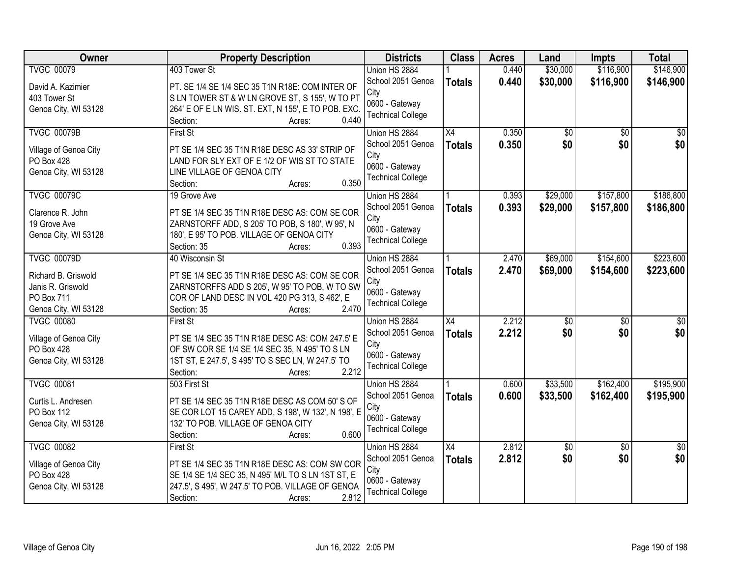| Owner | Property Description | Districts | Class | Acres | Land | Impts | Total |
|---|---|---|---|---|---|---|---|
| TVGC 00079<br>David A. Kazimier<br>403 Tower St<br>Genoa City, WI 53128 | 403 Tower St<br>PT. SE 1/4 SE 1/4 SEC 35 T1N R18E: COM INTER OF S LN TOWER ST & W LN GROVE ST, S 155', W TO PT 264' E OF E LN WIS. ST. EXT, N 155', E TO POB. EXC.<br>Section: Acres: 0.440 | Union HS 2884<br>School 2051 Genoa City<br>0600 - Gateway Technical College | 1<br>**Totals** | 0.440<br>**0.440** | $30,000<br>**$30,000** | $116,900<br>**$116,900** | $146,900<br>**$146,900** |
| TVGC 00079B<br>Village of Genoa City<br>PO Box 428<br>Genoa City, WI 53128 | First St<br>PT SE 1/4 SEC 35 T1N R18E DESC AS 33' STRIP OF LAND FOR SLY EXT OF E 1/2 OF WIS ST TO STATE LINE VILLAGE OF GENOA CITY<br>Section: Acres: 0.350 | Union HS 2884<br>School 2051 Genoa City<br>0600 - Gateway Technical College | X4<br>**Totals** | 0.350<br>**0.350** | $0<br>**$0** | $0<br>**$0** | $0<br>**$0** |
| TVGC 00079C<br>Clarence R. John<br>19 Grove Ave<br>Genoa City, WI 53128 | 19 Grove Ave<br>PT SE 1/4 SEC 35 T1N R18E DESC AS: COM SE COR ZARNSTORFF ADD, S 205' TO POB, S 180', W 95', N 180', E 95' TO POB. VILLAGE OF GENOA CITY<br>Section: 35 Acres: 0.393 | Union HS 2884<br>School 2051 Genoa City<br>0600 - Gateway Technical College | 1<br>**Totals** | 0.393<br>**0.393** | $29,000<br>**$29,000** | $157,800<br>**$157,800** | $186,800<br>**$186,800** |
| TVGC 00079D<br>Richard B. Griswold<br>Janis R. Griswold<br>PO Box 711<br>Genoa City, WI 53128 | 40 Wisconsin St<br>PT SE 1/4 SEC 35 T1N R18E DESC AS: COM SE COR ZARNSTORFFS ADD S 205', W 95' TO POB, W TO SW COR OF LAND DESC IN VOL 420 PG 313, S 462', E<br>Section: 35 Acres: 2.470 | Union HS 2884<br>School 2051 Genoa City<br>0600 - Gateway Technical College | 1<br>**Totals** | 2.470<br>**2.470** | $69,000<br>**$69,000** | $154,600<br>**$154,600** | $223,600<br>**$223,600** |
| TVGC 00080<br>Village of Genoa City<br>PO Box 428<br>Genoa City, WI 53128 | First St<br>PT SE 1/4 SEC 35 T1N R18E DESC AS: COM 247.5' E OF SW COR SE 1/4 SE 1/4 SEC 35, N 495' TO S LN 1ST ST, E 247.5', S 495' TO S SEC LN, W 247.5' TO<br>Section: Acres: 2.212 | Union HS 2884<br>School 2051 Genoa City<br>0600 - Gateway Technical College | X4<br>**Totals** | 2.212<br>**2.212** | $0<br>**$0** | $0<br>**$0** | $0<br>**$0** |
| TVGC 00081<br>Curtis L. Andresen<br>PO Box 112<br>Genoa City, WI 53128 | 503 First St<br>PT SE 1/4 SEC 35 T1N R18E DESC AS COM 50' S OF SE COR LOT 15 CAREY ADD, S 198', W 132', N 198', E 132' TO POB. VILLAGE OF GENOA CITY<br>Section: Acres: 0.600 | Union HS 2884<br>School 2051 Genoa City<br>0600 - Gateway Technical College | 1<br>**Totals** | 0.600<br>**0.600** | $33,500<br>**$33,500** | $162,400<br>**$162,400** | $195,900<br>**$195,900** |
| TVGC 00082<br>Village of Genoa City<br>PO Box 428<br>Genoa City, WI 53128 | First St<br>PT SE 1/4 SEC 35 T1N R18E DESC AS: COM SW COR SE 1/4 SE 1/4 SEC 35, N 495' M/L TO S LN 1ST ST, E 247.5', S 495', W 247.5' TO POB. VILLAGE OF GENOA<br>Section: Acres: 2.812 | Union HS 2884<br>School 2051 Genoa City<br>0600 - Gateway Technical College | X4<br>**Totals** | 2.812<br>**2.812** | $0<br>**$0** | $0<br>**$0** | $0<br>**$0** |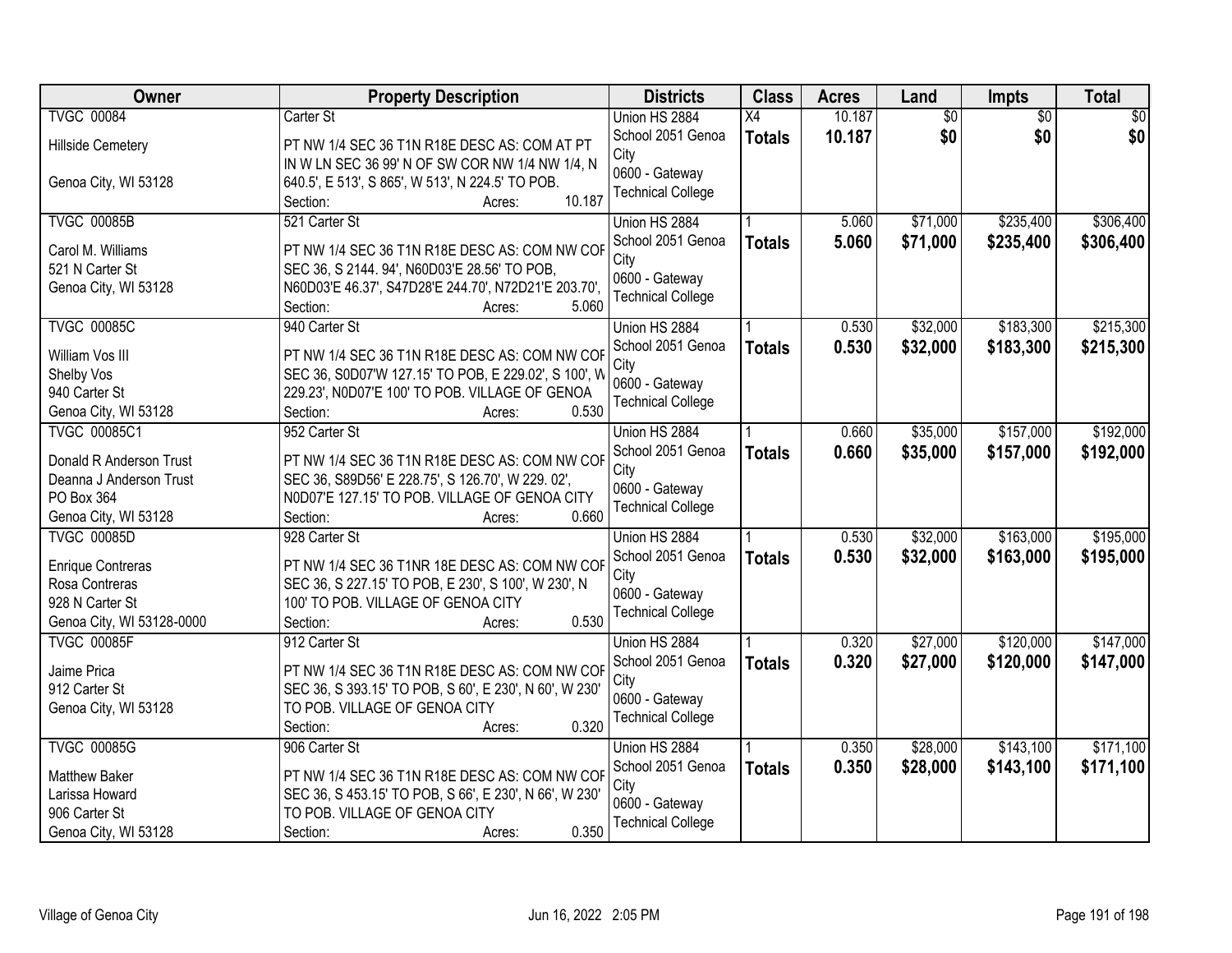| Owner | Property Description | Districts | Class | Acres | Land | Impts | Total |
|---|---|---|---|---|---|---|---|
| TVGC 00084<br>Hillside Cemetery<br>Genoa City, WI 53128 | Carter St<br>PT NW 1/4 SEC 36 T1N R18E DESC AS: COM AT PT IN W LN SEC 36 99' N OF SW COR NW 1/4 NW 1/4, N 640.5', E 513', S 865', W 513', N 224.5' TO POB.<br>Section: Acres: 10.187 | Union HS 2884<br>School 2051 Genoa City<br>0600 - Gateway Technical College | X4<br>**Totals** | 10.187<br>**10.187** | $0<br>**$0** | $0<br>**$0** | $0<br>**$0** |
| TVGC 00085B<br>Carol M. Williams<br>521 N Carter St<br>Genoa City, WI 53128 | 521 Carter St<br>PT NW 1/4 SEC 36 T1N R18E DESC AS: COM NW COR SEC 36, S 2144. 94', N60D03'E 28.56' TO POB, N60D03'E 46.37', S47D28'E 244.70', N72D21'E 203.70',<br>Section: Acres: 5.060 | Union HS 2884<br>School 2051 Genoa City<br>0600 - Gateway Technical College | 1<br>**Totals** | 5.060<br>**5.060** | $71,000<br>**$71,000** | $235,400<br>**$235,400** | $306,400<br>**$306,400** |
| TVGC 00085C<br>William Vos III<br>Shelby Vos<br>940 Carter St<br>Genoa City, WI 53128 | 940 Carter St<br>PT NW 1/4 SEC 36 T1N R18E DESC AS: COM NW COR SEC 36, S0D07'W 127.15' TO POB, E 229.02', S 100', W 229.23', N0D07'E 100' TO POB. VILLAGE OF GENOA<br>Section: Acres: 0.530 | Union HS 2884<br>School 2051 Genoa City<br>0600 - Gateway Technical College | 1<br>**Totals** | 0.530<br>**0.530** | $32,000<br>**$32,000** | $183,300<br>**$183,300** | $215,300<br>**$215,300** |
| TVGC 00085C1<br>Donald R Anderson Trust<br>Deanna J Anderson Trust<br>PO Box 364<br>Genoa City, WI 53128 | 952 Carter St<br>PT NW 1/4 SEC 36 T1N R18E DESC AS: COM NW COR SEC 36, S89D56' E 228.75', S 126.70', W 229. 02', N0D07'E 127.15' TO POB. VILLAGE OF GENOA CITY<br>Section: Acres: 0.660 | Union HS 2884<br>School 2051 Genoa City<br>0600 - Gateway Technical College | 1<br>**Totals** | 0.660<br>**0.660** | $35,000<br>**$35,000** | $157,000<br>**$157,000** | $192,000<br>**$192,000** |
| TVGC 00085D<br>Enrique Contreras<br>Rosa Contreras<br>928 N Carter St<br>Genoa City, WI 53128-0000 | 928 Carter St<br>PT NW 1/4 SEC 36 T1NR 18E DESC AS: COM NW COR SEC 36, S 227.15' TO POB, E 230', S 100', W 230', N 100' TO POB. VILLAGE OF GENOA CITY<br>Section: Acres: 0.530 | Union HS 2884<br>School 2051 Genoa City<br>0600 - Gateway Technical College | 1<br>**Totals** | 0.530<br>**0.530** | $32,000<br>**$32,000** | $163,000<br>**$163,000** | $195,000<br>**$195,000** |
| TVGC 00085F<br>Jaime Prica<br>912 Carter St<br>Genoa City, WI 53128 | 912 Carter St<br>PT NW 1/4 SEC 36 T1N R18E DESC AS: COM NW COR SEC 36, S 393.15' TO POB, S 60', E 230', N 60', W 230' TO POB. VILLAGE OF GENOA CITY<br>Section: Acres: 0.320 | Union HS 2884<br>School 2051 Genoa City<br>0600 - Gateway Technical College | 1<br>**Totals** | 0.320<br>**0.320** | $27,000<br>**$27,000** | $120,000<br>**$120,000** | $147,000<br>**$147,000** |
| TVGC 00085G<br>Matthew Baker<br>Larissa Howard<br>906 Carter St<br>Genoa City, WI 53128 | 906 Carter St<br>PT NW 1/4 SEC 36 T1N R18E DESC AS: COM NW COR SEC 36, S 453.15' TO POB, S 66', E 230', N 66', W 230' TO POB. VILLAGE OF GENOA CITY<br>Section: Acres: 0.350 | Union HS 2884<br>School 2051 Genoa City<br>0600 - Gateway Technical College | 1<br>**Totals** | 0.350<br>**0.350** | $28,000<br>**$28,000** | $143,100<br>**$143,100** | $171,100<br>**$171,100** |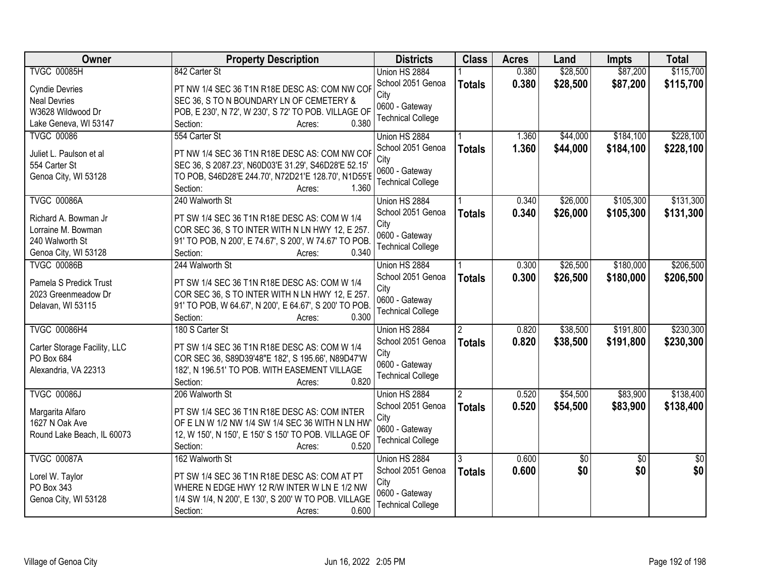| Owner | Property Description | Districts | Class | Acres | Land | Impts | Total |
|---|---|---|---|---|---|---|---|
| TVGC 00085H<br><br>Cyndie Devries<br>Neal Devries<br>W3628 Wildwood Dr<br>Lake Geneva, WI 53147 | 842 Carter St<br><br>PT NW 1/4 SEC 36 T1N R18E DESC AS: COM NW COR SEC 36, S TO N BOUNDARY LN OF CEMETERY & POB, E 230', N 72', W 230', S 72' TO POB. VILLAGE OF<br>Section: Acres: 0.380 | Union HS 2884<br>School 2051 Genoa City<br>0600 - Gateway Technical College | 1<br>**Totals** | 0.380<br>**0.380** | $28,500<br>**$28,500** | $87,200<br>**$87,200** | $115,700<br>**$115,700** |
| TVGC 00086<br><br>Juliet L. Paulson et al<br>554 Carter St<br>Genoa City, WI 53128 | 554 Carter St<br><br>PT NW 1/4 SEC 36 T1N R18E DESC AS: COM NW COR SEC 36, S 2087.23', N60D03'E 31.29', S46D28'E 52.15' TO POB, S46D28'E 244.70', N72D21'E 128.70', N1D55'E<br>Section: Acres: 1.360 | Union HS 2884<br>School 2051 Genoa City<br>0600 - Gateway Technical College | 1<br>**Totals** | 1.360<br>**1.360** | $44,000<br>**$44,000** | $184,100<br>**$184,100** | $228,100<br>**$228,100** |
| TVGC 00086A<br><br>Richard A. Bowman Jr<br>Lorraine M. Bowman<br>240 Walworth St<br>Genoa City, WI 53128 | 240 Walworth St<br><br>PT SW 1/4 SEC 36 T1N R18E DESC AS: COM W 1/4 COR SEC 36, S TO INTER WITH N LN HWY 12, E 257.91' TO POB, N 200', E 74.67', S 200', W 74.67' TO POB.<br>Section: Acres: 0.340 | Union HS 2884<br>School 2051 Genoa City<br>0600 - Gateway Technical College | 1<br>**Totals** | 0.340<br>**0.340** | $26,000<br>**$26,000** | $105,300<br>**$105,300** | $131,300<br>**$131,300** |
| TVGC 00086B<br><br>Pamela S Predick Trust<br>2023 Greenmeadow Dr<br>Delavan, WI 53115 | 244 Walworth St<br><br>PT SW 1/4 SEC 36 T1N R18E DESC AS: COM W 1/4 COR SEC 36, S TO INTER WITH N LN HWY 12, E 257.91' TO POB, W 64.67', N 200', E 64.67', S 200' TO POB.<br>Section: Acres: 0.300 | Union HS 2884<br>School 2051 Genoa City<br>0600 - Gateway Technical College | 1<br>**Totals** | 0.300<br>**0.300** | $26,500<br>**$26,500** | $180,000<br>**$180,000** | $206,500<br>**$206,500** |
| TVGC 00086H4<br><br>Carter Storage Facility, LLC<br>PO Box 684<br>Alexandria, VA 22313 | 180 S Carter St<br><br>PT SW 1/4 SEC 36 T1N R18E DESC AS: COM W 1/4 COR SEC 36, S89D39'48"E 182', S 195.66', N89D47'W 182', N 196.51' TO POB. WITH EASEMENT VILLAGE<br>Section: Acres: 0.820 | Union HS 2884<br>School 2051 Genoa City<br>0600 - Gateway Technical College | 2<br>**Totals** | 0.820<br>**0.820** | $38,500<br>**$38,500** | $191,800<br>**$191,800** | $230,300<br>**$230,300** |
| TVGC 00086J<br><br>Margarita Alfaro<br>1627 N Oak Ave<br>Round Lake Beach, IL 60073 | 206 Walworth St<br><br>PT SW 1/4 SEC 36 T1N R18E DESC AS: COM INTER OF E LN W 1/2 NW 1/4 SW 1/4 SEC 36 WITH N LN HWY 12, W 150', N 150', E 150' S 150' TO POB. VILLAGE OF<br>Section: Acres: 0.520 | Union HS 2884<br>School 2051 Genoa City<br>0600 - Gateway Technical College | 2<br>**Totals** | 0.520<br>**0.520** | $54,500<br>**$54,500** | $83,900<br>**$83,900** | $138,400<br>**$138,400** |
| TVGC 00087A<br><br>Lorel W. Taylor<br>PO Box 343<br>Genoa City, WI 53128 | 162 Walworth St<br><br>PT SW 1/4 SEC 36 T1N R18E DESC AS: COM AT PT WHERE N EDGE HWY 12 R/W INTER W LN E 1/2 NW 1/4 SW 1/4, N 200', E 130', S 200' W TO POB. VILLAGE<br>Section: Acres: 0.600 | Union HS 2884<br>School 2051 Genoa City<br>0600 - Gateway Technical College | 3<br>**Totals** | 0.600<br>**0.600** | $0<br>**$0** | $0<br>**$0** | $0<br>**$0** |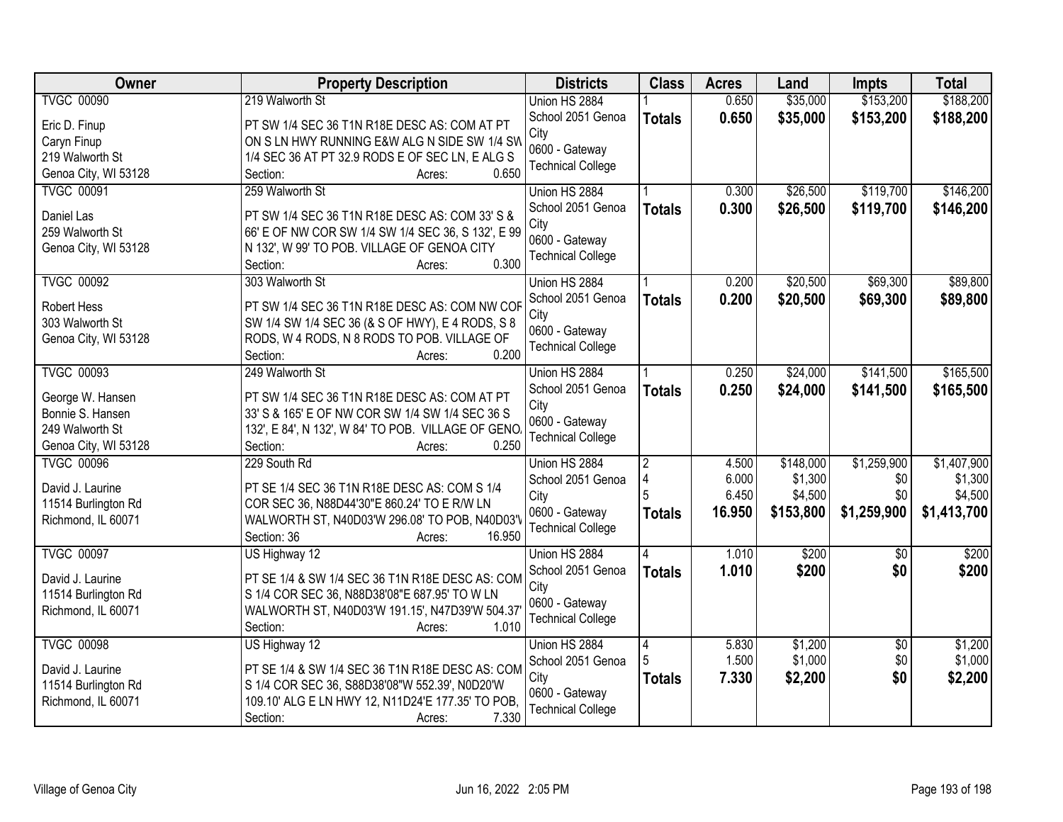| Owner | Property Description | Districts | Class | Acres | Land | Impts | Total |
|---|---|---|---|---|---|---|---|
| TVGC 00090<br><br>Eric D. Finup<br>Caryn Finup<br>219 Walworth St<br>Genoa City, WI 53128 | 219 Walworth St<br><br>PT SW 1/4 SEC 36 T1N R18E DESC AS: COM AT PT ON S LN HWY RUNNING E&W ALG N SIDE SW 1/4 SW 1/4 SEC 36 AT PT 32.9 RODS E OF SEC LN, E ALG S<br>Section: Acres: 0.650 | Union HS 2884<br>School 2051 Genoa City<br>0600 - Gateway Technical College | 1<br>**Totals** | 0.650<br>**0.650** | $35,000<br>**$35,000** | $153,200<br>**$153,200** | $188,200<br>**$188,200** |
| TVGC 00091<br><br>Daniel Las<br>259 Walworth St<br>Genoa City, WI 53128 | 259 Walworth St<br><br>PT SW 1/4 SEC 36 T1N R18E DESC AS: COM 33' S & 66' E OF NW COR SW 1/4 SW 1/4 SEC 36, S 132', E 99' N 132', W 99' TO POB. VILLAGE OF GENOA CITY<br>Section: Acres: 0.300 | Union HS 2884<br>School 2051 Genoa City<br>0600 - Gateway Technical College | 1<br>**Totals** | 0.300<br>**0.300** | $26,500<br>**$26,500** | $119,700<br>**$119,700** | $146,200<br>**$146,200** |
| TVGC 00092<br><br>Robert Hess<br>303 Walworth St<br>Genoa City, WI 53128 | 303 Walworth St<br><br>PT SW 1/4 SEC 36 T1N R18E DESC AS: COM NW COR SW 1/4 SW 1/4 SEC 36 (& S OF HWY), E 4 RODS, S 8 RODS, W 4 RODS, N 8 RODS TO POB. VILLAGE OF<br>Section: Acres: 0.200 | Union HS 2884<br>School 2051 Genoa City<br>0600 - Gateway Technical College | 1<br>**Totals** | 0.200<br>**0.200** | $20,500<br>**$20,500** | $69,300<br>**$69,300** | $89,800<br>**$89,800** |
| TVGC 00093<br><br>George W. Hansen<br>Bonnie S. Hansen<br>249 Walworth St<br>Genoa City, WI 53128 | 249 Walworth St<br><br>PT SW 1/4 SEC 36 T1N R18E DESC AS: COM AT PT 33' S & 165' E OF NW COR SW 1/4 SW 1/4 SEC 36 S 132', E 84', N 132', W 84' TO POB. VILLAGE OF GENOA<br>Section: Acres: 0.250 | Union HS 2884<br>School 2051 Genoa City<br>0600 - Gateway Technical College | 1<br>**Totals** | 0.250<br>**0.250** | $24,000<br>**$24,000** | $141,500<br>**$141,500** | $165,500<br>**$165,500** |
| TVGC 00096<br><br>David J. Laurine<br>11514 Burlington Rd<br>Richmond, IL 60071 | 229 South Rd<br><br>PT SE 1/4 SEC 36 T1N R18E DESC AS: COM S 1/4 COR SEC 36, N88D44'30"E 860.24' TO E R/W LN WALWORTH ST, N40D03'W 296.08' TO POB, N40D03'W<br>Section: 36 Acres: 16.950 | Union HS 2884<br>School 2051 Genoa City<br>0600 - Gateway Technical College | 2<br>4<br>5<br>**Totals** | 4.500<br>6.000<br>6.450<br>**16.950** | $148,000<br>$1,300<br>$4,500<br>**$153,800** | $1,259,900<br>$0<br>$0<br>**$1,259,900** | $1,407,900<br>$1,300<br>$4,500<br>**$1,413,700** |
| TVGC 00097<br><br>David J. Laurine<br>11514 Burlington Rd<br>Richmond, IL 60071 | US Highway 12<br><br>PT SE 1/4 & SW 1/4 SEC 36 T1N R18E DESC AS: COM S 1/4 COR SEC 36, N88D38'08"E 687.95' TO W LN WALWORTH ST, N40D03'W 191.15', N47D39'W 504.37'<br>Section: Acres: 1.010 | Union HS 2884<br>School 2051 Genoa City<br>0600 - Gateway Technical College | 4<br>**Totals** | 1.010<br>**1.010** | $200<br>**$200** | $0<br>**$0** | $200<br>**$200** |
| TVGC 00098<br><br>David J. Laurine<br>11514 Burlington Rd<br>Richmond, IL 60071 | US Highway 12<br><br>PT SE 1/4 & SW 1/4 SEC 36 T1N R18E DESC AS: COM S 1/4 COR SEC 36, S88D38'08"W 552.39', N0D20'W 109.10' ALG E LN HWY 12, N11D24'E 177.35' TO POB,<br>Section: Acres: 7.330 | Union HS 2884<br>School 2051 Genoa City<br>0600 - Gateway Technical College | 4<br>5<br>**Totals** | 5.830<br>1.500<br>**7.330** | $1,200<br>$1,000<br>**$2,200** | $0<br>$0<br>**$0** | $1,200<br>$1,000<br>**$2,200** |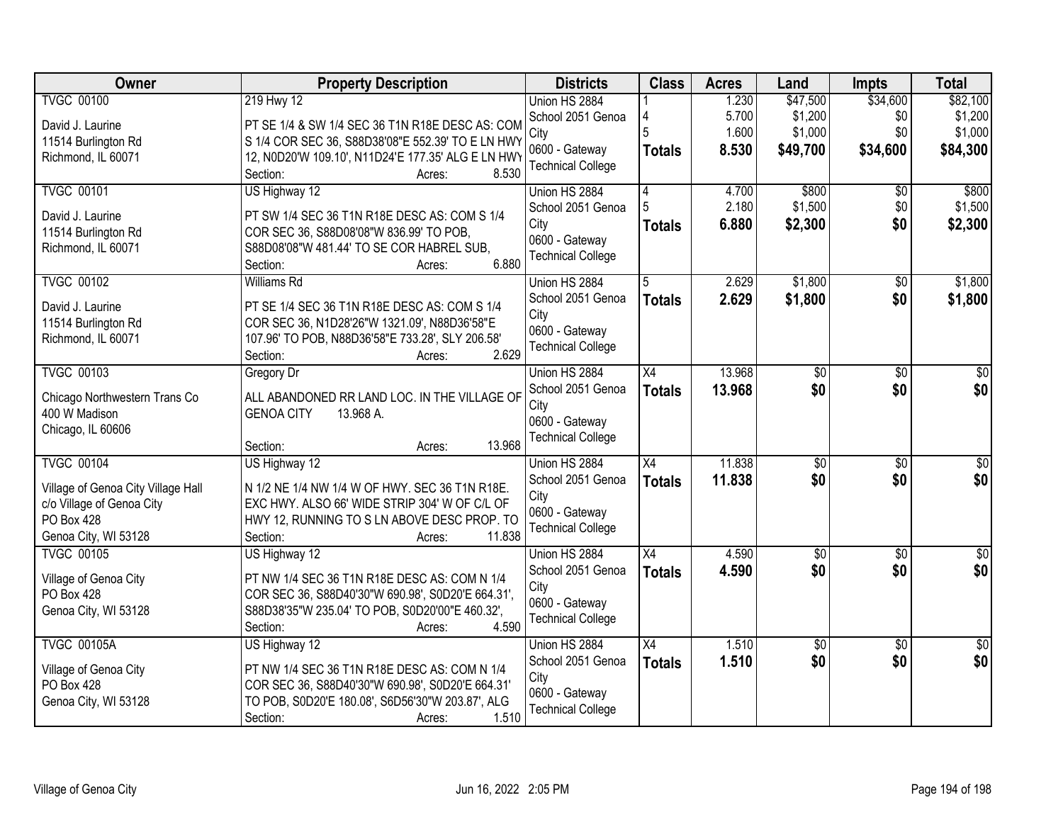| Owner | Property Description | Districts | Class | Acres | Land | Impts | Total |
|---|---|---|---|---|---|---|---|
| TVGC 00100<br>David J. Laurine<br>11514 Burlington Rd<br>Richmond, IL 60071 | 219 Hwy 12<br>PT SE 1/4 & SW 1/4 SEC 36 T1N R18E DESC AS: COM S 1/4 COR SEC 36, S88D38'08"E 552.39' TO E LN HWY 12, N0D20'W 109.10', N11D24'E 177.35' ALG E LN HWY<br>Section: Acres: 8.530 | Union HS 2884<br>School 2051 Genoa City<br>0600 - Gateway Technical College | 1<br>4<br>5<br>**Totals** | 1.230<br>5.700<br>1.600<br>**8.530** | $47,500<br>$1,200<br>$1,000<br>**$49,700** | $34,600<br>$0<br>$0<br>**$34,600** | $82,100<br>$1,200<br>$1,000<br>**$84,300** |
| TVGC 00101<br>David J. Laurine<br>11514 Burlington Rd<br>Richmond, IL 60071 | US Highway 12<br>PT SW 1/4 SEC 36 T1N R18E DESC AS: COM S 1/4 COR SEC 36, S88D08'08"W 836.99' TO POB, S88D08'08"W 481.44' TO SE COR HABREL SUB,<br>Section: Acres: 6.880 | Union HS 2884<br>School 2051 Genoa City<br>0600 - Gateway Technical College | 4<br>5<br>**Totals** | 4.700<br>2.180<br>**6.880** | $800<br>$1,500<br>**$2,300** | $0<br>$0<br>**$0** | $800<br>$1,500<br>**$2,300** |
| TVGC 00102<br>David J. Laurine<br>11514 Burlington Rd<br>Richmond, IL 60071 | Williams Rd<br>PT SE 1/4 SEC 36 T1N R18E DESC AS: COM S 1/4 COR SEC 36, N1D28'26"W 1321.09', N88D36'58"E 107.96' TO POB, N88D36'58"E 733.28', SLY 206.58'<br>Section: Acres: 2.629 | Union HS 2884<br>School 2051 Genoa City<br>0600 - Gateway Technical College | 5<br>**Totals** | 2.629<br>**2.629** | $1,800<br>**$1,800** | $0<br>**$0** | $1,800<br>**$1,800** |
| TVGC 00103<br>Chicago Northwestern Trans Co<br>400 W Madison<br>Chicago, IL 60606 | Gregory Dr<br>ALL ABANDONED RR LAND LOC. IN THE VILLAGE OF GENOA CITY 13.968 A.<br>Section: Acres: 13.968 | Union HS 2884<br>School 2051 Genoa City<br>0600 - Gateway Technical College | X4<br>**Totals** | 13.968<br>**13.968** | $0<br>**$0** | $0<br>**$0** | $0<br>**$0** |
| TVGC 00104<br>Village of Genoa City Village Hall<br>c/o Village of Genoa City<br>PO Box 428<br>Genoa City, WI 53128 | US Highway 12<br>N 1/2 NE 1/4 NW 1/4 W OF HWY. SEC 36 T1N R18E. EXC HWY. ALSO 66' WIDE STRIP 304' W OF C/L OF HWY 12, RUNNING TO S LN ABOVE DESC PROP. TO<br>Section: Acres: 11.838 | Union HS 2884<br>School 2051 Genoa City<br>0600 - Gateway Technical College | X4<br>**Totals** | 11.838<br>**11.838** | $0<br>**$0** | $0<br>**$0** | $0<br>**$0** |
| TVGC 00105<br>Village of Genoa City<br>PO Box 428<br>Genoa City, WI 53128 | US Highway 12<br>PT NW 1/4 SEC 36 T1N R18E DESC AS: COM N 1/4 COR SEC 36, S88D40'30"W 690.98', S0D20'E 664.31', S88D38'35"W 235.04' TO POB, S0D20'00"E 460.32',<br>Section: Acres: 4.590 | Union HS 2884<br>School 2051 Genoa City<br>0600 - Gateway Technical College | X4<br>**Totals** | 4.590<br>**4.590** | $0<br>**$0** | $0<br>**$0** | $0<br>**$0** |
| TVGC 00105A<br>Village of Genoa City<br>PO Box 428<br>Genoa City, WI 53128 | US Highway 12<br>PT NW 1/4 SEC 36 T1N R18E DESC AS: COM N 1/4 COR SEC 36, S88D40'30"W 690.98', S0D20'E 664.31' TO POB, S0D20'E 180.08', S6D56'30"W 203.87', ALG<br>Section: Acres: 1.510 | Union HS 2884<br>School 2051 Genoa City<br>0600 - Gateway Technical College | X4<br>**Totals** | 1.510<br>**1.510** | $0<br>**$0** | $0<br>**$0** | $0<br>**$0** |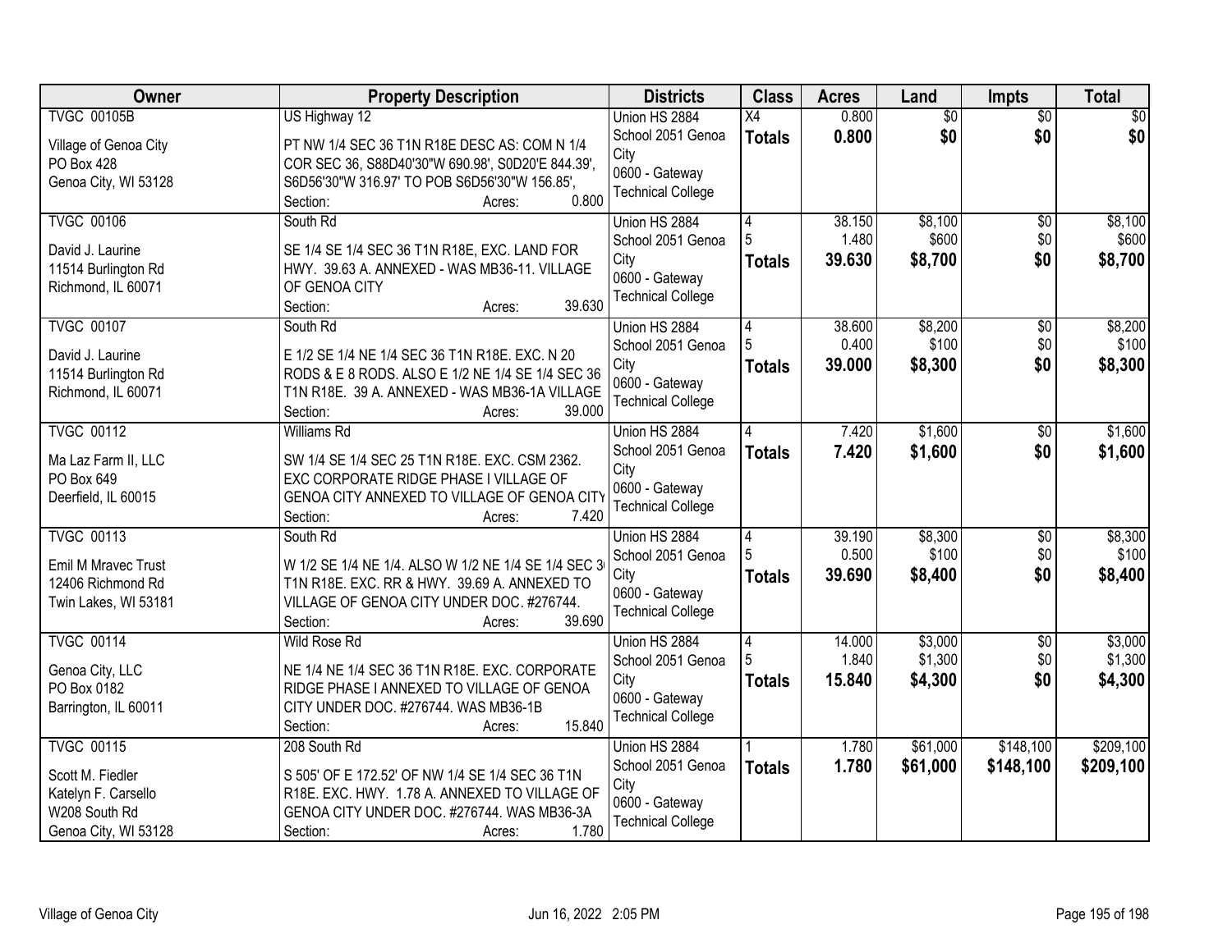| Owner | Property Description | Districts | Class | Acres | Land | Impts | Total |
|---|---|---|---|---|---|---|---|
| TVGC 00105B<br>Village of Genoa City<br>PO Box 428<br>Genoa City, WI 53128 | US Highway 12<br>PT NW 1/4 SEC 36 T1N R18E DESC AS: COM N 1/4 COR SEC 36, S88D40'30"W 690.98', S0D20'E 844.39', S6D56'30"W 316.97' TO POB S6D56'30"W 156.85',<br>Section: Acres: 0.800 | Union HS 2884<br>School 2051 Genoa City<br>0600 - Gateway Technical College | X4<br>**Totals** | 0.800<br>**0.800** | $0<br>**$0** | $0<br>**$0** | $0<br>**$0** |
| TVGC 00106<br>David J. Laurine<br>11514 Burlington Rd<br>Richmond, IL 60071 | South Rd<br>SE 1/4 SE 1/4 SEC 36 T1N R18E, EXC. LAND FOR HWY. 39.63 A. ANNEXED - WAS MB36-11. VILLAGE OF GENOA CITY<br>Section: Acres: 39.630 | Union HS 2884<br>School 2051 Genoa City<br>0600 - Gateway Technical College | 4<br>5<br>**Totals** | 38.150<br>1.480<br>**39.630** | $8,100<br>$600<br>**$8,700** | $0<br>$0<br>**$0** | $8,100<br>$600<br>**$8,700** |
| TVGC 00107<br>David J. Laurine<br>11514 Burlington Rd<br>Richmond, IL 60071 | South Rd<br>E 1/2 SE 1/4 NE 1/4 SEC 36 T1N R18E. EXC. N 20 RODS & E 8 RODS. ALSO E 1/2 NE 1/4 SE 1/4 SEC 36 T1N R18E. 39 A. ANNEXED - WAS MB36-1A VILLAGE<br>Section: Acres: 39.000 | Union HS 2884<br>School 2051 Genoa City<br>0600 - Gateway Technical College | 4<br>5<br>**Totals** | 38.600<br>0.400<br>**39.000** | $8,200<br>$100<br>**$8,300** | $0<br>$0<br>**$0** | $8,200<br>$100<br>**$8,300** |
| TVGC 00112<br>Ma Laz Farm II, LLC<br>PO Box 649<br>Deerfield, IL 60015 | Williams Rd<br>SW 1/4 SE 1/4 SEC 25 T1N R18E. EXC. CSM 2362. EXC CORPORATE RIDGE PHASE I VILLAGE OF GENOA CITY ANNEXED TO VILLAGE OF GENOA CITY<br>Section: Acres: 7.420 | Union HS 2884<br>School 2051 Genoa City<br>0600 - Gateway Technical College | 4<br>**Totals** | 7.420<br>**7.420** | $1,600<br>**$1,600** | $0<br>**$0** | $1,600<br>**$1,600** |
| TVGC 00113<br>Emil M Mravec Trust<br>12406 Richmond Rd<br>Twin Lakes, WI 53181 | South Rd<br>W 1/2 SE 1/4 NE 1/4. ALSO W 1/2 NE 1/4 SE 1/4 SEC 3 T1N R18E. EXC. RR & HWY. 39.69 A. ANNEXED TO VILLAGE OF GENOA CITY UNDER DOC. #276744.<br>Section: Acres: 39.690 | Union HS 2884<br>School 2051 Genoa City<br>0600 - Gateway Technical College | 4<br>5<br>**Totals** | 39.190<br>0.500<br>**39.690** | $8,300<br>$100<br>**$8,400** | $0<br>$0<br>**$0** | $8,300<br>$100<br>**$8,400** |
| TVGC 00114<br>Genoa City, LLC<br>PO Box 0182<br>Barrington, IL 60011 | Wild Rose Rd<br>NE 1/4 NE 1/4 SEC 36 T1N R18E. EXC. CORPORATE RIDGE PHASE I ANNEXED TO VILLAGE OF GENOA CITY UNDER DOC. #276744. WAS MB36-1B<br>Section: Acres: 15.840 | Union HS 2884<br>School 2051 Genoa City<br>0600 - Gateway Technical College | 4<br>5<br>**Totals** | 14.000<br>1.840<br>**15.840** | $3,000<br>$1,300<br>**$4,300** | $0<br>$0<br>**$0** | $3,000<br>$1,300<br>**$4,300** |
| TVGC 00115<br>Scott M. Fiedler<br>Katelyn F. Carsello<br>W208 South Rd<br>Genoa City, WI 53128 | 208 South Rd<br>S 505' OF E 172.52' OF NW 1/4 SE 1/4 SEC 36 T1N R18E. EXC. HWY. 1.78 A. ANNEXED TO VILLAGE OF GENOA CITY UNDER DOC. #276744. WAS MB36-3A<br>Section: Acres: 1.780 | Union HS 2884<br>School 2051 Genoa City<br>0600 - Gateway Technical College | 1<br>**Totals** | 1.780<br>**1.780** | $61,000<br>**$61,000** | $148,100<br>**$148,100** | $209,100<br>**$209,100** |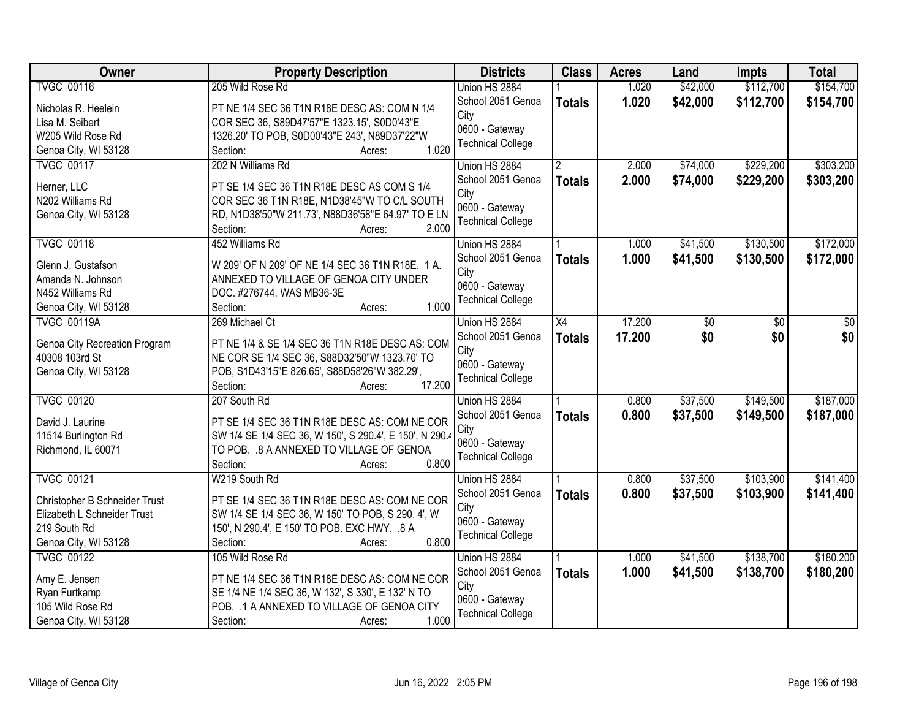| Owner | Property Description | Districts | Class | Acres | Land | Impts | Total |
|---|---|---|---|---|---|---|---|
| TVGC 00116<br><br>Nicholas R. Heelein<br>Lisa M. Seibert<br>W205 Wild Rose Rd<br>Genoa City, WI 53128 | 205 Wild Rose Rd<br><br>PT NE 1/4 SEC 36 T1N R18E DESC AS: COM N 1/4 COR SEC 36, S89D47'57"E 1323.15', S0D0'43"E 1326.20' TO POB, S0D00'43"E 243', N89D37'22"W<br>Section: Acres: 1.020 | Union HS 2884<br>School 2051 Genoa City<br>0600 - Gateway Technical College | 1<br>**Totals** | 1.020<br>**1.020** | $42,000<br>**$42,000** | $112,700<br>**$112,700** | $154,700<br>**$154,700** |
| TVGC 00117<br><br>Herner, LLC<br>N202 Williams Rd<br>Genoa City, WI 53128 | 202 N Williams Rd<br><br>PT SE 1/4 SEC 36 T1N R18E DESC AS COM S 1/4 COR SEC 36 T1N R18E, N1D38'45"W TO C/L SOUTH RD, N1D38'50"W 211.73', N88D36'58"E 64.97' TO E LN<br>Section: Acres: 2.000 | Union HS 2884<br>School 2051 Genoa City<br>0600 - Gateway Technical College | 2<br>**Totals** | 2.000<br>**2.000** | $74,000<br>**$74,000** | $229,200<br>**$229,200** | $303,200<br>**$303,200** |
| TVGC 00118<br><br>Glenn J. Gustafson<br>Amanda N. Johnson<br>N452 Williams Rd<br>Genoa City, WI 53128 | 452 Williams Rd<br><br>W 209' OF N 209' OF NE 1/4 SEC 36 T1N R18E. 1 A. ANNEXED TO VILLAGE OF GENOA CITY UNDER DOC. #276744. WAS MB36-3E<br>Section: Acres: 1.000 | Union HS 2884<br>School 2051 Genoa City<br>0600 - Gateway Technical College | 1<br>**Totals** | 1.000<br>**1.000** | $41,500<br>**$41,500** | $130,500<br>**$130,500** | $172,000<br>**$172,000** |
| TVGC 00119A<br><br>Genoa City Recreation Program<br>40308 103rd St<br>Genoa City, WI 53128 | 269 Michael Ct<br><br>PT NE 1/4 & SE 1/4 SEC 36 T1N R18E DESC AS: COM NE COR SE 1/4 SEC 36, S88D32'50"W 1323.70' TO POB, S1D43'15"E 826.65', S88D58'26"W 382.29',<br>Section: Acres: 17.200 | Union HS 2884<br>School 2051 Genoa City<br>0600 - Gateway Technical College | X4<br>**Totals** | 17.200<br>**17.200** | $0<br>**$0** | $0<br>**$0** | $0<br>**$0** |
| TVGC 00120<br><br>David J. Laurine<br>11514 Burlington Rd<br>Richmond, IL 60071 | 207 South Rd<br><br>PT SE 1/4 SEC 36 T1N R18E DESC AS: COM NE COR SW 1/4 SE 1/4 SEC 36, W 150', S 290.4', E 150', N 290.4 TO POB. .8 A ANNEXED TO VILLAGE OF GENOA<br>Section: Acres: 0.800 | Union HS 2884<br>School 2051 Genoa City<br>0600 - Gateway Technical College | 1<br>**Totals** | 0.800<br>**0.800** | $37,500<br>**$37,500** | $149,500<br>**$149,500** | $187,000<br>**$187,000** |
| TVGC 00121<br><br>Christopher B Schneider Trust<br>Elizabeth L Schneider Trust<br>219 South Rd<br>Genoa City, WI 53128 | W219 South Rd<br><br>PT SE 1/4 SEC 36 T1N R18E DESC AS: COM NE COR SW 1/4 SE 1/4 SEC 36, W 150' TO POB, S 290. 4', W 150', N 290.4', E 150' TO POB. EXC HWY. .8 A<br>Section: Acres: 0.800 | Union HS 2884<br>School 2051 Genoa City<br>0600 - Gateway Technical College | 1<br>**Totals** | 0.800<br>**0.800** | $37,500<br>**$37,500** | $103,900<br>**$103,900** | $141,400<br>**$141,400** |
| TVGC 00122<br><br>Amy E. Jensen<br>Ryan Furtkamp<br>105 Wild Rose Rd<br>Genoa City, WI 53128 | 105 Wild Rose Rd<br><br>PT NE 1/4 SEC 36 T1N R18E DESC AS: COM NE COR SE 1/4 NE 1/4 SEC 36, W 132', S 330', E 132' N TO POB. .1 A ANNEXED TO VILLAGE OF GENOA CITY<br>Section: Acres: 1.000 | Union HS 2884<br>School 2051 Genoa City<br>0600 - Gateway Technical College | 1<br>**Totals** | 1.000<br>**1.000** | $41,500<br>**$41,500** | $138,700<br>**$138,700** | $180,200<br>**$180,200** |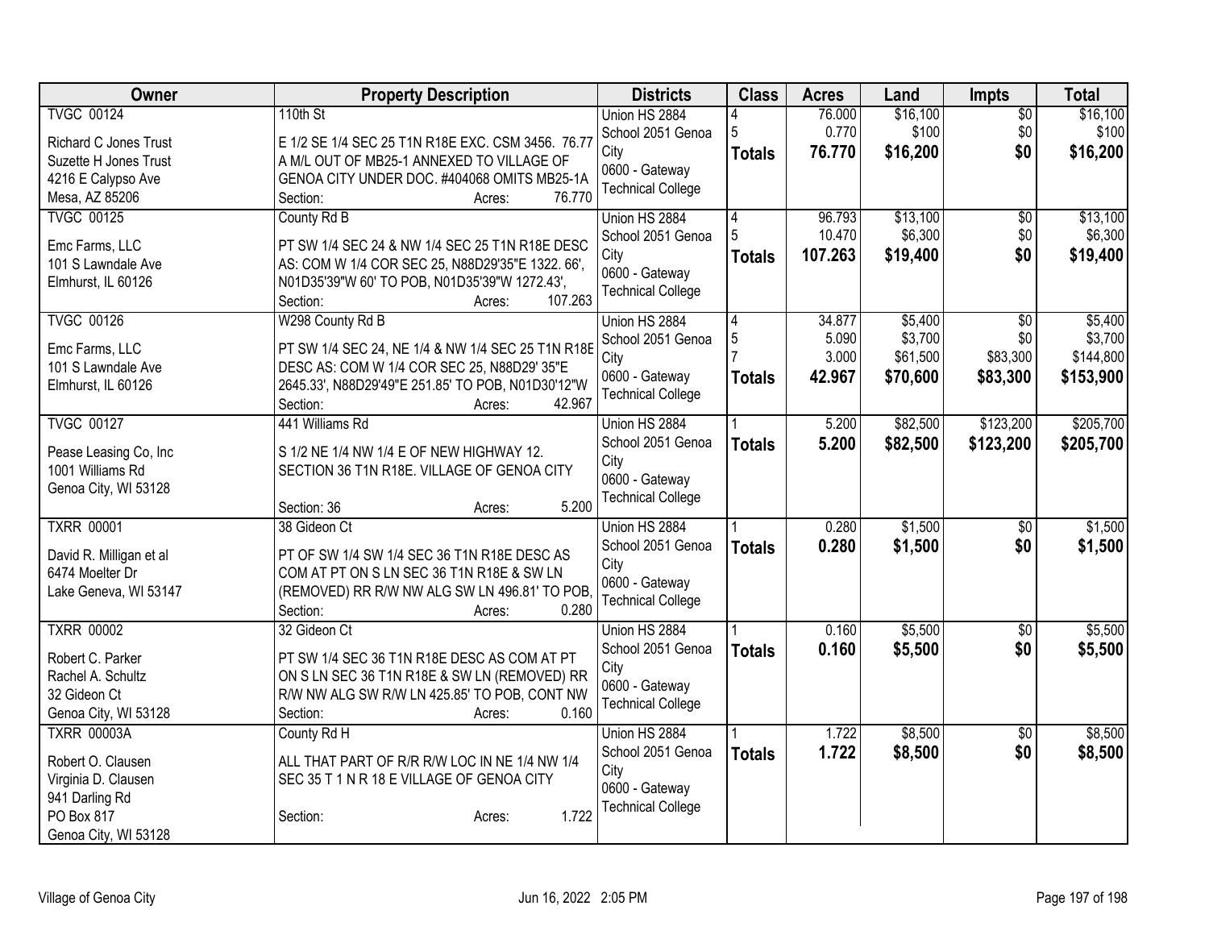| Owner | Property Description | Districts | Class | Acres | Land | Impts | Total |
|---|---|---|---|---|---|---|---|
| TVGC 00124<br>Richard C Jones Trust<br>Suzette H Jones Trust<br>4216 E Calypso Ave<br>Mesa, AZ 85206 | 110th St<br>E 1/2 SE 1/4 SEC 25 T1N R18E EXC. CSM 3456. 76.77 A M/L OUT OF MB25-1 ANNEXED TO VILLAGE OF GENOA CITY UNDER DOC. #404068 OMITS MB25-1A<br>Section: Acres: 76.770 | Union HS 2884<br>School 2051 Genoa City<br>0600 - Gateway Technical College | 4<br>5<br>**Totals** | 76.000<br>0.770<br>**76.770** | $16,100<br>$100<br>**$16,200** | $0<br>$0<br>**$0** | $16,100<br>$100<br>**$16,200** |
| TVGC 00125<br>Emc Farms, LLC<br>101 S Lawndale Ave<br>Elmhurst, IL 60126 | County Rd B<br>PT SW 1/4 SEC 24 & NW 1/4 SEC 25 T1N R18E DESC AS: COM W 1/4 COR SEC 25, N88D29'35"E 1322. 66', N01D35'39"W 60' TO POB, N01D35'39"W 1272.43',<br>Section: Acres: 107.263 | Union HS 2884<br>School 2051 Genoa City<br>0600 - Gateway Technical College | 4<br>5<br>**Totals** | 96.793<br>10.470<br>**107.263** | $13,100<br>$6,300<br>**$19,400** | $0<br>$0<br>**$0** | $13,100<br>$6,300<br>**$19,400** |
| TVGC 00126<br>Emc Farms, LLC<br>101 S Lawndale Ave<br>Elmhurst, IL 60126 | W298 County Rd B<br>PT SW 1/4 SEC 24, NE 1/4 & NW 1/4 SEC 25 T1N R18E DESC AS: COM W 1/4 COR SEC 25, N88D29' 35"E 2645.33', N88D29'49"E 251.85' TO POB, N01D30'12"W<br>Section: Acres: 42.967 | Union HS 2884<br>School 2051 Genoa City<br>0600 - Gateway Technical College | 4<br>5<br>7<br>**Totals** | 34.877<br>5.090<br>3.000<br>**42.967** | $5,400<br>$3,700<br>$61,500<br>**$70,600** | $0<br>$0<br>$83,300<br>**$83,300** | $5,400<br>$3,700<br>$144,800<br>**$153,900** |
| TVGC 00127<br>Pease Leasing Co, Inc<br>1001 Williams Rd<br>Genoa City, WI 53128 | 441 Williams Rd<br>S 1/2 NE 1/4 NW 1/4 E OF NEW HIGHWAY 12. SECTION 36 T1N R18E. VILLAGE OF GENOA CITY<br>Section: 36 Acres: 5.200 | Union HS 2884<br>School 2051 Genoa City<br>0600 - Gateway Technical College | 1<br>**Totals** | 5.200<br>**5.200** | $82,500<br>**$82,500** | $123,200<br>**$123,200** | $205,700<br>**$205,700** |
| TXRR 00001<br>David R. Milligan et al<br>6474 Moelter Dr<br>Lake Geneva, WI 53147 | 38 Gideon Ct<br>PT OF SW 1/4 SW 1/4 SEC 36 T1N R18E DESC AS COM AT PT ON S LN SEC 36 T1N R18E & SW LN (REMOVED) RR R/W NW ALG SW LN 496.81' TO POB,<br>Section: Acres: 0.280 | Union HS 2884<br>School 2051 Genoa City<br>0600 - Gateway Technical College | 1<br>**Totals** | 0.280<br>**0.280** | $1,500<br>**$1,500** | $0<br>**$0** | $1,500<br>**$1,500** |
| TXRR 00002<br>Robert C. Parker<br>Rachel A. Schultz<br>32 Gideon Ct<br>Genoa City, WI 53128 | 32 Gideon Ct<br>PT SW 1/4 SEC 36 T1N R18E DESC AS COM AT PT ON S LN SEC 36 T1N R18E & SW LN (REMOVED) RR R/W NW ALG SW R/W LN 425.85' TO POB, CONT NW<br>Section: Acres: 0.160 | Union HS 2884<br>School 2051 Genoa City<br>0600 - Gateway Technical College | 1<br>**Totals** | 0.160<br>**0.160** | $5,500<br>**$5,500** | $0<br>**$0** | $5,500<br>**$5,500** |
| TXRR 00003A<br>Robert O. Clausen<br>Virginia D. Clausen<br>941 Darling Rd<br>PO Box 817<br>Genoa City, WI 53128 | County Rd H<br>ALL THAT PART OF R/R R/W LOC IN NE 1/4 NW 1/4 SEC 35 T 1 N R 18 E VILLAGE OF GENOA CITY<br>Section: Acres: 1.722 | Union HS 2884<br>School 2051 Genoa City<br>0600 - Gateway Technical College | 1<br>**Totals** | 1.722<br>**1.722** | $8,500<br>**$8,500** | $0<br>**$0** | $8,500<br>**$8,500** |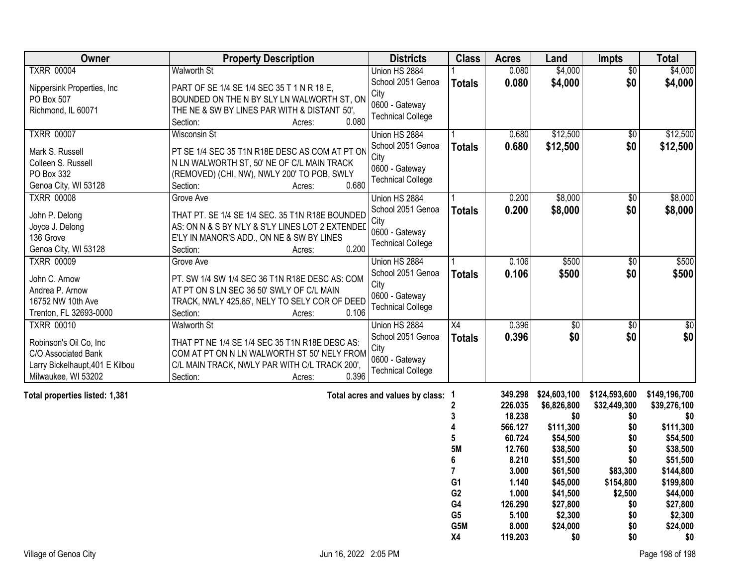| Owner | Property Description | Districts | Class | Acres | Land | Impts | Total |
|---|---|---|---|---|---|---|---|
| TXRR 00004<br>Nippersink Properties, Inc<br>PO Box 507<br>Richmond, IL 60071 | Walworth St<br>PART OF SE 1/4 SE 1/4 SEC 35 T 1 N R 18 E, BOUNDED ON THE N BY SLY LN WALWORTH ST, ON THE NE & SW BY LINES PAR WITH & DISTANT 50',<br>Section: Acres: 0.080 | Union HS 2884<br>School 2051 Genoa City<br>0600 - Gateway Technical College | 1<br>**Totals** | 0.080<br>**0.080** | $4,000<br>**$4,000** | $0<br>**$0** | $4,000<br>**$4,000** |
| TXRR 00007<br>Mark S. Russell<br>Colleen S. Russell<br>PO Box 332<br>Genoa City, WI 53128 | Wisconsin St<br>PT SE 1/4 SEC 35 T1N R18E DESC AS COM AT PT ON N LN WALWORTH ST, 50' NE OF C/L MAIN TRACK (REMOVED) (CHI, NW), NWLY 200' TO POB, SWLY<br>Section: Acres: 0.680 | Union HS 2884<br>School 2051 Genoa City<br>0600 - Gateway Technical College | 1<br>**Totals** | 0.680<br>**0.680** | $12,500<br>**$12,500** | $0<br>**$0** | $12,500<br>**$12,500** |
| TXRR 00008<br>John P. Delong<br>Joyce J. Delong<br>136 Grove<br>Genoa City, WI 53128 | Grove Ave<br>THAT PT. SE 1/4 SE 1/4 SEC. 35 T1N R18E BOUNDED AS: ON N & S BY N'LY & S'LY LINES LOT 2 EXTENDED E'LY IN MANOR'S ADD., ON NE & SW BY LINES<br>Section: Acres: 0.200 | Union HS 2884<br>School 2051 Genoa City<br>0600 - Gateway Technical College | 1<br>**Totals** | 0.200<br>**0.200** | $8,000<br>**$8,000** | $0<br>**$0** | $8,000<br>**$8,000** |
| TXRR 00009<br>John C. Arnow<br>Andrea P. Arnow<br>16752 NW 10th Ave<br>Trenton, FL 32693-0000 | Grove Ave<br>PT. SW 1/4 SW 1/4 SEC 36 T1N R18E DESC AS: COM AT PT ON S LN SEC 36 50' SWLY OF C/L MAIN TRACK, NWLY 425.85', NELY TO SELY COR OF DEED<br>Section: Acres: 0.106 | Union HS 2884<br>School 2051 Genoa City<br>0600 - Gateway Technical College | 1<br>**Totals** | 0.106<br>**0.106** | $500<br>**$500** | $0<br>**$0** | $500<br>**$500** |
| TXRR 00010<br>Robinson's Oil Co, Inc<br>C/O Associated Bank<br>Larry Bickelhaupt,401 E Kilbou<br>Milwaukee, WI 53202 | Walworth St<br>THAT PT NE 1/4 SE 1/4 SEC 35 T1N R18E DESC AS: COM AT PT ON N LN WALWORTH ST 50' NELY FROM C/L MAIN TRACK, NWLY PAR WITH C/L TRACK 200',<br>Section: Acres: 0.396 | Union HS 2884<br>School 2051 Genoa City<br>0600 - Gateway Technical College | X4<br>**Totals** | 0.396<br>**0.396** | $0<br>**$0** | $0<br>**$0** | $0<br>**$0** |

**Total properties listed: 1,381**

| Total acres and values by class: | Acres | Land | Impts | Total |
|---|---|---|---|---|
| 1 | 349.298 | $24,603,100 | $124,593,600 | $149,196,700 |
| 2 | 226.035 | $6,826,800 | $32,449,300 | $39,276,100 |
| 3 | 18.238 | $0 | $0 | $0 |
| 4 | 566.127 | $111,300 | $0 | $111,300 |
| 5 | 60.724 | $54,500 | $0 | $54,500 |
| 5M | 12.760 | $38,500 | $0 | $38,500 |
| 6 | 8.210 | $51,500 | $0 | $51,500 |
| 7 | 3.000 | $61,500 | $83,300 | $144,800 |
| G1 | 1.140 | $45,000 | $154,800 | $199,800 |
| G2 | 1.000 | $41,500 | $2,500 | $44,000 |
| G4 | 126.290 | $27,800 | $0 | $27,800 |
| G5 | 5.100 | $2,300 | $0 | $2,300 |
| G5M | 8.000 | $24,000 | $0 | $24,000 |
| X4 | 119.203 | $0 | $0 | $0 |

Village of Genoa City Jun 16, 2022 2:05 PM